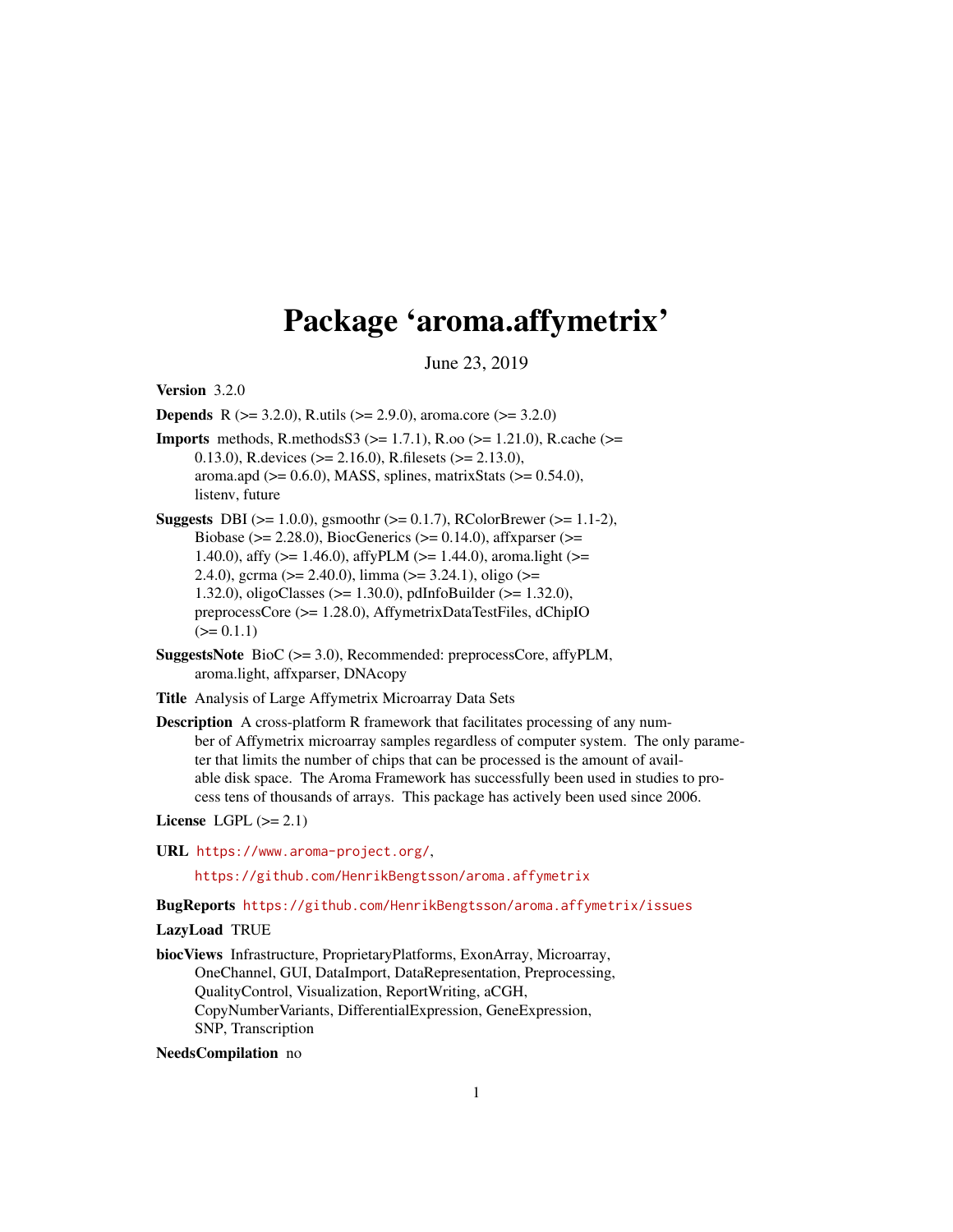# Package 'aroma.affymetrix'

June 23, 2019

**Version** 3.2.0

**Depends** R (>= 3.2.0), R.utils (>= 2.9.0), aroma.core (>= 3.2.0)

**Imports** methods, R.methodsS3 (>= 1.7.1), R.oo (>= 1.21.0), R.cache (>= 0.13.0), R.devices (>= 2.16.0), R.filesets (>= 2.13.0), aroma.apd (>= 0.6.0), MASS, splines, matrixStats (>= 0.54.0), listenv, future

**Suggests** DBI (>= 1.0.0), gsmoothr (>= 0.1.7), RColorBrewer (>= 1.1-2), Biobase (>= 2.28.0), BiocGenerics (>= 0.14.0), affxparser (>= 1.40.0), affy (>= 1.46.0), affyPLM (>= 1.44.0), aroma.light (>= 2.4.0), gcrma (>= 2.40.0), limma (>= 3.24.1), oligo (>= 1.32.0), oligoClasses (>= 1.30.0), pdInfoBuilder (>= 1.32.0), preprocessCore (>= 1.28.0), AffymetrixDataTestFiles, dChipIO (>= 0.1.1)

**SuggestsNote** BioC (>= 3.0), Recommended: preprocessCore, affyPLM, aroma.light, affxparser, DNAcopy

**Title** Analysis of Large Affymetrix Microarray Data Sets

**Description** A cross-platform R framework that facilitates processing of any number of Affymetrix microarray samples regardless of computer system. The only parameter that limits the number of chips that can be processed is the amount of available disk space. The Aroma Framework has successfully been used in studies to process tens of thousands of arrays. This package has actively been used since 2006.

**License** LGPL (>= 2.1)

**URL** https://www.aroma-project.org/,

https://github.com/HenrikBengtsson/aroma.affymetrix

**BugReports** https://github.com/HenrikBengtsson/aroma.affymetrix/issues

**LazyLoad** TRUE

**biocViews** Infrastructure, ProprietaryPlatforms, ExonArray, Microarray, OneChannel, GUI, DataImport, DataRepresentation, Preprocessing, QualityControl, Visualization, ReportWriting, aCGH, CopyNumberVariants, DifferentialExpression, GeneExpression, SNP, Transcription

**NeedsCompilation** no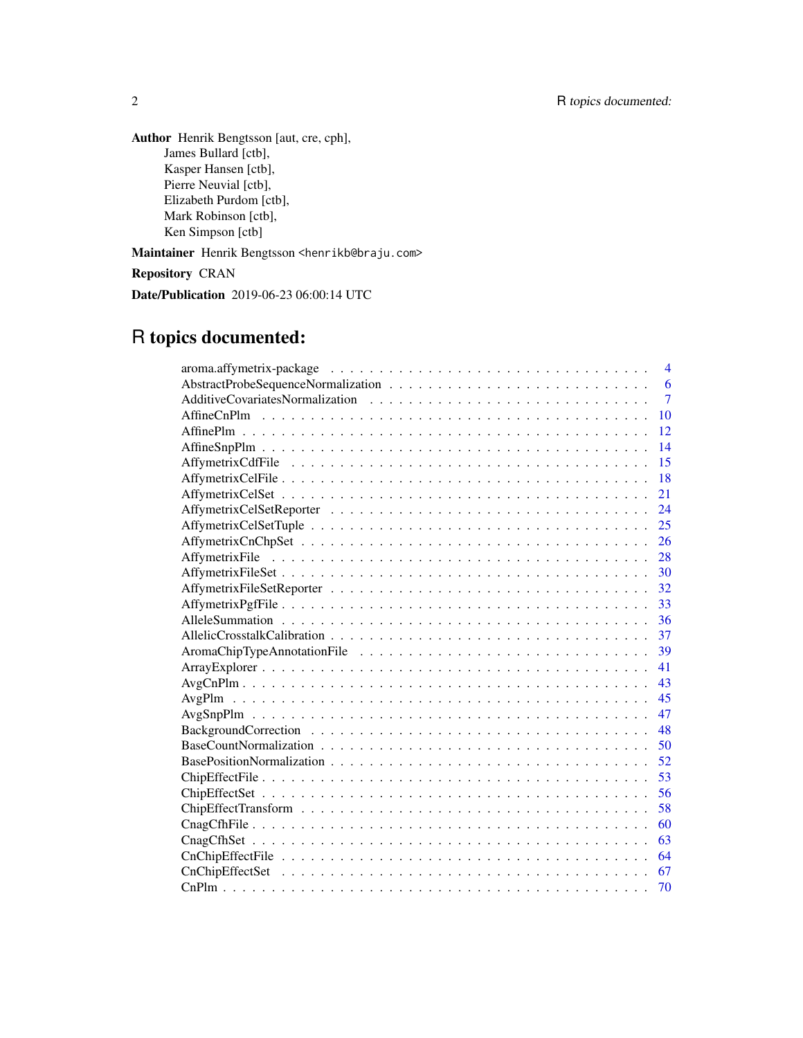**Author** Henrik Bengtsson [aut, cre, cph],
James Bullard [ctb],
Kasper Hansen [ctb],
Pierre Neuvial [ctb],
Elizabeth Purdom [ctb],
Mark Robinson [ctb],
Ken Simpson [ctb]

**Maintainer** Henrik Bengtsson <henrikb@braju.com>

**Repository** CRAN

**Date/Publication** 2019-06-23 06:00:14 UTC

# R topics documented:

| | |
|---|---|
| aroma.affymetrix-package | 4 |
| AbstractProbeSequenceNormalization | 6 |
| AdditiveCovariatesNormalization | 7 |
| AffineCnPlm | 10 |
| AffinePlm | 12 |
| AffineSnpPlm | 14 |
| AffymetrixCdfFile | 15 |
| AffymetrixCelFile | 18 |
| AffymetrixCelSet | 21 |
| AffymetrixCelSetReporter | 24 |
| AffymetrixCelSetTuple | 25 |
| AffymetrixCnChpSet | 26 |
| AffymetrixFile | 28 |
| AffymetrixFileSet | 30 |
| AffymetrixFileSetReporter | 32 |
| AffymetrixPgfFile | 33 |
| AlleleSummation | 36 |
| AllelicCrosstalkCalibration | 37 |
| AromaChipTypeAnnotationFile | 39 |
| ArrayExplorer | 41 |
| AvgCnPlm | 43 |
| AvgPlm | 45 |
| AvgSnpPlm | 47 |
| BackgroundCorrection | 48 |
| BaseCountNormalization | 50 |
| BasePositionNormalization | 52 |
| ChipEffectFile | 53 |
| ChipEffectSet | 56 |
| ChipEffectTransform | 58 |
| CnagCfhFile | 60 |
| CnagCfhSet | 63 |
| CnChipEffectFile | 64 |
| CnChipEffectSet | 67 |
| CnPlm | 70 |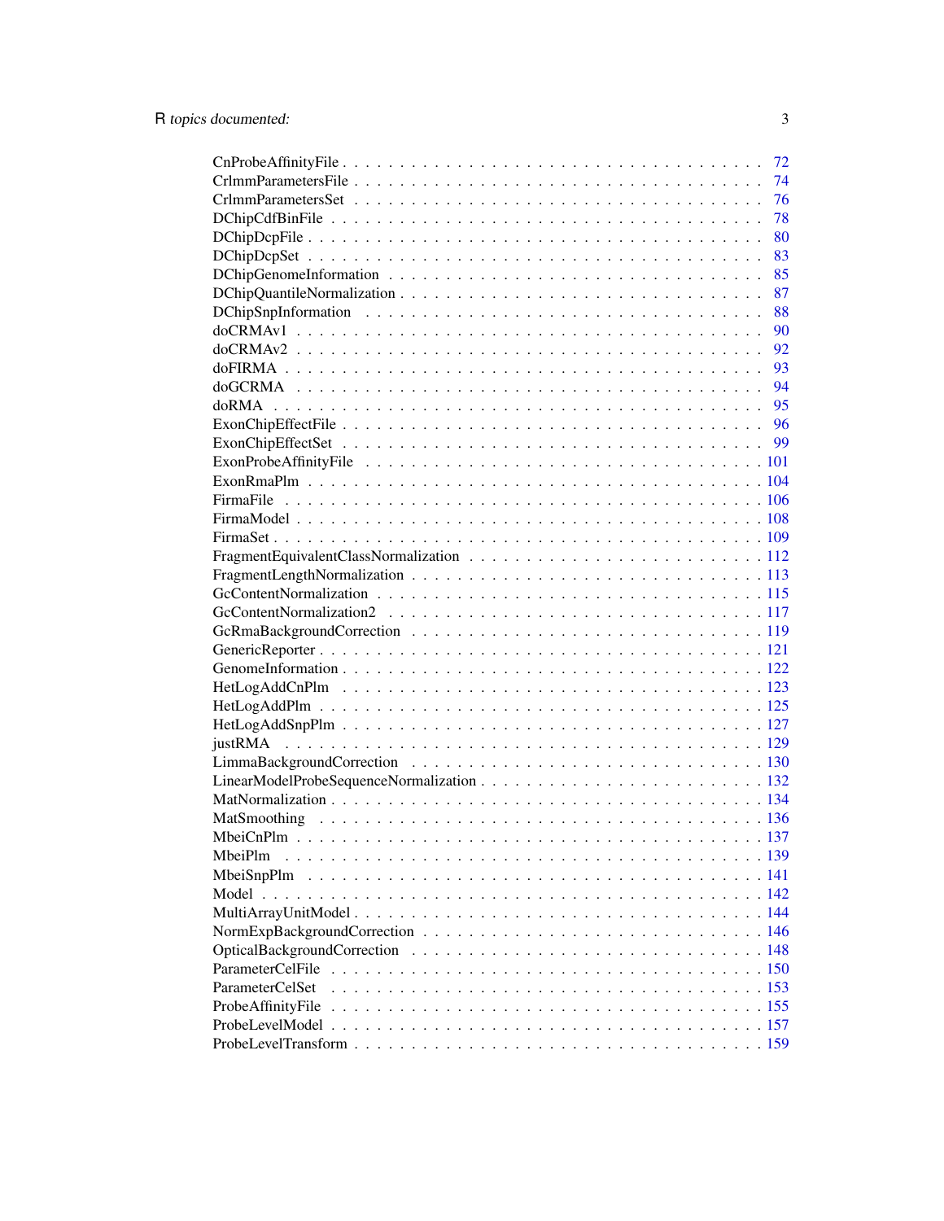CnProbeAffinityFile . . . . . . . . . . . . . . . . . . . . . . . . . . . . . . . . . . 72
CrlmmParametersFile . . . . . . . . . . . . . . . . . . . . . . . . . . . . . . . . . . 74
CrlmmParametersSet . . . . . . . . . . . . . . . . . . . . . . . . . . . . . . . . . . 76
DChipCdfBinFile . . . . . . . . . . . . . . . . . . . . . . . . . . . . . . . . . . 78
DChipDcpFile . . . . . . . . . . . . . . . . . . . . . . . . . . . . . . . . . . 80
DChipDcpSet . . . . . . . . . . . . . . . . . . . . . . . . . . . . . . . . . . 83
DChipGenomeInformation . . . . . . . . . . . . . . . . . . . . . . . . . . . . . . . . . . 85
DChipQuantileNormalization . . . . . . . . . . . . . . . . . . . . . . . . . . . . . . . . . . 87
DChipSnpInformation . . . . . . . . . . . . . . . . . . . . . . . . . . . . . . . . . . 88
doCRMAv1 . . . . . . . . . . . . . . . . . . . . . . . . . . . . . . . . . . 90
doCRMAv2 . . . . . . . . . . . . . . . . . . . . . . . . . . . . . . . . . . 92
doFIRMA . . . . . . . . . . . . . . . . . . . . . . . . . . . . . . . . . . 93
doGCRMA . . . . . . . . . . . . . . . . . . . . . . . . . . . . . . . . . . 94
doRMA . . . . . . . . . . . . . . . . . . . . . . . . . . . . . . . . . . 95
ExonChipEffectFile . . . . . . . . . . . . . . . . . . . . . . . . . . . . . . . . . . 96
ExonChipEffectSet . . . . . . . . . . . . . . . . . . . . . . . . . . . . . . . . . . 99
ExonProbeAffinityFile . . . . . . . . . . . . . . . . . . . . . . . . . . . . . . . . . . 101
ExonRmaPlm . . . . . . . . . . . . . . . . . . . . . . . . . . . . . . . . . . 104
FirmaFile . . . . . . . . . . . . . . . . . . . . . . . . . . . . . . . . . . 106
FirmaModel . . . . . . . . . . . . . . . . . . . . . . . . . . . . . . . . . . 108
FirmaSet . . . . . . . . . . . . . . . . . . . . . . . . . . . . . . . . . . 109
FragmentEquivalentClassNormalization . . . . . . . . . . . . . . . . . . . . . . . . . . . . . . . . . . 112
FragmentLengthNormalization . . . . . . . . . . . . . . . . . . . . . . . . . . . . . . . . . . 113
GcContentNormalization . . . . . . . . . . . . . . . . . . . . . . . . . . . . . . . . . . 115
GcContentNormalization2 . . . . . . . . . . . . . . . . . . . . . . . . . . . . . . . . . . 117
GcRmaBackgroundCorrection . . . . . . . . . . . . . . . . . . . . . . . . . . . . . . . . . . 119
GenericReporter . . . . . . . . . . . . . . . . . . . . . . . . . . . . . . . . . . 121
GenomeInformation . . . . . . . . . . . . . . . . . . . . . . . . . . . . . . . . . . 122
HetLogAddCnPlm . . . . . . . . . . . . . . . . . . . . . . . . . . . . . . . . . . 123
HetLogAddPlm . . . . . . . . . . . . . . . . . . . . . . . . . . . . . . . . . . 125
HetLogAddSnpPlm . . . . . . . . . . . . . . . . . . . . . . . . . . . . . . . . . . 127
justRMA . . . . . . . . . . . . . . . . . . . . . . . . . . . . . . . . . . 129
LimmaBackgroundCorrection . . . . . . . . . . . . . . . . . . . . . . . . . . . . . . . . . . 130
LinearModelProbeSequenceNormalization . . . . . . . . . . . . . . . . . . . . . . . . . . . . . . . . . . 132
MatNormalization . . . . . . . . . . . . . . . . . . . . . . . . . . . . . . . . . . 134
MatSmoothing . . . . . . . . . . . . . . . . . . . . . . . . . . . . . . . . . . 136
MbeiCnPlm . . . . . . . . . . . . . . . . . . . . . . . . . . . . . . . . . . 137
MbeiPlm . . . . . . . . . . . . . . . . . . . . . . . . . . . . . . . . . . 139
MbeiSnpPlm . . . . . . . . . . . . . . . . . . . . . . . . . . . . . . . . . . 141
Model . . . . . . . . . . . . . . . . . . . . . . . . . . . . . . . . . . 142
MultiArrayUnitModel . . . . . . . . . . . . . . . . . . . . . . . . . . . . . . . . . . 144
NormExpBackgroundCorrection . . . . . . . . . . . . . . . . . . . . . . . . . . . . . . . . . . 146
OpticalBackgroundCorrection . . . . . . . . . . . . . . . . . . . . . . . . . . . . . . . . . . 148
ParameterCelFile . . . . . . . . . . . . . . . . . . . . . . . . . . . . . . . . . . 150
ParameterCelSet . . . . . . . . . . . . . . . . . . . . . . . . . . . . . . . . . . 153
ProbeAffinityFile . . . . . . . . . . . . . . . . . . . . . . . . . . . . . . . . . . 155
ProbeLevelModel . . . . . . . . . . . . . . . . . . . . . . . . . . . . . . . . . . 157
ProbeLevelTransform . . . . . . . . . . . . . . . . . . . . . . . . . . . . . . . . . . 159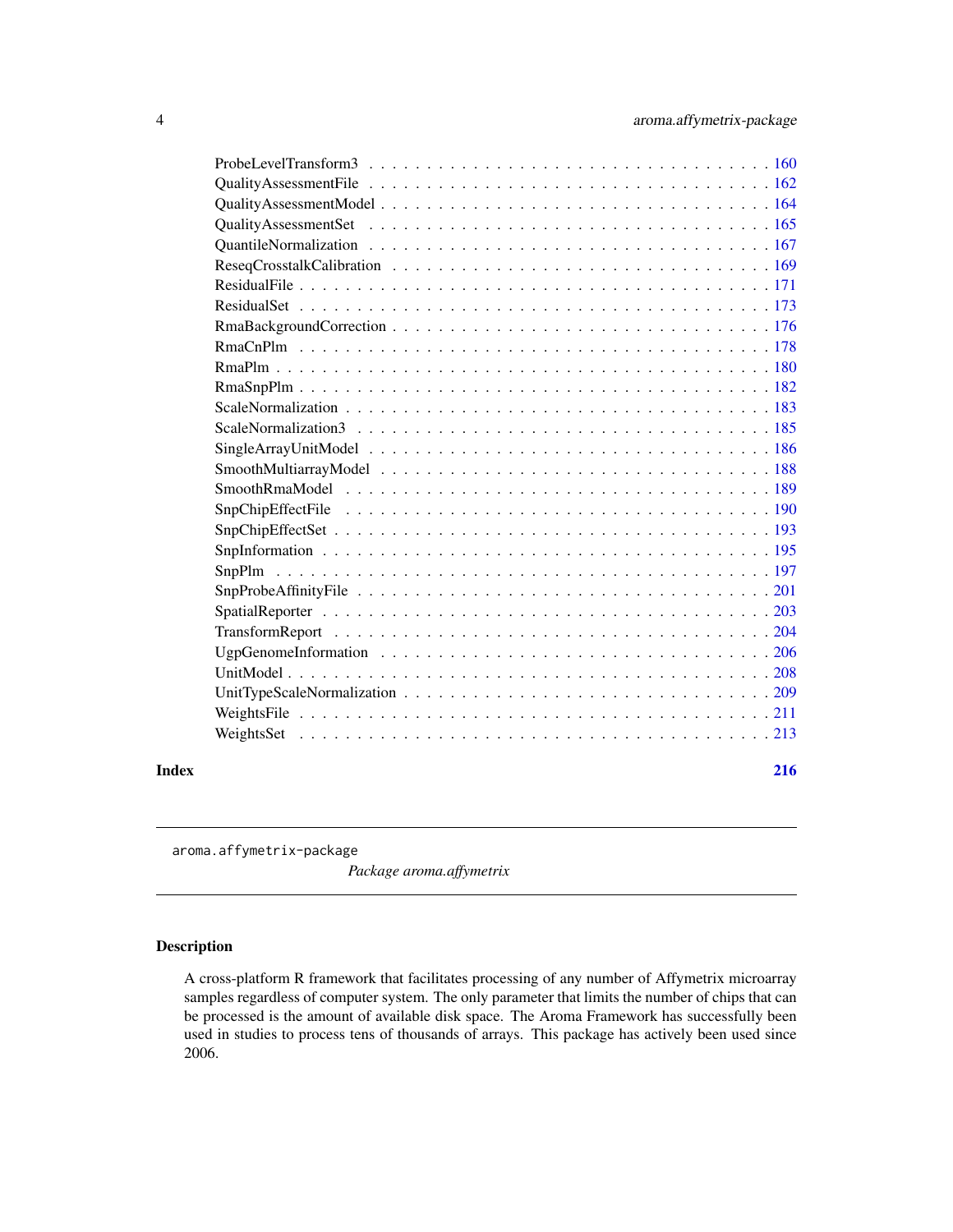ProbeLevelTransform3 . . . . . . . . . . . . . . . . . . . . . . . . . . . . . . . . . 160
QualityAssessmentFile . . . . . . . . . . . . . . . . . . . . . . . . . . . . . . . . . 162
QualityAssessmentModel . . . . . . . . . . . . . . . . . . . . . . . . . . . . . . . . 164
QualityAssessmentSet . . . . . . . . . . . . . . . . . . . . . . . . . . . . . . . . . 165
QuantileNormalization . . . . . . . . . . . . . . . . . . . . . . . . . . . . . . . . . 167
ReseqCrosstalkCalibration . . . . . . . . . . . . . . . . . . . . . . . . . . . . . . . 169
ResidualFile . . . . . . . . . . . . . . . . . . . . . . . . . . . . . . . . . . . . . . 171
ResidualSet . . . . . . . . . . . . . . . . . . . . . . . . . . . . . . . . . . . . . . 173
RmaBackgroundCorrection . . . . . . . . . . . . . . . . . . . . . . . . . . . . . . . 176
RmaCnPlm . . . . . . . . . . . . . . . . . . . . . . . . . . . . . . . . . . . . . . . 178
RmaPlm . . . . . . . . . . . . . . . . . . . . . . . . . . . . . . . . . . . . . . . . 180
RmaSnpPlm . . . . . . . . . . . . . . . . . . . . . . . . . . . . . . . . . . . . . . 182
ScaleNormalization . . . . . . . . . . . . . . . . . . . . . . . . . . . . . . . . . . 183
ScaleNormalization3 . . . . . . . . . . . . . . . . . . . . . . . . . . . . . . . . . 185
SingleArrayUnitModel . . . . . . . . . . . . . . . . . . . . . . . . . . . . . . . . . 186
SmoothMultiarrayModel . . . . . . . . . . . . . . . . . . . . . . . . . . . . . . . . 188
SmoothRmaModel . . . . . . . . . . . . . . . . . . . . . . . . . . . . . . . . . . . 189
SnpChipEffectFile . . . . . . . . . . . . . . . . . . . . . . . . . . . . . . . . . . . 190
SnpChipEffectSet . . . . . . . . . . . . . . . . . . . . . . . . . . . . . . . . . . . 193
SnpInformation . . . . . . . . . . . . . . . . . . . . . . . . . . . . . . . . . . . . 195
SnpPlm . . . . . . . . . . . . . . . . . . . . . . . . . . . . . . . . . . . . . . . . 197
SnpProbeAffinityFile . . . . . . . . . . . . . . . . . . . . . . . . . . . . . . . . . 201
SpatialReporter . . . . . . . . . . . . . . . . . . . . . . . . . . . . . . . . . . . . 203
TransformReport . . . . . . . . . . . . . . . . . . . . . . . . . . . . . . . . . . . . 204
UgpGenomeInformation . . . . . . . . . . . . . . . . . . . . . . . . . . . . . . . . 206
UnitModel . . . . . . . . . . . . . . . . . . . . . . . . . . . . . . . . . . . . . . . 208
UnitTypeScaleNormalization . . . . . . . . . . . . . . . . . . . . . . . . . . . . . . 209
WeightsFile . . . . . . . . . . . . . . . . . . . . . . . . . . . . . . . . . . . . . . 211
WeightsSet . . . . . . . . . . . . . . . . . . . . . . . . . . . . . . . . . . . . . . . 213

**Index** **216**

---

aroma.affymetrix-package *Package aroma.affymetrix*

---

## Description

A cross-platform R framework that facilitates processing of any number of Affymetrix microarray samples regardless of computer system. The only parameter that limits the number of chips that can be processed is the amount of available disk space. The Aroma Framework has successfully been used in studies to process tens of thousands of arrays. This package has actively been used since 2006.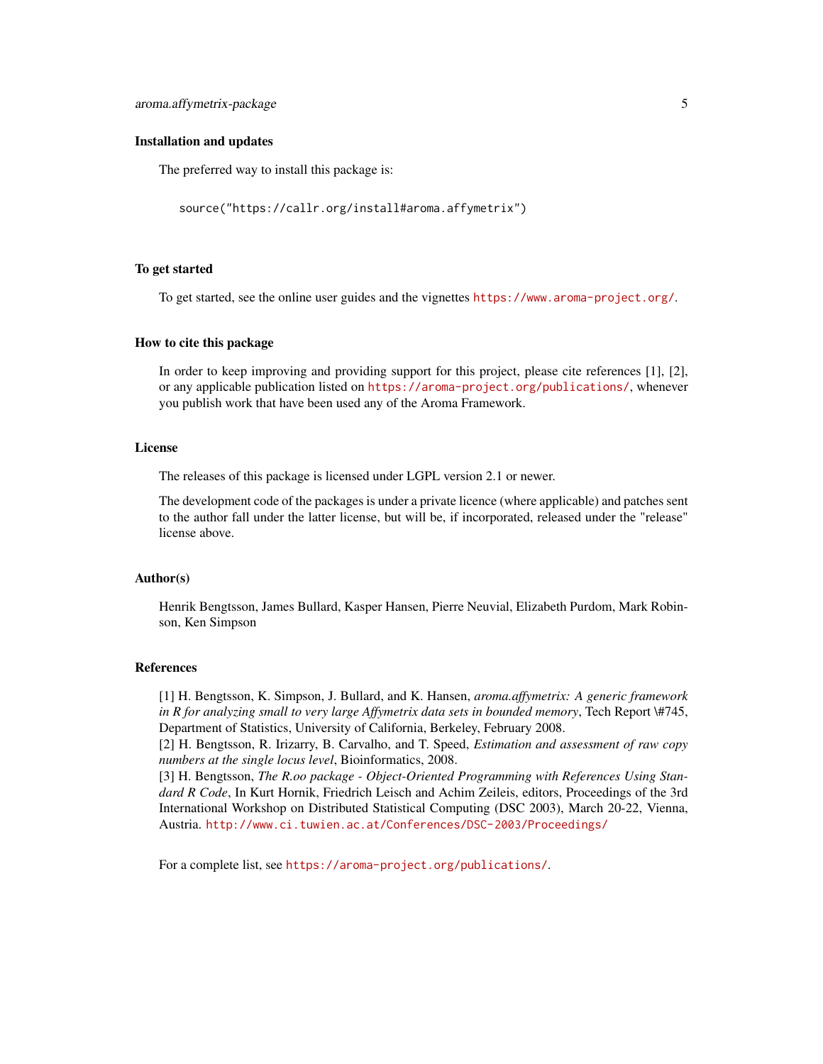### Installation and updates

The preferred way to install this package is:

```
source("https://callr.org/install#aroma.affymetrix")
```

### To get started

To get started, see the online user guides and the vignettes https://www.aroma-project.org/.

### How to cite this package

In order to keep improving and providing support for this project, please cite references [1], [2], or any applicable publication listed on https://aroma-project.org/publications/, whenever you publish work that have been used any of the Aroma Framework.

### License

The releases of this package is licensed under LGPL version 2.1 or newer.

The development code of the packages is under a private licence (where applicable) and patches sent to the author fall under the latter license, but will be, if incorporated, released under the "release" license above.

### Author(s)

Henrik Bengtsson, James Bullard, Kasper Hansen, Pierre Neuvial, Elizabeth Purdom, Mark Robinson, Ken Simpson

### References

[1] H. Bengtsson, K. Simpson, J. Bullard, and K. Hansen, *aroma.affymetrix: A generic framework in R for analyzing small to very large Affymetrix data sets in bounded memory*, Tech Report \#745, Department of Statistics, University of California, Berkeley, February 2008.
[2] H. Bengtsson, R. Irizarry, B. Carvalho, and T. Speed, *Estimation and assessment of raw copy numbers at the single locus level*, Bioinformatics, 2008.
[3] H. Bengtsson, *The R.oo package - Object-Oriented Programming with References Using Standard R Code*, In Kurt Hornik, Friedrich Leisch and Achim Zeileis, editors, Proceedings of the 3rd International Workshop on Distributed Statistical Computing (DSC 2003), March 20-22, Vienna, Austria. http://www.ci.tuwien.ac.at/Conferences/DSC-2003/Proceedings/

For a complete list, see https://aroma-project.org/publications/.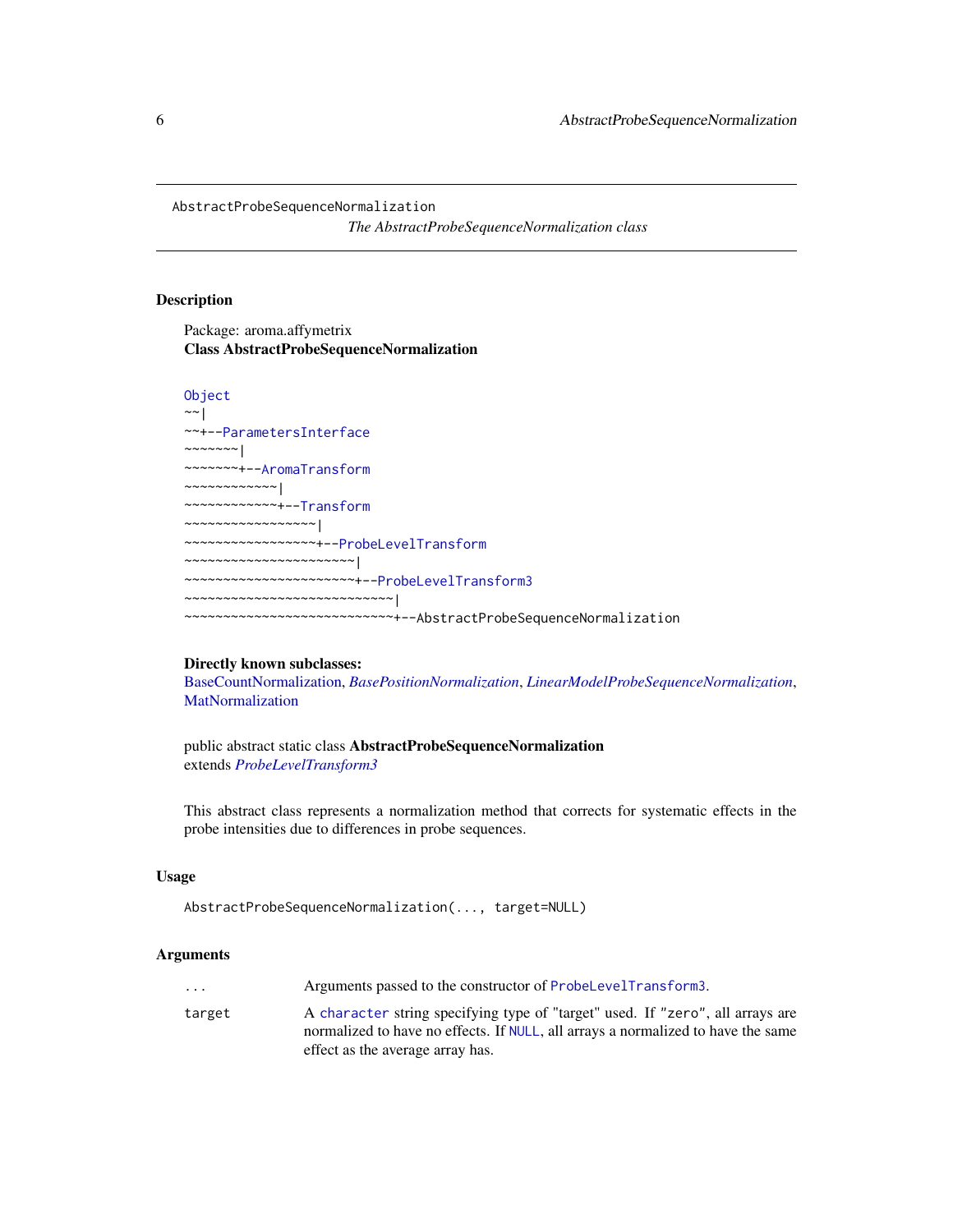AbstractProbeSequenceNormalization

*The AbstractProbeSequenceNormalization class*

## Description

Package: aroma.affymetrix
**Class AbstractProbeSequenceNormalization**

```
Object
~~|
~~+--ParametersInterface
~~~~~~~|
~~~~~~~+--AromaTransform
~~~~~~~~~~~~|
~~~~~~~~~~~~+--Transform
~~~~~~~~~~~~~~~~~|
~~~~~~~~~~~~~~~~~+--ProbeLevelTransform
~~~~~~~~~~~~~~~~~~~~~~|
~~~~~~~~~~~~~~~~~~~~~~+--ProbeLevelTransform3
~~~~~~~~~~~~~~~~~~~~~~~~~~~|
~~~~~~~~~~~~~~~~~~~~~~~~~~~+--AbstractProbeSequenceNormalization
```

**Directly known subclasses:**
BaseCountNormalization, *BasePositionNormalization*, *LinearModelProbeSequenceNormalization*, MatNormalization

public abstract static class **AbstractProbeSequenceNormalization**
extends *ProbeLevelTransform3*

This abstract class represents a normalization method that corrects for systematic effects in the probe intensities due to differences in probe sequences.

## Usage

```
AbstractProbeSequenceNormalization(..., target=NULL)
```

## Arguments

| | |
|---|---|
| `...` | Arguments passed to the constructor of `ProbeLevelTransform3`. |
| `target` | A `character` string specifying type of "target" used. If `"zero"`, all arrays are normalized to have no effects. If `NULL`, all arrays a normalized to have the same effect as the average array has. |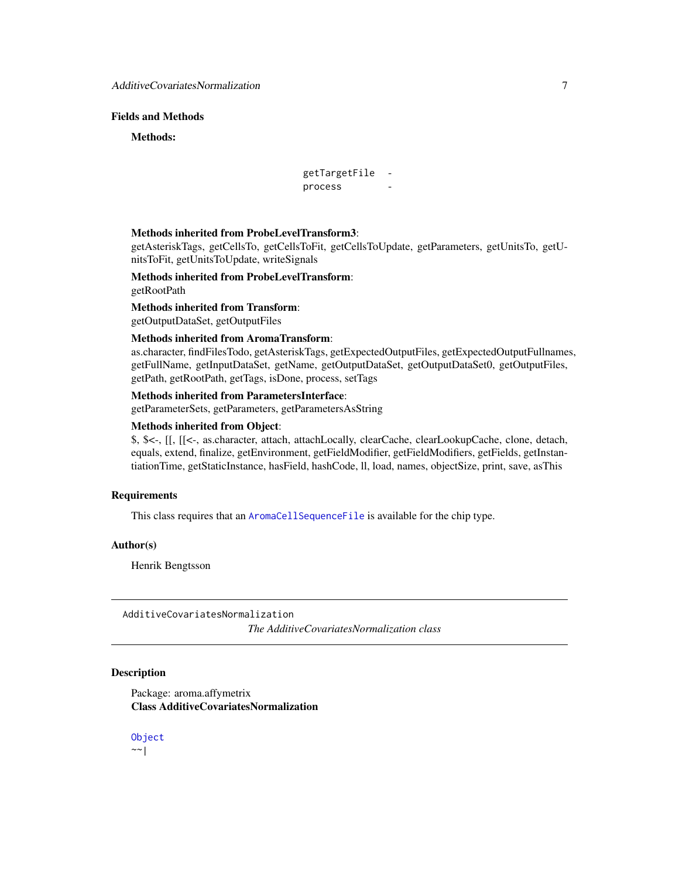## Fields and Methods

**Methods:**

```
getTargetFile  -
process        -
```

**Methods inherited from ProbeLevelTransform3**:
getAsteriskTags, getCellsTo, getCellsToFit, getCellsToUpdate, getParameters, getUnitsTo, getUnitsToFit, getUnitsToUpdate, writeSignals

**Methods inherited from ProbeLevelTransform**:
getRootPath

**Methods inherited from Transform**:
getOutputDataSet, getOutputFiles

**Methods inherited from AromaTransform**:
as.character, findFilesTodo, getAsteriskTags, getExpectedOutputFiles, getExpectedOutputFullnames, getFullName, getInputDataSet, getName, getOutputDataSet, getOutputDataSet0, getOutputFiles, getPath, getRootPath, getTags, isDone, process, setTags

**Methods inherited from ParametersInterface**:
getParameterSets, getParameters, getParametersAsString

**Methods inherited from Object**:
$, $<-, [[, [[<-, as.character, attach, attachLocally, clearCache, clearLookupCache, clone, detach, equals, extend, finalize, getEnvironment, getFieldModifier, getFieldModifiers, getFields, getInstantiationTime, getStaticInstance, hasField, hashCode, ll, load, names, objectSize, print, save, asThis

## Requirements

This class requires that an `AromaCellSequenceFile` is available for the chip type.

## Author(s)

Henrik Bengtsson

---

`AdditiveCovariatesNormalization` *The AdditiveCovariatesNormalization class*

---

## Description

Package: aroma.affymetrix
**Class AdditiveCovariatesNormalization**

```
Object
~~|
```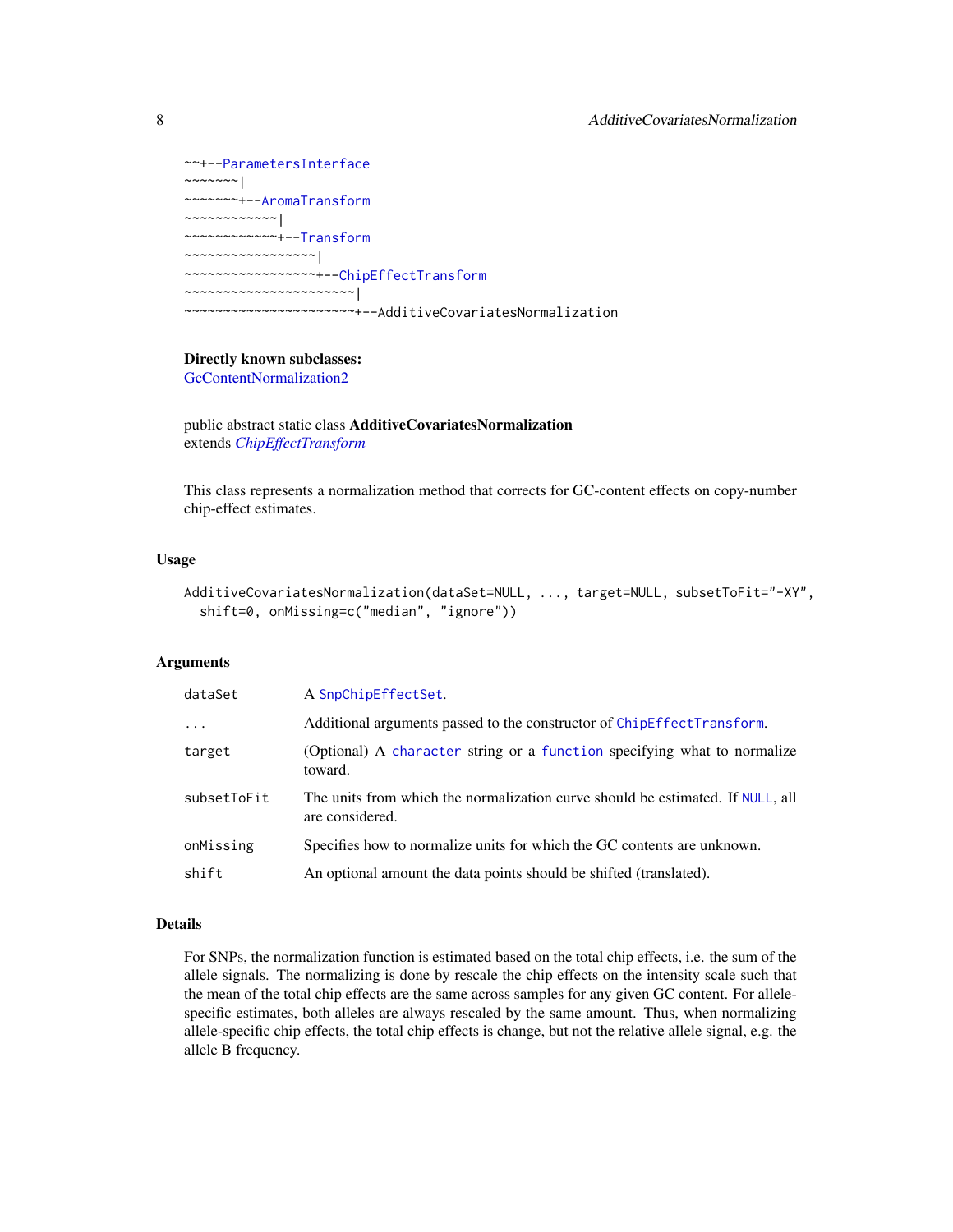```
~~+--ParametersInterface
~~~~~~~|
~~~~~~~+--AromaTransform
~~~~~~~~~~~~|
~~~~~~~~~~~~+--Transform
~~~~~~~~~~~~~~~~~|
~~~~~~~~~~~~~~~~~+--ChipEffectTransform
~~~~~~~~~~~~~~~~~~~~~~|
~~~~~~~~~~~~~~~~~~~~~~+--AdditiveCovariatesNormalization
```

**Directly known subclasses:**
GcContentNormalization2

public abstract static class **AdditiveCovariatesNormalization**
extends *ChipEffectTransform*

This class represents a normalization method that corrects for GC-content effects on copy-number chip-effect estimates.

## Usage

```
AdditiveCovariatesNormalization(dataSet=NULL, ..., target=NULL, subsetToFit="-XY",
  shift=0, onMissing=c("median", "ignore"))
```

## Arguments

| | |
|---|---|
| dataSet | A `SnpChipEffectSet`. |
| ... | Additional arguments passed to the constructor of `ChipEffectTransform`. |
| target | (Optional) A `character` string or a `function` specifying what to normalize toward. |
| subsetToFit | The units from which the normalization curve should be estimated. If `NULL`, all are considered. |
| onMissing | Specifies how to normalize units for which the GC contents are unknown. |
| shift | An optional amount the data points should be shifted (translated). |

## Details

For SNPs, the normalization function is estimated based on the total chip effects, i.e. the sum of the allele signals. The normalizing is done by rescale the chip effects on the intensity scale such that the mean of the total chip effects are the same across samples for any given GC content. For allele-specific estimates, both alleles are always rescaled by the same amount. Thus, when normalizing allele-specific chip effects, the total chip effects is change, but not the relative allele signal, e.g. the allele B frequency.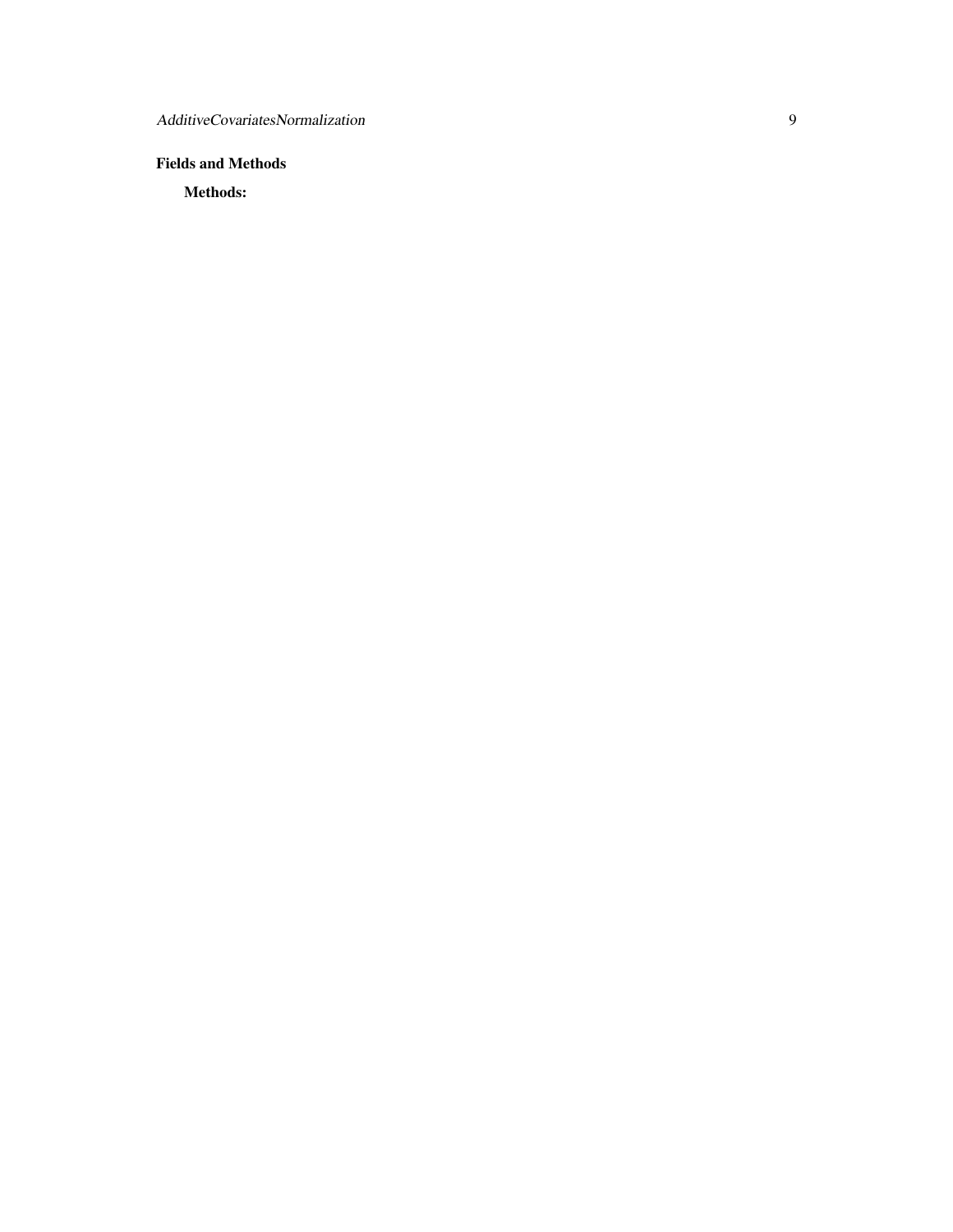### Fields and Methods

**Methods:**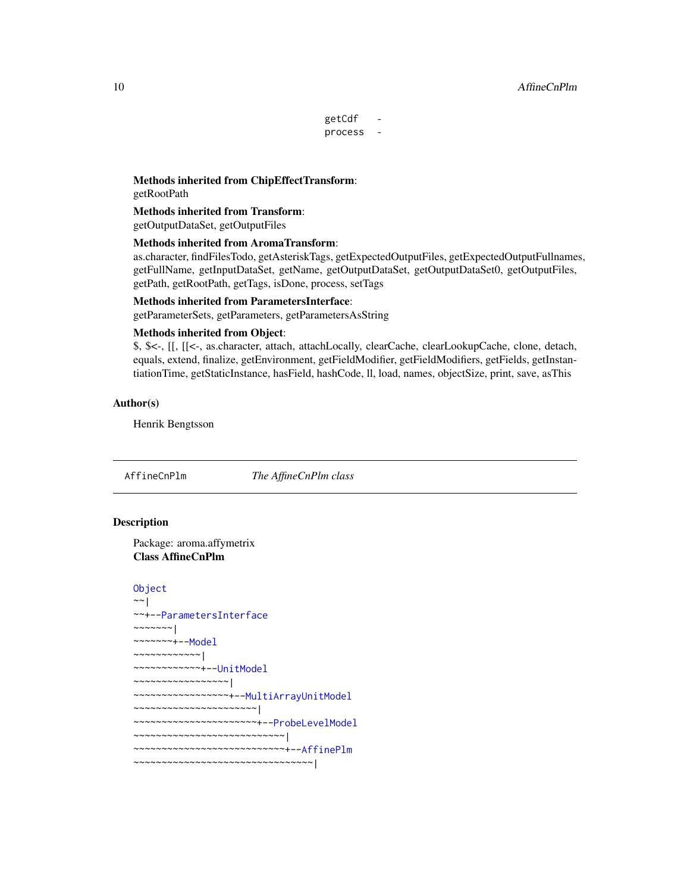```
getCdf    -
process   -
```

**Methods inherited from ChipEffectTransform**:
getRootPath

**Methods inherited from Transform**:
getOutputDataSet, getOutputFiles

**Methods inherited from AromaTransform**:
as.character, findFilesTodo, getAsteriskTags, getExpectedOutputFiles, getExpectedOutputFullnames, getFullName, getInputDataSet, getName, getOutputDataSet, getOutputDataSet0, getOutputFiles, getPath, getRootPath, getTags, isDone, process, setTags

**Methods inherited from ParametersInterface**:
getParameterSets, getParameters, getParametersAsString

**Methods inherited from Object**:
$, $<-, [[, [[<-, as.character, attach, attachLocally, clearCache, clearLookupCache, clone, detach, equals, extend, finalize, getEnvironment, getFieldModifier, getFieldModifiers, getFields, getInstantiationTime, getStaticInstance, hasField, hashCode, ll, load, names, objectSize, print, save, asThis

## Author(s)

Henrik Bengtsson

---

AffineCnPlm    *The AffineCnPlm class*

---

## Description

Package: aroma.affymetrix
**Class AffineCnPlm**

```
Object
~~|
~~+--ParametersInterface
~~~~~~~|
~~~~~~~+--Model
~~~~~~~~~~~~|
~~~~~~~~~~~~+--UnitModel
~~~~~~~~~~~~~~~~~|
~~~~~~~~~~~~~~~~~+--MultiArrayUnitModel
~~~~~~~~~~~~~~~~~~~~~~|
~~~~~~~~~~~~~~~~~~~~~~+--ProbeLevelModel
~~~~~~~~~~~~~~~~~~~~~~~~~~~|
~~~~~~~~~~~~~~~~~~~~~~~~~~~+--AffinePlm
~~~~~~~~~~~~~~~~~~~~~~~~~~~~~~~~|
```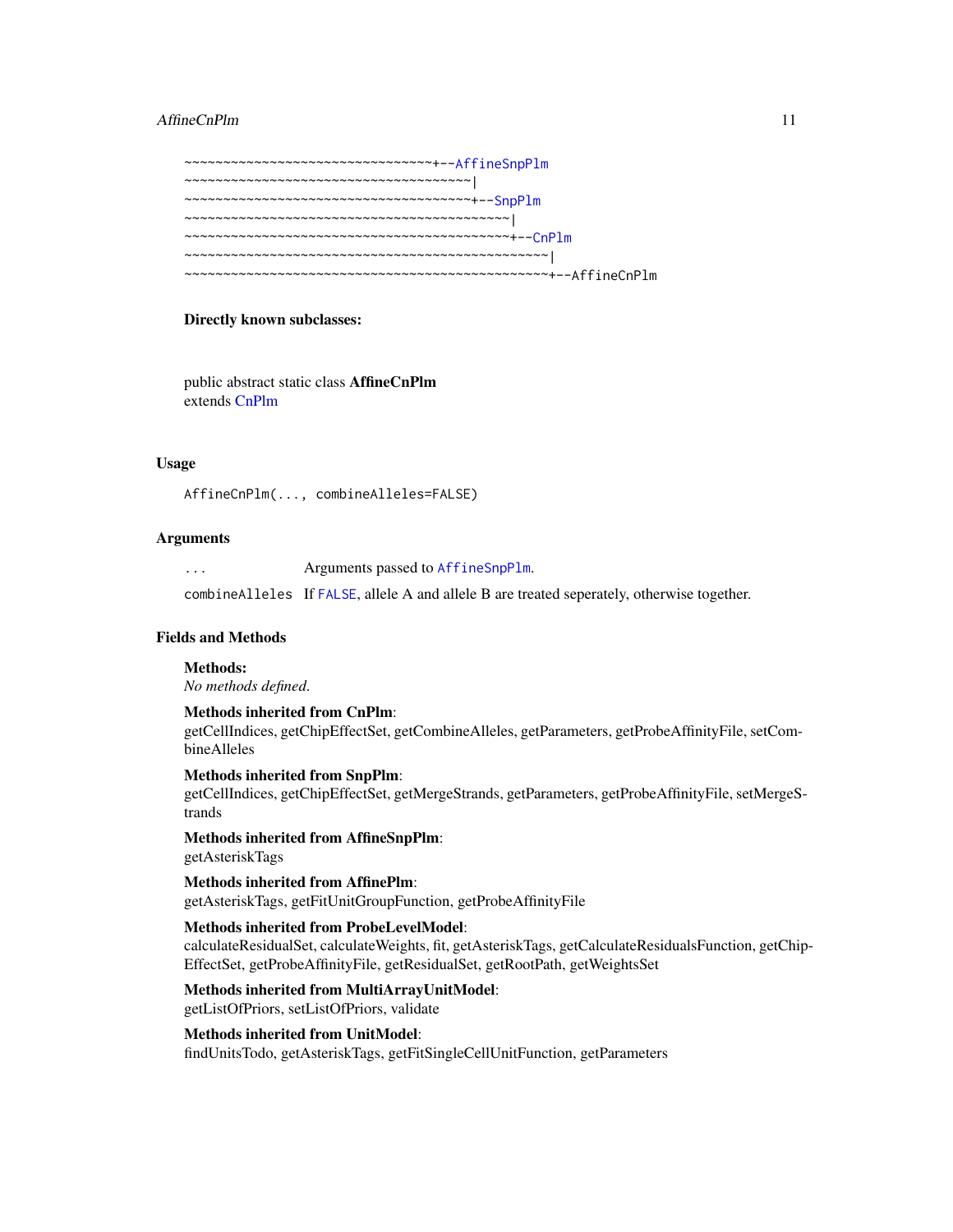```
~~~~~~~~~~~~~~~~~~~~~~~~~~~~~~~~~~~+--AffineSnpPlm
~~~~~~~~~~~~~~~~~~~~~~~~~~~~~~~~~~~~~~~~|
~~~~~~~~~~~~~~~~~~~~~~~~~~~~~~~~~~~~~~~~+--SnpPlm
~~~~~~~~~~~~~~~~~~~~~~~~~~~~~~~~~~~~~~~~~~~~~|
~~~~~~~~~~~~~~~~~~~~~~~~~~~~~~~~~~~~~~~~~~~~~+--CnPlm
~~~~~~~~~~~~~~~~~~~~~~~~~~~~~~~~~~~~~~~~~~~~~~~~~~|
~~~~~~~~~~~~~~~~~~~~~~~~~~~~~~~~~~~~~~~~~~~~~~~~~~+--AffineCnPlm
```

**Directly known subclasses:**

public abstract static class **AffineCnPlm**
extends CnPlm

## Usage

```
AffineCnPlm(..., combineAlleles=FALSE)
```

## Arguments

| | |
|---|---|
| ... | Arguments passed to AffineSnpPlm. |
| combineAlleles | If FALSE, allele A and allele B are treated seperately, otherwise together. |

## Fields and Methods

**Methods:**
*No methods defined.*

**Methods inherited from CnPlm**:
getCellIndices, getChipEffectSet, getCombineAlleles, getParameters, getProbeAffinityFile, setCombineAlleles

**Methods inherited from SnpPlm**:
getCellIndices, getChipEffectSet, getMergeStrands, getParameters, getProbeAffinityFile, setMergeStrands

**Methods inherited from AffineSnpPlm**:
getAsteriskTags

**Methods inherited from AffinePlm**:
getAsteriskTags, getFitUnitGroupFunction, getProbeAffinityFile

**Methods inherited from ProbeLevelModel**:
calculateResidualSet, calculateWeights, fit, getAsteriskTags, getCalculateResidualsFunction, getChipEffectSet, getProbeAffinityFile, getResidualSet, getRootPath, getWeightsSet

**Methods inherited from MultiArrayUnitModel**:
getListOfPriors, setListOfPriors, validate

**Methods inherited from UnitModel**:
findUnitsTodo, getAsteriskTags, getFitSingleCellUnitFunction, getParameters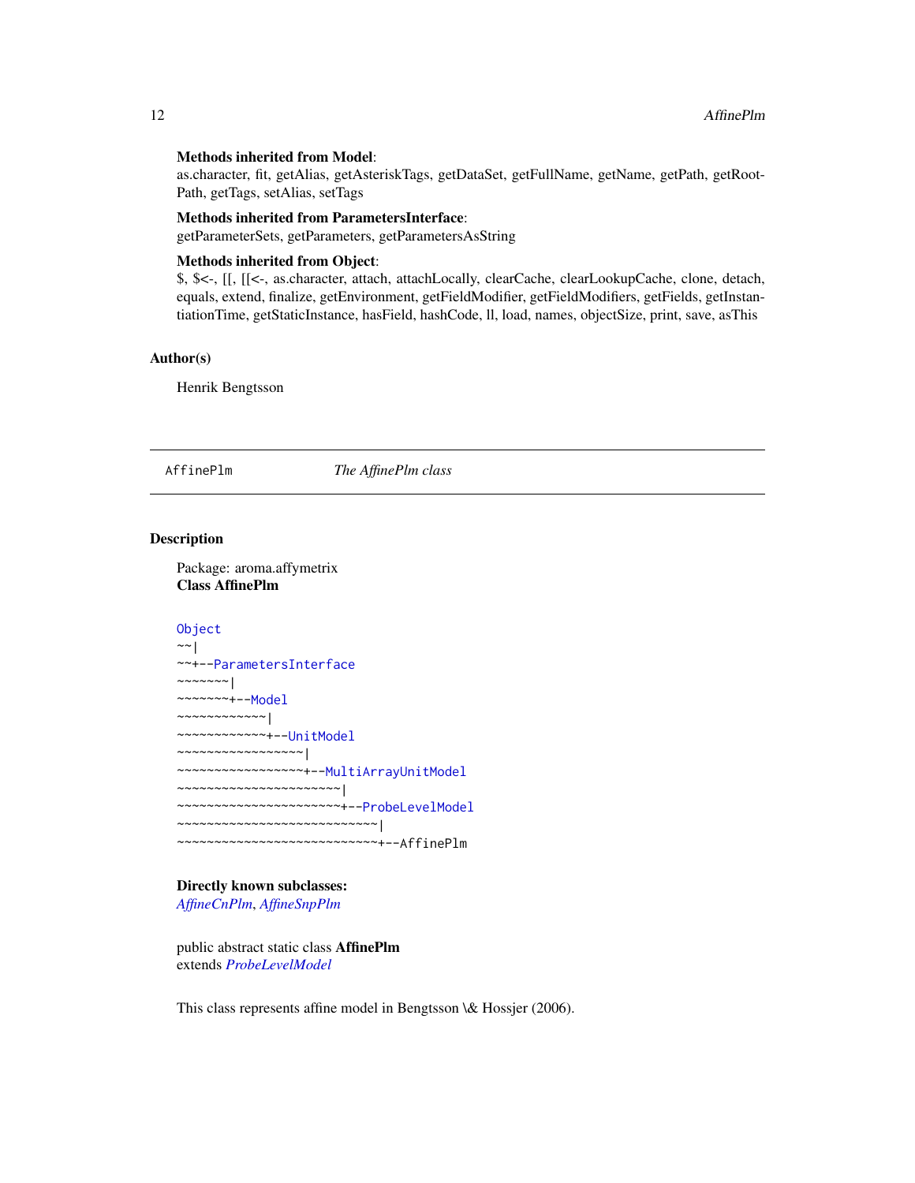**Methods inherited from Model**:
as.character, fit, getAlias, getAsteriskTags, getDataSet, getFullName, getName, getPath, getRootPath, getTags, setAlias, setTags

**Methods inherited from ParametersInterface**:
getParameterSets, getParameters, getParametersAsString

**Methods inherited from Object**:
$, $<-, [[, [[<-, as.character, attach, attachLocally, clearCache, clearLookupCache, clone, detach, equals, extend, finalize, getEnvironment, getFieldModifier, getFieldModifiers, getFields, getInstantiationTime, getStaticInstance, hasField, hashCode, ll, load, names, objectSize, print, save, asThis

## Author(s)

Henrik Bengtsson

---

AffinePlm *The AffinePlm class*

---

## Description

Package: aroma.affymetrix
**Class AffinePlm**

```
Object
~~|
~~+--ParametersInterface
~~~~~~~|
~~~~~~~+--Model
~~~~~~~~~~~~|
~~~~~~~~~~~~+--UnitModel
~~~~~~~~~~~~~~~~~|
~~~~~~~~~~~~~~~~~+--MultiArrayUnitModel
~~~~~~~~~~~~~~~~~~~~~~|
~~~~~~~~~~~~~~~~~~~~~~+--ProbeLevelModel
~~~~~~~~~~~~~~~~~~~~~~~~~~~|
~~~~~~~~~~~~~~~~~~~~~~~~~~~+--AffinePlm
```

**Directly known subclasses:**
*AffineCnPlm*, *AffineSnpPlm*

public abstract static class **AffinePlm**
extends *ProbeLevelModel*

This class represents affine model in Bengtsson \& Hossjer (2006).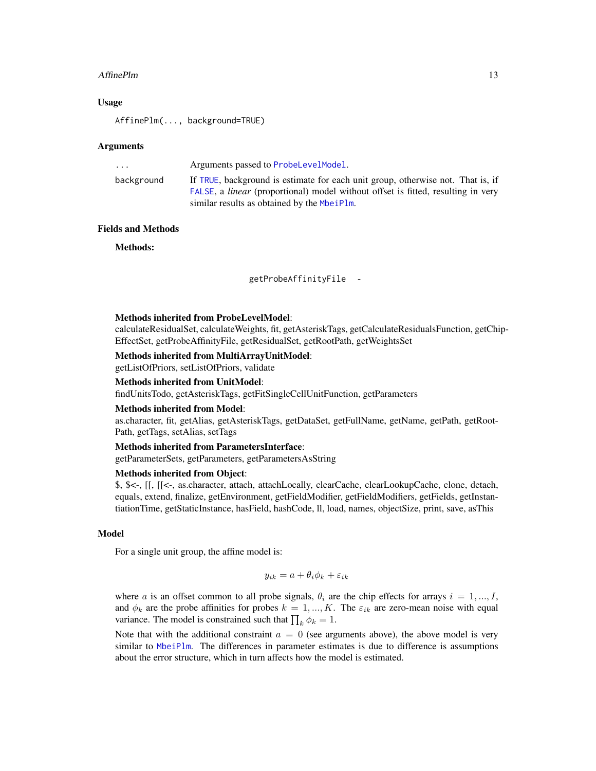## Usage

```
AffinePlm(..., background=TRUE)
```

## Arguments

| | |
|---|---|
| ... | Arguments passed to ProbeLevelModel. |
| background | If TRUE, background is estimate for each unit group, otherwise not. That is, if FALSE, a *linear* (proportional) model without offset is fitted, resulting in very similar results as obtained by the MbeiPlm. |

## Fields and Methods

**Methods:**

getProbeAffinityFile -

**Methods inherited from ProbeLevelModel**:
calculateResidualSet, calculateWeights, fit, getAsteriskTags, getCalculateResidualsFunction, getChipEffectSet, getProbeAffinityFile, getResidualSet, getRootPath, getWeightsSet

**Methods inherited from MultiArrayUnitModel**:
getListOfPriors, setListOfPriors, validate

**Methods inherited from UnitModel**:
findUnitsTodo, getAsteriskTags, getFitSingleCellUnitFunction, getParameters

**Methods inherited from Model**:
as.character, fit, getAlias, getAsteriskTags, getDataSet, getFullName, getName, getPath, getRootPath, getTags, setAlias, setTags

**Methods inherited from ParametersInterface**:
getParameterSets, getParameters, getParametersAsString

**Methods inherited from Object**:
$, $<-, [[, [[<-, as.character, attach, attachLocally, clearCache, clearLookupCache, clone, detach, equals, extend, finalize, getEnvironment, getFieldModifier, getFieldModifiers, getFields, getInstantiationTime, getStaticInstance, hasField, hashCode, ll, load, names, objectSize, print, save, asThis

## Model

For a single unit group, the affine model is:

$$y_{ik} = a + \theta_i \phi_k + \varepsilon_{ik}$$

where $a$ is an offset common to all probe signals, $\theta_i$ are the chip effects for arrays $i = 1, ..., I$, and $\phi_k$ are the probe affinities for probes $k = 1, ..., K$. The $\varepsilon_{ik}$ are zero-mean noise with equal variance. The model is constrained such that $\prod_k \phi_k = 1$.

Note that with the additional constraint $a = 0$ (see arguments above), the above model is very similar to MbeiPlm. The differences in parameter estimates is due to difference is assumptions about the error structure, which in turn affects how the model is estimated.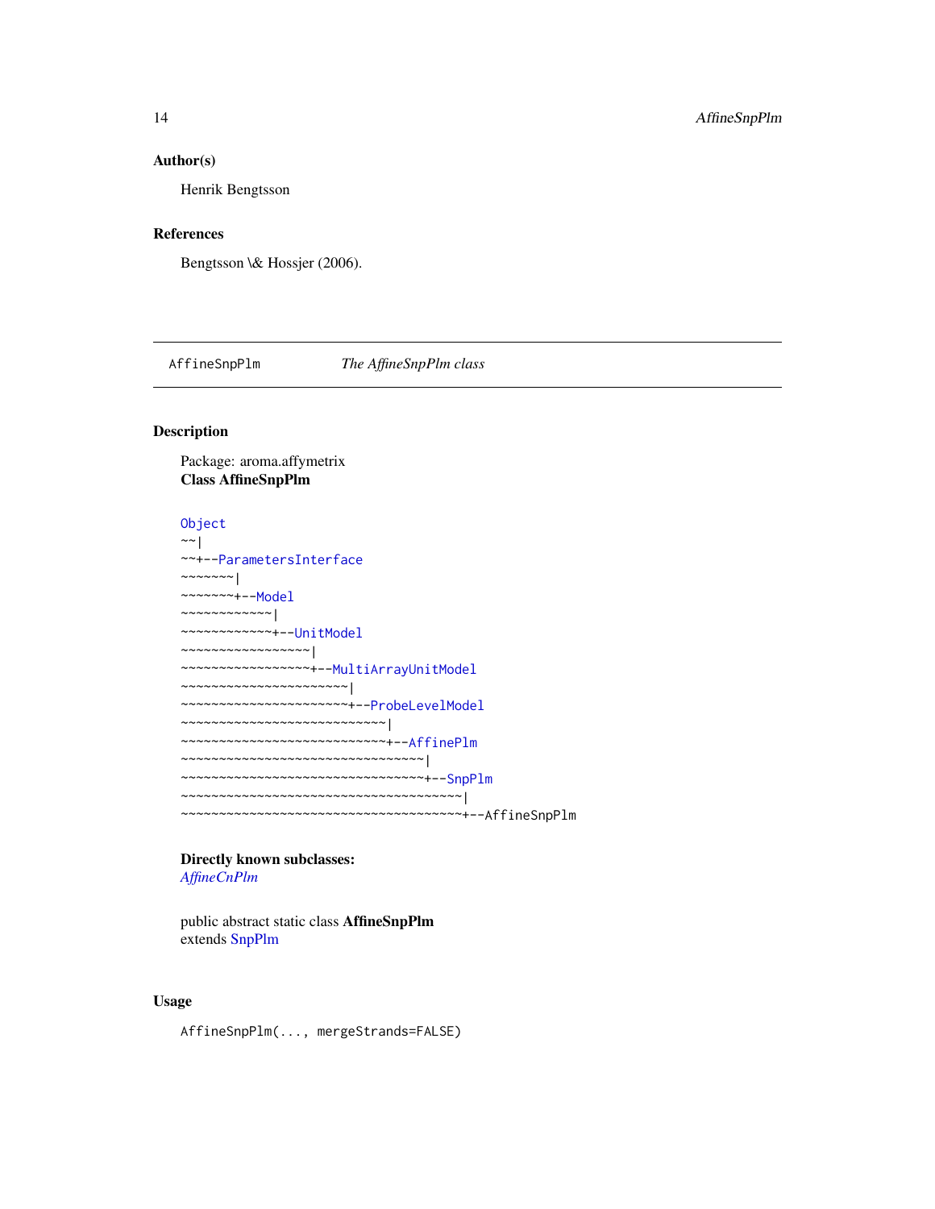### Author(s)

Henrik Bengtsson

### References

Bengtsson \& Hossjer (2006).

---

AffineSnpPlm    *The AffineSnpPlm class*

---

### Description

Package: aroma.affymetrix
**Class AffineSnpPlm**

```
Object
~~|
~~+--ParametersInterface
~~~~~~~|
~~~~~~~+--Model
~~~~~~~~~~~~|
~~~~~~~~~~~~+--UnitModel
~~~~~~~~~~~~~~~~~|
~~~~~~~~~~~~~~~~~+--MultiArrayUnitModel
~~~~~~~~~~~~~~~~~~~~~~|
~~~~~~~~~~~~~~~~~~~~~~+--ProbeLevelModel
~~~~~~~~~~~~~~~~~~~~~~~~~~~|
~~~~~~~~~~~~~~~~~~~~~~~~~~~+--AffinePlm
~~~~~~~~~~~~~~~~~~~~~~~~~~~~~~~~|
~~~~~~~~~~~~~~~~~~~~~~~~~~~~~~~~+--SnpPlm
~~~~~~~~~~~~~~~~~~~~~~~~~~~~~~~~~~~~~|
~~~~~~~~~~~~~~~~~~~~~~~~~~~~~~~~~~~~~+--AffineSnpPlm
```

**Directly known subclasses:**
*AffineCnPlm*

public abstract static class **AffineSnpPlm**
extends SnpPlm

### Usage

```
AffineSnpPlm(..., mergeStrands=FALSE)
```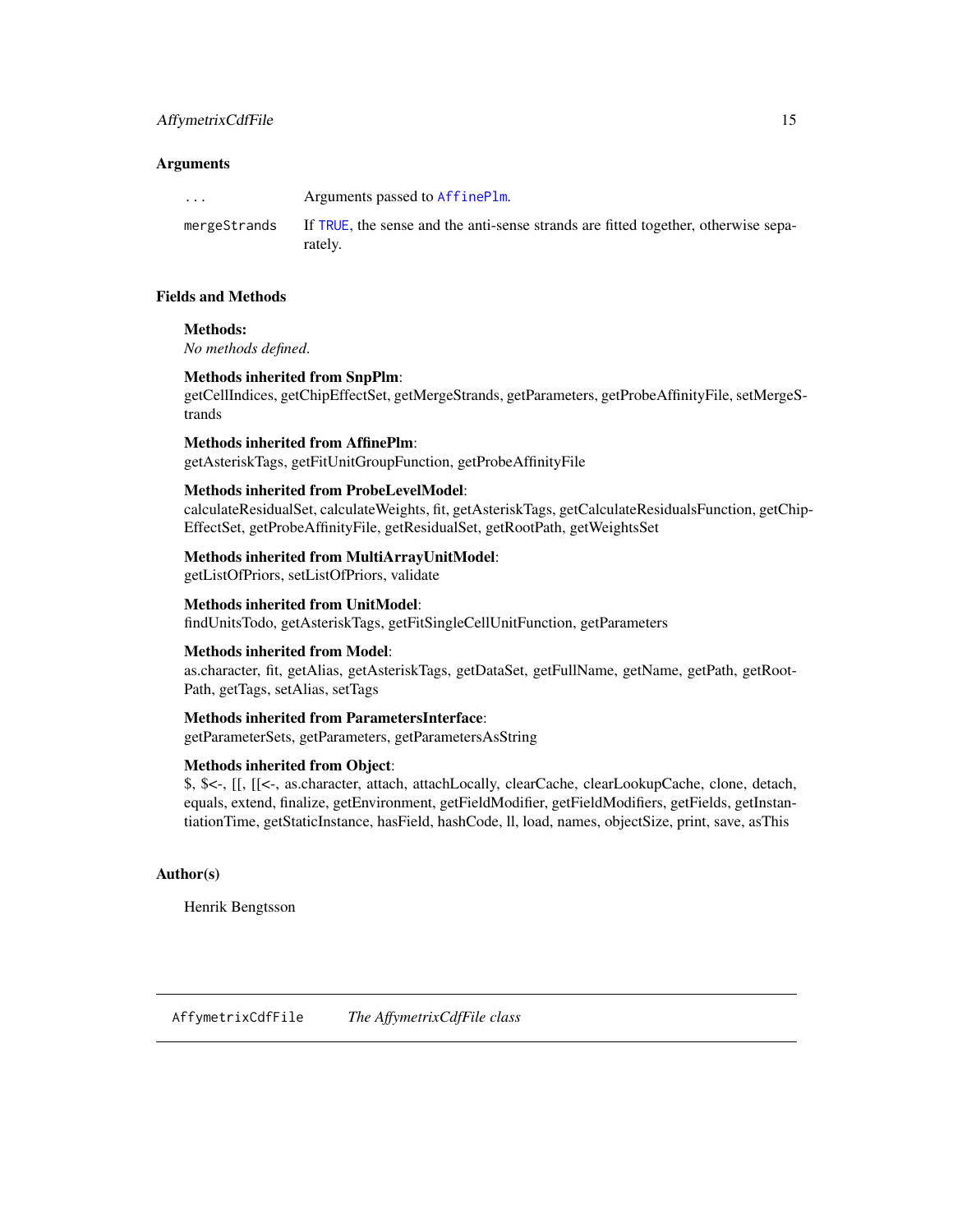## Arguments

| | |
|---|---|
| ... | Arguments passed to AffinePlm. |
| mergeStrands | If TRUE, the sense and the anti-sense strands are fitted together, otherwise separately. |

## Fields and Methods

**Methods:**
*No methods defined.*

**Methods inherited from SnpPlm**:
getCellIndices, getChipEffectSet, getMergeStrands, getParameters, getProbeAffinityFile, setMergeStrands

**Methods inherited from AffinePlm**:
getAsteriskTags, getFitUnitGroupFunction, getProbeAffinityFile

**Methods inherited from ProbeLevelModel**:
calculateResidualSet, calculateWeights, fit, getAsteriskTags, getCalculateResidualsFunction, getChipEffectSet, getProbeAffinityFile, getResidualSet, getRootPath, getWeightsSet

**Methods inherited from MultiArrayUnitModel**:
getListOfPriors, setListOfPriors, validate

**Methods inherited from UnitModel**:
findUnitsTodo, getAsteriskTags, getFitSingleCellUnitFunction, getParameters

**Methods inherited from Model**:
as.character, fit, getAlias, getAsteriskTags, getDataSet, getFullName, getName, getPath, getRootPath, getTags, setAlias, setTags

**Methods inherited from ParametersInterface**:
getParameterSets, getParameters, getParametersAsString

**Methods inherited from Object**:
$, $<-, [[, [[<-, as.character, attach, attachLocally, clearCache, clearLookupCache, clone, detach, equals, extend, finalize, getEnvironment, getFieldModifier, getFieldModifiers, getFields, getInstantiationTime, getStaticInstance, hasField, hashCode, ll, load, names, objectSize, print, save, asThis

## Author(s)

Henrik Bengtsson

---

# AffymetrixCdfFile *The AffymetrixCdfFile class*

---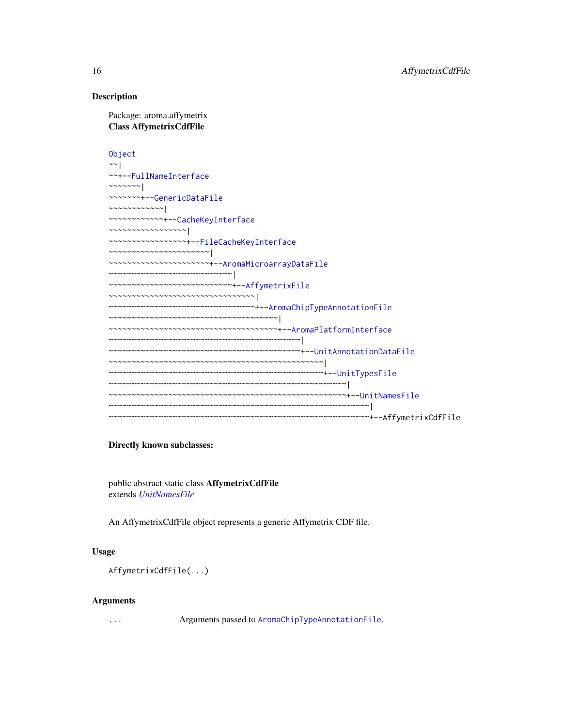## Description

Package: aroma.affymetrix
**Class AffymetrixCdfFile**

```
Object
~~|
~~+--FullNameInterface
~~~~~~~|
~~~~~~~+--GenericDataFile
~~~~~~~~~~~~|
~~~~~~~~~~~~+--CacheKeyInterface
~~~~~~~~~~~~~~~~~|
~~~~~~~~~~~~~~~~~+--FileCacheKeyInterface
~~~~~~~~~~~~~~~~~~~~~~|
~~~~~~~~~~~~~~~~~~~~~~+--AromaMicroarrayDataFile
~~~~~~~~~~~~~~~~~~~~~~~~~~~|
~~~~~~~~~~~~~~~~~~~~~~~~~~~+--AffymetrixFile
~~~~~~~~~~~~~~~~~~~~~~~~~~~~~~~~|
~~~~~~~~~~~~~~~~~~~~~~~~~~~~~~~~+--AromaChipTypeAnnotationFile
~~~~~~~~~~~~~~~~~~~~~~~~~~~~~~~~~~~~~|
~~~~~~~~~~~~~~~~~~~~~~~~~~~~~~~~~~~~~+--AromaPlatformInterface
~~~~~~~~~~~~~~~~~~~~~~~~~~~~~~~~~~~~~~~~~~|
~~~~~~~~~~~~~~~~~~~~~~~~~~~~~~~~~~~~~~~~~~+--UnitAnnotationDataFile
~~~~~~~~~~~~~~~~~~~~~~~~~~~~~~~~~~~~~~~~~~~~~~~|
~~~~~~~~~~~~~~~~~~~~~~~~~~~~~~~~~~~~~~~~~~~~~~~+--UnitTypesFile
~~~~~~~~~~~~~~~~~~~~~~~~~~~~~~~~~~~~~~~~~~~~~~~~~~~~|
~~~~~~~~~~~~~~~~~~~~~~~~~~~~~~~~~~~~~~~~~~~~~~~~~~~~+--UnitNamesFile
~~~~~~~~~~~~~~~~~~~~~~~~~~~~~~~~~~~~~~~~~~~~~~~~~~~~~~~~~|
~~~~~~~~~~~~~~~~~~~~~~~~~~~~~~~~~~~~~~~~~~~~~~~~~~~~~~~~~+--AffymetrixCdfFile
```

**Directly known subclasses:**

public abstract static class **AffymetrixCdfFile**
extends *UnitNamesFile*

An AffymetrixCdfFile object represents a generic Affymetrix CDF file.

## Usage

```
AffymetrixCdfFile(...)
```

## Arguments

`...` Arguments passed to `AromaChipTypeAnnotationFile`.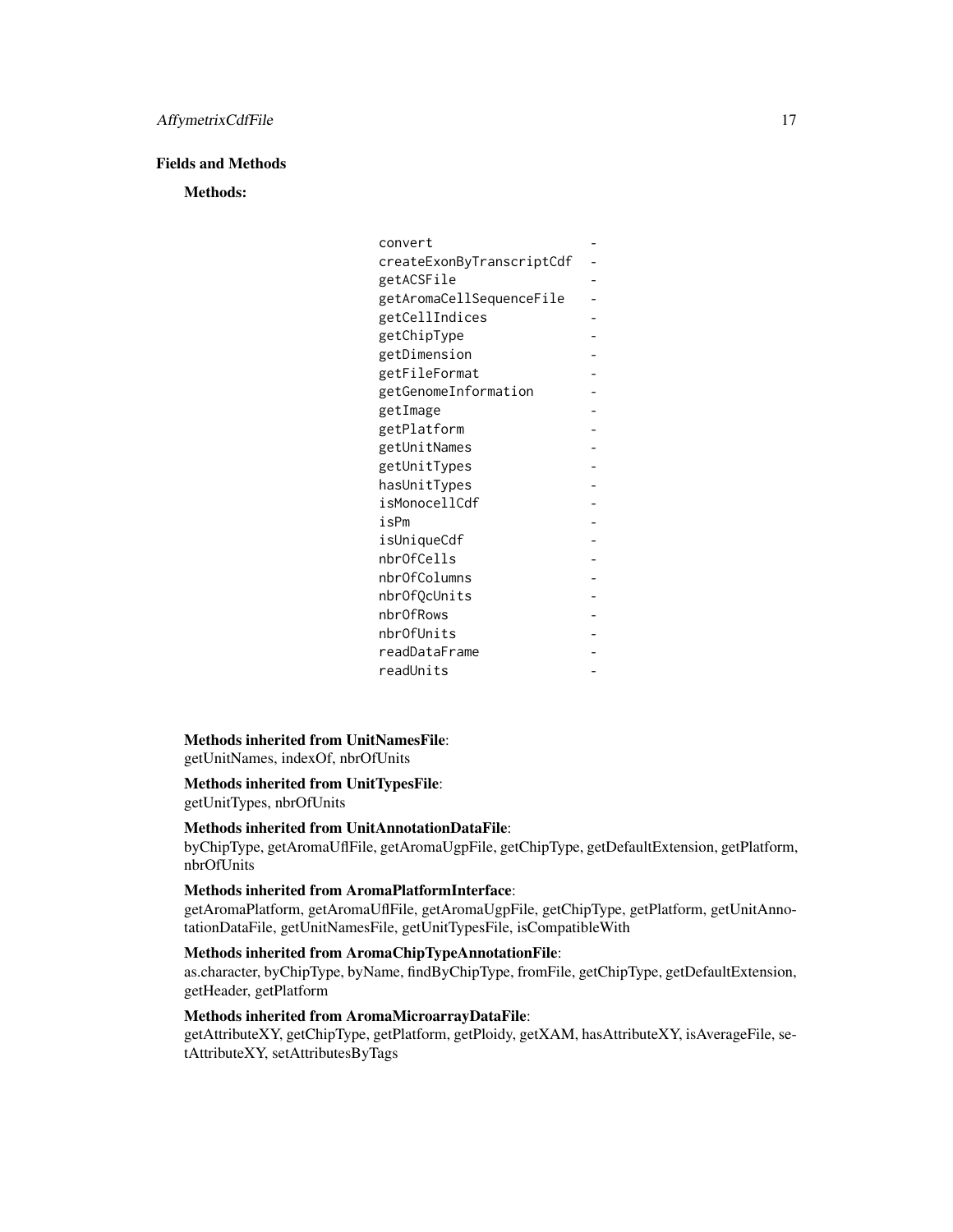## Fields and Methods

**Methods:**

| | |
|---|---|
| `convert` | - |
| `createExonByTranscriptCdf` | - |
| `getACSFile` | - |
| `getAromaCellSequenceFile` | - |
| `getCellIndices` | - |
| `getChipType` | - |
| `getDimension` | - |
| `getFileFormat` | - |
| `getGenomeInformation` | - |
| `getImage` | - |
| `getPlatform` | - |
| `getUnitNames` | - |
| `getUnitTypes` | - |
| `hasUnitTypes` | - |
| `isMonocellCdf` | - |
| `isPm` | - |
| `isUniqueCdf` | - |
| `nbrOfCells` | - |
| `nbrOfColumns` | - |
| `nbrOfQcUnits` | - |
| `nbrOfRows` | - |
| `nbrOfUnits` | - |
| `readDataFrame` | - |
| `readUnits` | - |

**Methods inherited from UnitNamesFile**:
getUnitNames, indexOf, nbrOfUnits

**Methods inherited from UnitTypesFile**:
getUnitTypes, nbrOfUnits

**Methods inherited from UnitAnnotationDataFile**:
byChipType, getAromaUflFile, getAromaUgpFile, getChipType, getDefaultExtension, getPlatform, nbrOfUnits

**Methods inherited from AromaPlatformInterface**:
getAromaPlatform, getAromaUflFile, getAromaUgpFile, getChipType, getPlatform, getUnitAnnotationDataFile, getUnitNamesFile, getUnitTypesFile, isCompatibleWith

**Methods inherited from AromaChipTypeAnnotationFile**:
as.character, byChipType, byName, findByChipType, fromFile, getChipType, getDefaultExtension, getHeader, getPlatform

**Methods inherited from AromaMicroarrayDataFile**:
getAttributeXY, getChipType, getPlatform, getPloidy, getXAM, hasAttributeXY, isAverageFile, setAttributeXY, setAttributesByTags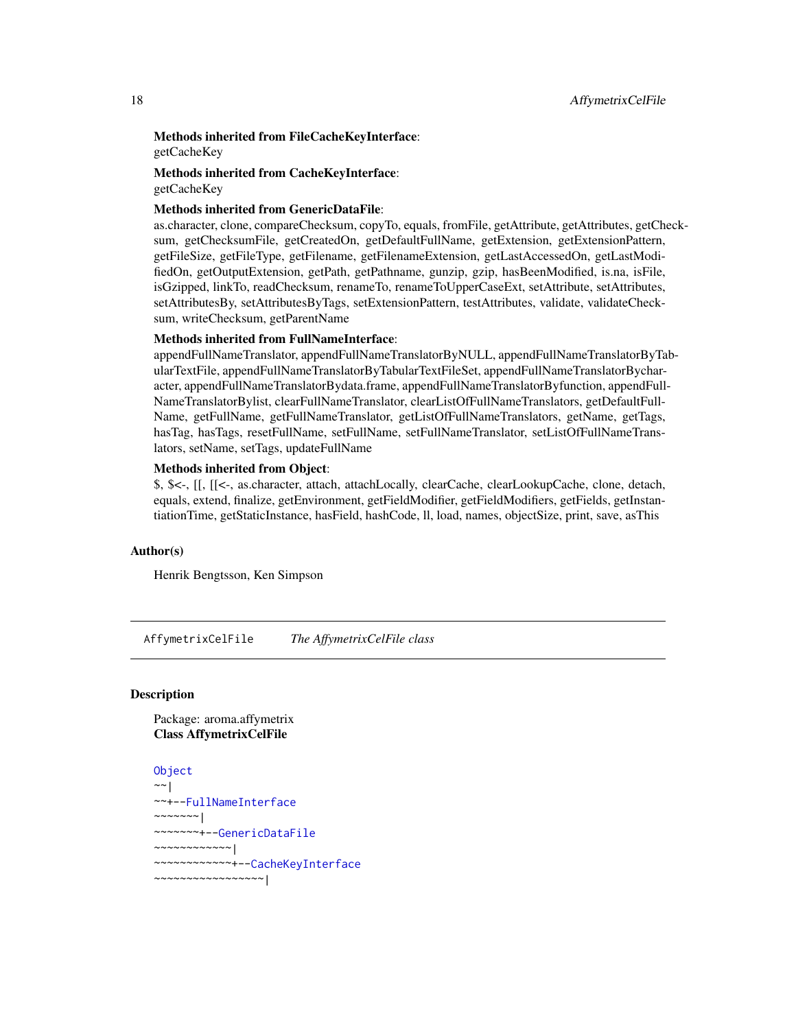**Methods inherited from FileCacheKeyInterface**:
getCacheKey

**Methods inherited from CacheKeyInterface**:
getCacheKey

**Methods inherited from GenericDataFile**:
as.character, clone, compareChecksum, copyTo, equals, fromFile, getAttribute, getAttributes, getChecksum, getChecksumFile, getCreatedOn, getDefaultFullName, getExtension, getExtensionPattern, getFileSize, getFileType, getFilename, getFilenameExtension, getLastAccessedOn, getLastModifiedOn, getOutputExtension, getPath, getPathname, gunzip, gzip, hasBeenModified, is.na, isFile, isGzipped, linkTo, readChecksum, renameTo, renameToUpperCaseExt, setAttribute, setAttributes, setAttributesBy, setAttributesByTags, setExtensionPattern, testAttributes, validate, validateChecksum, writeChecksum, getParentName

**Methods inherited from FullNameInterface**:
appendFullNameTranslator, appendFullNameTranslatorByNULL, appendFullNameTranslatorByTabularTextFile, appendFullNameTranslatorByTabularTextFileSet, appendFullNameTranslatorBycharacter, appendFullNameTranslatorBydata.frame, appendFullNameTranslatorByfunction, appendFullNameTranslatorBylist, clearFullNameTranslator, clearListOfFullNameTranslators, getDefaultFullName, getFullName, getFullNameTranslator, getListOfFullNameTranslators, getName, getTags, hasTag, hasTags, resetFullName, setFullName, setFullNameTranslator, setListOfFullNameTranslators, setName, setTags, updateFullName

**Methods inherited from Object**:
$, $<-, [[, [[<-, as.character, attach, attachLocally, clearCache, clearLookupCache, clone, detach, equals, extend, finalize, getEnvironment, getFieldModifier, getFieldModifiers, getFields, getInstantiationTime, getStaticInstance, hasField, hashCode, ll, load, names, objectSize, print, save, asThis

## Author(s)

Henrik Bengtsson, Ken Simpson

---

`AffymetrixCelFile` *The AffymetrixCelFile class*

## Description

Package: aroma.affymetrix
**Class AffymetrixCelFile**

```
Object
~~|
~~+--FullNameInterface
~~~~~~~|
~~~~~~~+--GenericDataFile
~~~~~~~~~~~~|
~~~~~~~~~~~~+--CacheKeyInterface
~~~~~~~~~~~~~~~~~|
```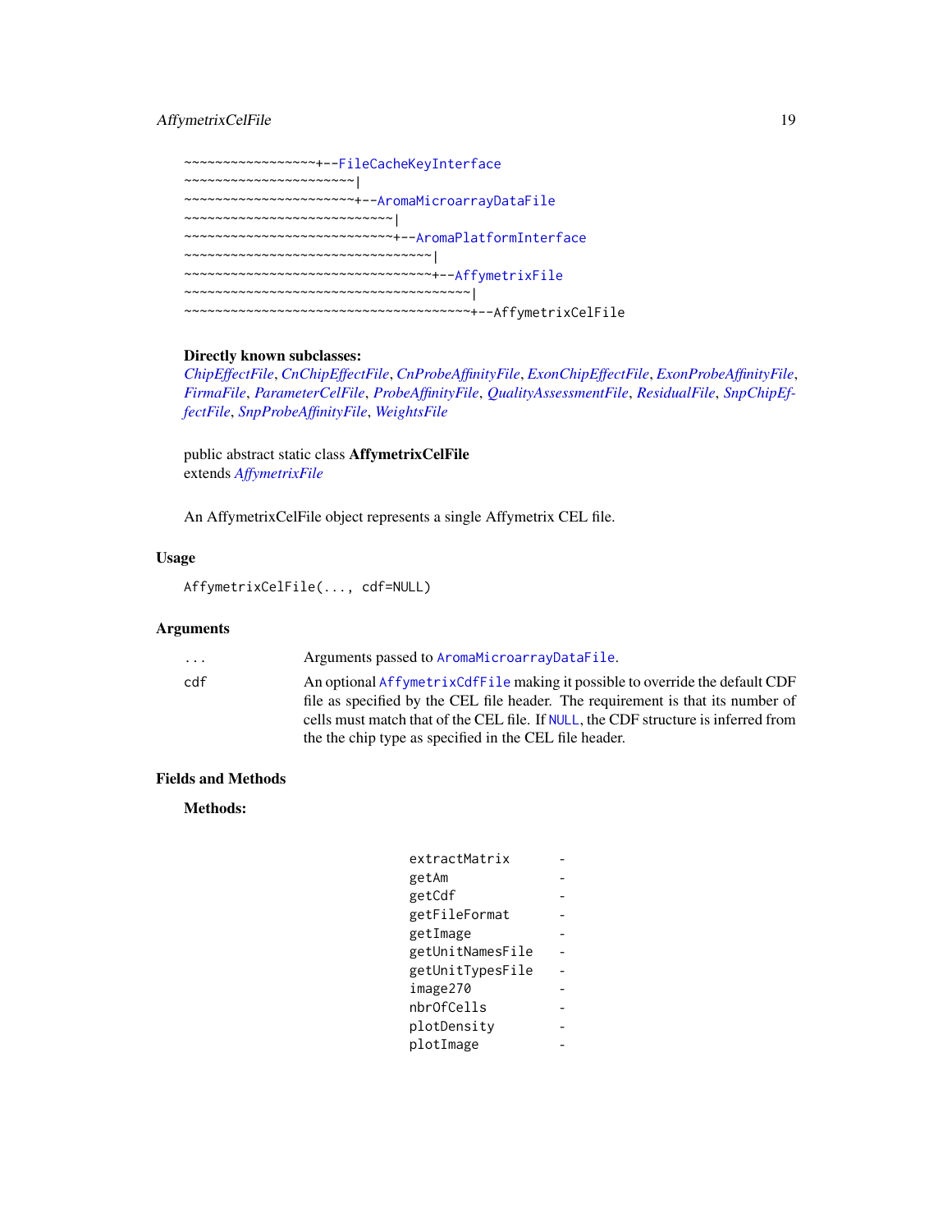```
~~~~~~~~~~~~~~~~~~+--FileCacheKeyInterface
~~~~~~~~~~~~~~~~~~~~~~|
~~~~~~~~~~~~~~~~~~~~~~+--AromaMicroarrayDataFile
~~~~~~~~~~~~~~~~~~~~~~~~~~~|
~~~~~~~~~~~~~~~~~~~~~~~~~~~+--AromaPlatformInterface
~~~~~~~~~~~~~~~~~~~~~~~~~~~~~~~~|
~~~~~~~~~~~~~~~~~~~~~~~~~~~~~~~~+--AffymetrixFile
~~~~~~~~~~~~~~~~~~~~~~~~~~~~~~~~~~~~~|
~~~~~~~~~~~~~~~~~~~~~~~~~~~~~~~~~~~~~+--AffymetrixCelFile
```

**Directly known subclasses:**
*ChipEffectFile*, *CnChipEffectFile*, *CnProbeAffinityFile*, *ExonChipEffectFile*, *ExonProbeAffinityFile*, *FirmaFile*, *ParameterCelFile*, *ProbeAffinityFile*, *QualityAssessmentFile*, *ResidualFile*, *SnpChipEffectFile*, *SnpProbeAffinityFile*, *WeightsFile*

public abstract static class **AffymetrixCelFile**
extends *AffymetrixFile*

An AffymetrixCelFile object represents a single Affymetrix CEL file.

## Usage

```
AffymetrixCelFile(..., cdf=NULL)
```

## Arguments

| | |
|---|---|
| `...` | Arguments passed to `AromaMicroarrayDataFile`. |
| `cdf` | An optional `AffymetrixCdfFile` making it possible to override the default CDF file as specified by the CEL file header. The requirement is that its number of cells must match that of the CEL file. If `NULL`, the CDF structure is inferred from the the chip type as specified in the CEL file header. |

## Fields and Methods

**Methods:**

| | |
|---|---|
| `extractMatrix` | - |
| `getAm` | - |
| `getCdf` | - |
| `getFileFormat` | - |
| `getImage` | - |
| `getUnitNamesFile` | - |
| `getUnitTypesFile` | - |
| `image270` | - |
| `nbrOfCells` | - |
| `plotDensity` | - |
| `plotImage` | - |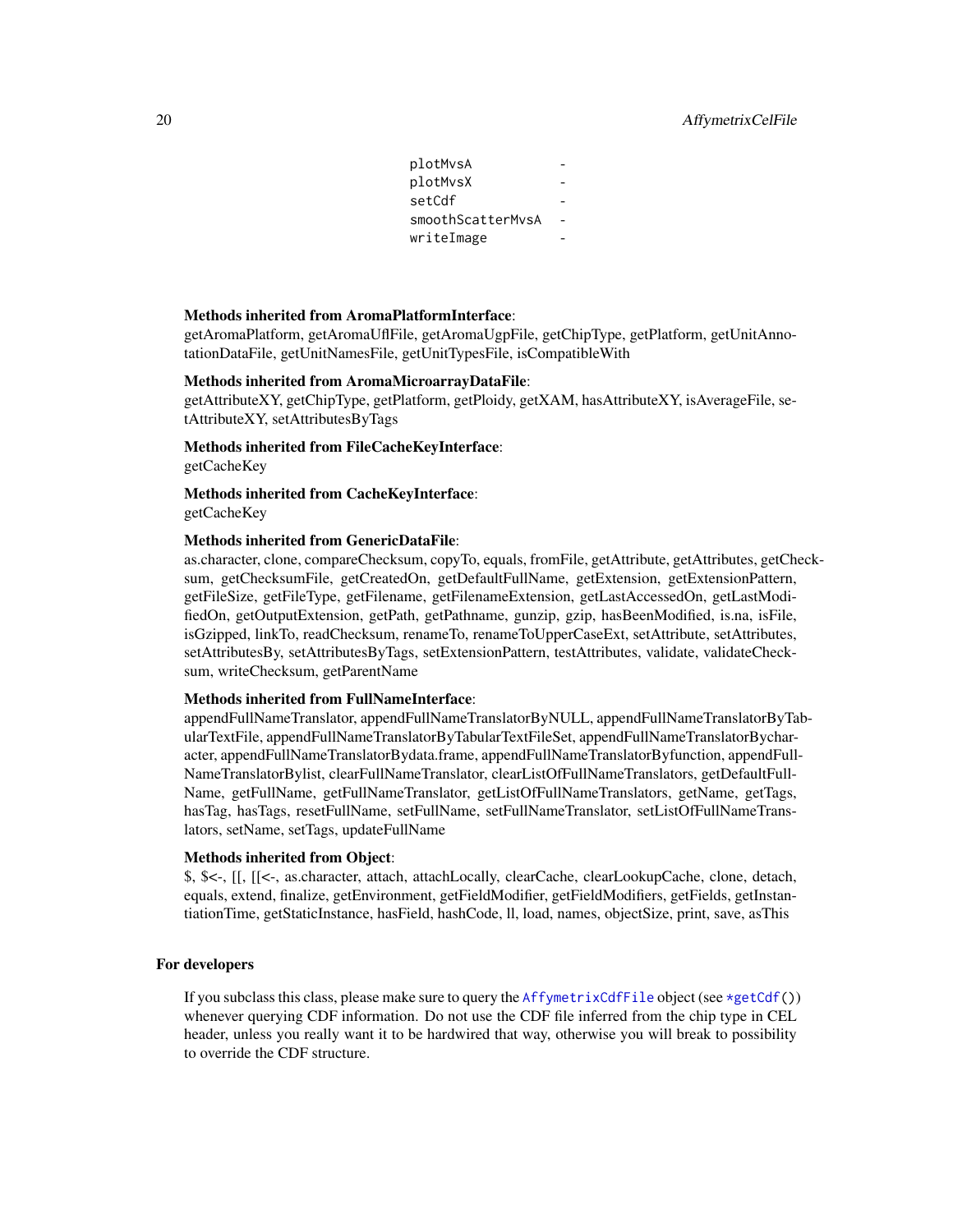```
plotMvsA          -
plotMvsX          -
setCdf            -
smoothScatterMvsA -
writeImage        -
```

**Methods inherited from AromaPlatformInterface**:
getAromaPlatform, getAromaUflFile, getAromaUgpFile, getChipType, getPlatform, getUnitAnnotationDataFile, getUnitNamesFile, getUnitTypesFile, isCompatibleWith

**Methods inherited from AromaMicroarrayDataFile**:
getAttributeXY, getChipType, getPlatform, getPloidy, getXAM, hasAttributeXY, isAverageFile, setAttributeXY, setAttributesByTags

**Methods inherited from FileCacheKeyInterface**:
getCacheKey

**Methods inherited from CacheKeyInterface**:
getCacheKey

**Methods inherited from GenericDataFile**:
as.character, clone, compareChecksum, copyTo, equals, fromFile, getAttribute, getAttributes, getChecksum, getChecksumFile, getCreatedOn, getDefaultFullName, getExtension, getExtensionPattern, getFileSize, getFileType, getFilename, getFilenameExtension, getLastAccessedOn, getLastModifiedOn, getOutputExtension, getPath, getPathname, gunzip, gzip, hasBeenModified, is.na, isFile, isGzipped, linkTo, readChecksum, renameTo, renameToUpperCaseExt, setAttribute, setAttributes, setAttributesBy, setAttributesByTags, setExtensionPattern, testAttributes, validate, validateChecksum, writeChecksum, getParentName

**Methods inherited from FullNameInterface**:
appendFullNameTranslator, appendFullNameTranslatorByNULL, appendFullNameTranslatorByTabularTextFile, appendFullNameTranslatorByTabularTextFileSet, appendFullNameTranslatorBycharacter, appendFullNameTranslatorBydata.frame, appendFullNameTranslatorByfunction, appendFullNameTranslatorBylist, clearFullNameTranslator, clearListOfFullNameTranslators, getDefaultFullName, getFullName, getFullNameTranslator, getListOfFullNameTranslators, getName, getTags, hasTag, hasTags, resetFullName, setFullName, setFullNameTranslator, setListOfFullNameTranslators, setName, setTags, updateFullName

**Methods inherited from Object**:
$, $<-, [[, [[<-, as.character, attach, attachLocally, clearCache, clearLookupCache, clone, detach, equals, extend, finalize, getEnvironment, getFieldModifier, getFieldModifiers, getFields, getInstantiationTime, getStaticInstance, hasField, hashCode, ll, load, names, objectSize, print, save, asThis

## For developers

If you subclass this class, please make sure to query the `AffymetrixCdfFile` object (see `*getCdf()`) whenever querying CDF information. Do not use the CDF file inferred from the chip type in CEL header, unless you really want it to be hardwired that way, otherwise you will break to possibility to override the CDF structure.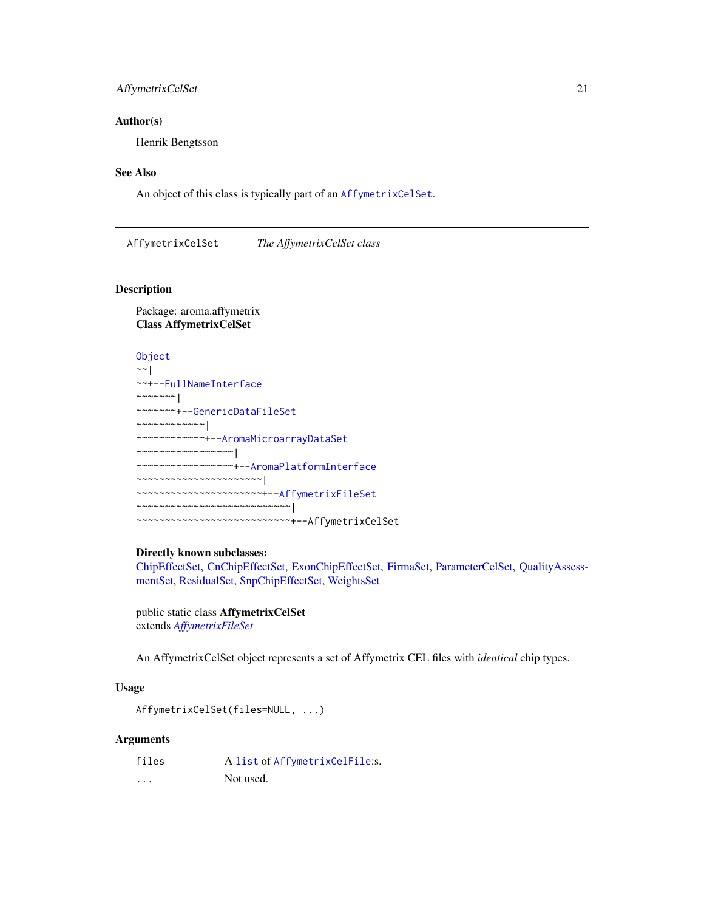## Author(s)

Henrik Bengtsson

## See Also

An object of this class is typically part of an `AffymetrixCelSet`.

---

`AffymetrixCelSet` *The AffymetrixCelSet class*

---

## Description

Package: aroma.affymetrix
**Class AffymetrixCelSet**

```
Object
~~|
~~+--FullNameInterface
~~~~~~~|
~~~~~~~+--GenericDataFileSet
~~~~~~~~~~~~|
~~~~~~~~~~~~+--AromaMicroarrayDataSet
~~~~~~~~~~~~~~~~~|
~~~~~~~~~~~~~~~~~+--AromaPlatformInterface
~~~~~~~~~~~~~~~~~~~~~~|
~~~~~~~~~~~~~~~~~~~~~~+--AffymetrixFileSet
~~~~~~~~~~~~~~~~~~~~~~~~~~~|
~~~~~~~~~~~~~~~~~~~~~~~~~~~+--AffymetrixCelSet
```

**Directly known subclasses:**
ChipEffectSet, CnChipEffectSet, ExonChipEffectSet, FirmaSet, ParameterCelSet, QualityAssessmentSet, ResidualSet, SnpChipEffectSet, WeightsSet

public static class **AffymetrixCelSet**
extends *AffymetrixFileSet*

An AffymetrixCelSet object represents a set of Affymetrix CEL files with *identical* chip types.

## Usage

```
AffymetrixCelSet(files=NULL, ...)
```

## Arguments

| | |
|---|---|
| `files` | A `list` of `AffymetrixCelFile`:s. |
| `...` | Not used. |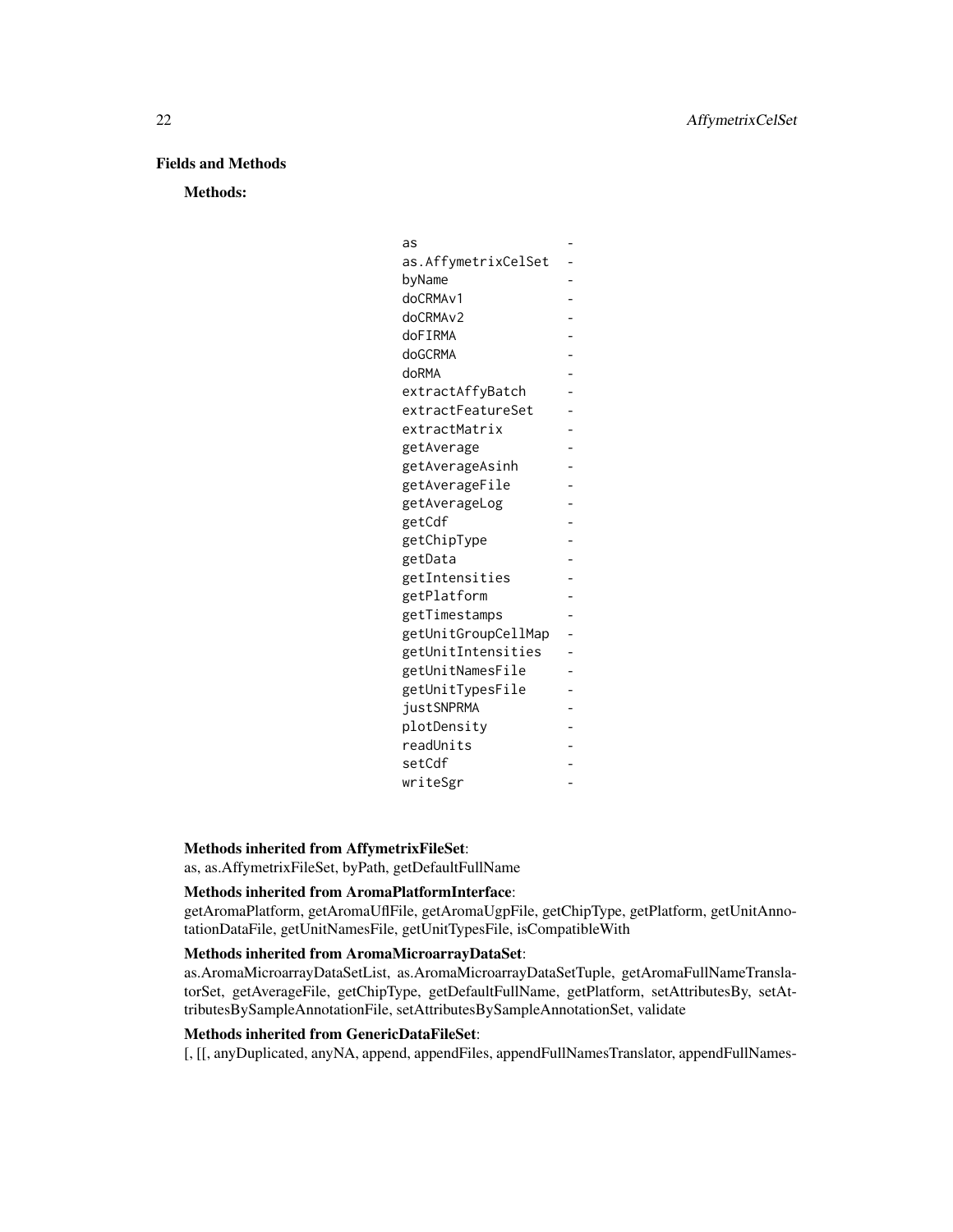## Fields and Methods

**Methods:**

| | |
|---|---|
| as | - |
| as.AffymetrixCelSet | - |
| byName | - |
| doCRMAv1 | - |
| doCRMAv2 | - |
| doFIRMA | - |
| doGCRMA | - |
| doRMA | - |
| extractAffyBatch | - |
| extractFeatureSet | - |
| extractMatrix | - |
| getAverage | - |
| getAverageAsinh | - |
| getAverageFile | - |
| getAverageLog | - |
| getCdf | - |
| getChipType | - |
| getData | - |
| getIntensities | - |
| getPlatform | - |
| getTimestamps | - |
| getUnitGroupCellMap | - |
| getUnitIntensities | - |
| getUnitNamesFile | - |
| getUnitTypesFile | - |
| justSNPRMA | - |
| plotDensity | - |
| readUnits | - |
| setCdf | - |
| writeSgr | - |

**Methods inherited from AffymetrixFileSet**:
as, as.AffymetrixFileSet, byPath, getDefaultFullName

**Methods inherited from AromaPlatformInterface**:
getAromaPlatform, getAromaUflFile, getAromaUgpFile, getChipType, getPlatform, getUnitAnnotationDataFile, getUnitNamesFile, getUnitTypesFile, isCompatibleWith

**Methods inherited from AromaMicroarrayDataSet**:
as.AromaMicroarrayDataSetList, as.AromaMicroarrayDataSetTuple, getAromaFullNameTranslatorSet, getAverageFile, getChipType, getDefaultFullName, getPlatform, setAttributesBy, setAttributesBySampleAnnotationFile, setAttributesBySampleAnnotationSet, validate

**Methods inherited from GenericDataFileSet**:
[, [[, anyDuplicated, anyNA, append, appendFiles, appendFullNamesTranslator, appendFullNames-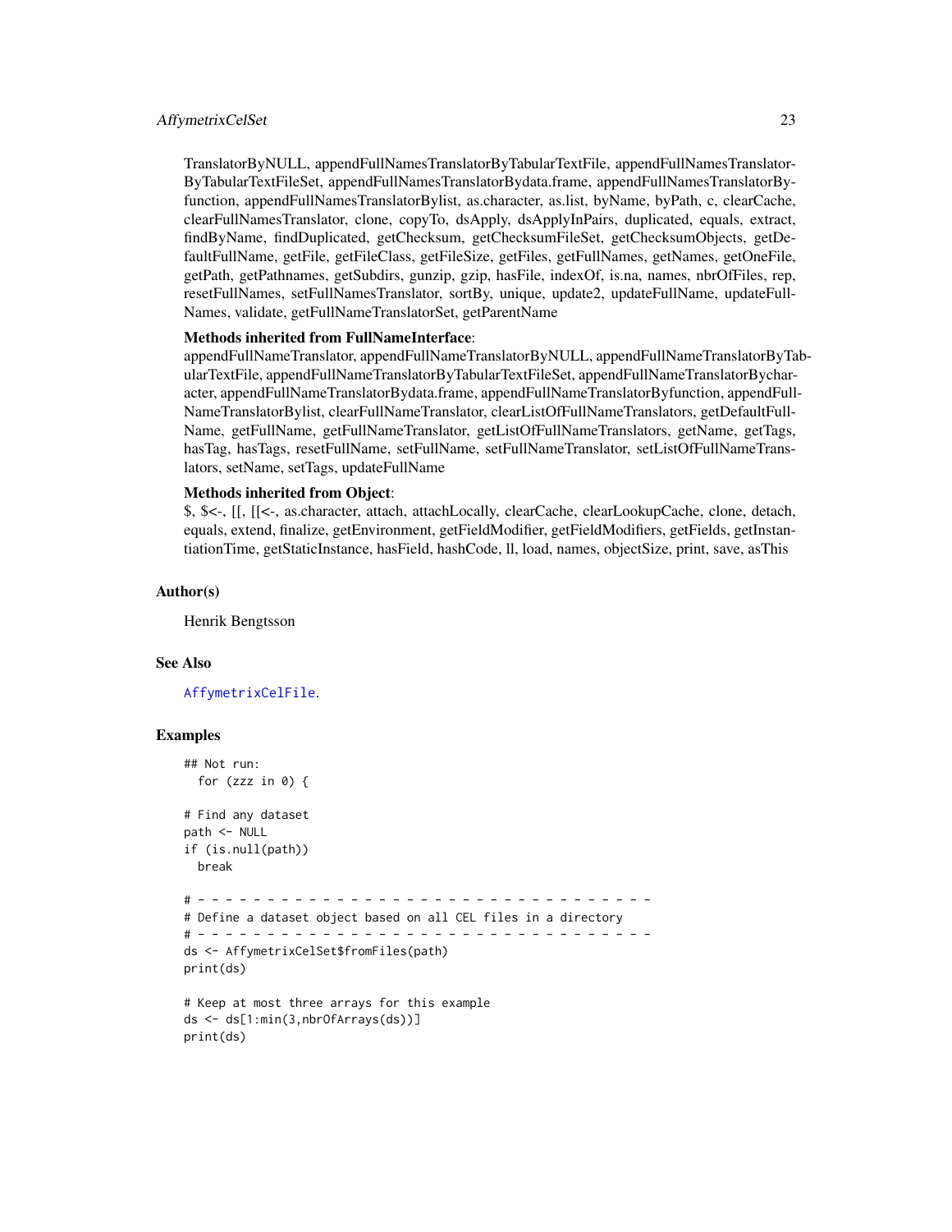TranslatorByNULL, appendFullNamesTranslatorByTabularTextFile, appendFullNamesTranslatorByTabularTextFileSet, appendFullNamesTranslatorBydata.frame, appendFullNamesTranslatorByfunction, appendFullNamesTranslatorBylist, as.character, as.list, byName, byPath, c, clearCache, clearFullNamesTranslator, clone, copyTo, dsApply, dsApplyInPairs, duplicated, equals, extract, findByName, findDuplicated, getChecksum, getChecksumFileSet, getChecksumObjects, getDefaultFullName, getFile, getFileClass, getFileSize, getFiles, getFullNames, getNames, getOneFile, getPath, getPathnames, getSubdirs, gunzip, gzip, hasFile, indexOf, is.na, names, nbrOfFiles, rep, resetFullNames, setFullNamesTranslator, sortBy, unique, update2, updateFullName, updateFullNames, validate, getFullNameTranslatorSet, getParentName

**Methods inherited from FullNameInterface**:
appendFullNameTranslator, appendFullNameTranslatorByNULL, appendFullNameTranslatorByTabularTextFile, appendFullNameTranslatorByTabularTextFileSet, appendFullNameTranslatorBycharacter, appendFullNameTranslatorBydata.frame, appendFullNameTranslatorByfunction, appendFullNameTranslatorBylist, clearFullNameTranslator, clearListOfFullNameTranslators, getDefaultFullName, getFullName, getFullNameTranslator, getListOfFullNameTranslators, getName, getTags, hasTag, hasTags, resetFullName, setFullName, setFullNameTranslator, setListOfFullNameTranslators, setName, setTags, updateFullName

**Methods inherited from Object**:
$, $<-, [[, [[<-, as.character, attach, attachLocally, clearCache, clearLookupCache, clone, detach, equals, extend, finalize, getEnvironment, getFieldModifier, getFieldModifiers, getFields, getInstantiationTime, getStaticInstance, hasField, hashCode, ll, load, names, objectSize, print, save, asThis

## Author(s)

Henrik Bengtsson

## See Also

AffymetrixCelFile.

## Examples

```
## Not run:
  for (zzz in 0) {

# Find any dataset
path <- NULL
if (is.null(path))
  break

# - - - - - - - - - - - - - - - - - - - - - - - - - - - - - - - - - -
# Define a dataset object based on all CEL files in a directory
# - - - - - - - - - - - - - - - - - - - - - - - - - - - - - - - - - -
ds <- AffymetrixCelSet$fromFiles(path)
print(ds)

# Keep at most three arrays for this example
ds <- ds[1:min(3,nbrOfArrays(ds))]
print(ds)
```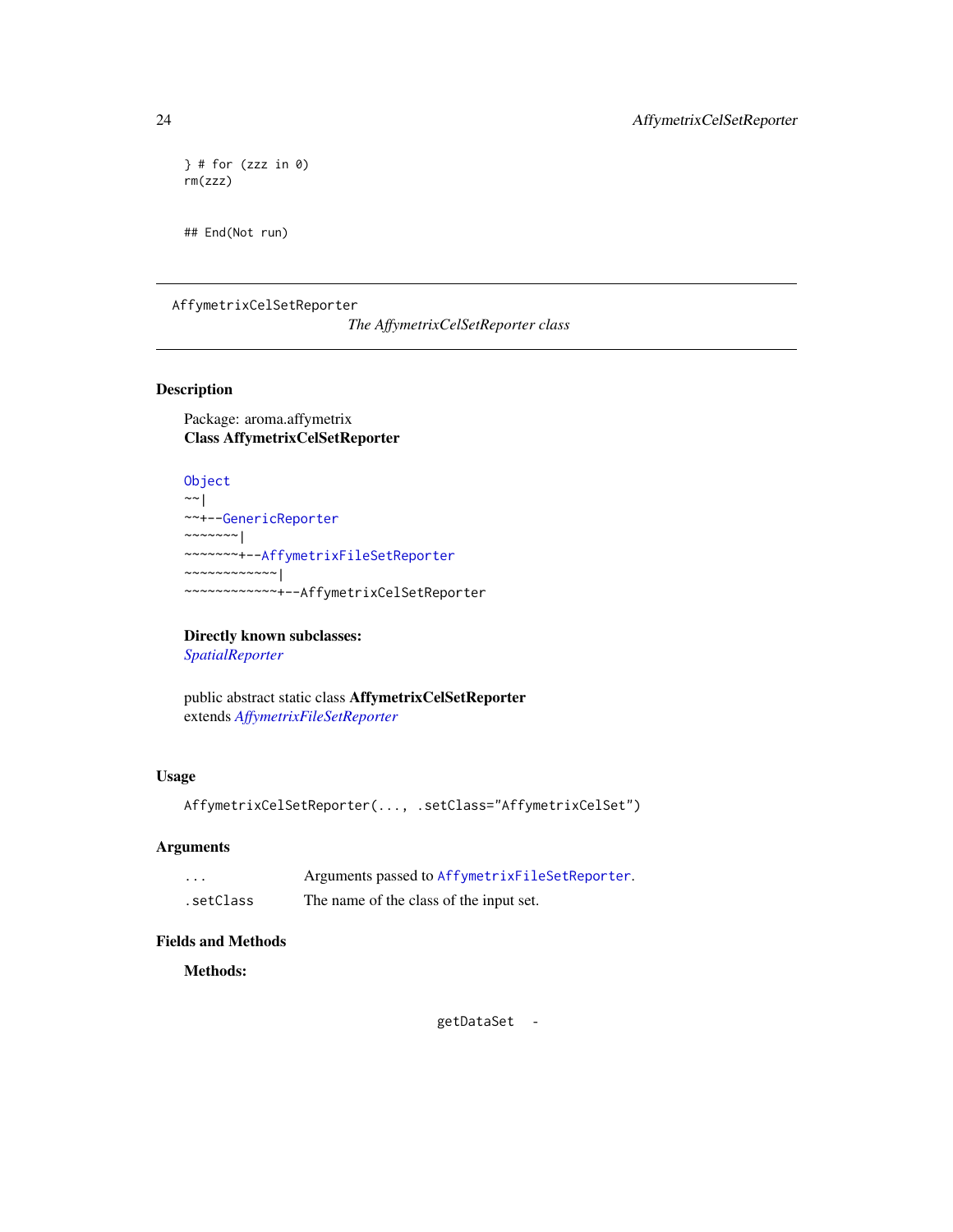```
} # for (zzz in 0)
rm(zzz)


## End(Not run)
```

---

AffymetrixCelSetReporter *The AffymetrixCelSetReporter class*

---

## Description

Package: aroma.affymetrix
**Class AffymetrixCelSetReporter**

```
Object
~~|
~~+--GenericReporter
~~~~~~~|
~~~~~~~+--AffymetrixFileSetReporter
~~~~~~~~~~~~|
~~~~~~~~~~~~+--AffymetrixCelSetReporter
```

**Directly known subclasses:**
*SpatialReporter*

public abstract static class **AffymetrixCelSetReporter**
extends *AffymetrixFileSetReporter*

## Usage

```
AffymetrixCelSetReporter(..., .setClass="AffymetrixCelSet")
```

## Arguments

| | |
|---|---|
| `...` | Arguments passed to `AffymetrixFileSetReporter`. |
| `.setClass` | The name of the class of the input set. |

## Fields and Methods

**Methods:**

getDataSet -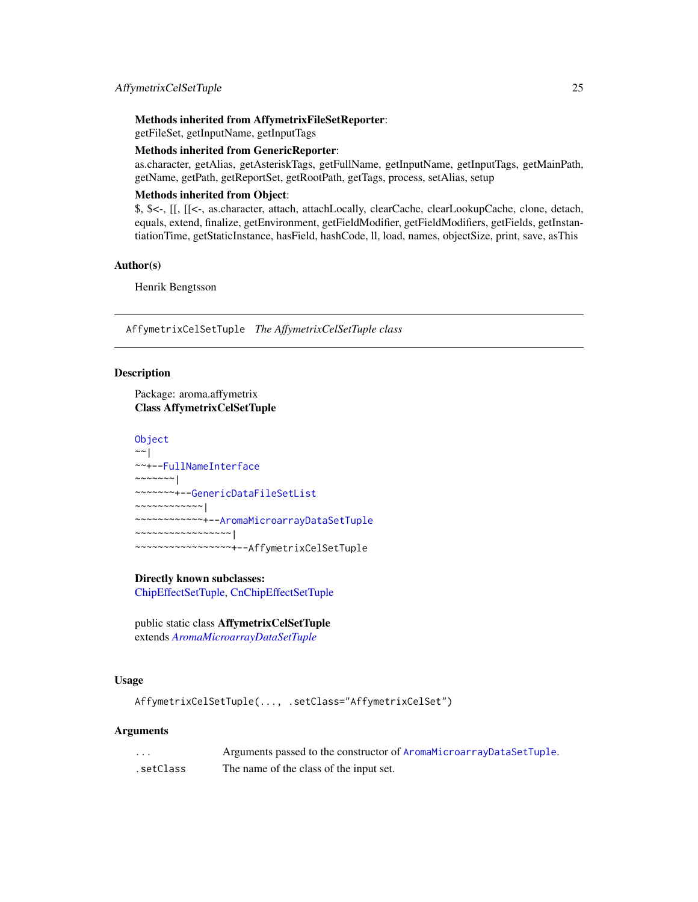**Methods inherited from AffymetrixFileSetReporter**:
getFileSet, getInputName, getInputTags

**Methods inherited from GenericReporter**:
as.character, getAlias, getAsteriskTags, getFullName, getInputName, getInputTags, getMainPath, getName, getPath, getReportSet, getRootPath, getTags, process, setAlias, setup

**Methods inherited from Object**:
$, $<-, [[, [[<-, as.character, attach, attachLocally, clearCache, clearLookupCache, clone, detach, equals, extend, finalize, getEnvironment, getFieldModifier, getFieldModifiers, getFields, getInstantiationTime, getStaticInstance, hasField, hashCode, ll, load, names, objectSize, print, save, asThis

## Author(s)

Henrik Bengtsson

---

# AffymetrixCelSetTuple *The AffymetrixCelSetTuple class*

## Description

Package: aroma.affymetrix
**Class AffymetrixCelSetTuple**

```
Object
~~|
~~+--FullNameInterface
~~~~~~~|
~~~~~~~+--GenericDataFileSetList
~~~~~~~~~~~~|
~~~~~~~~~~~~+--AromaMicroarrayDataSetTuple
~~~~~~~~~~~~~~~~~|
~~~~~~~~~~~~~~~~~+--AffymetrixCelSetTuple
```

**Directly known subclasses:**
ChipEffectSetTuple, CnChipEffectSetTuple

public static class **AffymetrixCelSetTuple**
extends *AromaMicroarrayDataSetTuple*

## Usage

```
AffymetrixCelSetTuple(..., .setClass="AffymetrixCelSet")
```

## Arguments

| | |
|---|---|
| `...` | Arguments passed to the constructor of `AromaMicroarrayDataSetTuple`. |
| `.setClass` | The name of the class of the input set. |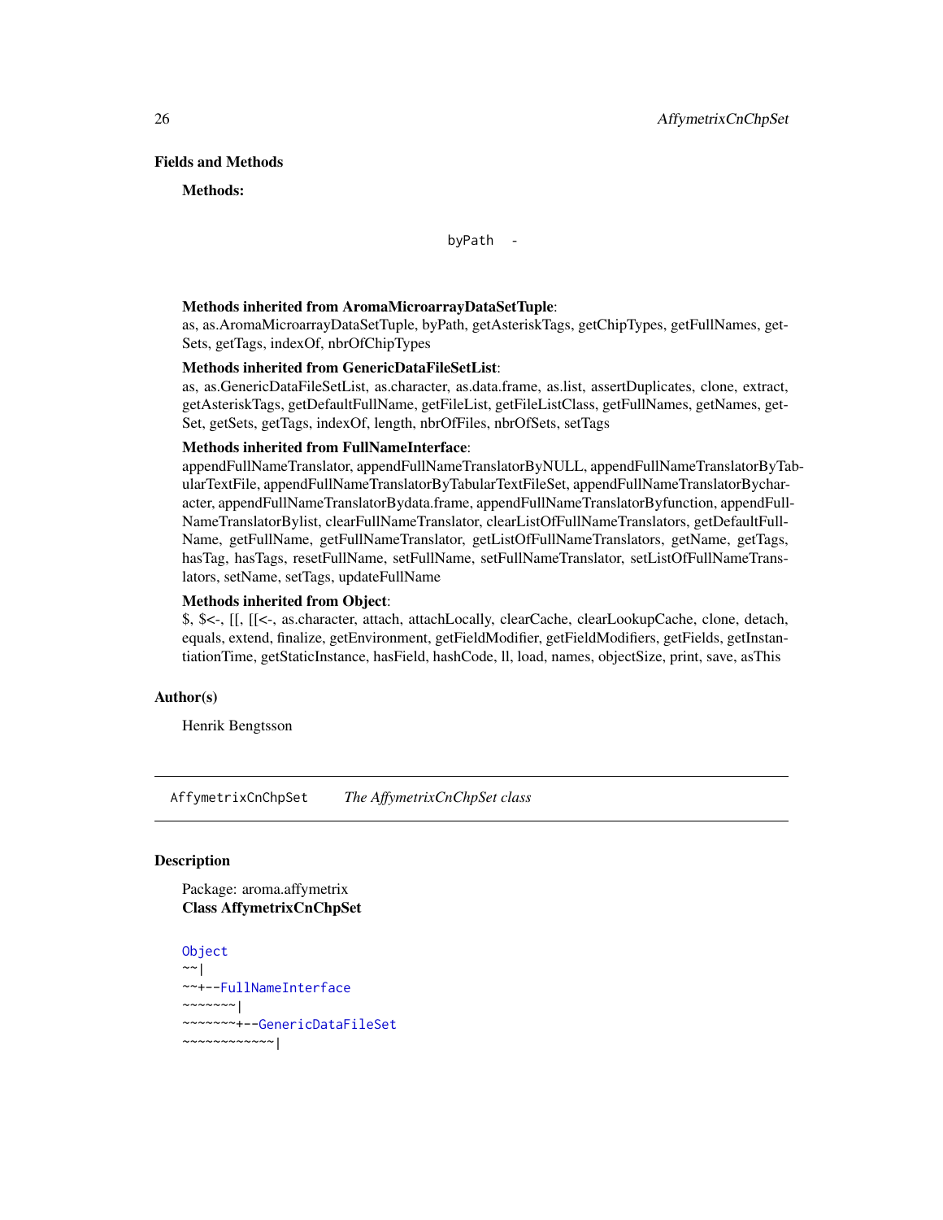## Fields and Methods

**Methods:**

byPath -

**Methods inherited from AromaMicroarrayDataSetTuple**:
as, as.AromaMicroarrayDataSetTuple, byPath, getAsteriskTags, getChipTypes, getFullNames, getSets, getTags, indexOf, nbrOfChipTypes

**Methods inherited from GenericDataFileSetList**:
as, as.GenericDataFileSetList, as.character, as.data.frame, as.list, assertDuplicates, clone, extract, getAsteriskTags, getDefaultFullName, getFileList, getFileListClass, getFullNames, getNames, getSet, getSets, getTags, indexOf, length, nbrOfFiles, nbrOfSets, setTags

**Methods inherited from FullNameInterface**:
appendFullNameTranslator, appendFullNameTranslatorByNULL, appendFullNameTranslatorByTabularTextFile, appendFullNameTranslatorByTabularTextFileSet, appendFullNameTranslatorBycharacter, appendFullNameTranslatorBydata.frame, appendFullNameTranslatorByfunction, appendFullNameTranslatorBylist, clearFullNameTranslator, clearListOfFullNameTranslators, getDefaultFullName, getFullName, getFullNameTranslator, getListOfFullNameTranslators, getName, getTags, hasTag, hasTags, resetFullName, setFullName, setFullNameTranslator, setListOfFullNameTranslators, setName, setTags, updateFullName

**Methods inherited from Object**:
$, $<-, [[, [[<-, as.character, attach, attachLocally, clearCache, clearLookupCache, clone, detach, equals, extend, finalize, getEnvironment, getFieldModifier, getFieldModifiers, getFields, getInstantiationTime, getStaticInstance, hasField, hashCode, ll, load, names, objectSize, print, save, asThis

## Author(s)

Henrik Bengtsson

---

# AffymetrixCnChpSet *The AffymetrixCnChpSet class*

## Description

Package: aroma.affymetrix
**Class AffymetrixCnChpSet**

```
Object
~~|
~~+--FullNameInterface
~~~~~~~|
~~~~~~~+--GenericDataFileSet
~~~~~~~~~~~~|
```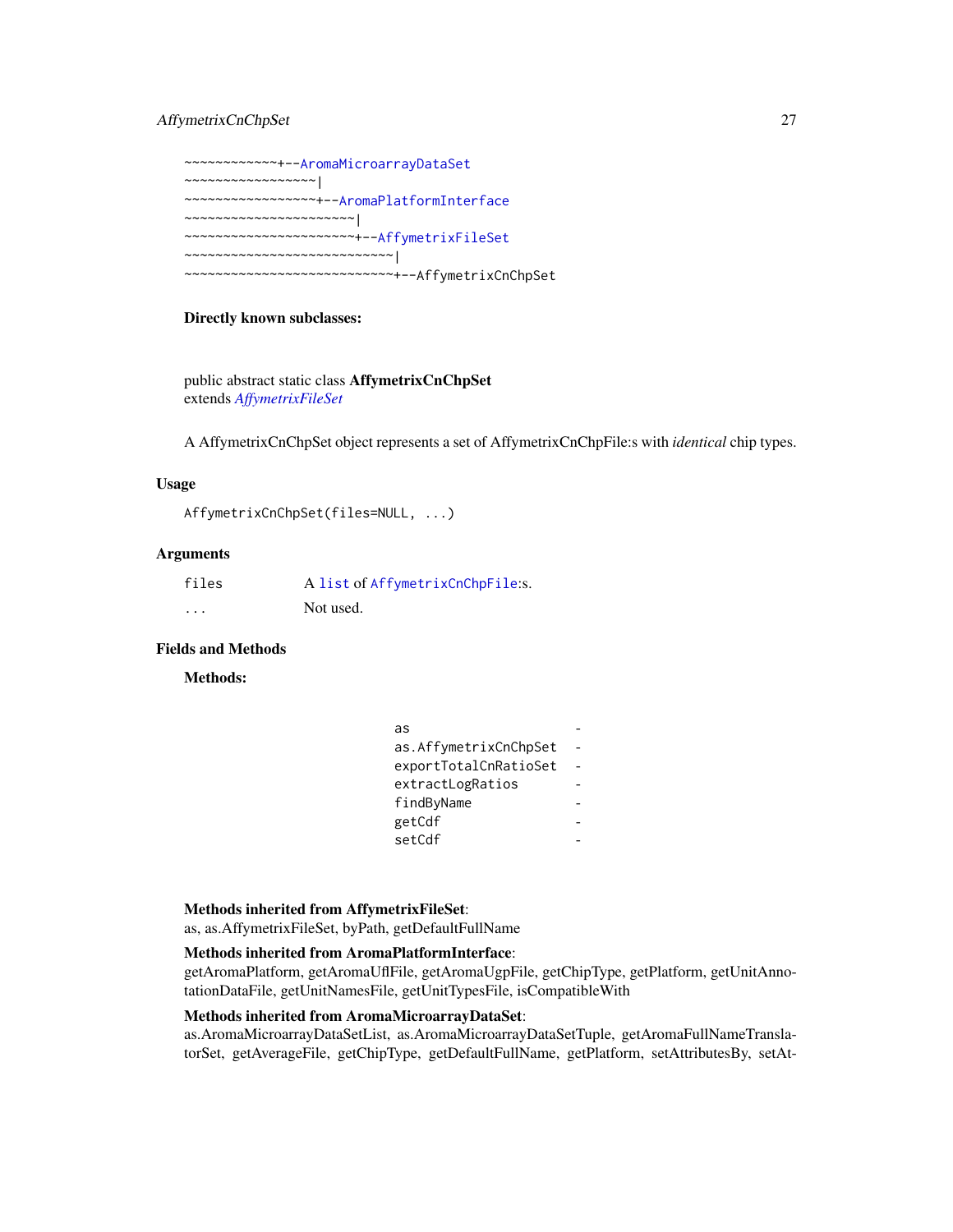```
~~~~~~~~~~~~+--AromaMicroarrayDataSet
~~~~~~~~~~~~~~~~~|
~~~~~~~~~~~~~~~~~+--AromaPlatformInterface
~~~~~~~~~~~~~~~~~~~~~~|
~~~~~~~~~~~~~~~~~~~~~~+--AffymetrixFileSet
~~~~~~~~~~~~~~~~~~~~~~~~~~~|
~~~~~~~~~~~~~~~~~~~~~~~~~~~+--AffymetrixCnChpSet
```

**Directly known subclasses:**

public abstract static class **AffymetrixCnChpSet**
extends *AffymetrixFileSet*

A AffymetrixCnChpSet object represents a set of AffymetrixCnChpFile:s with *identical* chip types.

## Usage

```
AffymetrixCnChpSet(files=NULL, ...)
```

## Arguments

| | |
|---|---|
| `files` | A `list` of `AffymetrixCnChpFile`:s. |
| `...` | Not used. |

## Fields and Methods

**Methods:**

| | |
|---|---|
| `as` | - |
| `as.AffymetrixCnChpSet` | - |
| `exportTotalCnRatioSet` | - |
| `extractLogRatios` | - |
| `findByName` | - |
| `getCdf` | - |
| `setCdf` | - |

**Methods inherited from AffymetrixFileSet**:
as, as.AffymetrixFileSet, byPath, getDefaultFullName

**Methods inherited from AromaPlatformInterface**:
getAromaPlatform, getAromaUflFile, getAromaUgpFile, getChipType, getPlatform, getUnitAnnotationDataFile, getUnitNamesFile, getUnitTypesFile, isCompatibleWith

**Methods inherited from AromaMicroarrayDataSet**:
as.AromaMicroarrayDataSetList, as.AromaMicroarrayDataSetTuple, getAromaFullNameTranslatorSet, getAverageFile, getChipType, getDefaultFullName, getPlatform, setAttributesBy, setAt-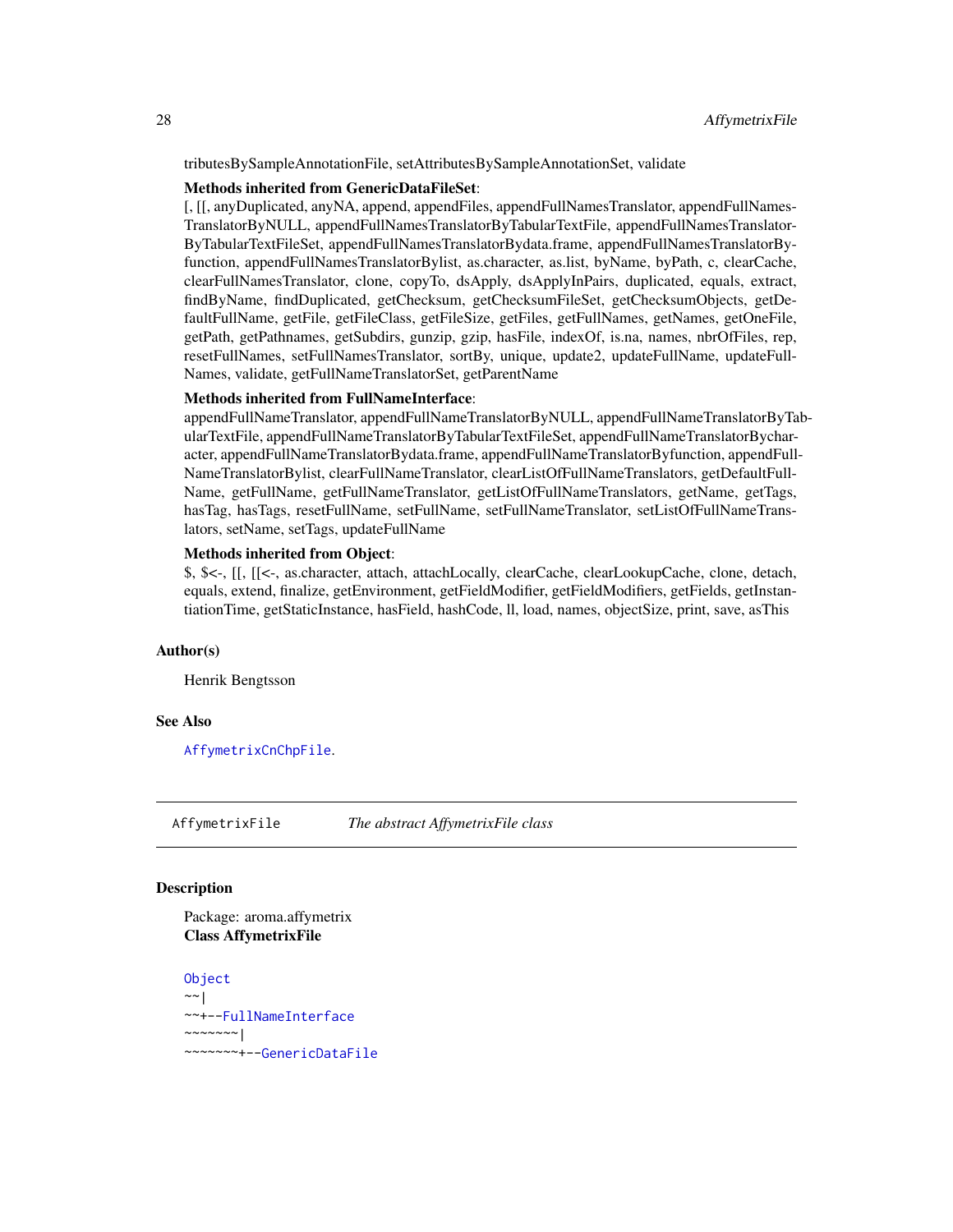tributesBySampleAnnotationFile, setAttributesBySampleAnnotationSet, validate

**Methods inherited from GenericDataFileSet**:
[, [[, anyDuplicated, anyNA, append, appendFiles, appendFullNamesTranslator, appendFullNamesTranslatorByNULL, appendFullNamesTranslatorByTabularTextFile, appendFullNamesTranslatorByTabularTextFileSet, appendFullNamesTranslatorBydata.frame, appendFullNamesTranslatorByfunction, appendFullNamesTranslatorBylist, as.character, as.list, byName, byPath, c, clearCache, clearFullNamesTranslator, clone, copyTo, dsApply, dsApplyInPairs, duplicated, equals, extract, findByName, findDuplicated, getChecksum, getChecksumFileSet, getChecksumObjects, getDefaultFullName, getFile, getFileClass, getFileSize, getFiles, getFullNames, getNames, getOneFile, getPath, getPathnames, getSubdirs, gunzip, gzip, hasFile, indexOf, is.na, names, nbrOfFiles, rep, resetFullNames, setFullNamesTranslator, sortBy, unique, update2, updateFullName, updateFullNames, validate, getFullNameTranslatorSet, getParentName

**Methods inherited from FullNameInterface**:
appendFullNameTranslator, appendFullNameTranslatorByNULL, appendFullNameTranslatorByTabularTextFile, appendFullNameTranslatorByTabularTextFileSet, appendFullNameTranslatorBycharacter, appendFullNameTranslatorBydata.frame, appendFullNameTranslatorByfunction, appendFullNameTranslatorBylist, clearFullNameTranslator, clearListOfFullNameTranslators, getDefaultFullName, getFullName, getFullNameTranslator, getListOfFullNameTranslators, getName, getTags, hasTag, hasTags, resetFullName, setFullName, setFullNameTranslator, setListOfFullNameTranslators, setName, setTags, updateFullName

**Methods inherited from Object**:
$, $<-, [[, [[<-, as.character, attach, attachLocally, clearCache, clearLookupCache, clone, detach, equals, extend, finalize, getEnvironment, getFieldModifier, getFieldModifiers, getFields, getInstantiationTime, getStaticInstance, hasField, hashCode, ll, load, names, objectSize, print, save, asThis

## Author(s)

Henrik Bengtsson

## See Also

`AffymetrixCnChpFile`.

---

# AffymetrixFile — *The abstract AffymetrixFile class*

## Description

Package: aroma.affymetrix
**Class AffymetrixFile**

```
Object
~~|
~~+--FullNameInterface
~~~~~~~|
~~~~~~~+--GenericDataFile
```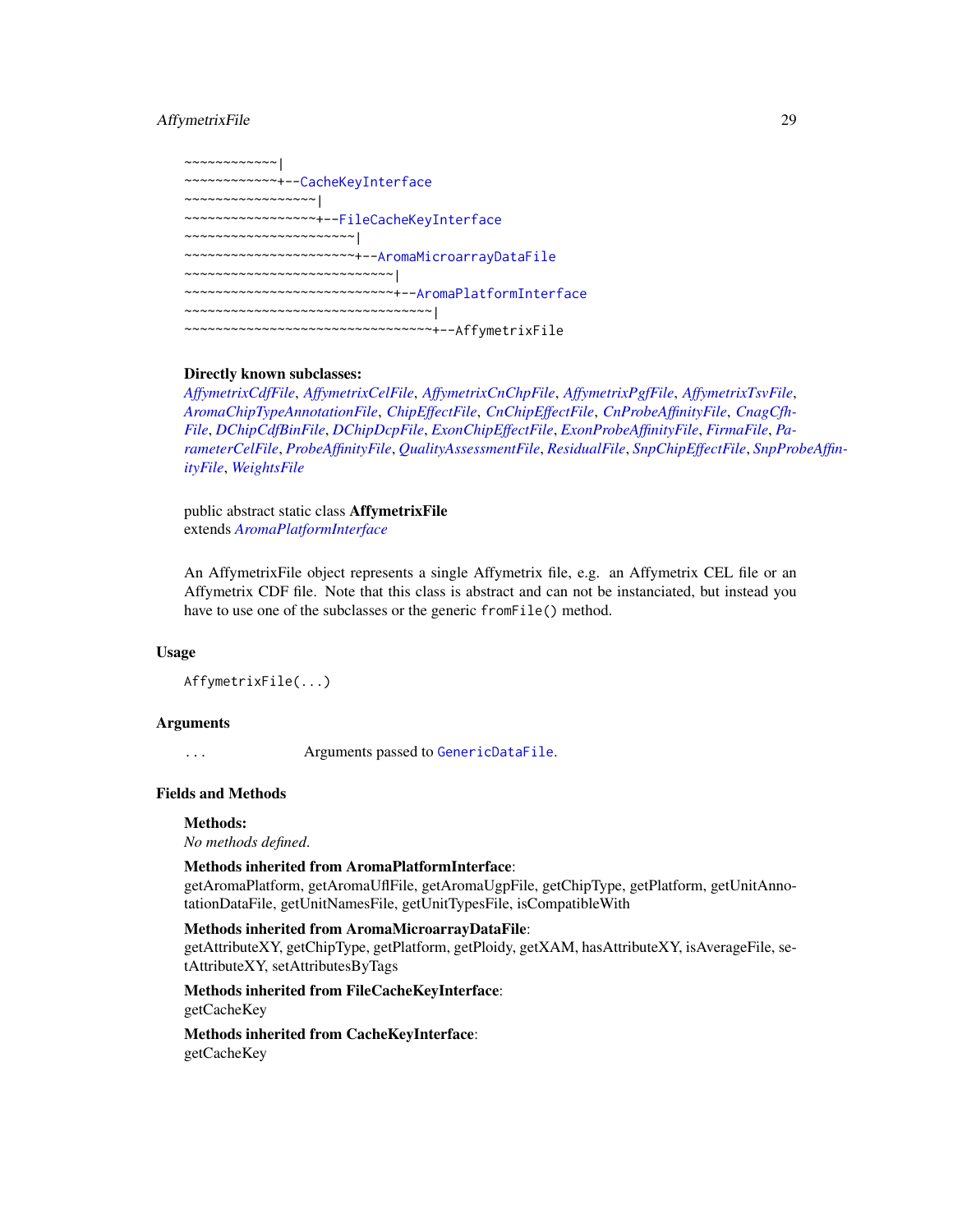```
~~~~~~~~~~~~|
~~~~~~~~~~~~+--CacheKeyInterface
~~~~~~~~~~~~~~~~~|
~~~~~~~~~~~~~~~~~+--FileCacheKeyInterface
~~~~~~~~~~~~~~~~~~~~~~|
~~~~~~~~~~~~~~~~~~~~~~+--AromaMicroarrayDataFile
~~~~~~~~~~~~~~~~~~~~~~~~~~~|
~~~~~~~~~~~~~~~~~~~~~~~~~~~+--AromaPlatformInterface
~~~~~~~~~~~~~~~~~~~~~~~~~~~~~~~~|
~~~~~~~~~~~~~~~~~~~~~~~~~~~~~~~~+--AffymetrixFile
```

**Directly known subclasses:**
*AffymetrixCdfFile*, *AffymetrixCelFile*, *AffymetrixCnChpFile*, *AffymetrixPgfFile*, *AffymetrixTsvFile*, *AromaChipTypeAnnotationFile*, *ChipEffectFile*, *CnChipEffectFile*, *CnProbeAffinityFile*, *CnagCfhFile*, *DChipCdfBinFile*, *DChipDcpFile*, *ExonChipEffectFile*, *ExonProbeAffinityFile*, *FirmaFile*, *ParameterCelFile*, *ProbeAffinityFile*, *QualityAssessmentFile*, *ResidualFile*, *SnpChipEffectFile*, *SnpProbeAffinityFile*, *WeightsFile*

public abstract static class **AffymetrixFile**
extends *AromaPlatformInterface*

An AffymetrixFile object represents a single Affymetrix file, e.g. an Affymetrix CEL file or an Affymetrix CDF file. Note that this class is abstract and can not be instanciated, but instead you have to use one of the subclasses or the generic `fromFile()` method.

## Usage

```
AffymetrixFile(...)
```

## Arguments

`...` Arguments passed to `GenericDataFile`.

## Fields and Methods

**Methods:**
*No methods defined.*

**Methods inherited from AromaPlatformInterface**:
getAromaPlatform, getAromaUflFile, getAromaUgpFile, getChipType, getPlatform, getUnitAnnotationDataFile, getUnitNamesFile, getUnitTypesFile, isCompatibleWith

**Methods inherited from AromaMicroarrayDataFile**:
getAttributeXY, getChipType, getPlatform, getPloidy, getXAM, hasAttributeXY, isAverageFile, setAttributeXY, setAttributesByTags

**Methods inherited from FileCacheKeyInterface**:
getCacheKey

**Methods inherited from CacheKeyInterface**:
getCacheKey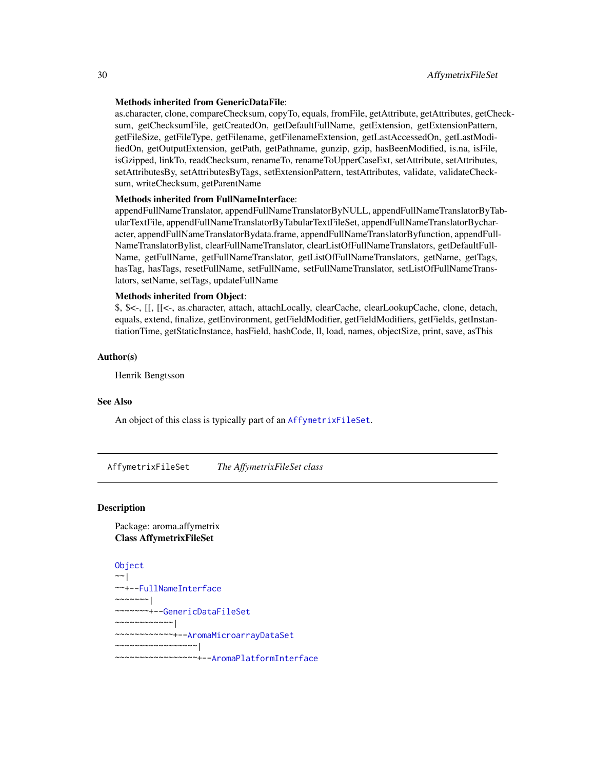**Methods inherited from GenericDataFile**:
as.character, clone, compareChecksum, copyTo, equals, fromFile, getAttribute, getAttributes, getChecksum, getChecksumFile, getCreatedOn, getDefaultFullName, getExtension, getExtensionPattern, getFileSize, getFileType, getFilename, getFilenameExtension, getLastAccessedOn, getLastModifiedOn, getOutputExtension, getPath, getPathname, gunzip, gzip, hasBeenModified, is.na, isFile, isGzipped, linkTo, readChecksum, renameTo, renameToUpperCaseExt, setAttribute, setAttributes, setAttributesBy, setAttributesByTags, setExtensionPattern, testAttributes, validate, validateChecksum, writeChecksum, getParentName

**Methods inherited from FullNameInterface**:
appendFullNameTranslator, appendFullNameTranslatorByNULL, appendFullNameTranslatorByTabularTextFile, appendFullNameTranslatorByTabularTextFileSet, appendFullNameTranslatorBycharacter, appendFullNameTranslatorBydata.frame, appendFullNameTranslatorByfunction, appendFullNameTranslatorBylist, clearFullNameTranslator, clearListOfFullNameTranslators, getDefaultFullName, getFullName, getFullNameTranslator, getListOfFullNameTranslators, getName, getTags, hasTag, hasTags, resetFullName, setFullName, setFullNameTranslator, setListOfFullNameTranslators, setName, setTags, updateFullName

**Methods inherited from Object**:
$, $<-, [[, [[<-, as.character, attach, attachLocally, clearCache, clearLookupCache, clone, detach, equals, extend, finalize, getEnvironment, getFieldModifier, getFieldModifiers, getFields, getInstantiationTime, getStaticInstance, hasField, hashCode, ll, load, names, objectSize, print, save, asThis

## Author(s)

Henrik Bengtsson

## See Also

An object of this class is typically part of an `AffymetrixFileSet`.

---

# AffymetrixFileSet    *The AffymetrixFileSet class*

## Description

Package: aroma.affymetrix
**Class AffymetrixFileSet**

```
Object
~~|
~~+--FullNameInterface
~~~~~~~|
~~~~~~~+--GenericDataFileSet
~~~~~~~~~~~~|
~~~~~~~~~~~~+--AromaMicroarrayDataSet
~~~~~~~~~~~~~~~~~|
~~~~~~~~~~~~~~~~~+--AromaPlatformInterface
```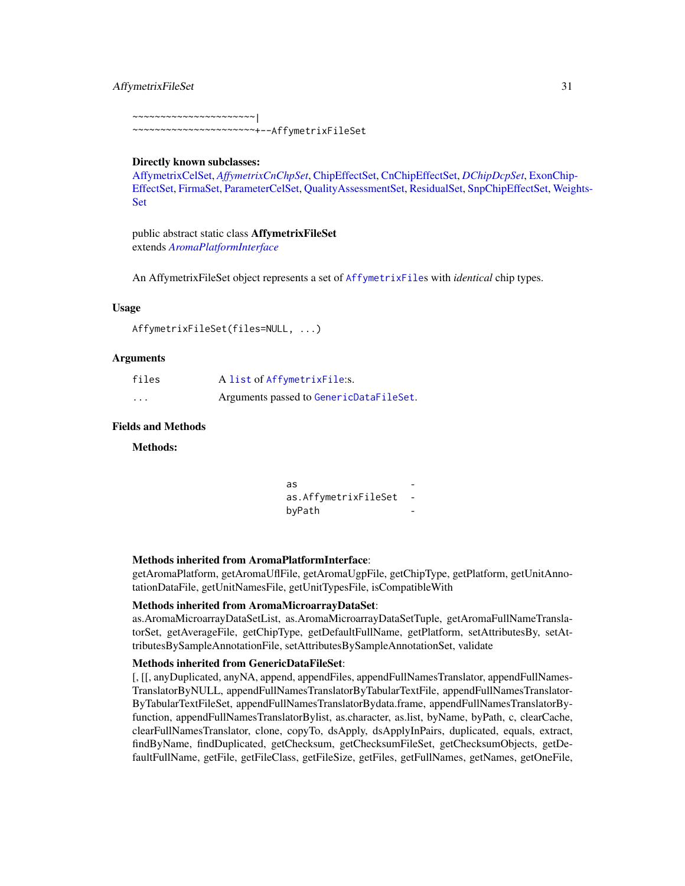```
~~~~~~~~~~~~~~~~~~~~~~|
~~~~~~~~~~~~~~~~~~~~~~+--AffymetrixFileSet
```

**Directly known subclasses:**
AffymetrixCelSet, *AffymetrixCnChpSet*, ChipEffectSet, CnChipEffectSet, *DChipDcpSet*, ExonChipEffectSet, FirmaSet, ParameterCelSet, QualityAssessmentSet, ResidualSet, SnpChipEffectSet, WeightsSet

public abstract static class **AffymetrixFileSet**
extends *AromaPlatformInterface*

An AffymetrixFileSet object represents a set of `AffymetrixFile`s with *identical* chip types.

## Usage

```
AffymetrixFileSet(files=NULL, ...)
```

## Arguments

| | |
|---|---|
| `files` | A `list` of `AffymetrixFile`:s. |
| `...` | Arguments passed to `GenericDataFileSet`. |

## Fields and Methods

**Methods:**

| | |
|---|---|
| `as` | - |
| `as.AffymetrixFileSet` | - |
| `byPath` | - |

**Methods inherited from AromaPlatformInterface**:
getAromaPlatform, getAromaUflFile, getAromaUgpFile, getChipType, getPlatform, getUnitAnnotationDataFile, getUnitNamesFile, getUnitTypesFile, isCompatibleWith

**Methods inherited from AromaMicroarrayDataSet**:
as.AromaMicroarrayDataSetList, as.AromaMicroarrayDataSetTuple, getAromaFullNameTranslatorSet, getAverageFile, getChipType, getDefaultFullName, getPlatform, setAttributesBy, setAttributesBySampleAnnotationFile, setAttributesBySampleAnnotationSet, validate

**Methods inherited from GenericDataFileSet**:
[, [[, anyDuplicated, anyNA, append, appendFiles, appendFullNamesTranslator, appendFullNamesTranslatorByNULL, appendFullNamesTranslatorByTabularTextFile, appendFullNamesTranslatorByTabularTextFileSet, appendFullNamesTranslatorBydata.frame, appendFullNamesTranslatorByfunction, appendFullNamesTranslatorBylist, as.character, as.list, byName, byPath, c, clearCache, clearFullNamesTranslator, clone, copyTo, dsApply, dsApplyInPairs, duplicated, equals, extract, findByName, findDuplicated, getChecksum, getChecksumFileSet, getChecksumObjects, getDefaultFullName, getFile, getFileClass, getFileSize, getFiles, getFullNames, getNames, getOneFile,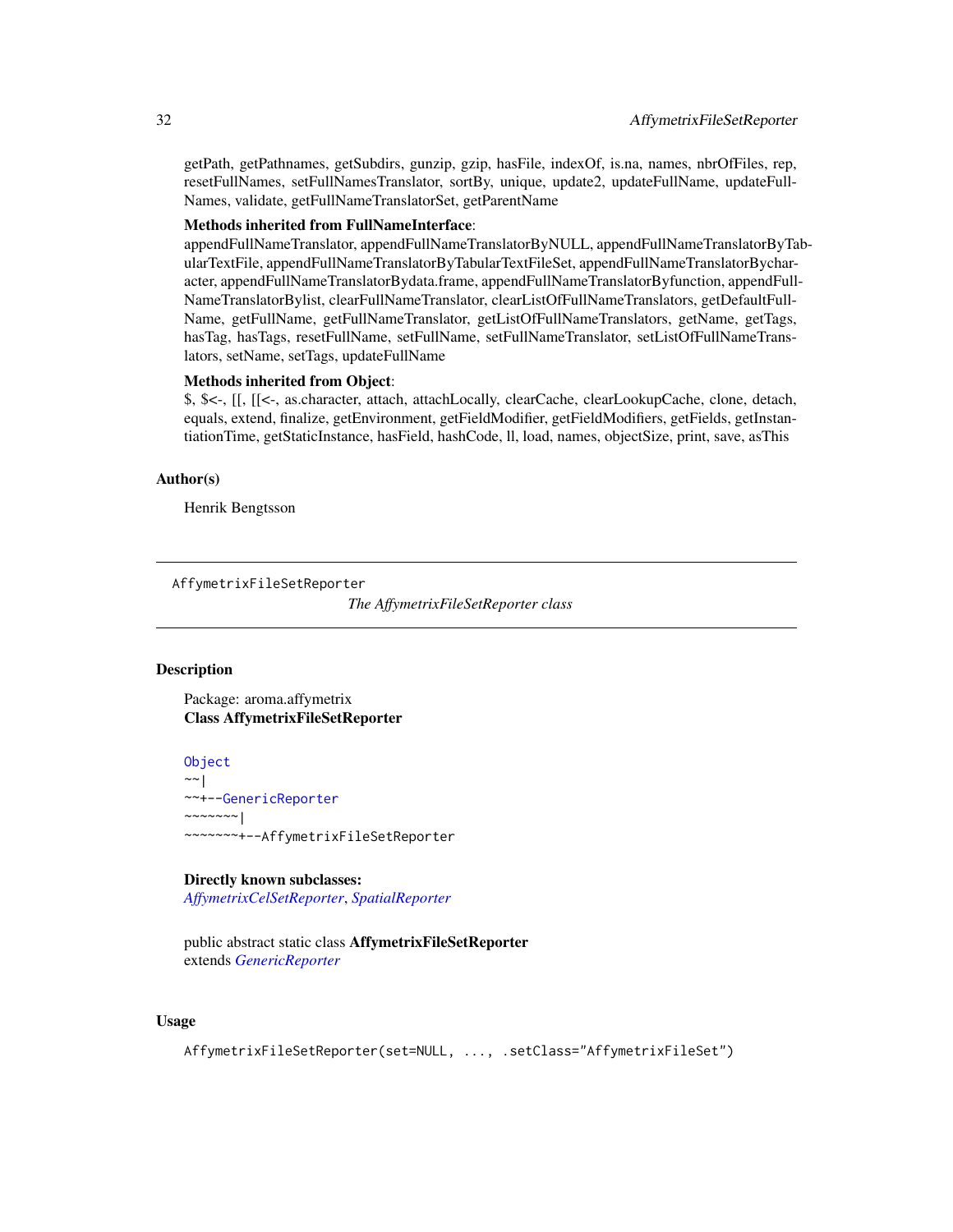getPath, getPathnames, getSubdirs, gunzip, gzip, hasFile, indexOf, is.na, names, nbrOfFiles, rep, resetFullNames, setFullNamesTranslator, sortBy, unique, update2, updateFullName, updateFullNames, validate, getFullNameTranslatorSet, getParentName

**Methods inherited from FullNameInterface**:
appendFullNameTranslator, appendFullNameTranslatorByNULL, appendFullNameTranslatorByTabularTextFile, appendFullNameTranslatorByTabularTextFileSet, appendFullNameTranslatorBycharacter, appendFullNameTranslatorBydata.frame, appendFullNameTranslatorByfunction, appendFullNameTranslatorBylist, clearFullNameTranslator, clearListOfFullNameTranslators, getDefaultFullName, getFullName, getFullNameTranslator, getListOfFullNameTranslators, getName, getTags, hasTag, hasTags, resetFullName, setFullName, setFullNameTranslator, setListOfFullNameTranslators, setName, setTags, updateFullName

**Methods inherited from Object**:
$, $<-, [[, [[<-, as.character, attach, attachLocally, clearCache, clearLookupCache, clone, detach, equals, extend, finalize, getEnvironment, getFieldModifier, getFieldModifiers, getFields, getInstantiationTime, getStaticInstance, hasField, hashCode, ll, load, names, objectSize, print, save, asThis

## Author(s)

Henrik Bengtsson

---

`AffymetrixFileSetReporter` *The AffymetrixFileSetReporter class*

---

## Description

Package: aroma.affymetrix
**Class AffymetrixFileSetReporter**

```
Object
~~|
~~+--GenericReporter
~~~~~~~|
~~~~~~~+--AffymetrixFileSetReporter
```

**Directly known subclasses:**
*AffymetrixCelSetReporter*, *SpatialReporter*

public abstract static class **AffymetrixFileSetReporter**
extends *GenericReporter*

## Usage

```
AffymetrixFileSetReporter(set=NULL, ..., .setClass="AffymetrixFileSet")
```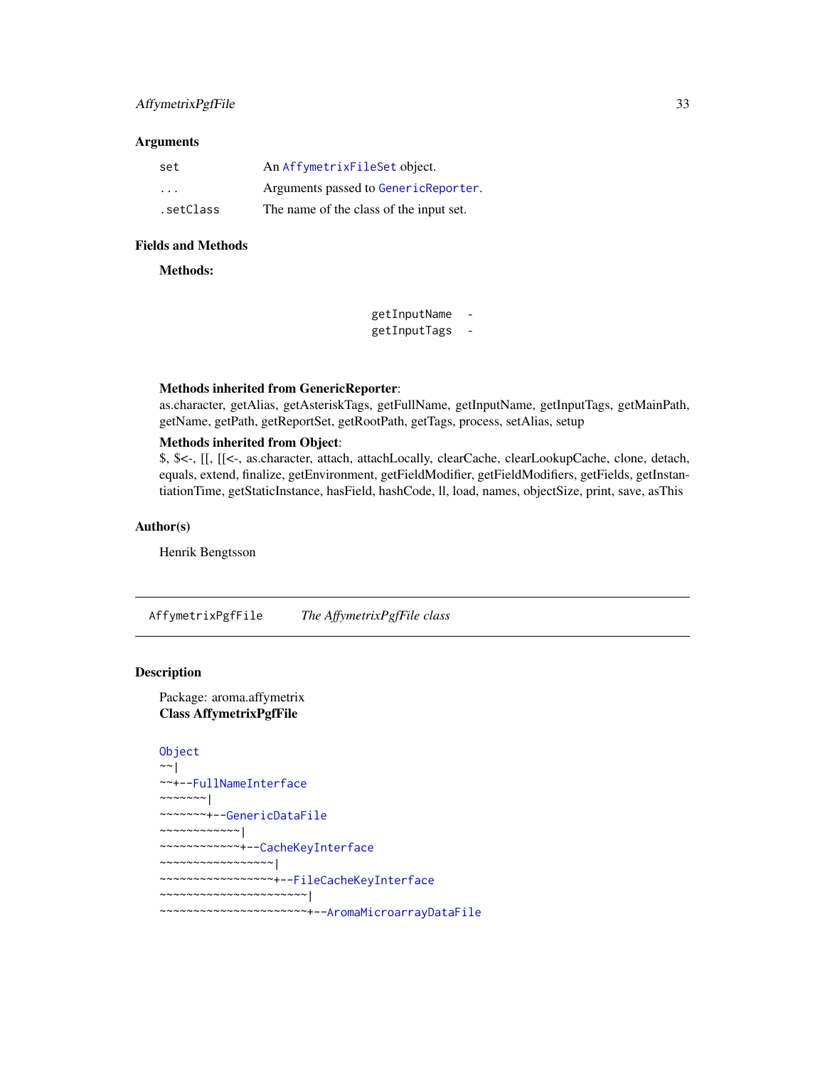## Arguments

| | |
|---|---|
| set | An AffymetrixFileSet object. |
| ... | Arguments passed to GenericReporter. |
| .setClass | The name of the class of the input set. |

## Fields and Methods

**Methods:**

```
getInputName  -
getInputTags  -
```

**Methods inherited from GenericReporter**:
as.character, getAlias, getAsteriskTags, getFullName, getInputName, getInputTags, getMainPath, getName, getPath, getReportSet, getRootPath, getTags, process, setAlias, setup

**Methods inherited from Object**:
$, $<-, [[, [[<-, as.character, attach, attachLocally, clearCache, clearLookupCache, clone, detach, equals, extend, finalize, getEnvironment, getFieldModifier, getFieldModifiers, getFields, getInstantiationTime, getStaticInstance, hasField, hashCode, ll, load, names, objectSize, print, save, asThis

## Author(s)

Henrik Bengtsson

---

# AffymetrixPgfFile — *The AffymetrixPgfFile class*

## Description

Package: aroma.affymetrix
**Class AffymetrixPgfFile**

```
Object
~~|
~~+--FullNameInterface
~~~~~~~|
~~~~~~~+--GenericDataFile
~~~~~~~~~~~~|
~~~~~~~~~~~~+--CacheKeyInterface
~~~~~~~~~~~~~~~~~|
~~~~~~~~~~~~~~~~~+--FileCacheKeyInterface
~~~~~~~~~~~~~~~~~~~~~~|
~~~~~~~~~~~~~~~~~~~~~~+--AromaMicroarrayDataFile
```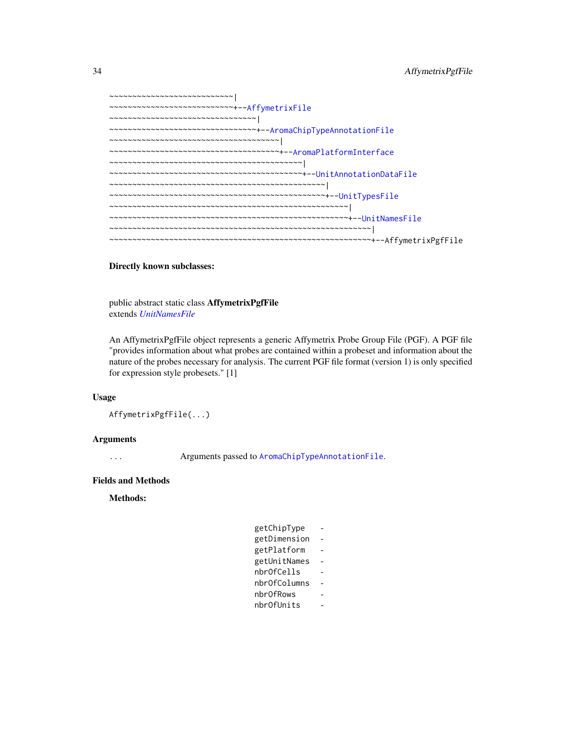```
~~~~~~~~~~~~~~~~~~~~~~~~~~~|
~~~~~~~~~~~~~~~~~~~~~~~~~~~+--AffymetrixFile
~~~~~~~~~~~~~~~~~~~~~~~~~~~~~~~~|
~~~~~~~~~~~~~~~~~~~~~~~~~~~~~~~~+--AromaChipTypeAnnotationFile
~~~~~~~~~~~~~~~~~~~~~~~~~~~~~~~~~~~~~|
~~~~~~~~~~~~~~~~~~~~~~~~~~~~~~~~~~~~~+--AromaPlatformInterface
~~~~~~~~~~~~~~~~~~~~~~~~~~~~~~~~~~~~~~~~~~|
~~~~~~~~~~~~~~~~~~~~~~~~~~~~~~~~~~~~~~~~~~+--UnitAnnotationDataFile
~~~~~~~~~~~~~~~~~~~~~~~~~~~~~~~~~~~~~~~~~~~~~~~|
~~~~~~~~~~~~~~~~~~~~~~~~~~~~~~~~~~~~~~~~~~~~~~~+--UnitTypesFile
~~~~~~~~~~~~~~~~~~~~~~~~~~~~~~~~~~~~~~~~~~~~~~~~~~~~|
~~~~~~~~~~~~~~~~~~~~~~~~~~~~~~~~~~~~~~~~~~~~~~~~~~~~+--UnitNamesFile
~~~~~~~~~~~~~~~~~~~~~~~~~~~~~~~~~~~~~~~~~~~~~~~~~~~~~~~~~|
~~~~~~~~~~~~~~~~~~~~~~~~~~~~~~~~~~~~~~~~~~~~~~~~~~~~~~~~~+--AffymetrixPgfFile
```

**Directly known subclasses:**

public abstract static class **AffymetrixPgfFile**
extends *UnitNamesFile*

An AffymetrixPgfFile object represents a generic Affymetrix Probe Group File (PGF). A PGF file "provides information about what probes are contained within a probeset and information about the nature of the probes necessary for analysis. The current PGF file format (version 1) is only specified for expression style probesets." [1]

## Usage

```
AffymetrixPgfFile(...)
```

## Arguments

| | |
|---|---|
| `...` | Arguments passed to `AromaChipTypeAnnotationFile`. |

## Fields and Methods

**Methods:**

```
getChipType    -
getDimension   -
getPlatform    -
getUnitNames   -
nbrOfCells     -
nbrOfColumns   -
nbrOfRows      -
nbrOfUnits     -
```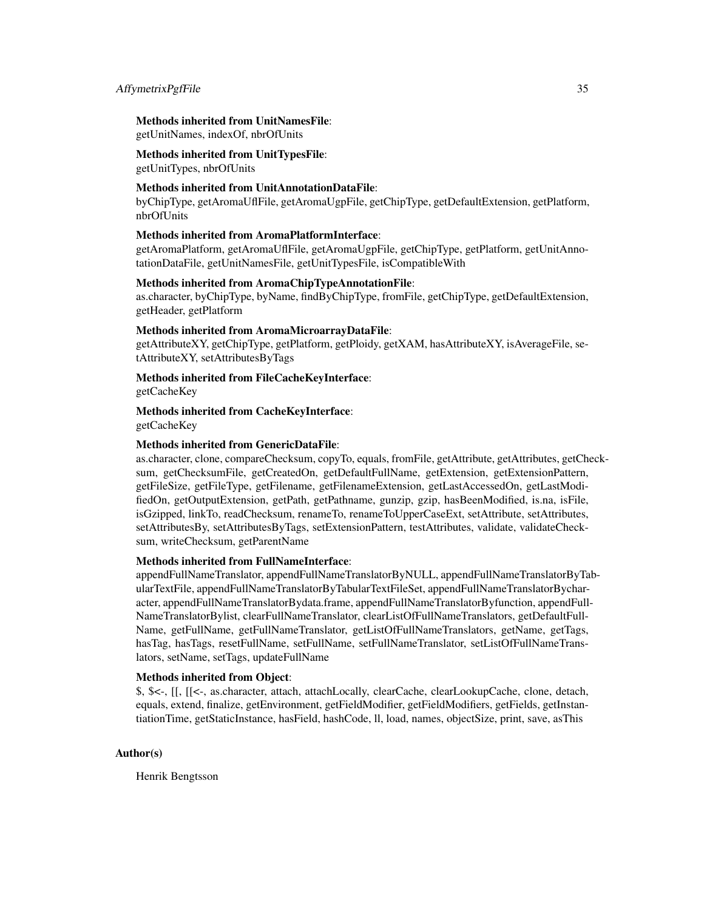**Methods inherited from UnitNamesFile**:
getUnitNames, indexOf, nbrOfUnits

**Methods inherited from UnitTypesFile**:
getUnitTypes, nbrOfUnits

**Methods inherited from UnitAnnotationDataFile**:
byChipType, getAromaUflFile, getAromaUgpFile, getChipType, getDefaultExtension, getPlatform, nbrOfUnits

**Methods inherited from AromaPlatformInterface**:
getAromaPlatform, getAromaUflFile, getAromaUgpFile, getChipType, getPlatform, getUnitAnnotationDataFile, getUnitNamesFile, getUnitTypesFile, isCompatibleWith

**Methods inherited from AromaChipTypeAnnotationFile**:
as.character, byChipType, byName, findByChipType, fromFile, getChipType, getDefaultExtension, getHeader, getPlatform

**Methods inherited from AromaMicroarrayDataFile**:
getAttributeXY, getChipType, getPlatform, getPloidy, getXAM, hasAttributeXY, isAverageFile, setAttributeXY, setAttributesByTags

**Methods inherited from FileCacheKeyInterface**:
getCacheKey

**Methods inherited from CacheKeyInterface**:
getCacheKey

**Methods inherited from GenericDataFile**:
as.character, clone, compareChecksum, copyTo, equals, fromFile, getAttribute, getAttributes, getChecksum, getChecksumFile, getCreatedOn, getDefaultFullName, getExtension, getExtensionPattern, getFileSize, getFileType, getFilename, getFilenameExtension, getLastAccessedOn, getLastModifiedOn, getOutputExtension, getPath, getPathname, gunzip, gzip, hasBeenModified, is.na, isFile, isGzipped, linkTo, readChecksum, renameTo, renameToUpperCaseExt, setAttribute, setAttributes, setAttributesBy, setAttributesByTags, setExtensionPattern, testAttributes, validate, validateChecksum, writeChecksum, getParentName

**Methods inherited from FullNameInterface**:
appendFullNameTranslator, appendFullNameTranslatorByNULL, appendFullNameTranslatorByTabularTextFile, appendFullNameTranslatorByTabularTextFileSet, appendFullNameTranslatorBycharacter, appendFullNameTranslatorBydata.frame, appendFullNameTranslatorByfunction, appendFullNameTranslatorBylist, clearFullNameTranslator, clearListOfFullNameTranslators, getDefaultFullName, getFullName, getFullNameTranslator, getListOfFullNameTranslators, getName, getTags, hasTag, hasTags, resetFullName, setFullName, setFullNameTranslator, setListOfFullNameTranslators, setName, setTags, updateFullName

**Methods inherited from Object**:
$, $<-, [[, [[<-, as.character, attach, attachLocally, clearCache, clearLookupCache, clone, detach, equals, extend, finalize, getEnvironment, getFieldModifier, getFieldModifiers, getFields, getInstantiationTime, getStaticInstance, hasField, hashCode, ll, load, names, objectSize, print, save, asThis

## Author(s)

Henrik Bengtsson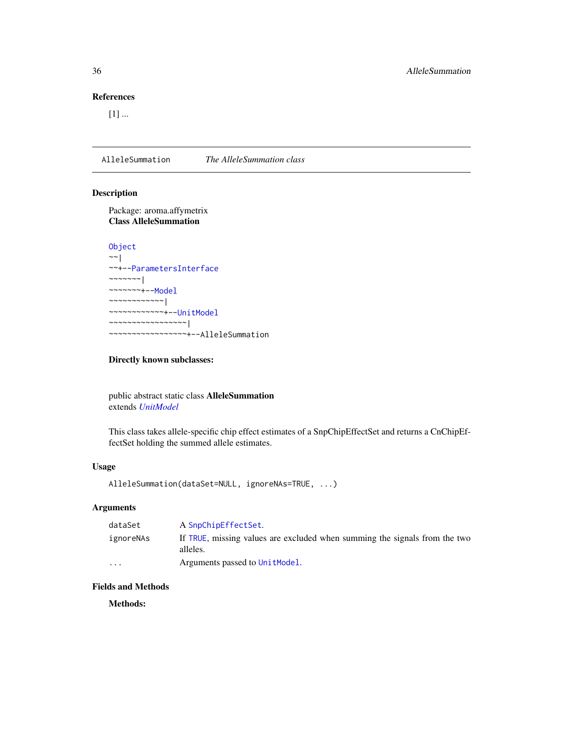## References

[1] ...

---

`AlleleSummation` *The AlleleSummation class*

---

## Description

Package: aroma.affymetrix
**Class AlleleSummation**

```
Object
~~|
~~+--ParametersInterface
~~~~~~~|
~~~~~~~+--Model
~~~~~~~~~~~~|
~~~~~~~~~~~~+--UnitModel
~~~~~~~~~~~~~~~~~|
~~~~~~~~~~~~~~~~~+--AlleleSummation
```

**Directly known subclasses:**

public abstract static class **AlleleSummation**
extends *UnitModel*

This class takes allele-specific chip effect estimates of a SnpChipEffectSet and returns a CnChipEffectSet holding the summed allele estimates.

## Usage

```
AlleleSummation(dataSet=NULL, ignoreNAs=TRUE, ...)
```

## Arguments

| | |
|---|---|
| dataSet | A `SnpChipEffectSet`. |
| ignoreNAs | If `TRUE`, missing values are excluded when summing the signals from the two alleles. |
| ... | Arguments passed to `UnitModel`. |

## Fields and Methods

**Methods:**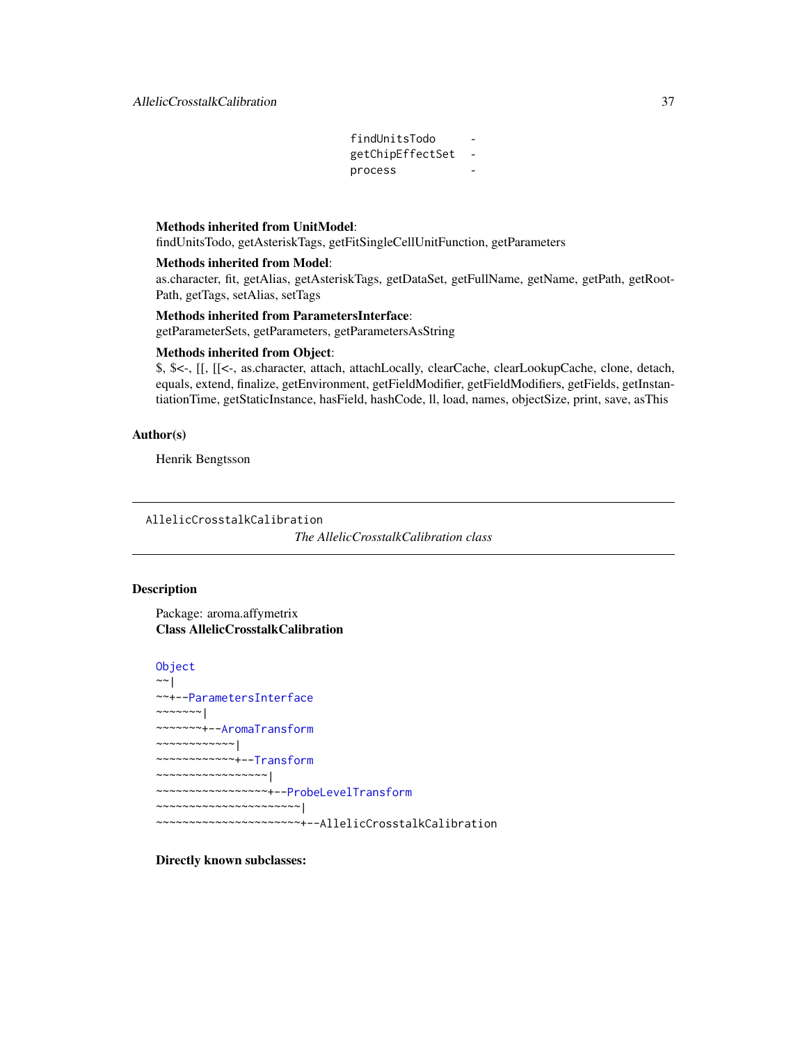```
findUnitsTodo     -
getChipEffectSet  -
process           -
```

**Methods inherited from UnitModel**:
findUnitsTodo, getAsteriskTags, getFitSingleCellUnitFunction, getParameters

**Methods inherited from Model**:
as.character, fit, getAlias, getAsteriskTags, getDataSet, getFullName, getName, getPath, getRootPath, getTags, setAlias, setTags

**Methods inherited from ParametersInterface**:
getParameterSets, getParameters, getParametersAsString

**Methods inherited from Object**:
$, $<-, [[, [[<-, as.character, attach, attachLocally, clearCache, clearLookupCache, clone, detach, equals, extend, finalize, getEnvironment, getFieldModifier, getFieldModifiers, getFields, getInstantiationTime, getStaticInstance, hasField, hashCode, ll, load, names, objectSize, print, save, asThis

## Author(s)

Henrik Bengtsson

---

`AllelicCrosstalkCalibration` *The AllelicCrosstalkCalibration class*

---

## Description

Package: aroma.affymetrix
**Class AllelicCrosstalkCalibration**

```
Object
~~|
~~+--ParametersInterface
~~~~~~~|
~~~~~~~+--AromaTransform
~~~~~~~~~~~~|
~~~~~~~~~~~~+--Transform
~~~~~~~~~~~~~~~~~|
~~~~~~~~~~~~~~~~~+--ProbeLevelTransform
~~~~~~~~~~~~~~~~~~~~~~|
~~~~~~~~~~~~~~~~~~~~~~+--AllelicCrosstalkCalibration
```

**Directly known subclasses:**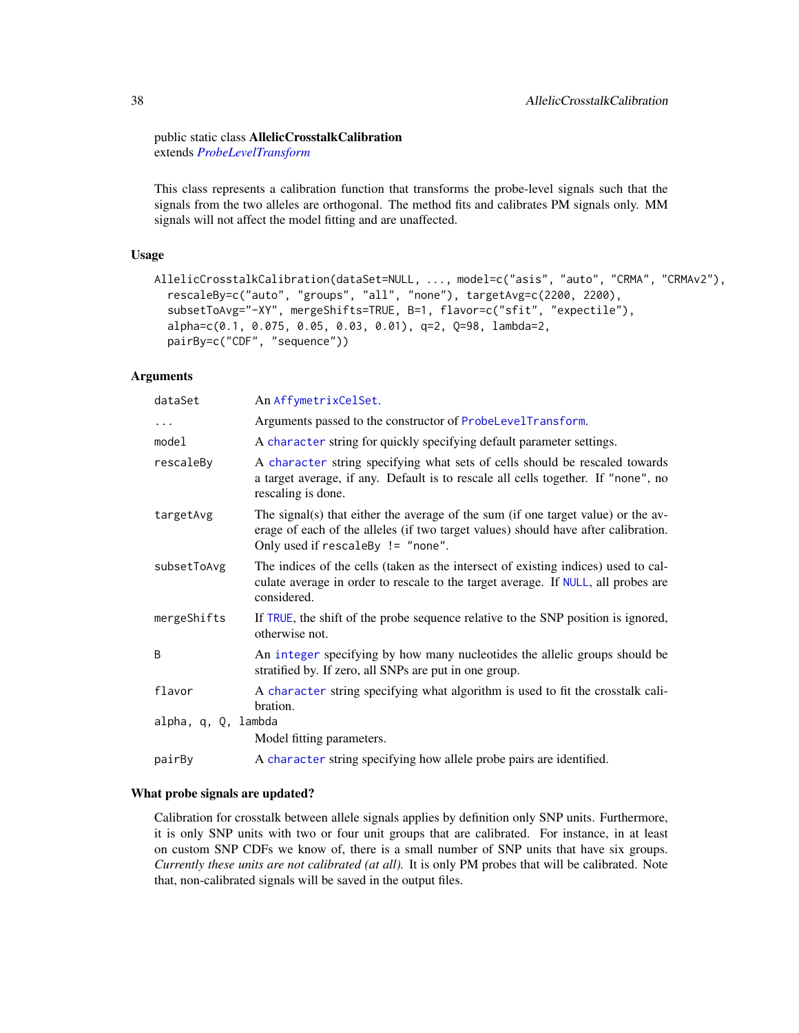public static class **AllelicCrosstalkCalibration**
extends *ProbeLevelTransform*

This class represents a calibration function that transforms the probe-level signals such that the signals from the two alleles are orthogonal. The method fits and calibrates PM signals only. MM signals will not affect the model fitting and are unaffected.

## Usage

```
AllelicCrosstalkCalibration(dataSet=NULL, ..., model=c("asis", "auto", "CRMA", "CRMAv2"),
  rescaleBy=c("auto", "groups", "all", "none"), targetAvg=c(2200, 2200),
  subsetToAvg="-XY", mergeShifts=TRUE, B=1, flavor=c("sfit", "expectile"),
  alpha=c(0.1, 0.075, 0.05, 0.03, 0.01), q=2, Q=98, lambda=2,
  pairBy=c("CDF", "sequence"))
```

## Arguments

| | |
|---|---|
| `dataSet` | An `AffymetrixCelSet`. |
| `...` | Arguments passed to the constructor of `ProbeLevelTransform`. |
| `model` | A `character` string for quickly specifying default parameter settings. |
| `rescaleBy` | A `character` string specifying what sets of cells should be rescaled towards a target average, if any. Default is to rescale all cells together. If "none", no rescaling is done. |
| `targetAvg` | The signal(s) that either the average of the sum (if one target value) or the average of each of the alleles (if two target values) should have after calibration. Only used if `rescaleBy != "none"`. |
| `subsetToAvg` | The indices of the cells (taken as the intersect of existing indices) used to calculate average in order to rescale to the target average. If `NULL`, all probes are considered. |
| `mergeShifts` | If `TRUE`, the shift of the probe sequence relative to the SNP position is ignored, otherwise not. |
| `B` | An `integer` specifying by how many nucleotides the allelic groups should be stratified by. If zero, all SNPs are put in one group. |
| `flavor` | A `character` string specifying what algorithm is used to fit the crosstalk calibration. |
| `alpha, q, Q, lambda` | Model fitting parameters. |
| `pairBy` | A `character` string specifying how allele probe pairs are identified. |

## What probe signals are updated?

Calibration for crosstalk between allele signals applies by definition only SNP units. Furthermore, it is only SNP units with two or four unit groups that are calibrated. For instance, in at least on custom SNP CDFs we know of, there is a small number of SNP units that have six groups. *Currently these units are not calibrated (at all).* It is only PM probes that will be calibrated. Note that, non-calibrated signals will be saved in the output files.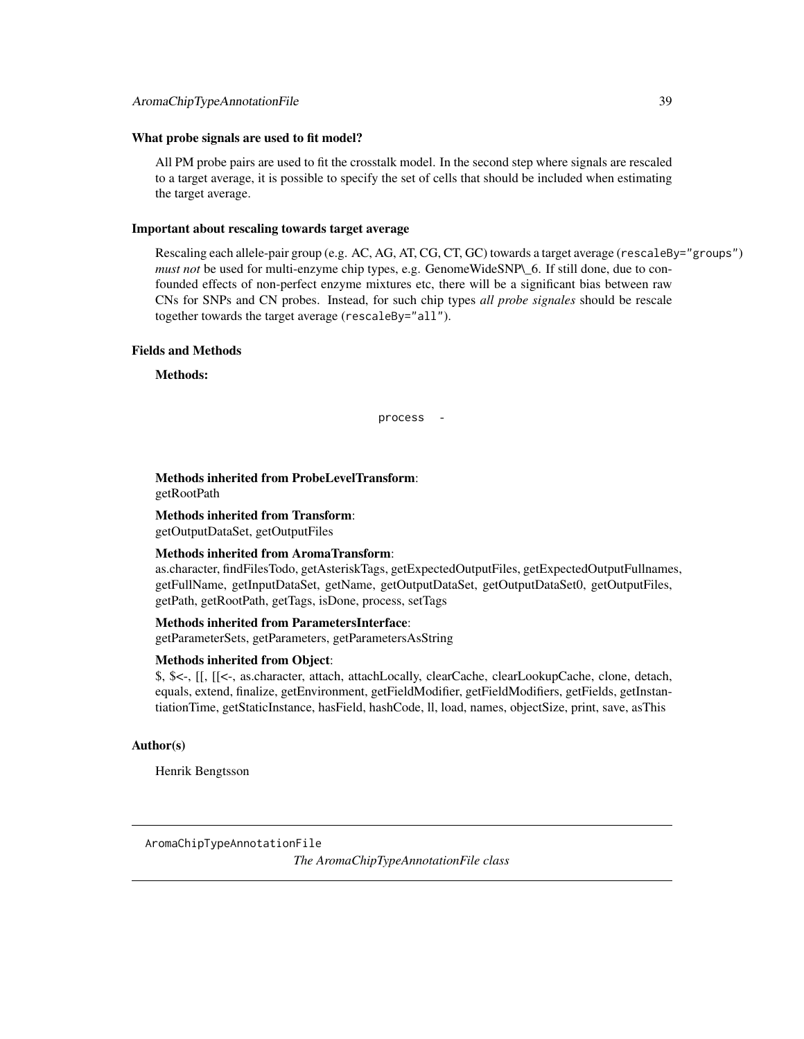### What probe signals are used to fit model?

All PM probe pairs are used to fit the crosstalk model. In the second step where signals are rescaled to a target average, it is possible to specify the set of cells that should be included when estimating the target average.

### Important about rescaling towards target average

Rescaling each allele-pair group (e.g. AC, AG, AT, CG, CT, GC) towards a target average (`rescaleBy="groups"`) *must not* be used for multi-enzyme chip types, e.g. GenomeWideSNP\_6. If still done, due to confounded effects of non-perfect enzyme mixtures etc, there will be a significant bias between raw CNs for SNPs and CN probes. Instead, for such chip types *all probe signales* should be rescale together towards the target average (`rescaleBy="all"`).

### Fields and Methods

**Methods:**

`process` -

**Methods inherited from ProbeLevelTransform**:
getRootPath

**Methods inherited from Transform**:
getOutputDataSet, getOutputFiles

**Methods inherited from AromaTransform**:
as.character, findFilesTodo, getAsteriskTags, getExpectedOutputFiles, getExpectedOutputFullnames, getFullName, getInputDataSet, getName, getOutputDataSet, getOutputDataSet0, getOutputFiles, getPath, getRootPath, getTags, isDone, process, setTags

**Methods inherited from ParametersInterface**:
getParameterSets, getParameters, getParametersAsString

**Methods inherited from Object**:
$, $<-, [[, [[<-, as.character, attach, attachLocally, clearCache, clearLookupCache, clone, detach, equals, extend, finalize, getEnvironment, getFieldModifier, getFieldModifiers, getFields, getInstantiationTime, getStaticInstance, hasField, hashCode, ll, load, names, objectSize, print, save, asThis

### Author(s)

Henrik Bengtsson

---

`AromaChipTypeAnnotationFile` *The AromaChipTypeAnnotationFile class*

---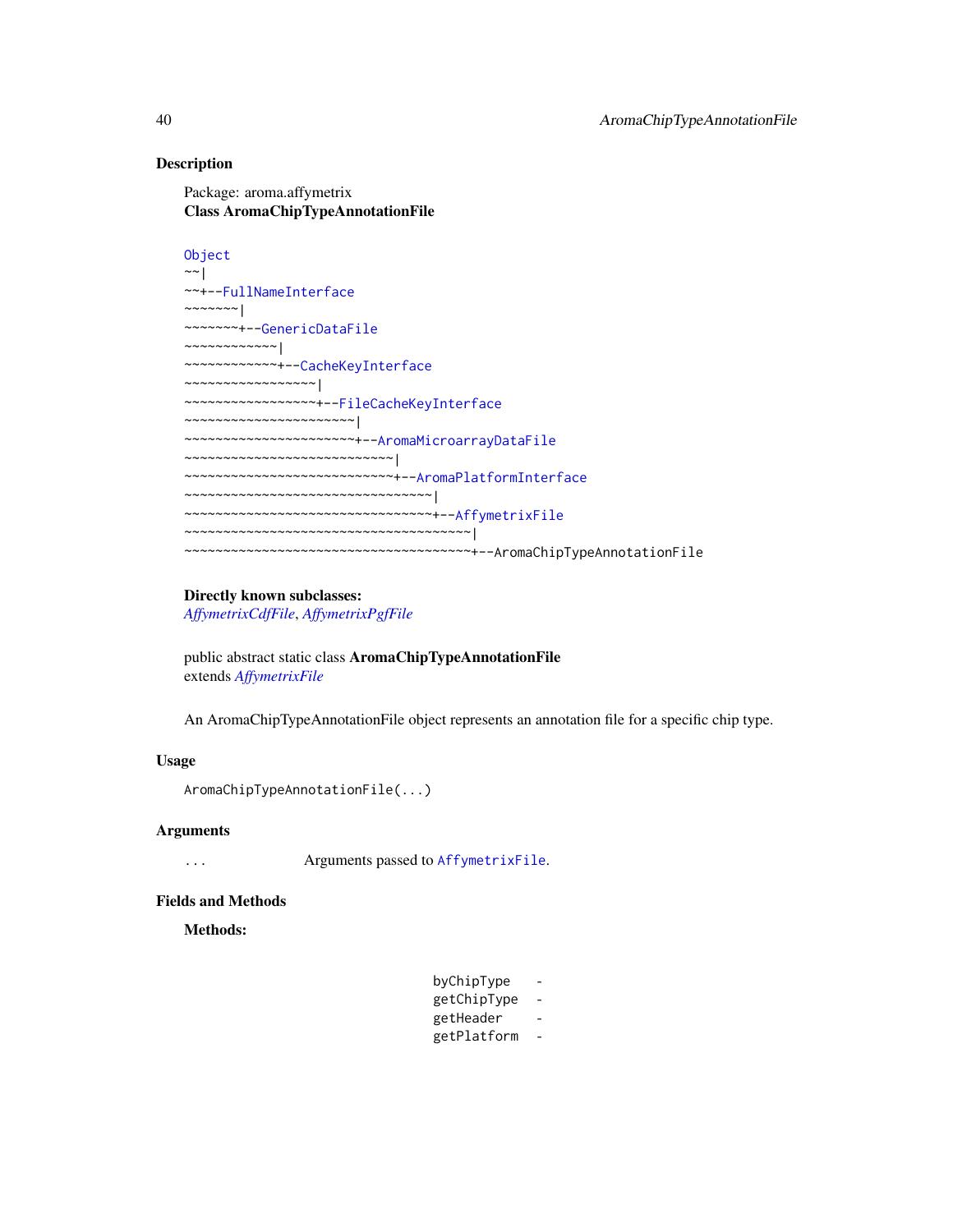## Description

Package: aroma.affymetrix
**Class AromaChipTypeAnnotationFile**

```
Object
~~|
~~+--FullNameInterface
~~~~~~~|
~~~~~~~+--GenericDataFile
~~~~~~~~~~~~|
~~~~~~~~~~~~+--CacheKeyInterface
~~~~~~~~~~~~~~~~~|
~~~~~~~~~~~~~~~~~+--FileCacheKeyInterface
~~~~~~~~~~~~~~~~~~~~~~|
~~~~~~~~~~~~~~~~~~~~~~+--AromaMicroarrayDataFile
~~~~~~~~~~~~~~~~~~~~~~~~~~~|
~~~~~~~~~~~~~~~~~~~~~~~~~~~+--AromaPlatformInterface
~~~~~~~~~~~~~~~~~~~~~~~~~~~~~~~~|
~~~~~~~~~~~~~~~~~~~~~~~~~~~~~~~~+--AffymetrixFile
~~~~~~~~~~~~~~~~~~~~~~~~~~~~~~~~~~~~~|
~~~~~~~~~~~~~~~~~~~~~~~~~~~~~~~~~~~~~+--AromaChipTypeAnnotationFile
```

**Directly known subclasses:**
*AffymetrixCdfFile*, *AffymetrixPgfFile*

public abstract static class **AromaChipTypeAnnotationFile**
extends *AffymetrixFile*

An AromaChipTypeAnnotationFile object represents an annotation file for a specific chip type.

## Usage

```
AromaChipTypeAnnotationFile(...)
```

## Arguments

| | |
|---|---|
| ... | Arguments passed to `AffymetrixFile`. |

## Fields and Methods

**Methods:**

| | |
|---|---|
| byChipType | - |
| getChipType | - |
| getHeader | - |
| getPlatform | - |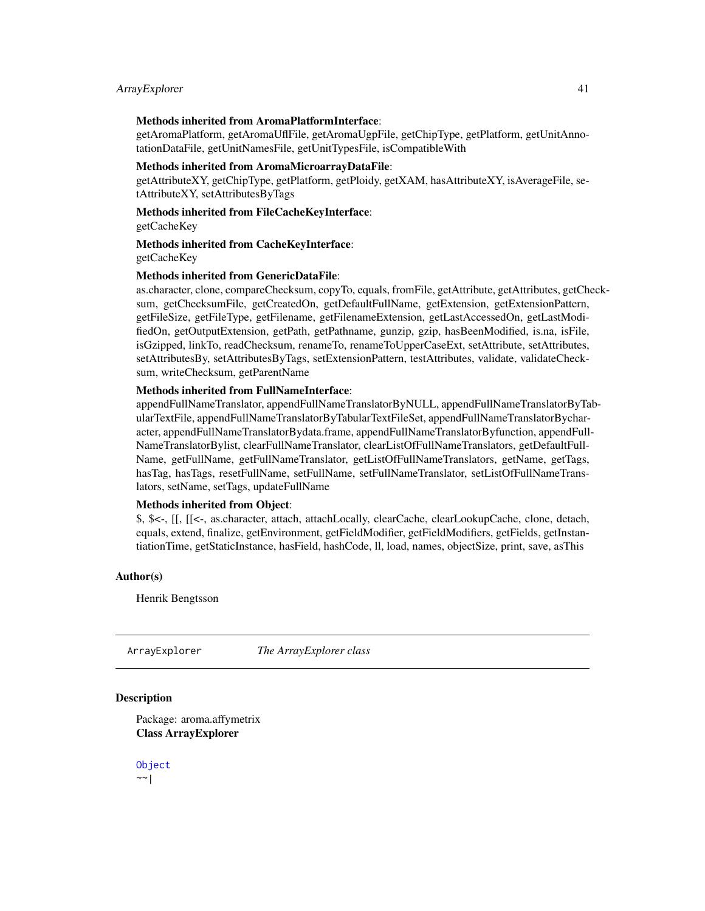**Methods inherited from AromaPlatformInterface**:
getAromaPlatform, getAromaUflFile, getAromaUgpFile, getChipType, getPlatform, getUnitAnnotationDataFile, getUnitNamesFile, getUnitTypesFile, isCompatibleWith

**Methods inherited from AromaMicroarrayDataFile**:
getAttributeXY, getChipType, getPlatform, getPloidy, getXAM, hasAttributeXY, isAverageFile, setAttributeXY, setAttributesByTags

**Methods inherited from FileCacheKeyInterface**:
getCacheKey

**Methods inherited from CacheKeyInterface**:
getCacheKey

**Methods inherited from GenericDataFile**:
as.character, clone, compareChecksum, copyTo, equals, fromFile, getAttribute, getAttributes, getChecksum, getChecksumFile, getCreatedOn, getDefaultFullName, getExtension, getExtensionPattern, getFileSize, getFileType, getFilename, getFilenameExtension, getLastAccessedOn, getLastModifiedOn, getOutputExtension, getPath, getPathname, gunzip, gzip, hasBeenModified, is.na, isFile, isGzipped, linkTo, readChecksum, renameTo, renameToUpperCaseExt, setAttribute, setAttributes, setAttributesBy, setAttributesByTags, setExtensionPattern, testAttributes, validate, validateChecksum, writeChecksum, getParentName

**Methods inherited from FullNameInterface**:
appendFullNameTranslator, appendFullNameTranslatorByNULL, appendFullNameTranslatorByTabularTextFile, appendFullNameTranslatorByTabularTextFileSet, appendFullNameTranslatorBycharacter, appendFullNameTranslatorBydata.frame, appendFullNameTranslatorByfunction, appendFullNameTranslatorBylist, clearFullNameTranslator, clearListOfFullNameTranslators, getDefaultFullName, getFullName, getFullNameTranslator, getListOfFullNameTranslators, getName, getTags, hasTag, hasTags, resetFullName, setFullName, setFullNameTranslator, setListOfFullNameTranslators, setName, setTags, updateFullName

**Methods inherited from Object**:
$, $<-, [[, [[<-, as.character, attach, attachLocally, clearCache, clearLookupCache, clone, detach, equals, extend, finalize, getEnvironment, getFieldModifier, getFieldModifiers, getFields, getInstantiationTime, getStaticInstance, hasField, hashCode, ll, load, names, objectSize, print, save, asThis

## Author(s)

Henrik Bengtsson

---

`ArrayExplorer` *The ArrayExplorer class*

---

## Description

Package: aroma.affymetrix
**Class ArrayExplorer**

`Object`
`~~|`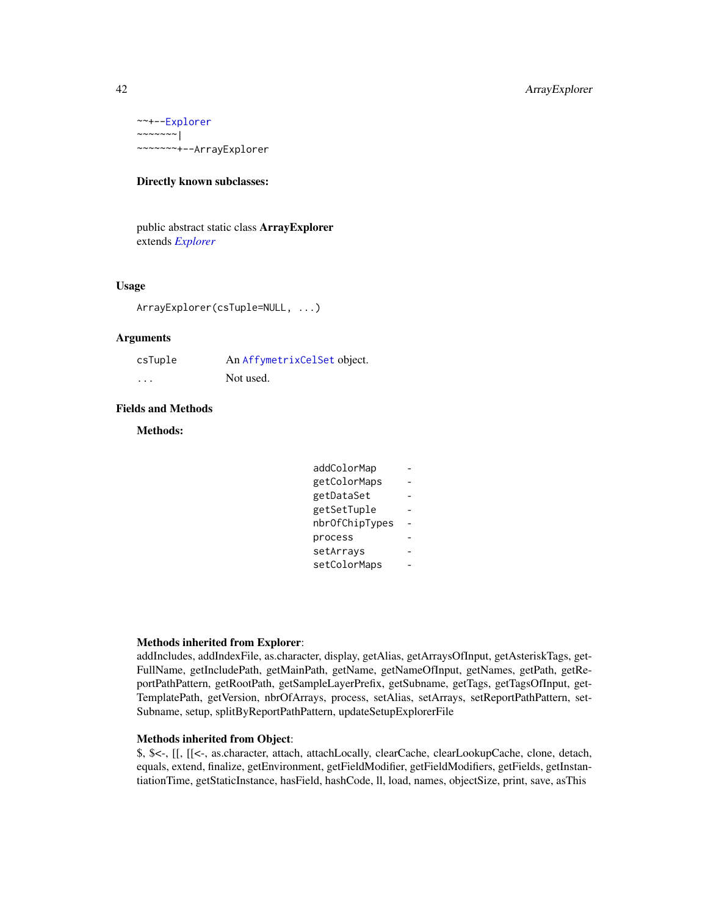```
~~+--Explorer
~~~~~~~|
~~~~~~~+--ArrayExplorer
```

**Directly known subclasses:**

public abstract static class **ArrayExplorer**
extends *Explorer*

## Usage

```
ArrayExplorer(csTuple=NULL, ...)
```

## Arguments

| | |
|---|---|
| csTuple | An `AffymetrixCelSet` object. |
| ... | Not used. |

## Fields and Methods

**Methods:**

| | |
|---|---|
| addColorMap | - |
| getColorMaps | - |
| getDataSet | - |
| getSetTuple | - |
| nbrOfChipTypes | - |
| process | - |
| setArrays | - |
| setColorMaps | - |

**Methods inherited from Explorer**:
addIncludes, addIndexFile, as.character, display, getAlias, getArraysOfInput, getAsteriskTags, getFullName, getIncludePath, getMainPath, getName, getNameOfInput, getNames, getPath, getReportPathPattern, getRootPath, getSampleLayerPrefix, getSubname, getTags, getTagsOfInput, getTemplatePath, getVersion, nbrOfArrays, process, setAlias, setArrays, setReportPathPattern, setSubname, setup, splitByReportPathPattern, updateSetupExplorerFile

**Methods inherited from Object**:
$, $<-, [[, [[<-, as.character, attach, attachLocally, clearCache, clearLookupCache, clone, detach, equals, extend, finalize, getEnvironment, getFieldModifier, getFieldModifiers, getFields, getInstantiationTime, getStaticInstance, hasField, hashCode, ll, load, names, objectSize, print, save, asThis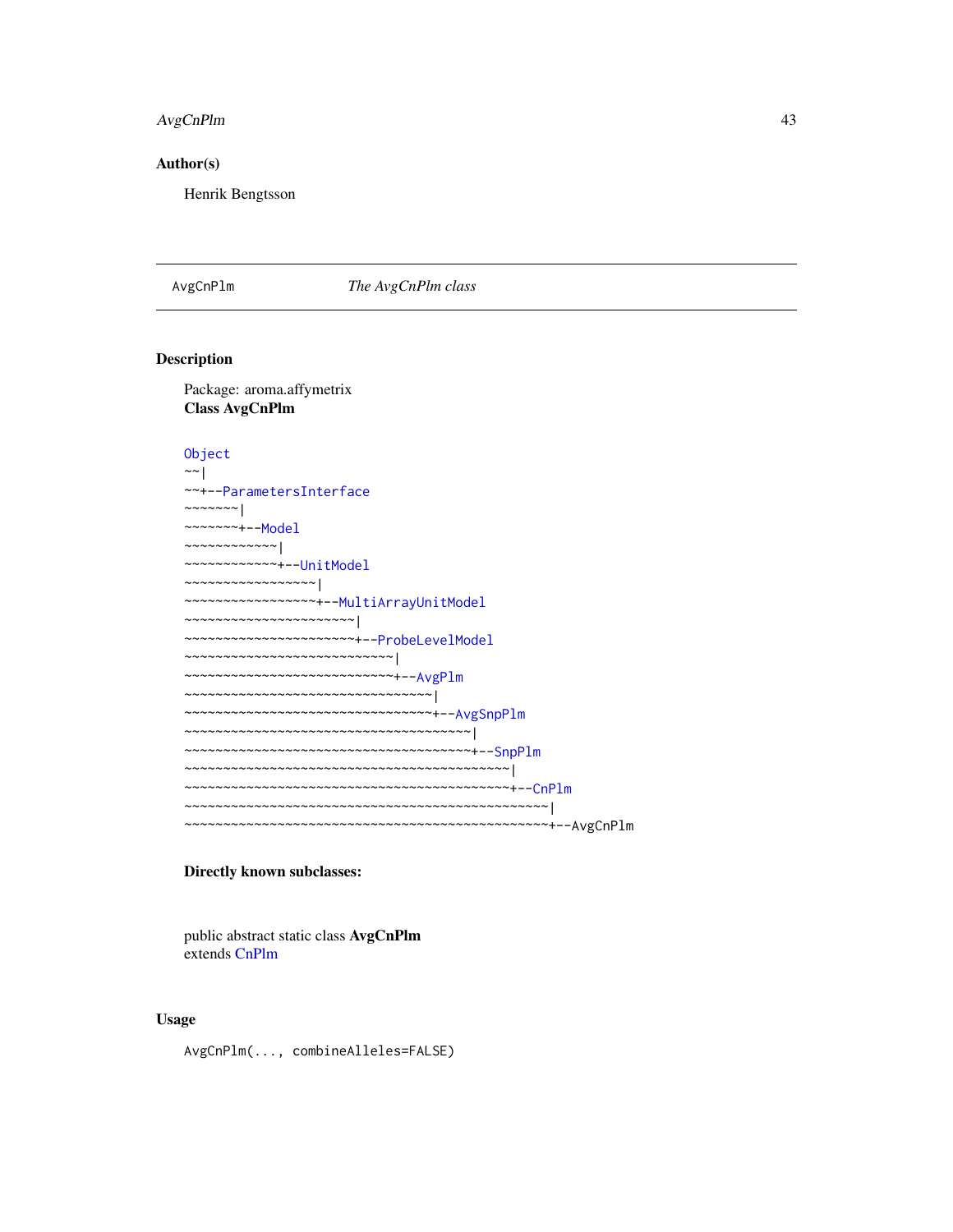## Author(s)

Henrik Bengtsson

---

AvgCnPlm *The AvgCnPlm class*

---

## Description

Package: aroma.affymetrix
**Class AvgCnPlm**

```
Object
~~|
~~+--ParametersInterface
~~~~~~~|
~~~~~~~+--Model
~~~~~~~~~~~~|
~~~~~~~~~~~~+--UnitModel
~~~~~~~~~~~~~~~~~|
~~~~~~~~~~~~~~~~~+--MultiArrayUnitModel
~~~~~~~~~~~~~~~~~~~~~~|
~~~~~~~~~~~~~~~~~~~~~~+--ProbeLevelModel
~~~~~~~~~~~~~~~~~~~~~~~~~~~|
~~~~~~~~~~~~~~~~~~~~~~~~~~~+--AvgPlm
~~~~~~~~~~~~~~~~~~~~~~~~~~~~~~~~|
~~~~~~~~~~~~~~~~~~~~~~~~~~~~~~~~+--AvgSnpPlm
~~~~~~~~~~~~~~~~~~~~~~~~~~~~~~~~~~~~~|
~~~~~~~~~~~~~~~~~~~~~~~~~~~~~~~~~~~~~+--SnpPlm
~~~~~~~~~~~~~~~~~~~~~~~~~~~~~~~~~~~~~~~~~~|
~~~~~~~~~~~~~~~~~~~~~~~~~~~~~~~~~~~~~~~~~~+--CnPlm
~~~~~~~~~~~~~~~~~~~~~~~~~~~~~~~~~~~~~~~~~~~~~~~|
~~~~~~~~~~~~~~~~~~~~~~~~~~~~~~~~~~~~~~~~~~~~~~~+--AvgCnPlm
```

**Directly known subclasses:**

public abstract static class **AvgCnPlm**
extends CnPlm

## Usage

```
AvgCnPlm(..., combineAlleles=FALSE)
```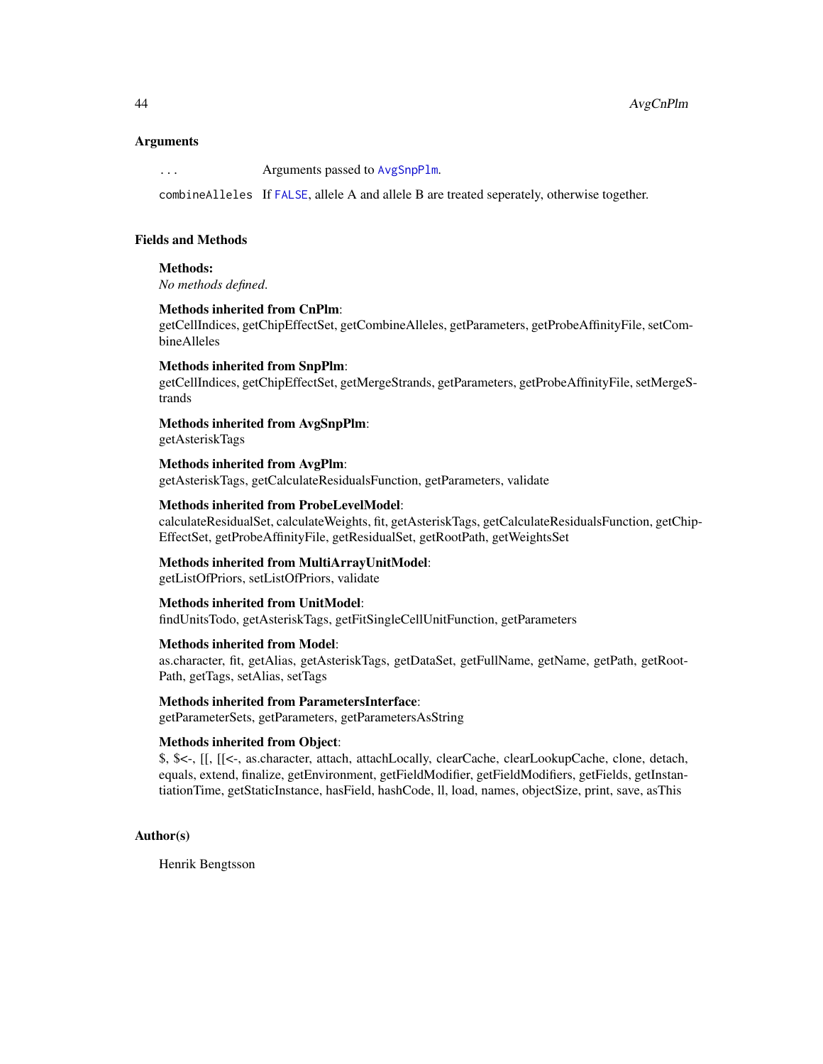## Arguments

`...` Arguments passed to `AvgSnpPlm`.

`combineAlleles` If `FALSE`, allele A and allele B are treated seperately, otherwise together.

## Fields and Methods

**Methods:**
*No methods defined.*

**Methods inherited from CnPlm**:
getCellIndices, getChipEffectSet, getCombineAlleles, getParameters, getProbeAffinityFile, setCombineAlleles

**Methods inherited from SnpPlm**:
getCellIndices, getChipEffectSet, getMergeStrands, getParameters, getProbeAffinityFile, setMergeStrands

**Methods inherited from AvgSnpPlm**:
getAsteriskTags

**Methods inherited from AvgPlm**:
getAsteriskTags, getCalculateResidualsFunction, getParameters, validate

**Methods inherited from ProbeLevelModel**:
calculateResidualSet, calculateWeights, fit, getAsteriskTags, getCalculateResidualsFunction, getChipEffectSet, getProbeAffinityFile, getResidualSet, getRootPath, getWeightsSet

**Methods inherited from MultiArrayUnitModel**:
getListOfPriors, setListOfPriors, validate

**Methods inherited from UnitModel**:
findUnitsTodo, getAsteriskTags, getFitSingleCellUnitFunction, getParameters

**Methods inherited from Model**:
as.character, fit, getAlias, getAsteriskTags, getDataSet, getFullName, getName, getPath, getRootPath, getTags, setAlias, setTags

**Methods inherited from ParametersInterface**:
getParameterSets, getParameters, getParametersAsString

**Methods inherited from Object**:
$, $<-, [[, [[<-, as.character, attach, attachLocally, clearCache, clearLookupCache, clone, detach, equals, extend, finalize, getEnvironment, getFieldModifier, getFieldModifiers, getFields, getInstantiationTime, getStaticInstance, hasField, hashCode, ll, load, names, objectSize, print, save, asThis

## Author(s)

Henrik Bengtsson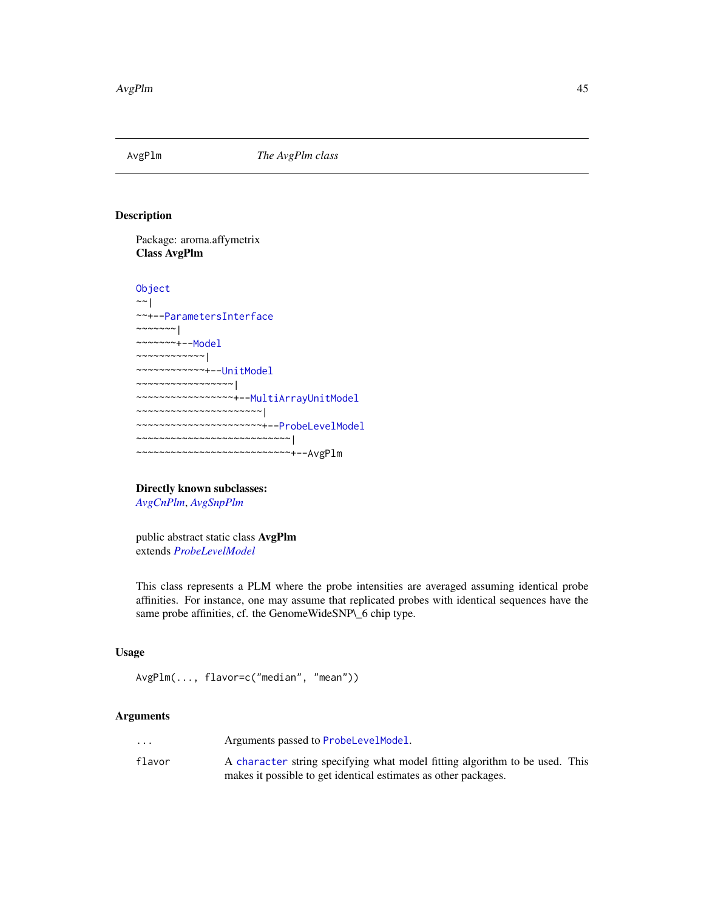AvgPlm *The AvgPlm class*

## Description

Package: aroma.affymetrix
**Class AvgPlm**

```
Object
~~|
~~+--ParametersInterface
~~~~~~~|
~~~~~~~+--Model
~~~~~~~~~~~~|
~~~~~~~~~~~~+--UnitModel
~~~~~~~~~~~~~~~~~|
~~~~~~~~~~~~~~~~~+--MultiArrayUnitModel
~~~~~~~~~~~~~~~~~~~~~~|
~~~~~~~~~~~~~~~~~~~~~~+--ProbeLevelModel
~~~~~~~~~~~~~~~~~~~~~~~~~~~|
~~~~~~~~~~~~~~~~~~~~~~~~~~~+--AvgPlm
```

**Directly known subclasses:**
*AvgCnPlm*, *AvgSnpPlm*

public abstract static class **AvgPlm**
extends *ProbeLevelModel*

This class represents a PLM where the probe intensities are averaged assuming identical probe affinities. For instance, one may assume that replicated probes with identical sequences have the same probe affinities, cf. the GenomeWideSNP\_6 chip type.

## Usage

```
AvgPlm(..., flavor=c("median", "mean"))
```

## Arguments

| | |
|---|---|
| ... | Arguments passed to `ProbeLevelModel`. |
| flavor | A `character` string specifying what model fitting algorithm to be used. This makes it possible to get identical estimates as other packages. |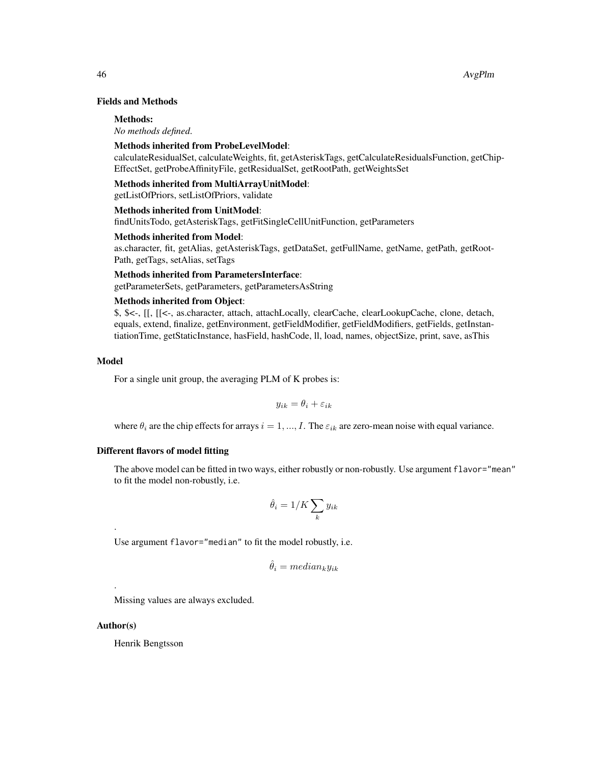## Fields and Methods

**Methods:**
*No methods defined.*

**Methods inherited from ProbeLevelModel**:
calculateResidualSet, calculateWeights, fit, getAsteriskTags, getCalculateResidualsFunction, getChipEffectSet, getProbeAffinityFile, getResidualSet, getRootPath, getWeightsSet

**Methods inherited from MultiArrayUnitModel**:
getListOfPriors, setListOfPriors, validate

**Methods inherited from UnitModel**:
findUnitsTodo, getAsteriskTags, getFitSingleCellUnitFunction, getParameters

**Methods inherited from Model**:
as.character, fit, getAlias, getAsteriskTags, getDataSet, getFullName, getName, getPath, getRootPath, getTags, setAlias, setTags

**Methods inherited from ParametersInterface**:
getParameterSets, getParameters, getParametersAsString

**Methods inherited from Object**:
$, $<-, [[, [[<-, as.character, attach, attachLocally, clearCache, clearLookupCache, clone, detach, equals, extend, finalize, getEnvironment, getFieldModifier, getFieldModifiers, getFields, getInstantiationTime, getStaticInstance, hasField, hashCode, ll, load, names, objectSize, print, save, asThis

## Model

For a single unit group, the averaging PLM of K probes is:

$$y_{ik} = \theta_i + \varepsilon_{ik}$$

where $\theta_i$ are the chip effects for arrays $i = 1, ..., I$. The $\varepsilon_{ik}$ are zero-mean noise with equal variance.

## Different flavors of model fitting

The above model can be fitted in two ways, either robustly or non-robustly. Use argument `flavor="mean"` to fit the model non-robustly, i.e.

$$\hat{\theta}_i = 1/K \sum_k y_{ik}$$

.

Use argument `flavor="median"` to fit the model robustly, i.e.

$$\hat{\theta}_i = median_k y_{ik}$$

.

Missing values are always excluded.

## Author(s)

Henrik Bengtsson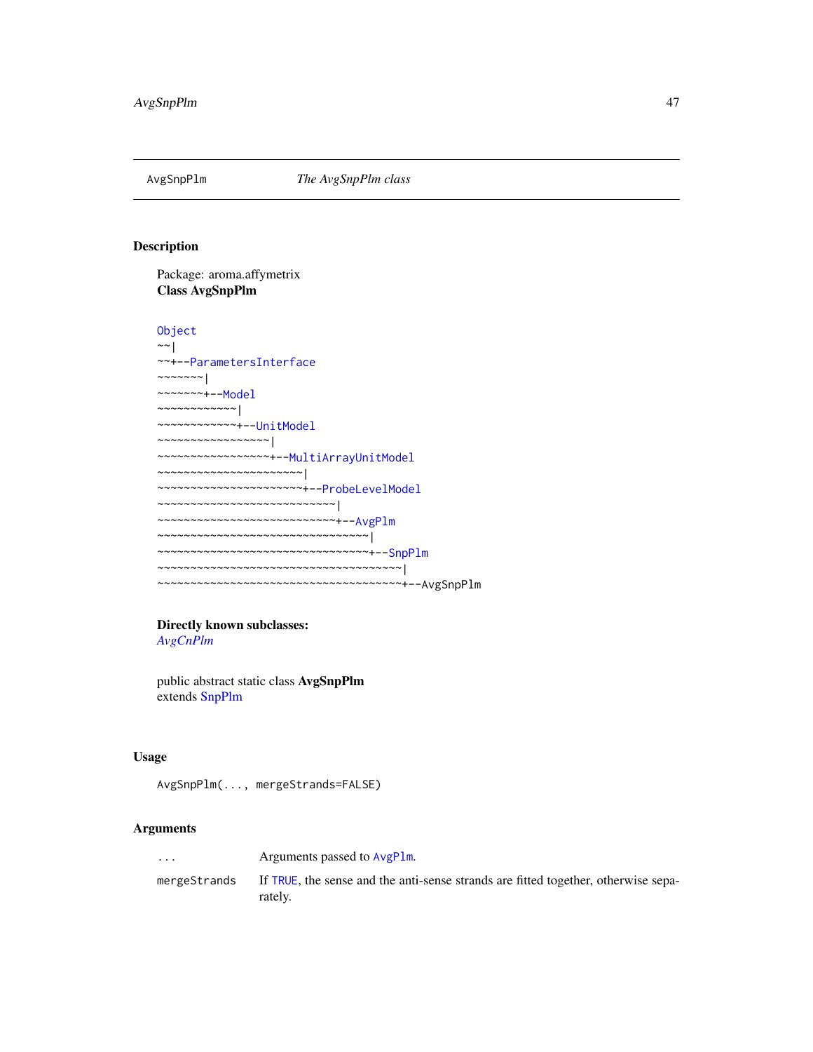AvgSnpPlm *The AvgSnpPlm class*

## Description

Package: aroma.affymetrix
**Class AvgSnpPlm**

```
Object
~~|
~~+--ParametersInterface
~~~~~~~|
~~~~~~~+--Model
~~~~~~~~~~~~|
~~~~~~~~~~~~+--UnitModel
~~~~~~~~~~~~~~~~~|
~~~~~~~~~~~~~~~~~+--MultiArrayUnitModel
~~~~~~~~~~~~~~~~~~~~~~|
~~~~~~~~~~~~~~~~~~~~~~+--ProbeLevelModel
~~~~~~~~~~~~~~~~~~~~~~~~~~~|
~~~~~~~~~~~~~~~~~~~~~~~~~~~+--AvgPlm
~~~~~~~~~~~~~~~~~~~~~~~~~~~~~~~~|
~~~~~~~~~~~~~~~~~~~~~~~~~~~~~~~~+--SnpPlm
~~~~~~~~~~~~~~~~~~~~~~~~~~~~~~~~~~~~~|
~~~~~~~~~~~~~~~~~~~~~~~~~~~~~~~~~~~~~+--AvgSnpPlm
```

**Directly known subclasses:**
*AvgCnPlm*

public abstract static class **AvgSnpPlm**
extends SnpPlm

## Usage

```
AvgSnpPlm(..., mergeStrands=FALSE)
```

## Arguments

| | |
|---|---|
| ... | Arguments passed to AvgPlm. |
| mergeStrands | If TRUE, the sense and the anti-sense strands are fitted together, otherwise separately. |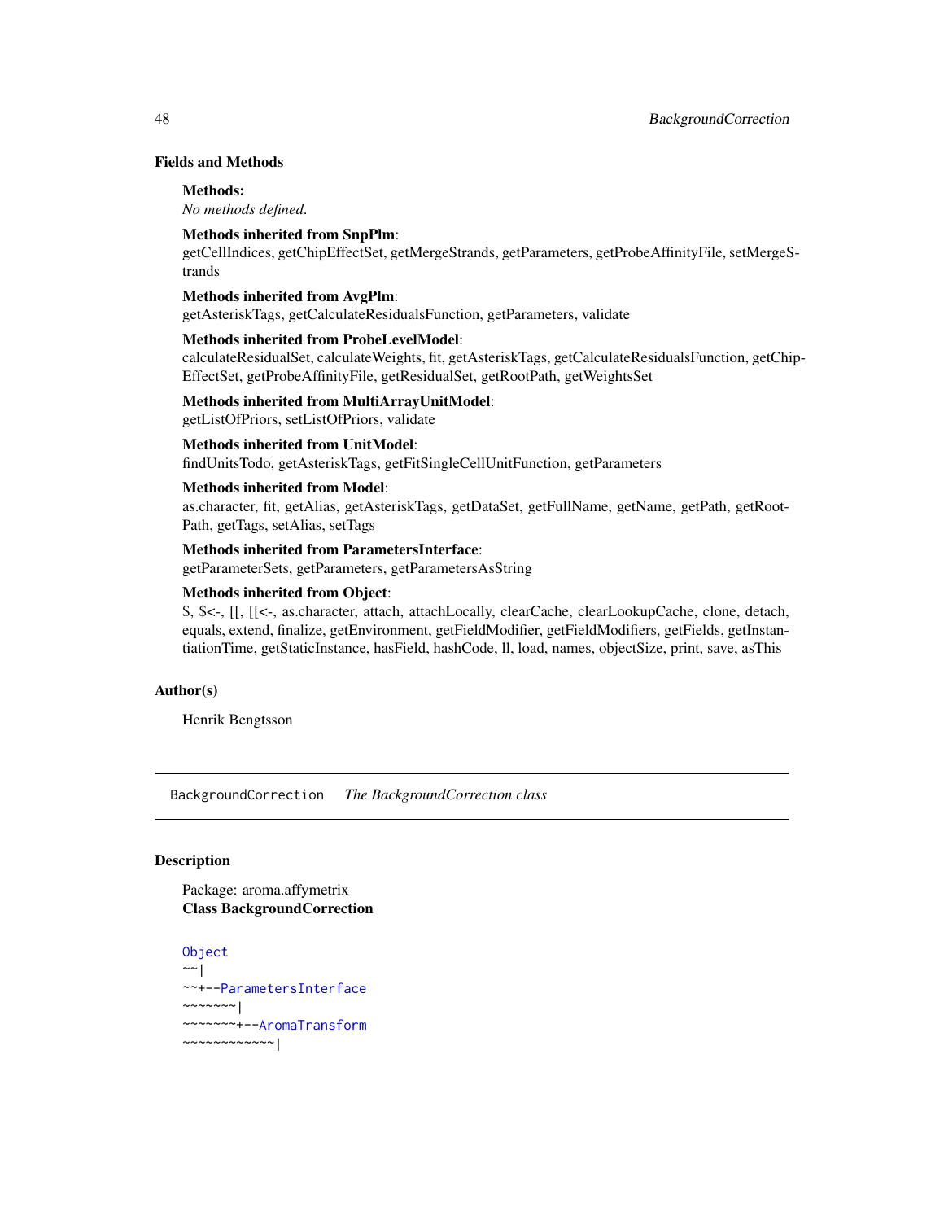## Fields and Methods

**Methods:**
*No methods defined.*

**Methods inherited from SnpPlm**:
getCellIndices, getChipEffectSet, getMergeStrands, getParameters, getProbeAffinityFile, setMergeStrands

**Methods inherited from AvgPlm**:
getAsteriskTags, getCalculateResidualsFunction, getParameters, validate

**Methods inherited from ProbeLevelModel**:
calculateResidualSet, calculateWeights, fit, getAsteriskTags, getCalculateResidualsFunction, getChipEffectSet, getProbeAffinityFile, getResidualSet, getRootPath, getWeightsSet

**Methods inherited from MultiArrayUnitModel**:
getListOfPriors, setListOfPriors, validate

**Methods inherited from UnitModel**:
findUnitsTodo, getAsteriskTags, getFitSingleCellUnitFunction, getParameters

**Methods inherited from Model**:
as.character, fit, getAlias, getAsteriskTags, getDataSet, getFullName, getName, getPath, getRootPath, getTags, setAlias, setTags

**Methods inherited from ParametersInterface**:
getParameterSets, getParameters, getParametersAsString

**Methods inherited from Object**:
$, $<-, [[, [[<-, as.character, attach, attachLocally, clearCache, clearLookupCache, clone, detach, equals, extend, finalize, getEnvironment, getFieldModifier, getFieldModifiers, getFields, getInstantiationTime, getStaticInstance, hasField, hashCode, ll, load, names, objectSize, print, save, asThis

## Author(s)

Henrik Bengtsson

---

# BackgroundCorrection *The BackgroundCorrection class*

---

## Description

Package: aroma.affymetrix
**Class BackgroundCorrection**

```
Object
~~|
~~+--ParametersInterface
~~~~~~~|
~~~~~~~+--AromaTransform
~~~~~~~~~~~~|
```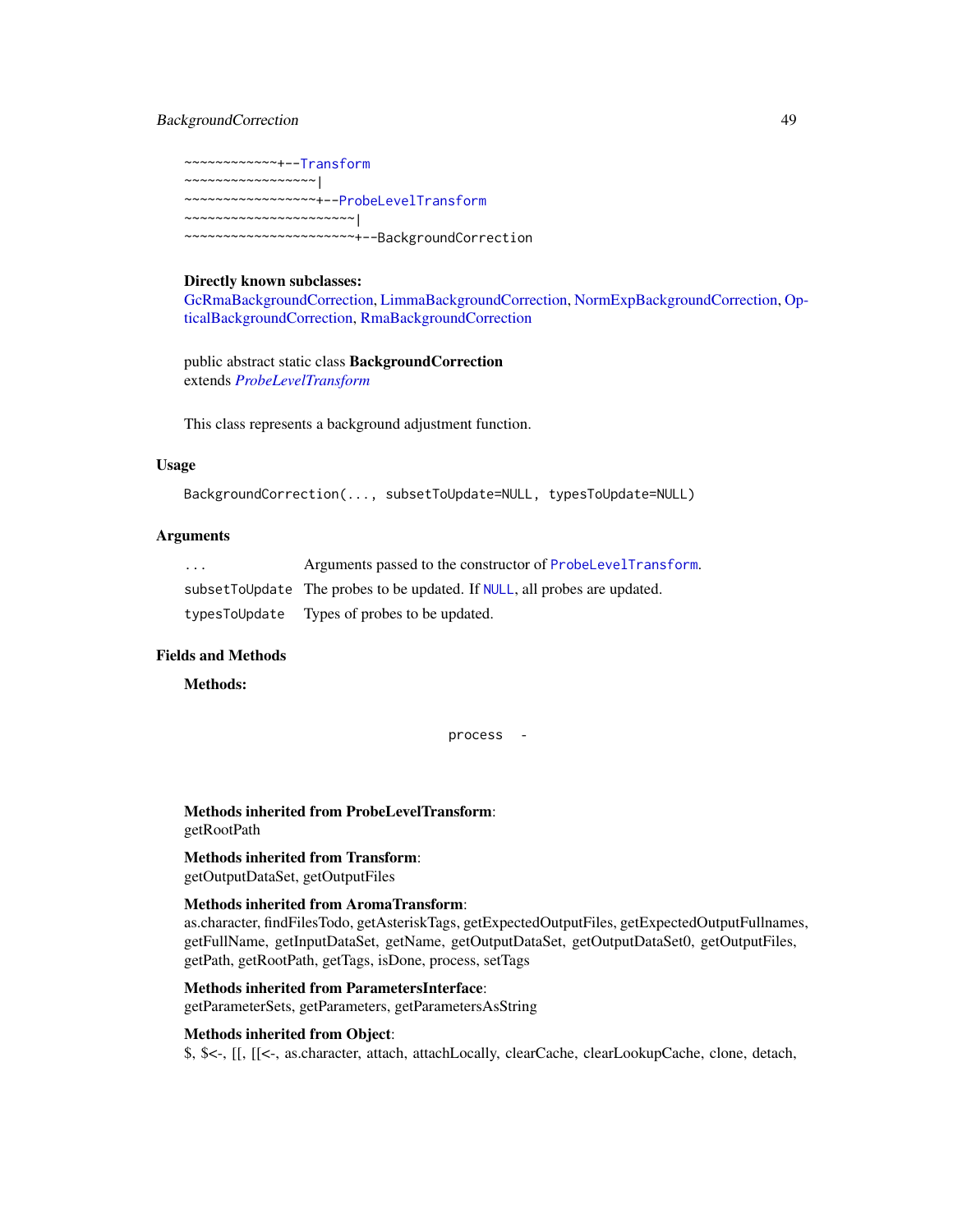```
~~~~~~~~~~~~+--Transform
~~~~~~~~~~~~~~~~~|
~~~~~~~~~~~~~~~~~+--ProbeLevelTransform
~~~~~~~~~~~~~~~~~~~~~~|
~~~~~~~~~~~~~~~~~~~~~~+--BackgroundCorrection
```

**Directly known subclasses:**
GcRmaBackgroundCorrection, LimmaBackgroundCorrection, NormExpBackgroundCorrection, OpticalBackgroundCorrection, RmaBackgroundCorrection

public abstract static class **BackgroundCorrection**
extends *ProbeLevelTransform*

This class represents a background adjustment function.

## Usage

```
BackgroundCorrection(..., subsetToUpdate=NULL, typesToUpdate=NULL)
```

## Arguments

| | |
|---|---|
| `...` | Arguments passed to the constructor of `ProbeLevelTransform`. |
| `subsetToUpdate` | The probes to be updated. If `NULL`, all probes are updated. |
| `typesToUpdate` | Types of probes to be updated. |

## Fields and Methods

**Methods:**

`process` -

**Methods inherited from ProbeLevelTransform**:
getRootPath

**Methods inherited from Transform**:
getOutputDataSet, getOutputFiles

**Methods inherited from AromaTransform**:
as.character, findFilesTodo, getAsteriskTags, getExpectedOutputFiles, getExpectedOutputFullnames, getFullName, getInputDataSet, getName, getOutputDataSet, getOutputDataSet0, getOutputFiles, getPath, getRootPath, getTags, isDone, process, setTags

**Methods inherited from ParametersInterface**:
getParameterSets, getParameters, getParametersAsString

**Methods inherited from Object**:
$, $<-, [[, [[<-, as.character, attach, attachLocally, clearCache, clearLookupCache, clone, detach,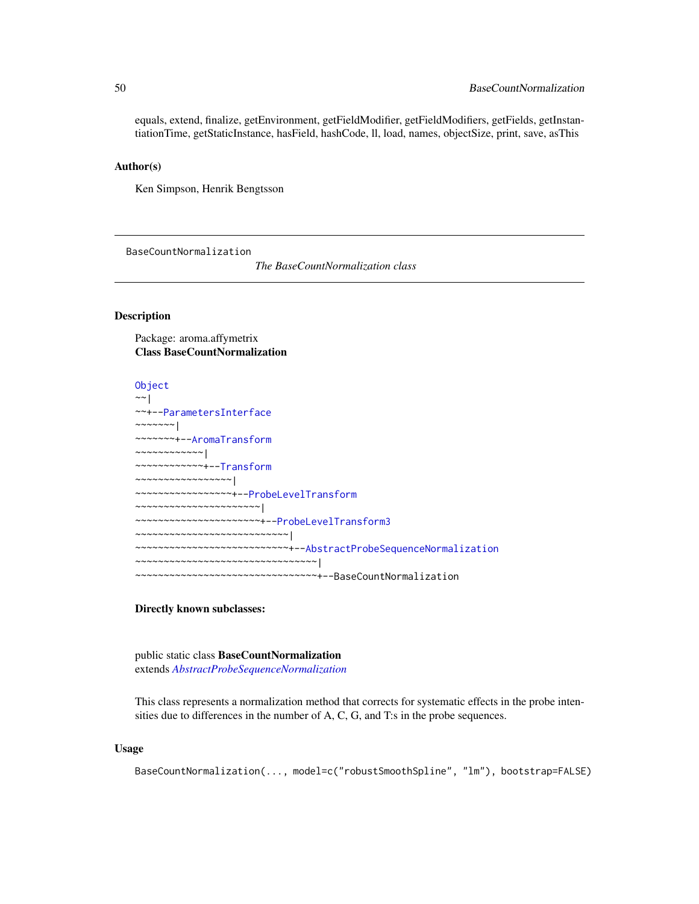equals, extend, finalize, getEnvironment, getFieldModifier, getFieldModifiers, getFields, getInstantiationTime, getStaticInstance, hasField, hashCode, ll, load, names, objectSize, print, save, asThis

### Author(s)

Ken Simpson, Henrik Bengtsson

---

BaseCountNormalization *The BaseCountNormalization class*

---

### Description

Package: aroma.affymetrix
**Class BaseCountNormalization**

```
Object
~~|
~~+--ParametersInterface
~~~~~~~|
~~~~~~~+--AromaTransform
~~~~~~~~~~~~|
~~~~~~~~~~~~+--Transform
~~~~~~~~~~~~~~~~~|
~~~~~~~~~~~~~~~~~+--ProbeLevelTransform
~~~~~~~~~~~~~~~~~~~~~~|
~~~~~~~~~~~~~~~~~~~~~~+--ProbeLevelTransform3
~~~~~~~~~~~~~~~~~~~~~~~~~~~|
~~~~~~~~~~~~~~~~~~~~~~~~~~~+--AbstractProbeSequenceNormalization
~~~~~~~~~~~~~~~~~~~~~~~~~~~~~~~~|
~~~~~~~~~~~~~~~~~~~~~~~~~~~~~~~~+--BaseCountNormalization
```

**Directly known subclasses:**

public static class **BaseCountNormalization**
extends *AbstractProbeSequenceNormalization*

This class represents a normalization method that corrects for systematic effects in the probe intensities due to differences in the number of A, C, G, and T:s in the probe sequences.

### Usage

```
BaseCountNormalization(..., model=c("robustSmoothSpline", "lm"), bootstrap=FALSE)
```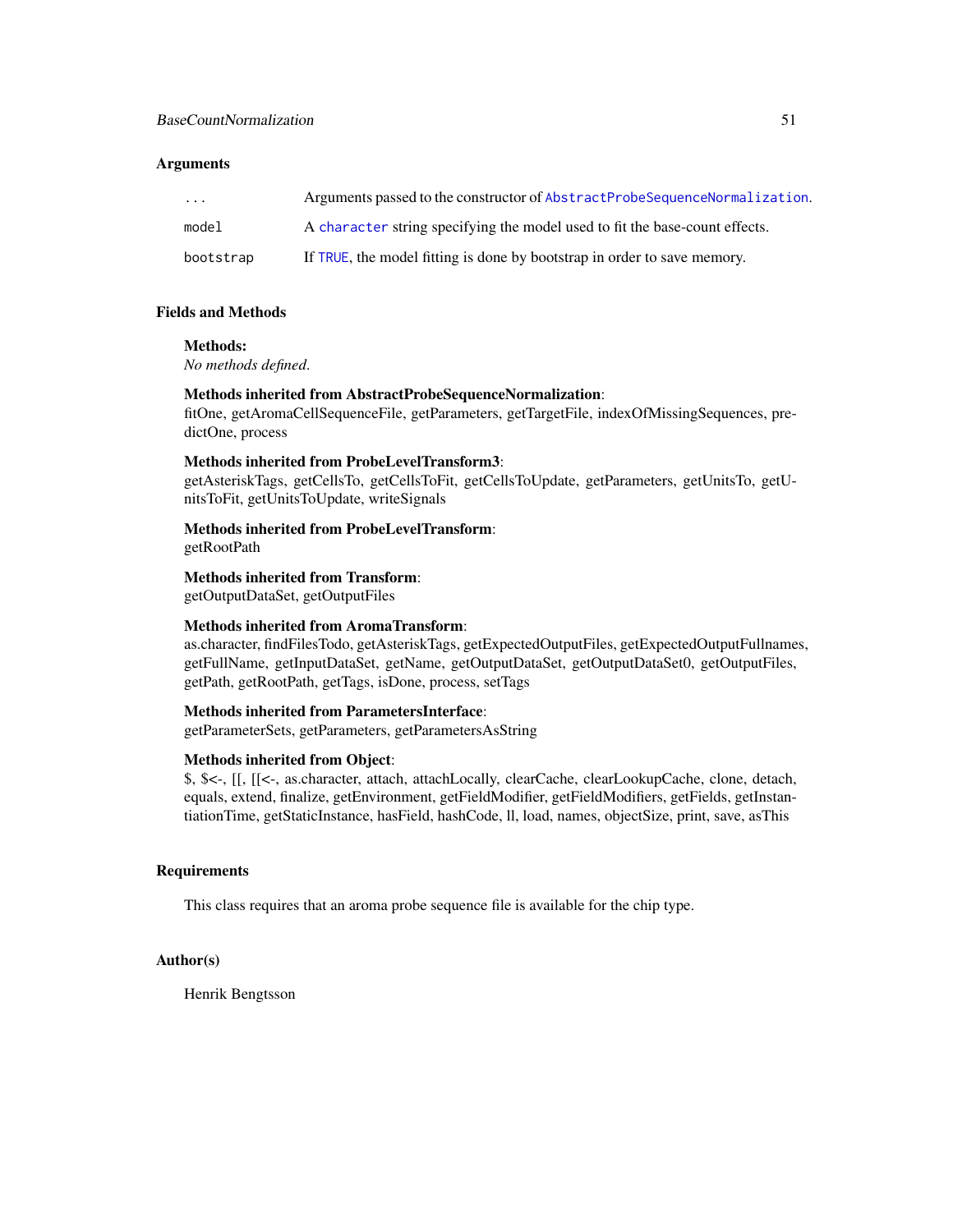## Arguments

| | |
|---|---|
| ... | Arguments passed to the constructor of `AbstractProbeSequenceNormalization`. |
| model | A `character` string specifying the model used to fit the base-count effects. |
| bootstrap | If `TRUE`, the model fitting is done by bootstrap in order to save memory. |

## Fields and Methods

**Methods:**
*No methods defined.*

**Methods inherited from AbstractProbeSequenceNormalization**:
fitOne, getAromaCellSequenceFile, getParameters, getTargetFile, indexOfMissingSequences, predictOne, process

**Methods inherited from ProbeLevelTransform3**:
getAsteriskTags, getCellsTo, getCellsToFit, getCellsToUpdate, getParameters, getUnitsTo, getUnitsToFit, getUnitsToUpdate, writeSignals

**Methods inherited from ProbeLevelTransform**:
getRootPath

**Methods inherited from Transform**:
getOutputDataSet, getOutputFiles

**Methods inherited from AromaTransform**:
as.character, findFilesTodo, getAsteriskTags, getExpectedOutputFiles, getExpectedOutputFullnames, getFullName, getInputDataSet, getName, getOutputDataSet, getOutputDataSet0, getOutputFiles, getPath, getRootPath, getTags, isDone, process, setTags

**Methods inherited from ParametersInterface**:
getParameterSets, getParameters, getParametersAsString

**Methods inherited from Object**:
$, $<-, [[, [[<-, as.character, attach, attachLocally, clearCache, clearLookupCache, clone, detach, equals, extend, finalize, getEnvironment, getFieldModifier, getFieldModifiers, getFields, getInstantiationTime, getStaticInstance, hasField, hashCode, ll, load, names, objectSize, print, save, asThis

## Requirements

This class requires that an aroma probe sequence file is available for the chip type.

## Author(s)

Henrik Bengtsson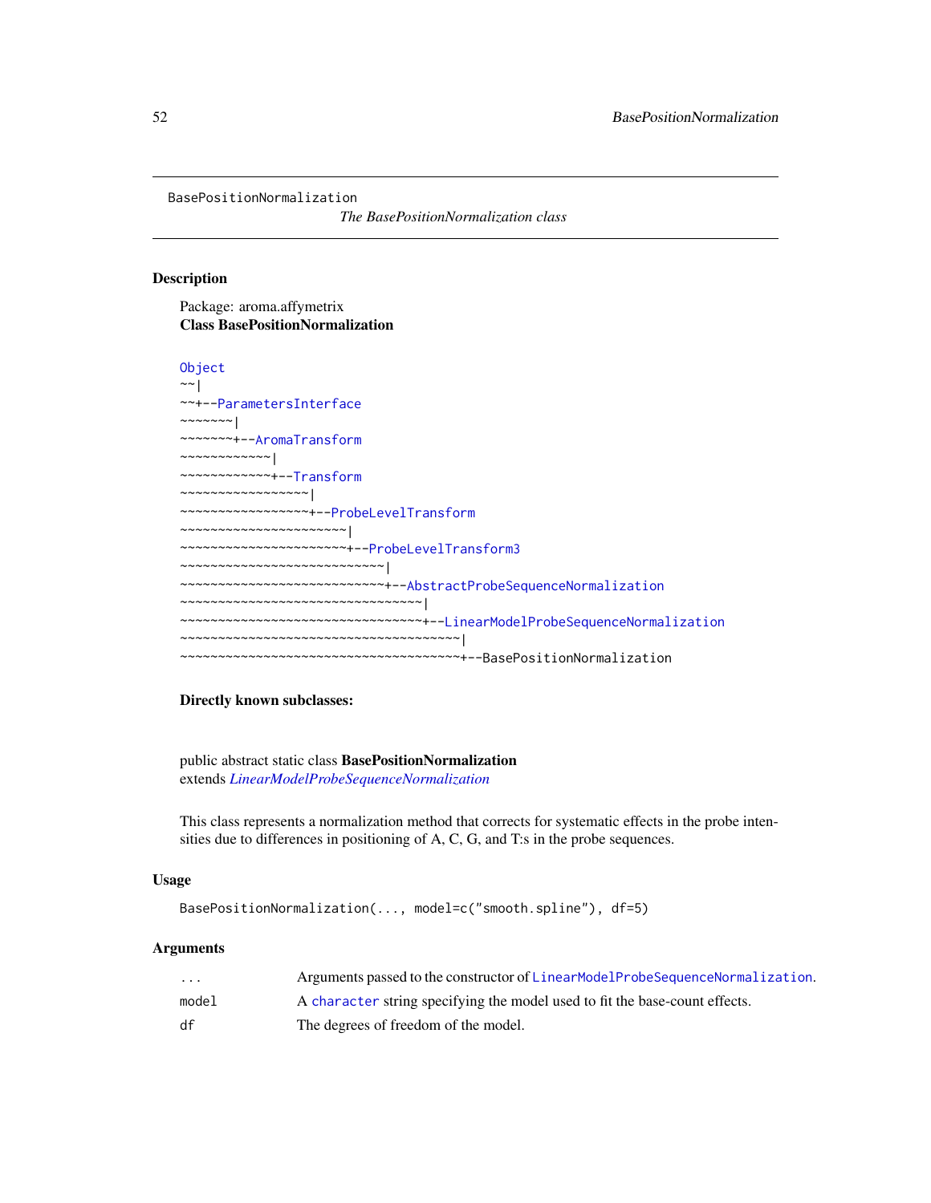BasePositionNormalization

*The BasePositionNormalization class*

## Description

Package: aroma.affymetrix
**Class BasePositionNormalization**

```
Object
~~|
~~+--ParametersInterface
~~~~~~~|
~~~~~~~+--AromaTransform
~~~~~~~~~~~~|
~~~~~~~~~~~~+--Transform
~~~~~~~~~~~~~~~~~|
~~~~~~~~~~~~~~~~~+--ProbeLevelTransform
~~~~~~~~~~~~~~~~~~~~~~|
~~~~~~~~~~~~~~~~~~~~~~+--ProbeLevelTransform3
~~~~~~~~~~~~~~~~~~~~~~~~~~~|
~~~~~~~~~~~~~~~~~~~~~~~~~~~+--AbstractProbeSequenceNormalization
~~~~~~~~~~~~~~~~~~~~~~~~~~~~~~~~|
~~~~~~~~~~~~~~~~~~~~~~~~~~~~~~~~+--LinearModelProbeSequenceNormalization
~~~~~~~~~~~~~~~~~~~~~~~~~~~~~~~~~~~~~|
~~~~~~~~~~~~~~~~~~~~~~~~~~~~~~~~~~~~~+--BasePositionNormalization
```

**Directly known subclasses:**

public abstract static class **BasePositionNormalization**
extends *LinearModelProbeSequenceNormalization*

This class represents a normalization method that corrects for systematic effects in the probe intensities due to differences in positioning of A, C, G, and T:s in the probe sequences.

## Usage

```
BasePositionNormalization(..., model=c("smooth.spline"), df=5)
```

## Arguments

| | |
|---|---|
| ... | Arguments passed to the constructor of LinearModelProbeSequenceNormalization. |
| model | A character string specifying the model used to fit the base-count effects. |
| df | The degrees of freedom of the model. |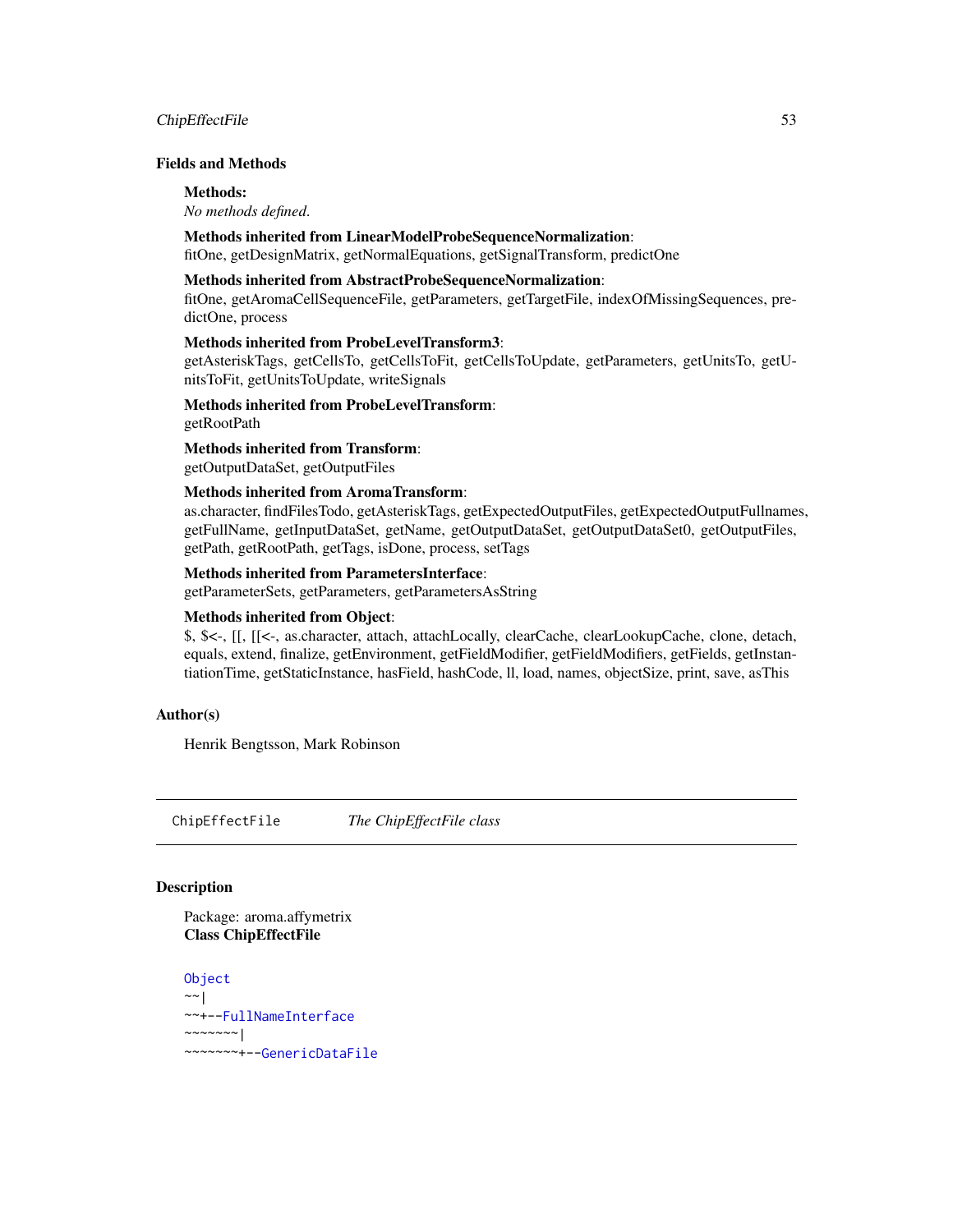## Fields and Methods

**Methods:**
*No methods defined.*

**Methods inherited from LinearModelProbeSequenceNormalization**:
fitOne, getDesignMatrix, getNormalEquations, getSignalTransform, predictOne

**Methods inherited from AbstractProbeSequenceNormalization**:
fitOne, getAromaCellSequenceFile, getParameters, getTargetFile, indexOfMissingSequences, predictOne, process

**Methods inherited from ProbeLevelTransform3**:
getAsteriskTags, getCellsTo, getCellsToFit, getCellsToUpdate, getParameters, getUnitsTo, getUnitsToFit, getUnitsToUpdate, writeSignals

**Methods inherited from ProbeLevelTransform**:
getRootPath

**Methods inherited from Transform**:
getOutputDataSet, getOutputFiles

**Methods inherited from AromaTransform**:
as.character, findFilesTodo, getAsteriskTags, getExpectedOutputFiles, getExpectedOutputFullnames, getFullName, getInputDataSet, getName, getOutputDataSet, getOutputDataSet0, getOutputFiles, getPath, getRootPath, getTags, isDone, process, setTags

**Methods inherited from ParametersInterface**:
getParameterSets, getParameters, getParametersAsString

**Methods inherited from Object**:
$, $<-, [[, [[<-, as.character, attach, attachLocally, clearCache, clearLookupCache, clone, detach, equals, extend, finalize, getEnvironment, getFieldModifier, getFieldModifiers, getFields, getInstantiationTime, getStaticInstance, hasField, hashCode, ll, load, names, objectSize, print, save, asThis

## Author(s)

Henrik Bengtsson, Mark Robinson

---

`ChipEffectFile` *The ChipEffectFile class*

---

## Description

Package: aroma.affymetrix
**Class ChipEffectFile**

```
Object
~~|
~~+--FullNameInterface
~~~~~~~|
~~~~~~~+--GenericDataFile
```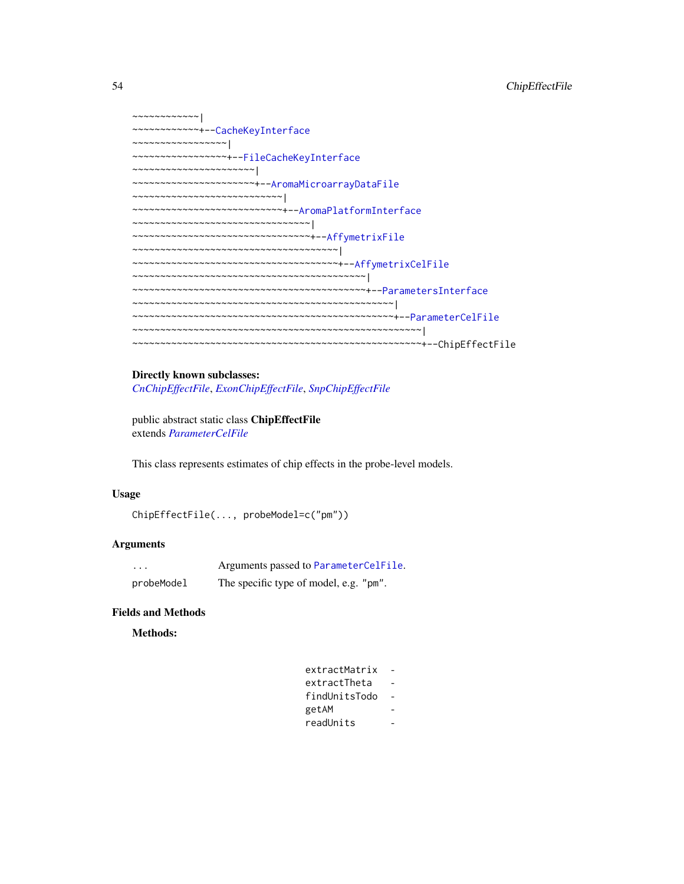```
~~~~~~~~~~~~|
~~~~~~~~~~~~+--CacheKeyInterface
~~~~~~~~~~~~~~~~~|
~~~~~~~~~~~~~~~~~+--FileCacheKeyInterface
~~~~~~~~~~~~~~~~~~~~~~|
~~~~~~~~~~~~~~~~~~~~~~+--AromaMicroarrayDataFile
~~~~~~~~~~~~~~~~~~~~~~~~~~~|
~~~~~~~~~~~~~~~~~~~~~~~~~~~+--AromaPlatformInterface
~~~~~~~~~~~~~~~~~~~~~~~~~~~~~~~~|
~~~~~~~~~~~~~~~~~~~~~~~~~~~~~~~~+--AffymetrixFile
~~~~~~~~~~~~~~~~~~~~~~~~~~~~~~~~~~~~~|
~~~~~~~~~~~~~~~~~~~~~~~~~~~~~~~~~~~~~+--AffymetrixCelFile
~~~~~~~~~~~~~~~~~~~~~~~~~~~~~~~~~~~~~~~~~~|
~~~~~~~~~~~~~~~~~~~~~~~~~~~~~~~~~~~~~~~~~~+--ParametersInterface
~~~~~~~~~~~~~~~~~~~~~~~~~~~~~~~~~~~~~~~~~~~~~~~|
~~~~~~~~~~~~~~~~~~~~~~~~~~~~~~~~~~~~~~~~~~~~~~~+--ParameterCelFile
~~~~~~~~~~~~~~~~~~~~~~~~~~~~~~~~~~~~~~~~~~~~~~~~~~~~|
~~~~~~~~~~~~~~~~~~~~~~~~~~~~~~~~~~~~~~~~~~~~~~~~~~~~+--ChipEffectFile
```

**Directly known subclasses:**
*CnChipEffectFile*, *ExonChipEffectFile*, *SnpChipEffectFile*

public abstract static class **ChipEffectFile**
extends *ParameterCelFile*

This class represents estimates of chip effects in the probe-level models.

## Usage

```
ChipEffectFile(..., probeModel=c("pm"))
```

## Arguments

| | |
|---|---|
| `...` | Arguments passed to `ParameterCelFile`. |
| `probeModel` | The specific type of model, e.g. `"pm"`. |

## Fields and Methods

**Methods:**

```
extractMatrix  -
extractTheta   -
findUnitsTodo  -
getAM          -
readUnits      -
```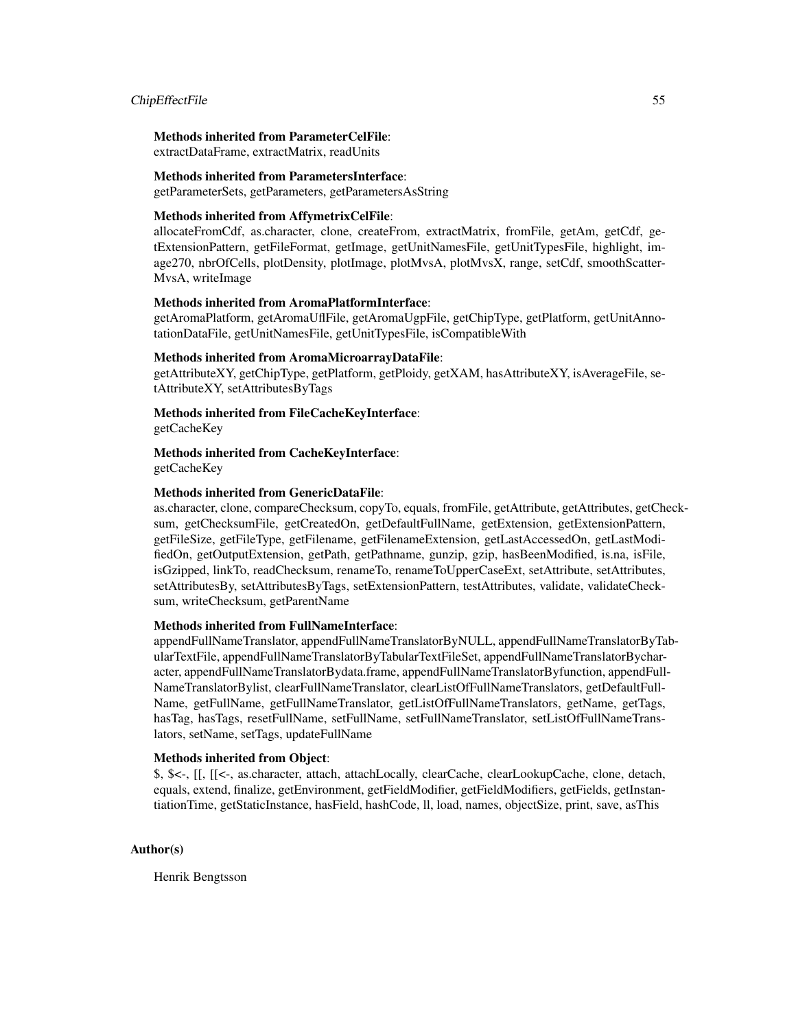**Methods inherited from ParameterCelFile**:
extractDataFrame, extractMatrix, readUnits

**Methods inherited from ParametersInterface**:
getParameterSets, getParameters, getParametersAsString

**Methods inherited from AffymetrixCelFile**:
allocateFromCdf, as.character, clone, createFrom, extractMatrix, fromFile, getAm, getCdf, getExtensionPattern, getFileFormat, getImage, getUnitNamesFile, getUnitTypesFile, highlight, image270, nbrOfCells, plotDensity, plotImage, plotMvsA, plotMvsX, range, setCdf, smoothScatterMvsA, writeImage

**Methods inherited from AromaPlatformInterface**:
getAromaPlatform, getAromaUflFile, getAromaUgpFile, getChipType, getPlatform, getUnitAnnotationDataFile, getUnitNamesFile, getUnitTypesFile, isCompatibleWith

**Methods inherited from AromaMicroarrayDataFile**:
getAttributeXY, getChipType, getPlatform, getPloidy, getXAM, hasAttributeXY, isAverageFile, setAttributeXY, setAttributesByTags

**Methods inherited from FileCacheKeyInterface**:
getCacheKey

**Methods inherited from CacheKeyInterface**:
getCacheKey

**Methods inherited from GenericDataFile**:
as.character, clone, compareChecksum, copyTo, equals, fromFile, getAttribute, getAttributes, getChecksum, getChecksumFile, getCreatedOn, getDefaultFullName, getExtension, getExtensionPattern, getFileSize, getFileType, getFilename, getFilenameExtension, getLastAccessedOn, getLastModifiedOn, getOutputExtension, getPath, getPathname, gunzip, gzip, hasBeenModified, is.na, isFile, isGzipped, linkTo, readChecksum, renameTo, renameToUpperCaseExt, setAttribute, setAttributes, setAttributesBy, setAttributesByTags, setExtensionPattern, testAttributes, validate, validateChecksum, writeChecksum, getParentName

**Methods inherited from FullNameInterface**:
appendFullNameTranslator, appendFullNameTranslatorByNULL, appendFullNameTranslatorByTabularTextFile, appendFullNameTranslatorByTabularTextFileSet, appendFullNameTranslatorBycharacter, appendFullNameTranslatorBydata.frame, appendFullNameTranslatorByfunction, appendFullNameTranslatorBylist, clearFullNameTranslator, clearListOfFullNameTranslators, getDefaultFullName, getFullName, getFullNameTranslator, getListOfFullNameTranslators, getName, getTags, hasTag, hasTags, resetFullName, setFullName, setFullNameTranslator, setListOfFullNameTranslators, setName, setTags, updateFullName

**Methods inherited from Object**:
$, $<-, [[, [[<-, as.character, attach, attachLocally, clearCache, clearLookupCache, clone, detach, equals, extend, finalize, getEnvironment, getFieldModifier, getFieldModifiers, getFields, getInstantiationTime, getStaticInstance, hasField, hashCode, ll, load, names, objectSize, print, save, asThis

## Author(s)

Henrik Bengtsson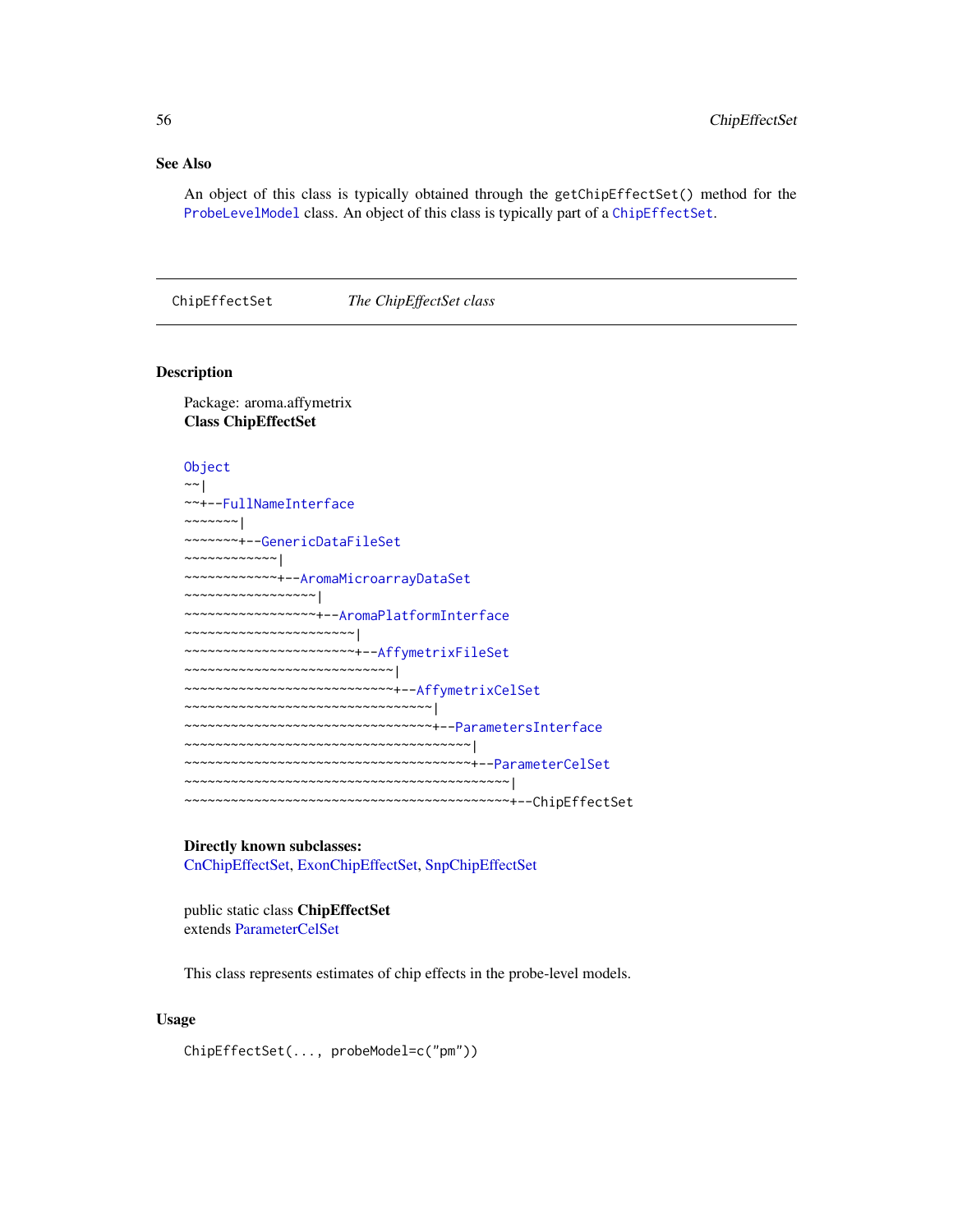## See Also

An object of this class is typically obtained through the `getChipEffectSet()` method for the `ProbeLevelModel` class. An object of this class is typically part of a `ChipEffectSet`.

---

`ChipEffectSet` *The ChipEffectSet class*

---

## Description

Package: aroma.affymetrix
**Class ChipEffectSet**

```
Object
~~|
~~+--FullNameInterface
~~~~~~~|
~~~~~~~+--GenericDataFileSet
~~~~~~~~~~~~|
~~~~~~~~~~~~+--AromaMicroarrayDataSet
~~~~~~~~~~~~~~~~~|
~~~~~~~~~~~~~~~~~+--AromaPlatformInterface
~~~~~~~~~~~~~~~~~~~~~~|
~~~~~~~~~~~~~~~~~~~~~~+--AffymetrixFileSet
~~~~~~~~~~~~~~~~~~~~~~~~~~~|
~~~~~~~~~~~~~~~~~~~~~~~~~~~+--AffymetrixCelSet
~~~~~~~~~~~~~~~~~~~~~~~~~~~~~~~~|
~~~~~~~~~~~~~~~~~~~~~~~~~~~~~~~~+--ParametersInterface
~~~~~~~~~~~~~~~~~~~~~~~~~~~~~~~~~~~~~|
~~~~~~~~~~~~~~~~~~~~~~~~~~~~~~~~~~~~~+--ParameterCelSet
~~~~~~~~~~~~~~~~~~~~~~~~~~~~~~~~~~~~~~~~~~|
~~~~~~~~~~~~~~~~~~~~~~~~~~~~~~~~~~~~~~~~~~+--ChipEffectSet
```

**Directly known subclasses:**
CnChipEffectSet, ExonChipEffectSet, SnpChipEffectSet

public static class **ChipEffectSet**
extends ParameterCelSet

This class represents estimates of chip effects in the probe-level models.

## Usage

```
ChipEffectSet(..., probeModel=c("pm"))
```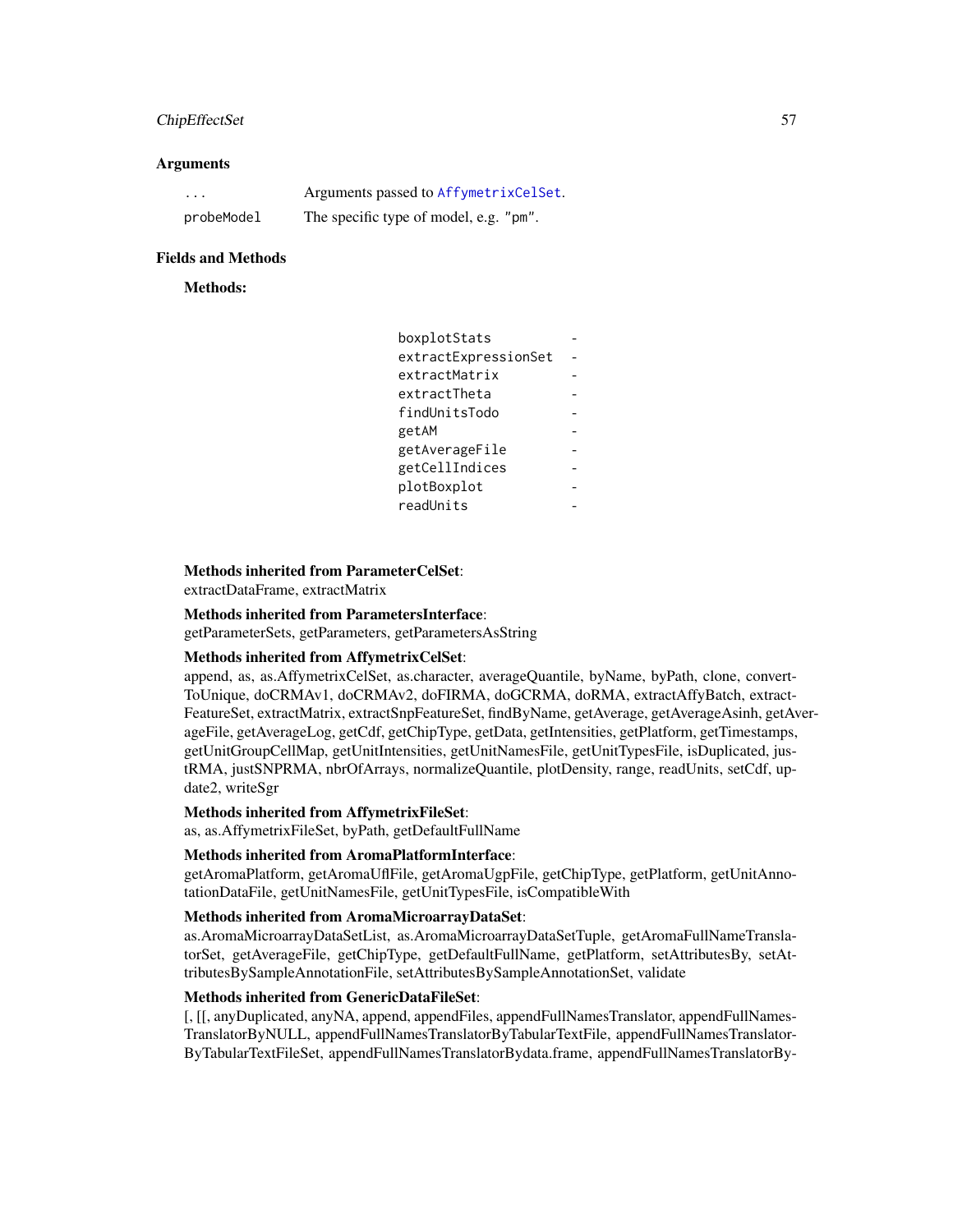## Arguments

| | |
|---|---|
| `...` | Arguments passed to `AffymetrixCelSet`. |
| `probeModel` | The specific type of model, e.g. `"pm"`. |

## Fields and Methods

**Methods:**

| | |
|---|---|
| `boxplotStats` | - |
| `extractExpressionSet` | - |
| `extractMatrix` | - |
| `extractTheta` | - |
| `findUnitsTodo` | - |
| `getAM` | - |
| `getAverageFile` | - |
| `getCellIndices` | - |
| `plotBoxplot` | - |
| `readUnits` | - |

**Methods inherited from ParameterCelSet**:
extractDataFrame, extractMatrix

**Methods inherited from ParametersInterface**:
getParameterSets, getParameters, getParametersAsString

**Methods inherited from AffymetrixCelSet**:
append, as, as.AffymetrixCelSet, as.character, averageQuantile, byName, byPath, clone, convertToUnique, doCRMAv1, doCRMAv2, doFIRMA, doGCRMA, doRMA, extractAffyBatch, extractFeatureSet, extractMatrix, extractSnpFeatureSet, findByName, getAverage, getAverageAsinh, getAverageFile, getAverageLog, getCdf, getChipType, getData, getIntensities, getPlatform, getTimestamps, getUnitGroupCellMap, getUnitIntensities, getUnitNamesFile, getUnitTypesFile, isDuplicated, justRMA, justSNPRMA, nbrOfArrays, normalizeQuantile, plotDensity, range, readUnits, setCdf, update2, writeSgr

**Methods inherited from AffymetrixFileSet**:
as, as.AffymetrixFileSet, byPath, getDefaultFullName

**Methods inherited from AromaPlatformInterface**:
getAromaPlatform, getAromaUflFile, getAromaUgpFile, getChipType, getPlatform, getUnitAnnotationDataFile, getUnitNamesFile, getUnitTypesFile, isCompatibleWith

**Methods inherited from AromaMicroarrayDataSet**:
as.AromaMicroarrayDataSetList, as.AromaMicroarrayDataSetTuple, getAromaFullNameTranslatorSet, getAverageFile, getChipType, getDefaultFullName, getPlatform, setAttributesBy, setAttributesBySampleAnnotationFile, setAttributesBySampleAnnotationSet, validate

**Methods inherited from GenericDataFileSet**:
[, [[, anyDuplicated, anyNA, append, appendFiles, appendFullNamesTranslator, appendFullNamesTranslatorByNULL, appendFullNamesTranslatorByTabularTextFile, appendFullNamesTranslatorByTabularTextFileSet, appendFullNamesTranslatorBydata.frame, appendFullNamesTranslatorBy-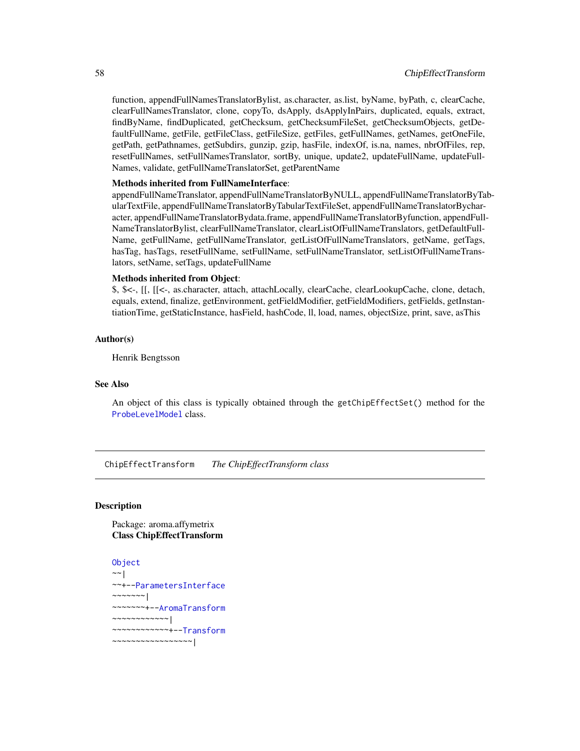function, appendFullNamesTranslatorBylist, as.character, as.list, byName, byPath, c, clearCache, clearFullNamesTranslator, clone, copyTo, dsApply, dsApplyInPairs, duplicated, equals, extract, findByName, findDuplicated, getChecksum, getChecksumFileSet, getChecksumObjects, getDefaultFullName, getFile, getFileClass, getFileSize, getFiles, getFullNames, getNames, getOneFile, getPath, getPathnames, getSubdirs, gunzip, gzip, hasFile, indexOf, is.na, names, nbrOfFiles, rep, resetFullNames, setFullNamesTranslator, sortBy, unique, update2, updateFullName, updateFullNames, validate, getFullNameTranslatorSet, getParentName

**Methods inherited from FullNameInterface**:
appendFullNameTranslator, appendFullNameTranslatorByNULL, appendFullNameTranslatorByTabularTextFile, appendFullNameTranslatorByTabularTextFileSet, appendFullNameTranslatorBycharacter, appendFullNameTranslatorBydata.frame, appendFullNameTranslatorByfunction, appendFullNameTranslatorBylist, clearFullNameTranslator, clearListOfFullNameTranslators, getDefaultFullName, getFullName, getFullNameTranslator, getListOfFullNameTranslators, getName, getTags, hasTag, hasTags, resetFullName, setFullName, setFullNameTranslator, setListOfFullNameTranslators, setName, setTags, updateFullName

**Methods inherited from Object**:
$, $<-, [[, [[<-, as.character, attach, attachLocally, clearCache, clearLookupCache, clone, detach, equals, extend, finalize, getEnvironment, getFieldModifier, getFieldModifiers, getFields, getInstantiationTime, getStaticInstance, hasField, hashCode, ll, load, names, objectSize, print, save, asThis

### Author(s)

Henrik Bengtsson

### See Also

An object of this class is typically obtained through the `getChipEffectSet()` method for the `ProbeLevelModel` class.

---

## ChipEffectTransform *The ChipEffectTransform class*

---

### Description

Package: aroma.affymetrix
**Class ChipEffectTransform**

```
Object
~~|
~~+--ParametersInterface
~~~~~~~|
~~~~~~~+--AromaTransform
~~~~~~~~~~~~|
~~~~~~~~~~~~+--Transform
~~~~~~~~~~~~~~~~~|
```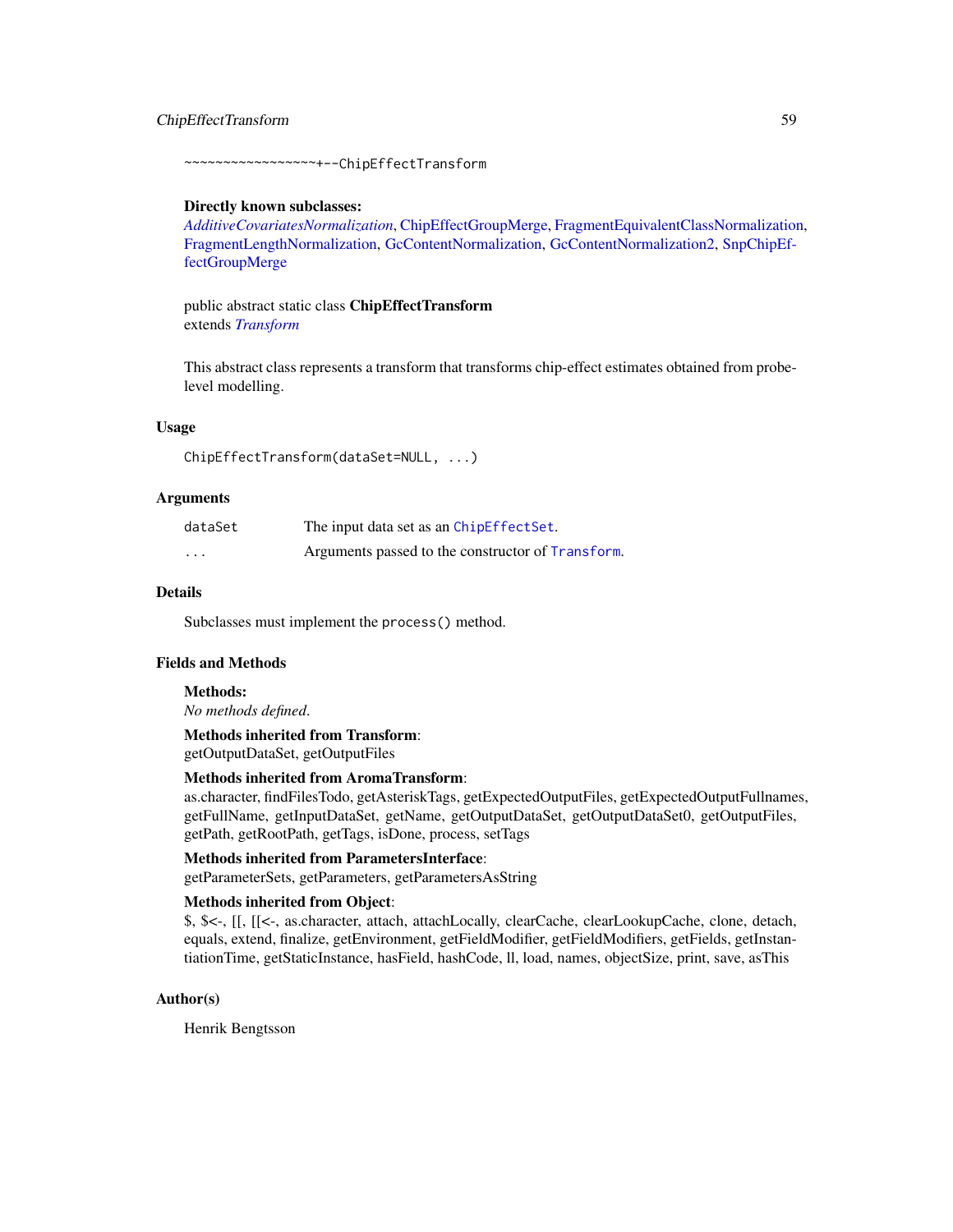```
~~~~~~~~~~~~~~~~~+--ChipEffectTransform
```

**Directly known subclasses:**
*AdditiveCovariatesNormalization*, ChipEffectGroupMerge, FragmentEquivalentClassNormalization, FragmentLengthNormalization, GcContentNormalization, GcContentNormalization2, SnpChipEffectGroupMerge

public abstract static class **ChipEffectTransform**
extends *Transform*

This abstract class represents a transform that transforms chip-effect estimates obtained from probe-level modelling.

## Usage

```
ChipEffectTransform(dataSet=NULL, ...)
```

## Arguments

| | |
|---|---|
| `dataSet` | The input data set as an `ChipEffectSet`. |
| `...` | Arguments passed to the constructor of `Transform`. |

## Details

Subclasses must implement the `process()` method.

## Fields and Methods

**Methods:**
*No methods defined*.

**Methods inherited from Transform**:
getOutputDataSet, getOutputFiles

**Methods inherited from AromaTransform**:
as.character, findFilesTodo, getAsteriskTags, getExpectedOutputFiles, getExpectedOutputFullnames, getFullName, getInputDataSet, getName, getOutputDataSet, getOutputDataSet0, getOutputFiles, getPath, getRootPath, getTags, isDone, process, setTags

**Methods inherited from ParametersInterface**:
getParameterSets, getParameters, getParametersAsString

**Methods inherited from Object**:
$, $<-, [[, [[<-, as.character, attach, attachLocally, clearCache, clearLookupCache, clone, detach, equals, extend, finalize, getEnvironment, getFieldModifier, getFieldModifiers, getFields, getInstantiationTime, getStaticInstance, hasField, hashCode, ll, load, names, objectSize, print, save, asThis

## Author(s)

Henrik Bengtsson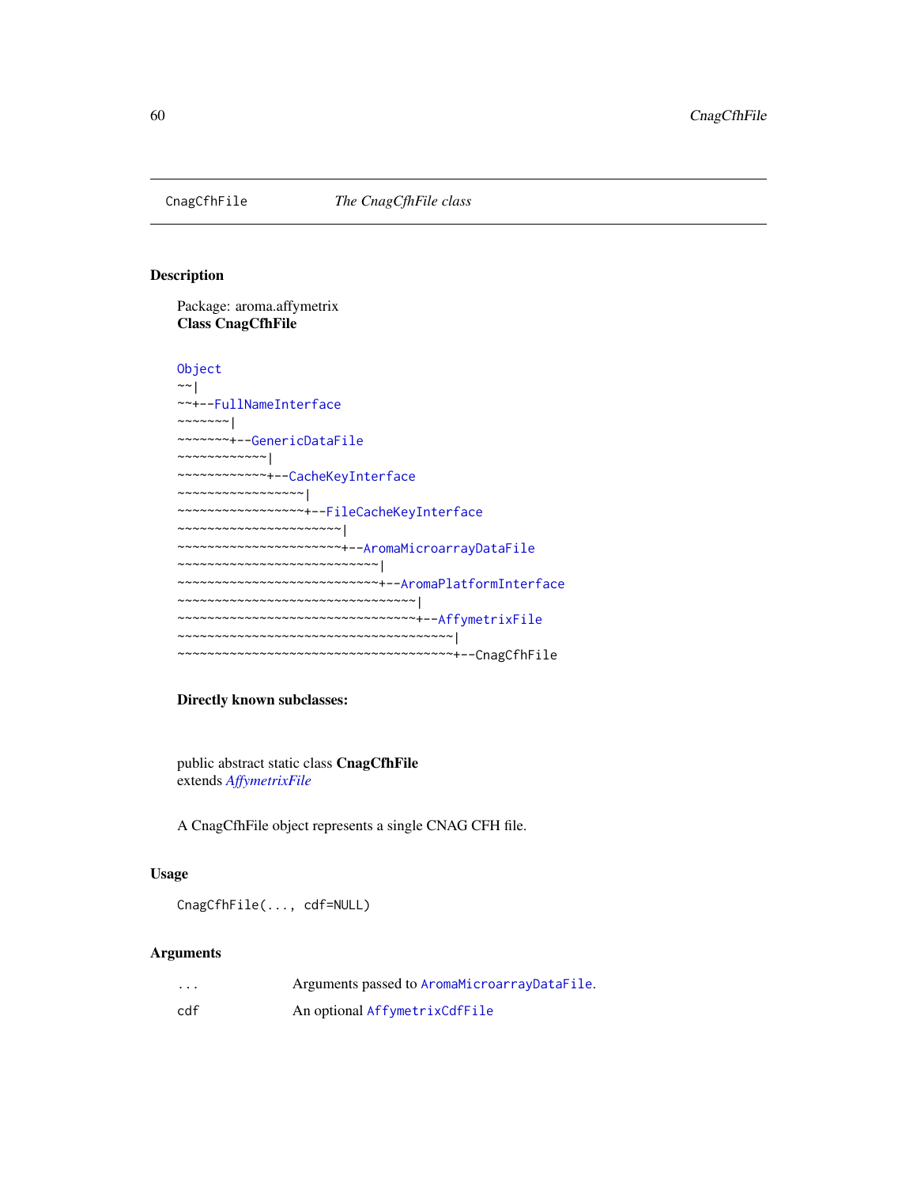CnagCfhFile *The CnagCfhFile class*

## Description

Package: aroma.affymetrix
**Class CnagCfhFile**

```
Object
~~|
~~+--FullNameInterface
~~~~~~~|
~~~~~~~+--GenericDataFile
~~~~~~~~~~~~|
~~~~~~~~~~~~+--CacheKeyInterface
~~~~~~~~~~~~~~~~~|
~~~~~~~~~~~~~~~~~+--FileCacheKeyInterface
~~~~~~~~~~~~~~~~~~~~~~|
~~~~~~~~~~~~~~~~~~~~~~+--AromaMicroarrayDataFile
~~~~~~~~~~~~~~~~~~~~~~~~~~~|
~~~~~~~~~~~~~~~~~~~~~~~~~~~+--AromaPlatformInterface
~~~~~~~~~~~~~~~~~~~~~~~~~~~~~~~~|
~~~~~~~~~~~~~~~~~~~~~~~~~~~~~~~~+--AffymetrixFile
~~~~~~~~~~~~~~~~~~~~~~~~~~~~~~~~~~~~~|
~~~~~~~~~~~~~~~~~~~~~~~~~~~~~~~~~~~~~+--CnagCfhFile
```

**Directly known subclasses:**

public abstract static class **CnagCfhFile**
extends *AffymetrixFile*

A CnagCfhFile object represents a single CNAG CFH file.

## Usage

```
CnagCfhFile(..., cdf=NULL)
```

## Arguments

| | |
|---|---|
| ... | Arguments passed to AromaMicroarrayDataFile. |
| cdf | An optional AffymetrixCdfFile |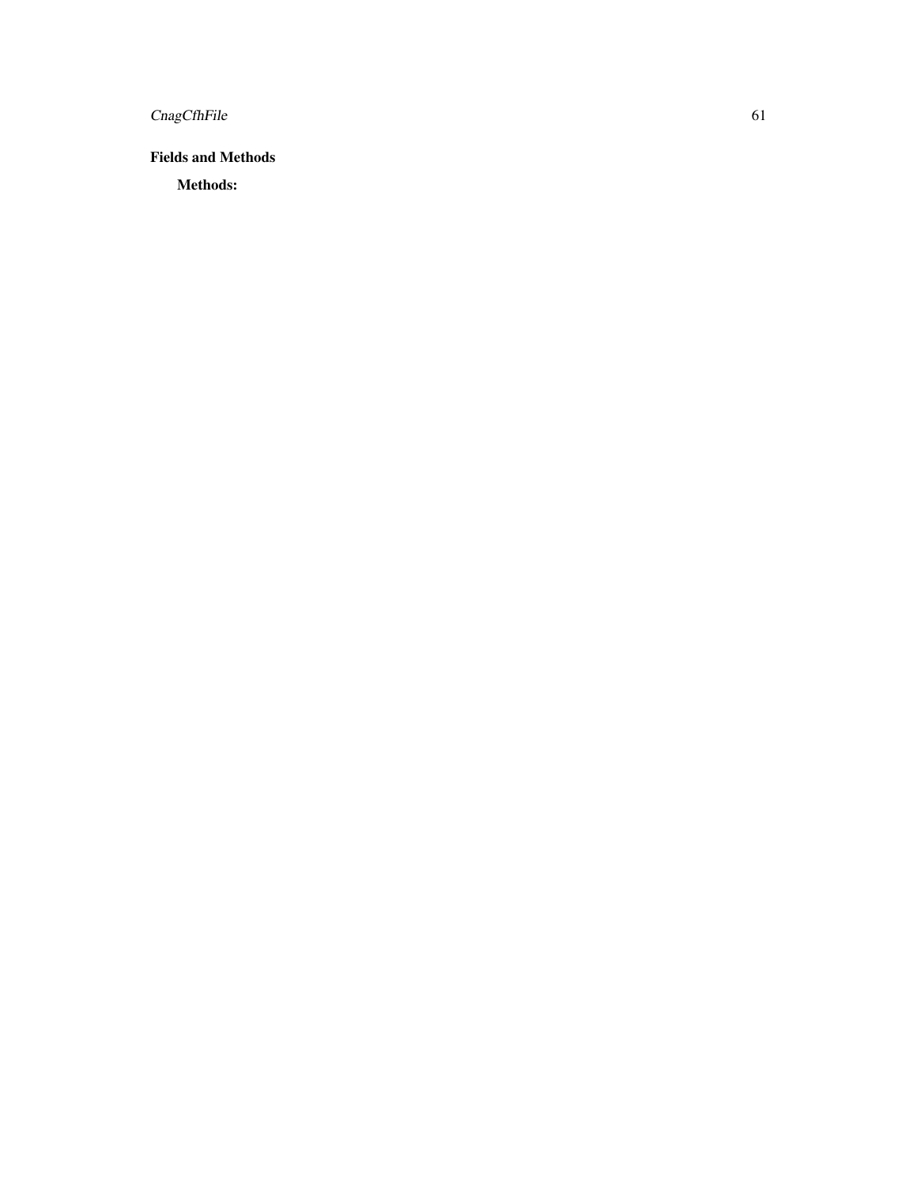## Fields and Methods

### Methods: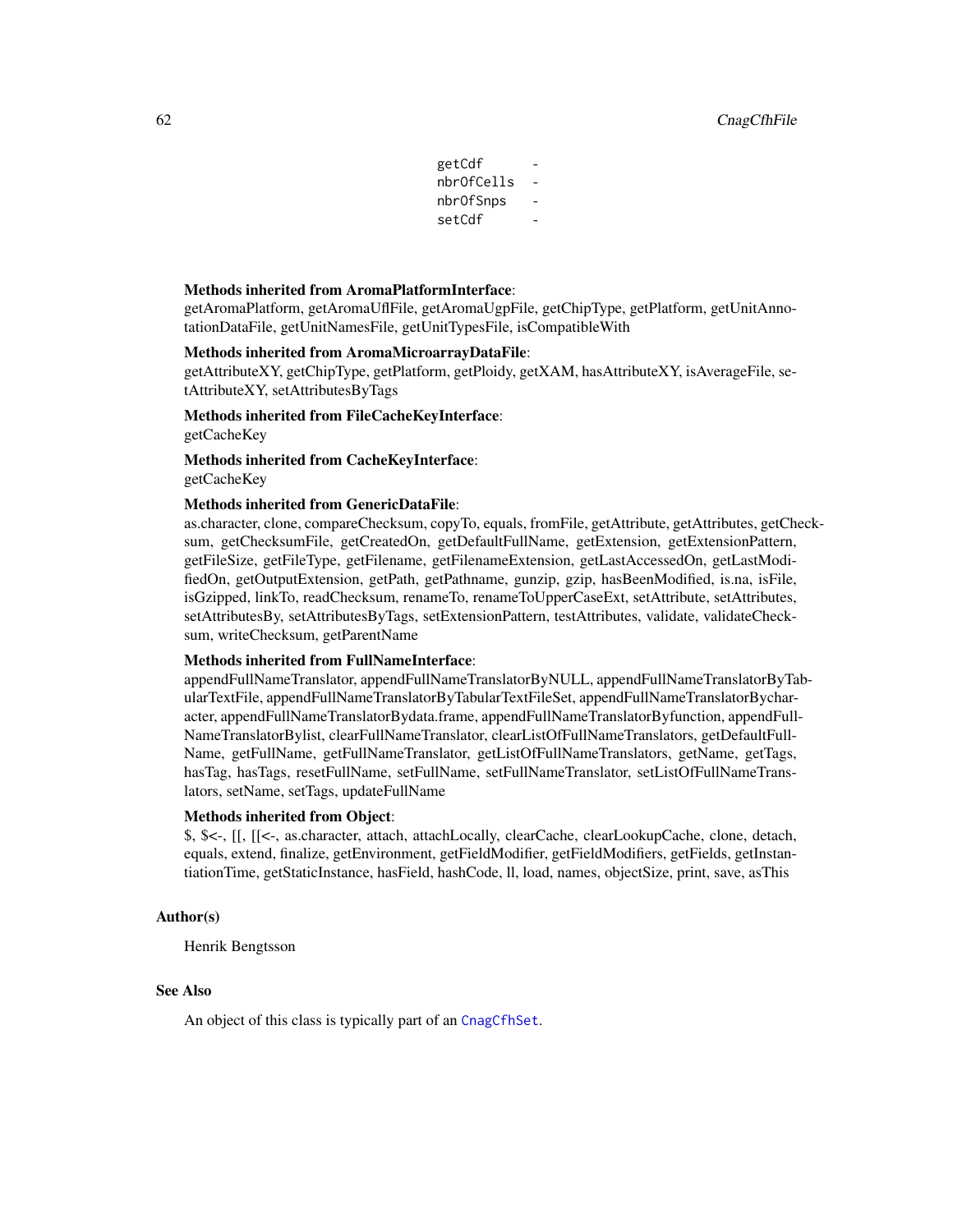```
getCdf       -
nbrOfCells   -
nbrOfSnps    -
setCdf       -
```

**Methods inherited from AromaPlatformInterface**:
getAromaPlatform, getAromaUflFile, getAromaUgpFile, getChipType, getPlatform, getUnitAnnotationDataFile, getUnitNamesFile, getUnitTypesFile, isCompatibleWith

**Methods inherited from AromaMicroarrayDataFile**:
getAttributeXY, getChipType, getPlatform, getPloidy, getXAM, hasAttributeXY, isAverageFile, setAttributeXY, setAttributesByTags

**Methods inherited from FileCacheKeyInterface**:
getCacheKey

**Methods inherited from CacheKeyInterface**:
getCacheKey

**Methods inherited from GenericDataFile**:
as.character, clone, compareChecksum, copyTo, equals, fromFile, getAttribute, getAttributes, getChecksum, getChecksumFile, getCreatedOn, getDefaultFullName, getExtension, getExtensionPattern, getFileSize, getFileType, getFilename, getFilenameExtension, getLastAccessedOn, getLastModifiedOn, getOutputExtension, getPath, getPathname, gunzip, gzip, hasBeenModified, is.na, isFile, isGzipped, linkTo, readChecksum, renameTo, renameToUpperCaseExt, setAttribute, setAttributes, setAttributesBy, setAttributesByTags, setExtensionPattern, testAttributes, validate, validateChecksum, writeChecksum, getParentName

**Methods inherited from FullNameInterface**:
appendFullNameTranslator, appendFullNameTranslatorByNULL, appendFullNameTranslatorByTabularTextFile, appendFullNameTranslatorByTabularTextFileSet, appendFullNameTranslatorBycharacter, appendFullNameTranslatorBydata.frame, appendFullNameTranslatorByfunction, appendFullNameTranslatorBylist, clearFullNameTranslator, clearListOfFullNameTranslators, getDefaultFullName, getFullName, getFullNameTranslator, getListOfFullNameTranslators, getName, getTags, hasTag, hasTags, resetFullName, setFullName, setFullNameTranslator, setListOfFullNameTranslators, setName, setTags, updateFullName

**Methods inherited from Object**:
$, $<-, [[, [[<-, as.character, attach, attachLocally, clearCache, clearLookupCache, clone, detach, equals, extend, finalize, getEnvironment, getFieldModifier, getFieldModifiers, getFields, getInstantiationTime, getStaticInstance, hasField, hashCode, ll, load, names, objectSize, print, save, asThis

## Author(s)

Henrik Bengtsson

## See Also

An object of this class is typically part of an `CnagCfhSet`.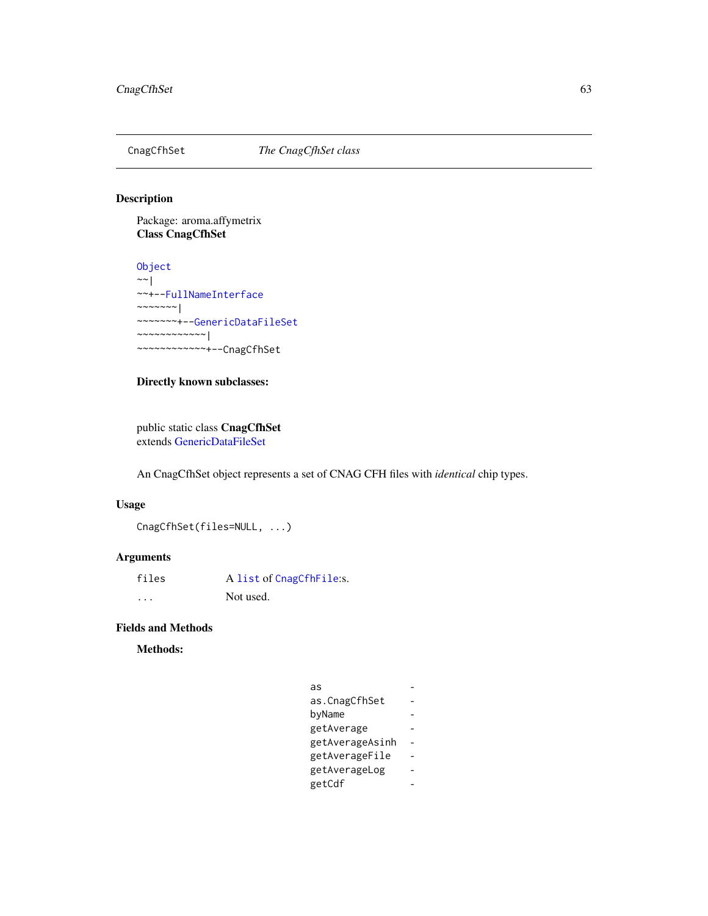# CnagCfhSet *The CnagCfhSet class*

## Description

Package: aroma.affymetrix
**Class CnagCfhSet**

```
Object
~~|
~~+--FullNameInterface
~~~~~~~|
~~~~~~~+--GenericDataFileSet
~~~~~~~~~~~~|
~~~~~~~~~~~~+--CnagCfhSet
```

**Directly known subclasses:**

public static class **CnagCfhSet**
extends GenericDataFileSet

An CnagCfhSet object represents a set of CNAG CFH files with *identical* chip types.

## Usage

```
CnagCfhSet(files=NULL, ...)
```

## Arguments

| | |
|---|---|
| `files` | A `list` of `CnagCfhFile`:s. |
| `...` | Not used. |

## Fields and Methods

**Methods:**

| | |
|---|---|
| `as` | - |
| `as.CnagCfhSet` | - |
| `byName` | - |
| `getAverage` | - |
| `getAverageAsinh` | - |
| `getAverageFile` | - |
| `getAverageLog` | - |
| `getCdf` | - |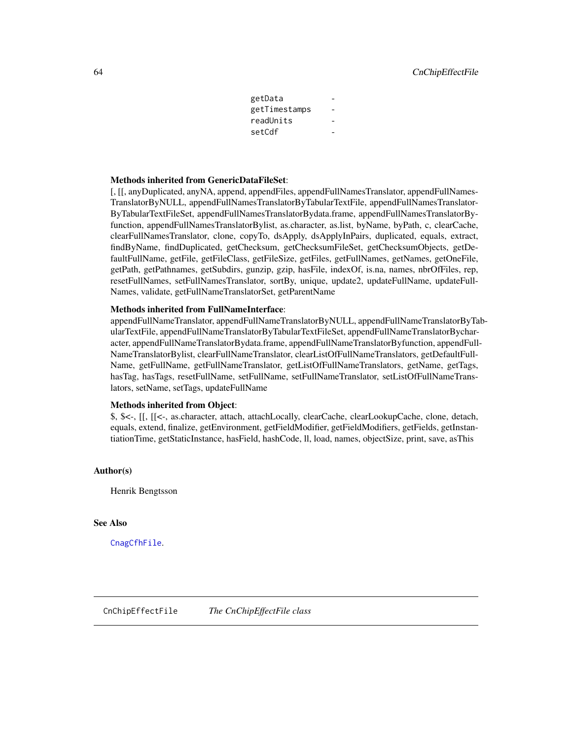```
getData          -
getTimestamps    -
readUnits        -
setCdf           -
```

**Methods inherited from GenericDataFileSet**:
[, [[, anyDuplicated, anyNA, append, appendFiles, appendFullNamesTranslator, appendFullNamesTranslatorByNULL, appendFullNamesTranslatorByTabularTextFile, appendFullNamesTranslatorByTabularTextFileSet, appendFullNamesTranslatorBydata.frame, appendFullNamesTranslatorByfunction, appendFullNamesTranslatorBylist, as.character, as.list, byName, byPath, c, clearCache, clearFullNamesTranslator, clone, copyTo, dsApply, dsApplyInPairs, duplicated, equals, extract, findByName, findDuplicated, getChecksum, getChecksumFileSet, getChecksumObjects, getDefaultFullName, getFile, getFileClass, getFileSize, getFiles, getFullNames, getNames, getOneFile, getPath, getPathnames, getSubdirs, gunzip, gzip, hasFile, indexOf, is.na, names, nbrOfFiles, rep, resetFullNames, setFullNamesTranslator, sortBy, unique, update2, updateFullName, updateFullNames, validate, getFullNameTranslatorSet, getParentName

**Methods inherited from FullNameInterface**:
appendFullNameTranslator, appendFullNameTranslatorByNULL, appendFullNameTranslatorByTabularTextFile, appendFullNameTranslatorByTabularTextFileSet, appendFullNameTranslatorBycharacter, appendFullNameTranslatorBydata.frame, appendFullNameTranslatorByfunction, appendFullNameTranslatorBylist, clearFullNameTranslator, clearListOfFullNameTranslators, getDefaultFullName, getFullName, getFullNameTranslator, getListOfFullNameTranslators, getName, getTags, hasTag, hasTags, resetFullName, setFullName, setFullNameTranslator, setListOfFullNameTranslators, setName, setTags, updateFullName

**Methods inherited from Object**:
$, $<-, [[, [[<-, as.character, attach, attachLocally, clearCache, clearLookupCache, clone, detach, equals, extend, finalize, getEnvironment, getFieldModifier, getFieldModifiers, getFields, getInstantiationTime, getStaticInstance, hasField, hashCode, ll, load, names, objectSize, print, save, asThis

## Author(s)

Henrik Bengtsson

## See Also

`CnagCfhFile`.

---

# CnChipEffectFile — *The CnChipEffectFile class*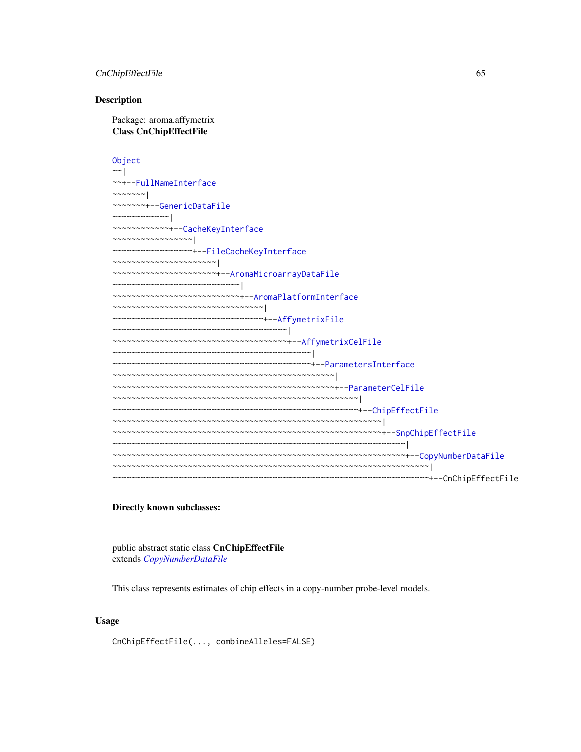## Description

Package: aroma.affymetrix
**Class CnChipEffectFile**

```
Object
~~|
~~+--FullNameInterface
~~~~~~~|
~~~~~~~+--GenericDataFile
~~~~~~~~~~~~|
~~~~~~~~~~~~+--CacheKeyInterface
~~~~~~~~~~~~~~~~~|
~~~~~~~~~~~~~~~~~+--FileCacheKeyInterface
~~~~~~~~~~~~~~~~~~~~~~|
~~~~~~~~~~~~~~~~~~~~~~+--AromaMicroarrayDataFile
~~~~~~~~~~~~~~~~~~~~~~~~~~~|
~~~~~~~~~~~~~~~~~~~~~~~~~~~+--AromaPlatformInterface
~~~~~~~~~~~~~~~~~~~~~~~~~~~~~~~~|
~~~~~~~~~~~~~~~~~~~~~~~~~~~~~~~~+--AffymetrixFile
~~~~~~~~~~~~~~~~~~~~~~~~~~~~~~~~~~~~~|
~~~~~~~~~~~~~~~~~~~~~~~~~~~~~~~~~~~~~+--AffymetrixCelFile
~~~~~~~~~~~~~~~~~~~~~~~~~~~~~~~~~~~~~~~~~~|
~~~~~~~~~~~~~~~~~~~~~~~~~~~~~~~~~~~~~~~~~~+--ParametersInterface
~~~~~~~~~~~~~~~~~~~~~~~~~~~~~~~~~~~~~~~~~~~~~~~|
~~~~~~~~~~~~~~~~~~~~~~~~~~~~~~~~~~~~~~~~~~~~~~~+--ParameterCelFile
~~~~~~~~~~~~~~~~~~~~~~~~~~~~~~~~~~~~~~~~~~~~~~~~~~~~|
~~~~~~~~~~~~~~~~~~~~~~~~~~~~~~~~~~~~~~~~~~~~~~~~~~~~+--ChipEffectFile
~~~~~~~~~~~~~~~~~~~~~~~~~~~~~~~~~~~~~~~~~~~~~~~~~~~~~~~~~|
~~~~~~~~~~~~~~~~~~~~~~~~~~~~~~~~~~~~~~~~~~~~~~~~~~~~~~~~~+--SnpChipEffectFile
~~~~~~~~~~~~~~~~~~~~~~~~~~~~~~~~~~~~~~~~~~~~~~~~~~~~~~~~~~~~~~|
~~~~~~~~~~~~~~~~~~~~~~~~~~~~~~~~~~~~~~~~~~~~~~~~~~~~~~~~~~~~~~+--CopyNumberDataFile
~~~~~~~~~~~~~~~~~~~~~~~~~~~~~~~~~~~~~~~~~~~~~~~~~~~~~~~~~~~~~~~~~~~|
~~~~~~~~~~~~~~~~~~~~~~~~~~~~~~~~~~~~~~~~~~~~~~~~~~~~~~~~~~~~~~~~~~~+--CnChipEffectFile
```

**Directly known subclasses:**

public abstract static class **CnChipEffectFile**
extends *CopyNumberDataFile*

This class represents estimates of chip effects in a copy-number probe-level models.

## Usage

```
CnChipEffectFile(..., combineAlleles=FALSE)
```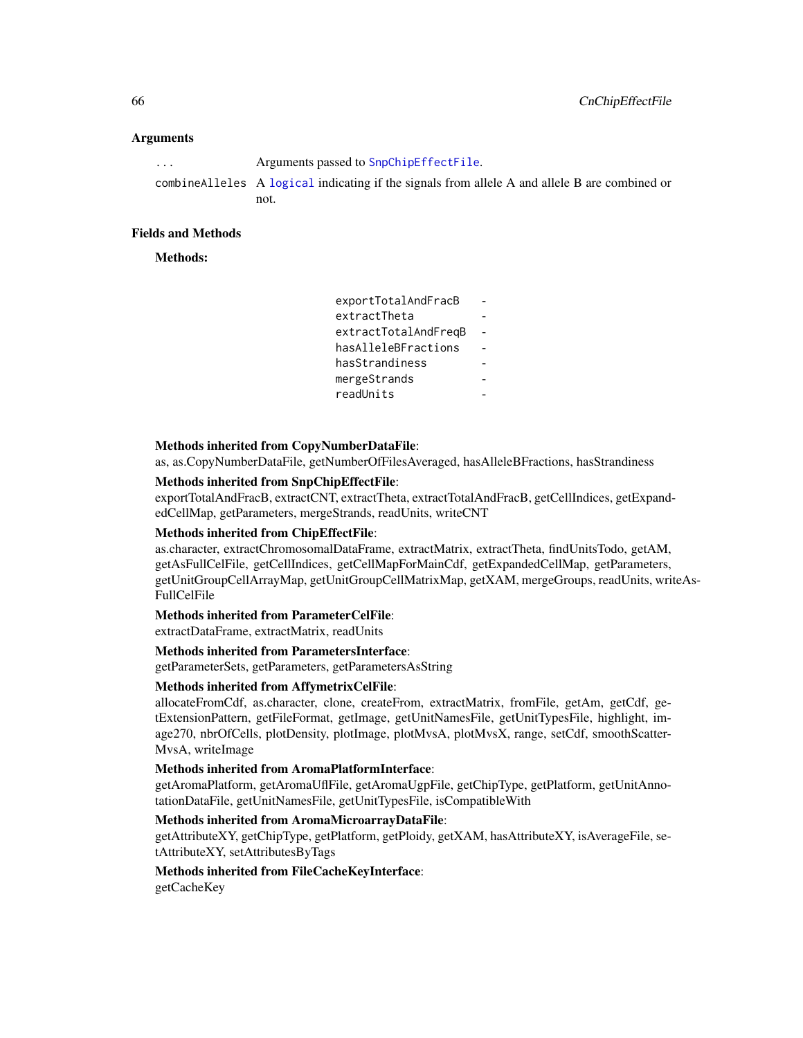## Arguments

`...` Arguments passed to `SnpChipEffectFile`.

`combineAlleles` A `logical` indicating if the signals from allele A and allele B are combined or not.

## Fields and Methods

**Methods:**

| | |
|---|---|
| `exportTotalAndFracB` | - |
| `extractTheta` | - |
| `extractTotalAndFreqB` | - |
| `hasAlleleBFractions` | - |
| `hasStrandiness` | - |
| `mergeStrands` | - |
| `readUnits` | - |

**Methods inherited from CopyNumberDataFile**:
as, as.CopyNumberDataFile, getNumberOfFilesAveraged, hasAlleleBFractions, hasStrandiness

**Methods inherited from SnpChipEffectFile**:
exportTotalAndFracB, extractCNT, extractTheta, extractTotalAndFracB, getCellIndices, getExpandedCellMap, getParameters, mergeStrands, readUnits, writeCNT

**Methods inherited from ChipEffectFile**:
as.character, extractChromosomalDataFrame, extractMatrix, extractTheta, findUnitsTodo, getAM, getAsFullCelFile, getCellIndices, getCellMapForMainCdf, getExpandedCellMap, getParameters, getUnitGroupCellArrayMap, getUnitGroupCellMatrixMap, getXAM, mergeGroups, readUnits, writeAsFullCelFile

**Methods inherited from ParameterCelFile**:
extractDataFrame, extractMatrix, readUnits

**Methods inherited from ParametersInterface**:
getParameterSets, getParameters, getParametersAsString

**Methods inherited from AffymetrixCelFile**:
allocateFromCdf, as.character, clone, createFrom, extractMatrix, fromFile, getAm, getCdf, getExtensionPattern, getFileFormat, getImage, getUnitNamesFile, getUnitTypesFile, highlight, image270, nbrOfCells, plotDensity, plotImage, plotMvsA, plotMvsX, range, setCdf, smoothScatterMvsA, writeImage

**Methods inherited from AromaPlatformInterface**:
getAromaPlatform, getAromaUflFile, getAromaUgpFile, getChipType, getPlatform, getUnitAnnotationDataFile, getUnitNamesFile, getUnitTypesFile, isCompatibleWith

**Methods inherited from AromaMicroarrayDataFile**:
getAttributeXY, getChipType, getPlatform, getPloidy, getXAM, hasAttributeXY, isAverageFile, setAttributeXY, setAttributesByTags

**Methods inherited from FileCacheKeyInterface**:
getCacheKey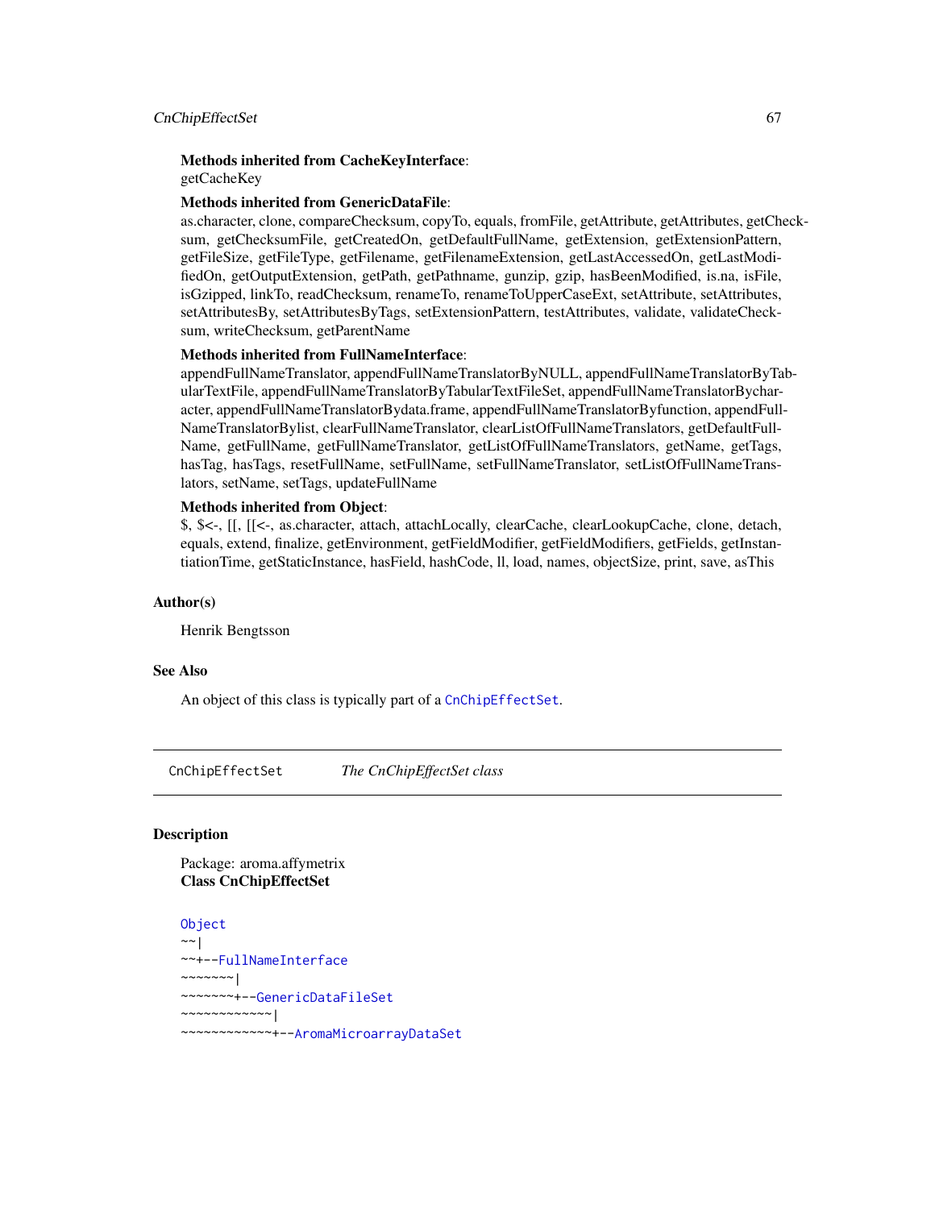**Methods inherited from CacheKeyInterface**:
getCacheKey

**Methods inherited from GenericDataFile**:
as.character, clone, compareChecksum, copyTo, equals, fromFile, getAttribute, getAttributes, getChecksum, getChecksumFile, getCreatedOn, getDefaultFullName, getExtension, getExtensionPattern, getFileSize, getFileType, getFilename, getFilenameExtension, getLastAccessedOn, getLastModifiedOn, getOutputExtension, getPath, getPathname, gunzip, gzip, hasBeenModified, is.na, isFile, isGzipped, linkTo, readChecksum, renameTo, renameToUpperCaseExt, setAttribute, setAttributes, setAttributesBy, setAttributesByTags, setExtensionPattern, testAttributes, validate, validateChecksum, writeChecksum, getParentName

**Methods inherited from FullNameInterface**:
appendFullNameTranslator, appendFullNameTranslatorByNULL, appendFullNameTranslatorByTabularTextFile, appendFullNameTranslatorByTabularTextFileSet, appendFullNameTranslatorBycharacter, appendFullNameTranslatorBydata.frame, appendFullNameTranslatorByfunction, appendFullNameTranslatorBylist, clearFullNameTranslator, clearListOfFullNameTranslators, getDefaultFullName, getFullName, getFullNameTranslator, getListOfFullNameTranslators, getName, getTags, hasTag, hasTags, resetFullName, setFullName, setFullNameTranslator, setListOfFullNameTranslators, setName, setTags, updateFullName

**Methods inherited from Object**:
$, $<-, [[, [[<-, as.character, attach, attachLocally, clearCache, clearLookupCache, clone, detach, equals, extend, finalize, getEnvironment, getFieldModifier, getFieldModifiers, getFields, getInstantiationTime, getStaticInstance, hasField, hashCode, ll, load, names, objectSize, print, save, asThis

## Author(s)

Henrik Bengtsson

## See Also

An object of this class is typically part of a `CnChipEffectSet`.

---

# CnChipEffectSet — *The CnChipEffectSet class*

## Description

Package: aroma.affymetrix
**Class CnChipEffectSet**

```
Object
~~|
~~+--FullNameInterface
~~~~~~~|
~~~~~~~+--GenericDataFileSet
~~~~~~~~~~~~|
~~~~~~~~~~~~+--AromaMicroarrayDataSet
```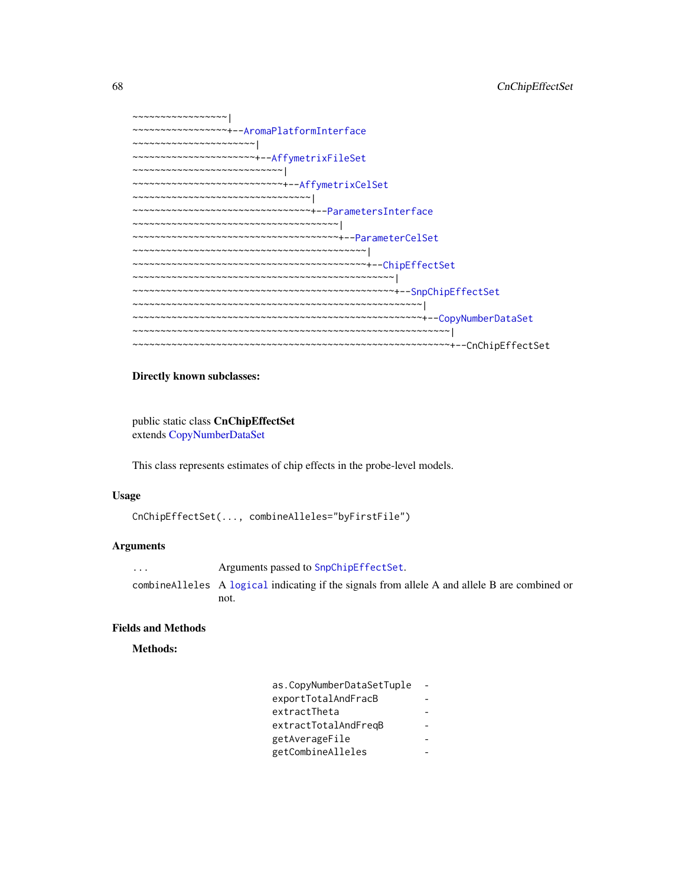```
~~~~~~~~~~~~~~~~~|
~~~~~~~~~~~~~~~~~+--AromaPlatformInterface
~~~~~~~~~~~~~~~~~~~~~~|
~~~~~~~~~~~~~~~~~~~~~~+--AffymetrixFileSet
~~~~~~~~~~~~~~~~~~~~~~~~~~~|
~~~~~~~~~~~~~~~~~~~~~~~~~~~+--AffymetrixCelSet
~~~~~~~~~~~~~~~~~~~~~~~~~~~~~~~~|
~~~~~~~~~~~~~~~~~~~~~~~~~~~~~~~~+--ParametersInterface
~~~~~~~~~~~~~~~~~~~~~~~~~~~~~~~~~~~~~|
~~~~~~~~~~~~~~~~~~~~~~~~~~~~~~~~~~~~~+--ParameterCelSet
~~~~~~~~~~~~~~~~~~~~~~~~~~~~~~~~~~~~~~~~~~|
~~~~~~~~~~~~~~~~~~~~~~~~~~~~~~~~~~~~~~~~~~+--ChipEffectSet
~~~~~~~~~~~~~~~~~~~~~~~~~~~~~~~~~~~~~~~~~~~~~~~|
~~~~~~~~~~~~~~~~~~~~~~~~~~~~~~~~~~~~~~~~~~~~~~~+--SnpChipEffectSet
~~~~~~~~~~~~~~~~~~~~~~~~~~~~~~~~~~~~~~~~~~~~~~~~~~~~|
~~~~~~~~~~~~~~~~~~~~~~~~~~~~~~~~~~~~~~~~~~~~~~~~~~~~+--CopyNumberDataSet
~~~~~~~~~~~~~~~~~~~~~~~~~~~~~~~~~~~~~~~~~~~~~~~~~~~~~~~~~|
~~~~~~~~~~~~~~~~~~~~~~~~~~~~~~~~~~~~~~~~~~~~~~~~~~~~~~~~~+--CnChipEffectSet
```

**Directly known subclasses:**

public static class **CnChipEffectSet**
extends CopyNumberDataSet

This class represents estimates of chip effects in the probe-level models.

### Usage

```
CnChipEffectSet(..., combineAlleles="byFirstFile")
```

### Arguments

| | |
|---|---|
| `...` | Arguments passed to `SnpChipEffectSet`. |
| `combineAlleles` | A `logical` indicating if the signals from allele A and allele B are combined or not. |

### Fields and Methods

**Methods:**

| | |
|---|---|
| `as.CopyNumberDataSetTuple` | - |
| `exportTotalAndFracB` | - |
| `extractTheta` | - |
| `extractTotalAndFreqB` | - |
| `getAverageFile` | - |
| `getCombineAlleles` | - |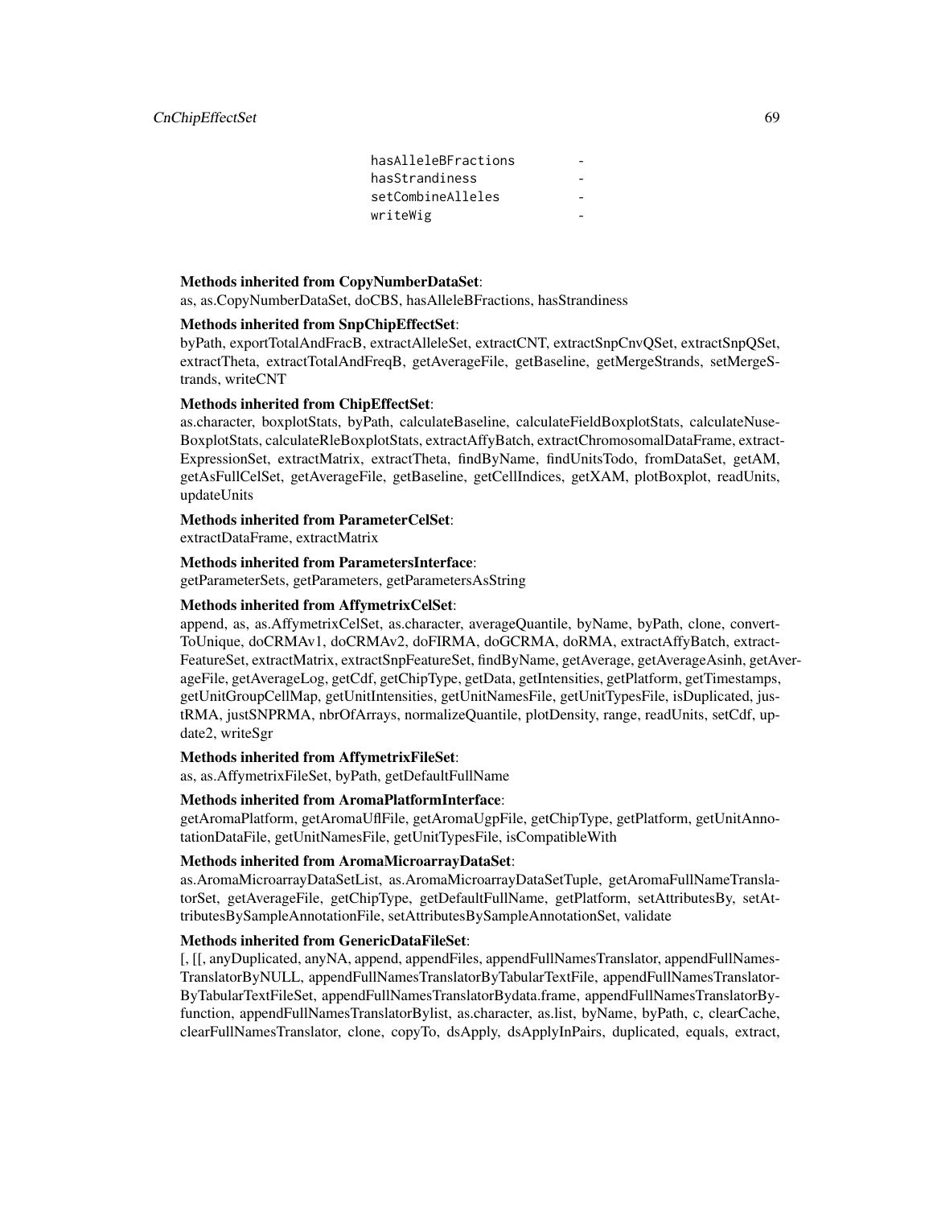| | |
|---|---|
| hasAlleleBFractions | - |
| hasStrandiness | - |
| setCombineAlleles | - |
| writeWig | - |

**Methods inherited from CopyNumberDataSet**:
as, as.CopyNumberDataSet, doCBS, hasAlleleBFractions, hasStrandiness

**Methods inherited from SnpChipEffectSet**:
byPath, exportTotalAndFracB, extractAlleleSet, extractCNT, extractSnpCnvQSet, extractSnpQSet, extractTheta, extractTotalAndFreqB, getAverageFile, getBaseline, getMergeStrands, setMergeStrands, writeCNT

**Methods inherited from ChipEffectSet**:
as.character, boxplotStats, byPath, calculateBaseline, calculateFieldBoxplotStats, calculateNuseBoxplotStats, calculateRleBoxplotStats, extractAffyBatch, extractChromosomalDataFrame, extractExpressionSet, extractMatrix, extractTheta, findByName, findUnitsTodo, fromDataSet, getAM, getAsFullCelSet, getAverageFile, getBaseline, getCellIndices, getXAM, plotBoxplot, readUnits, updateUnits

**Methods inherited from ParameterCelSet**:
extractDataFrame, extractMatrix

**Methods inherited from ParametersInterface**:
getParameterSets, getParameters, getParametersAsString

**Methods inherited from AffymetrixCelSet**:
append, as, as.AffymetrixCelSet, as.character, averageQuantile, byName, byPath, clone, convertToUnique, doCRMAv1, doCRMAv2, doFIRMA, doGCRMA, doRMA, extractAffyBatch, extractFeatureSet, extractMatrix, extractSnpFeatureSet, findByName, getAverage, getAverageAsinh, getAverageFile, getAverageLog, getCdf, getChipType, getData, getIntensities, getPlatform, getTimestamps, getUnitGroupCellMap, getUnitIntensities, getUnitNamesFile, getUnitTypesFile, isDuplicated, justRMA, justSNPRMA, nbrOfArrays, normalizeQuantile, plotDensity, range, readUnits, setCdf, update2, writeSgr

**Methods inherited from AffymetrixFileSet**:
as, as.AffymetrixFileSet, byPath, getDefaultFullName

**Methods inherited from AromaPlatformInterface**:
getAromaPlatform, getAromaUflFile, getAromaUgpFile, getChipType, getPlatform, getUnitAnnotationDataFile, getUnitNamesFile, getUnitTypesFile, isCompatibleWith

**Methods inherited from AromaMicroarrayDataSet**:
as.AromaMicroarrayDataSetList, as.AromaMicroarrayDataSetTuple, getAromaFullNameTranslatorSet, getAverageFile, getChipType, getDefaultFullName, getPlatform, setAttributesBy, setAttributesBySampleAnnotationFile, setAttributesBySampleAnnotationSet, validate

**Methods inherited from GenericDataFileSet**:
[, [[, anyDuplicated, anyNA, append, appendFiles, appendFullNamesTranslator, appendFullNamesTranslatorByNULL, appendFullNamesTranslatorByTabularTextFile, appendFullNamesTranslatorByTabularTextFileSet, appendFullNamesTranslatorBydata.frame, appendFullNamesTranslatorByfunction, appendFullNamesTranslatorBylist, as.character, as.list, byName, byPath, c, clearCache, clearFullNamesTranslator, clone, copyTo, dsApply, dsApplyInPairs, duplicated, equals, extract,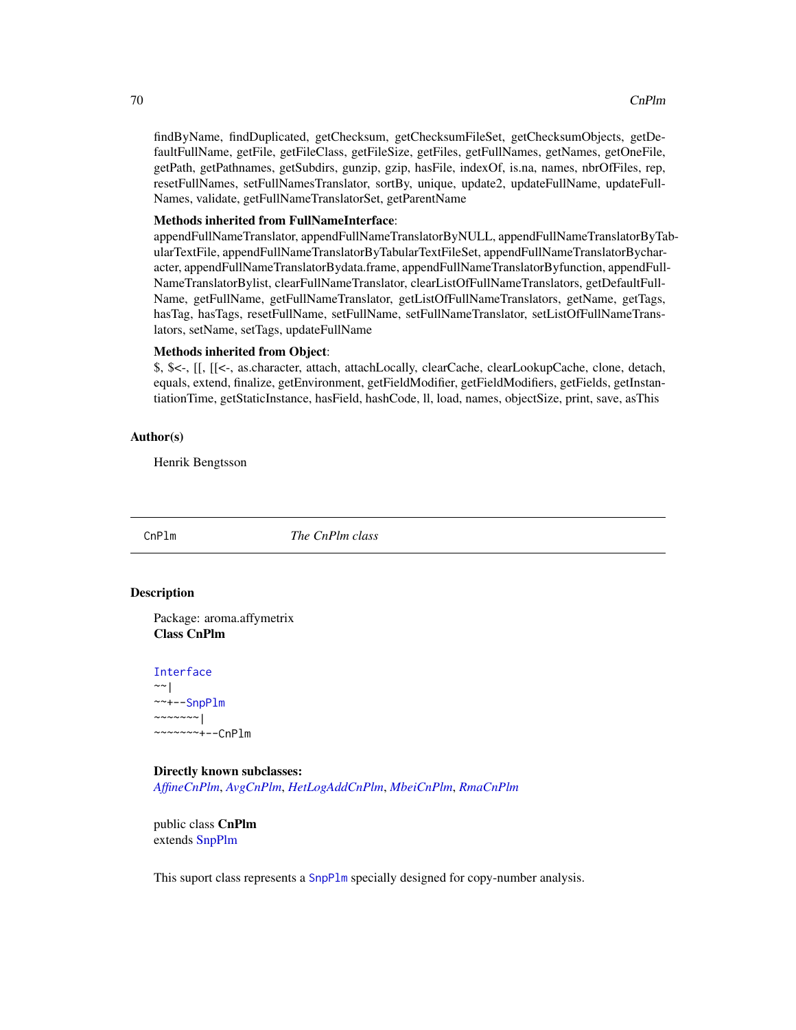findByName, findDuplicated, getChecksum, getChecksumFileSet, getChecksumObjects, getDefaultFullName, getFile, getFileClass, getFileSize, getFiles, getFullNames, getNames, getOneFile, getPath, getPathnames, getSubdirs, gunzip, gzip, hasFile, indexOf, is.na, names, nbrOfFiles, rep, resetFullNames, setFullNamesTranslator, sortBy, unique, update2, updateFullName, updateFullNames, validate, getFullNameTranslatorSet, getParentName

**Methods inherited from FullNameInterface**:
appendFullNameTranslator, appendFullNameTranslatorByNULL, appendFullNameTranslatorByTabularTextFile, appendFullNameTranslatorByTabularTextFileSet, appendFullNameTranslatorBycharacter, appendFullNameTranslatorBydata.frame, appendFullNameTranslatorByfunction, appendFullNameTranslatorBylist, clearFullNameTranslator, clearListOfFullNameTranslators, getDefaultFullName, getFullName, getFullNameTranslator, getListOfFullNameTranslators, getName, getTags, hasTag, hasTags, resetFullName, setFullName, setFullNameTranslator, setListOfFullNameTranslators, setName, setTags, updateFullName

**Methods inherited from Object**:
$, $<-, [[, [[<-, as.character, attach, attachLocally, clearCache, clearLookupCache, clone, detach, equals, extend, finalize, getEnvironment, getFieldModifier, getFieldModifiers, getFields, getInstantiationTime, getStaticInstance, hasField, hashCode, ll, load, names, objectSize, print, save, asThis

## Author(s)

Henrik Bengtsson

---

# CnPlm — *The CnPlm class*

## Description

Package: aroma.affymetrix
**Class CnPlm**

```
Interface
~~|
~~+--SnpPlm
~~~~~~~|
~~~~~~~+--CnPlm
```

**Directly known subclasses:**
*AffineCnPlm*, *AvgCnPlm*, *HetLogAddCnPlm*, *MbeiCnPlm*, *RmaCnPlm*

public class **CnPlm**
extends SnpPlm

This suport class represents a `SnpPlm` specially designed for copy-number analysis.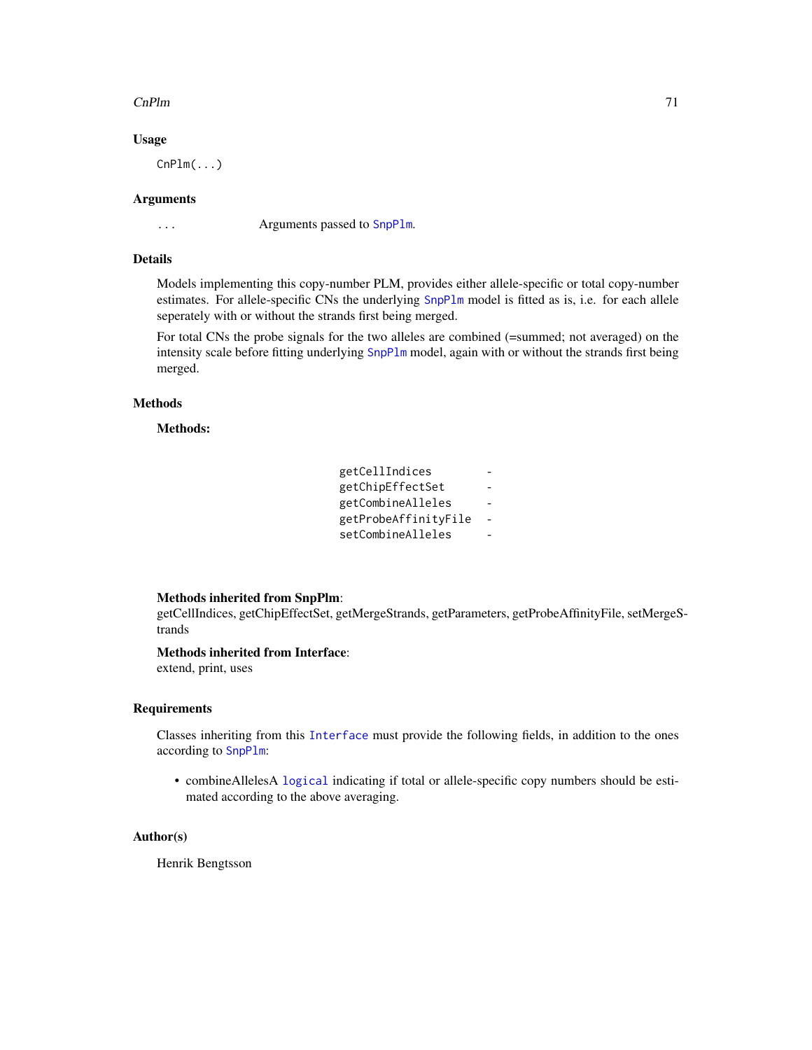## Usage

```
CnPlm(...)
```

## Arguments

| | |
|---|---|
| ... | Arguments passed to SnpPlm. |

## Details

Models implementing this copy-number PLM, provides either allele-specific or total copy-number estimates. For allele-specific CNs the underlying SnpPlm model is fitted as is, i.e. for each allele seperately with or without the strands first being merged.

For total CNs the probe signals for the two alleles are combined (=summed; not averaged) on the intensity scale before fitting underlying SnpPlm model, again with or without the strands first being merged.

## Methods

**Methods:**

| | |
|---|---|
| getCellIndices | - |
| getChipEffectSet | - |
| getCombineAlleles | - |
| getProbeAffinityFile | - |
| setCombineAlleles | - |

**Methods inherited from SnpPlm**:
getCellIndices, getChipEffectSet, getMergeStrands, getParameters, getProbeAffinityFile, setMergeStrands

**Methods inherited from Interface**:
extend, print, uses

## Requirements

Classes inheriting from this Interface must provide the following fields, in addition to the ones according to SnpPlm:

- combineAllelesA logical indicating if total or allele-specific copy numbers should be estimated according to the above averaging.

## Author(s)

Henrik Bengtsson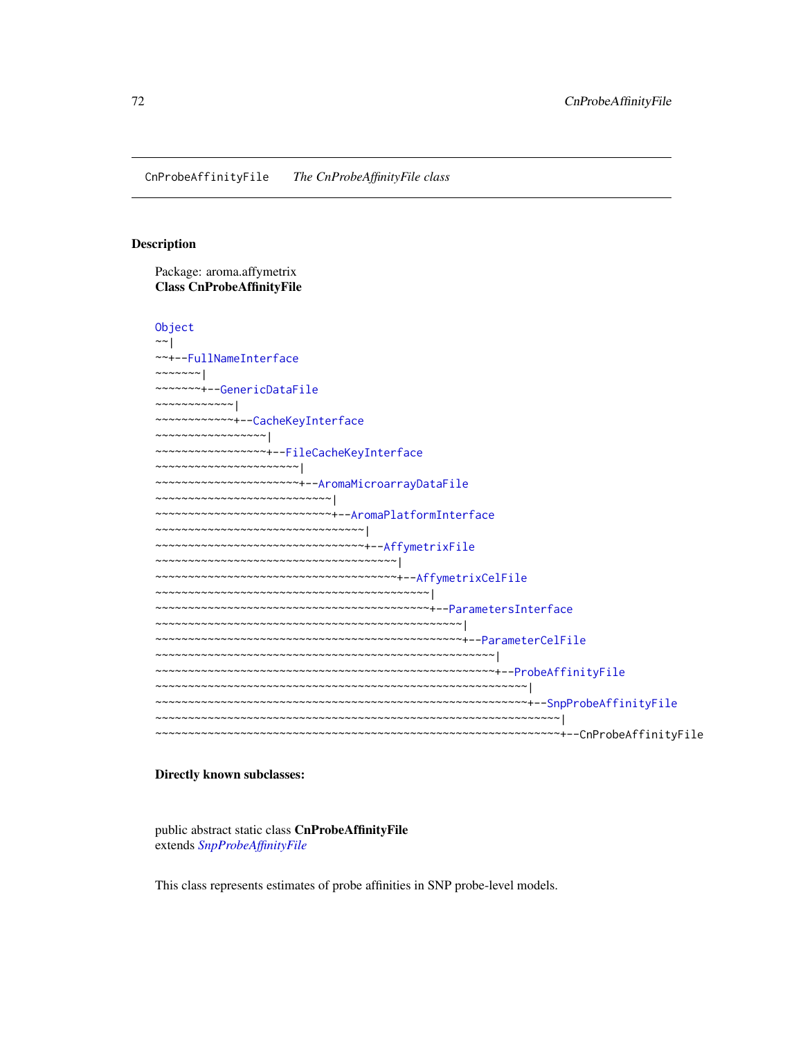CnProbeAffinityFile *The CnProbeAffinityFile class*

## Description

Package: aroma.affymetrix
**Class CnProbeAffinityFile**

```
Object
~~|
~~+--FullNameInterface
~~~~~~~|
~~~~~~~+--GenericDataFile
~~~~~~~~~~~~|
~~~~~~~~~~~~+--CacheKeyInterface
~~~~~~~~~~~~~~~~~|
~~~~~~~~~~~~~~~~~+--FileCacheKeyInterface
~~~~~~~~~~~~~~~~~~~~~~|
~~~~~~~~~~~~~~~~~~~~~~+--AromaMicroarrayDataFile
~~~~~~~~~~~~~~~~~~~~~~~~~~~|
~~~~~~~~~~~~~~~~~~~~~~~~~~~+--AromaPlatformInterface
~~~~~~~~~~~~~~~~~~~~~~~~~~~~~~~~|
~~~~~~~~~~~~~~~~~~~~~~~~~~~~~~~~+--AffymetrixFile
~~~~~~~~~~~~~~~~~~~~~~~~~~~~~~~~~~~~~|
~~~~~~~~~~~~~~~~~~~~~~~~~~~~~~~~~~~~~+--AffymetrixCelFile
~~~~~~~~~~~~~~~~~~~~~~~~~~~~~~~~~~~~~~~~~~|
~~~~~~~~~~~~~~~~~~~~~~~~~~~~~~~~~~~~~~~~~~+--ParametersInterface
~~~~~~~~~~~~~~~~~~~~~~~~~~~~~~~~~~~~~~~~~~~~~~~|
~~~~~~~~~~~~~~~~~~~~~~~~~~~~~~~~~~~~~~~~~~~~~~~+--ParameterCelFile
~~~~~~~~~~~~~~~~~~~~~~~~~~~~~~~~~~~~~~~~~~~~~~~~~~~~|
~~~~~~~~~~~~~~~~~~~~~~~~~~~~~~~~~~~~~~~~~~~~~~~~~~~~+--ProbeAffinityFile
~~~~~~~~~~~~~~~~~~~~~~~~~~~~~~~~~~~~~~~~~~~~~~~~~~~~~~~~~|
~~~~~~~~~~~~~~~~~~~~~~~~~~~~~~~~~~~~~~~~~~~~~~~~~~~~~~~~~+--SnpProbeAffinityFile
~~~~~~~~~~~~~~~~~~~~~~~~~~~~~~~~~~~~~~~~~~~~~~~~~~~~~~~~~~~~~~|
~~~~~~~~~~~~~~~~~~~~~~~~~~~~~~~~~~~~~~~~~~~~~~~~~~~~~~~~~~~~~~+--CnProbeAffinityFile
```

**Directly known subclasses:**

public abstract static class **CnProbeAffinityFile**
extends *SnpProbeAffinityFile*

This class represents estimates of probe affinities in SNP probe-level models.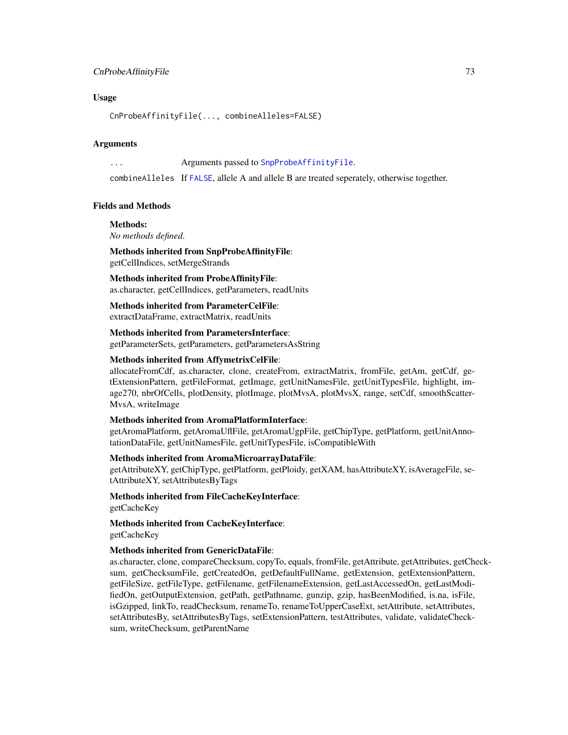## Usage

```
CnProbeAffinityFile(..., combineAlleles=FALSE)
```

## Arguments

`...` Arguments passed to `SnpProbeAffinityFile`.

`combineAlleles` If `FALSE`, allele A and allele B are treated seperately, otherwise together.

## Fields and Methods

**Methods:**
*No methods defined.*

**Methods inherited from SnpProbeAffinityFile**:
getCellIndices, setMergeStrands

**Methods inherited from ProbeAffinityFile**:
as.character, getCellIndices, getParameters, readUnits

**Methods inherited from ParameterCelFile**:
extractDataFrame, extractMatrix, readUnits

**Methods inherited from ParametersInterface**:
getParameterSets, getParameters, getParametersAsString

**Methods inherited from AffymetrixCelFile**:
allocateFromCdf, as.character, clone, createFrom, extractMatrix, fromFile, getAm, getCdf, getExtensionPattern, getFileFormat, getImage, getUnitNamesFile, getUnitTypesFile, highlight, image270, nbrOfCells, plotDensity, plotImage, plotMvsA, plotMvsX, range, setCdf, smoothScatterMvsA, writeImage

**Methods inherited from AromaPlatformInterface**:
getAromaPlatform, getAromaUflFile, getAromaUgpFile, getChipType, getPlatform, getUnitAnnotationDataFile, getUnitNamesFile, getUnitTypesFile, isCompatibleWith

**Methods inherited from AromaMicroarrayDataFile**:
getAttributeXY, getChipType, getPlatform, getPloidy, getXAM, hasAttributeXY, isAverageFile, setAttributeXY, setAttributesByTags

**Methods inherited from FileCacheKeyInterface**:
getCacheKey

**Methods inherited from CacheKeyInterface**:
getCacheKey

**Methods inherited from GenericDataFile**:
as.character, clone, compareChecksum, copyTo, equals, fromFile, getAttribute, getAttributes, getChecksum, getChecksumFile, getCreatedOn, getDefaultFullName, getExtension, getExtensionPattern, getFileSize, getFileType, getFilename, getFilenameExtension, getLastAccessedOn, getLastModifiedOn, getOutputExtension, getPath, getPathname, gunzip, gzip, hasBeenModified, is.na, isFile, isGzipped, linkTo, readChecksum, renameTo, renameToUpperCaseExt, setAttribute, setAttributes, setAttributesBy, setAttributesByTags, setExtensionPattern, testAttributes, validate, validateChecksum, writeChecksum, getParentName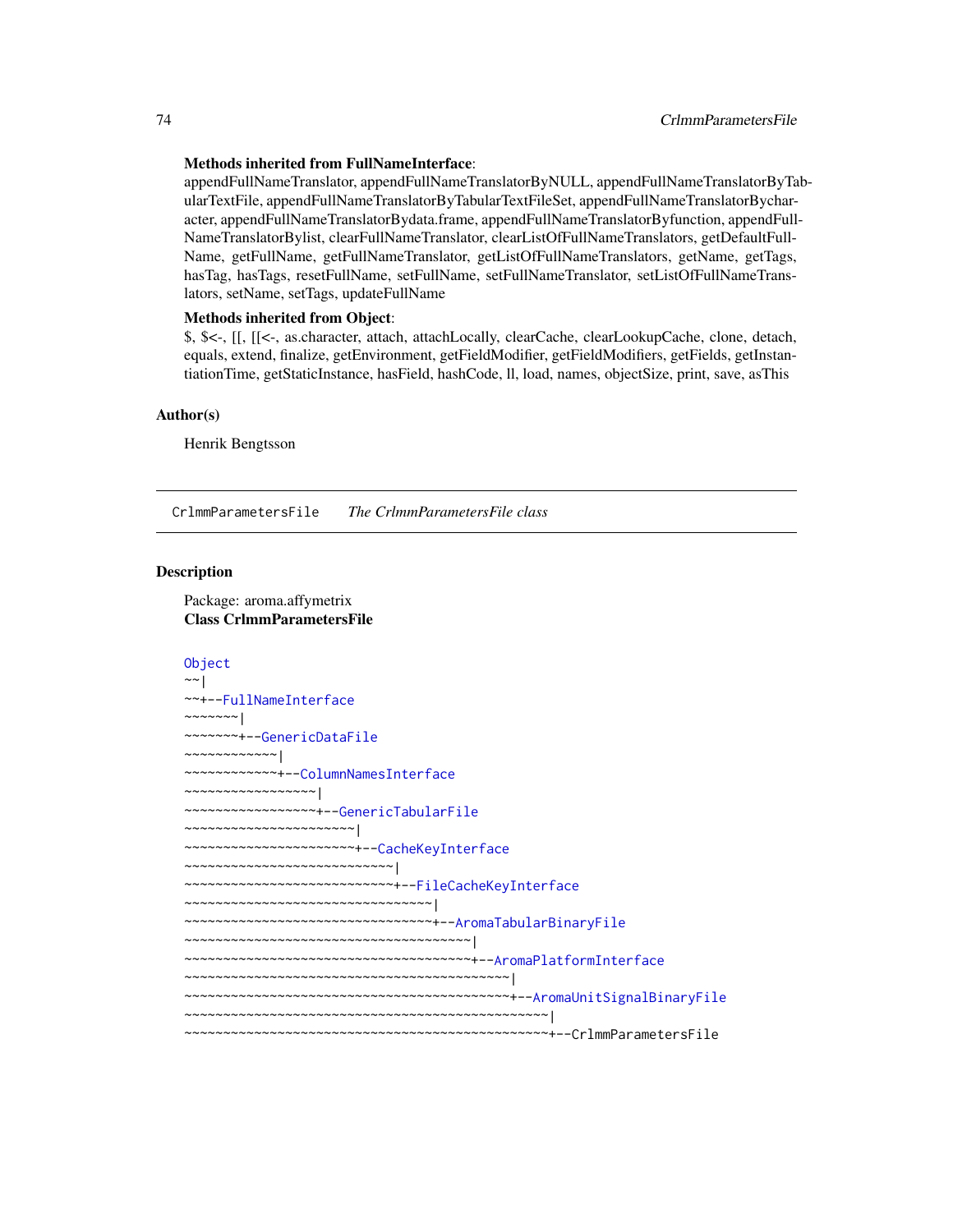**Methods inherited from FullNameInterface**:
appendFullNameTranslator, appendFullNameTranslatorByNULL, appendFullNameTranslatorByTabularTextFile, appendFullNameTranslatorByTabularTextFileSet, appendFullNameTranslatorBycharacter, appendFullNameTranslatorBydata.frame, appendFullNameTranslatorByfunction, appendFullNameTranslatorBylist, clearFullNameTranslator, clearListOfFullNameTranslators, getDefaultFullName, getFullName, getFullNameTranslator, getListOfFullNameTranslators, getName, getTags, hasTag, hasTags, resetFullName, setFullName, setFullNameTranslator, setListOfFullNameTranslators, setName, setTags, updateFullName

**Methods inherited from Object**:
$, $<-, [[, [[<-, as.character, attach, attachLocally, clearCache, clearLookupCache, clone, detach, equals, extend, finalize, getEnvironment, getFieldModifier, getFieldModifiers, getFields, getInstantiationTime, getStaticInstance, hasField, hashCode, ll, load, names, objectSize, print, save, asThis

### Author(s)

Henrik Bengtsson

---

## CrlmmParametersFile *The CrlmmParametersFile class*

### Description

Package: aroma.affymetrix
**Class CrlmmParametersFile**

```
Object
~~|
~~+--FullNameInterface
~~~~~~~|
~~~~~~~+--GenericDataFile
~~~~~~~~~~~~|
~~~~~~~~~~~~+--ColumnNamesInterface
~~~~~~~~~~~~~~~~~|
~~~~~~~~~~~~~~~~~+--GenericTabularFile
~~~~~~~~~~~~~~~~~~~~~~|
~~~~~~~~~~~~~~~~~~~~~~+--CacheKeyInterface
~~~~~~~~~~~~~~~~~~~~~~~~~~~|
~~~~~~~~~~~~~~~~~~~~~~~~~~~+--FileCacheKeyInterface
~~~~~~~~~~~~~~~~~~~~~~~~~~~~~~~~|
~~~~~~~~~~~~~~~~~~~~~~~~~~~~~~~~+--AromaTabularBinaryFile
~~~~~~~~~~~~~~~~~~~~~~~~~~~~~~~~~~~~~|
~~~~~~~~~~~~~~~~~~~~~~~~~~~~~~~~~~~~~+--AromaPlatformInterface
~~~~~~~~~~~~~~~~~~~~~~~~~~~~~~~~~~~~~~~~~~|
~~~~~~~~~~~~~~~~~~~~~~~~~~~~~~~~~~~~~~~~~~+--AromaUnitSignalBinaryFile
~~~~~~~~~~~~~~~~~~~~~~~~~~~~~~~~~~~~~~~~~~~~~~~|
~~~~~~~~~~~~~~~~~~~~~~~~~~~~~~~~~~~~~~~~~~~~~~~+--CrlmmParametersFile
```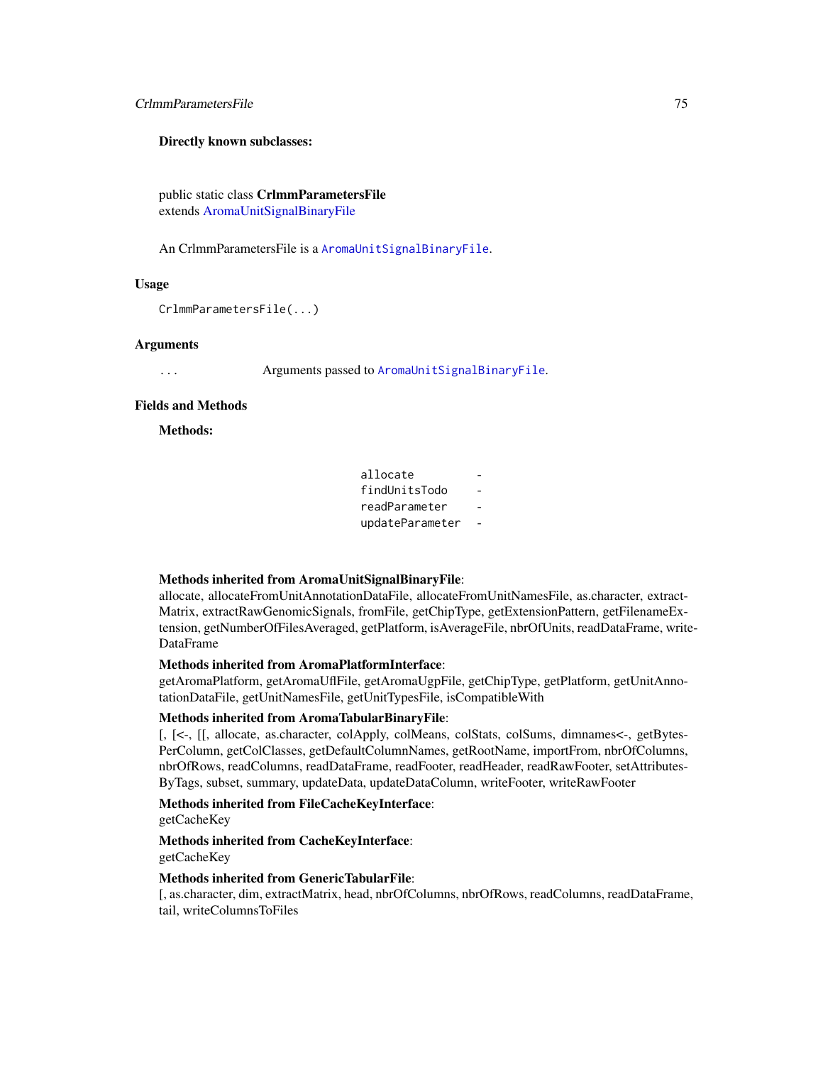**Directly known subclasses:**

public static class **CrlmmParametersFile**
extends AromaUnitSignalBinaryFile

An CrlmmParametersFile is a `AromaUnitSignalBinaryFile`.

## Usage

```
CrlmmParametersFile(...)
```

## Arguments

| | |
|---|---|
| `...` | Arguments passed to `AromaUnitSignalBinaryFile`. |

## Fields and Methods

**Methods:**

| | |
|---|---|
| `allocate` | - |
| `findUnitsTodo` | - |
| `readParameter` | - |
| `updateParameter` | - |

**Methods inherited from AromaUnitSignalBinaryFile**:
allocate, allocateFromUnitAnnotationDataFile, allocateFromUnitNamesFile, as.character, extractMatrix, extractRawGenomicSignals, fromFile, getChipType, getExtensionPattern, getFilenameExtension, getNumberOfFilesAveraged, getPlatform, isAverageFile, nbrOfUnits, readDataFrame, writeDataFrame

**Methods inherited from AromaPlatformInterface**:
getAromaPlatform, getAromaUflFile, getAromaUgpFile, getChipType, getPlatform, getUnitAnnotationDataFile, getUnitNamesFile, getUnitTypesFile, isCompatibleWith

**Methods inherited from AromaTabularBinaryFile**:
[, [<-, [[, allocate, as.character, colApply, colMeans, colStats, colSums, dimnames<-, getBytesPerColumn, getColClasses, getDefaultColumnNames, getRootName, importFrom, nbrOfColumns, nbrOfRows, readColumns, readDataFrame, readFooter, readHeader, readRawFooter, setAttributesByTags, subset, summary, updateData, updateDataColumn, writeFooter, writeRawFooter

**Methods inherited from FileCacheKeyInterface**:
getCacheKey

**Methods inherited from CacheKeyInterface**:
getCacheKey

**Methods inherited from GenericTabularFile**:
[, as.character, dim, extractMatrix, head, nbrOfColumns, nbrOfRows, readColumns, readDataFrame, tail, writeColumnsToFiles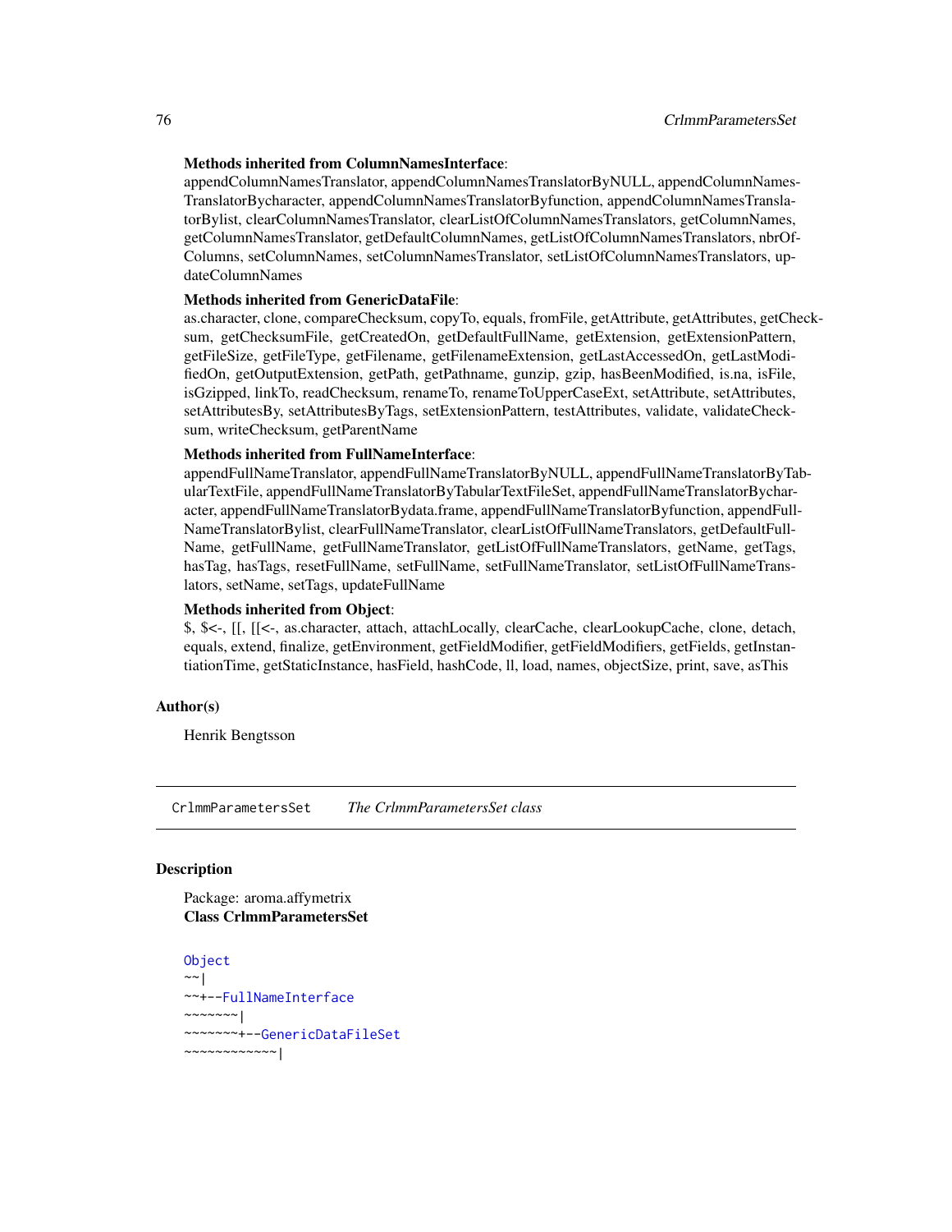**Methods inherited from ColumnNamesInterface**:
appendColumnNamesTranslator, appendColumnNamesTranslatorByNULL, appendColumnNamesTranslatorBycharacter, appendColumnNamesTranslatorByfunction, appendColumnNamesTranslatorBylist, clearColumnNamesTranslator, clearListOfColumnNamesTranslators, getColumnNames, getColumnNamesTranslator, getDefaultColumnNames, getListOfColumnNamesTranslators, nbrOfColumns, setColumnNames, setColumnNamesTranslator, setListOfColumnNamesTranslators, updateColumnNames

**Methods inherited from GenericDataFile**:
as.character, clone, compareChecksum, copyTo, equals, fromFile, getAttribute, getAttributes, getChecksum, getChecksumFile, getCreatedOn, getDefaultFullName, getExtension, getExtensionPattern, getFileSize, getFileType, getFilename, getFilenameExtension, getLastAccessedOn, getLastModifiedOn, getOutputExtension, getPath, getPathname, gunzip, gzip, hasBeenModified, is.na, isFile, isGzipped, linkTo, readChecksum, renameTo, renameToUpperCaseExt, setAttribute, setAttributes, setAttributesBy, setAttributesByTags, setExtensionPattern, testAttributes, validate, validateChecksum, writeChecksum, getParentName

**Methods inherited from FullNameInterface**:
appendFullNameTranslator, appendFullNameTranslatorByNULL, appendFullNameTranslatorByTabularTextFile, appendFullNameTranslatorByTabularTextFileSet, appendFullNameTranslatorBycharacter, appendFullNameTranslatorBydata.frame, appendFullNameTranslatorByfunction, appendFullNameTranslatorBylist, clearFullNameTranslator, clearListOfFullNameTranslators, getDefaultFullName, getFullName, getFullNameTranslator, getListOfFullNameTranslators, getName, getTags, hasTag, hasTags, resetFullName, setFullName, setFullNameTranslator, setListOfFullNameTranslators, setName, setTags, updateFullName

**Methods inherited from Object**:
$, $<-, [[, [[<-, as.character, attach, attachLocally, clearCache, clearLookupCache, clone, detach, equals, extend, finalize, getEnvironment, getFieldModifier, getFieldModifiers, getFields, getInstantiationTime, getStaticInstance, hasField, hashCode, ll, load, names, objectSize, print, save, asThis

## Author(s)

Henrik Bengtsson

---

# CrlmmParametersSet *The CrlmmParametersSet class*

## Description

Package: aroma.affymetrix
**Class CrlmmParametersSet**

```
Object
~~|
~~+--FullNameInterface
~~~~~~~|
~~~~~~~+--GenericDataFileSet
~~~~~~~~~~~~|
```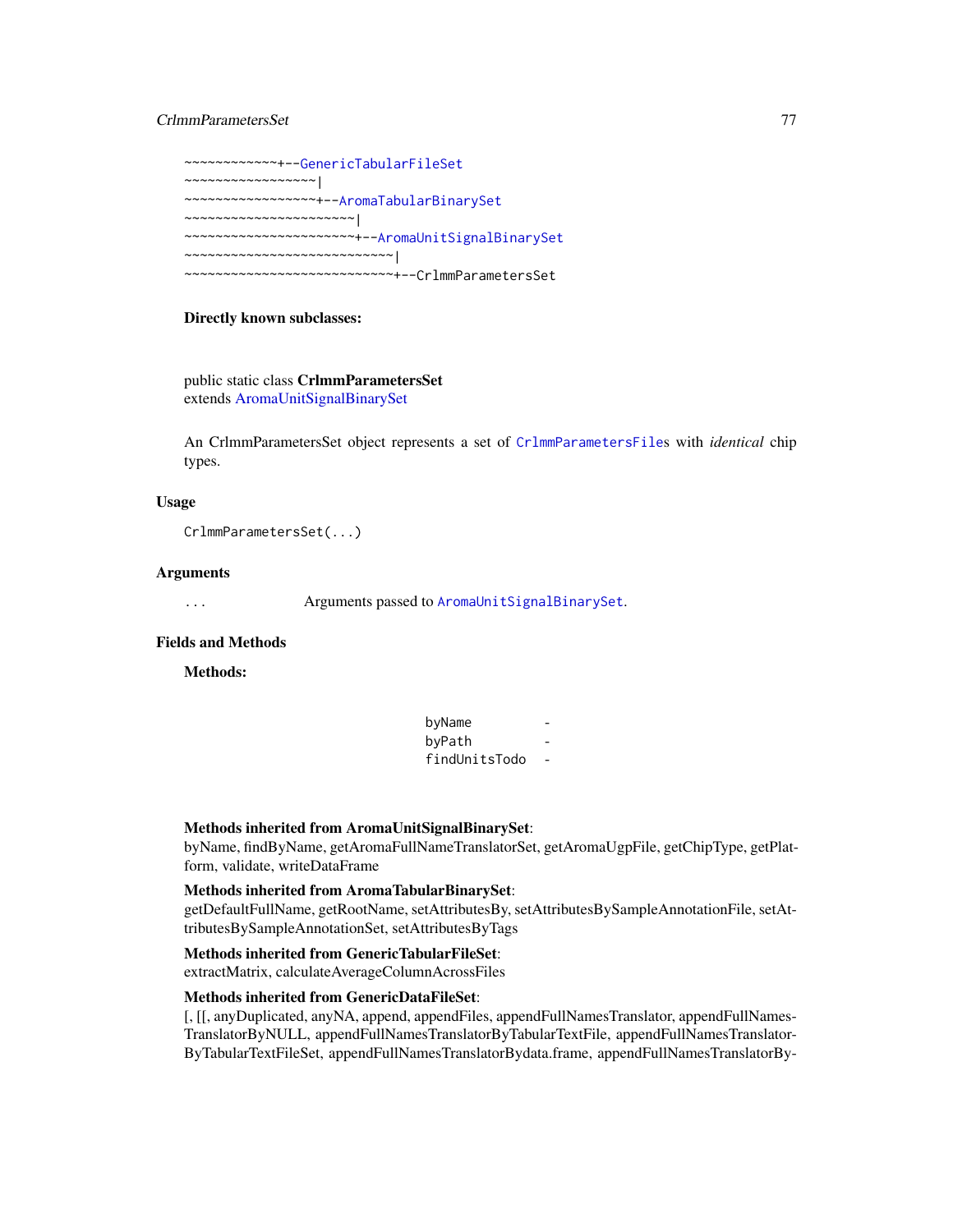```
~~~~~~~~~~~~+--GenericTabularFileSet
~~~~~~~~~~~~~~~~~|
~~~~~~~~~~~~~~~~~+--AromaTabularBinarySet
~~~~~~~~~~~~~~~~~~~~~~|
~~~~~~~~~~~~~~~~~~~~~~+--AromaUnitSignalBinarySet
~~~~~~~~~~~~~~~~~~~~~~~~~~~|
~~~~~~~~~~~~~~~~~~~~~~~~~~~+--CrlmmParametersSet
```

**Directly known subclasses:**

public static class **CrlmmParametersSet**
extends AromaUnitSignalBinarySet

An CrlmmParametersSet object represents a set of `CrlmmParametersFile`s with *identical* chip types.

## Usage

```
CrlmmParametersSet(...)
```

## Arguments

| | |
|---|---|
| `...` | Arguments passed to `AromaUnitSignalBinarySet`. |

## Fields and Methods

**Methods:**

| | |
|---|---|
| `byName` | - |
| `byPath` | - |
| `findUnitsTodo` | - |

**Methods inherited from AromaUnitSignalBinarySet**:
byName, findByName, getAromaFullNameTranslatorSet, getAromaUgpFile, getChipType, getPlatform, validate, writeDataFrame

**Methods inherited from AromaTabularBinarySet**:
getDefaultFullName, getRootName, setAttributesBy, setAttributesBySampleAnnotationFile, setAttributesBySampleAnnotationSet, setAttributesByTags

**Methods inherited from GenericTabularFileSet**:
extractMatrix, calculateAverageColumnAcrossFiles

**Methods inherited from GenericDataFileSet**:
[, [[, anyDuplicated, anyNA, append, appendFiles, appendFullNamesTranslator, appendFullNamesTranslatorByNULL, appendFullNamesTranslatorByTabularTextFile, appendFullNamesTranslatorByTabularTextFileSet, appendFullNamesTranslatorBydata.frame, appendFullNamesTranslatorBy-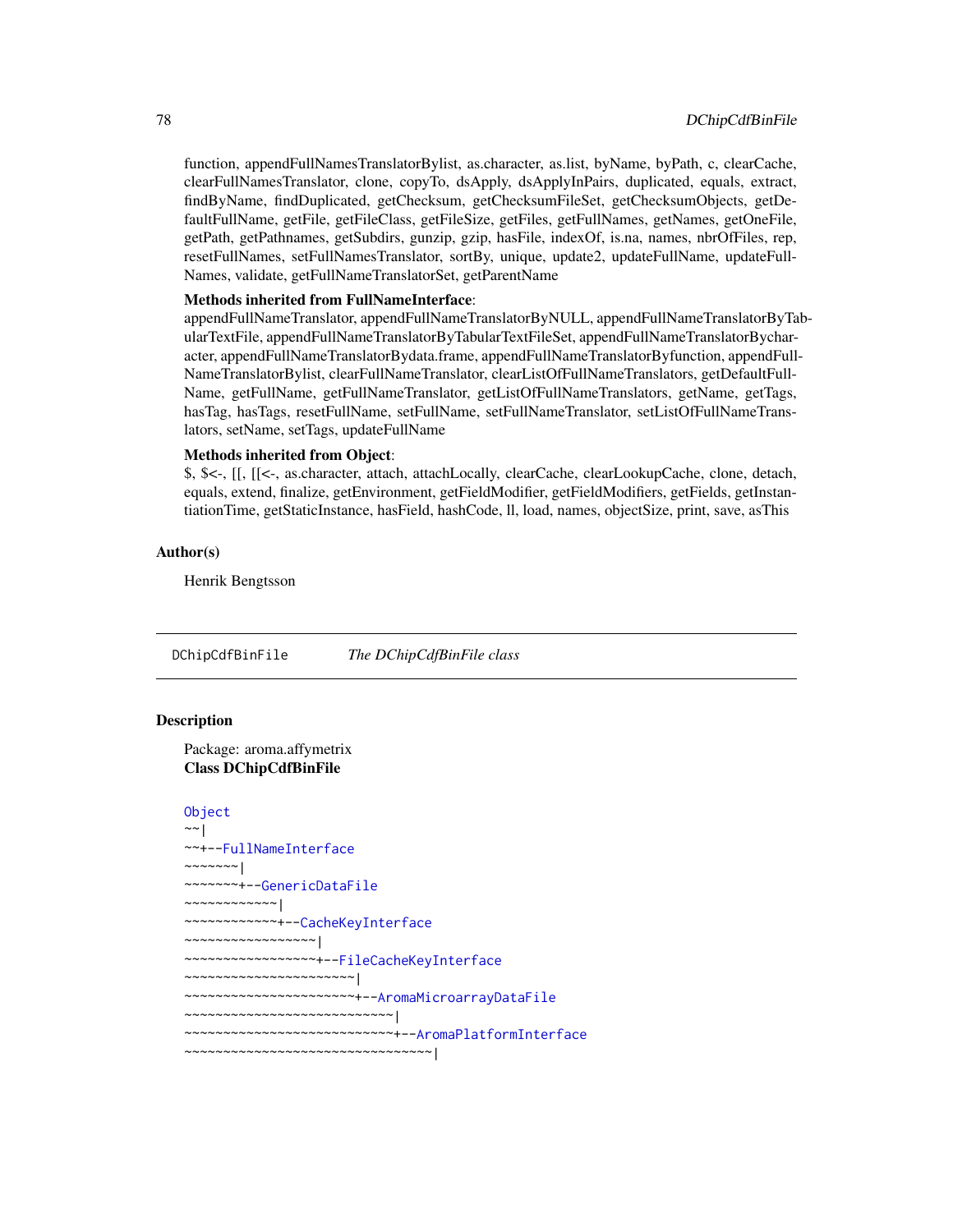function, appendFullNamesTranslatorBylist, as.character, as.list, byName, byPath, c, clearCache, clearFullNamesTranslator, clone, copyTo, dsApply, dsApplyInPairs, duplicated, equals, extract, findByName, findDuplicated, getChecksum, getChecksumFileSet, getChecksumObjects, getDefaultFullName, getFile, getFileClass, getFileSize, getFiles, getFullNames, getNames, getOneFile, getPath, getPathnames, getSubdirs, gunzip, gzip, hasFile, indexOf, is.na, names, nbrOfFiles, rep, resetFullNames, setFullNamesTranslator, sortBy, unique, update2, updateFullName, updateFullNames, validate, getFullNameTranslatorSet, getParentName

**Methods inherited from FullNameInterface**:
appendFullNameTranslator, appendFullNameTranslatorByNULL, appendFullNameTranslatorByTabularTextFile, appendFullNameTranslatorByTabularTextFileSet, appendFullNameTranslatorBycharacter, appendFullNameTranslatorBydata.frame, appendFullNameTranslatorByfunction, appendFullNameTranslatorBylist, clearFullNameTranslator, clearListOfFullNameTranslators, getDefaultFullName, getFullName, getFullNameTranslator, getListOfFullNameTranslators, getName, getTags, hasTag, hasTags, resetFullName, setFullName, setFullNameTranslator, setListOfFullNameTranslators, setName, setTags, updateFullName

**Methods inherited from Object**:
$, $<-, [[, [[<-, as.character, attach, attachLocally, clearCache, clearLookupCache, clone, detach, equals, extend, finalize, getEnvironment, getFieldModifier, getFieldModifiers, getFields, getInstantiationTime, getStaticInstance, hasField, hashCode, ll, load, names, objectSize, print, save, asThis

### Author(s)

Henrik Bengtsson

---

## DChipCdfBinFile *The DChipCdfBinFile class*

### Description

Package: aroma.affymetrix
**Class DChipCdfBinFile**

```
Object
~~|
~~+--FullNameInterface
~~~~~~~|
~~~~~~~+--GenericDataFile
~~~~~~~~~~~~|
~~~~~~~~~~~~+--CacheKeyInterface
~~~~~~~~~~~~~~~~~|
~~~~~~~~~~~~~~~~~+--FileCacheKeyInterface
~~~~~~~~~~~~~~~~~~~~~~|
~~~~~~~~~~~~~~~~~~~~~~+--AromaMicroarrayDataFile
~~~~~~~~~~~~~~~~~~~~~~~~~~~|
~~~~~~~~~~~~~~~~~~~~~~~~~~~+--AromaPlatformInterface
~~~~~~~~~~~~~~~~~~~~~~~~~~~~~~~~|
```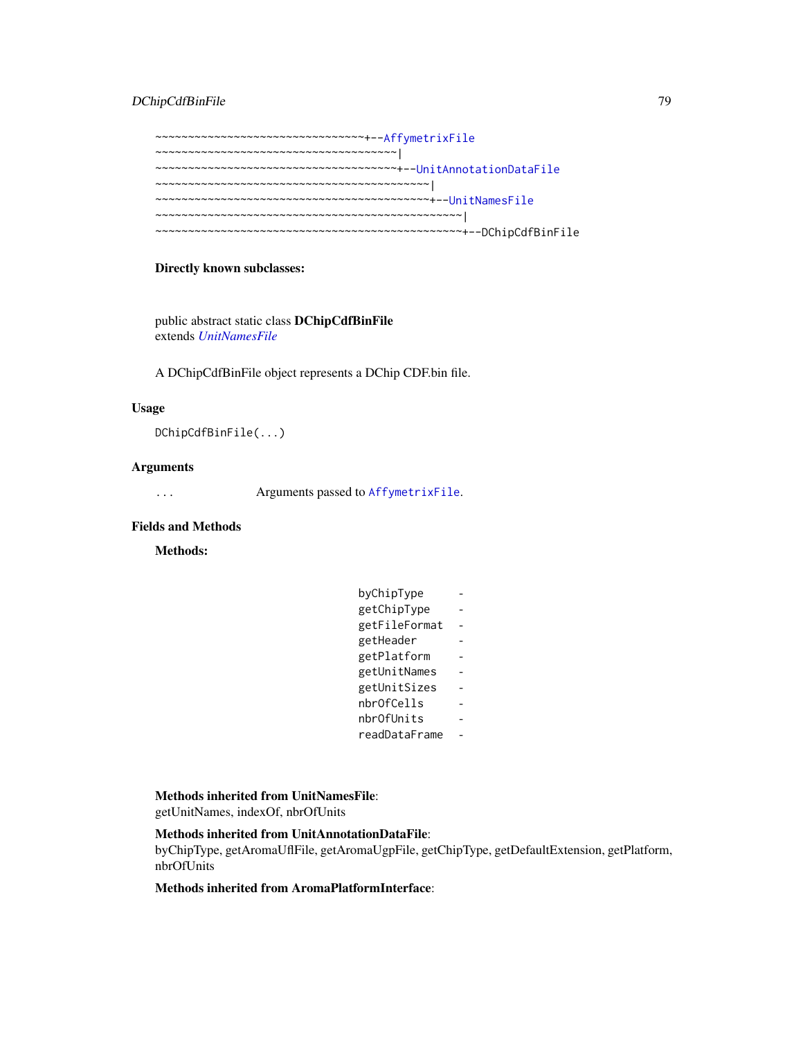```
~~~~~~~~~~~~~~~~~~~~~~~~~~~~~~~~~~+--AffymetrixFile
~~~~~~~~~~~~~~~~~~~~~~~~~~~~~~~~~~~~~~|
~~~~~~~~~~~~~~~~~~~~~~~~~~~~~~~~~~~~~~+--UnitAnnotationDataFile
~~~~~~~~~~~~~~~~~~~~~~~~~~~~~~~~~~~~~~~~~~~|
~~~~~~~~~~~~~~~~~~~~~~~~~~~~~~~~~~~~~~~~~~~+--UnitNamesFile
~~~~~~~~~~~~~~~~~~~~~~~~~~~~~~~~~~~~~~~~~~~~~~~~|
~~~~~~~~~~~~~~~~~~~~~~~~~~~~~~~~~~~~~~~~~~~~~~~~+--DChipCdfBinFile
```

**Directly known subclasses:**

public abstract static class **DChipCdfBinFile**
extends *UnitNamesFile*

A DChipCdfBinFile object represents a DChip CDF.bin file.

## Usage

```
DChipCdfBinFile(...)
```

## Arguments

`...` Arguments passed to `AffymetrixFile`.

## Fields and Methods

**Methods:**

```
byChipType      -
getChipType     -
getFileFormat   -
getHeader       -
getPlatform     -
getUnitNames    -
getUnitSizes    -
nbrOfCells      -
nbrOfUnits      -
readDataFrame   -
```

**Methods inherited from UnitNamesFile**:
getUnitNames, indexOf, nbrOfUnits

**Methods inherited from UnitAnnotationDataFile**:
byChipType, getAromaUflFile, getAromaUgpFile, getChipType, getDefaultExtension, getPlatform, nbrOfUnits

**Methods inherited from AromaPlatformInterface**: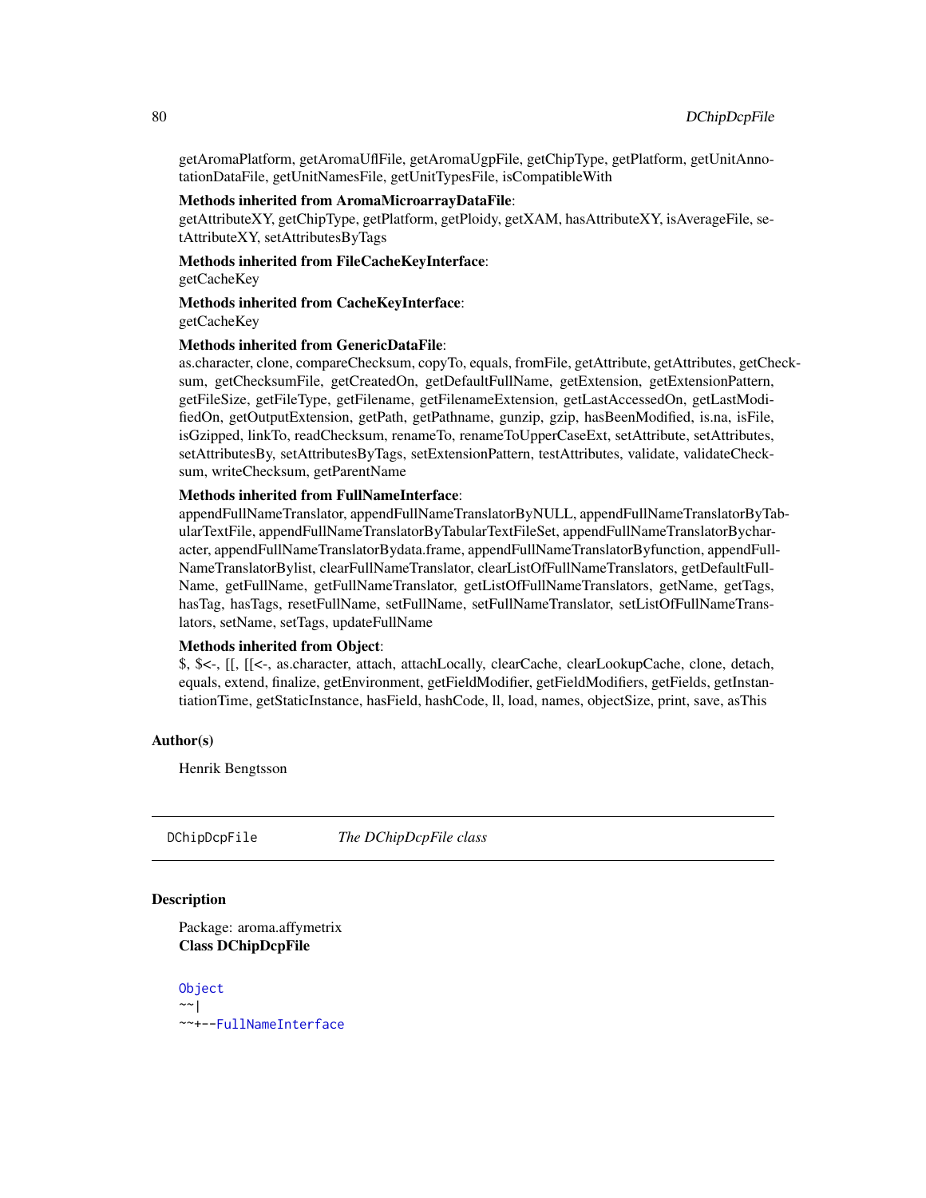getAromaPlatform, getAromaUflFile, getAromaUgpFile, getChipType, getPlatform, getUnitAnnotationDataFile, getUnitNamesFile, getUnitTypesFile, isCompatibleWith

**Methods inherited from AromaMicroarrayDataFile**:
getAttributeXY, getChipType, getPlatform, getPloidy, getXAM, hasAttributeXY, isAverageFile, setAttributeXY, setAttributesByTags

**Methods inherited from FileCacheKeyInterface**:
getCacheKey

**Methods inherited from CacheKeyInterface**:
getCacheKey

**Methods inherited from GenericDataFile**:
as.character, clone, compareChecksum, copyTo, equals, fromFile, getAttribute, getAttributes, getChecksum, getChecksumFile, getCreatedOn, getDefaultFullName, getExtension, getExtensionPattern, getFileSize, getFileType, getFilename, getFilenameExtension, getLastAccessedOn, getLastModifiedOn, getOutputExtension, getPath, getPathname, gunzip, gzip, hasBeenModified, is.na, isFile, isGzipped, linkTo, readChecksum, renameTo, renameToUpperCaseExt, setAttribute, setAttributes, setAttributesBy, setAttributesByTags, setExtensionPattern, testAttributes, validate, validateChecksum, writeChecksum, getParentName

**Methods inherited from FullNameInterface**:
appendFullNameTranslator, appendFullNameTranslatorByNULL, appendFullNameTranslatorByTabularTextFile, appendFullNameTranslatorByTabularTextFileSet, appendFullNameTranslatorBycharacter, appendFullNameTranslatorBydata.frame, appendFullNameTranslatorByfunction, appendFullNameTranslatorBylist, clearFullNameTranslator, clearListOfFullNameTranslators, getDefaultFullName, getFullName, getFullNameTranslator, getListOfFullNameTranslators, getName, getTags, hasTag, hasTags, resetFullName, setFullName, setFullNameTranslator, setListOfFullNameTranslators, setName, setTags, updateFullName

**Methods inherited from Object**:
$, $<-, [[, [[<-, as.character, attach, attachLocally, clearCache, clearLookupCache, clone, detach, equals, extend, finalize, getEnvironment, getFieldModifier, getFieldModifiers, getFields, getInstantiationTime, getStaticInstance, hasField, hashCode, ll, load, names, objectSize, print, save, asThis

## Author(s)

Henrik Bengtsson

---

DChipDcpFile    *The DChipDcpFile class*

---

## Description

Package: aroma.affymetrix
**Class DChipDcpFile**

```
Object
~~|
~~+--FullNameInterface
```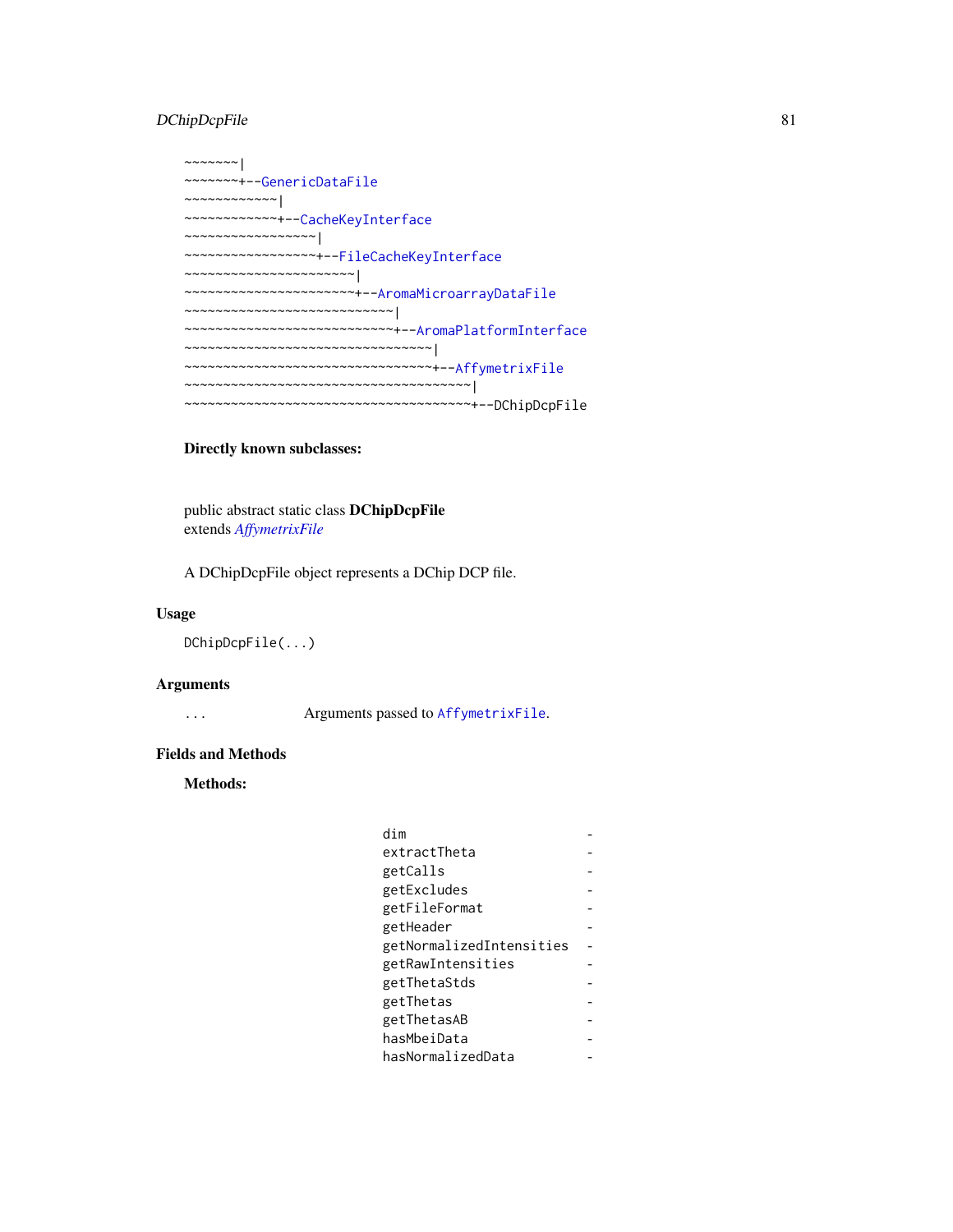```
~~~~~~~|
~~~~~~~+--GenericDataFile
~~~~~~~~~~~~|
~~~~~~~~~~~~+--CacheKeyInterface
~~~~~~~~~~~~~~~~~|
~~~~~~~~~~~~~~~~~+--FileCacheKeyInterface
~~~~~~~~~~~~~~~~~~~~~~|
~~~~~~~~~~~~~~~~~~~~~~+--AromaMicroarrayDataFile
~~~~~~~~~~~~~~~~~~~~~~~~~~~|
~~~~~~~~~~~~~~~~~~~~~~~~~~~+--AromaPlatformInterface
~~~~~~~~~~~~~~~~~~~~~~~~~~~~~~~~|
~~~~~~~~~~~~~~~~~~~~~~~~~~~~~~~~+--AffymetrixFile
~~~~~~~~~~~~~~~~~~~~~~~~~~~~~~~~~~~~~|
~~~~~~~~~~~~~~~~~~~~~~~~~~~~~~~~~~~~~+--DChipDcpFile
```

**Directly known subclasses:**

public abstract static class **DChipDcpFile**
extends *AffymetrixFile*

A DChipDcpFile object represents a DChip DCP file.

## Usage

```
DChipDcpFile(...)
```

## Arguments

| | |
|---|---|
| `...` | Arguments passed to `AffymetrixFile`. |

## Fields and Methods

**Methods:**

| | |
|---|---|
| `dim` | - |
| `extractTheta` | - |
| `getCalls` | - |
| `getExcludes` | - |
| `getFileFormat` | - |
| `getHeader` | - |
| `getNormalizedIntensities` | - |
| `getRawIntensities` | - |
| `getThetaStds` | - |
| `getThetas` | - |
| `getThetasAB` | - |
| `hasMbeiData` | - |
| `hasNormalizedData` | - |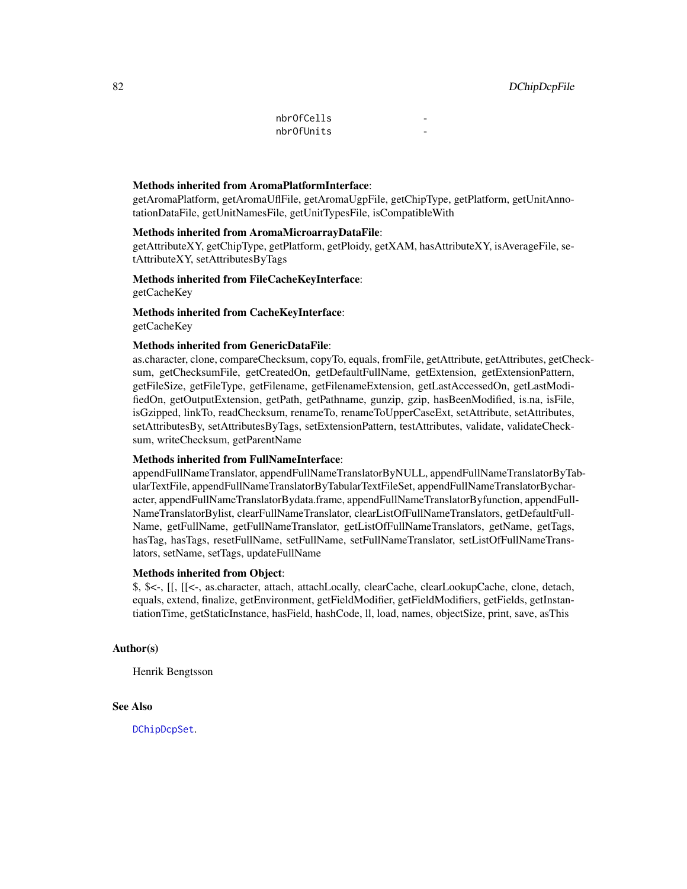```
nbrOfCells          -
nbrOfUnits          -
```

**Methods inherited from AromaPlatformInterface**:
getAromaPlatform, getAromaUflFile, getAromaUgpFile, getChipType, getPlatform, getUnitAnnotationDataFile, getUnitNamesFile, getUnitTypesFile, isCompatibleWith

**Methods inherited from AromaMicroarrayDataFile**:
getAttributeXY, getChipType, getPlatform, getPloidy, getXAM, hasAttributeXY, isAverageFile, setAttributeXY, setAttributesByTags

**Methods inherited from FileCacheKeyInterface**:
getCacheKey

**Methods inherited from CacheKeyInterface**:
getCacheKey

**Methods inherited from GenericDataFile**:
as.character, clone, compareChecksum, copyTo, equals, fromFile, getAttribute, getAttributes, getChecksum, getChecksumFile, getCreatedOn, getDefaultFullName, getExtension, getExtensionPattern, getFileSize, getFileType, getFilename, getFilenameExtension, getLastAccessedOn, getLastModifiedOn, getOutputExtension, getPath, getPathname, gunzip, gzip, hasBeenModified, is.na, isFile, isGzipped, linkTo, readChecksum, renameTo, renameToUpperCaseExt, setAttribute, setAttributes, setAttributesBy, setAttributesByTags, setExtensionPattern, testAttributes, validate, validateChecksum, writeChecksum, getParentName

**Methods inherited from FullNameInterface**:
appendFullNameTranslator, appendFullNameTranslatorByNULL, appendFullNameTranslatorByTabularTextFile, appendFullNameTranslatorByTabularTextFileSet, appendFullNameTranslatorBycharacter, appendFullNameTranslatorBydata.frame, appendFullNameTranslatorByfunction, appendFullNameTranslatorBylist, clearFullNameTranslator, clearListOfFullNameTranslators, getDefaultFullName, getFullName, getFullNameTranslator, getListOfFullNameTranslators, getName, getTags, hasTag, hasTags, resetFullName, setFullName, setFullNameTranslator, setListOfFullNameTranslators, setName, setTags, updateFullName

**Methods inherited from Object**:
$, $<-, [[, [[<-, as.character, attach, attachLocally, clearCache, clearLookupCache, clone, detach, equals, extend, finalize, getEnvironment, getFieldModifier, getFieldModifiers, getFields, getInstantiationTime, getStaticInstance, hasField, hashCode, ll, load, names, objectSize, print, save, asThis

## Author(s)

Henrik Bengtsson

## See Also

DChipDcpSet.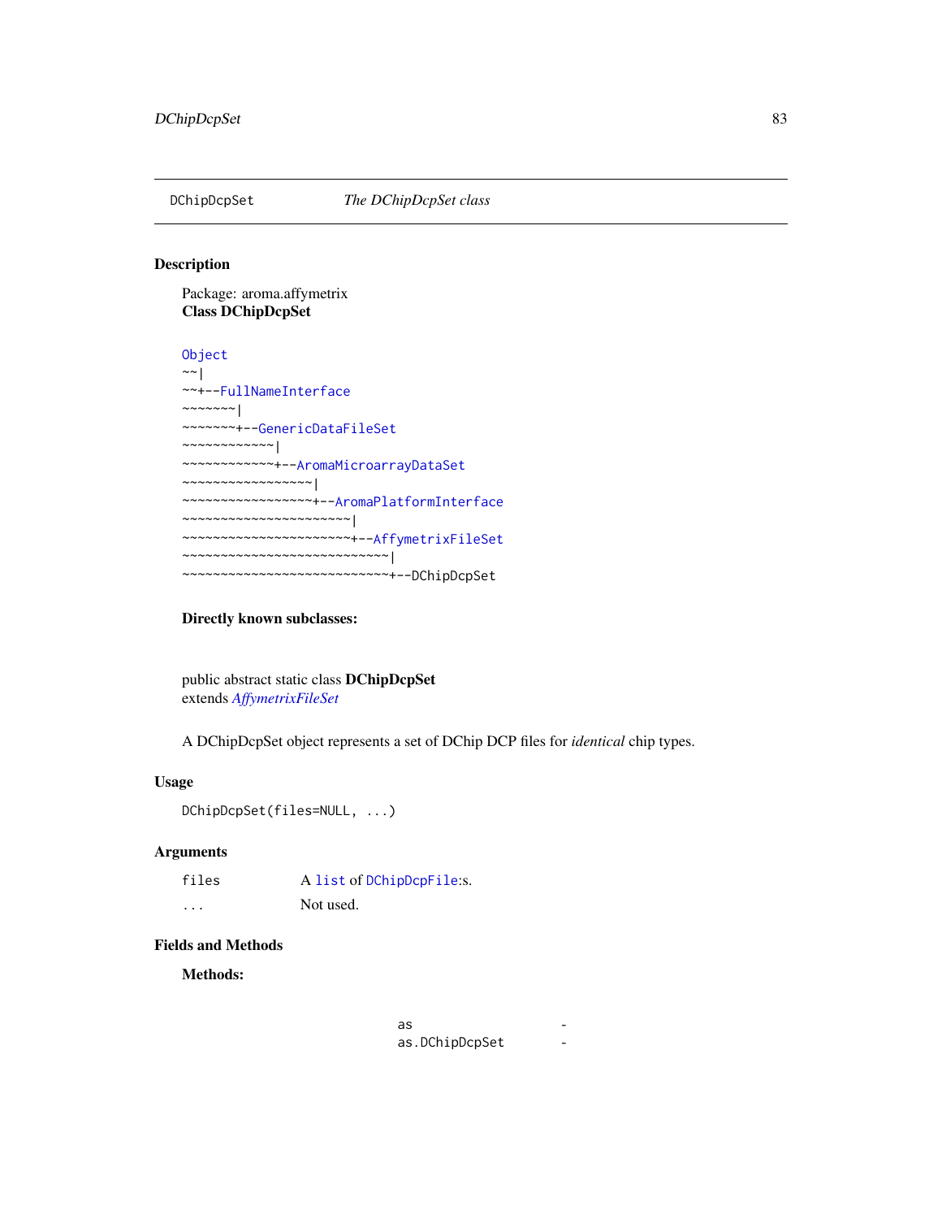# DChipDcpSet *The DChipDcpSet class*

## Description

Package: aroma.affymetrix
**Class DChipDcpSet**

```
Object
~~|
~~+--FullNameInterface
~~~~~~~|
~~~~~~~+--GenericDataFileSet
~~~~~~~~~~~~|
~~~~~~~~~~~~+--AromaMicroarrayDataSet
~~~~~~~~~~~~~~~~~|
~~~~~~~~~~~~~~~~~+--AromaPlatformInterface
~~~~~~~~~~~~~~~~~~~~~~|
~~~~~~~~~~~~~~~~~~~~~~+--AffymetrixFileSet
~~~~~~~~~~~~~~~~~~~~~~~~~~~|
~~~~~~~~~~~~~~~~~~~~~~~~~~~+--DChipDcpSet
```

**Directly known subclasses:**

public abstract static class **DChipDcpSet**
extends *AffymetrixFileSet*

A DChipDcpSet object represents a set of DChip DCP files for *identical* chip types.

## Usage

```
DChipDcpSet(files=NULL, ...)
```

## Arguments

| | |
|---|---|
| files | A list of DChipDcpFile:s. |
| ... | Not used. |

## Fields and Methods

**Methods:**

| | |
|---|---|
| as | - |
| as.DChipDcpSet | - |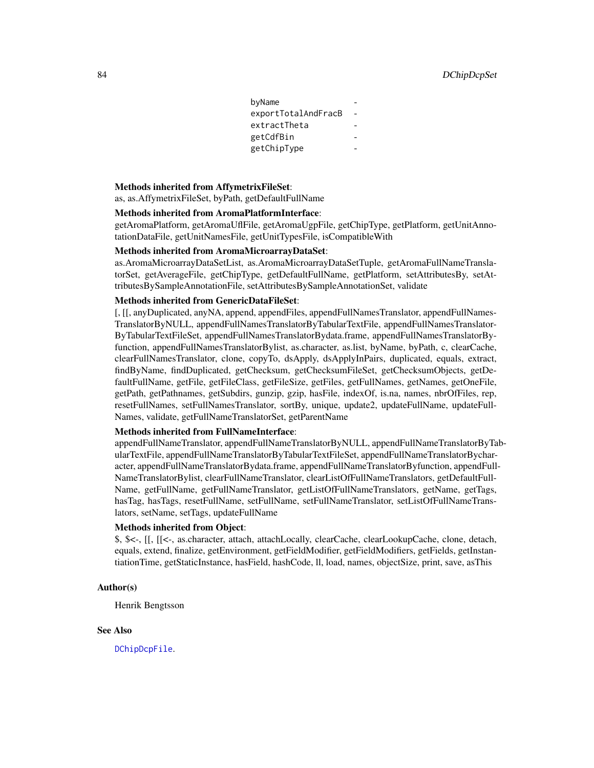```
byName              -
exportTotalAndFracB -
extractTheta        -
getCdfBin           -
getChipType         -
```

**Methods inherited from AffymetrixFileSet**:
as, as.AffymetrixFileSet, byPath, getDefaultFullName

**Methods inherited from AromaPlatformInterface**:
getAromaPlatform, getAromaUflFile, getAromaUgpFile, getChipType, getPlatform, getUnitAnnotationDataFile, getUnitNamesFile, getUnitTypesFile, isCompatibleWith

**Methods inherited from AromaMicroarrayDataSet**:
as.AromaMicroarrayDataSetList, as.AromaMicroarrayDataSetTuple, getAromaFullNameTranslatorSet, getAverageFile, getChipType, getDefaultFullName, getPlatform, setAttributesBy, setAttributesBySampleAnnotationFile, setAttributesBySampleAnnotationSet, validate

**Methods inherited from GenericDataFileSet**:
[, [[, anyDuplicated, anyNA, append, appendFiles, appendFullNamesTranslator, appendFullNamesTranslatorByNULL, appendFullNamesTranslatorByTabularTextFile, appendFullNamesTranslatorByTabularTextFileSet, appendFullNamesTranslatorBydata.frame, appendFullNamesTranslatorByfunction, appendFullNamesTranslatorBylist, as.character, as.list, byName, byPath, c, clearCache, clearFullNamesTranslator, clone, copyTo, dsApply, dsApplyInPairs, duplicated, equals, extract, findByName, findDuplicated, getChecksum, getChecksumFileSet, getChecksumObjects, getDefaultFullName, getFile, getFileClass, getFileSize, getFiles, getFullNames, getNames, getOneFile, getPath, getPathnames, getSubdirs, gunzip, gzip, hasFile, indexOf, is.na, names, nbrOfFiles, rep, resetFullNames, setFullNamesTranslator, sortBy, unique, update2, updateFullName, updateFullNames, validate, getFullNameTranslatorSet, getParentName

**Methods inherited from FullNameInterface**:
appendFullNameTranslator, appendFullNameTranslatorByNULL, appendFullNameTranslatorByTabularTextFile, appendFullNameTranslatorByTabularTextFileSet, appendFullNameTranslatorBycharacter, appendFullNameTranslatorBydata.frame, appendFullNameTranslatorByfunction, appendFullNameTranslatorBylist, clearFullNameTranslator, clearListOfFullNameTranslators, getDefaultFullName, getFullName, getFullNameTranslator, getListOfFullNameTranslators, getName, getTags, hasTag, hasTags, resetFullName, setFullName, setFullNameTranslator, setListOfFullNameTranslators, setName, setTags, updateFullName

**Methods inherited from Object**:
$, $<-, [[, [[<-, as.character, attach, attachLocally, clearCache, clearLookupCache, clone, detach, equals, extend, finalize, getEnvironment, getFieldModifier, getFieldModifiers, getFields, getInstantiationTime, getStaticInstance, hasField, hashCode, ll, load, names, objectSize, print, save, asThis

## Author(s)

Henrik Bengtsson

## See Also

`DChipDcpFile`.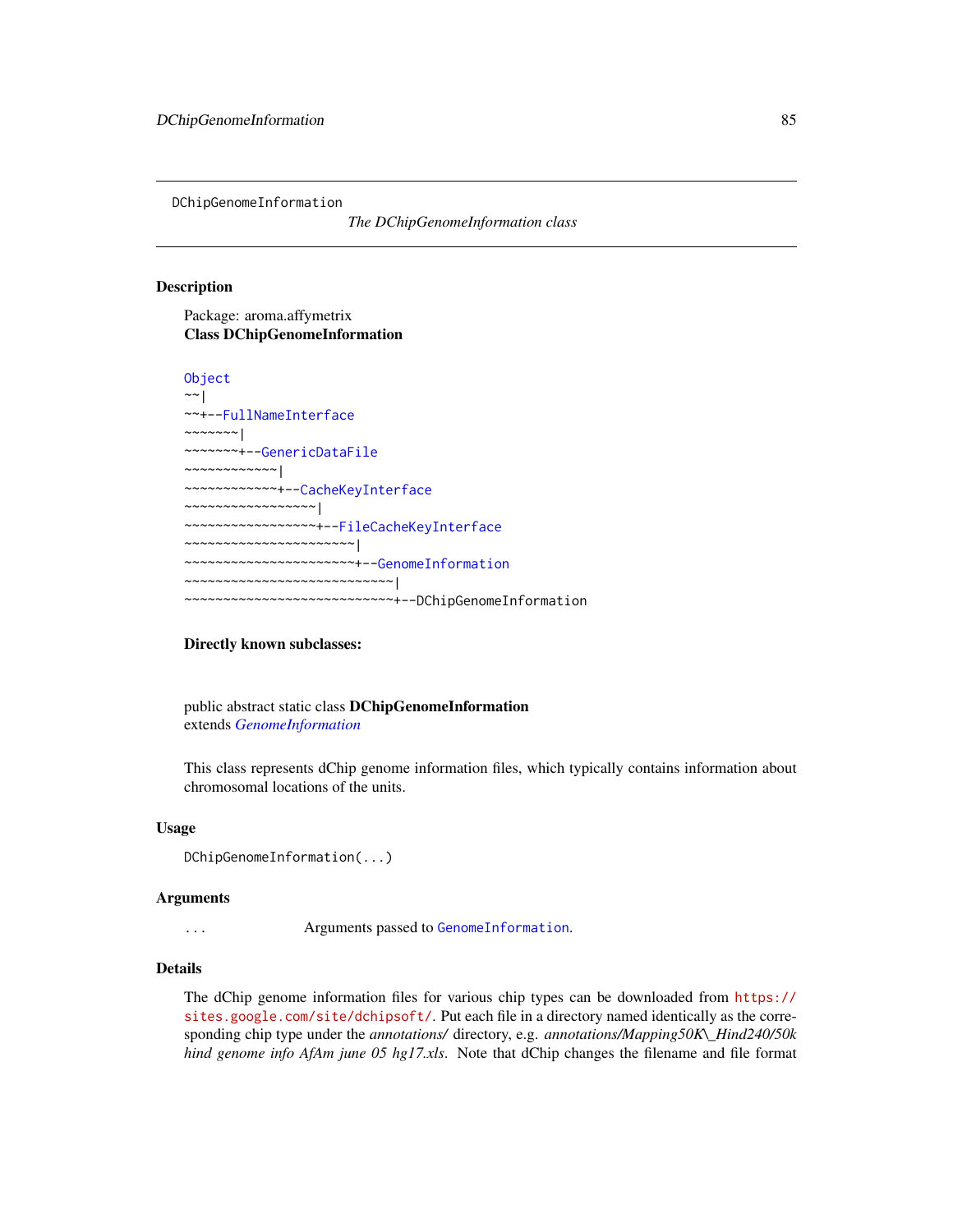DChipGenomeInformation

*The DChipGenomeInformation class*

## Description

Package: aroma.affymetrix
**Class DChipGenomeInformation**

```
Object
~~|
~~+--FullNameInterface
~~~~~~~|
~~~~~~~+--GenericDataFile
~~~~~~~~~~~~|
~~~~~~~~~~~~+--CacheKeyInterface
~~~~~~~~~~~~~~~~~|
~~~~~~~~~~~~~~~~~+--FileCacheKeyInterface
~~~~~~~~~~~~~~~~~~~~~~|
~~~~~~~~~~~~~~~~~~~~~~+--GenomeInformation
~~~~~~~~~~~~~~~~~~~~~~~~~~~|
~~~~~~~~~~~~~~~~~~~~~~~~~~~+--DChipGenomeInformation
```

**Directly known subclasses:**

public abstract static class **DChipGenomeInformation**
extends *GenomeInformation*

This class represents dChip genome information files, which typically contains information about chromosomal locations of the units.

## Usage

```
DChipGenomeInformation(...)
```

## Arguments

| | |
|---|---|
| ... | Arguments passed to GenomeInformation. |

## Details

The dChip genome information files for various chip types can be downloaded from https://sites.google.com/site/dchipsoft/. Put each file in a directory named identically as the corresponding chip type under the *annotations/* directory, e.g. *annotations/Mapping50K\_Hind240/50k hind genome info AfAm june 05 hg17.xls*. Note that dChip changes the filename and file format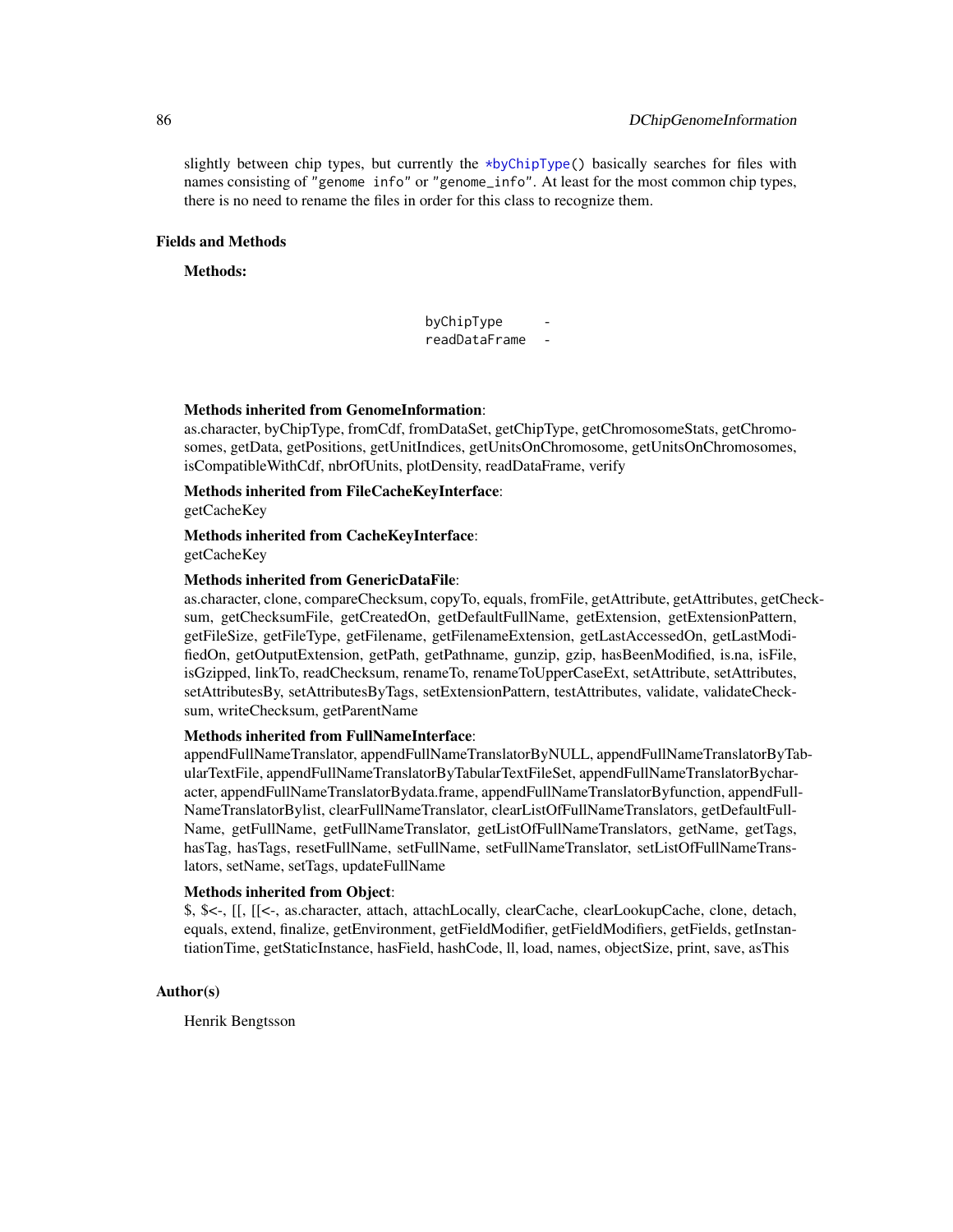slightly between chip types, but currently the `*byChipType()` basically searches for files with names consisting of "genome info" or "genome_info". At least for the most common chip types, there is no need to rename the files in order for this class to recognize them.

## Fields and Methods

**Methods:**

| | |
|---|---|
| `byChipType` | - |
| `readDataFrame` | - |

**Methods inherited from GenomeInformation**:
as.character, byChipType, fromCdf, fromDataSet, getChipType, getChromosomeStats, getChromosomes, getData, getPositions, getUnitIndices, getUnitsOnChromosome, getUnitsOnChromosomes, isCompatibleWithCdf, nbrOfUnits, plotDensity, readDataFrame, verify

**Methods inherited from FileCacheKeyInterface**:
getCacheKey

**Methods inherited from CacheKeyInterface**:
getCacheKey

**Methods inherited from GenericDataFile**:
as.character, clone, compareChecksum, copyTo, equals, fromFile, getAttribute, getAttributes, getChecksum, getChecksumFile, getCreatedOn, getDefaultFullName, getExtension, getExtensionPattern, getFileSize, getFileType, getFilename, getFilenameExtension, getLastAccessedOn, getLastModifiedOn, getOutputExtension, getPath, getPathname, gunzip, gzip, hasBeenModified, is.na, isFile, isGzipped, linkTo, readChecksum, renameTo, renameToUpperCaseExt, setAttribute, setAttributes, setAttributesBy, setAttributesByTags, setExtensionPattern, testAttributes, validate, validateChecksum, writeChecksum, getParentName

**Methods inherited from FullNameInterface**:
appendFullNameTranslator, appendFullNameTranslatorByNULL, appendFullNameTranslatorByTabularTextFile, appendFullNameTranslatorByTabularTextFileSet, appendFullNameTranslatorBycharacter, appendFullNameTranslatorBydata.frame, appendFullNameTranslatorByfunction, appendFullNameTranslatorBylist, clearFullNameTranslator, clearListOfFullNameTranslators, getDefaultFullName, getFullName, getFullNameTranslator, getListOfFullNameTranslators, getName, getTags, hasTag, hasTags, resetFullName, setFullName, setFullNameTranslator, setListOfFullNameTranslators, setName, setTags, updateFullName

**Methods inherited from Object**:
$, $<-, [[, [[<-, as.character, attach, attachLocally, clearCache, clearLookupCache, clone, detach, equals, extend, finalize, getEnvironment, getFieldModifier, getFieldModifiers, getFields, getInstantiationTime, getStaticInstance, hasField, hashCode, ll, load, names, objectSize, print, save, asThis

## Author(s)

Henrik Bengtsson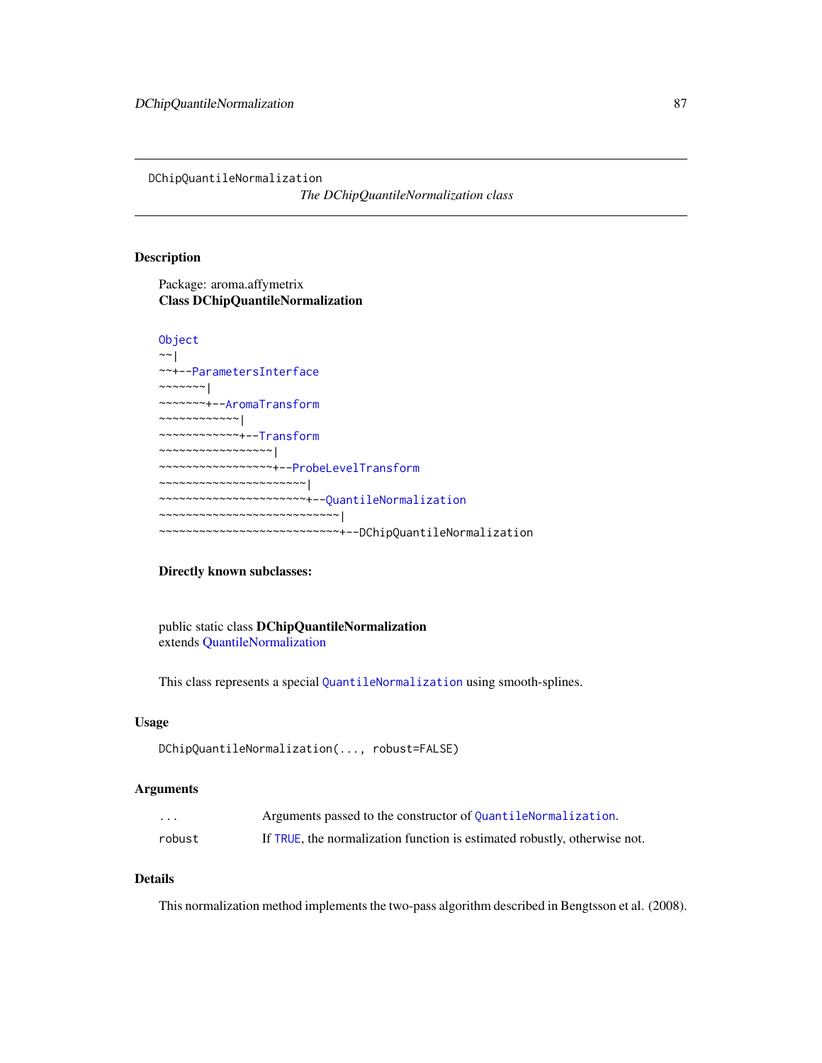DChipQuantileNormalization

*The DChipQuantileNormalization class*

## Description

Package: aroma.affymetrix
**Class DChipQuantileNormalization**

```
Object
~~|
~~+--ParametersInterface
~~~~~~~|
~~~~~~~+--AromaTransform
~~~~~~~~~~~~|
~~~~~~~~~~~~+--Transform
~~~~~~~~~~~~~~~~~|
~~~~~~~~~~~~~~~~~+--ProbeLevelTransform
~~~~~~~~~~~~~~~~~~~~~~|
~~~~~~~~~~~~~~~~~~~~~~+--QuantileNormalization
~~~~~~~~~~~~~~~~~~~~~~~~~~~|
~~~~~~~~~~~~~~~~~~~~~~~~~~~+--DChipQuantileNormalization
```

**Directly known subclasses:**

public static class **DChipQuantileNormalization**
extends QuantileNormalization

This class represents a special `QuantileNormalization` using smooth-splines.

## Usage

```
DChipQuantileNormalization(..., robust=FALSE)
```

## Arguments

| | |
|---|---|
| ... | Arguments passed to the constructor of `QuantileNormalization`. |
| robust | If `TRUE`, the normalization function is estimated robustly, otherwise not. |

## Details

This normalization method implements the two-pass algorithm described in Bengtsson et al. (2008).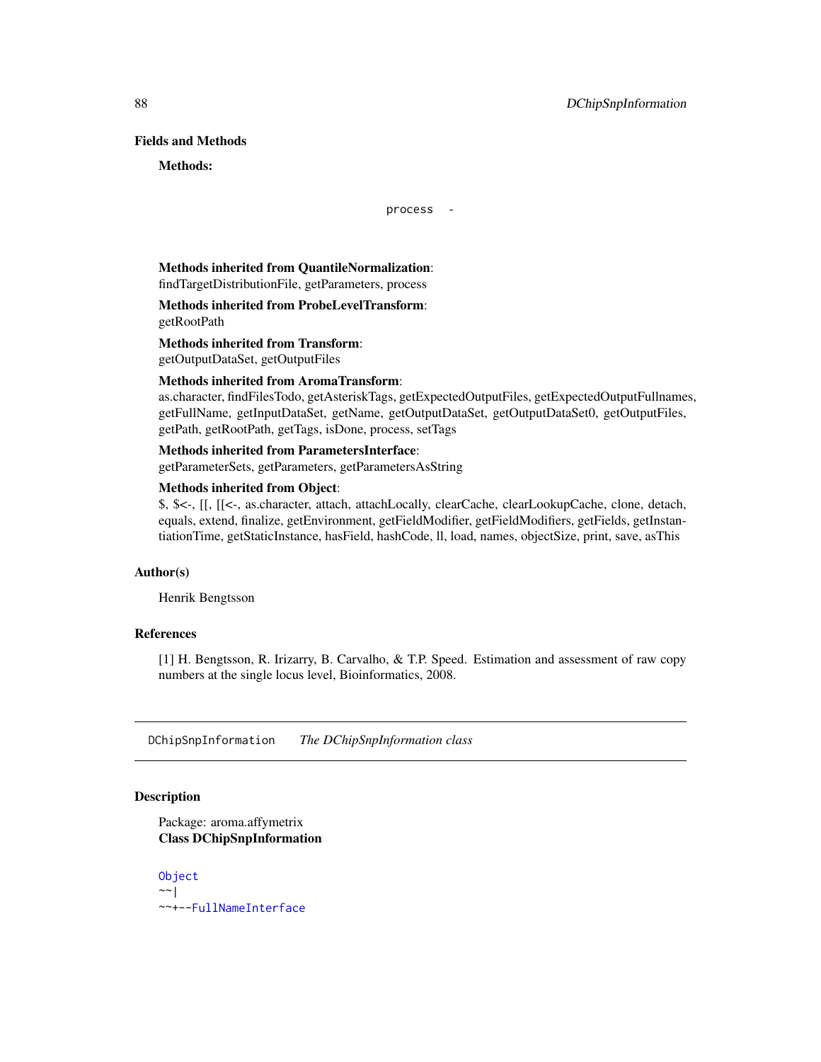## Fields and Methods

**Methods:**

```
process  -
```

**Methods inherited from QuantileNormalization**:
findTargetDistributionFile, getParameters, process

**Methods inherited from ProbeLevelTransform**:
getRootPath

**Methods inherited from Transform**:
getOutputDataSet, getOutputFiles

**Methods inherited from AromaTransform**:
as.character, findFilesTodo, getAsteriskTags, getExpectedOutputFiles, getExpectedOutputFullnames, getFullName, getInputDataSet, getName, getOutputDataSet, getOutputDataSet0, getOutputFiles, getPath, getRootPath, getTags, isDone, process, setTags

**Methods inherited from ParametersInterface**:
getParameterSets, getParameters, getParametersAsString

**Methods inherited from Object**:
$, $<-, [[, [[<-, as.character, attach, attachLocally, clearCache, clearLookupCache, clone, detach, equals, extend, finalize, getEnvironment, getFieldModifier, getFieldModifiers, getFields, getInstantiationTime, getStaticInstance, hasField, hashCode, ll, load, names, objectSize, print, save, asThis

## Author(s)

Henrik Bengtsson

## References

[1] H. Bengtsson, R. Irizarry, B. Carvalho, & T.P. Speed. Estimation and assessment of raw copy numbers at the single locus level, Bioinformatics, 2008.

---

# DChipSnpInformation *The DChipSnpInformation class*

## Description

Package: aroma.affymetrix
**Class DChipSnpInformation**

```
Object
~~|
~~+--FullNameInterface
```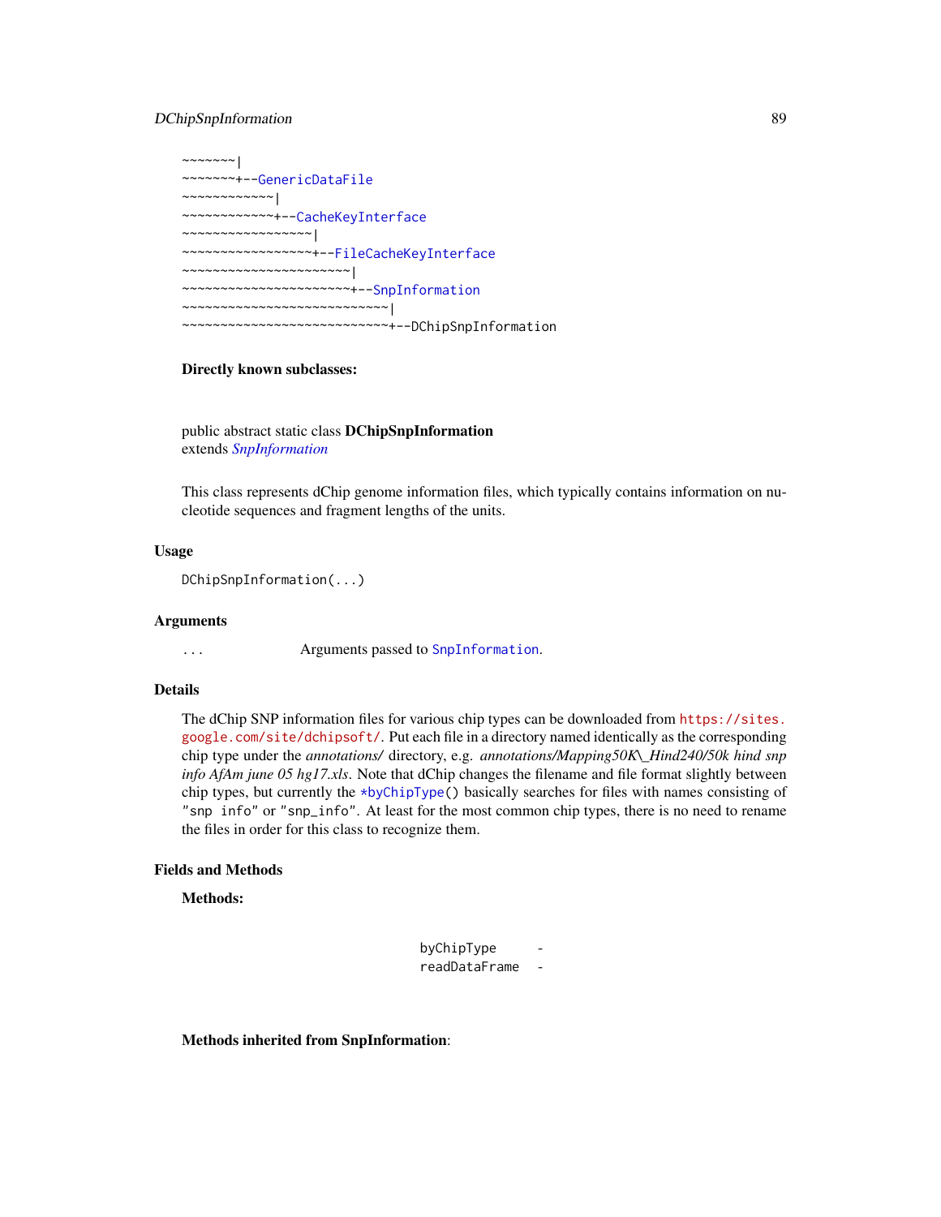```
~~~~~~~|
~~~~~~~+--GenericDataFile
~~~~~~~~~~~~|
~~~~~~~~~~~~+--CacheKeyInterface
~~~~~~~~~~~~~~~~~|
~~~~~~~~~~~~~~~~~+--FileCacheKeyInterface
~~~~~~~~~~~~~~~~~~~~~~|
~~~~~~~~~~~~~~~~~~~~~~+--SnpInformation
~~~~~~~~~~~~~~~~~~~~~~~~~~~|
~~~~~~~~~~~~~~~~~~~~~~~~~~~+--DChipSnpInformation
```

**Directly known subclasses:**

public abstract static class **DChipSnpInformation**
extends *SnpInformation*

This class represents dChip genome information files, which typically contains information on nucleotide sequences and fragment lengths of the units.

## Usage

```
DChipSnpInformation(...)
```

## Arguments

| | |
|---|---|
| ... | Arguments passed to `SnpInformation`. |

## Details

The dChip SNP information files for various chip types can be downloaded from https://sites.google.com/site/dchipsoft/. Put each file in a directory named identically as the corresponding chip type under the *annotations/* directory, e.g. *annotations/Mapping50K\_Hind240/50k hind snp info AfAm june 05 hg17.xls*. Note that dChip changes the filename and file format slightly between chip types, but currently the `*byChipType()` basically searches for files with names consisting of `"snp info"` or `"snp_info"`. At least for the most common chip types, there is no need to rename the files in order for this class to recognize them.

## Fields and Methods

**Methods:**

| | |
|---|---|
| byChipType | - |
| readDataFrame | - |

**Methods inherited from SnpInformation**: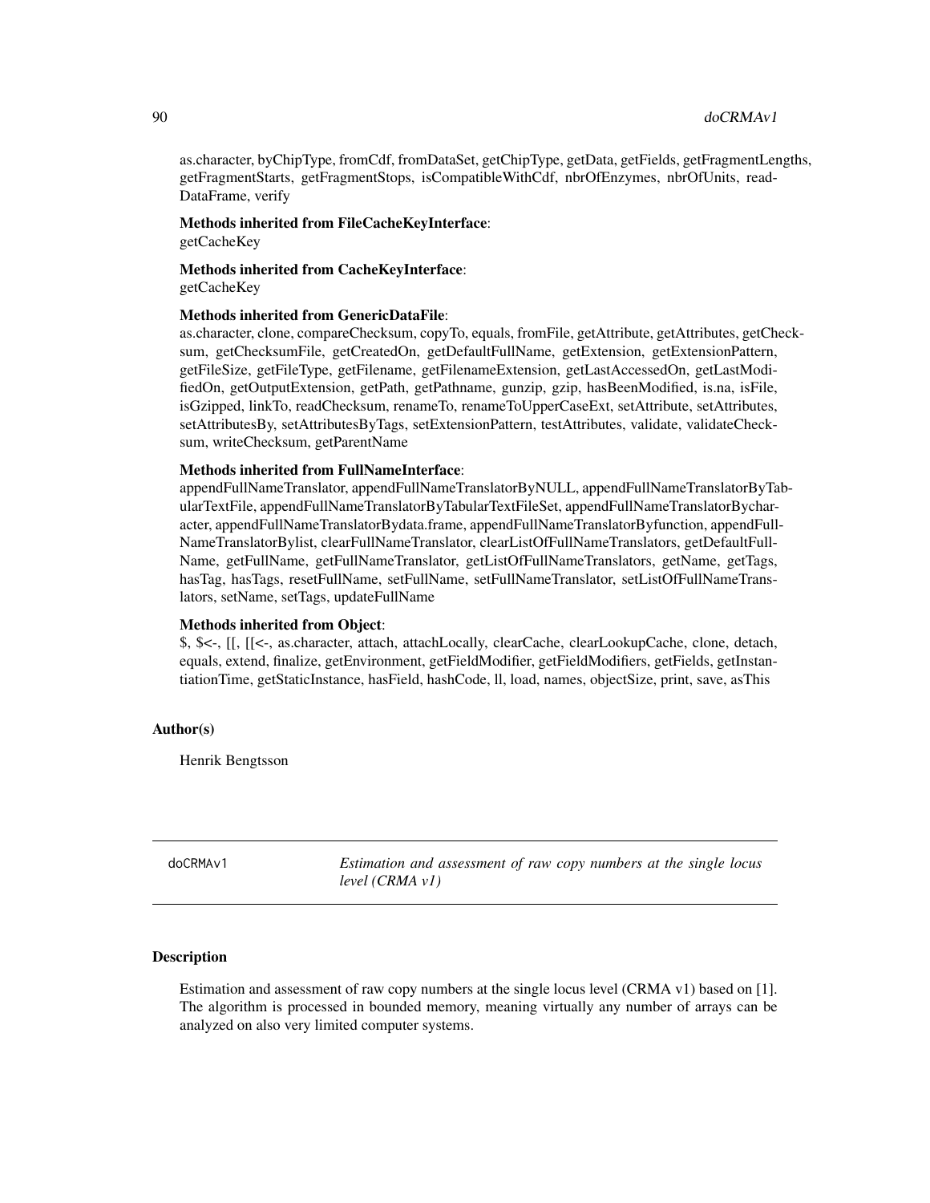as.character, byChipType, fromCdf, fromDataSet, getChipType, getData, getFields, getFragmentLengths, getFragmentStarts, getFragmentStops, isCompatibleWithCdf, nbrOfEnzymes, nbrOfUnits, readDataFrame, verify

**Methods inherited from FileCacheKeyInterface**:
getCacheKey

**Methods inherited from CacheKeyInterface**:
getCacheKey

**Methods inherited from GenericDataFile**:
as.character, clone, compareChecksum, copyTo, equals, fromFile, getAttribute, getAttributes, getChecksum, getChecksumFile, getCreatedOn, getDefaultFullName, getExtension, getExtensionPattern, getFileSize, getFileType, getFilename, getFilenameExtension, getLastAccessedOn, getLastModifiedOn, getOutputExtension, getPath, getPathname, gunzip, gzip, hasBeenModified, is.na, isFile, isGzipped, linkTo, readChecksum, renameTo, renameToUpperCaseExt, setAttribute, setAttributes, setAttributesBy, setAttributesByTags, setExtensionPattern, testAttributes, validate, validateChecksum, writeChecksum, getParentName

**Methods inherited from FullNameInterface**:
appendFullNameTranslator, appendFullNameTranslatorByNULL, appendFullNameTranslatorByTabularTextFile, appendFullNameTranslatorByTabularTextFileSet, appendFullNameTranslatorBycharacter, appendFullNameTranslatorBydata.frame, appendFullNameTranslatorByfunction, appendFullNameTranslatorBylist, clearFullNameTranslator, clearListOfFullNameTranslators, getDefaultFullName, getFullName, getFullNameTranslator, getListOfFullNameTranslators, getName, getTags, hasTag, hasTags, resetFullName, setFullName, setFullNameTranslator, setListOfFullNameTranslators, setName, setTags, updateFullName

**Methods inherited from Object**:
$, $<-, [[, [[<-, as.character, attach, attachLocally, clearCache, clearLookupCache, clone, detach, equals, extend, finalize, getEnvironment, getFieldModifier, getFieldModifiers, getFields, getInstantiationTime, getStaticInstance, hasField, hashCode, ll, load, names, objectSize, print, save, asThis

## Author(s)

Henrik Bengtsson

---

# doCRMAv1 — *Estimation and assessment of raw copy numbers at the single locus level (CRMA v1)*

## Description

Estimation and assessment of raw copy numbers at the single locus level (CRMA v1) based on [1]. The algorithm is processed in bounded memory, meaning virtually any number of arrays can be analyzed on also very limited computer systems.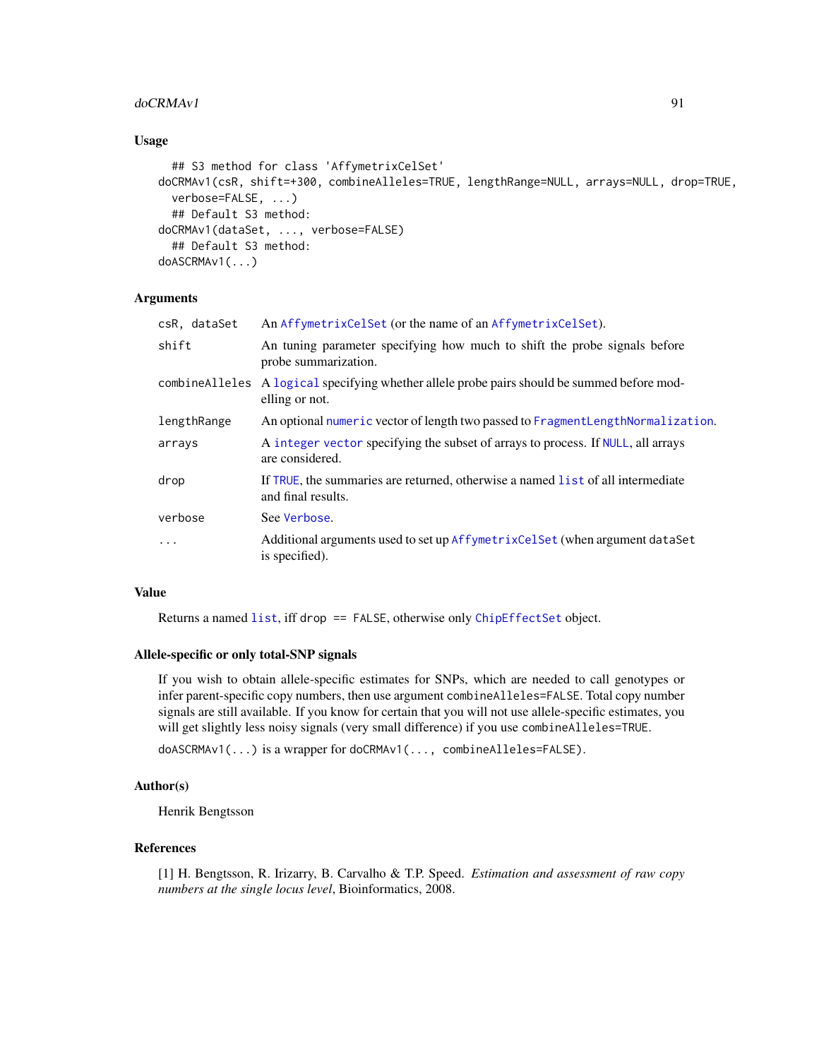## Usage

```
## S3 method for class 'AffymetrixCelSet'
doCRMAv1(csR, shift=+300, combineAlleles=TRUE, lengthRange=NULL, arrays=NULL, drop=TRUE,
  verbose=FALSE, ...)
## Default S3 method:
doCRMAv1(dataSet, ..., verbose=FALSE)
## Default S3 method:
doASCRMAv1(...)
```

## Arguments

| | |
|---|---|
| `csR, dataSet` | An `AffymetrixCelSet` (or the name of an `AffymetrixCelSet`). |
| `shift` | An tuning parameter specifying how much to shift the probe signals before probe summarization. |
| `combineAlleles` | A `logical` specifying whether allele probe pairs should be summed before modelling or not. |
| `lengthRange` | An optional `numeric` vector of length two passed to `FragmentLengthNormalization`. |
| `arrays` | A `integer vector` specifying the subset of arrays to process. If `NULL`, all arrays are considered. |
| `drop` | If `TRUE`, the summaries are returned, otherwise a named `list` of all intermediate and final results. |
| `verbose` | See `Verbose`. |
| `...` | Additional arguments used to set up `AffymetrixCelSet` (when argument `dataSet` is specified). |

## Value

Returns a named `list`, iff `drop == FALSE`, otherwise only `ChipEffectSet` object.

## Allele-specific or only total-SNP signals

If you wish to obtain allele-specific estimates for SNPs, which are needed to call genotypes or infer parent-specific copy numbers, then use argument `combineAlleles=FALSE`. Total copy number signals are still available. If you know for certain that you will not use allele-specific estimates, you will get slightly less noisy signals (very small difference) if you use `combineAlleles=TRUE`.

`doASCRMAv1(...)` is a wrapper for `doCRMAv1(..., combineAlleles=FALSE)`.

## Author(s)

Henrik Bengtsson

## References

[1] H. Bengtsson, R. Irizarry, B. Carvalho & T.P. Speed. *Estimation and assessment of raw copy numbers at the single locus level*, Bioinformatics, 2008.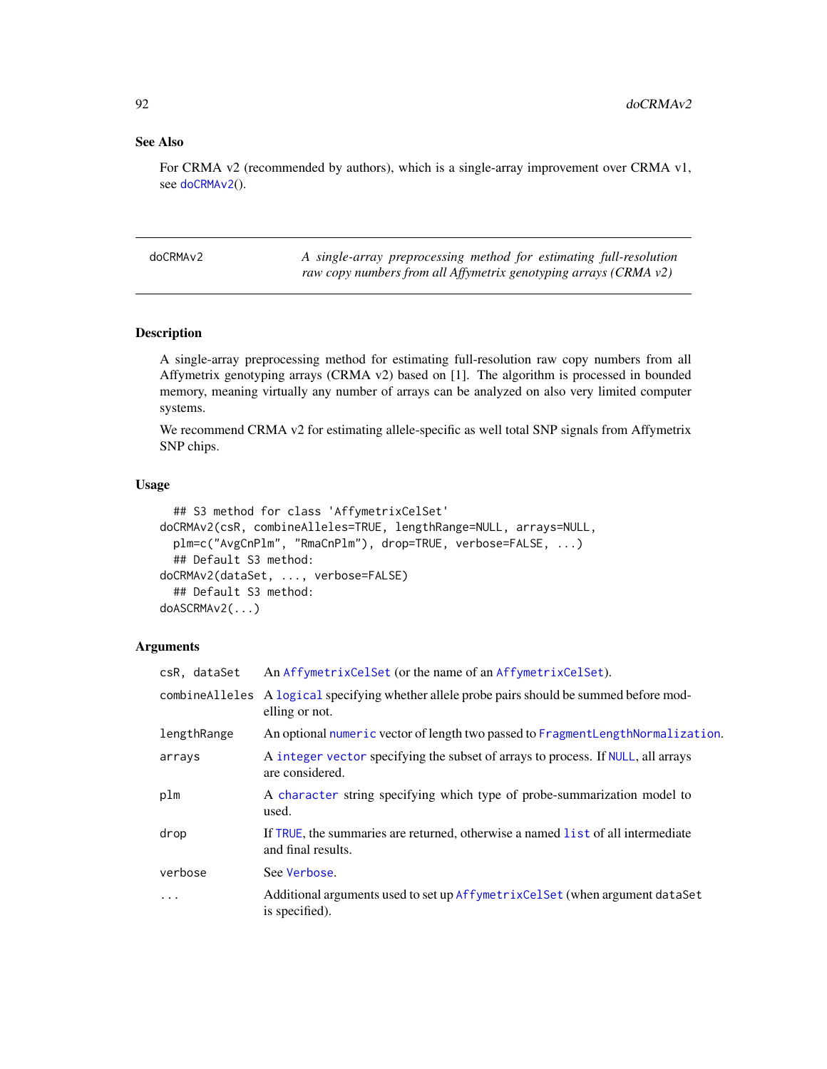### See Also

For CRMA v2 (recommended by authors), which is a single-array improvement over CRMA v1, see doCRMAv2().

---

## doCRMAv2 — *A single-array preprocessing method for estimating full-resolution raw copy numbers from all Affymetrix genotyping arrays (CRMA v2)*

---

### Description

A single-array preprocessing method for estimating full-resolution raw copy numbers from all Affymetrix genotyping arrays (CRMA v2) based on [1]. The algorithm is processed in bounded memory, meaning virtually any number of arrays can be analyzed on also very limited computer systems.

We recommend CRMA v2 for estimating allele-specific as well total SNP signals from Affymetrix SNP chips.

### Usage

```
  ## S3 method for class 'AffymetrixCelSet'
doCRMAv2(csR, combineAlleles=TRUE, lengthRange=NULL, arrays=NULL,
  plm=c("AvgCnPlm", "RmaCnPlm"), drop=TRUE, verbose=FALSE, ...)
  ## Default S3 method:
doCRMAv2(dataSet, ..., verbose=FALSE)
  ## Default S3 method:
doASCRMAv2(...)
```

### Arguments

| | |
|---|---|
| `csR, dataSet` | An AffymetrixCelSet (or the name of an AffymetrixCelSet). |
| `combineAlleles` | A logical specifying whether allele probe pairs should be summed before modelling or not. |
| `lengthRange` | An optional numeric vector of length two passed to FragmentLengthNormalization. |
| `arrays` | A integer vector specifying the subset of arrays to process. If NULL, all arrays are considered. |
| `plm` | A character string specifying which type of probe-summarization model to used. |
| `drop` | If TRUE, the summaries are returned, otherwise a named list of all intermediate and final results. |
| `verbose` | See Verbose. |
| `...` | Additional arguments used to set up AffymetrixCelSet (when argument dataSet is specified). |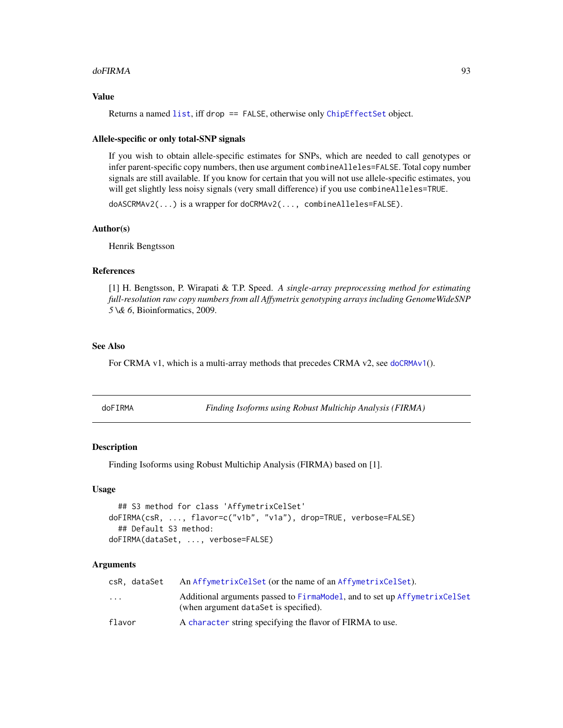### Value

Returns a named `list`, iff `drop == FALSE`, otherwise only `ChipEffectSet` object.

### Allele-specific or only total-SNP signals

If you wish to obtain allele-specific estimates for SNPs, which are needed to call genotypes or infer parent-specific copy numbers, then use argument `combineAlleles=FALSE`. Total copy number signals are still available. If you know for certain that you will not use allele-specific estimates, you will get slightly less noisy signals (very small difference) if you use `combineAlleles=TRUE`.

`doASCRMAv2(...)` is a wrapper for `doCRMAv2(..., combineAlleles=FALSE)`.

### Author(s)

Henrik Bengtsson

### References

[1] H. Bengtsson, P. Wirapati & T.P. Speed. *A single-array preprocessing method for estimating full-resolution raw copy numbers from all Affymetrix genotyping arrays including GenomeWideSNP 5 \& 6*, Bioinformatics, 2009.

### See Also

For CRMA v1, which is a multi-array methods that precedes CRMA v2, see `doCRMAv1()`.

---

## doFIRMA — *Finding Isoforms using Robust Multichip Analysis (FIRMA)*

---

### Description

Finding Isoforms using Robust Multichip Analysis (FIRMA) based on [1].

### Usage

```
  ## S3 method for class 'AffymetrixCelSet'
doFIRMA(csR, ..., flavor=c("v1b", "v1a"), drop=TRUE, verbose=FALSE)
  ## Default S3 method:
doFIRMA(dataSet, ..., verbose=FALSE)
```

### Arguments

| | |
|---|---|
| `csR, dataSet` | An `AffymetrixCelSet` (or the name of an `AffymetrixCelSet`). |
| `...` | Additional arguments passed to `FirmaModel`, and to set up `AffymetrixCelSet` (when argument `dataSet` is specified). |
| `flavor` | A `character` string specifying the flavor of FIRMA to use. |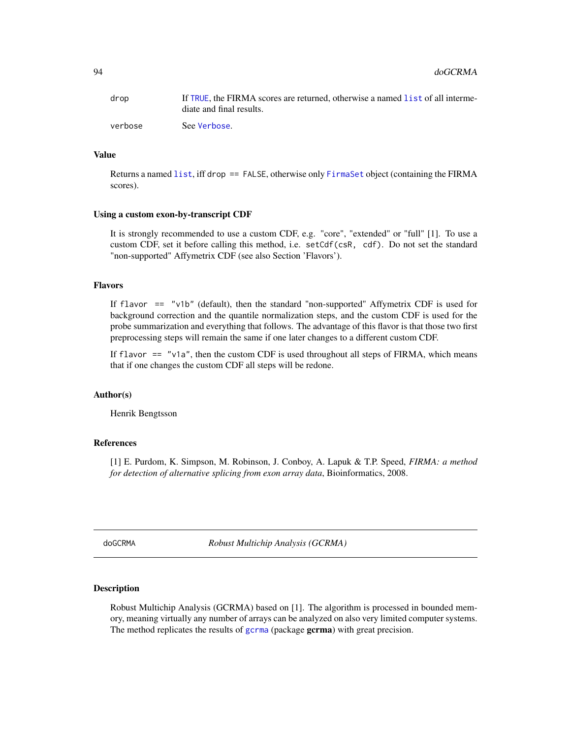| | |
|---|---|
| drop | If TRUE, the FIRMA scores are returned, otherwise a named list of all intermediate and final results. |
| verbose | See Verbose. |

### Value

Returns a named list, iff `drop == FALSE`, otherwise only FirmaSet object (containing the FIRMA scores).

### Using a custom exon-by-transcript CDF

It is strongly recommended to use a custom CDF, e.g. "core", "extended" or "full" [1]. To use a custom CDF, set it before calling this method, i.e. `setCdf(csR, cdf)`. Do not set the standard "non-supported" Affymetrix CDF (see also Section 'Flavors').

### Flavors

If `flavor == "v1b"` (default), then the standard "non-supported" Affymetrix CDF is used for background correction and the quantile normalization steps, and the custom CDF is used for the probe summarization and everything that follows. The advantage of this flavor is that those two first preprocessing steps will remain the same if one later changes to a different custom CDF.

If `flavor == "v1a"`, then the custom CDF is used throughout all steps of FIRMA, which means that if one changes the custom CDF all steps will be redone.

### Author(s)

Henrik Bengtsson

### References

[1] E. Purdom, K. Simpson, M. Robinson, J. Conboy, A. Lapuk & T.P. Speed, *FIRMA: a method for detection of alternative splicing from exon array data*, Bioinformatics, 2008.

---

## doGCRMA — *Robust Multichip Analysis (GCRMA)*

---

### Description

Robust Multichip Analysis (GCRMA) based on [1]. The algorithm is processed in bounded memory, meaning virtually any number of arrays can be analyzed on also very limited computer systems. The method replicates the results of gcrma (package **gcrma**) with great precision.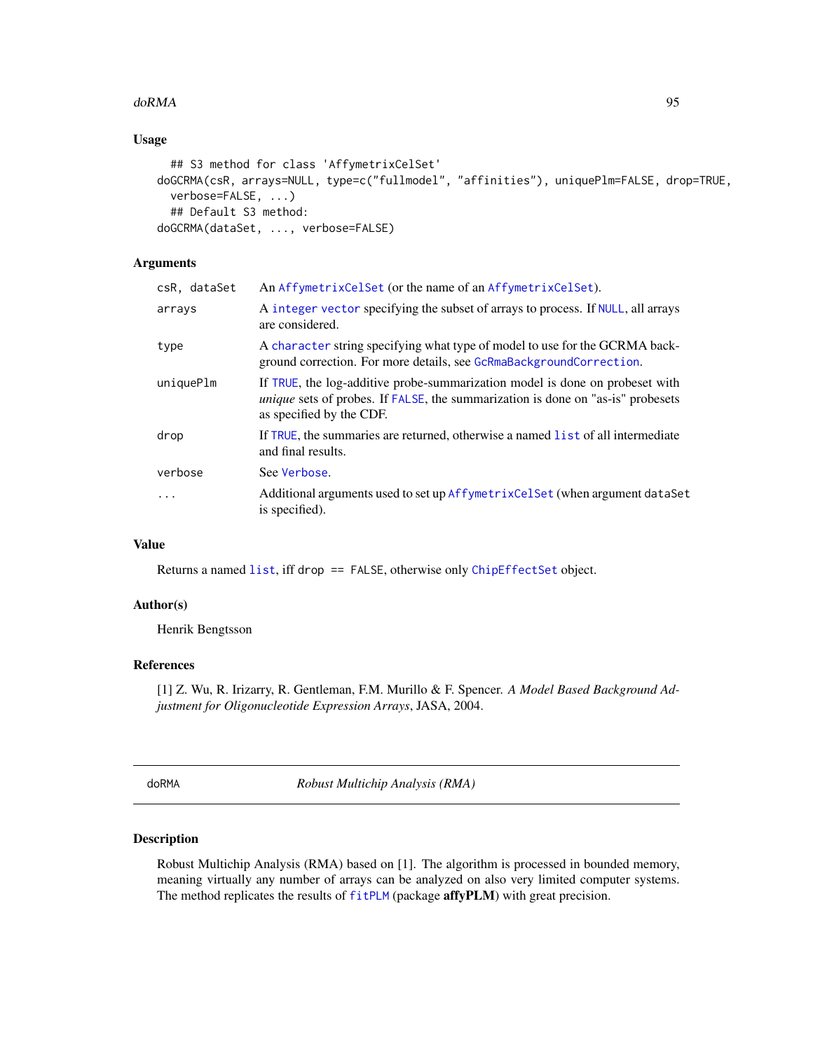## Usage

```
## S3 method for class 'AffymetrixCelSet'
doGCRMA(csR, arrays=NULL, type=c("fullmodel", "affinities"), uniquePlm=FALSE, drop=TRUE,
  verbose=FALSE, ...)
## Default S3 method:
doGCRMA(dataSet, ..., verbose=FALSE)
```

## Arguments

| | |
|---|---|
| `csR, dataSet` | An `AffymetrixCelSet` (or the name of an `AffymetrixCelSet`). |
| `arrays` | A `integer` `vector` specifying the subset of arrays to process. If `NULL`, all arrays are considered. |
| `type` | A `character` string specifying what type of model to use for the GCRMA background correction. For more details, see `GcRmaBackgroundCorrection`. |
| `uniquePlm` | If `TRUE`, the log-additive probe-summarization model is done on probeset with *unique* sets of probes. If `FALSE`, the summarization is done on "as-is" probesets as specified by the CDF. |
| `drop` | If `TRUE`, the summaries are returned, otherwise a named `list` of all intermediate and final results. |
| `verbose` | See `Verbose`. |
| `...` | Additional arguments used to set up `AffymetrixCelSet` (when argument `dataSet` is specified). |

## Value

Returns a named `list`, iff `drop == FALSE`, otherwise only `ChipEffectSet` object.

## Author(s)

Henrik Bengtsson

## References

[1] Z. Wu, R. Irizarry, R. Gentleman, F.M. Murillo & F. Spencer. *A Model Based Background Adjustment for Oligonucleotide Expression Arrays*, JASA, 2004.

---

# doRMA — *Robust Multichip Analysis (RMA)*

## Description

Robust Multichip Analysis (RMA) based on [1]. The algorithm is processed in bounded memory, meaning virtually any number of arrays can be analyzed on also very limited computer systems. The method replicates the results of `fitPLM` (package **affyPLM**) with great precision.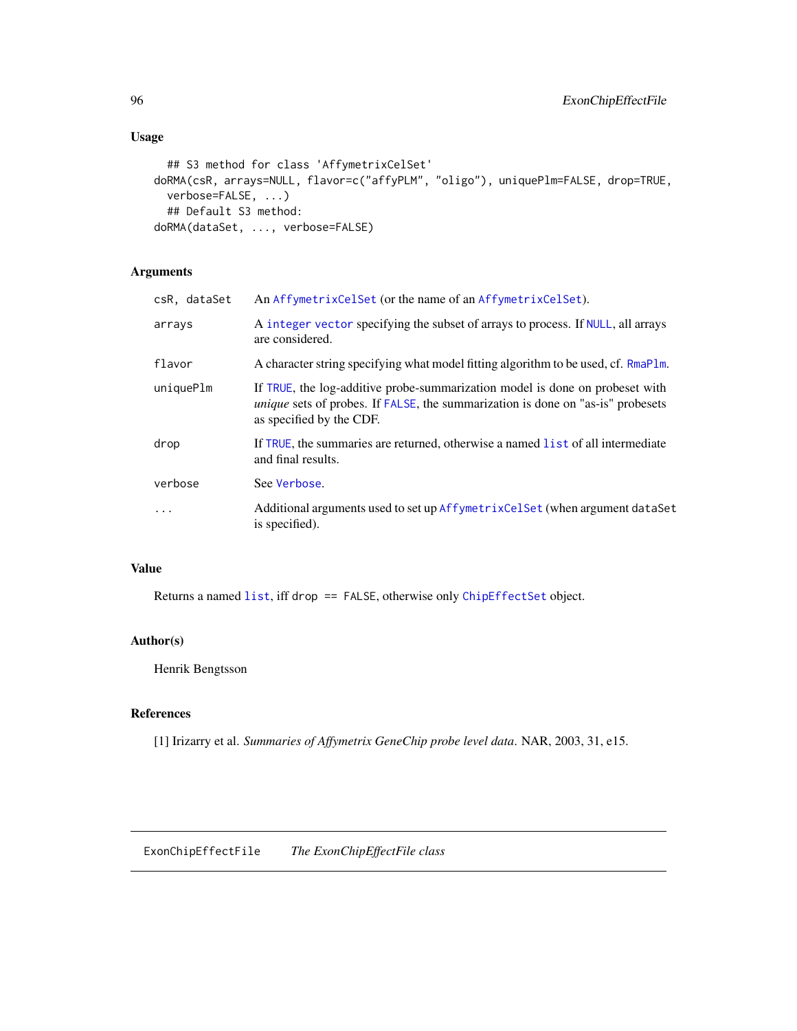## Usage

```
## S3 method for class 'AffymetrixCelSet'
doRMA(csR, arrays=NULL, flavor=c("affyPLM", "oligo"), uniquePlm=FALSE, drop=TRUE,
  verbose=FALSE, ...)
## Default S3 method:
doRMA(dataSet, ..., verbose=FALSE)
```

## Arguments

| | |
|---|---|
| `csR, dataSet` | An `AffymetrixCelSet` (or the name of an `AffymetrixCelSet`). |
| `arrays` | A `integer` `vector` specifying the subset of arrays to process. If `NULL`, all arrays are considered. |
| `flavor` | A character string specifying what model fitting algorithm to be used, cf. `RmaPlm`. |
| `uniquePlm` | If `TRUE`, the log-additive probe-summarization model is done on probeset with *unique* sets of probes. If `FALSE`, the summarization is done on "as-is" probesets as specified by the CDF. |
| `drop` | If `TRUE`, the summaries are returned, otherwise a named `list` of all intermediate and final results. |
| `verbose` | See `Verbose`. |
| `...` | Additional arguments used to set up `AffymetrixCelSet` (when argument `dataSet` is specified). |

## Value

Returns a named `list`, iff `drop == FALSE`, otherwise only `ChipEffectSet` object.

## Author(s)

Henrik Bengtsson

## References

[1] Irizarry et al. *Summaries of Affymetrix GeneChip probe level data*. NAR, 2003, 31, e15.

---

`ExonChipEffectFile` *The ExonChipEffectFile class*

---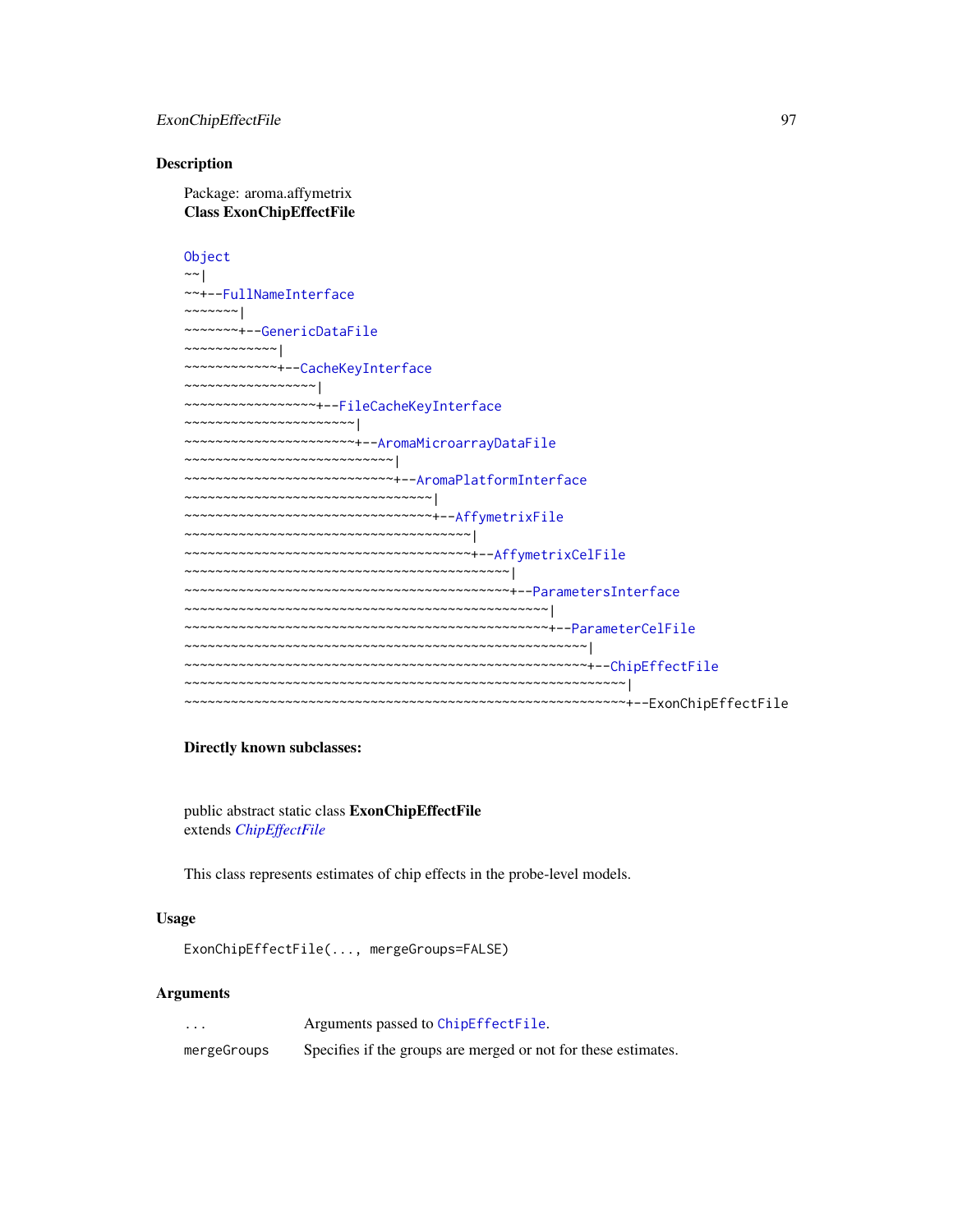## Description

Package: aroma.affymetrix
**Class ExonChipEffectFile**

```
Object
~~|
~~+--FullNameInterface
~~~~~~~|
~~~~~~~+--GenericDataFile
~~~~~~~~~~~~|
~~~~~~~~~~~~+--CacheKeyInterface
~~~~~~~~~~~~~~~~~|
~~~~~~~~~~~~~~~~~+--FileCacheKeyInterface
~~~~~~~~~~~~~~~~~~~~~~|
~~~~~~~~~~~~~~~~~~~~~~+--AromaMicroarrayDataFile
~~~~~~~~~~~~~~~~~~~~~~~~~~~|
~~~~~~~~~~~~~~~~~~~~~~~~~~~+--AromaPlatformInterface
~~~~~~~~~~~~~~~~~~~~~~~~~~~~~~~~|
~~~~~~~~~~~~~~~~~~~~~~~~~~~~~~~~+--AffymetrixFile
~~~~~~~~~~~~~~~~~~~~~~~~~~~~~~~~~~~~~|
~~~~~~~~~~~~~~~~~~~~~~~~~~~~~~~~~~~~~+--AffymetrixCelFile
~~~~~~~~~~~~~~~~~~~~~~~~~~~~~~~~~~~~~~~~~~|
~~~~~~~~~~~~~~~~~~~~~~~~~~~~~~~~~~~~~~~~~~+--ParametersInterface
~~~~~~~~~~~~~~~~~~~~~~~~~~~~~~~~~~~~~~~~~~~~~~~|
~~~~~~~~~~~~~~~~~~~~~~~~~~~~~~~~~~~~~~~~~~~~~~~+--ParameterCelFile
~~~~~~~~~~~~~~~~~~~~~~~~~~~~~~~~~~~~~~~~~~~~~~~~~~~~|
~~~~~~~~~~~~~~~~~~~~~~~~~~~~~~~~~~~~~~~~~~~~~~~~~~~~+--ChipEffectFile
~~~~~~~~~~~~~~~~~~~~~~~~~~~~~~~~~~~~~~~~~~~~~~~~~~~~~~~~~|
~~~~~~~~~~~~~~~~~~~~~~~~~~~~~~~~~~~~~~~~~~~~~~~~~~~~~~~~~+--ExonChipEffectFile
```

**Directly known subclasses:**

public abstract static class **ExonChipEffectFile**
extends *ChipEffectFile*

This class represents estimates of chip effects in the probe-level models.

## Usage

```
ExonChipEffectFile(..., mergeGroups=FALSE)
```

## Arguments

| | |
|---|---|
| `...` | Arguments passed to `ChipEffectFile`. |
| `mergeGroups` | Specifies if the groups are merged or not for these estimates. |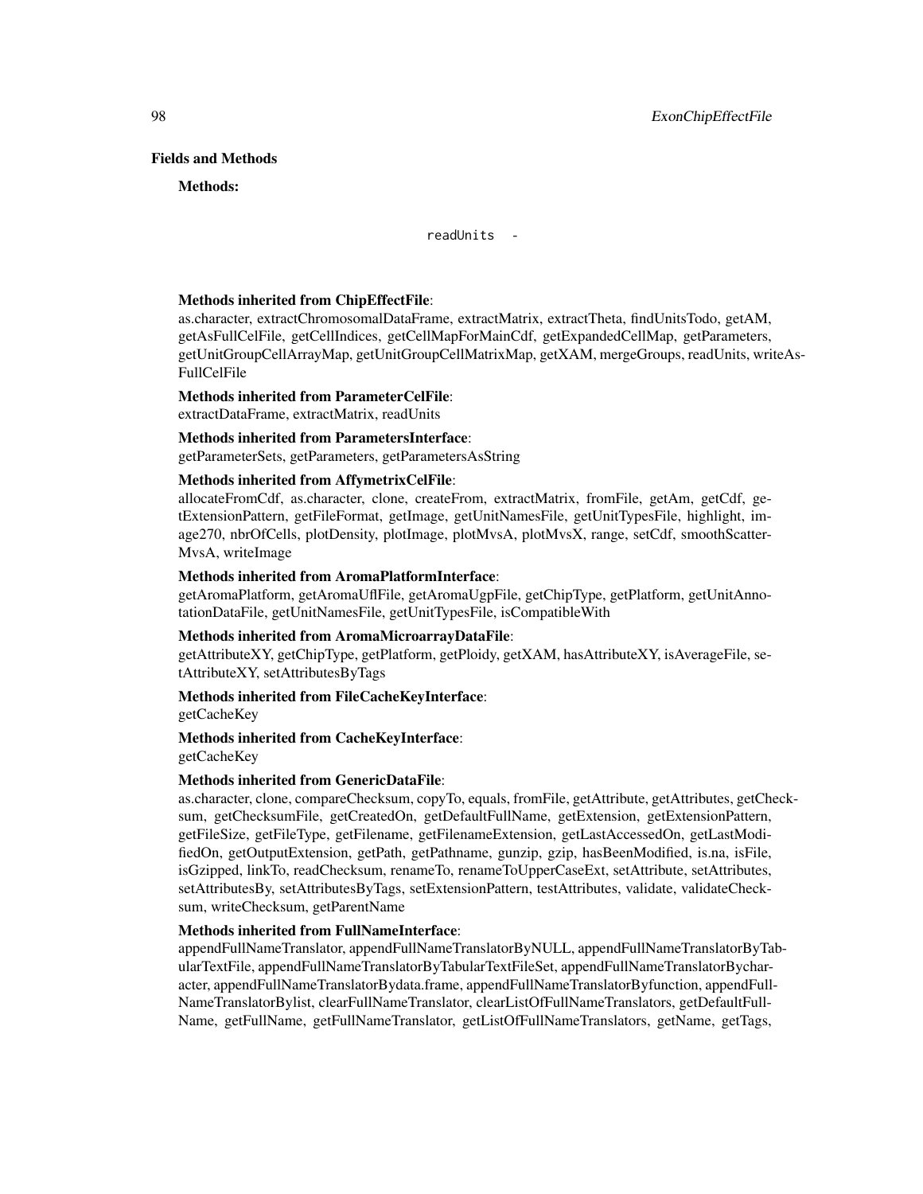## Fields and Methods

**Methods:**

```
readUnits  -
```

**Methods inherited from ChipEffectFile**:
as.character, extractChromosomalDataFrame, extractMatrix, extractTheta, findUnitsTodo, getAM, getAsFullCelFile, getCellIndices, getCellMapForMainCdf, getExpandedCellMap, getParameters, getUnitGroupCellArrayMap, getUnitGroupCellMatrixMap, getXAM, mergeGroups, readUnits, writeAsFullCelFile

**Methods inherited from ParameterCelFile**:
extractDataFrame, extractMatrix, readUnits

**Methods inherited from ParametersInterface**:
getParameterSets, getParameters, getParametersAsString

**Methods inherited from AffymetrixCelFile**:
allocateFromCdf, as.character, clone, createFrom, extractMatrix, fromFile, getAm, getCdf, getExtensionPattern, getFileFormat, getImage, getUnitNamesFile, getUnitTypesFile, highlight, image270, nbrOfCells, plotDensity, plotImage, plotMvsA, plotMvsX, range, setCdf, smoothScatterMvsA, writeImage

**Methods inherited from AromaPlatformInterface**:
getAromaPlatform, getAromaUflFile, getAromaUgpFile, getChipType, getPlatform, getUnitAnnotationDataFile, getUnitNamesFile, getUnitTypesFile, isCompatibleWith

**Methods inherited from AromaMicroarrayDataFile**:
getAttributeXY, getChipType, getPlatform, getPloidy, getXAM, hasAttributeXY, isAverageFile, setAttributeXY, setAttributesByTags

**Methods inherited from FileCacheKeyInterface**:
getCacheKey

**Methods inherited from CacheKeyInterface**:
getCacheKey

**Methods inherited from GenericDataFile**:
as.character, clone, compareChecksum, copyTo, equals, fromFile, getAttribute, getAttributes, getChecksum, getChecksumFile, getCreatedOn, getDefaultFullName, getExtension, getExtensionPattern, getFileSize, getFileType, getFilename, getFilenameExtension, getLastAccessedOn, getLastModifiedOn, getOutputExtension, getPath, getPathname, gunzip, gzip, hasBeenModified, is.na, isFile, isGzipped, linkTo, readChecksum, renameTo, renameToUpperCaseExt, setAttribute, setAttributes, setAttributesBy, setAttributesByTags, setExtensionPattern, testAttributes, validate, validateChecksum, writeChecksum, getParentName

**Methods inherited from FullNameInterface**:
appendFullNameTranslator, appendFullNameTranslatorByNULL, appendFullNameTranslatorByTabularTextFile, appendFullNameTranslatorByTabularTextFileSet, appendFullNameTranslatorBycharacter, appendFullNameTranslatorBydata.frame, appendFullNameTranslatorByfunction, appendFullNameTranslatorBylist, clearFullNameTranslator, clearListOfFullNameTranslators, getDefaultFullName, getFullName, getFullNameTranslator, getListOfFullNameTranslators, getName, getTags,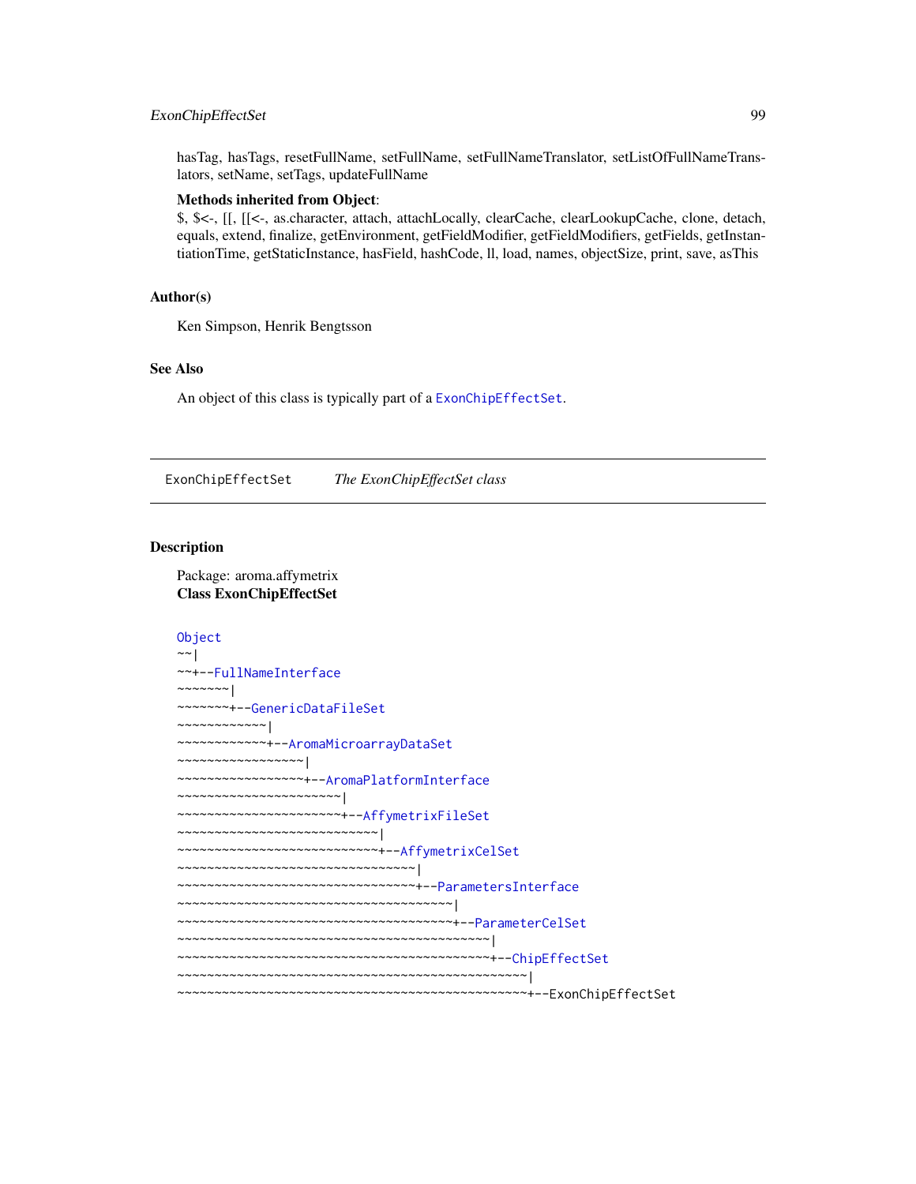hasTag, hasTags, resetFullName, setFullName, setFullNameTranslator, setListOfFullNameTranslators, setName, setTags, updateFullName

**Methods inherited from Object**:
$, $<-, [[, [[<-, as.character, attach, attachLocally, clearCache, clearLookupCache, clone, detach, equals, extend, finalize, getEnvironment, getFieldModifier, getFieldModifiers, getFields, getInstantiationTime, getStaticInstance, hasField, hashCode, ll, load, names, objectSize, print, save, asThis

## Author(s)

Ken Simpson, Henrik Bengtsson

## See Also

An object of this class is typically part of a `ExonChipEffectSet`.

---

# ExonChipEffectSet — *The ExonChipEffectSet class*

## Description

Package: aroma.affymetrix
**Class ExonChipEffectSet**

```
Object
~~|
~~+--FullNameInterface
~~~~~~~|
~~~~~~~+--GenericDataFileSet
~~~~~~~~~~~~|
~~~~~~~~~~~~+--AromaMicroarrayDataSet
~~~~~~~~~~~~~~~~~|
~~~~~~~~~~~~~~~~~+--AromaPlatformInterface
~~~~~~~~~~~~~~~~~~~~~~|
~~~~~~~~~~~~~~~~~~~~~~+--AffymetrixFileSet
~~~~~~~~~~~~~~~~~~~~~~~~~~~|
~~~~~~~~~~~~~~~~~~~~~~~~~~~+--AffymetrixCelSet
~~~~~~~~~~~~~~~~~~~~~~~~~~~~~~~~|
~~~~~~~~~~~~~~~~~~~~~~~~~~~~~~~~+--ParametersInterface
~~~~~~~~~~~~~~~~~~~~~~~~~~~~~~~~~~~~~|
~~~~~~~~~~~~~~~~~~~~~~~~~~~~~~~~~~~~~+--ParameterCelSet
~~~~~~~~~~~~~~~~~~~~~~~~~~~~~~~~~~~~~~~~~~|
~~~~~~~~~~~~~~~~~~~~~~~~~~~~~~~~~~~~~~~~~~+--ChipEffectSet
~~~~~~~~~~~~~~~~~~~~~~~~~~~~~~~~~~~~~~~~~~~~~~~|
~~~~~~~~~~~~~~~~~~~~~~~~~~~~~~~~~~~~~~~~~~~~~~~+--ExonChipEffectSet
```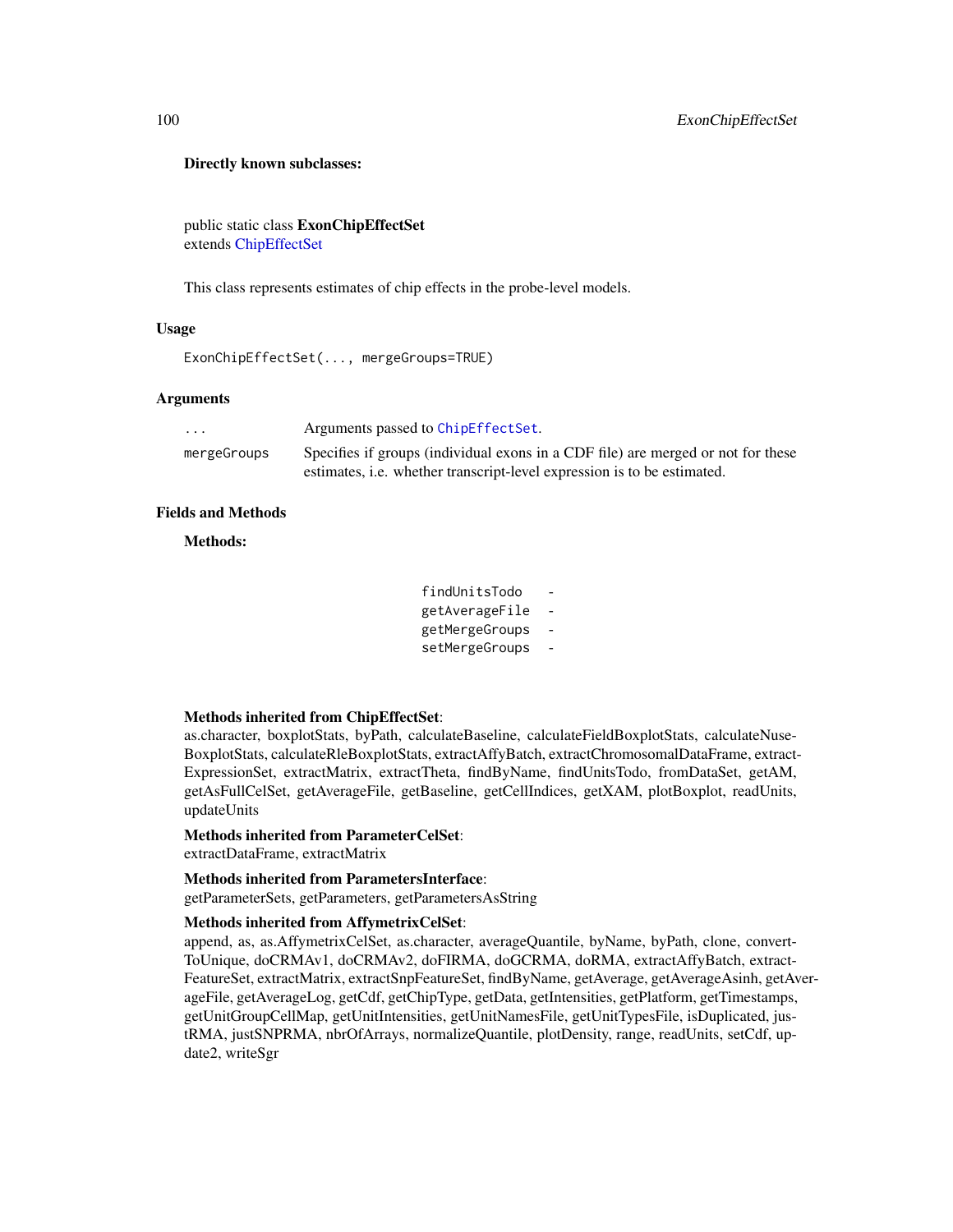**Directly known subclasses:**

public static class **ExonChipEffectSet**
extends ChipEffectSet

This class represents estimates of chip effects in the probe-level models.

### Usage

```
ExonChipEffectSet(..., mergeGroups=TRUE)
```

### Arguments

| | |
|---|---|
| `...` | Arguments passed to `ChipEffectSet`. |
| `mergeGroups` | Specifies if groups (individual exons in a CDF file) are merged or not for these estimates, i.e. whether transcript-level expression is to be estimated. |

### Fields and Methods

**Methods:**

| | |
|---|---|
| `findUnitsTodo` | - |
| `getAverageFile` | - |
| `getMergeGroups` | - |
| `setMergeGroups` | - |

**Methods inherited from ChipEffectSet**:
as.character, boxplotStats, byPath, calculateBaseline, calculateFieldBoxplotStats, calculateNuseBoxplotStats, calculateRleBoxplotStats, extractAffyBatch, extractChromosomalDataFrame, extractExpressionSet, extractMatrix, extractTheta, findByName, findUnitsTodo, fromDataSet, getAM, getAsFullCelSet, getAverageFile, getBaseline, getCellIndices, getXAM, plotBoxplot, readUnits, updateUnits

**Methods inherited from ParameterCelSet**:
extractDataFrame, extractMatrix

**Methods inherited from ParametersInterface**:
getParameterSets, getParameters, getParametersAsString

**Methods inherited from AffymetrixCelSet**:
append, as, as.AffymetrixCelSet, as.character, averageQuantile, byName, byPath, clone, convertToUnique, doCRMAv1, doCRMAv2, doFIRMA, doGCRMA, doRMA, extractAffyBatch, extractFeatureSet, extractMatrix, extractSnpFeatureSet, findByName, getAverage, getAverageAsinh, getAverageFile, getAverageLog, getCdf, getChipType, getData, getIntensities, getPlatform, getTimestamps, getUnitGroupCellMap, getUnitIntensities, getUnitNamesFile, getUnitTypesFile, isDuplicated, justRMA, justSNPRMA, nbrOfArrays, normalizeQuantile, plotDensity, range, readUnits, setCdf, update2, writeSgr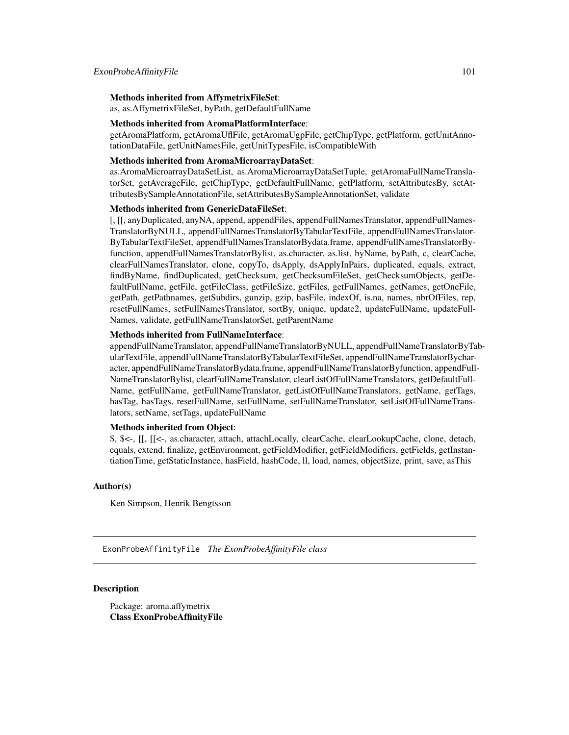**Methods inherited from AffymetrixFileSet**:
as, as.AffymetrixFileSet, byPath, getDefaultFullName

**Methods inherited from AromaPlatformInterface**:
getAromaPlatform, getAromaUflFile, getAromaUgpFile, getChipType, getPlatform, getUnitAnnotationDataFile, getUnitNamesFile, getUnitTypesFile, isCompatibleWith

**Methods inherited from AromaMicroarrayDataSet**:
as.AromaMicroarrayDataSetList, as.AromaMicroarrayDataSetTuple, getAromaFullNameTranslatorSet, getAverageFile, getChipType, getDefaultFullName, getPlatform, setAttributesBy, setAttributesBySampleAnnotationFile, setAttributesBySampleAnnotationSet, validate

**Methods inherited from GenericDataFileSet**:
[, [[, anyDuplicated, anyNA, append, appendFiles, appendFullNamesTranslator, appendFullNamesTranslatorByNULL, appendFullNamesTranslatorByTabularTextFile, appendFullNamesTranslatorByTabularTextFileSet, appendFullNamesTranslatorBydata.frame, appendFullNamesTranslatorByfunction, appendFullNamesTranslatorBylist, as.character, as.list, byName, byPath, c, clearCache, clearFullNamesTranslator, clone, copyTo, dsApply, dsApplyInPairs, duplicated, equals, extract, findByName, findDuplicated, getChecksum, getChecksumFileSet, getChecksumObjects, getDefaultFullName, getFile, getFileClass, getFileSize, getFiles, getFullNames, getNames, getOneFile, getPath, getPathnames, getSubdirs, gunzip, gzip, hasFile, indexOf, is.na, names, nbrOfFiles, rep, resetFullNames, setFullNamesTranslator, sortBy, unique, update2, updateFullName, updateFullNames, validate, getFullNameTranslatorSet, getParentName

**Methods inherited from FullNameInterface**:
appendFullNameTranslator, appendFullNameTranslatorByNULL, appendFullNameTranslatorByTabularTextFile, appendFullNameTranslatorByTabularTextFileSet, appendFullNameTranslatorBycharacter, appendFullNameTranslatorBydata.frame, appendFullNameTranslatorByfunction, appendFullNameTranslatorBylist, clearFullNameTranslator, clearListOfFullNameTranslators, getDefaultFullName, getFullName, getFullNameTranslator, getListOfFullNameTranslators, getName, getTags, hasTag, hasTags, resetFullName, setFullName, setFullNameTranslator, setListOfFullNameTranslators, setName, setTags, updateFullName

**Methods inherited from Object**:
$, $<-, [[, [[<-, as.character, attach, attachLocally, clearCache, clearLookupCache, clone, detach, equals, extend, finalize, getEnvironment, getFieldModifier, getFieldModifiers, getFields, getInstantiationTime, getStaticInstance, hasField, hashCode, ll, load, names, objectSize, print, save, asThis

## Author(s)

Ken Simpson, Henrik Bengtsson

---

# ExonProbeAffinityFile *The ExonProbeAffinityFile class*

---

## Description

Package: aroma.affymetrix
**Class ExonProbeAffinityFile**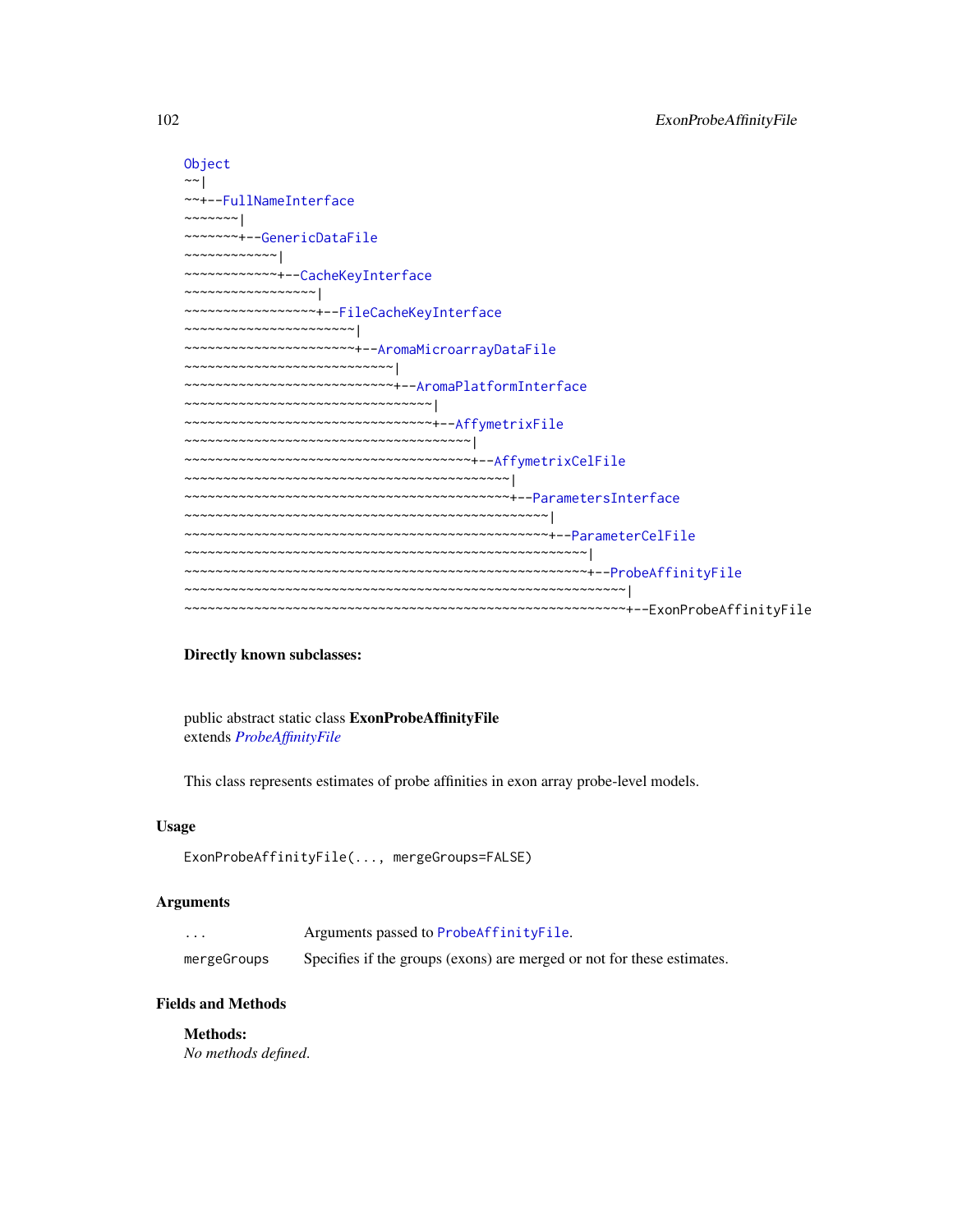```
Object
~~|
~~+--FullNameInterface
~~~~~~~|
~~~~~~~+--GenericDataFile
~~~~~~~~~~~~|
~~~~~~~~~~~~+--CacheKeyInterface
~~~~~~~~~~~~~~~~~|
~~~~~~~~~~~~~~~~~+--FileCacheKeyInterface
~~~~~~~~~~~~~~~~~~~~~~|
~~~~~~~~~~~~~~~~~~~~~~+--AromaMicroarrayDataFile
~~~~~~~~~~~~~~~~~~~~~~~~~~~|
~~~~~~~~~~~~~~~~~~~~~~~~~~~+--AromaPlatformInterface
~~~~~~~~~~~~~~~~~~~~~~~~~~~~~~~~|
~~~~~~~~~~~~~~~~~~~~~~~~~~~~~~~~+--AffymetrixFile
~~~~~~~~~~~~~~~~~~~~~~~~~~~~~~~~~~~~~|
~~~~~~~~~~~~~~~~~~~~~~~~~~~~~~~~~~~~~+--AffymetrixCelFile
~~~~~~~~~~~~~~~~~~~~~~~~~~~~~~~~~~~~~~~~~~|
~~~~~~~~~~~~~~~~~~~~~~~~~~~~~~~~~~~~~~~~~~+--ParametersInterface
~~~~~~~~~~~~~~~~~~~~~~~~~~~~~~~~~~~~~~~~~~~~~~~|
~~~~~~~~~~~~~~~~~~~~~~~~~~~~~~~~~~~~~~~~~~~~~~~+--ParameterCelFile
~~~~~~~~~~~~~~~~~~~~~~~~~~~~~~~~~~~~~~~~~~~~~~~~~~~~|
~~~~~~~~~~~~~~~~~~~~~~~~~~~~~~~~~~~~~~~~~~~~~~~~~~~~+--ProbeAffinityFile
~~~~~~~~~~~~~~~~~~~~~~~~~~~~~~~~~~~~~~~~~~~~~~~~~~~~~~~~~|
~~~~~~~~~~~~~~~~~~~~~~~~~~~~~~~~~~~~~~~~~~~~~~~~~~~~~~~~~+--ExonProbeAffinityFile
```

**Directly known subclasses:**

public abstract static class **ExonProbeAffinityFile**
extends *ProbeAffinityFile*

This class represents estimates of probe affinities in exon array probe-level models.

## Usage

```
ExonProbeAffinityFile(..., mergeGroups=FALSE)
```

## Arguments

| | |
|---|---|
| `...` | Arguments passed to `ProbeAffinityFile`. |
| `mergeGroups` | Specifies if the groups (exons) are merged or not for these estimates. |

## Fields and Methods

**Methods:**
*No methods defined.*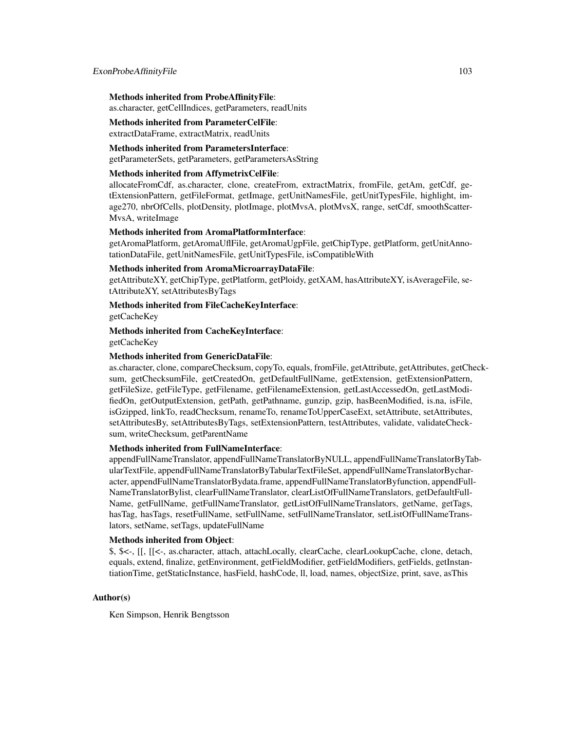**Methods inherited from ProbeAffinityFile**:
as.character, getCellIndices, getParameters, readUnits

**Methods inherited from ParameterCelFile**:
extractDataFrame, extractMatrix, readUnits

**Methods inherited from ParametersInterface**:
getParameterSets, getParameters, getParametersAsString

**Methods inherited from AffymetrixCelFile**:
allocateFromCdf, as.character, clone, createFrom, extractMatrix, fromFile, getAm, getCdf, getExtensionPattern, getFileFormat, getImage, getUnitNamesFile, getUnitTypesFile, highlight, image270, nbrOfCells, plotDensity, plotImage, plotMvsA, plotMvsX, range, setCdf, smoothScatterMvsA, writeImage

**Methods inherited from AromaPlatformInterface**:
getAromaPlatform, getAromaUflFile, getAromaUgpFile, getChipType, getPlatform, getUnitAnnotationDataFile, getUnitNamesFile, getUnitTypesFile, isCompatibleWith

**Methods inherited from AromaMicroarrayDataFile**:
getAttributeXY, getChipType, getPlatform, getPloidy, getXAM, hasAttributeXY, isAverageFile, setAttributeXY, setAttributesByTags

**Methods inherited from FileCacheKeyInterface**:
getCacheKey

**Methods inherited from CacheKeyInterface**:
getCacheKey

**Methods inherited from GenericDataFile**:
as.character, clone, compareChecksum, copyTo, equals, fromFile, getAttribute, getAttributes, getChecksum, getChecksumFile, getCreatedOn, getDefaultFullName, getExtension, getExtensionPattern, getFileSize, getFileType, getFilename, getFilenameExtension, getLastAccessedOn, getLastModifiedOn, getOutputExtension, getPath, getPathname, gunzip, gzip, hasBeenModified, is.na, isFile, isGzipped, linkTo, readChecksum, renameTo, renameToUpperCaseExt, setAttribute, setAttributes, setAttributesBy, setAttributesByTags, setExtensionPattern, testAttributes, validate, validateChecksum, writeChecksum, getParentName

**Methods inherited from FullNameInterface**:
appendFullNameTranslator, appendFullNameTranslatorByNULL, appendFullNameTranslatorByTabularTextFile, appendFullNameTranslatorByTabularTextFileSet, appendFullNameTranslatorBycharacter, appendFullNameTranslatorBydata.frame, appendFullNameTranslatorByfunction, appendFullNameTranslatorBylist, clearFullNameTranslator, clearListOfFullNameTranslators, getDefaultFullName, getFullName, getFullNameTranslator, getListOfFullNameTranslators, getName, getTags, hasTag, hasTags, resetFullName, setFullName, setFullNameTranslator, setListOfFullNameTranslators, setName, setTags, updateFullName

**Methods inherited from Object**:
$, $<-, [[, [[<-, as.character, attach, attachLocally, clearCache, clearLookupCache, clone, detach, equals, extend, finalize, getEnvironment, getFieldModifier, getFieldModifiers, getFields, getInstantiationTime, getStaticInstance, hasField, hashCode, ll, load, names, objectSize, print, save, asThis

## Author(s)

Ken Simpson, Henrik Bengtsson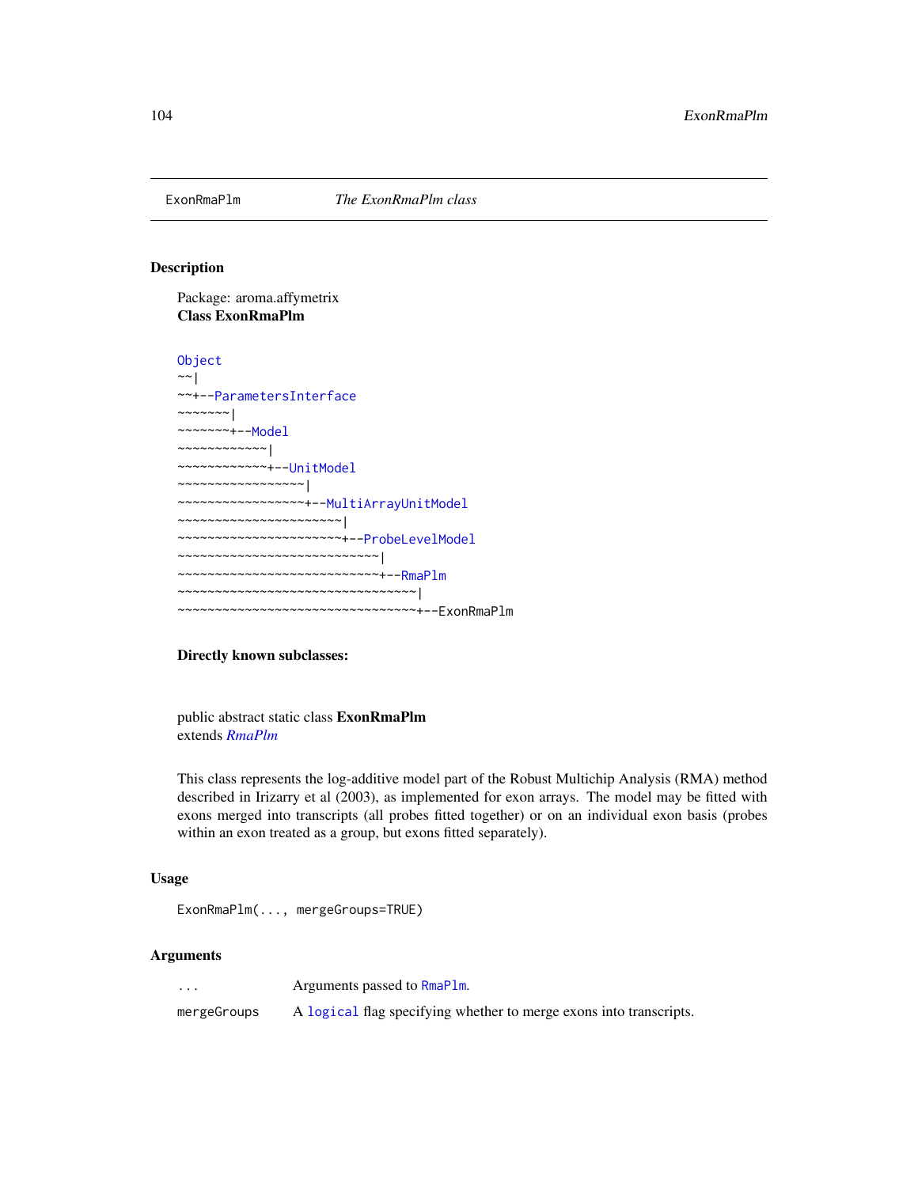# ExonRmaPlm — *The ExonRmaPlm class*

## Description

Package: aroma.affymetrix
**Class ExonRmaPlm**

```
Object
~~|
~~+--ParametersInterface
~~~~~~~|
~~~~~~~+--Model
~~~~~~~~~~~~|
~~~~~~~~~~~~+--UnitModel
~~~~~~~~~~~~~~~~~|
~~~~~~~~~~~~~~~~~+--MultiArrayUnitModel
~~~~~~~~~~~~~~~~~~~~~~|
~~~~~~~~~~~~~~~~~~~~~~+--ProbeLevelModel
~~~~~~~~~~~~~~~~~~~~~~~~~~~|
~~~~~~~~~~~~~~~~~~~~~~~~~~~+--RmaPlm
~~~~~~~~~~~~~~~~~~~~~~~~~~~~~~~~|
~~~~~~~~~~~~~~~~~~~~~~~~~~~~~~~~+--ExonRmaPlm
```

**Directly known subclasses:**

public abstract static class **ExonRmaPlm**
extends *RmaPlm*

This class represents the log-additive model part of the Robust Multichip Analysis (RMA) method described in Irizarry et al (2003), as implemented for exon arrays. The model may be fitted with exons merged into transcripts (all probes fitted together) or on an individual exon basis (probes within an exon treated as a group, but exons fitted separately).

## Usage

```
ExonRmaPlm(..., mergeGroups=TRUE)
```

## Arguments

| | |
|---|---|
| `...` | Arguments passed to `RmaPlm`. |
| `mergeGroups` | A `logical` flag specifying whether to merge exons into transcripts. |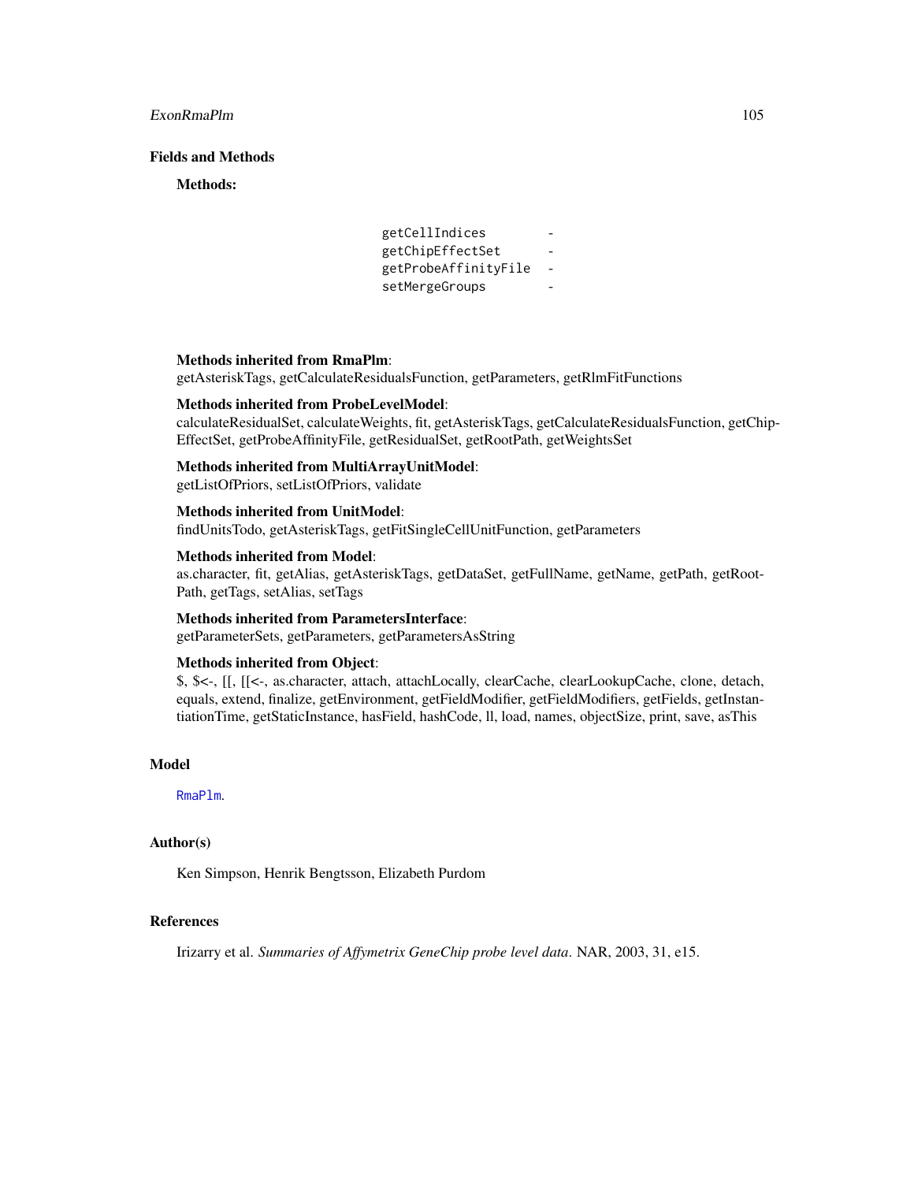## Fields and Methods

**Methods:**

```
getCellIndices        -
getChipEffectSet      -
getProbeAffinityFile  -
setMergeGroups        -
```

**Methods inherited from RmaPlm**:
getAsteriskTags, getCalculateResidualsFunction, getParameters, getRlmFitFunctions

**Methods inherited from ProbeLevelModel**:
calculateResidualSet, calculateWeights, fit, getAsteriskTags, getCalculateResidualsFunction, getChipEffectSet, getProbeAffinityFile, getResidualSet, getRootPath, getWeightsSet

**Methods inherited from MultiArrayUnitModel**:
getListOfPriors, setListOfPriors, validate

**Methods inherited from UnitModel**:
findUnitsTodo, getAsteriskTags, getFitSingleCellUnitFunction, getParameters

**Methods inherited from Model**:
as.character, fit, getAlias, getAsteriskTags, getDataSet, getFullName, getName, getPath, getRootPath, getTags, setAlias, setTags

**Methods inherited from ParametersInterface**:
getParameterSets, getParameters, getParametersAsString

**Methods inherited from Object**:
$, $<-, [[, [[<-, as.character, attach, attachLocally, clearCache, clearLookupCache, clone, detach, equals, extend, finalize, getEnvironment, getFieldModifier, getFieldModifiers, getFields, getInstantiationTime, getStaticInstance, hasField, hashCode, ll, load, names, objectSize, print, save, asThis

## Model

`RmaPlm`.

## Author(s)

Ken Simpson, Henrik Bengtsson, Elizabeth Purdom

## References

Irizarry et al. *Summaries of Affymetrix GeneChip probe level data*. NAR, 2003, 31, e15.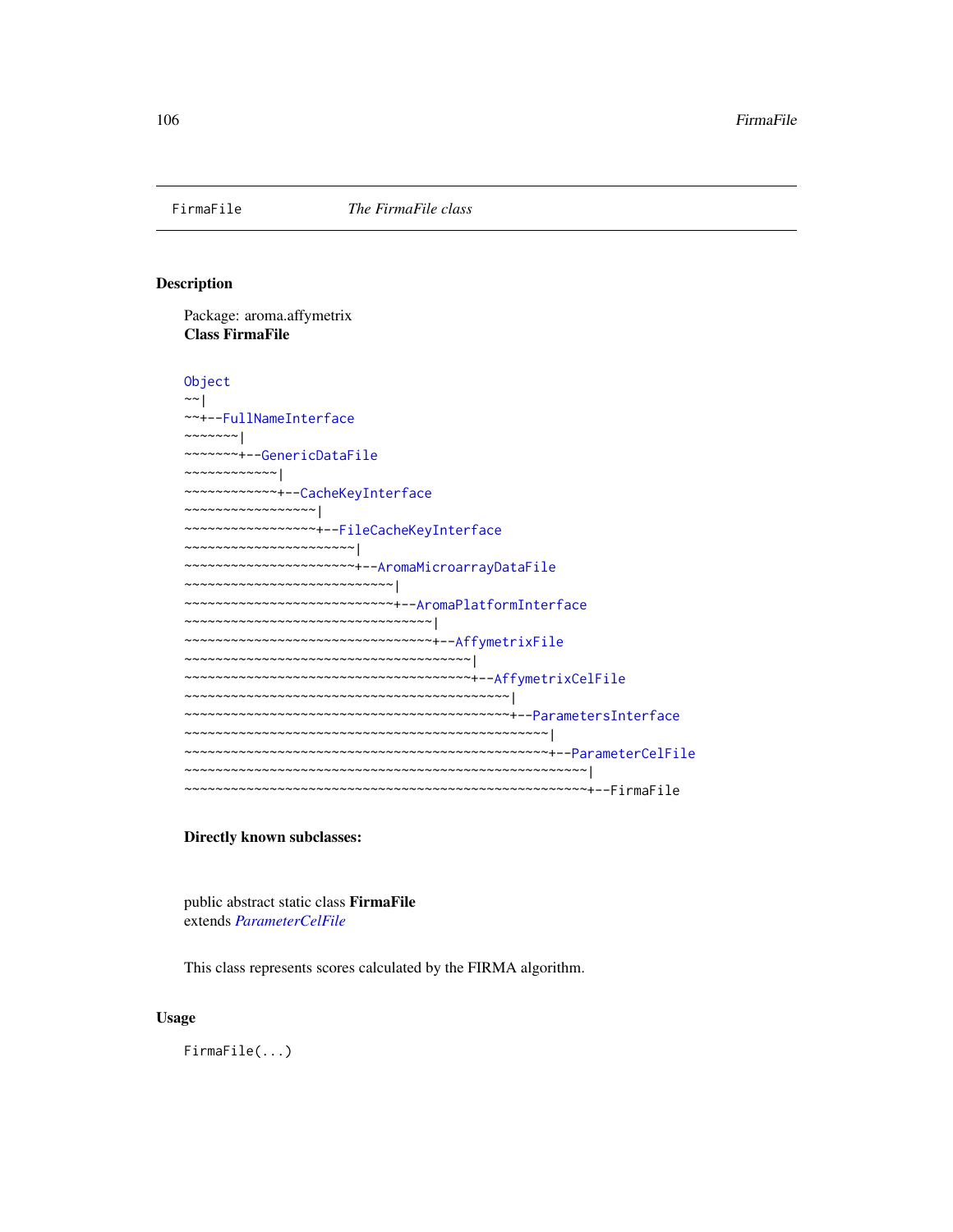FirmaFile *The FirmaFile class*

## Description

Package: aroma.affymetrix
**Class FirmaFile**

```
Object
~~|
~~+--FullNameInterface
~~~~~~~|
~~~~~~~+--GenericDataFile
~~~~~~~~~~~~|
~~~~~~~~~~~~+--CacheKeyInterface
~~~~~~~~~~~~~~~~~|
~~~~~~~~~~~~~~~~~+--FileCacheKeyInterface
~~~~~~~~~~~~~~~~~~~~~~|
~~~~~~~~~~~~~~~~~~~~~~+--AromaMicroarrayDataFile
~~~~~~~~~~~~~~~~~~~~~~~~~~~|
~~~~~~~~~~~~~~~~~~~~~~~~~~~+--AromaPlatformInterface
~~~~~~~~~~~~~~~~~~~~~~~~~~~~~~~~|
~~~~~~~~~~~~~~~~~~~~~~~~~~~~~~~~+--AffymetrixFile
~~~~~~~~~~~~~~~~~~~~~~~~~~~~~~~~~~~~~|
~~~~~~~~~~~~~~~~~~~~~~~~~~~~~~~~~~~~~+--AffymetrixCelFile
~~~~~~~~~~~~~~~~~~~~~~~~~~~~~~~~~~~~~~~~~~|
~~~~~~~~~~~~~~~~~~~~~~~~~~~~~~~~~~~~~~~~~~+--ParametersInterface
~~~~~~~~~~~~~~~~~~~~~~~~~~~~~~~~~~~~~~~~~~~~~~~|
~~~~~~~~~~~~~~~~~~~~~~~~~~~~~~~~~~~~~~~~~~~~~~~+--ParameterCelFile
~~~~~~~~~~~~~~~~~~~~~~~~~~~~~~~~~~~~~~~~~~~~~~~~~~~~|
~~~~~~~~~~~~~~~~~~~~~~~~~~~~~~~~~~~~~~~~~~~~~~~~~~~~+--FirmaFile
```

**Directly known subclasses:**

public abstract static class **FirmaFile**
extends *ParameterCelFile*

This class represents scores calculated by the FIRMA algorithm.

## Usage

```
FirmaFile(...)
```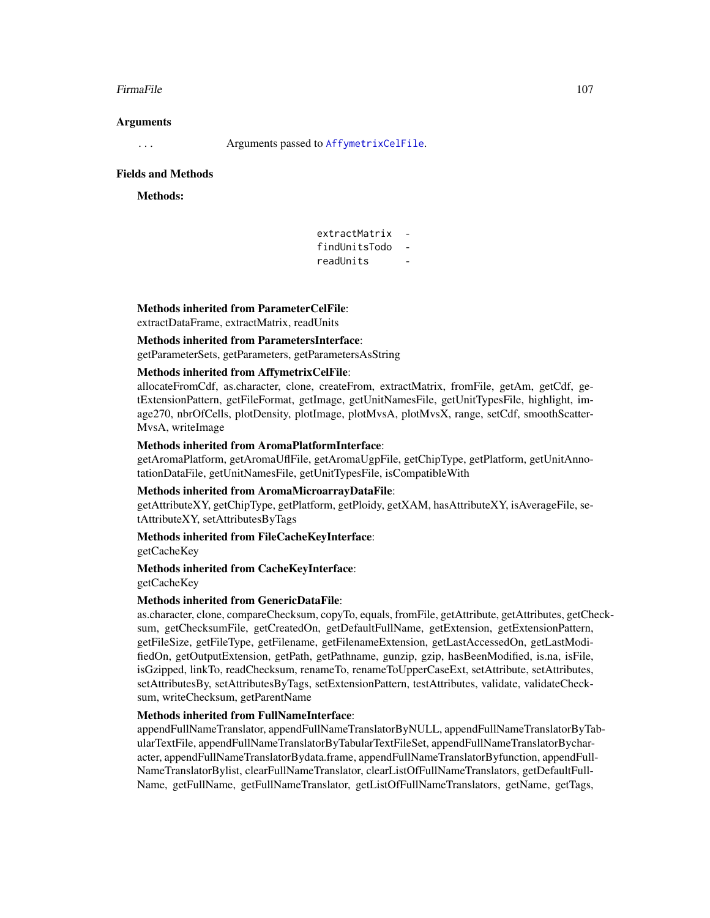## Arguments

`...` Arguments passed to `AffymetrixCelFile`.

## Fields and Methods

**Methods:**

| | |
|---|---|
| extractMatrix | - |
| findUnitsTodo | - |
| readUnits | - |

**Methods inherited from ParameterCelFile**:
extractDataFrame, extractMatrix, readUnits

**Methods inherited from ParametersInterface**:
getParameterSets, getParameters, getParametersAsString

**Methods inherited from AffymetrixCelFile**:
allocateFromCdf, as.character, clone, createFrom, extractMatrix, fromFile, getAm, getCdf, getExtensionPattern, getFileFormat, getImage, getUnitNamesFile, getUnitTypesFile, highlight, image270, nbrOfCells, plotDensity, plotImage, plotMvsA, plotMvsX, range, setCdf, smoothScatterMvsA, writeImage

**Methods inherited from AromaPlatformInterface**:
getAromaPlatform, getAromaUflFile, getAromaUgpFile, getChipType, getPlatform, getUnitAnnotationDataFile, getUnitNamesFile, getUnitTypesFile, isCompatibleWith

**Methods inherited from AromaMicroarrayDataFile**:
getAttributeXY, getChipType, getPlatform, getPloidy, getXAM, hasAttributeXY, isAverageFile, setAttributeXY, setAttributesByTags

**Methods inherited from FileCacheKeyInterface**:
getCacheKey

**Methods inherited from CacheKeyInterface**:
getCacheKey

**Methods inherited from GenericDataFile**:
as.character, clone, compareChecksum, copyTo, equals, fromFile, getAttribute, getAttributes, getChecksum, getChecksumFile, getCreatedOn, getDefaultFullName, getExtension, getExtensionPattern, getFileSize, getFileType, getFilename, getFilenameExtension, getLastAccessedOn, getLastModifiedOn, getOutputExtension, getPath, getPathname, gunzip, gzip, hasBeenModified, is.na, isFile, isGzipped, linkTo, readChecksum, renameTo, renameToUpperCaseExt, setAttribute, setAttributes, setAttributesBy, setAttributesByTags, setExtensionPattern, testAttributes, validate, validateChecksum, writeChecksum, getParentName

**Methods inherited from FullNameInterface**:
appendFullNameTranslator, appendFullNameTranslatorByNULL, appendFullNameTranslatorByTabularTextFile, appendFullNameTranslatorByTabularTextFileSet, appendFullNameTranslatorBycharacter, appendFullNameTranslatorBydata.frame, appendFullNameTranslatorByfunction, appendFullNameTranslatorBylist, clearFullNameTranslator, clearListOfFullNameTranslators, getDefaultFullName, getFullName, getFullNameTranslator, getListOfFullNameTranslators, getName, getTags,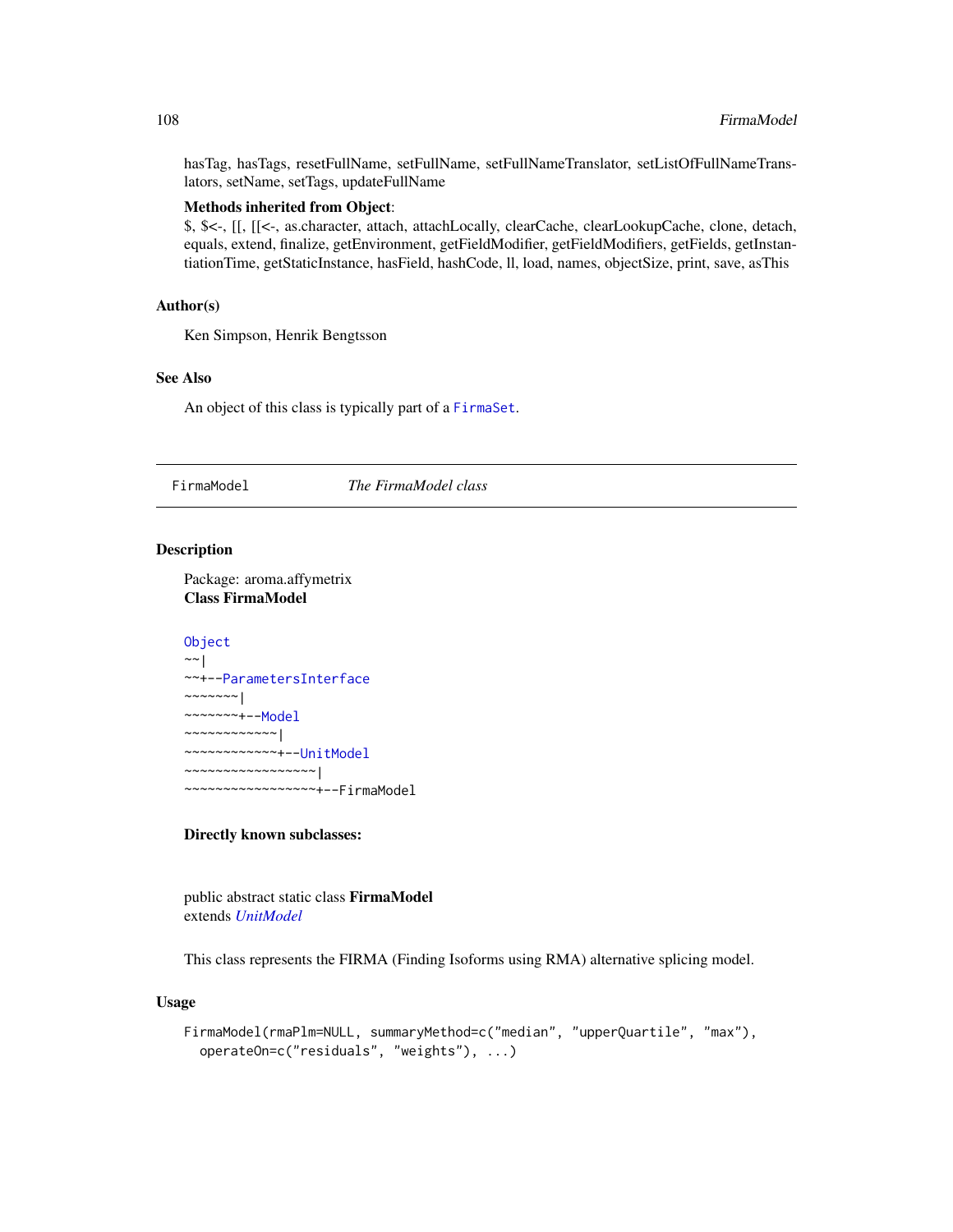hasTag, hasTags, resetFullName, setFullName, setFullNameTranslator, setListOfFullNameTranslators, setName, setTags, updateFullName

**Methods inherited from Object**:
$, $<-, [[, [[<-, as.character, attach, attachLocally, clearCache, clearLookupCache, clone, detach, equals, extend, finalize, getEnvironment, getFieldModifier, getFieldModifiers, getFields, getInstantiationTime, getStaticInstance, hasField, hashCode, ll, load, names, objectSize, print, save, asThis

### Author(s)

Ken Simpson, Henrik Bengtsson

### See Also

An object of this class is typically part of a `FirmaSet`.

---

## FirmaModel — *The FirmaModel class*

---

### Description

Package: aroma.affymetrix
**Class FirmaModel**

```
Object
~~|
~~+--ParametersInterface
~~~~~~~|
~~~~~~~+--Model
~~~~~~~~~~~~|
~~~~~~~~~~~~+--UnitModel
~~~~~~~~~~~~~~~~~|
~~~~~~~~~~~~~~~~~+--FirmaModel
```

**Directly known subclasses:**

public abstract static class **FirmaModel**
extends *UnitModel*

This class represents the FIRMA (Finding Isoforms using RMA) alternative splicing model.

### Usage

```
FirmaModel(rmaPlm=NULL, summaryMethod=c("median", "upperQuartile", "max"),
  operateOn=c("residuals", "weights"), ...)
```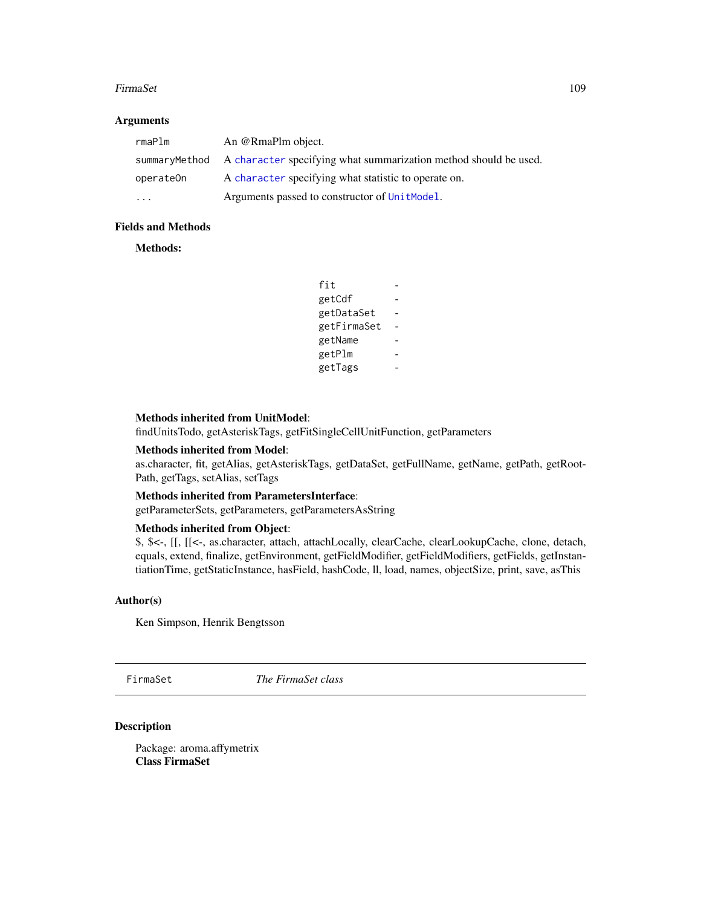## Arguments

| | |
|---|---|
| `rmaPlm` | An @RmaPlm object. |
| `summaryMethod` | A `character` specifying what summarization method should be used. |
| `operateOn` | A `character` specifying what statistic to operate on. |
| `...` | Arguments passed to constructor of `UnitModel`. |

## Fields and Methods

**Methods:**

| | |
|---|---|
| `fit` | - |
| `getCdf` | - |
| `getDataSet` | - |
| `getFirmaSet` | - |
| `getName` | - |
| `getPlm` | - |
| `getTags` | - |

**Methods inherited from UnitModel**:
findUnitsTodo, getAsteriskTags, getFitSingleCellUnitFunction, getParameters

**Methods inherited from Model**:
as.character, fit, getAlias, getAsteriskTags, getDataSet, getFullName, getName, getPath, getRootPath, getTags, setAlias, setTags

**Methods inherited from ParametersInterface**:
getParameterSets, getParameters, getParametersAsString

**Methods inherited from Object**:
$, $<-, [[, [[<-, as.character, attach, attachLocally, clearCache, clearLookupCache, clone, detach, equals, extend, finalize, getEnvironment, getFieldModifier, getFieldModifiers, getFields, getInstantiationTime, getStaticInstance, hasField, hashCode, ll, load, names, objectSize, print, save, asThis

## Author(s)

Ken Simpson, Henrik Bengtsson

---

# FirmaSet *The FirmaSet class*

---

## Description

Package: aroma.affymetrix
**Class FirmaSet**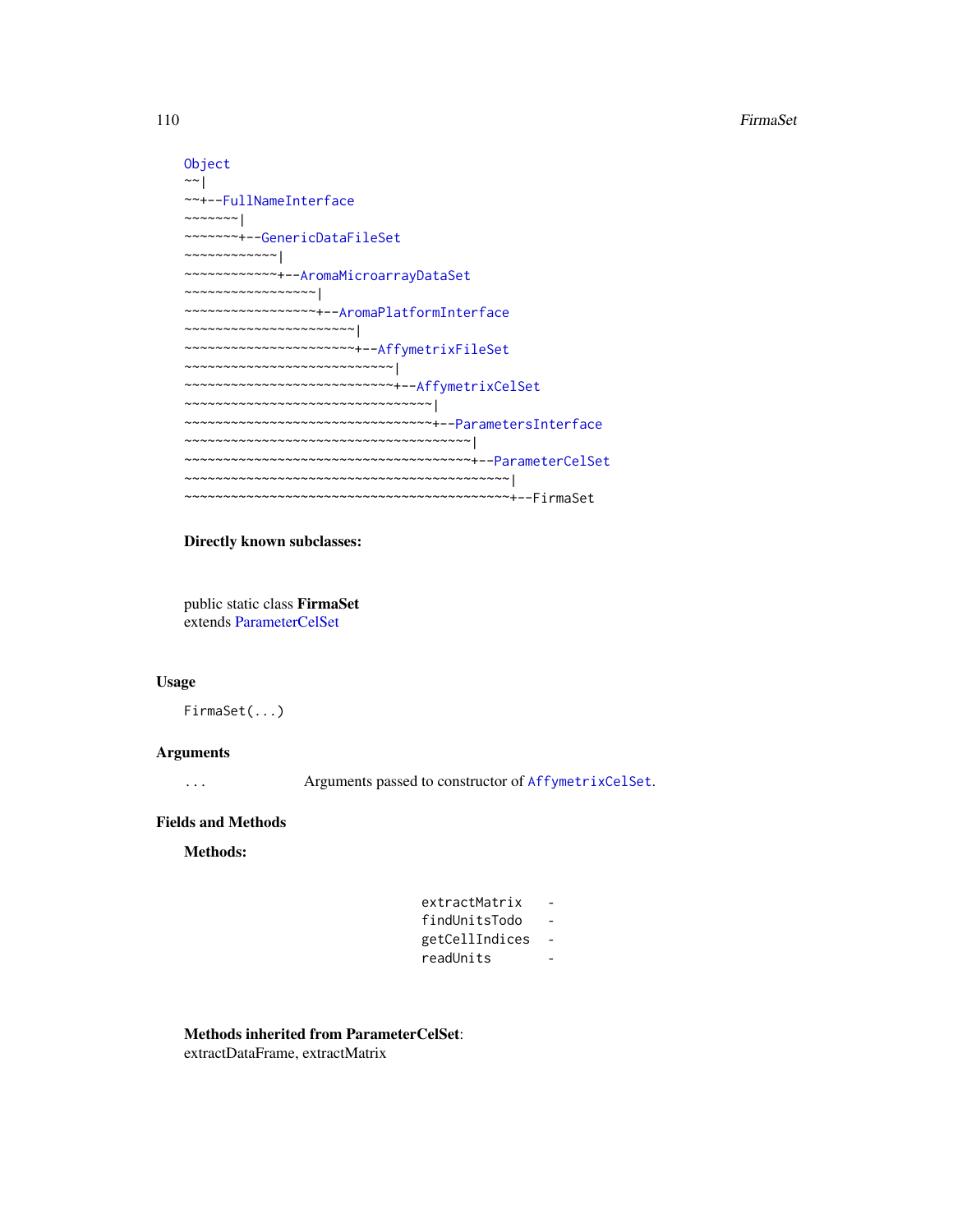```
Object
~~|
~~+--FullNameInterface
~~~~~~~|
~~~~~~~+--GenericDataFileSet
~~~~~~~~~~~~|
~~~~~~~~~~~~+--AromaMicroarrayDataSet
~~~~~~~~~~~~~~~~~|
~~~~~~~~~~~~~~~~~+--AromaPlatformInterface
~~~~~~~~~~~~~~~~~~~~~~|
~~~~~~~~~~~~~~~~~~~~~~+--AffymetrixFileSet
~~~~~~~~~~~~~~~~~~~~~~~~~~~|
~~~~~~~~~~~~~~~~~~~~~~~~~~~+--AffymetrixCelSet
~~~~~~~~~~~~~~~~~~~~~~~~~~~~~~~~|
~~~~~~~~~~~~~~~~~~~~~~~~~~~~~~~~+--ParametersInterface
~~~~~~~~~~~~~~~~~~~~~~~~~~~~~~~~~~~~~|
~~~~~~~~~~~~~~~~~~~~~~~~~~~~~~~~~~~~~+--ParameterCelSet
~~~~~~~~~~~~~~~~~~~~~~~~~~~~~~~~~~~~~~~~~~|
~~~~~~~~~~~~~~~~~~~~~~~~~~~~~~~~~~~~~~~~~~+--FirmaSet
```

**Directly known subclasses:**

public static class **FirmaSet**
extends ParameterCelSet

## Usage

```
FirmaSet(...)
```

## Arguments

| | |
|---|---|
| ... | Arguments passed to constructor of `AffymetrixCelSet`. |

## Fields and Methods

**Methods:**

| | |
|---|---|
| extractMatrix | - |
| findUnitsTodo | - |
| getCellIndices | - |
| readUnits | - |

**Methods inherited from ParameterCelSet**:
extractDataFrame, extractMatrix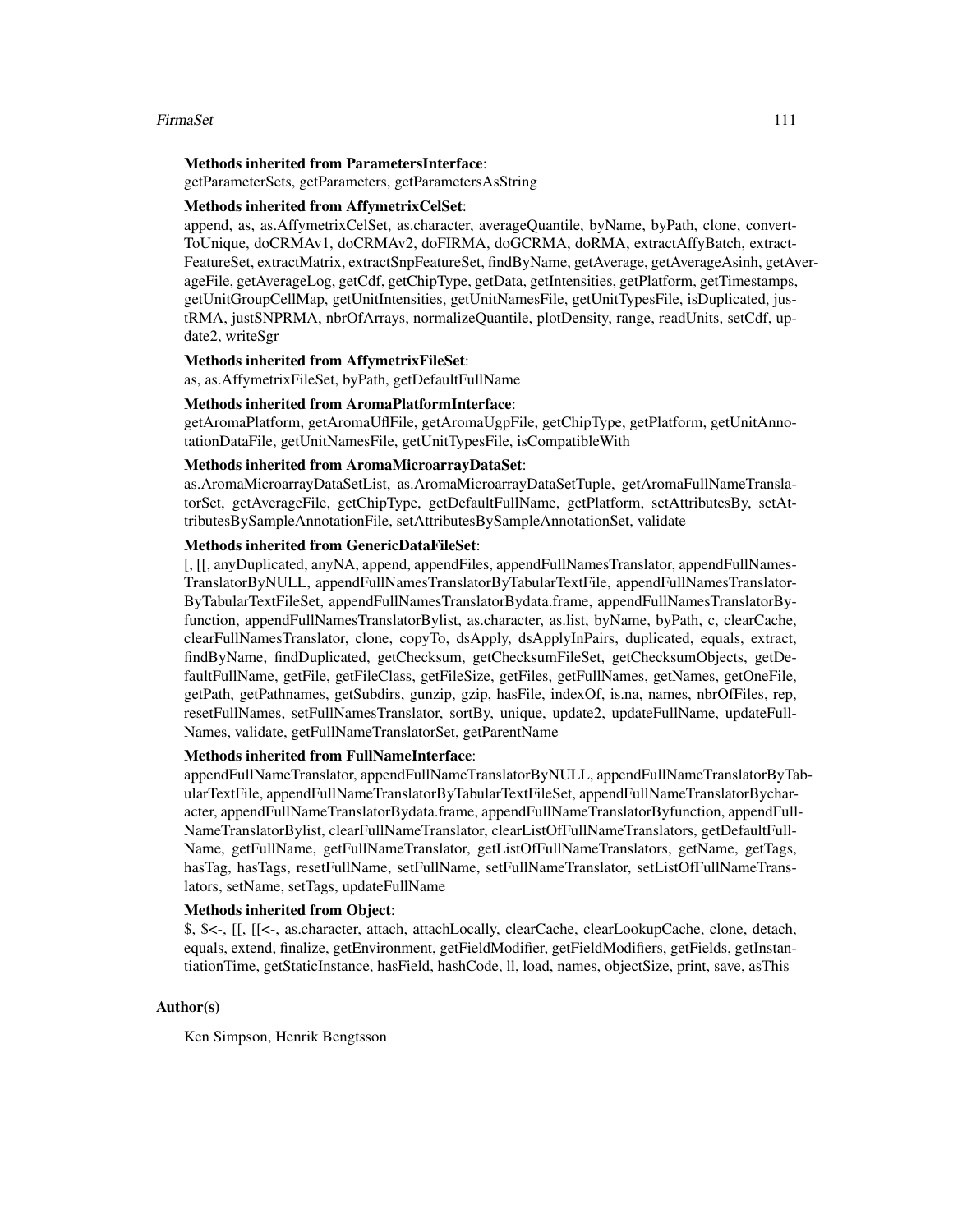**Methods inherited from ParametersInterface**:
getParameterSets, getParameters, getParametersAsString

**Methods inherited from AffymetrixCelSet**:
append, as, as.AffymetrixCelSet, as.character, averageQuantile, byName, byPath, clone, convertToUnique, doCRMAv1, doCRMAv2, doFIRMA, doGCRMA, doRMA, extractAffyBatch, extractFeatureSet, extractMatrix, extractSnpFeatureSet, findByName, getAverage, getAverageAsinh, getAverageFile, getAverageLog, getCdf, getChipType, getData, getIntensities, getPlatform, getTimestamps, getUnitGroupCellMap, getUnitIntensities, getUnitNamesFile, getUnitTypesFile, isDuplicated, justRMA, justSNPRMA, nbrOfArrays, normalizeQuantile, plotDensity, range, readUnits, setCdf, update2, writeSgr

**Methods inherited from AffymetrixFileSet**:
as, as.AffymetrixFileSet, byPath, getDefaultFullName

**Methods inherited from AromaPlatformInterface**:
getAromaPlatform, getAromaUflFile, getAromaUgpFile, getChipType, getPlatform, getUnitAnnotationDataFile, getUnitNamesFile, getUnitTypesFile, isCompatibleWith

**Methods inherited from AromaMicroarrayDataSet**:
as.AromaMicroarrayDataSetList, as.AromaMicroarrayDataSetTuple, getAromaFullNameTranslatorSet, getAverageFile, getChipType, getDefaultFullName, getPlatform, setAttributesBy, setAttributesBySampleAnnotationFile, setAttributesBySampleAnnotationSet, validate

**Methods inherited from GenericDataFileSet**:
[, [[, anyDuplicated, anyNA, append, appendFiles, appendFullNamesTranslator, appendFullNamesTranslatorByNULL, appendFullNamesTranslatorByTabularTextFile, appendFullNamesTranslatorByTabularTextFileSet, appendFullNamesTranslatorBydata.frame, appendFullNamesTranslatorByfunction, appendFullNamesTranslatorBylist, as.character, as.list, byName, byPath, c, clearCache, clearFullNamesTranslator, clone, copyTo, dsApply, dsApplyInPairs, duplicated, equals, extract, findByName, findDuplicated, getChecksum, getChecksumFileSet, getChecksumObjects, getDefaultFullName, getFile, getFileClass, getFileSize, getFiles, getFullNames, getNames, getOneFile, getPath, getPathnames, getSubdirs, gunzip, gzip, hasFile, indexOf, is.na, names, nbrOfFiles, rep, resetFullNames, setFullNamesTranslator, sortBy, unique, update2, updateFullName, updateFullNames, validate, getFullNameTranslatorSet, getParentName

**Methods inherited from FullNameInterface**:
appendFullNameTranslator, appendFullNameTranslatorByNULL, appendFullNameTranslatorByTabularTextFile, appendFullNameTranslatorByTabularTextFileSet, appendFullNameTranslatorBycharacter, appendFullNameTranslatorBydata.frame, appendFullNameTranslatorByfunction, appendFullNameTranslatorBylist, clearFullNameTranslator, clearListOfFullNameTranslators, getDefaultFullName, getFullName, getFullNameTranslator, getListOfFullNameTranslators, getName, getTags, hasTag, hasTags, resetFullName, setFullName, setFullNameTranslator, setListOfFullNameTranslators, setName, setTags, updateFullName

**Methods inherited from Object**:
$, $<-, [[, [[<-, as.character, attach, attachLocally, clearCache, clearLookupCache, clone, detach, equals, extend, finalize, getEnvironment, getFieldModifier, getFieldModifiers, getFields, getInstantiationTime, getStaticInstance, hasField, hashCode, ll, load, names, objectSize, print, save, asThis

## Author(s)

Ken Simpson, Henrik Bengtsson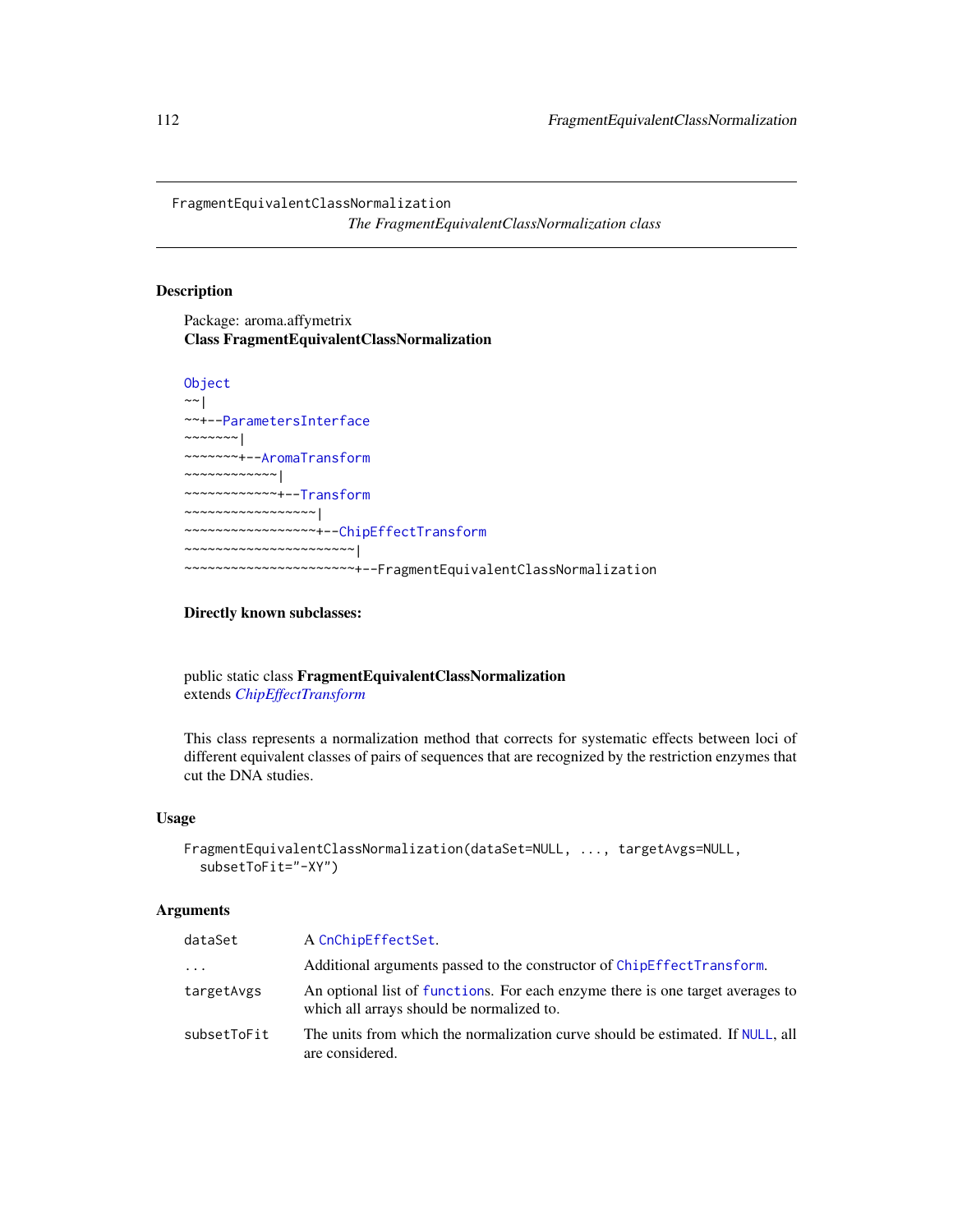FragmentEquivalentClassNormalization

*The FragmentEquivalentClassNormalization class*

## Description

Package: aroma.affymetrix
**Class FragmentEquivalentClassNormalization**

```
Object
~~|
~~+--ParametersInterface
~~~~~~~|
~~~~~~~+--AromaTransform
~~~~~~~~~~~~|
~~~~~~~~~~~~+--Transform
~~~~~~~~~~~~~~~~~|
~~~~~~~~~~~~~~~~~+--ChipEffectTransform
~~~~~~~~~~~~~~~~~~~~~~|
~~~~~~~~~~~~~~~~~~~~~~+--FragmentEquivalentClassNormalization
```

**Directly known subclasses:**

public static class **FragmentEquivalentClassNormalization**
extends *ChipEffectTransform*

This class represents a normalization method that corrects for systematic effects between loci of different equivalent classes of pairs of sequences that are recognized by the restriction enzymes that cut the DNA studies.

## Usage

```
FragmentEquivalentClassNormalization(dataSet=NULL, ..., targetAvgs=NULL,
  subsetToFit="-XY")
```

## Arguments

| | |
|---|---|
| `dataSet` | A `CnChipEffectSet`. |
| `...` | Additional arguments passed to the constructor of `ChipEffectTransform`. |
| `targetAvgs` | An optional list of `function`s. For each enzyme there is one target averages to which all arrays should be normalized to. |
| `subsetToFit` | The units from which the normalization curve should be estimated. If `NULL`, all are considered. |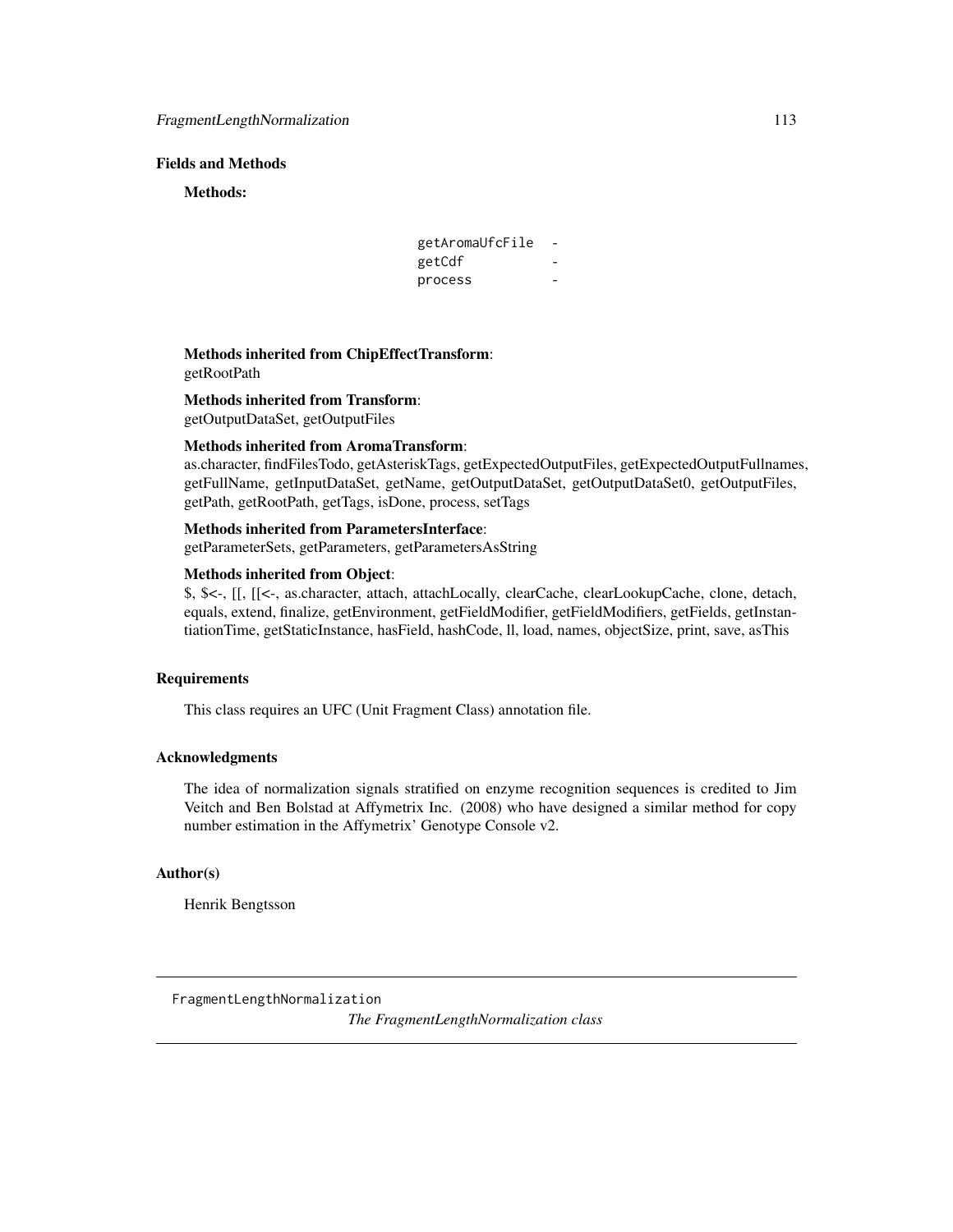## Fields and Methods

**Methods:**

| | |
|---|---|
| getAromaUfcFile | - |
| getCdf | - |
| process | - |

**Methods inherited from ChipEffectTransform**:
getRootPath

**Methods inherited from Transform**:
getOutputDataSet, getOutputFiles

**Methods inherited from AromaTransform**:
as.character, findFilesTodo, getAsteriskTags, getExpectedOutputFiles, getExpectedOutputFullnames, getFullName, getInputDataSet, getName, getOutputDataSet, getOutputDataSet0, getOutputFiles, getPath, getRootPath, getTags, isDone, process, setTags

**Methods inherited from ParametersInterface**:
getParameterSets, getParameters, getParametersAsString

**Methods inherited from Object**:
$, $<-, [[, [[<-, as.character, attach, attachLocally, clearCache, clearLookupCache, clone, detach, equals, extend, finalize, getEnvironment, getFieldModifier, getFieldModifiers, getFields, getInstantiationTime, getStaticInstance, hasField, hashCode, ll, load, names, objectSize, print, save, asThis

## Requirements

This class requires an UFC (Unit Fragment Class) annotation file.

## Acknowledgments

The idea of normalization signals stratified on enzyme recognition sequences is credited to Jim Veitch and Ben Bolstad at Affymetrix Inc. (2008) who have designed a similar method for copy number estimation in the Affymetrix' Genotype Console v2.

## Author(s)

Henrik Bengtsson

---

`FragmentLengthNormalization` *The FragmentLengthNormalization class*

---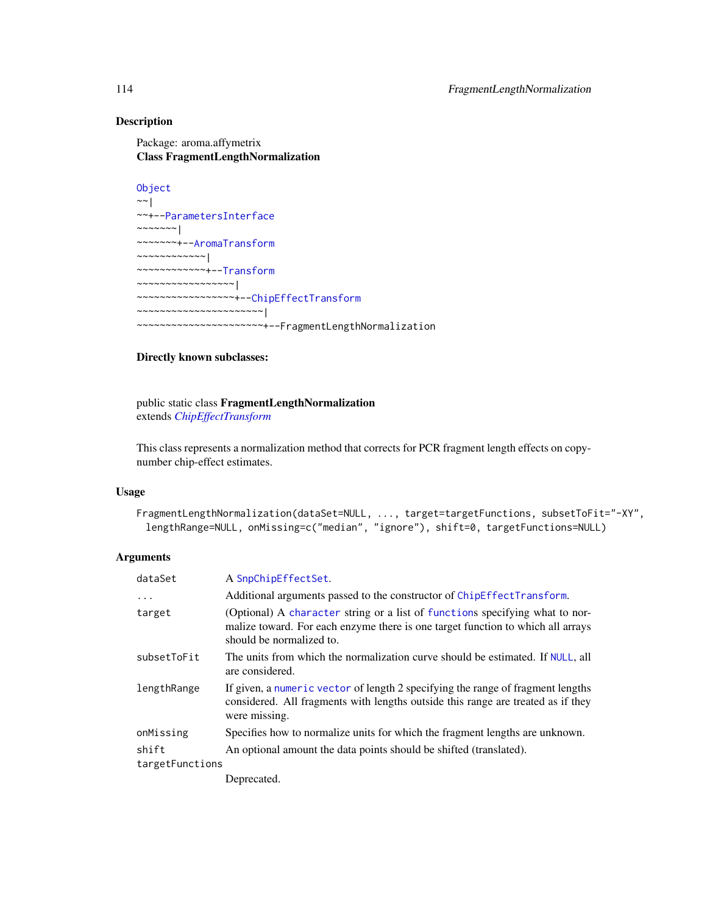## Description

Package: aroma.affymetrix
**Class FragmentLengthNormalization**

```
Object
~~|
~~+--ParametersInterface
~~~~~~~|
~~~~~~~+--AromaTransform
~~~~~~~~~~~~|
~~~~~~~~~~~~+--Transform
~~~~~~~~~~~~~~~~~|
~~~~~~~~~~~~~~~~~+--ChipEffectTransform
~~~~~~~~~~~~~~~~~~~~~~|
~~~~~~~~~~~~~~~~~~~~~~+--FragmentLengthNormalization
```

**Directly known subclasses:**

public static class **FragmentLengthNormalization**
extends *ChipEffectTransform*

This class represents a normalization method that corrects for PCR fragment length effects on copy-number chip-effect estimates.

## Usage

```
FragmentLengthNormalization(dataSet=NULL, ..., target=targetFunctions, subsetToFit="-XY",
  lengthRange=NULL, onMissing=c("median", "ignore"), shift=0, targetFunctions=NULL)
```

## Arguments

| | |
|---|---|
| `dataSet` | A `SnpChipEffectSet`. |
| `...` | Additional arguments passed to the constructor of `ChipEffectTransform`. |
| `target` | (Optional) A `character` string or a list of `function`s specifying what to normalize toward. For each enzyme there is one target function to which all arrays should be normalized to. |
| `subsetToFit` | The units from which the normalization curve should be estimated. If `NULL`, all are considered. |
| `lengthRange` | If given, a `numeric vector` of length 2 specifying the range of fragment lengths considered. All fragments with lengths outside this range are treated as if they were missing. |
| `onMissing` | Specifies how to normalize units for which the fragment lengths are unknown. |
| `shift` | An optional amount the data points should be shifted (translated). |
| `targetFunctions` | Deprecated. |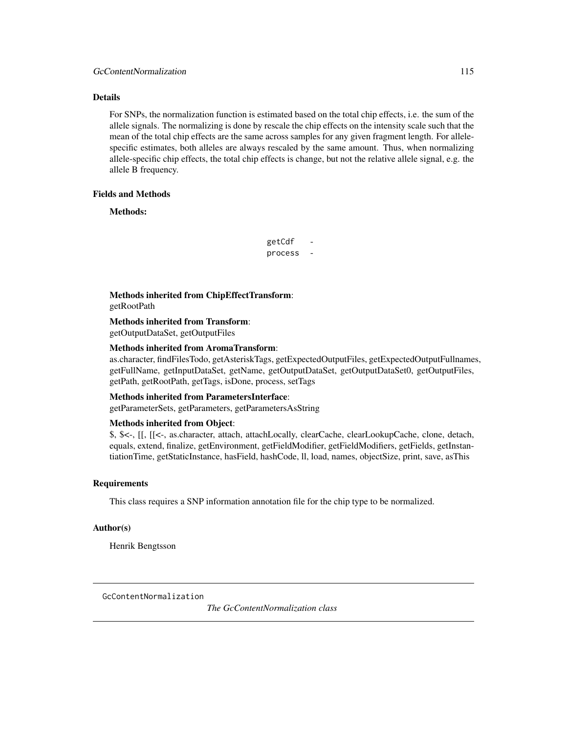## Details

For SNPs, the normalization function is estimated based on the total chip effects, i.e. the sum of the allele signals. The normalizing is done by rescale the chip effects on the intensity scale such that the mean of the total chip effects are the same across samples for any given fragment length. For allele-specific estimates, both alleles are always rescaled by the same amount. Thus, when normalizing allele-specific chip effects, the total chip effects is change, but not the relative allele signal, e.g. the allele B frequency.

## Fields and Methods

**Methods:**

| | |
|---|---|
| getCdf | - |
| process | - |

**Methods inherited from ChipEffectTransform**:
getRootPath

**Methods inherited from Transform**:
getOutputDataSet, getOutputFiles

**Methods inherited from AromaTransform**:
as.character, findFilesTodo, getAsteriskTags, getExpectedOutputFiles, getExpectedOutputFullnames, getFullName, getInputDataSet, getName, getOutputDataSet, getOutputDataSet0, getOutputFiles, getPath, getRootPath, getTags, isDone, process, setTags

**Methods inherited from ParametersInterface**:
getParameterSets, getParameters, getParametersAsString

**Methods inherited from Object**:
$, $<-, [[, [[<-, as.character, attach, attachLocally, clearCache, clearLookupCache, clone, detach, equals, extend, finalize, getEnvironment, getFieldModifier, getFieldModifiers, getFields, getInstantiationTime, getStaticInstance, hasField, hashCode, ll, load, names, objectSize, print, save, asThis

## Requirements

This class requires a SNP information annotation file for the chip type to be normalized.

## Author(s)

Henrik Bengtsson

---

`GcContentNormalization` *The GcContentNormalization class*

---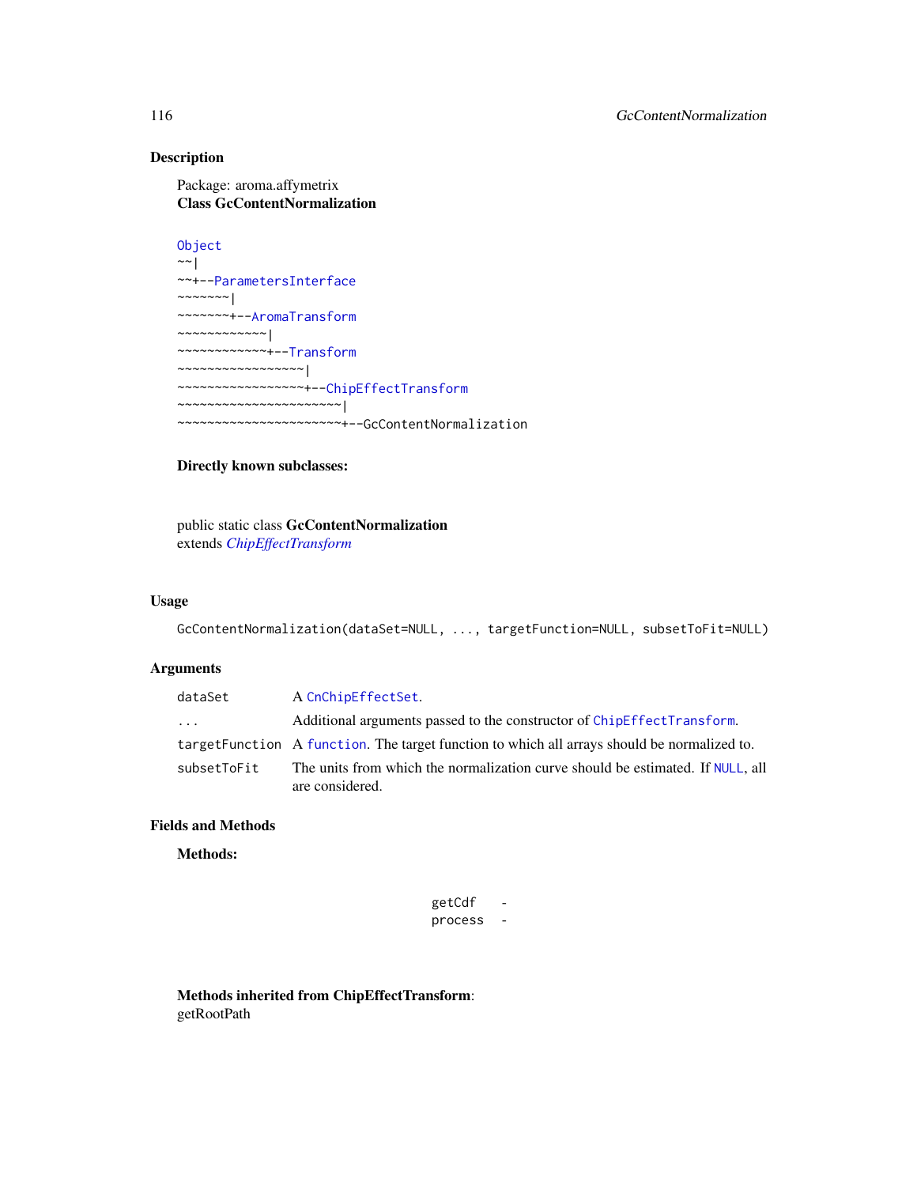## Description

Package: aroma.affymetrix
**Class GcContentNormalization**

```
Object
~~|
~~+--ParametersInterface
~~~~~~~|
~~~~~~~+--AromaTransform
~~~~~~~~~~~~|
~~~~~~~~~~~~+--Transform
~~~~~~~~~~~~~~~~~|
~~~~~~~~~~~~~~~~~+--ChipEffectTransform
~~~~~~~~~~~~~~~~~~~~~~|
~~~~~~~~~~~~~~~~~~~~~~+--GcContentNormalization
```

**Directly known subclasses:**

public static class **GcContentNormalization**
extends *ChipEffectTransform*

## Usage

```
GcContentNormalization(dataSet=NULL, ..., targetFunction=NULL, subsetToFit=NULL)
```

## Arguments

| | |
|---|---|
| dataSet | A CnChipEffectSet. |
| ... | Additional arguments passed to the constructor of ChipEffectTransform. |
| targetFunction | A function. The target function to which all arrays should be normalized to. |
| subsetToFit | The units from which the normalization curve should be estimated. If NULL, all are considered. |

## Fields and Methods

**Methods:**

| | |
|---|---|
| getCdf | - |
| process | - |

**Methods inherited from ChipEffectTransform**:
getRootPath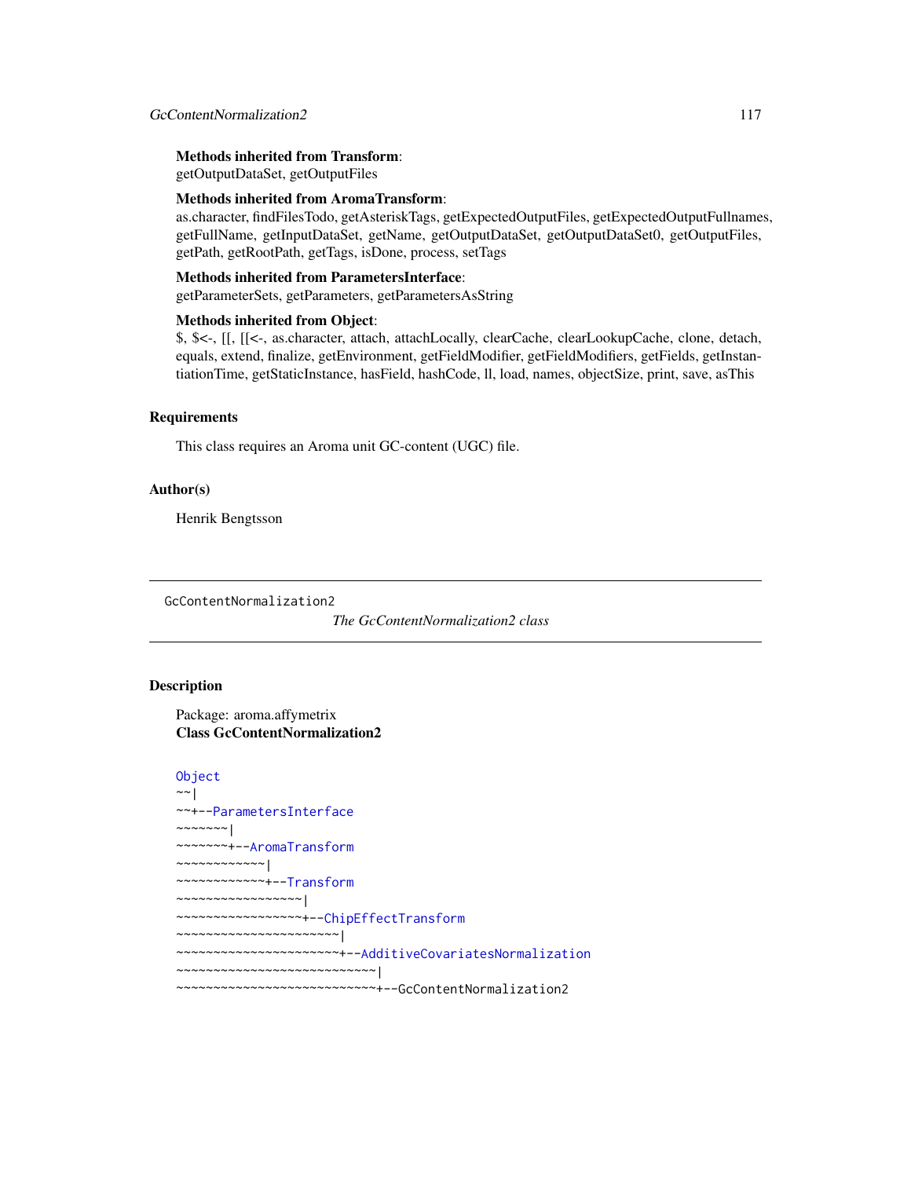**Methods inherited from Transform**:
getOutputDataSet, getOutputFiles

**Methods inherited from AromaTransform**:
as.character, findFilesTodo, getAsteriskTags, getExpectedOutputFiles, getExpectedOutputFullnames, getFullName, getInputDataSet, getName, getOutputDataSet, getOutputDataSet0, getOutputFiles, getPath, getRootPath, getTags, isDone, process, setTags

**Methods inherited from ParametersInterface**:
getParameterSets, getParameters, getParametersAsString

**Methods inherited from Object**:
$, $<-, [[, [[<-, as.character, attach, attachLocally, clearCache, clearLookupCache, clone, detach, equals, extend, finalize, getEnvironment, getFieldModifier, getFieldModifiers, getFields, getInstantiationTime, getStaticInstance, hasField, hashCode, ll, load, names, objectSize, print, save, asThis

## Requirements

This class requires an Aroma unit GC-content (UGC) file.

## Author(s)

Henrik Bengtsson

---

# GcContentNormalization2 — *The GcContentNormalization2 class*

## Description

Package: aroma.affymetrix
**Class GcContentNormalization2**

```
Object
~~|
~~+--ParametersInterface
~~~~~~~|
~~~~~~~+--AromaTransform
~~~~~~~~~~~~|
~~~~~~~~~~~~+--Transform
~~~~~~~~~~~~~~~~~|
~~~~~~~~~~~~~~~~~+--ChipEffectTransform
~~~~~~~~~~~~~~~~~~~~~~|
~~~~~~~~~~~~~~~~~~~~~~+--AdditiveCovariatesNormalization
~~~~~~~~~~~~~~~~~~~~~~~~~~~|
~~~~~~~~~~~~~~~~~~~~~~~~~~~+--GcContentNormalization2
```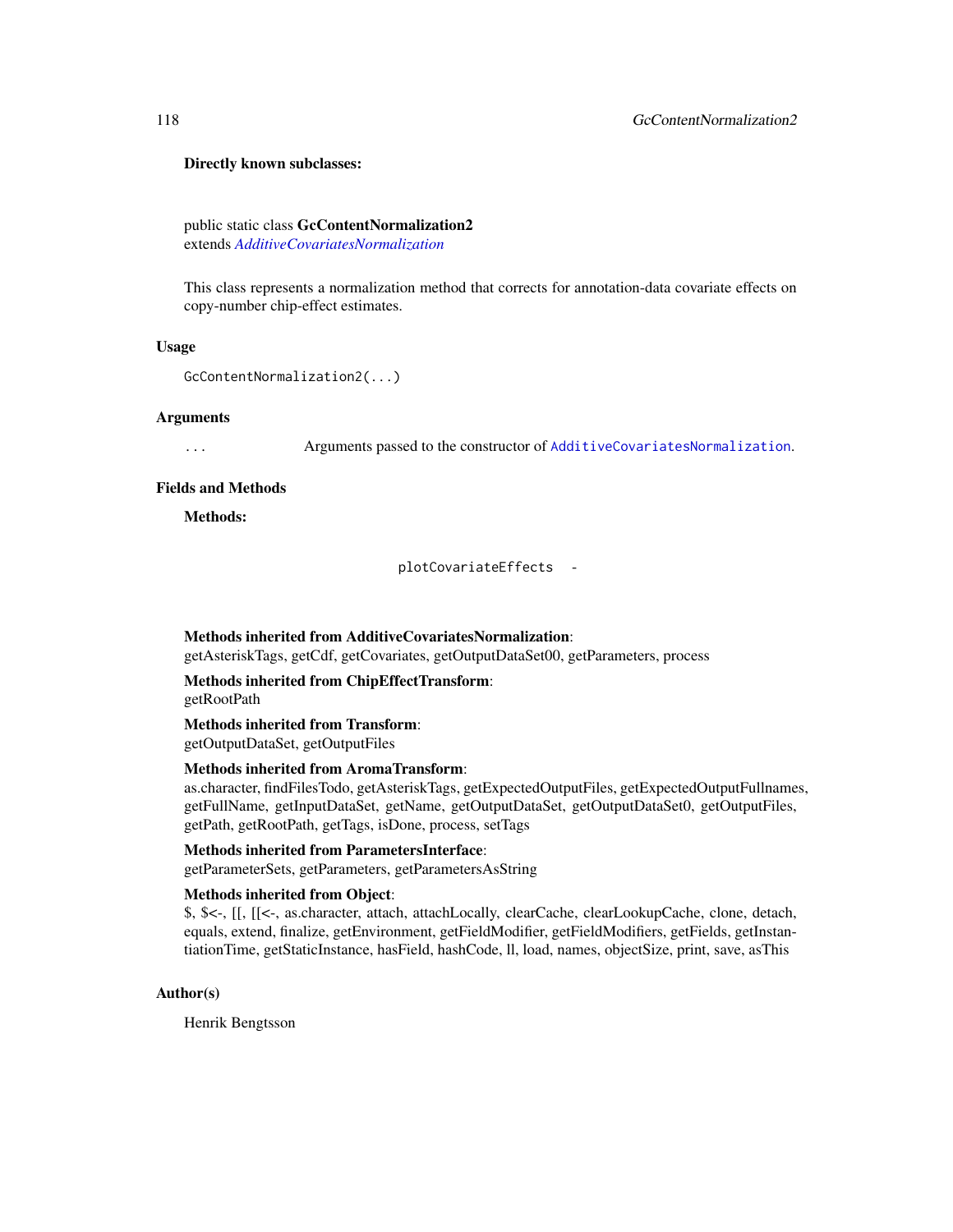**Directly known subclasses:**

public static class **GcContentNormalization2**
extends *AdditiveCovariatesNormalization*

This class represents a normalization method that corrects for annotation-data covariate effects on copy-number chip-effect estimates.

## Usage

```
GcContentNormalization2(...)
```

## Arguments

`...` Arguments passed to the constructor of `AdditiveCovariatesNormalization`.

## Fields and Methods

**Methods:**

`plotCovariateEffects` -

**Methods inherited from AdditiveCovariatesNormalization**:
getAsteriskTags, getCdf, getCovariates, getOutputDataSet00, getParameters, process

**Methods inherited from ChipEffectTransform**:
getRootPath

**Methods inherited from Transform**:
getOutputDataSet, getOutputFiles

**Methods inherited from AromaTransform**:
as.character, findFilesTodo, getAsteriskTags, getExpectedOutputFiles, getExpectedOutputFullnames, getFullName, getInputDataSet, getName, getOutputDataSet, getOutputDataSet0, getOutputFiles, getPath, getRootPath, getTags, isDone, process, setTags

**Methods inherited from ParametersInterface**:
getParameterSets, getParameters, getParametersAsString

**Methods inherited from Object**:
$, $<-, [[, [[<-, as.character, attach, attachLocally, clearCache, clearLookupCache, clone, detach, equals, extend, finalize, getEnvironment, getFieldModifier, getFieldModifiers, getFields, getInstantiationTime, getStaticInstance, hasField, hashCode, ll, load, names, objectSize, print, save, asThis

## Author(s)

Henrik Bengtsson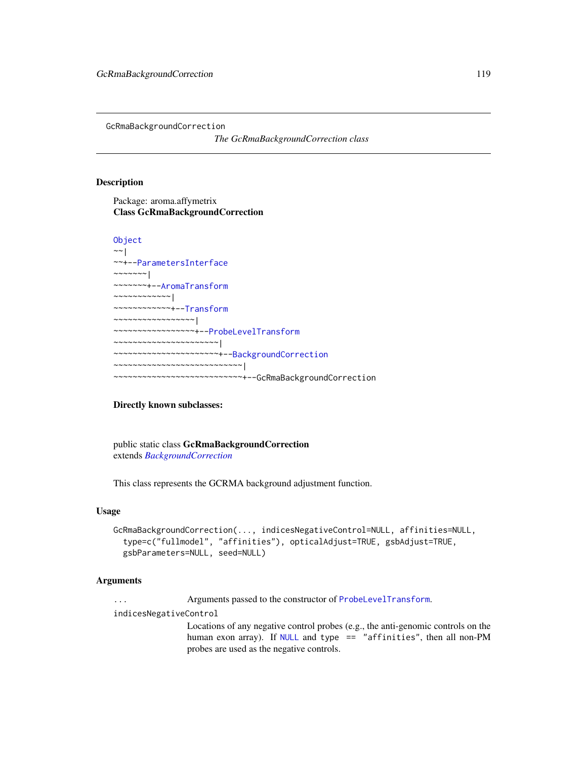GcRmaBackgroundCorrection

*The GcRmaBackgroundCorrection class*

## Description

Package: aroma.affymetrix
**Class GcRmaBackgroundCorrection**

```
Object
~~|
~~+--ParametersInterface
~~~~~~~|
~~~~~~~+--AromaTransform
~~~~~~~~~~~~|
~~~~~~~~~~~~+--Transform
~~~~~~~~~~~~~~~~~|
~~~~~~~~~~~~~~~~~+--ProbeLevelTransform
~~~~~~~~~~~~~~~~~~~~~~|
~~~~~~~~~~~~~~~~~~~~~~+--BackgroundCorrection
~~~~~~~~~~~~~~~~~~~~~~~~~~~|
~~~~~~~~~~~~~~~~~~~~~~~~~~~+--GcRmaBackgroundCorrection
```

**Directly known subclasses:**

public static class **GcRmaBackgroundCorrection**
extends *BackgroundCorrection*

This class represents the GCRMA background adjustment function.

## Usage

```
GcRmaBackgroundCorrection(..., indicesNegativeControl=NULL, affinities=NULL,
  type=c("fullmodel", "affinities"), opticalAdjust=TRUE, gsbAdjust=TRUE,
  gsbParameters=NULL, seed=NULL)
```

## Arguments

`...` Arguments passed to the constructor of `ProbeLevelTransform`.

`indicesNegativeControl`
Locations of any negative control probes (e.g., the anti-genomic controls on the human exon array). If `NULL` and `type == "affinities"`, then all non-PM probes are used as the negative controls.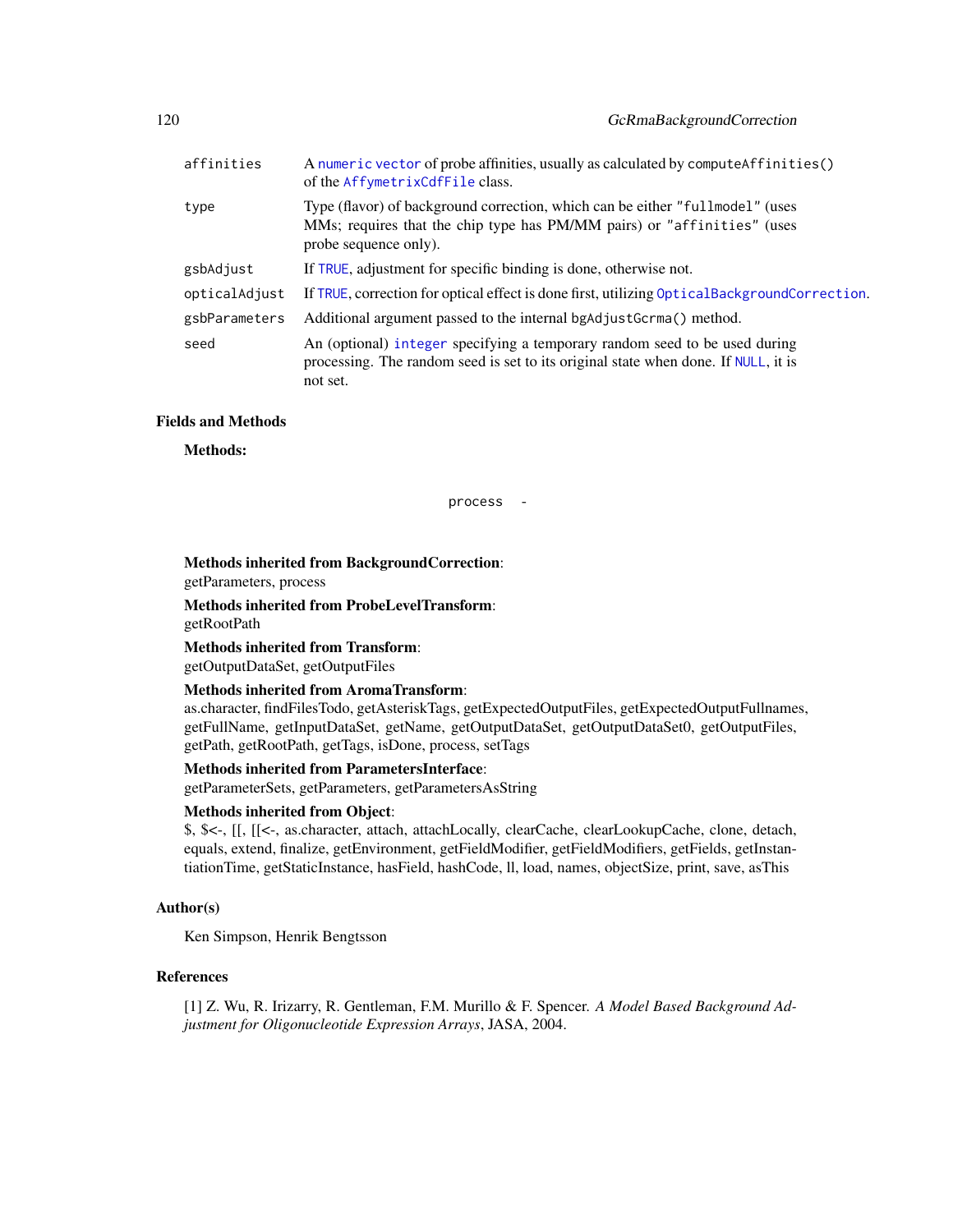| | |
|---|---|
| `affinities` | A `numeric` `vector` of probe affinities, usually as calculated by `computeAffinities()` of the `AffymetrixCdfFile` class. |
| `type` | Type (flavor) of background correction, which can be either `"fullmodel"` (uses MMs; requires that the chip type has PM/MM pairs) or `"affinities"` (uses probe sequence only). |
| `gsbAdjust` | If `TRUE`, adjustment for specific binding is done, otherwise not. |
| `opticalAdjust` | If `TRUE`, correction for optical effect is done first, utilizing `OpticalBackgroundCorrection`. |
| `gsbParameters` | Additional argument passed to the internal `bgAdjustGcrma()` method. |
| `seed` | An (optional) `integer` specifying a temporary random seed to be used during processing. The random seed is set to its original state when done. If `NULL`, it is not set. |

## Fields and Methods

**Methods:**

`process` -

**Methods inherited from BackgroundCorrection**:
getParameters, process

**Methods inherited from ProbeLevelTransform**:
getRootPath

**Methods inherited from Transform**:
getOutputDataSet, getOutputFiles

**Methods inherited from AromaTransform**:
as.character, findFilesTodo, getAsteriskTags, getExpectedOutputFiles, getExpectedOutputFullnames, getFullName, getInputDataSet, getName, getOutputDataSet, getOutputDataSet0, getOutputFiles, getPath, getRootPath, getTags, isDone, process, setTags

**Methods inherited from ParametersInterface**:
getParameterSets, getParameters, getParametersAsString

**Methods inherited from Object**:
$, $<-, [[, [[<-, as.character, attach, attachLocally, clearCache, clearLookupCache, clone, detach, equals, extend, finalize, getEnvironment, getFieldModifier, getFieldModifiers, getFields, getInstantiationTime, getStaticInstance, hasField, hashCode, ll, load, names, objectSize, print, save, asThis

## Author(s)

Ken Simpson, Henrik Bengtsson

## References

[1] Z. Wu, R. Irizarry, R. Gentleman, F.M. Murillo & F. Spencer. *A Model Based Background Adjustment for Oligonucleotide Expression Arrays*, JASA, 2004.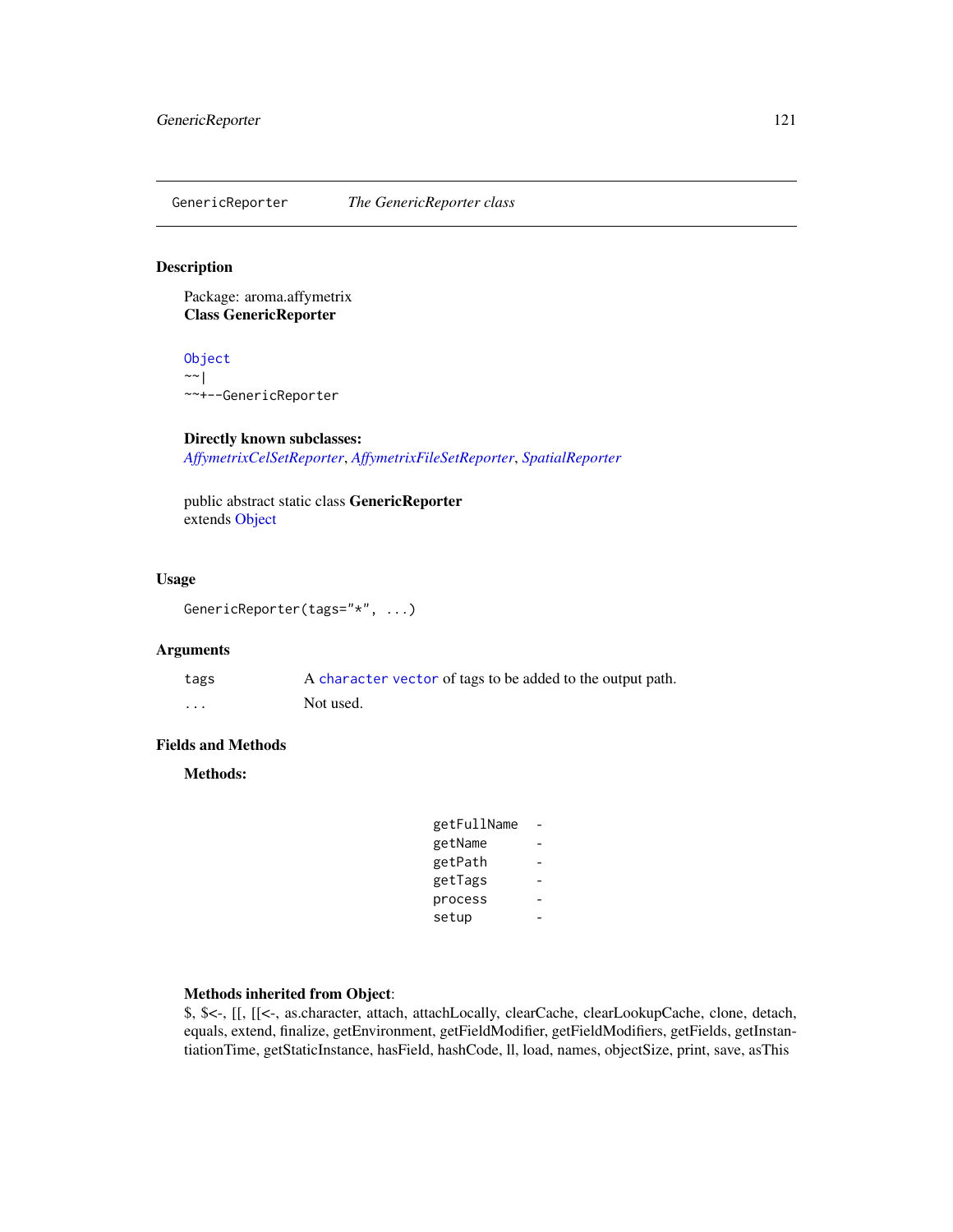GenericReporter *The GenericReporter class*

## Description

Package: aroma.affymetrix
**Class GenericReporter**

```
Object
~~|
~~+--GenericReporter
```

**Directly known subclasses:**
*AffymetrixCelSetReporter*, *AffymetrixFileSetReporter*, *SpatialReporter*

public abstract static class **GenericReporter**
extends Object

## Usage

```
GenericReporter(tags="*", ...)
```

## Arguments

| | |
|---|---|
| tags | A character vector of tags to be added to the output path. |
| ... | Not used. |

## Fields and Methods

**Methods:**

| | |
|---|---|
| getFullName | - |
| getName | - |
| getPath | - |
| getTags | - |
| process | - |
| setup | - |

**Methods inherited from Object**:
$, $<-, [[, [[<-, as.character, attach, attachLocally, clearCache, clearLookupCache, clone, detach, equals, extend, finalize, getEnvironment, getFieldModifier, getFieldModifiers, getFields, getInstantiationTime, getStaticInstance, hasField, hashCode, ll, load, names, objectSize, print, save, asThis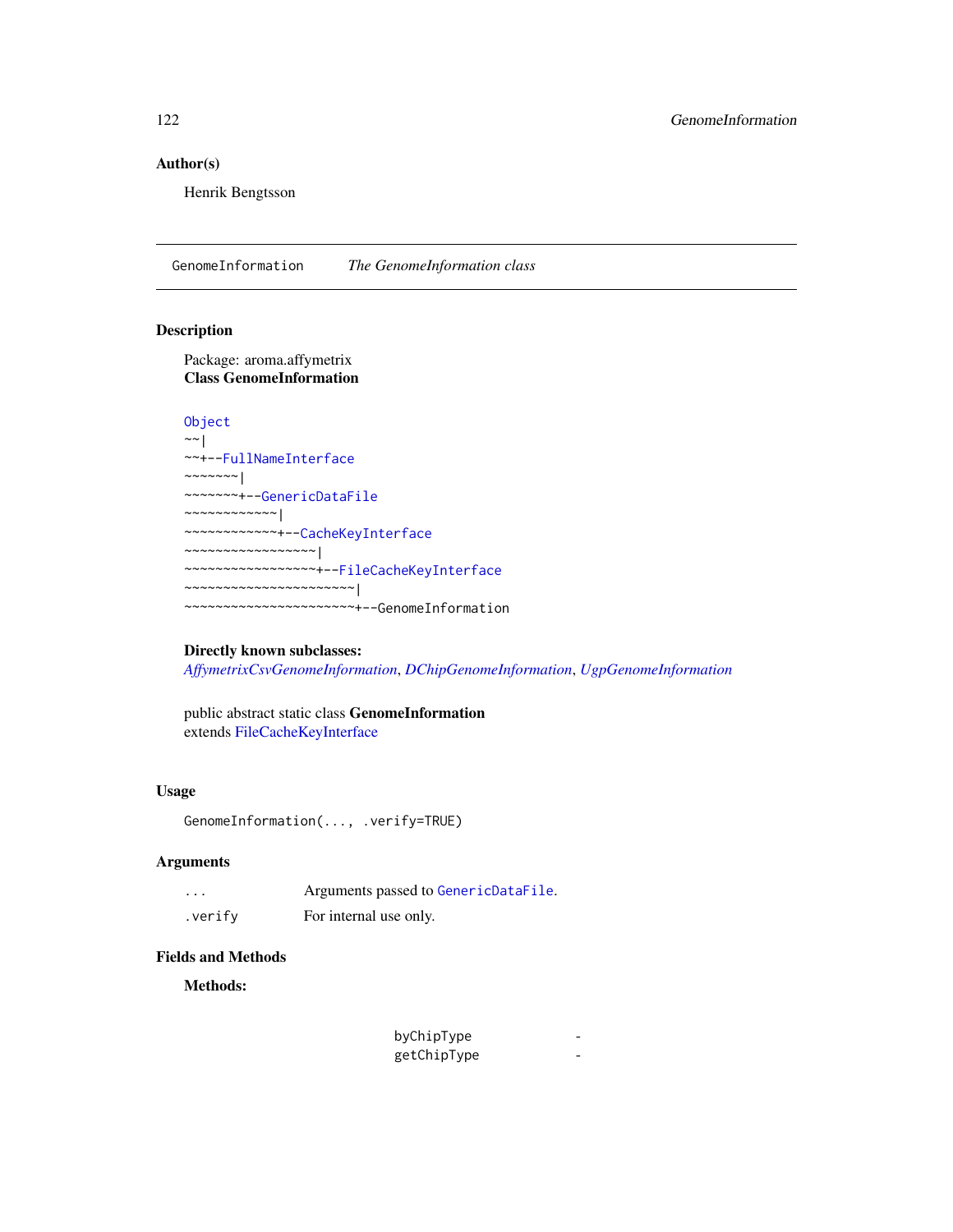## Author(s)

Henrik Bengtsson

---

GenomeInformation *The GenomeInformation class*

---

## Description

Package: aroma.affymetrix
**Class GenomeInformation**

```
Object
~~|
~~+--FullNameInterface
~~~~~~~|
~~~~~~~+--GenericDataFile
~~~~~~~~~~~~|
~~~~~~~~~~~~+--CacheKeyInterface
~~~~~~~~~~~~~~~~~|
~~~~~~~~~~~~~~~~~+--FileCacheKeyInterface
~~~~~~~~~~~~~~~~~~~~~~|
~~~~~~~~~~~~~~~~~~~~~~+--GenomeInformation
```

**Directly known subclasses:**
*AffymetrixCsvGenomeInformation*, *DChipGenomeInformation*, *UgpGenomeInformation*

public abstract static class **GenomeInformation**
extends FileCacheKeyInterface

## Usage

```
GenomeInformation(..., .verify=TRUE)
```

## Arguments

| | |
|---|---|
| ... | Arguments passed to GenericDataFile. |
| .verify | For internal use only. |

## Fields and Methods

**Methods:**

| | |
|---|---|
| byChipType | - |
| getChipType | - |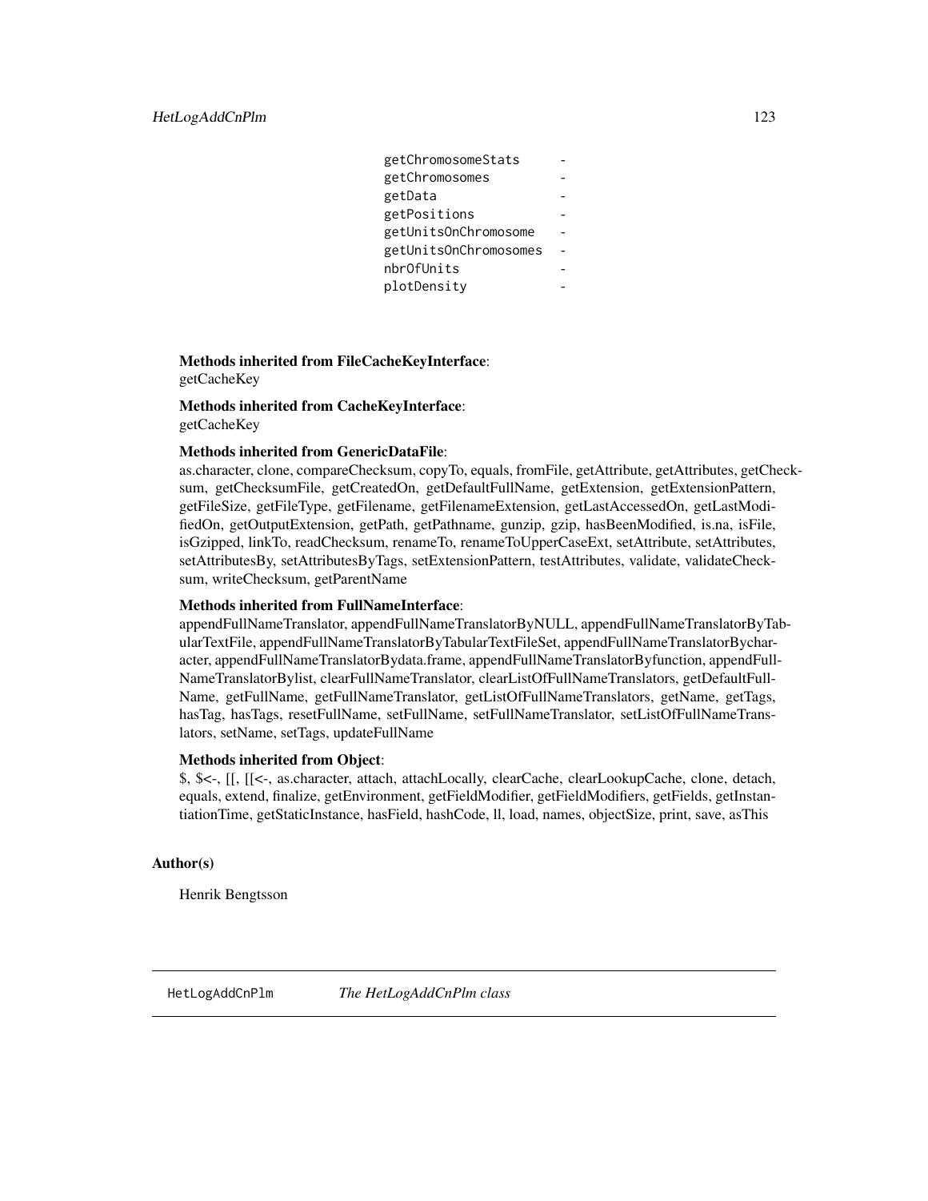```
getChromosomeStats      -
getChromosomes          -
getData                 -
getPositions            -
getUnitsOnChromosome    -
getUnitsOnChromosomes   -
nbrOfUnits              -
plotDensity             -
```

**Methods inherited from FileCacheKeyInterface**:
getCacheKey

**Methods inherited from CacheKeyInterface**:
getCacheKey

**Methods inherited from GenericDataFile**:
as.character, clone, compareChecksum, copyTo, equals, fromFile, getAttribute, getAttributes, getChecksum, getChecksumFile, getCreatedOn, getDefaultFullName, getExtension, getExtensionPattern, getFileSize, getFileType, getFilename, getFilenameExtension, getLastAccessedOn, getLastModifiedOn, getOutputExtension, getPath, getPathname, gunzip, gzip, hasBeenModified, is.na, isFile, isGzipped, linkTo, readChecksum, renameTo, renameToUpperCaseExt, setAttribute, setAttributes, setAttributesBy, setAttributesByTags, setExtensionPattern, testAttributes, validate, validateChecksum, writeChecksum, getParentName

**Methods inherited from FullNameInterface**:
appendFullNameTranslator, appendFullNameTranslatorByNULL, appendFullNameTranslatorByTabularTextFile, appendFullNameTranslatorByTabularTextFileSet, appendFullNameTranslatorBycharacter, appendFullNameTranslatorBydata.frame, appendFullNameTranslatorByfunction, appendFullNameTranslatorBylist, clearFullNameTranslator, clearListOfFullNameTranslators, getDefaultFullName, getFullName, getFullNameTranslator, getListOfFullNameTranslators, getName, getTags, hasTag, hasTags, resetFullName, setFullName, setFullNameTranslator, setListOfFullNameTranslators, setName, setTags, updateFullName

**Methods inherited from Object**:
$, $<-, [[, [[<-, as.character, attach, attachLocally, clearCache, clearLookupCache, clone, detach, equals, extend, finalize, getEnvironment, getFieldModifier, getFieldModifiers, getFields, getInstantiationTime, getStaticInstance, hasField, hashCode, ll, load, names, objectSize, print, save, asThis

## Author(s)

Henrik Bengtsson

---

# HetLogAddCnPlm *The HetLogAddCnPlm class*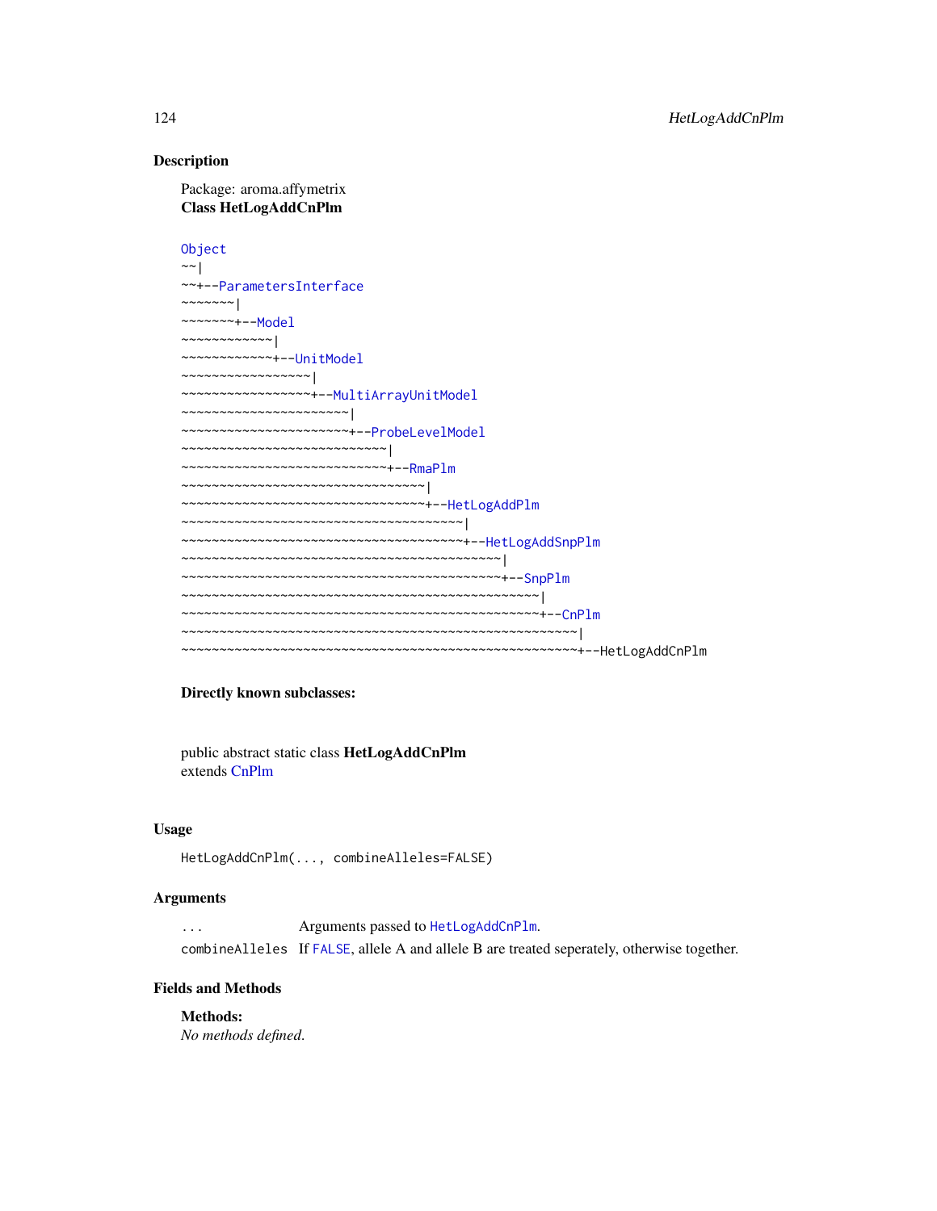## Description

Package: aroma.affymetrix
**Class HetLogAddCnPlm**

```
Object
~~|
~~+--ParametersInterface
~~~~~~~|
~~~~~~~+--Model
~~~~~~~~~~~~|
~~~~~~~~~~~~+--UnitModel
~~~~~~~~~~~~~~~~~|
~~~~~~~~~~~~~~~~~+--MultiArrayUnitModel
~~~~~~~~~~~~~~~~~~~~~~|
~~~~~~~~~~~~~~~~~~~~~~+--ProbeLevelModel
~~~~~~~~~~~~~~~~~~~~~~~~~~~|
~~~~~~~~~~~~~~~~~~~~~~~~~~~+--RmaPlm
~~~~~~~~~~~~~~~~~~~~~~~~~~~~~~~~|
~~~~~~~~~~~~~~~~~~~~~~~~~~~~~~~~+--HetLogAddPlm
~~~~~~~~~~~~~~~~~~~~~~~~~~~~~~~~~~~~~|
~~~~~~~~~~~~~~~~~~~~~~~~~~~~~~~~~~~~~+--HetLogAddSnpPlm
~~~~~~~~~~~~~~~~~~~~~~~~~~~~~~~~~~~~~~~~~~|
~~~~~~~~~~~~~~~~~~~~~~~~~~~~~~~~~~~~~~~~~~+--SnpPlm
~~~~~~~~~~~~~~~~~~~~~~~~~~~~~~~~~~~~~~~~~~~~~~~|
~~~~~~~~~~~~~~~~~~~~~~~~~~~~~~~~~~~~~~~~~~~~~~~+--CnPlm
~~~~~~~~~~~~~~~~~~~~~~~~~~~~~~~~~~~~~~~~~~~~~~~~~~~~|
~~~~~~~~~~~~~~~~~~~~~~~~~~~~~~~~~~~~~~~~~~~~~~~~~~~~+--HetLogAddCnPlm
```

**Directly known subclasses:**

public abstract static class **HetLogAddCnPlm**
extends CnPlm

## Usage

```
HetLogAddCnPlm(..., combineAlleles=FALSE)
```

## Arguments

| | |
|---|---|
| `...` | Arguments passed to `HetLogAddCnPlm`. |
| `combineAlleles` | If `FALSE`, allele A and allele B are treated seperately, otherwise together. |

## Fields and Methods

**Methods:**
*No methods defined.*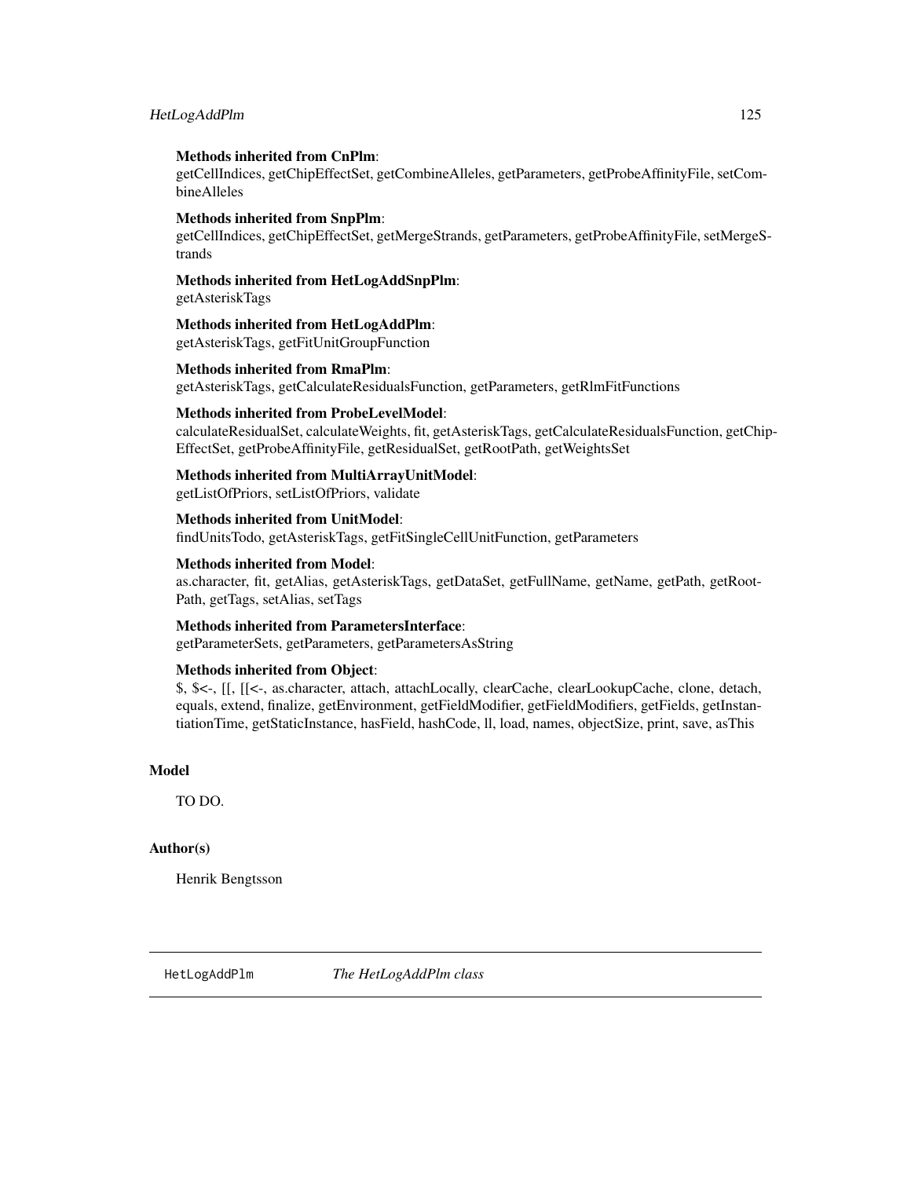**Methods inherited from CnPlm**:
getCellIndices, getChipEffectSet, getCombineAlleles, getParameters, getProbeAffinityFile, setCombineAlleles

**Methods inherited from SnpPlm**:
getCellIndices, getChipEffectSet, getMergeStrands, getParameters, getProbeAffinityFile, setMergeStrands

**Methods inherited from HetLogAddSnpPlm**:
getAsteriskTags

**Methods inherited from HetLogAddPlm**:
getAsteriskTags, getFitUnitGroupFunction

**Methods inherited from RmaPlm**:
getAsteriskTags, getCalculateResidualsFunction, getParameters, getRlmFitFunctions

**Methods inherited from ProbeLevelModel**:
calculateResidualSet, calculateWeights, fit, getAsteriskTags, getCalculateResidualsFunction, getChipEffectSet, getProbeAffinityFile, getResidualSet, getRootPath, getWeightsSet

**Methods inherited from MultiArrayUnitModel**:
getListOfPriors, setListOfPriors, validate

**Methods inherited from UnitModel**:
findUnitsTodo, getAsteriskTags, getFitSingleCellUnitFunction, getParameters

**Methods inherited from Model**:
as.character, fit, getAlias, getAsteriskTags, getDataSet, getFullName, getName, getPath, getRootPath, getTags, setAlias, setTags

**Methods inherited from ParametersInterface**:
getParameterSets, getParameters, getParametersAsString

**Methods inherited from Object**:
$, $<-, [[, [[<-, as.character, attach, attachLocally, clearCache, clearLookupCache, clone, detach, equals, extend, finalize, getEnvironment, getFieldModifier, getFieldModifiers, getFields, getInstantiationTime, getStaticInstance, hasField, hashCode, ll, load, names, objectSize, print, save, asThis

## Model

TO DO.

## Author(s)

Henrik Bengtsson

---

HetLogAddPlm    *The HetLogAddPlm class*

---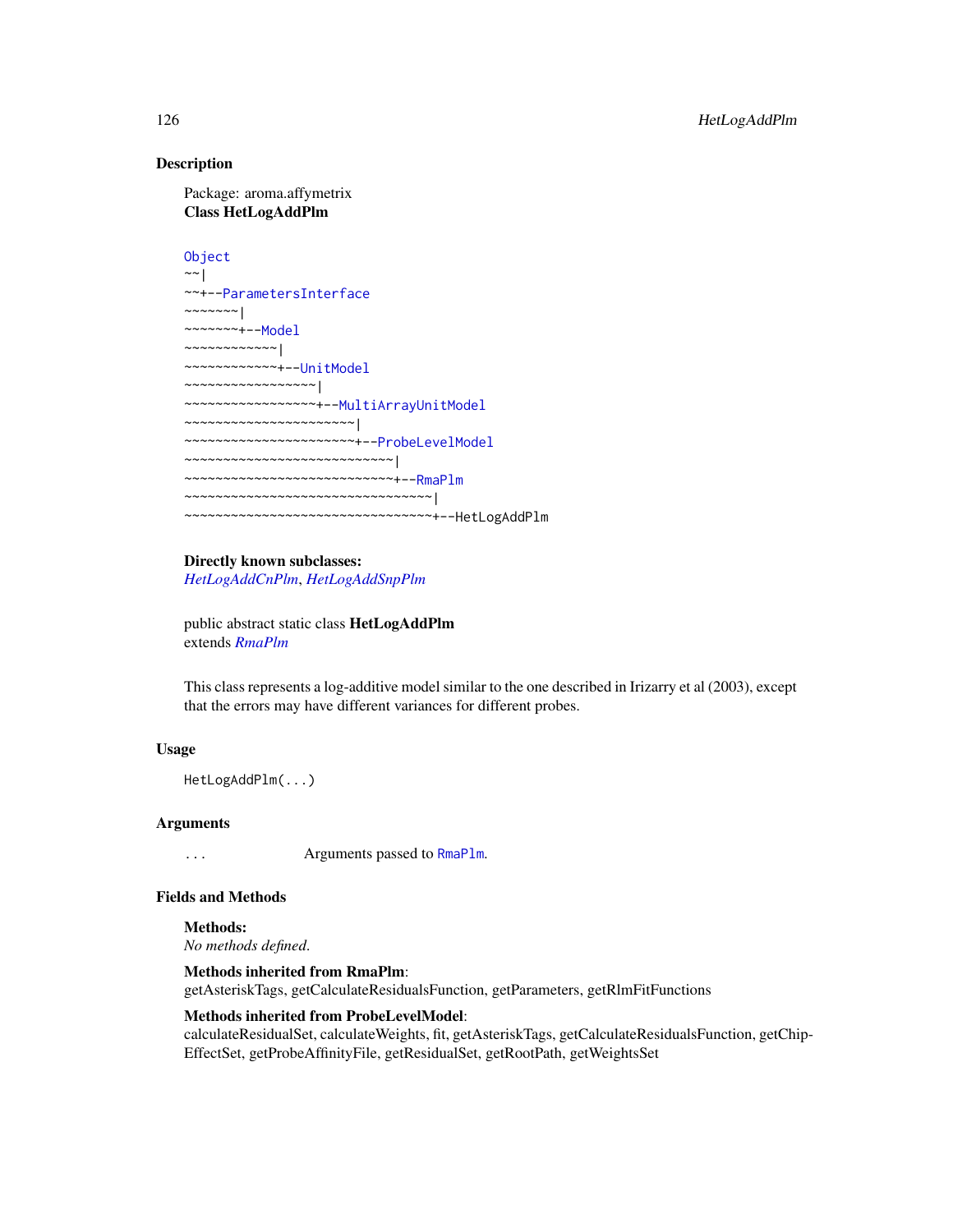## Description

Package: aroma.affymetrix
**Class HetLogAddPlm**

```
Object
~~|
~~+--ParametersInterface
~~~~~~~|
~~~~~~~+--Model
~~~~~~~~~~~~|
~~~~~~~~~~~~+--UnitModel
~~~~~~~~~~~~~~~~~|
~~~~~~~~~~~~~~~~~+--MultiArrayUnitModel
~~~~~~~~~~~~~~~~~~~~~~|
~~~~~~~~~~~~~~~~~~~~~~+--ProbeLevelModel
~~~~~~~~~~~~~~~~~~~~~~~~~~~|
~~~~~~~~~~~~~~~~~~~~~~~~~~~+--RmaPlm
~~~~~~~~~~~~~~~~~~~~~~~~~~~~~~~~|
~~~~~~~~~~~~~~~~~~~~~~~~~~~~~~~~+--HetLogAddPlm
```

**Directly known subclasses:**
*HetLogAddCnPlm*, *HetLogAddSnpPlm*

public abstract static class **HetLogAddPlm**
extends *RmaPlm*

This class represents a log-additive model similar to the one described in Irizarry et al (2003), except that the errors may have different variances for different probes.

## Usage

```
HetLogAddPlm(...)
```

## Arguments

`...` Arguments passed to `RmaPlm`.

## Fields and Methods

**Methods:**
*No methods defined.*

**Methods inherited from RmaPlm**:
getAsteriskTags, getCalculateResidualsFunction, getParameters, getRlmFitFunctions

**Methods inherited from ProbeLevelModel**:
calculateResidualSet, calculateWeights, fit, getAsteriskTags, getCalculateResidualsFunction, getChipEffectSet, getProbeAffinityFile, getResidualSet, getRootPath, getWeightsSet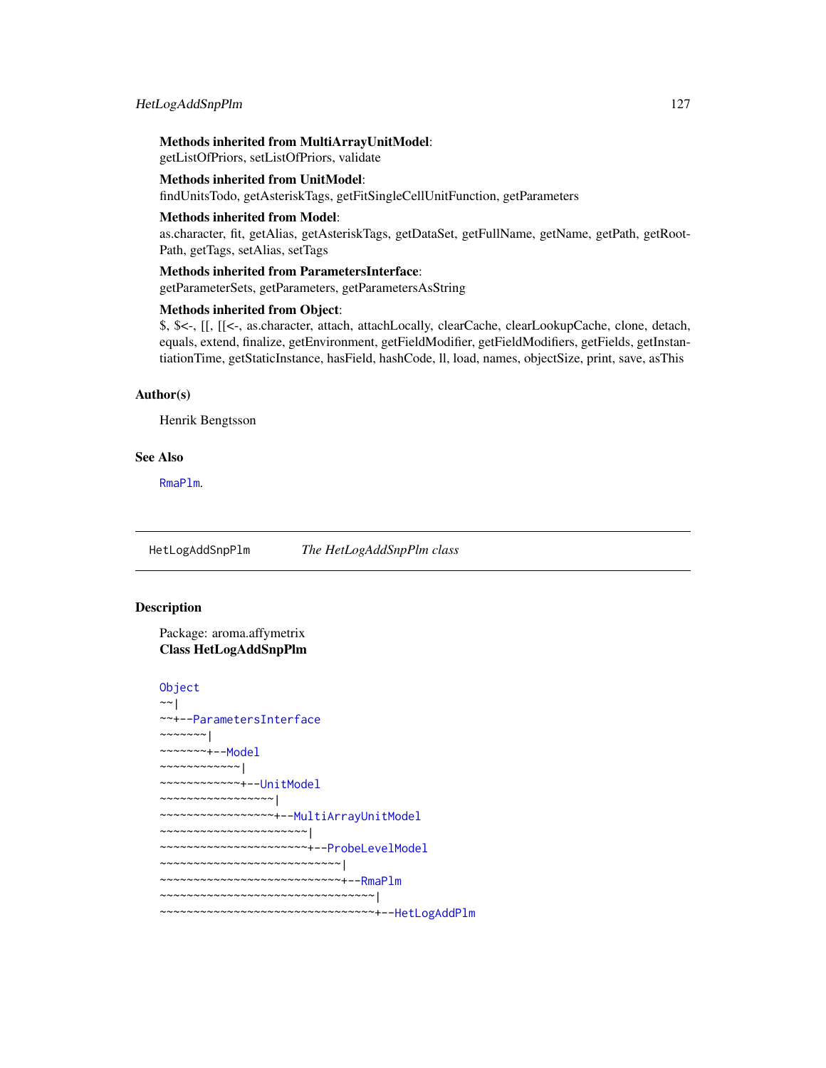**Methods inherited from MultiArrayUnitModel**:
getListOfPriors, setListOfPriors, validate

**Methods inherited from UnitModel**:
findUnitsTodo, getAsteriskTags, getFitSingleCellUnitFunction, getParameters

**Methods inherited from Model**:
as.character, fit, getAlias, getAsteriskTags, getDataSet, getFullName, getName, getPath, getRootPath, getTags, setAlias, setTags

**Methods inherited from ParametersInterface**:
getParameterSets, getParameters, getParametersAsString

**Methods inherited from Object**:
$, $<-, [[, [[<-, as.character, attach, attachLocally, clearCache, clearLookupCache, clone, detach, equals, extend, finalize, getEnvironment, getFieldModifier, getFieldModifiers, getFields, getInstantiationTime, getStaticInstance, hasField, hashCode, ll, load, names, objectSize, print, save, asThis

### Author(s)

Henrik Bengtsson

### See Also

`RmaPlm`.

---

## HetLogAddSnpPlm — *The HetLogAddSnpPlm class*

---

### Description

Package: aroma.affymetrix
**Class HetLogAddSnpPlm**

```
Object
~~|
~~+--ParametersInterface
~~~~~~~|
~~~~~~~+--Model
~~~~~~~~~~~~|
~~~~~~~~~~~~+--UnitModel
~~~~~~~~~~~~~~~~~|
~~~~~~~~~~~~~~~~~+--MultiArrayUnitModel
~~~~~~~~~~~~~~~~~~~~~~|
~~~~~~~~~~~~~~~~~~~~~~+--ProbeLevelModel
~~~~~~~~~~~~~~~~~~~~~~~~~~~|
~~~~~~~~~~~~~~~~~~~~~~~~~~~+--RmaPlm
~~~~~~~~~~~~~~~~~~~~~~~~~~~~~~~~|
~~~~~~~~~~~~~~~~~~~~~~~~~~~~~~~~+--HetLogAddPlm
```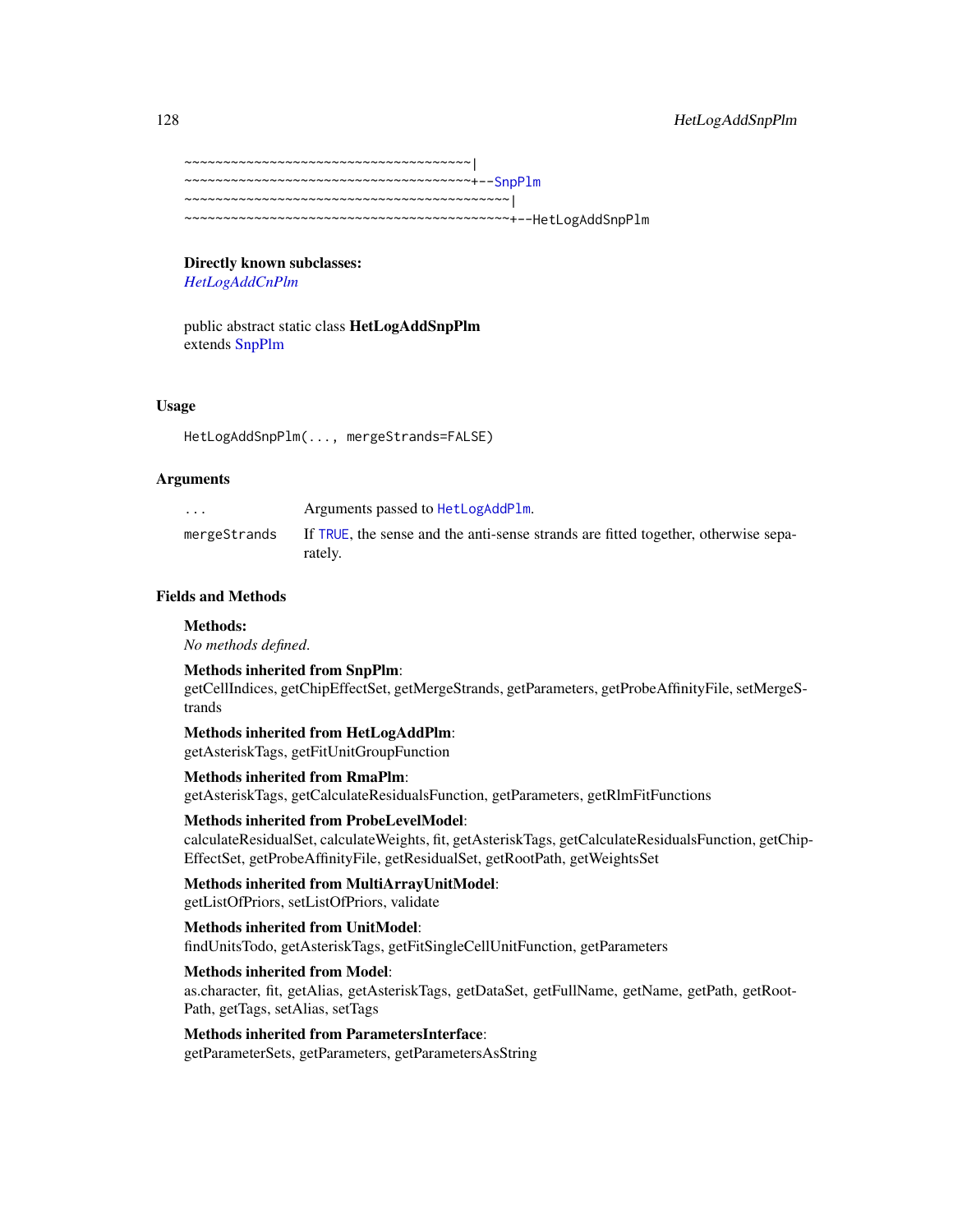```
~~~~~~~~~~~~~~~~~~~~~~~~~~~~~~~~~~~~~~|
~~~~~~~~~~~~~~~~~~~~~~~~~~~~~~~~~~~~~~+--SnpPlm
~~~~~~~~~~~~~~~~~~~~~~~~~~~~~~~~~~~~~~~~~~~|
~~~~~~~~~~~~~~~~~~~~~~~~~~~~~~~~~~~~~~~~~~~+--HetLogAddSnpPlm
```

**Directly known subclasses:**
*HetLogAddCnPlm*

public abstract static class **HetLogAddSnpPlm**
extends SnpPlm

## Usage

```
HetLogAddSnpPlm(..., mergeStrands=FALSE)
```

## Arguments

| | |
|---|---|
| `...` | Arguments passed to `HetLogAddPlm`. |
| `mergeStrands` | If `TRUE`, the sense and the anti-sense strands are fitted together, otherwise separately. |

## Fields and Methods

**Methods:**
*No methods defined.*

**Methods inherited from SnpPlm**:
getCellIndices, getChipEffectSet, getMergeStrands, getParameters, getProbeAffinityFile, setMergeStrands

**Methods inherited from HetLogAddPlm**:
getAsteriskTags, getFitUnitGroupFunction

**Methods inherited from RmaPlm**:
getAsteriskTags, getCalculateResidualsFunction, getParameters, getRlmFitFunctions

**Methods inherited from ProbeLevelModel**:
calculateResidualSet, calculateWeights, fit, getAsteriskTags, getCalculateResidualsFunction, getChipEffectSet, getProbeAffinityFile, getResidualSet, getRootPath, getWeightsSet

**Methods inherited from MultiArrayUnitModel**:
getListOfPriors, setListOfPriors, validate

**Methods inherited from UnitModel**:
findUnitsTodo, getAsteriskTags, getFitSingleCellUnitFunction, getParameters

**Methods inherited from Model**:
as.character, fit, getAlias, getAsteriskTags, getDataSet, getFullName, getName, getPath, getRootPath, getTags, setAlias, setTags

**Methods inherited from ParametersInterface**:
getParameterSets, getParameters, getParametersAsString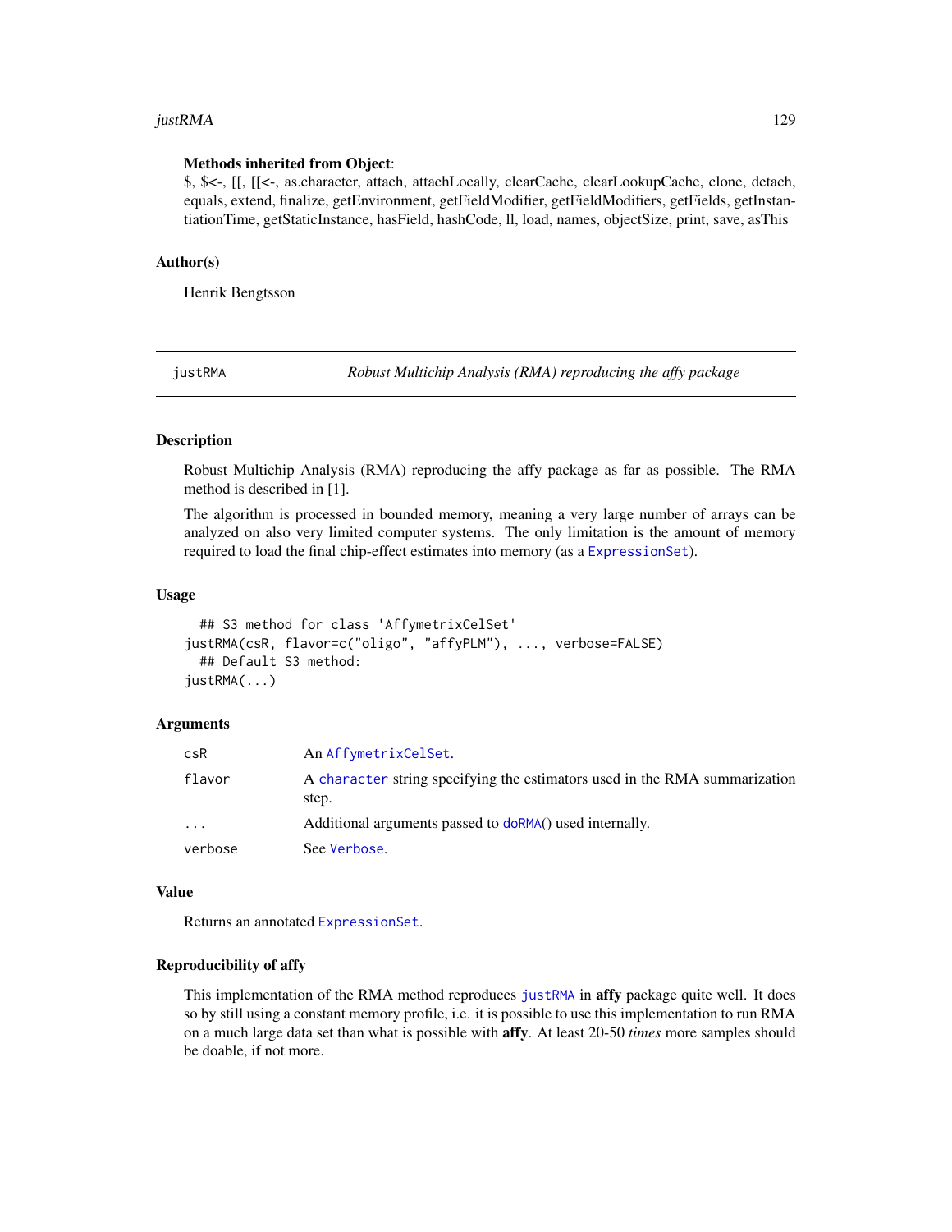**Methods inherited from Object**:
$, $<-, [[, [[<-, as.character, attach, attachLocally, clearCache, clearLookupCache, clone, detach, equals, extend, finalize, getEnvironment, getFieldModifier, getFieldModifiers, getFields, getInstantiationTime, getStaticInstance, hasField, hashCode, ll, load, names, objectSize, print, save, asThis

### Author(s)

Henrik Bengtsson

---

## justRMA — *Robust Multichip Analysis (RMA) reproducing the affy package*

### Description

Robust Multichip Analysis (RMA) reproducing the affy package as far as possible. The RMA method is described in [1].

The algorithm is processed in bounded memory, meaning a very large number of arrays can be analyzed on also very limited computer systems. The only limitation is the amount of memory required to load the final chip-effect estimates into memory (as a `ExpressionSet`).

### Usage

```
  ## S3 method for class 'AffymetrixCelSet'
justRMA(csR, flavor=c("oligo", "affyPLM"), ..., verbose=FALSE)
  ## Default S3 method:
justRMA(...)
```

### Arguments

| | |
|---|---|
| `csR` | An `AffymetrixCelSet`. |
| `flavor` | A `character` string specifying the estimators used in the RMA summarization step. |
| `...` | Additional arguments passed to `doRMA()` used internally. |
| `verbose` | See `Verbose`. |

### Value

Returns an annotated `ExpressionSet`.

### Reproducibility of affy

This implementation of the RMA method reproduces `justRMA` in **affy** package quite well. It does so by still using a constant memory profile, i.e. it is possible to use this implementation to run RMA on a much large data set than what is possible with **affy**. At least 20-50 *times* more samples should be doable, if not more.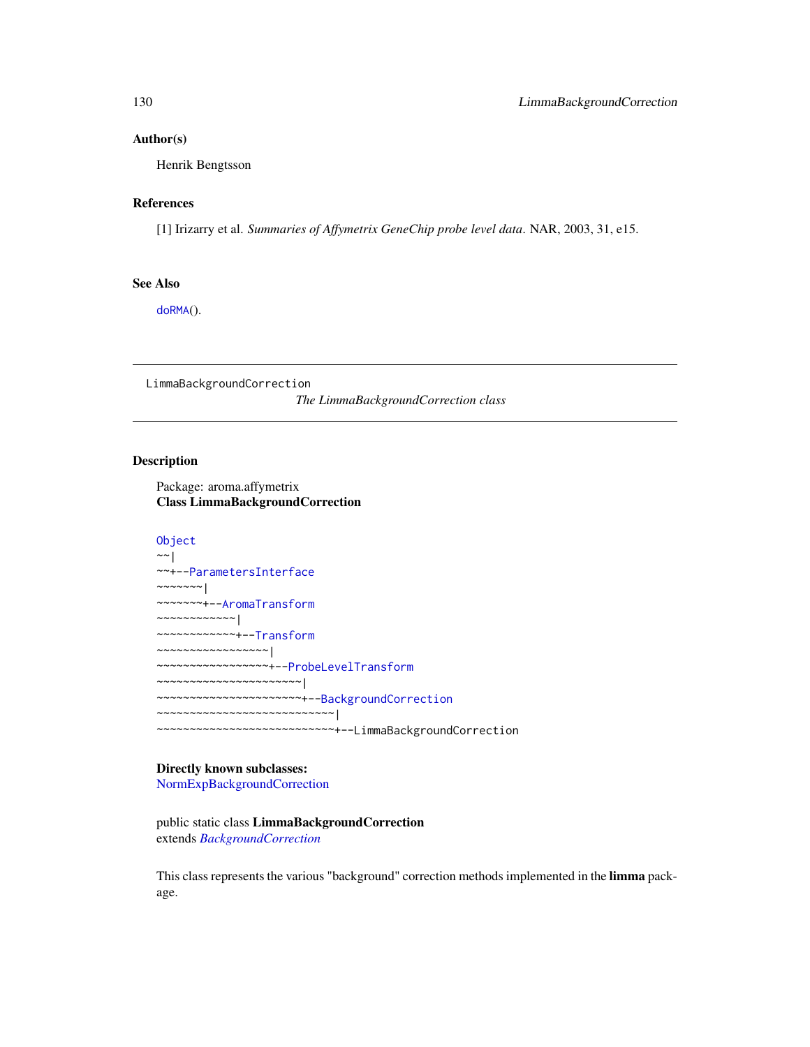## Author(s)

Henrik Bengtsson

## References

[1] Irizarry et al. *Summaries of Affymetrix GeneChip probe level data*. NAR, 2003, 31, e15.

## See Also

doRMA().

---

LimmaBackgroundCorrection *The LimmaBackgroundCorrection class*

---

## Description

Package: aroma.affymetrix
**Class LimmaBackgroundCorrection**

```
Object
~~|
~~+--ParametersInterface
~~~~~~~|
~~~~~~~+--AromaTransform
~~~~~~~~~~~~|
~~~~~~~~~~~~+--Transform
~~~~~~~~~~~~~~~~~|
~~~~~~~~~~~~~~~~~+--ProbeLevelTransform
~~~~~~~~~~~~~~~~~~~~~~|
~~~~~~~~~~~~~~~~~~~~~~+--BackgroundCorrection
~~~~~~~~~~~~~~~~~~~~~~~~~~~|
~~~~~~~~~~~~~~~~~~~~~~~~~~~+--LimmaBackgroundCorrection
```

**Directly known subclasses:**
NormExpBackgroundCorrection

public static class **LimmaBackgroundCorrection**
extends *BackgroundCorrection*

This class represents the various "background" correction methods implemented in the **limma** package.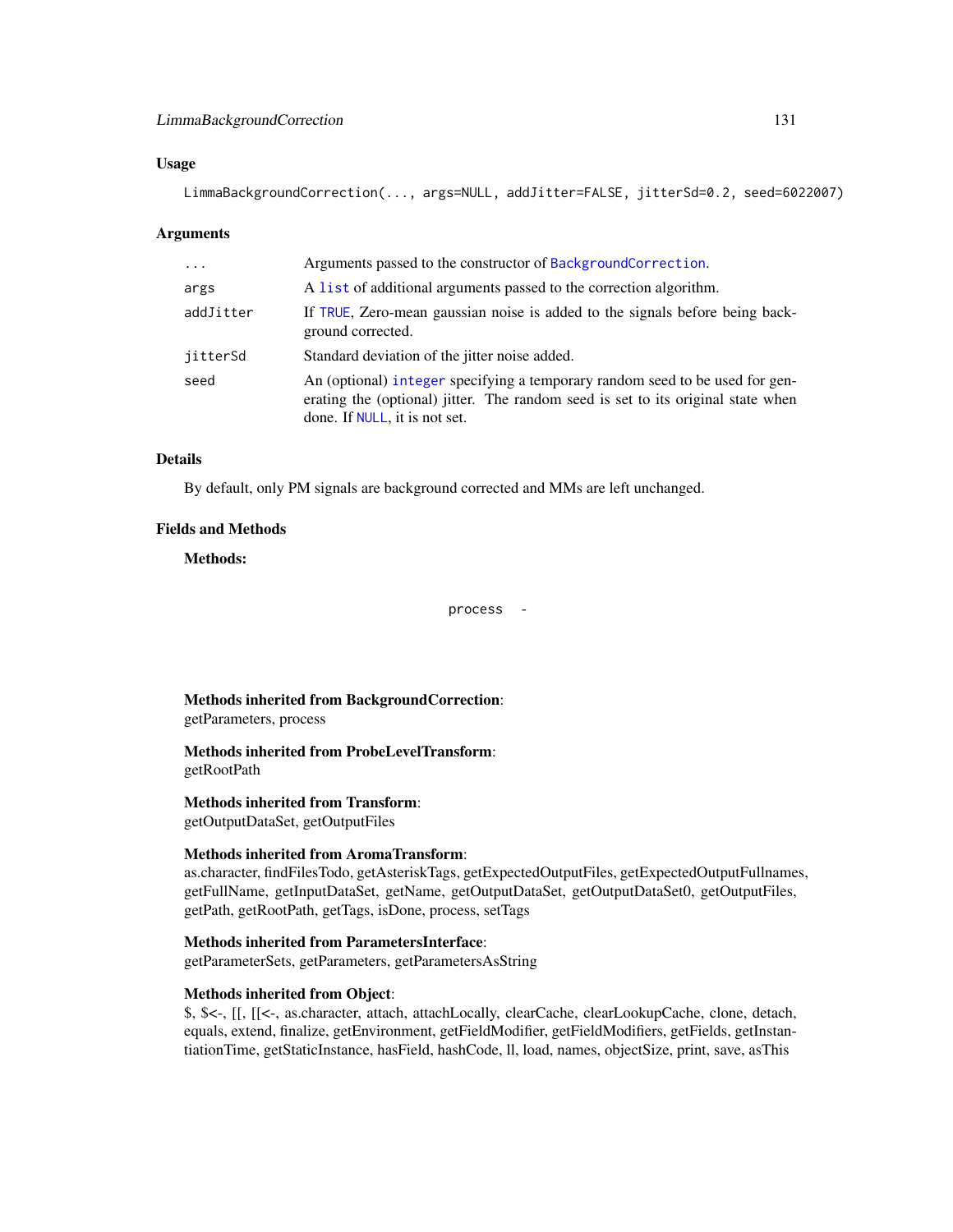## Usage

```
LimmaBackgroundCorrection(..., args=NULL, addJitter=FALSE, jitterSd=0.2, seed=6022007)
```

## Arguments

| | |
|---|---|
| ... | Arguments passed to the constructor of BackgroundCorrection. |
| args | A list of additional arguments passed to the correction algorithm. |
| addJitter | If TRUE, Zero-mean gaussian noise is added to the signals before being background corrected. |
| jitterSd | Standard deviation of the jitter noise added. |
| seed | An (optional) integer specifying a temporary random seed to be used for generating the (optional) jitter. The random seed is set to its original state when done. If NULL, it is not set. |

## Details

By default, only PM signals are background corrected and MMs are left unchanged.

## Fields and Methods

**Methods:**

process -

**Methods inherited from BackgroundCorrection**:
getParameters, process

**Methods inherited from ProbeLevelTransform**:
getRootPath

**Methods inherited from Transform**:
getOutputDataSet, getOutputFiles

**Methods inherited from AromaTransform**:
as.character, findFilesTodo, getAsteriskTags, getExpectedOutputFiles, getExpectedOutputFullnames, getFullName, getInputDataSet, getName, getOutputDataSet, getOutputDataSet0, getOutputFiles, getPath, getRootPath, getTags, isDone, process, setTags

**Methods inherited from ParametersInterface**:
getParameterSets, getParameters, getParametersAsString

**Methods inherited from Object**:
$, $<-, [[, [[<-, as.character, attach, attachLocally, clearCache, clearLookupCache, clone, detach, equals, extend, finalize, getEnvironment, getFieldModifier, getFieldModifiers, getFields, getInstantiationTime, getStaticInstance, hasField, hashCode, ll, load, names, objectSize, print, save, asThis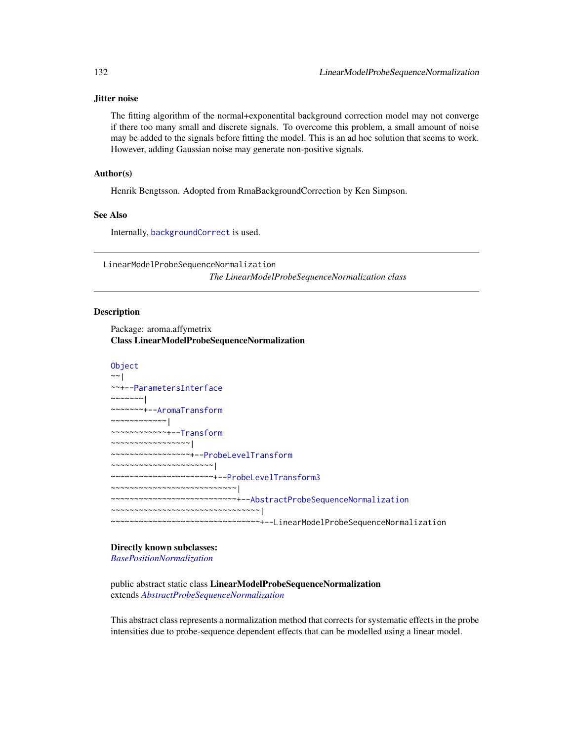### Jitter noise

The fitting algorithm of the normal+exponentital background correction model may not converge if there too many small and discrete signals. To overcome this problem, a small amount of noise may be added to the signals before fitting the model. This is an ad hoc solution that seems to work. However, adding Gaussian noise may generate non-positive signals.

### Author(s)

Henrik Bengtsson. Adopted from RmaBackgroundCorrection by Ken Simpson.

### See Also

Internally, `backgroundCorrect` is used.

---

## LinearModelProbeSequenceNormalization

*The LinearModelProbeSequenceNormalization class*

---

### Description

Package: aroma.affymetrix
**Class LinearModelProbeSequenceNormalization**

```
Object
~~|
~~+--ParametersInterface
~~~~~~~|
~~~~~~~+--AromaTransform
~~~~~~~~~~~~|
~~~~~~~~~~~~+--Transform
~~~~~~~~~~~~~~~~~|
~~~~~~~~~~~~~~~~~+--ProbeLevelTransform
~~~~~~~~~~~~~~~~~~~~~~|
~~~~~~~~~~~~~~~~~~~~~~+--ProbeLevelTransform3
~~~~~~~~~~~~~~~~~~~~~~~~~~~|
~~~~~~~~~~~~~~~~~~~~~~~~~~~+--AbstractProbeSequenceNormalization
~~~~~~~~~~~~~~~~~~~~~~~~~~~~~~~~|
~~~~~~~~~~~~~~~~~~~~~~~~~~~~~~~~+--LinearModelProbeSequenceNormalization
```

**Directly known subclasses:**
*BasePositionNormalization*

public abstract static class **LinearModelProbeSequenceNormalization**
extends *AbstractProbeSequenceNormalization*

This abstract class represents a normalization method that corrects for systematic effects in the probe intensities due to probe-sequence dependent effects that can be modelled using a linear model.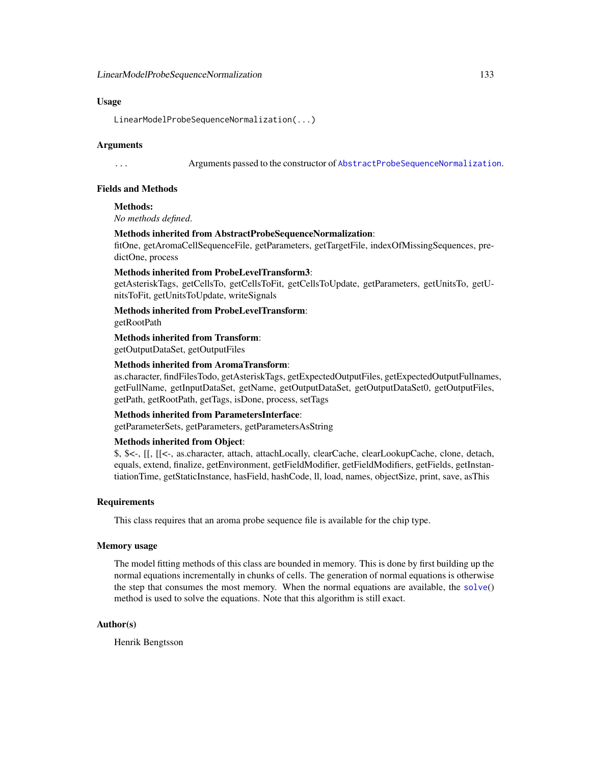## Usage

```
LinearModelProbeSequenceNormalization(...)
```

## Arguments

... Arguments passed to the constructor of AbstractProbeSequenceNormalization.

## Fields and Methods

**Methods:**
*No methods defined.*

**Methods inherited from AbstractProbeSequenceNormalization**:
fitOne, getAromaCellSequenceFile, getParameters, getTargetFile, indexOfMissingSequences, predictOne, process

**Methods inherited from ProbeLevelTransform3**:
getAsteriskTags, getCellsTo, getCellsToFit, getCellsToUpdate, getParameters, getUnitsTo, getUnitsToFit, getUnitsToUpdate, writeSignals

**Methods inherited from ProbeLevelTransform**:
getRootPath

**Methods inherited from Transform**:
getOutputDataSet, getOutputFiles

**Methods inherited from AromaTransform**:
as.character, findFilesTodo, getAsteriskTags, getExpectedOutputFiles, getExpectedOutputFullnames, getFullName, getInputDataSet, getName, getOutputDataSet, getOutputDataSet0, getOutputFiles, getPath, getRootPath, getTags, isDone, process, setTags

**Methods inherited from ParametersInterface**:
getParameterSets, getParameters, getParametersAsString

**Methods inherited from Object**:
$, $<-, [[, [[<-, as.character, attach, attachLocally, clearCache, clearLookupCache, clone, detach, equals, extend, finalize, getEnvironment, getFieldModifier, getFieldModifiers, getFields, getInstantiationTime, getStaticInstance, hasField, hashCode, ll, load, names, objectSize, print, save, asThis

## Requirements

This class requires that an aroma probe sequence file is available for the chip type.

## Memory usage

The model fitting methods of this class are bounded in memory. This is done by first building up the normal equations incrementally in chunks of cells. The generation of normal equations is otherwise the step that consumes the most memory. When the normal equations are available, the solve() method is used to solve the equations. Note that this algorithm is still exact.

## Author(s)

Henrik Bengtsson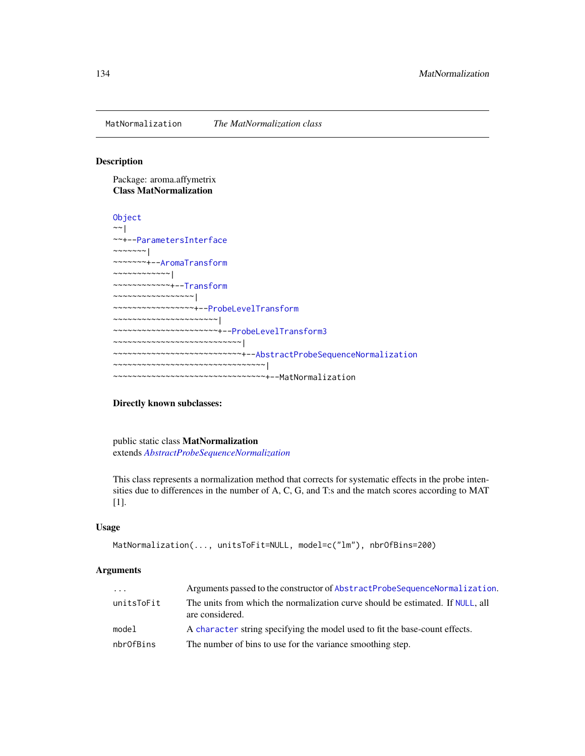MatNormalization *The MatNormalization class*

## Description

Package: aroma.affymetrix
**Class MatNormalization**

```
Object
~~|
~~+--ParametersInterface
~~~~~~~|
~~~~~~~+--AromaTransform
~~~~~~~~~~~~|
~~~~~~~~~~~~+--Transform
~~~~~~~~~~~~~~~~~|
~~~~~~~~~~~~~~~~~+--ProbeLevelTransform
~~~~~~~~~~~~~~~~~~~~~~|
~~~~~~~~~~~~~~~~~~~~~~+--ProbeLevelTransform3
~~~~~~~~~~~~~~~~~~~~~~~~~~~|
~~~~~~~~~~~~~~~~~~~~~~~~~~~+--AbstractProbeSequenceNormalization
~~~~~~~~~~~~~~~~~~~~~~~~~~~~~~~~|
~~~~~~~~~~~~~~~~~~~~~~~~~~~~~~~~+--MatNormalization
```

**Directly known subclasses:**

public static class **MatNormalization**
extends *AbstractProbeSequenceNormalization*

This class represents a normalization method that corrects for systematic effects in the probe intensities due to differences in the number of A, C, G, and T:s and the match scores according to MAT [1].

## Usage

```
MatNormalization(..., unitsToFit=NULL, model=c("lm"), nbrOfBins=200)
```

## Arguments

| | |
|---|---|
| ... | Arguments passed to the constructor of AbstractProbeSequenceNormalization. |
| unitsToFit | The units from which the normalization curve should be estimated. If NULL, all are considered. |
| model | A character string specifying the model used to fit the base-count effects. |
| nbrOfBins | The number of bins to use for the variance smoothing step. |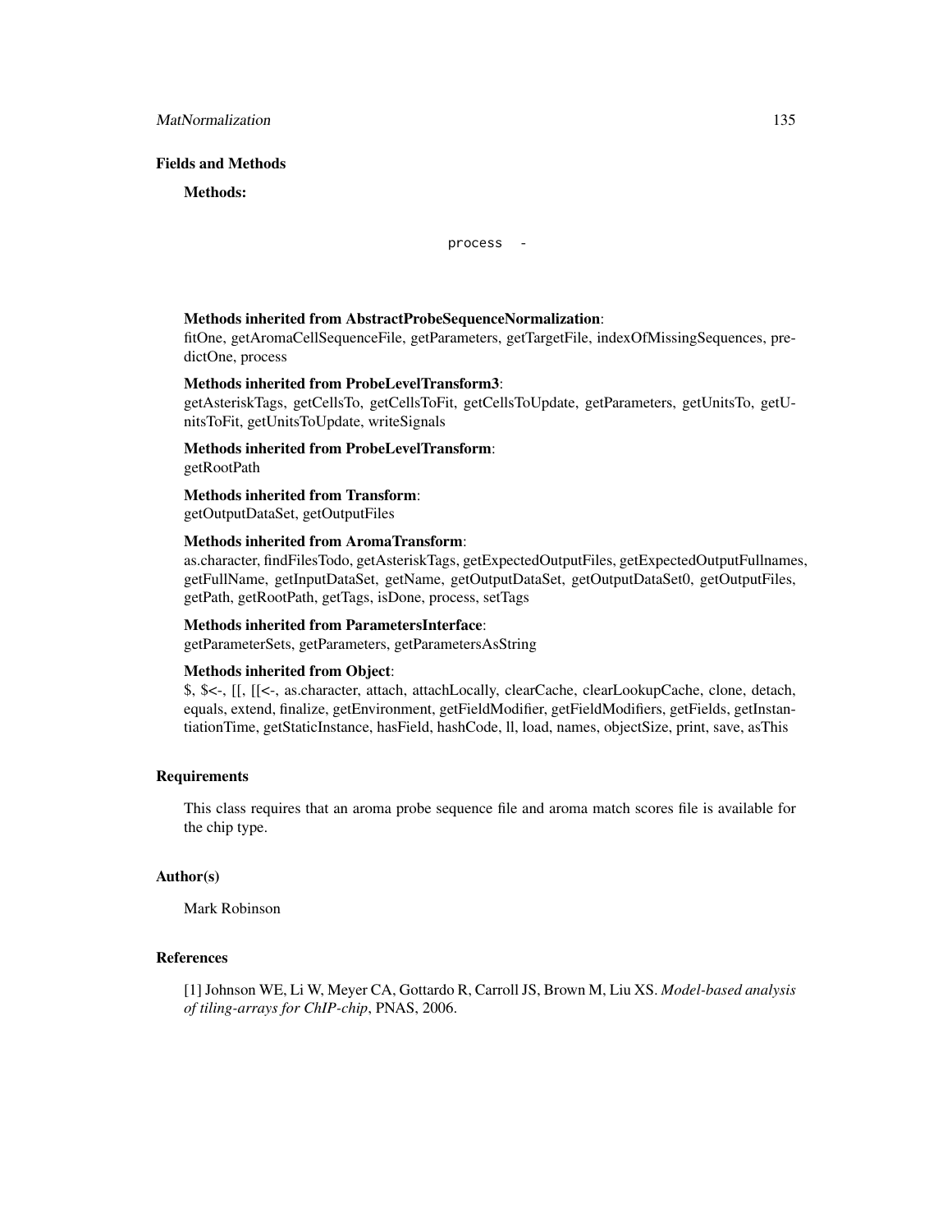## Fields and Methods

**Methods:**

`process -`

**Methods inherited from AbstractProbeSequenceNormalization**:
fitOne, getAromaCellSequenceFile, getParameters, getTargetFile, indexOfMissingSequences, predictOne, process

**Methods inherited from ProbeLevelTransform3**:
getAsteriskTags, getCellsTo, getCellsToFit, getCellsToUpdate, getParameters, getUnitsTo, getUnitsToFit, getUnitsToUpdate, writeSignals

**Methods inherited from ProbeLevelTransform**:
getRootPath

**Methods inherited from Transform**:
getOutputDataSet, getOutputFiles

**Methods inherited from AromaTransform**:
as.character, findFilesTodo, getAsteriskTags, getExpectedOutputFiles, getExpectedOutputFullnames, getFullName, getInputDataSet, getName, getOutputDataSet, getOutputDataSet0, getOutputFiles, getPath, getRootPath, getTags, isDone, process, setTags

**Methods inherited from ParametersInterface**:
getParameterSets, getParameters, getParametersAsString

**Methods inherited from Object**:
$, $<-, [[, [[<-, as.character, attach, attachLocally, clearCache, clearLookupCache, clone, detach, equals, extend, finalize, getEnvironment, getFieldModifier, getFieldModifiers, getFields, getInstantiationTime, getStaticInstance, hasField, hashCode, ll, load, names, objectSize, print, save, asThis

## Requirements

This class requires that an aroma probe sequence file and aroma match scores file is available for the chip type.

## Author(s)

Mark Robinson

## References

[1] Johnson WE, Li W, Meyer CA, Gottardo R, Carroll JS, Brown M, Liu XS. *Model-based analysis of tiling-arrays for ChIP-chip*, PNAS, 2006.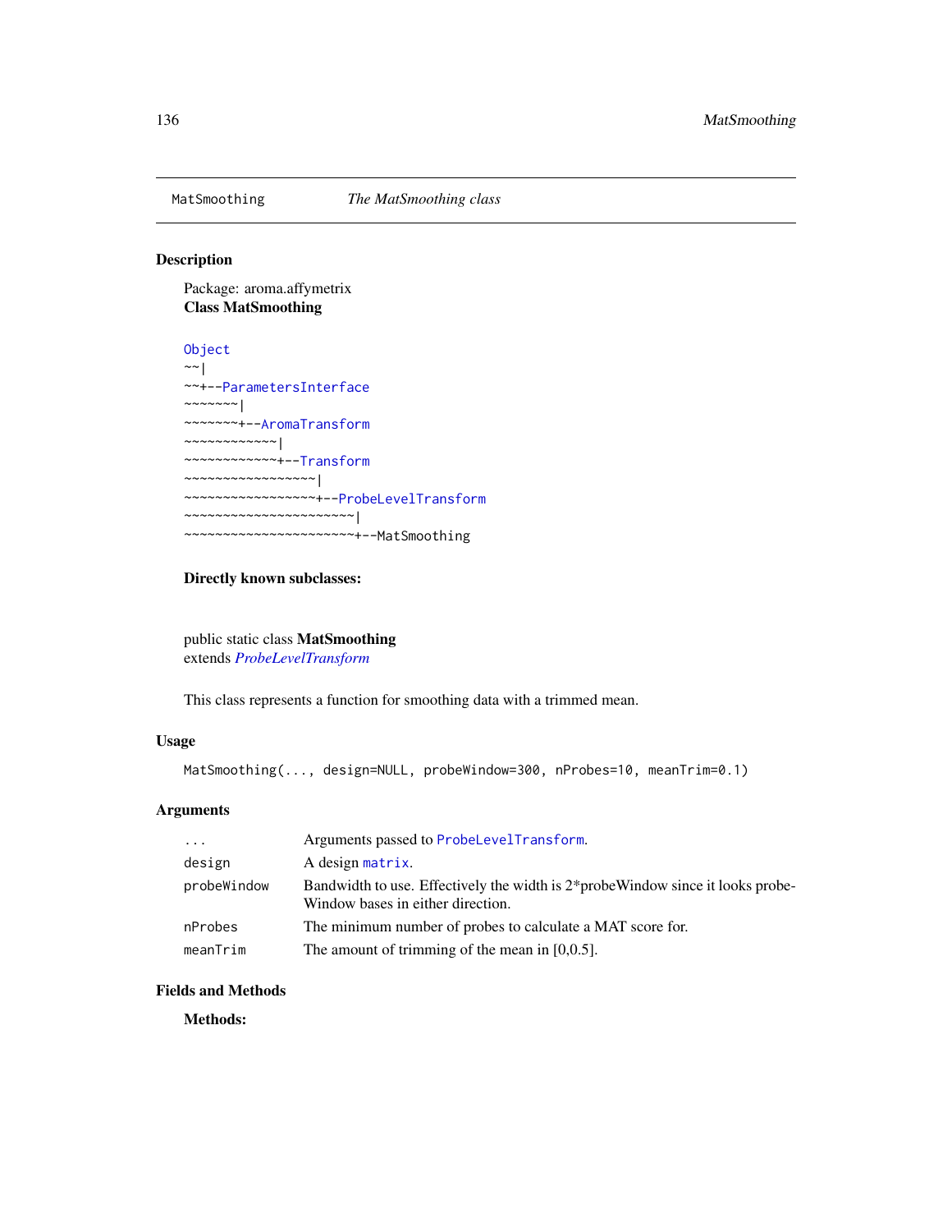MatSmoothing *The MatSmoothing class*

## Description

Package: aroma.affymetrix
**Class MatSmoothing**

```
Object
~~|
~~+--ParametersInterface
~~~~~~~|
~~~~~~~+--AromaTransform
~~~~~~~~~~~~|
~~~~~~~~~~~~+--Transform
~~~~~~~~~~~~~~~~~|
~~~~~~~~~~~~~~~~~+--ProbeLevelTransform
~~~~~~~~~~~~~~~~~~~~~~|
~~~~~~~~~~~~~~~~~~~~~~+--MatSmoothing
```

**Directly known subclasses:**

public static class **MatSmoothing**
extends *ProbeLevelTransform*

This class represents a function for smoothing data with a trimmed mean.

## Usage

```
MatSmoothing(..., design=NULL, probeWindow=300, nProbes=10, meanTrim=0.1)
```

## Arguments

| | |
|---|---|
| `...` | Arguments passed to `ProbeLevelTransform`. |
| `design` | A design `matrix`. |
| `probeWindow` | Bandwidth to use. Effectively the width is 2*probeWindow since it looks probeWindow bases in either direction. |
| `nProbes` | The minimum number of probes to calculate a MAT score for. |
| `meanTrim` | The amount of trimming of the mean in [0,0.5]. |

## Fields and Methods

**Methods:**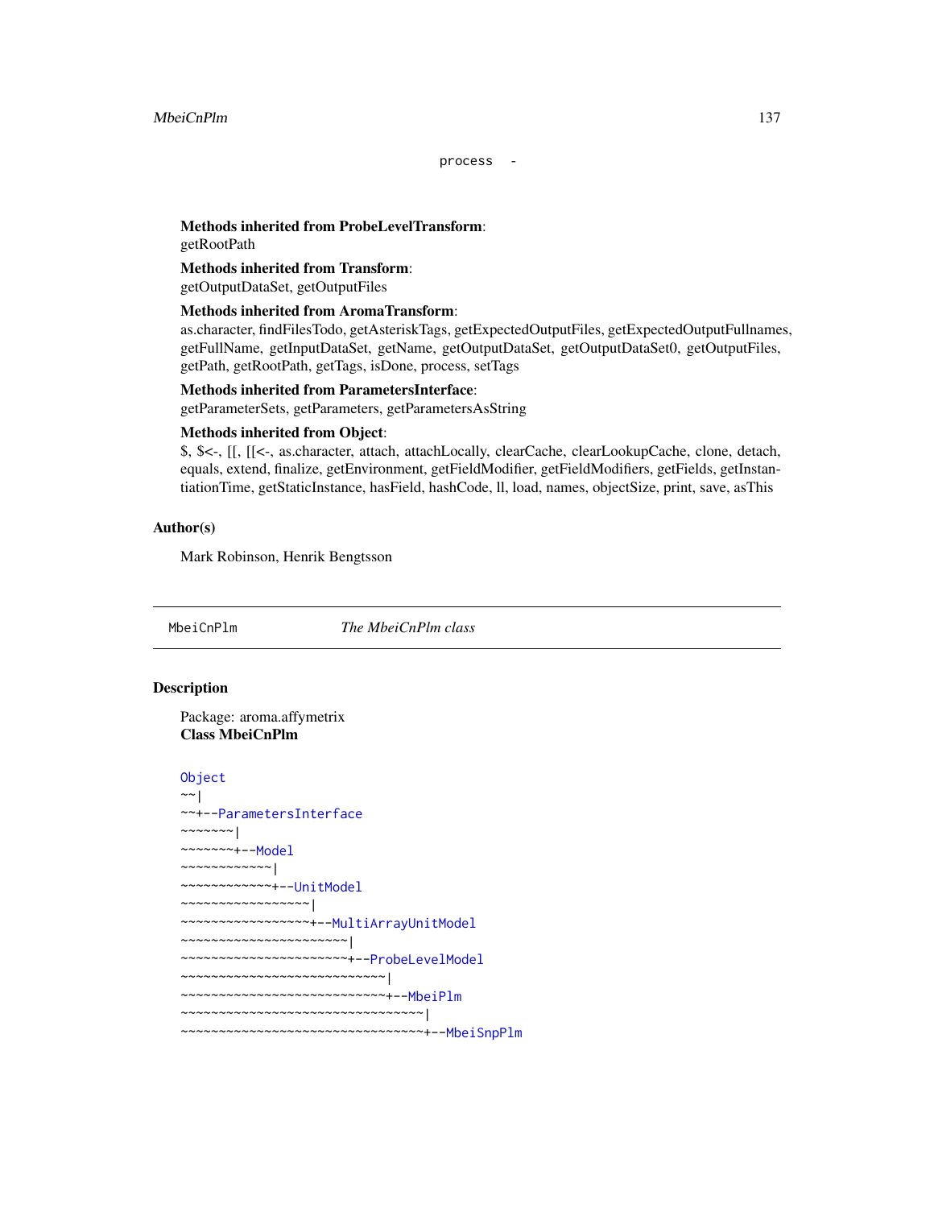```
process -
```

**Methods inherited from ProbeLevelTransform**:
getRootPath

**Methods inherited from Transform**:
getOutputDataSet, getOutputFiles

**Methods inherited from AromaTransform**:
as.character, findFilesTodo, getAsteriskTags, getExpectedOutputFiles, getExpectedOutputFullnames, getFullName, getInputDataSet, getName, getOutputDataSet, getOutputDataSet0, getOutputFiles, getPath, getRootPath, getTags, isDone, process, setTags

**Methods inherited from ParametersInterface**:
getParameterSets, getParameters, getParametersAsString

**Methods inherited from Object**:
$, $<-, [[, [[<-, as.character, attach, attachLocally, clearCache, clearLookupCache, clone, detach, equals, extend, finalize, getEnvironment, getFieldModifier, getFieldModifiers, getFields, getInstantiationTime, getStaticInstance, hasField, hashCode, ll, load, names, objectSize, print, save, asThis

## Author(s)

Mark Robinson, Henrik Bengtsson

---

`MbeiCnPlm` *The MbeiCnPlm class*

---

## Description

Package: aroma.affymetrix
**Class MbeiCnPlm**

```
Object
~~|
~~+--ParametersInterface
~~~~~~~|
~~~~~~~+--Model
~~~~~~~~~~~~|
~~~~~~~~~~~~+--UnitModel
~~~~~~~~~~~~~~~~~|
~~~~~~~~~~~~~~~~~+--MultiArrayUnitModel
~~~~~~~~~~~~~~~~~~~~~~|
~~~~~~~~~~~~~~~~~~~~~~+--ProbeLevelModel
~~~~~~~~~~~~~~~~~~~~~~~~~~~|
~~~~~~~~~~~~~~~~~~~~~~~~~~~+--MbeiPlm
~~~~~~~~~~~~~~~~~~~~~~~~~~~~~~~~|
~~~~~~~~~~~~~~~~~~~~~~~~~~~~~~~~+--MbeiSnpPlm
```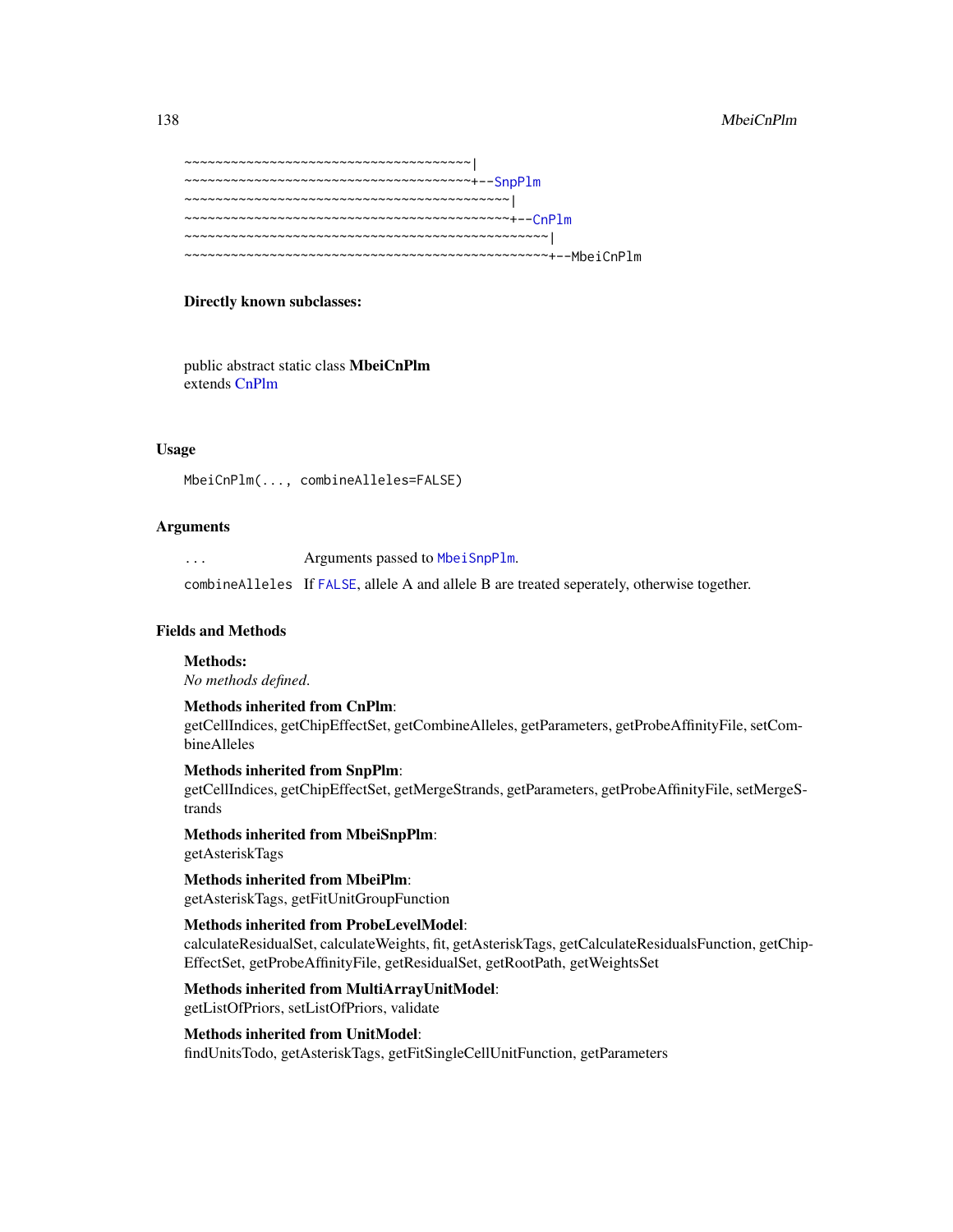```
~~~~~~~~~~~~~~~~~~~~~~~~~~~~~~~~~~~~~~~|
~~~~~~~~~~~~~~~~~~~~~~~~~~~~~~~~~~~~~~~+--SnpPlm
~~~~~~~~~~~~~~~~~~~~~~~~~~~~~~~~~~~~~~~~~~~~|
~~~~~~~~~~~~~~~~~~~~~~~~~~~~~~~~~~~~~~~~~~~~+--CnPlm
~~~~~~~~~~~~~~~~~~~~~~~~~~~~~~~~~~~~~~~~~~~~~~~~~|
~~~~~~~~~~~~~~~~~~~~~~~~~~~~~~~~~~~~~~~~~~~~~~~~~+--MbeiCnPlm
```

**Directly known subclasses:**

public abstract static class **MbeiCnPlm**
extends CnPlm

## Usage

```
MbeiCnPlm(..., combineAlleles=FALSE)
```

## Arguments

| | |
|---|---|
| `...` | Arguments passed to `MbeiSnpPlm`. |
| `combineAlleles` | If `FALSE`, allele A and allele B are treated seperately, otherwise together. |

## Fields and Methods

**Methods:**
*No methods defined.*

**Methods inherited from CnPlm**:
getCellIndices, getChipEffectSet, getCombineAlleles, getParameters, getProbeAffinityFile, setCombineAlleles

**Methods inherited from SnpPlm**:
getCellIndices, getChipEffectSet, getMergeStrands, getParameters, getProbeAffinityFile, setMergeStrands

**Methods inherited from MbeiSnpPlm**:
getAsteriskTags

**Methods inherited from MbeiPlm**:
getAsteriskTags, getFitUnitGroupFunction

**Methods inherited from ProbeLevelModel**:
calculateResidualSet, calculateWeights, fit, getAsteriskTags, getCalculateResidualsFunction, getChipEffectSet, getProbeAffinityFile, getResidualSet, getRootPath, getWeightsSet

**Methods inherited from MultiArrayUnitModel**:
getListOfPriors, setListOfPriors, validate

**Methods inherited from UnitModel**:
findUnitsTodo, getAsteriskTags, getFitSingleCellUnitFunction, getParameters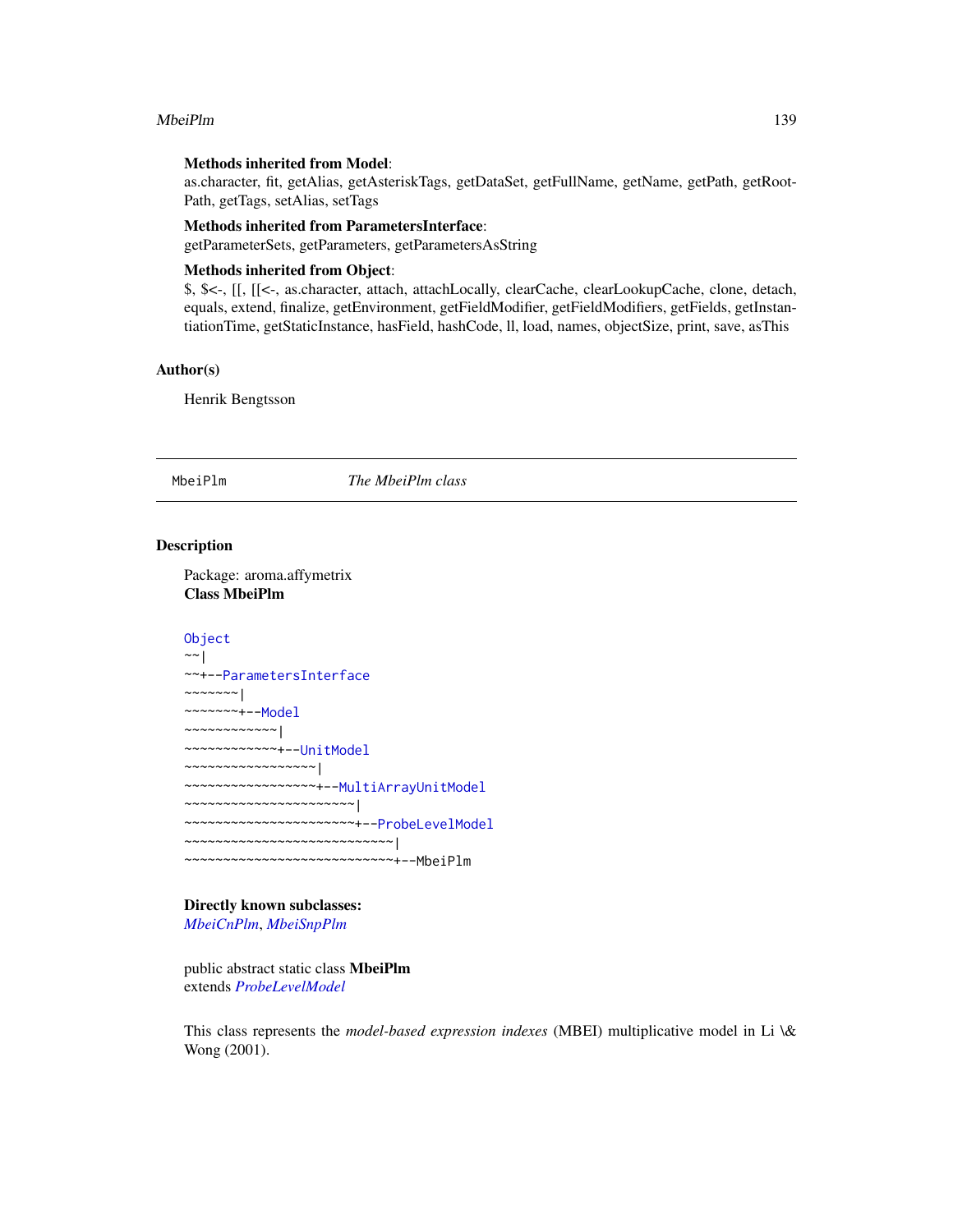**Methods inherited from Model**:
as.character, fit, getAlias, getAsteriskTags, getDataSet, getFullName, getName, getPath, getRootPath, getTags, setAlias, setTags

**Methods inherited from ParametersInterface**:
getParameterSets, getParameters, getParametersAsString

**Methods inherited from Object**:
$, $<-, [[, [[<-, as.character, attach, attachLocally, clearCache, clearLookupCache, clone, detach, equals, extend, finalize, getEnvironment, getFieldModifier, getFieldModifiers, getFields, getInstantiationTime, getStaticInstance, hasField, hashCode, ll, load, names, objectSize, print, save, asThis

## Author(s)

Henrik Bengtsson

---

MbeiPlm *The MbeiPlm class*

---

## Description

Package: aroma.affymetrix
**Class MbeiPlm**

```
Object
~~|
~~+--ParametersInterface
~~~~~~~|
~~~~~~~+--Model
~~~~~~~~~~~~|
~~~~~~~~~~~~+--UnitModel
~~~~~~~~~~~~~~~~~|
~~~~~~~~~~~~~~~~~+--MultiArrayUnitModel
~~~~~~~~~~~~~~~~~~~~~~|
~~~~~~~~~~~~~~~~~~~~~~+--ProbeLevelModel
~~~~~~~~~~~~~~~~~~~~~~~~~~~|
~~~~~~~~~~~~~~~~~~~~~~~~~~~+--MbeiPlm
```

**Directly known subclasses:**
*MbeiCnPlm*, *MbeiSnpPlm*

public abstract static class **MbeiPlm**
extends *ProbeLevelModel*

This class represents the *model-based expression indexes* (MBEI) multiplicative model in Li \& Wong (2001).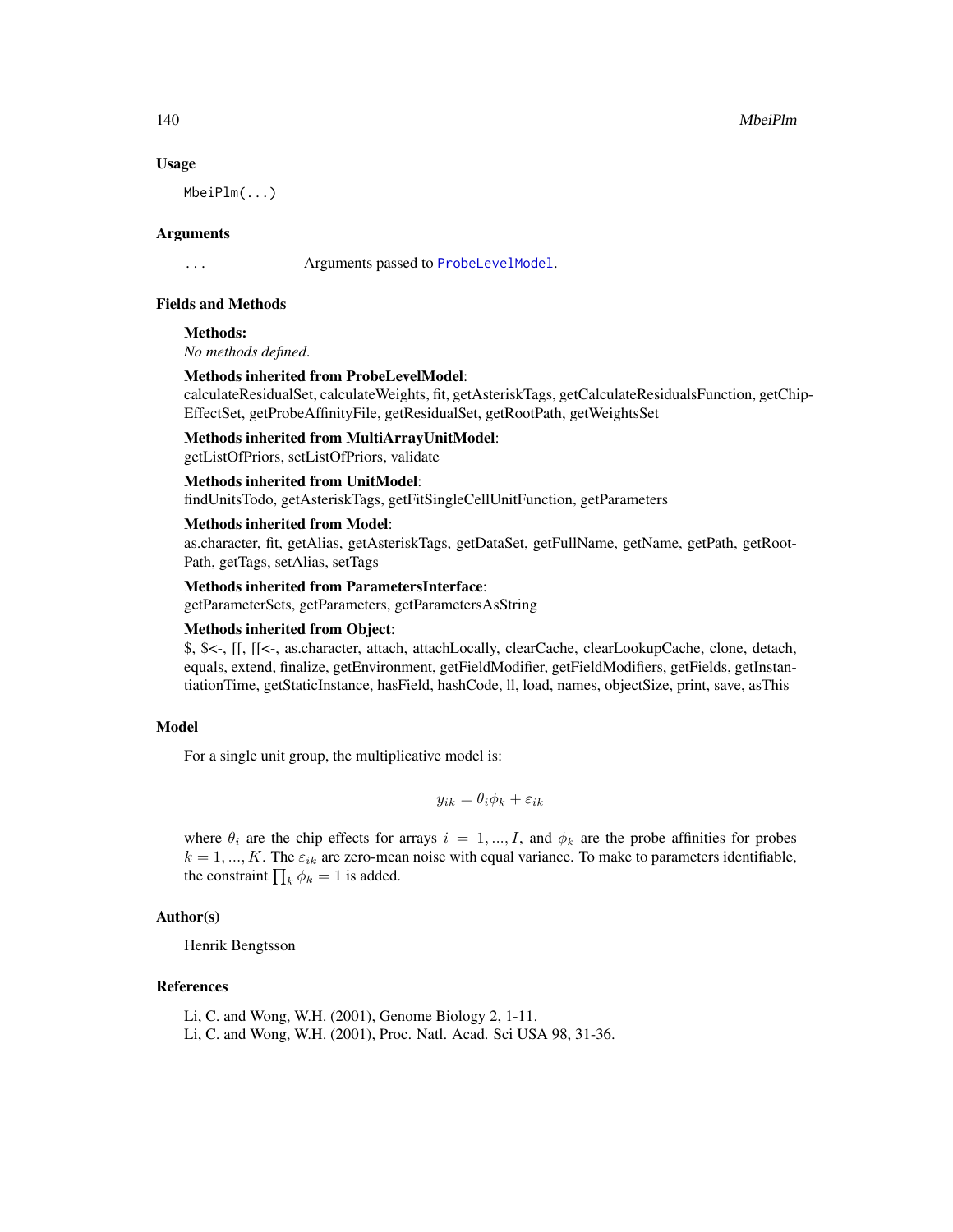## Usage

```
MbeiPlm(...)
```

## Arguments

`...` Arguments passed to `ProbeLevelModel`.

## Fields and Methods

**Methods:**
*No methods defined.*

**Methods inherited from ProbeLevelModel**:
calculateResidualSet, calculateWeights, fit, getAsteriskTags, getCalculateResidualsFunction, getChipEffectSet, getProbeAffinityFile, getResidualSet, getRootPath, getWeightsSet

**Methods inherited from MultiArrayUnitModel**:
getListOfPriors, setListOfPriors, validate

**Methods inherited from UnitModel**:
findUnitsTodo, getAsteriskTags, getFitSingleCellUnitFunction, getParameters

**Methods inherited from Model**:
as.character, fit, getAlias, getAsteriskTags, getDataSet, getFullName, getName, getPath, getRootPath, getTags, setAlias, setTags

**Methods inherited from ParametersInterface**:
getParameterSets, getParameters, getParametersAsString

**Methods inherited from Object**:
$, $<-, [[, [[<-, as.character, attach, attachLocally, clearCache, clearLookupCache, clone, detach, equals, extend, finalize, getEnvironment, getFieldModifier, getFieldModifiers, getFields, getInstantiationTime, getStaticInstance, hasField, hashCode, ll, load, names, objectSize, print, save, asThis

## Model

For a single unit group, the multiplicative model is:

$$y_{ik} = \theta_i \phi_k + \varepsilon_{ik}$$

where $\theta_i$ are the chip effects for arrays $i = 1, ..., I$, and $\phi_k$ are the probe affinities for probes $k = 1, ..., K$. The $\varepsilon_{ik}$ are zero-mean noise with equal variance. To make to parameters identifiable, the constraint $\prod_k \phi_k = 1$ is added.

## Author(s)

Henrik Bengtsson

## References

Li, C. and Wong, W.H. (2001), Genome Biology 2, 1-11.
Li, C. and Wong, W.H. (2001), Proc. Natl. Acad. Sci USA 98, 31-36.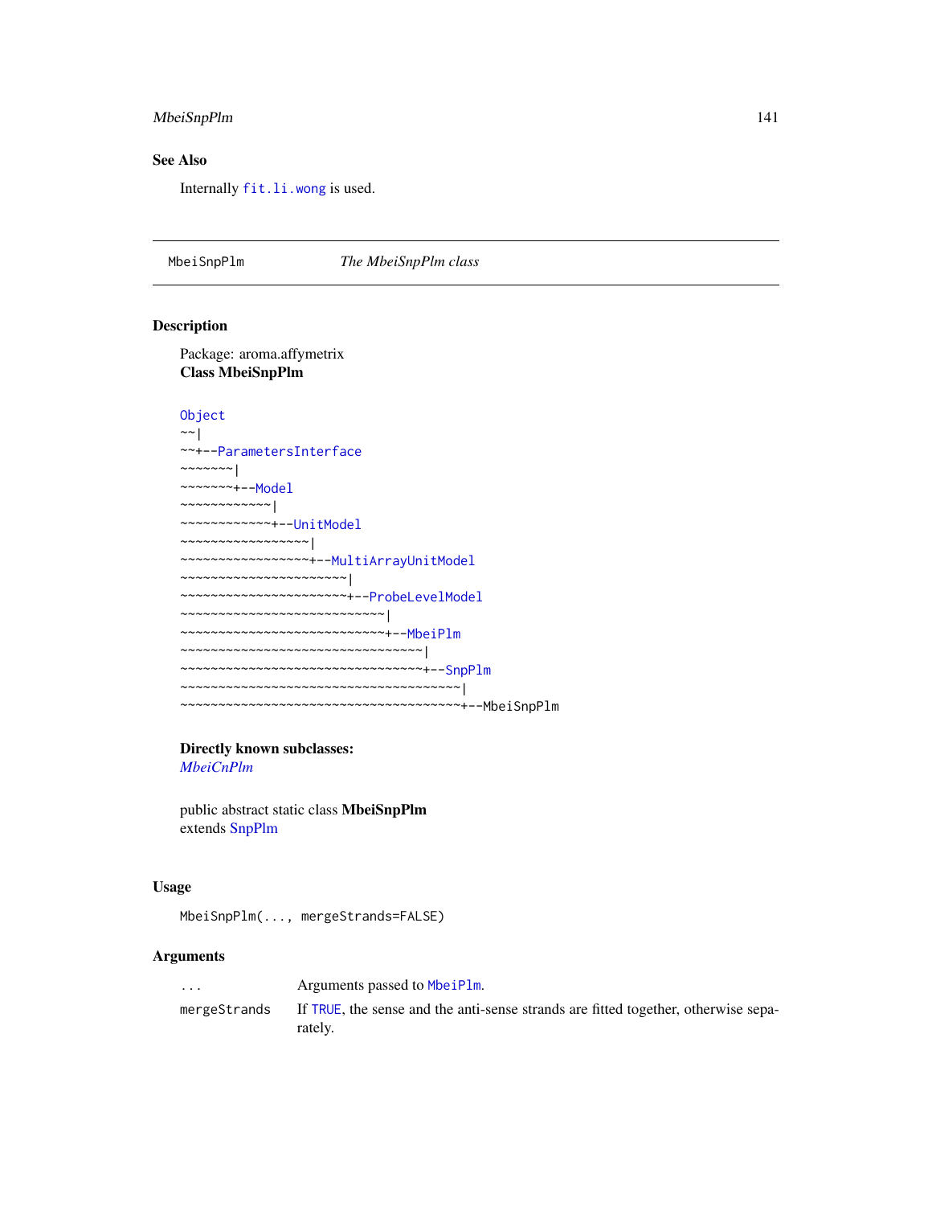## See Also

Internally `fit.li.wong` is used.

---

MbeiSnpPlm *The MbeiSnpPlm class*

---

## Description

Package: aroma.affymetrix
**Class MbeiSnpPlm**

```
Object
~~|
~~+--ParametersInterface
~~~~~~~|
~~~~~~~+--Model
~~~~~~~~~~~~|
~~~~~~~~~~~~+--UnitModel
~~~~~~~~~~~~~~~~~|
~~~~~~~~~~~~~~~~~+--MultiArrayUnitModel
~~~~~~~~~~~~~~~~~~~~~~|
~~~~~~~~~~~~~~~~~~~~~~+--ProbeLevelModel
~~~~~~~~~~~~~~~~~~~~~~~~~~~|
~~~~~~~~~~~~~~~~~~~~~~~~~~~+--MbeiPlm
~~~~~~~~~~~~~~~~~~~~~~~~~~~~~~~~|
~~~~~~~~~~~~~~~~~~~~~~~~~~~~~~~~+--SnpPlm
~~~~~~~~~~~~~~~~~~~~~~~~~~~~~~~~~~~~~|
~~~~~~~~~~~~~~~~~~~~~~~~~~~~~~~~~~~~~+--MbeiSnpPlm
```

**Directly known subclasses:**
*MbeiCnPlm*

public abstract static class **MbeiSnpPlm**
extends SnpPlm

## Usage

```
MbeiSnpPlm(..., mergeStrands=FALSE)
```

## Arguments

| | |
|---|---|
| `...` | Arguments passed to `MbeiPlm`. |
| `mergeStrands` | If `TRUE`, the sense and the anti-sense strands are fitted together, otherwise separately. |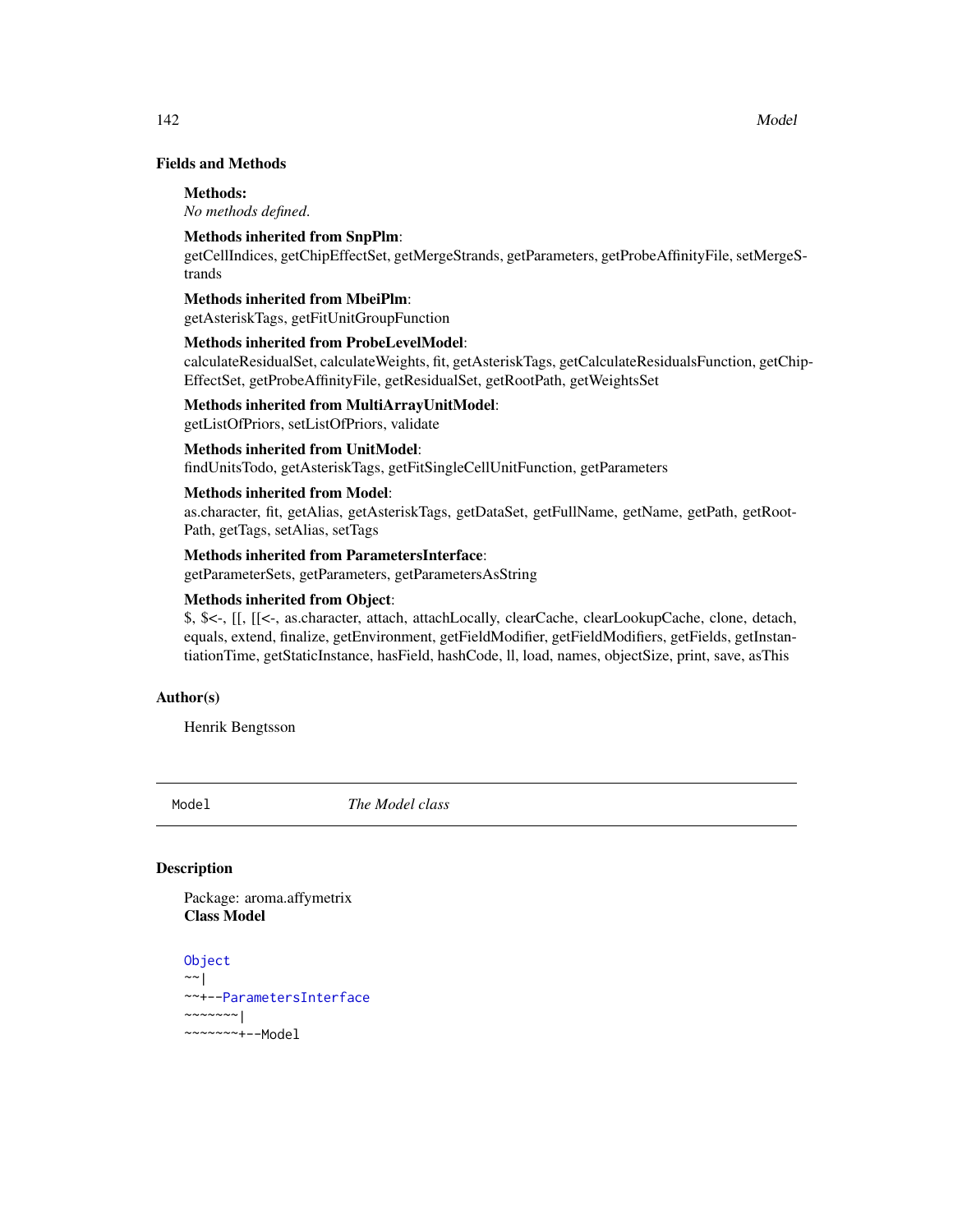## Fields and Methods

**Methods:**
*No methods defined.*

**Methods inherited from SnpPlm**:
getCellIndices, getChipEffectSet, getMergeStrands, getParameters, getProbeAffinityFile, setMergeStrands

**Methods inherited from MbeiPlm**:
getAsteriskTags, getFitUnitGroupFunction

**Methods inherited from ProbeLevelModel**:
calculateResidualSet, calculateWeights, fit, getAsteriskTags, getCalculateResidualsFunction, getChipEffectSet, getProbeAffinityFile, getResidualSet, getRootPath, getWeightsSet

**Methods inherited from MultiArrayUnitModel**:
getListOfPriors, setListOfPriors, validate

**Methods inherited from UnitModel**:
findUnitsTodo, getAsteriskTags, getFitSingleCellUnitFunction, getParameters

**Methods inherited from Model**:
as.character, fit, getAlias, getAsteriskTags, getDataSet, getFullName, getName, getPath, getRootPath, getTags, setAlias, setTags

**Methods inherited from ParametersInterface**:
getParameterSets, getParameters, getParametersAsString

**Methods inherited from Object**:
$, $<-, [[, [[<-, as.character, attach, attachLocally, clearCache, clearLookupCache, clone, detach, equals, extend, finalize, getEnvironment, getFieldModifier, getFieldModifiers, getFields, getInstantiationTime, getStaticInstance, hasField, hashCode, ll, load, names, objectSize, print, save, asThis

## Author(s)

Henrik Bengtsson

---

# Model — *The Model class*

## Description

Package: aroma.affymetrix
**Class Model**

```
Object
~~|
~~+--ParametersInterface
~~~~~~~|
~~~~~~~+--Model
```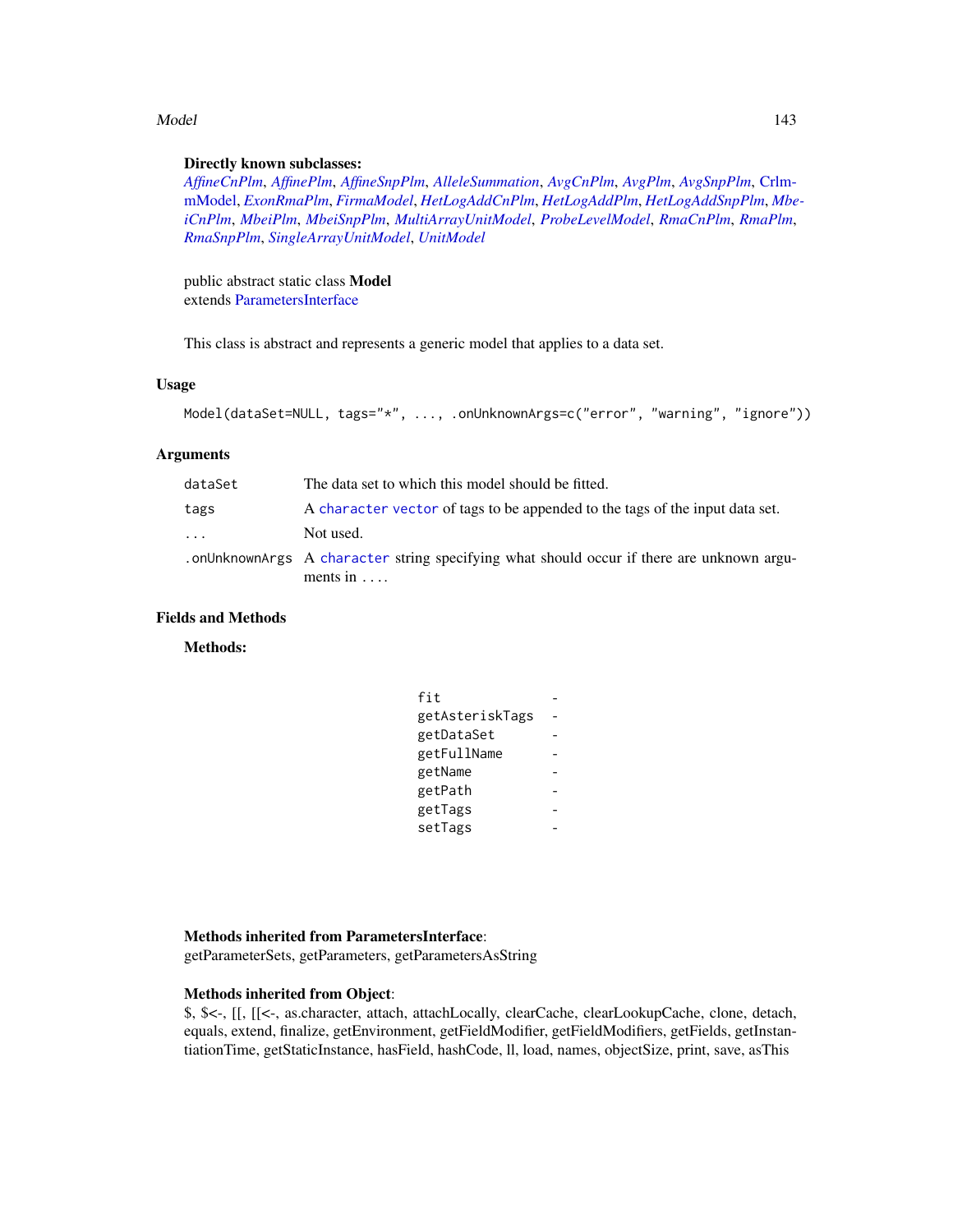**Directly known subclasses:**
*AffineCnPlm*, *AffinePlm*, *AffineSnpPlm*, *AlleleSummation*, *AvgCnPlm*, *AvgPlm*, *AvgSnpPlm*, CrlmmModel, *ExonRmaPlm*, *FirmaModel*, *HetLogAddCnPlm*, *HetLogAddPlm*, *HetLogAddSnpPlm*, *MbeiCnPlm*, *MbeiPlm*, *MbeiSnpPlm*, *MultiArrayUnitModel*, *ProbeLevelModel*, *RmaCnPlm*, *RmaPlm*, *RmaSnpPlm*, *SingleArrayUnitModel*, *UnitModel*

public abstract static class **Model**
extends ParametersInterface

This class is abstract and represents a generic model that applies to a data set.

## Usage

```
Model(dataSet=NULL, tags="*", ..., .onUnknownArgs=c("error", "warning", "ignore"))
```

## Arguments

| | |
|---|---|
| `dataSet` | The data set to which this model should be fitted. |
| `tags` | A `character` `vector` of tags to be appended to the tags of the input data set. |
| `...` | Not used. |
| `.onUnknownArgs` | A `character` string specifying what should occur if there are unknown arguments in `...`. |

## Fields and Methods

**Methods:**

| | |
|---|---|
| `fit` | - |
| `getAsteriskTags` | - |
| `getDataSet` | - |
| `getFullName` | - |
| `getName` | - |
| `getPath` | - |
| `getTags` | - |
| `setTags` | - |

**Methods inherited from ParametersInterface**:
getParameterSets, getParameters, getParametersAsString

**Methods inherited from Object**:
$, $<-, [[, [[<-, as.character, attach, attachLocally, clearCache, clearLookupCache, clone, detach, equals, extend, finalize, getEnvironment, getFieldModifier, getFieldModifiers, getFields, getInstantiationTime, getStaticInstance, hasField, hashCode, ll, load, names, objectSize, print, save, asThis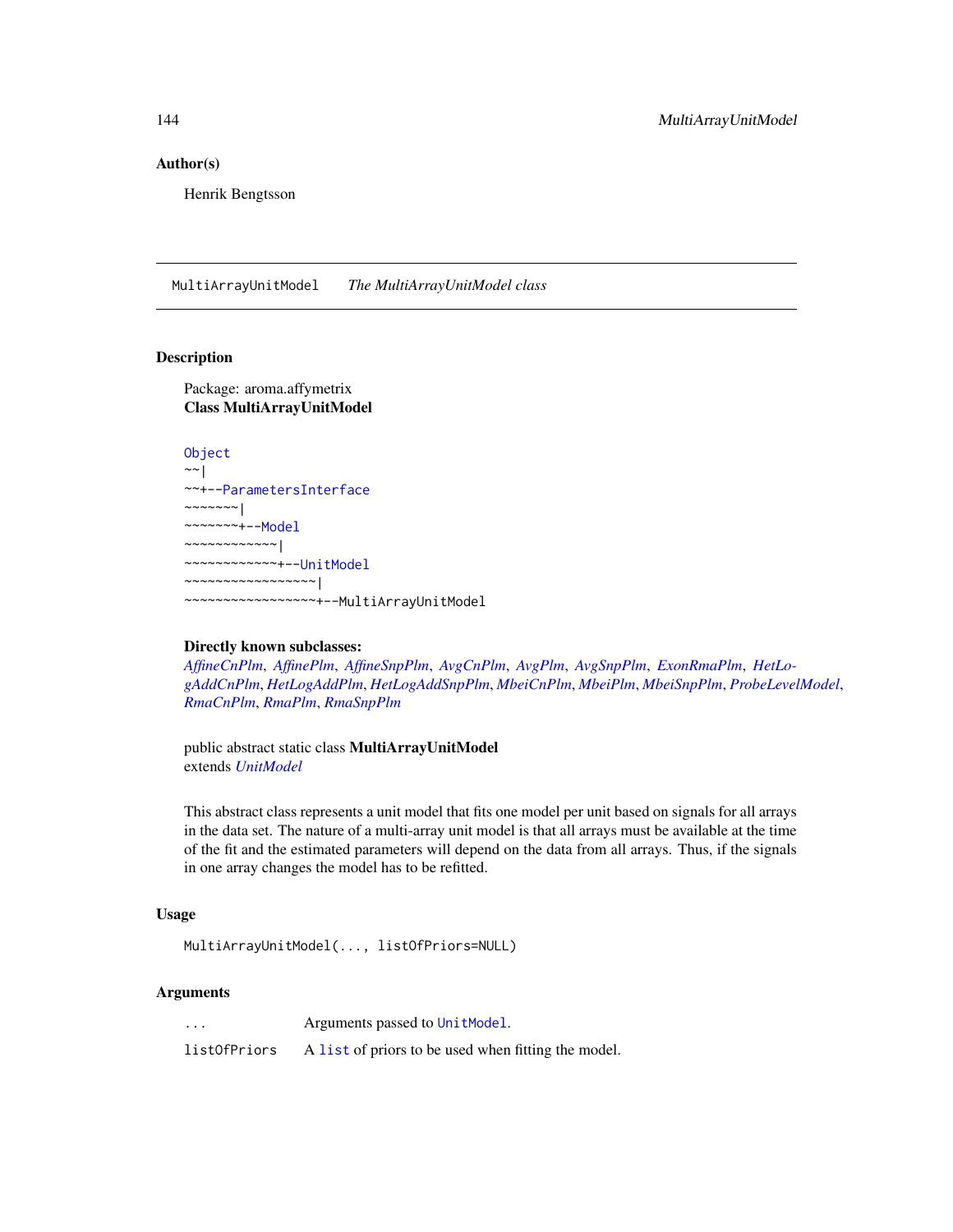### Author(s)

Henrik Bengtsson

---

## MultiArrayUnitModel *The MultiArrayUnitModel class*

---

### Description

Package: aroma.affymetrix
**Class MultiArrayUnitModel**

```
Object
~~|
~~+--ParametersInterface
~~~~~~~|
~~~~~~~+--Model
~~~~~~~~~~~~|
~~~~~~~~~~~~+--UnitModel
~~~~~~~~~~~~~~~~~|
~~~~~~~~~~~~~~~~~+--MultiArrayUnitModel
```

**Directly known subclasses:**
*AffineCnPlm*, *AffinePlm*, *AffineSnpPlm*, *AvgCnPlm*, *AvgPlm*, *AvgSnpPlm*, *ExonRmaPlm*, *HetLogAddCnPlm*, *HetLogAddPlm*, *HetLogAddSnpPlm*, *MbeiCnPlm*, *MbeiPlm*, *MbeiSnpPlm*, *ProbeLevelModel*, *RmaCnPlm*, *RmaPlm*, *RmaSnpPlm*

public abstract static class **MultiArrayUnitModel**
extends *UnitModel*

This abstract class represents a unit model that fits one model per unit based on signals for all arrays in the data set. The nature of a multi-array unit model is that all arrays must be available at the time of the fit and the estimated parameters will depend on the data from all arrays. Thus, if the signals in one array changes the model has to be refitted.

### Usage

```
MultiArrayUnitModel(..., listOfPriors=NULL)
```

### Arguments

| | |
|---|---|
| `...` | Arguments passed to `UnitModel`. |
| `listOfPriors` | A `list` of priors to be used when fitting the model. |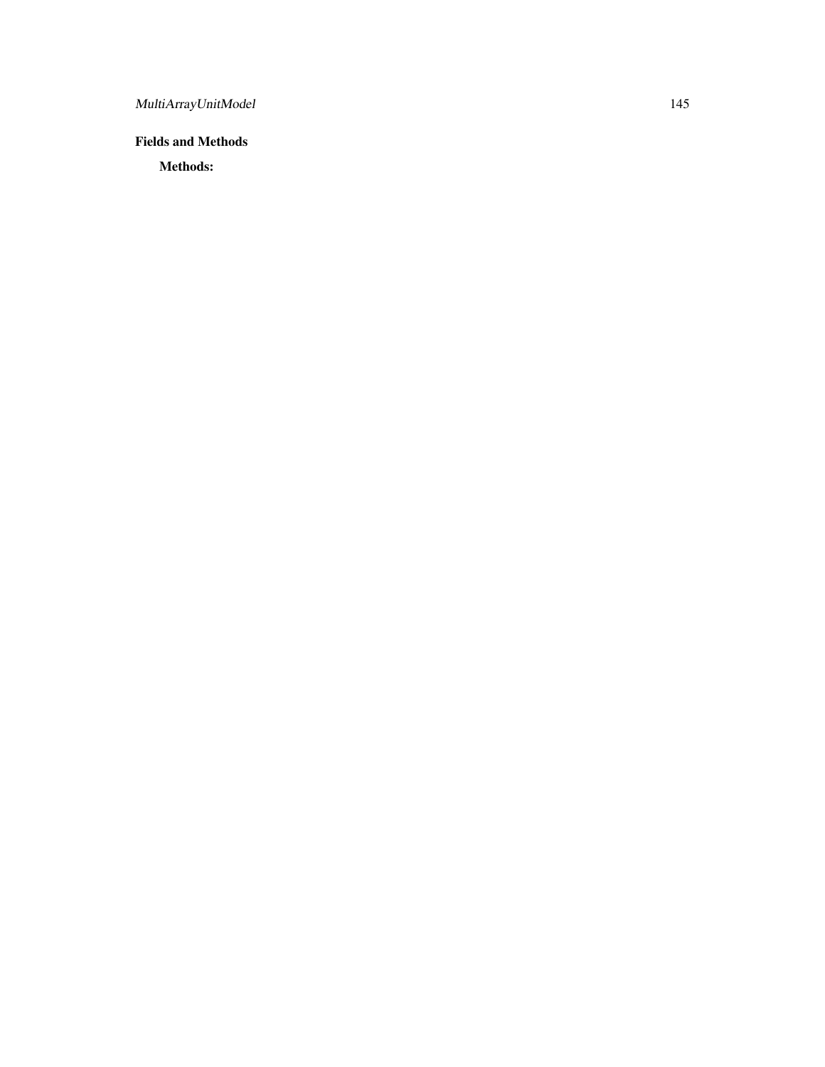**Fields and Methods**

**Methods:**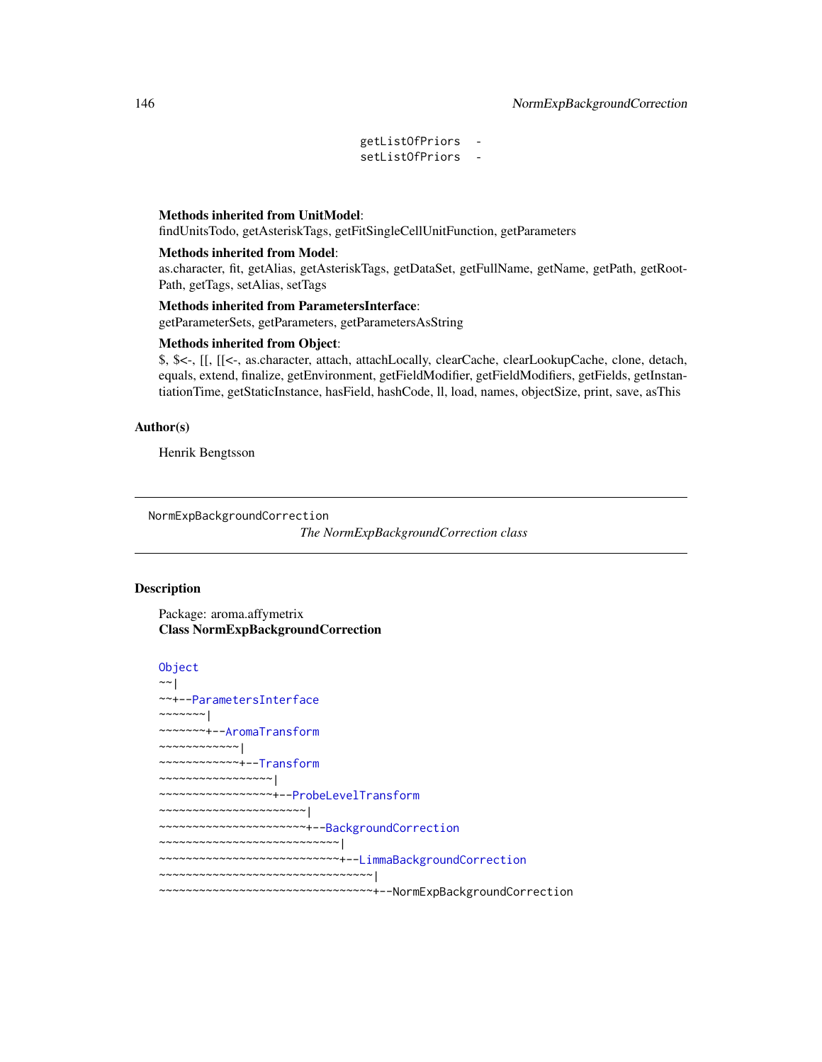```
getListOfPriors  -
setListOfPriors  -
```

**Methods inherited from UnitModel**:
findUnitsTodo, getAsteriskTags, getFitSingleCellUnitFunction, getParameters

**Methods inherited from Model**:
as.character, fit, getAlias, getAsteriskTags, getDataSet, getFullName, getName, getPath, getRootPath, getTags, setAlias, setTags

**Methods inherited from ParametersInterface**:
getParameterSets, getParameters, getParametersAsString

**Methods inherited from Object**:
$, $<-, [[, [[<-, as.character, attach, attachLocally, clearCache, clearLookupCache, clone, detach, equals, extend, finalize, getEnvironment, getFieldModifier, getFieldModifiers, getFields, getInstantiationTime, getStaticInstance, hasField, hashCode, ll, load, names, objectSize, print, save, asThis

## Author(s)

Henrik Bengtsson

---

`NormExpBackgroundCorrection` *The NormExpBackgroundCorrection class*

---

## Description

Package: aroma.affymetrix
**Class NormExpBackgroundCorrection**

```
Object
~~|
~~+--ParametersInterface
~~~~~~~|
~~~~~~~+--AromaTransform
~~~~~~~~~~~~|
~~~~~~~~~~~~+--Transform
~~~~~~~~~~~~~~~~~|
~~~~~~~~~~~~~~~~~+--ProbeLevelTransform
~~~~~~~~~~~~~~~~~~~~~~|
~~~~~~~~~~~~~~~~~~~~~~+--BackgroundCorrection
~~~~~~~~~~~~~~~~~~~~~~~~~~~|
~~~~~~~~~~~~~~~~~~~~~~~~~~~+--LimmaBackgroundCorrection
~~~~~~~~~~~~~~~~~~~~~~~~~~~~~~~~|
~~~~~~~~~~~~~~~~~~~~~~~~~~~~~~~~+--NormExpBackgroundCorrection
```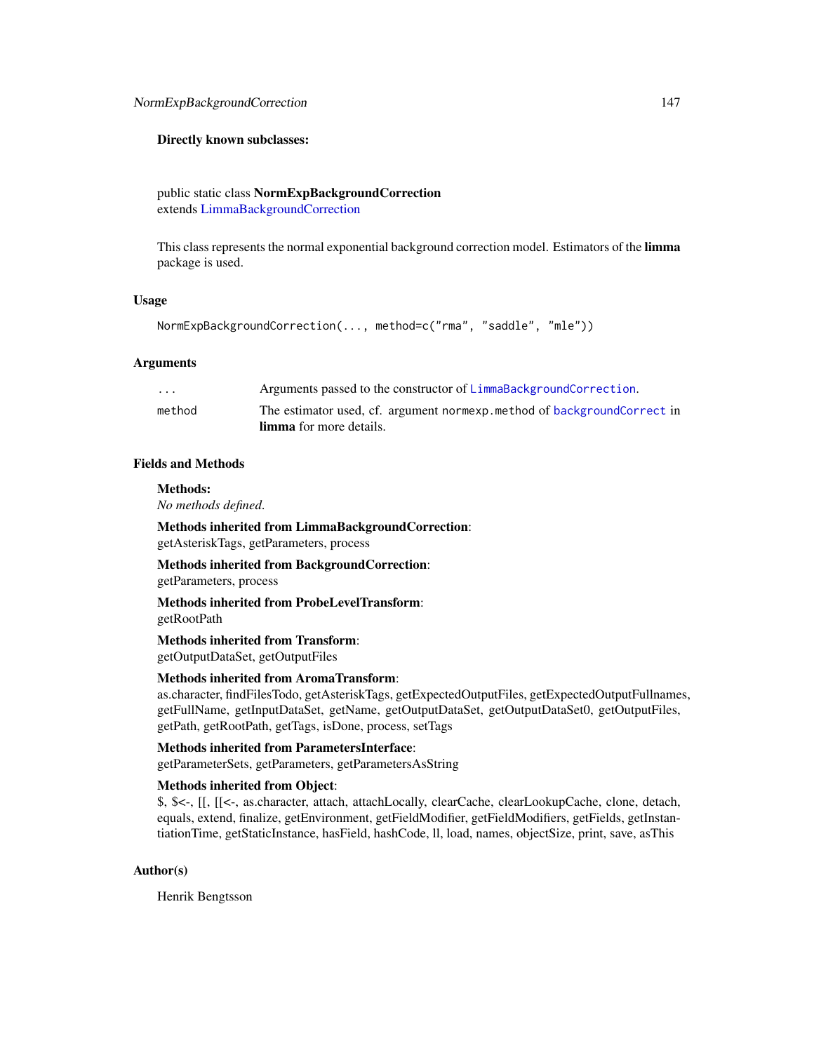**Directly known subclasses:**

public static class **NormExpBackgroundCorrection**
extends LimmaBackgroundCorrection

This class represents the normal exponential background correction model. Estimators of the **limma** package is used.

## Usage

```
NormExpBackgroundCorrection(..., method=c("rma", "saddle", "mle"))
```

## Arguments

| | |
|---|---|
| `...` | Arguments passed to the constructor of `LimmaBackgroundCorrection`. |
| `method` | The estimator used, cf. argument `normexp.method` of `backgroundCorrect` in **limma** for more details. |

## Fields and Methods

**Methods:**
*No methods defined.*

**Methods inherited from LimmaBackgroundCorrection**:
getAsteriskTags, getParameters, process

**Methods inherited from BackgroundCorrection**:
getParameters, process

**Methods inherited from ProbeLevelTransform**:
getRootPath

**Methods inherited from Transform**:
getOutputDataSet, getOutputFiles

**Methods inherited from AromaTransform**:
as.character, findFilesTodo, getAsteriskTags, getExpectedOutputFiles, getExpectedOutputFullnames, getFullName, getInputDataSet, getName, getOutputDataSet, getOutputDataSet0, getOutputFiles, getPath, getRootPath, getTags, isDone, process, setTags

**Methods inherited from ParametersInterface**:
getParameterSets, getParameters, getParametersAsString

**Methods inherited from Object**:
$, $<-, [[, [[<-, as.character, attach, attachLocally, clearCache, clearLookupCache, clone, detach, equals, extend, finalize, getEnvironment, getFieldModifier, getFieldModifiers, getFields, getInstantiationTime, getStaticInstance, hasField, hashCode, ll, load, names, objectSize, print, save, asThis

## Author(s)

Henrik Bengtsson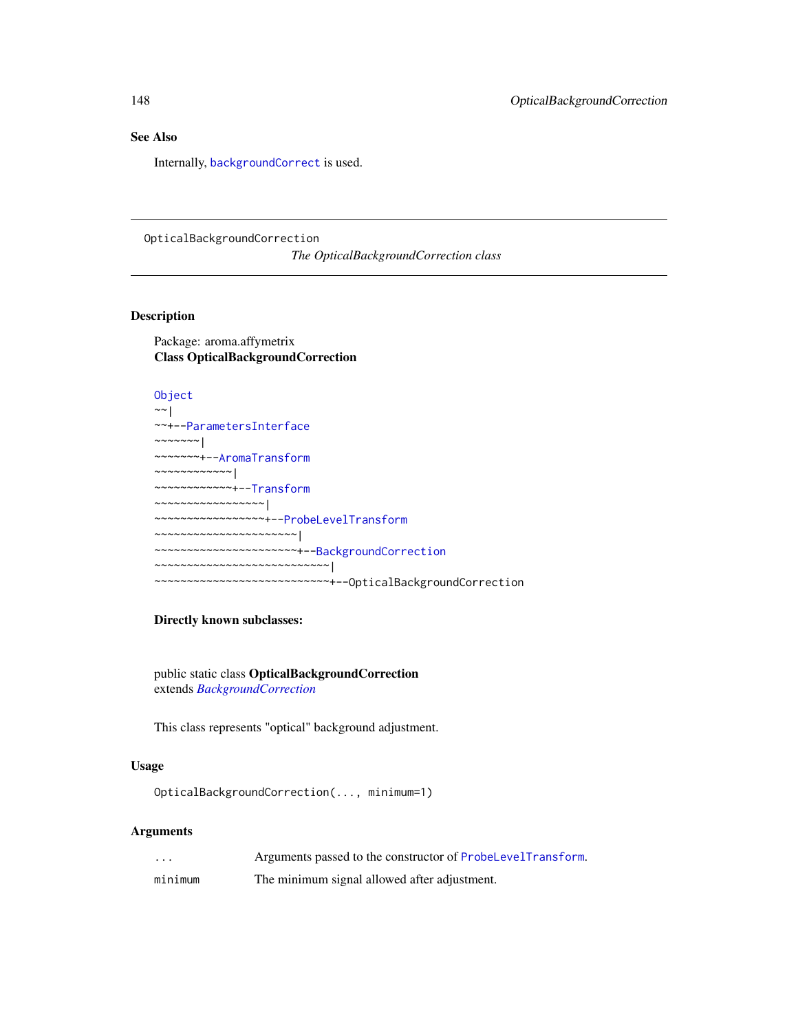## See Also

Internally, `backgroundCorrect` is used.

---

OpticalBackgroundCorrection *The OpticalBackgroundCorrection class*

---

## Description

Package: aroma.affymetrix
**Class OpticalBackgroundCorrection**

```
Object
~~|
~~+--ParametersInterface
~~~~~~~|
~~~~~~~+--AromaTransform
~~~~~~~~~~~~|
~~~~~~~~~~~~+--Transform
~~~~~~~~~~~~~~~~~|
~~~~~~~~~~~~~~~~~+--ProbeLevelTransform
~~~~~~~~~~~~~~~~~~~~~~|
~~~~~~~~~~~~~~~~~~~~~~+--BackgroundCorrection
~~~~~~~~~~~~~~~~~~~~~~~~~~~|
~~~~~~~~~~~~~~~~~~~~~~~~~~~+--OpticalBackgroundCorrection
```

**Directly known subclasses:**

public static class **OpticalBackgroundCorrection**
extends *BackgroundCorrection*

This class represents "optical" background adjustment.

## Usage

```
OpticalBackgroundCorrection(..., minimum=1)
```

## Arguments

| | |
|---|---|
| `...` | Arguments passed to the constructor of `ProbeLevelTransform`. |
| `minimum` | The minimum signal allowed after adjustment. |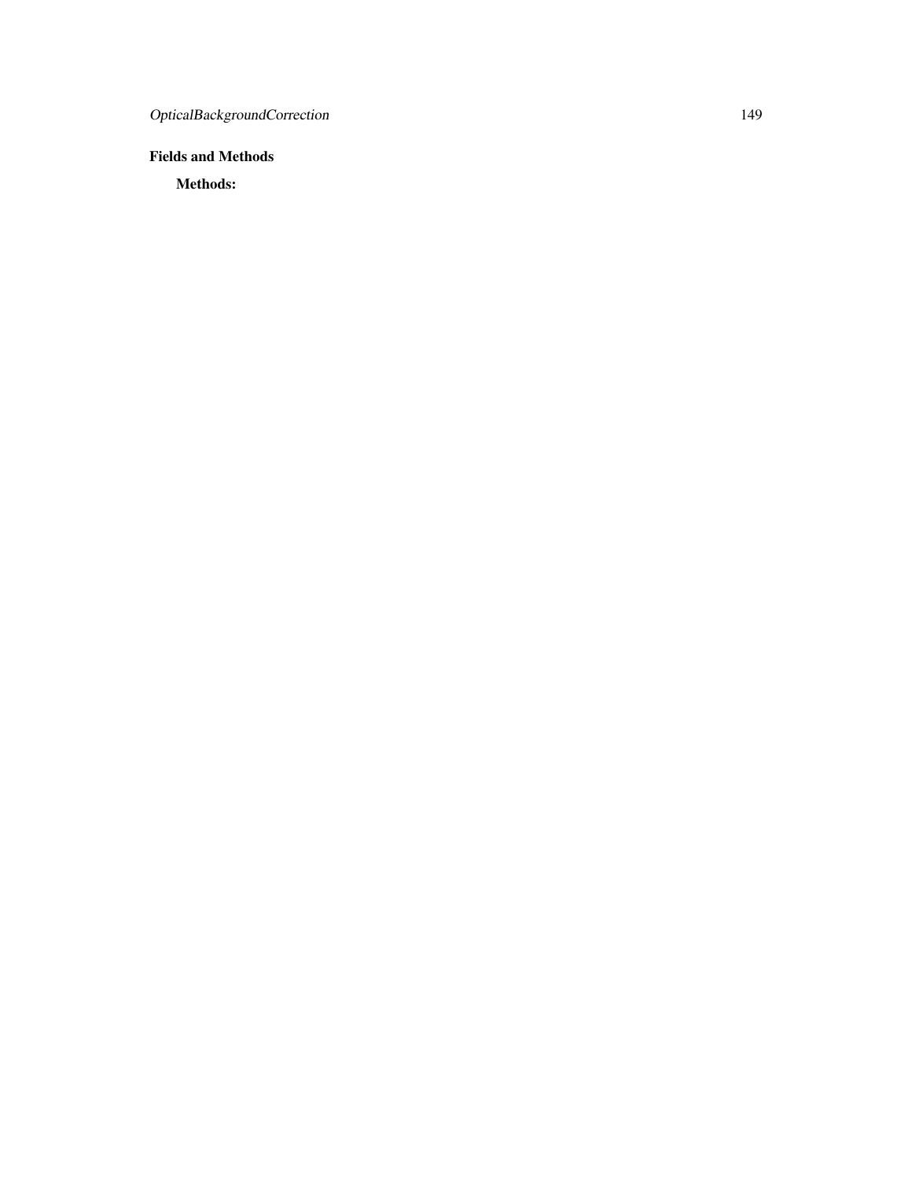## Fields and Methods

### Methods: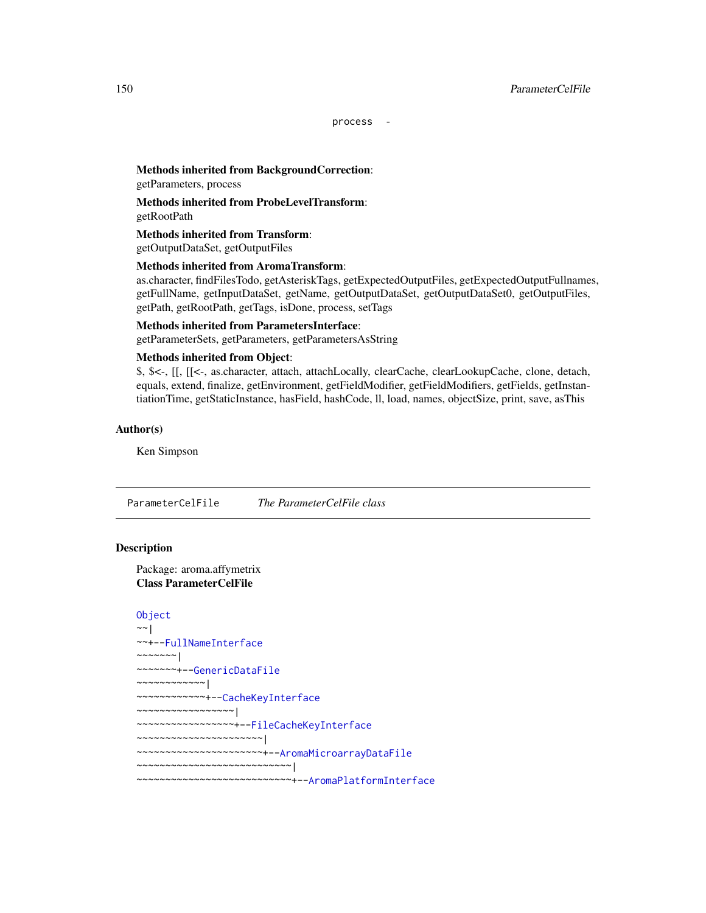```
process  -
```

**Methods inherited from BackgroundCorrection**:
getParameters, process

**Methods inherited from ProbeLevelTransform**:
getRootPath

**Methods inherited from Transform**:
getOutputDataSet, getOutputFiles

**Methods inherited from AromaTransform**:
as.character, findFilesTodo, getAsteriskTags, getExpectedOutputFiles, getExpectedOutputFullnames, getFullName, getInputDataSet, getName, getOutputDataSet, getOutputDataSet0, getOutputFiles, getPath, getRootPath, getTags, isDone, process, setTags

**Methods inherited from ParametersInterface**:
getParameterSets, getParameters, getParametersAsString

**Methods inherited from Object**:
$, $<-, [[, [[<-, as.character, attach, attachLocally, clearCache, clearLookupCache, clone, detach, equals, extend, finalize, getEnvironment, getFieldModifier, getFieldModifiers, getFields, getInstantiationTime, getStaticInstance, hasField, hashCode, ll, load, names, objectSize, print, save, asThis

### Author(s)

Ken Simpson

---

## ParameterCelFile — *The ParameterCelFile class*

---

### Description

Package: aroma.affymetrix
**Class ParameterCelFile**

```
Object
~~|
~~+--FullNameInterface
~~~~~~~|
~~~~~~~+--GenericDataFile
~~~~~~~~~~~~|
~~~~~~~~~~~~+--CacheKeyInterface
~~~~~~~~~~~~~~~~~|
~~~~~~~~~~~~~~~~~+--FileCacheKeyInterface
~~~~~~~~~~~~~~~~~~~~~~|
~~~~~~~~~~~~~~~~~~~~~~+--AromaMicroarrayDataFile
~~~~~~~~~~~~~~~~~~~~~~~~~~~|
~~~~~~~~~~~~~~~~~~~~~~~~~~~+--AromaPlatformInterface
```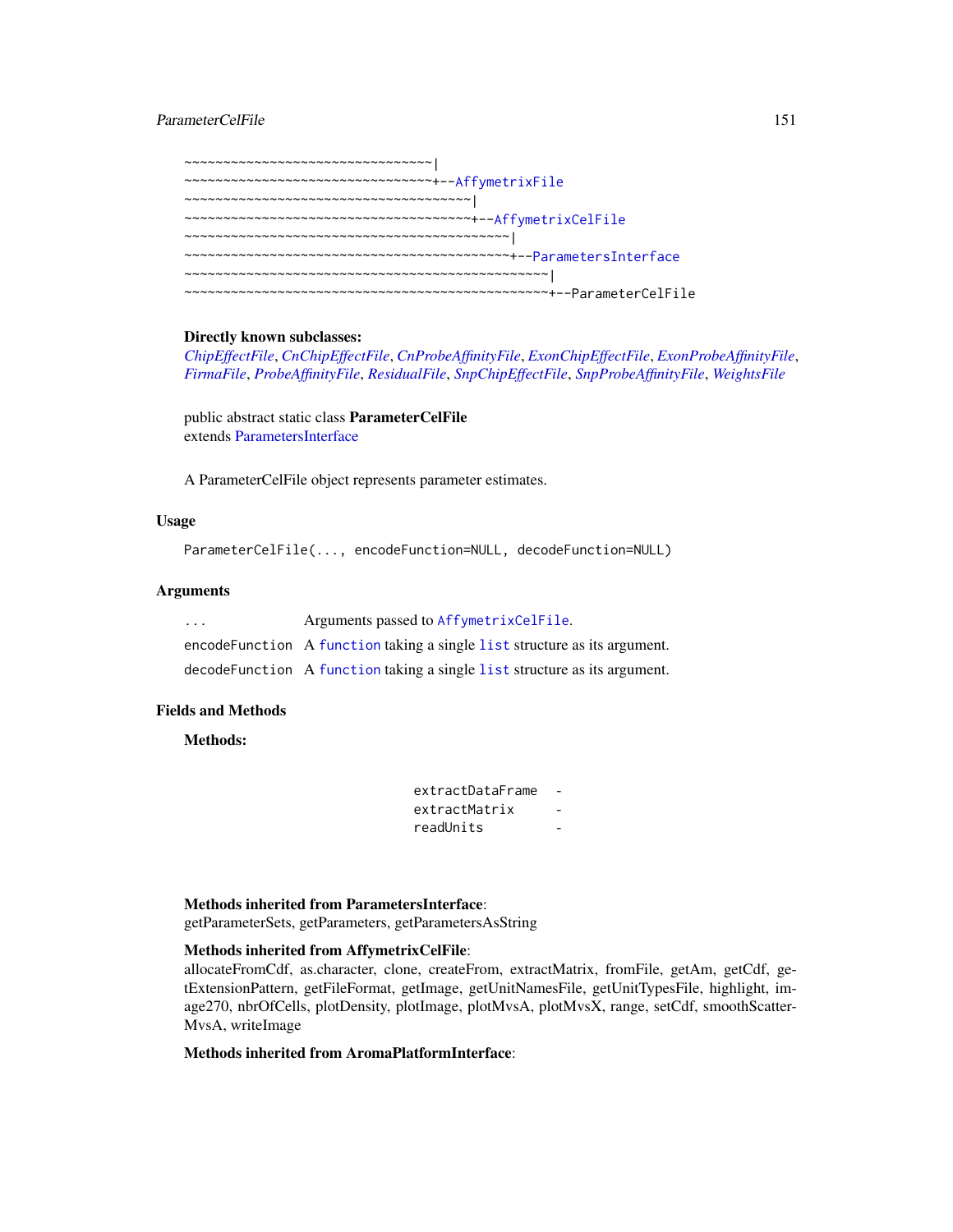```
~~~~~~~~~~~~~~~~~~~~~~~~~~~~~~~~~|
~~~~~~~~~~~~~~~~~~~~~~~~~~~~~~~~~+--AffymetrixFile
~~~~~~~~~~~~~~~~~~~~~~~~~~~~~~~~~~~~~~|
~~~~~~~~~~~~~~~~~~~~~~~~~~~~~~~~~~~~~~+--AffymetrixCelFile
~~~~~~~~~~~~~~~~~~~~~~~~~~~~~~~~~~~~~~~~~~~|
~~~~~~~~~~~~~~~~~~~~~~~~~~~~~~~~~~~~~~~~~~~+--ParametersInterface
~~~~~~~~~~~~~~~~~~~~~~~~~~~~~~~~~~~~~~~~~~~~~~~~|
~~~~~~~~~~~~~~~~~~~~~~~~~~~~~~~~~~~~~~~~~~~~~~~~+--ParameterCelFile
```

**Directly known subclasses:**
*ChipEffectFile*, *CnChipEffectFile*, *CnProbeAffinityFile*, *ExonChipEffectFile*, *ExonProbeAffinityFile*, *FirmaFile*, *ProbeAffinityFile*, *ResidualFile*, *SnpChipEffectFile*, *SnpProbeAffinityFile*, *WeightsFile*

public abstract static class **ParameterCelFile**
extends ParametersInterface

A ParameterCelFile object represents parameter estimates.

## Usage

```
ParameterCelFile(..., encodeFunction=NULL, decodeFunction=NULL)
```

## Arguments

| | |
|---|---|
| `...` | Arguments passed to `AffymetrixCelFile`. |
| `encodeFunction` | A `function` taking a single `list` structure as its argument. |
| `decodeFunction` | A `function` taking a single `list` structure as its argument. |

## Fields and Methods

**Methods:**

```
extractDataFrame  -
extractMatrix     -
readUnits         -
```

**Methods inherited from ParametersInterface**:
getParameterSets, getParameters, getParametersAsString

**Methods inherited from AffymetrixCelFile**:
allocateFromCdf, as.character, clone, createFrom, extractMatrix, fromFile, getAm, getCdf, getExtensionPattern, getFileFormat, getImage, getUnitNamesFile, getUnitTypesFile, highlight, image270, nbrOfCells, plotDensity, plotImage, plotMvsA, plotMvsX, range, setCdf, smoothScatterMvsA, writeImage

**Methods inherited from AromaPlatformInterface**: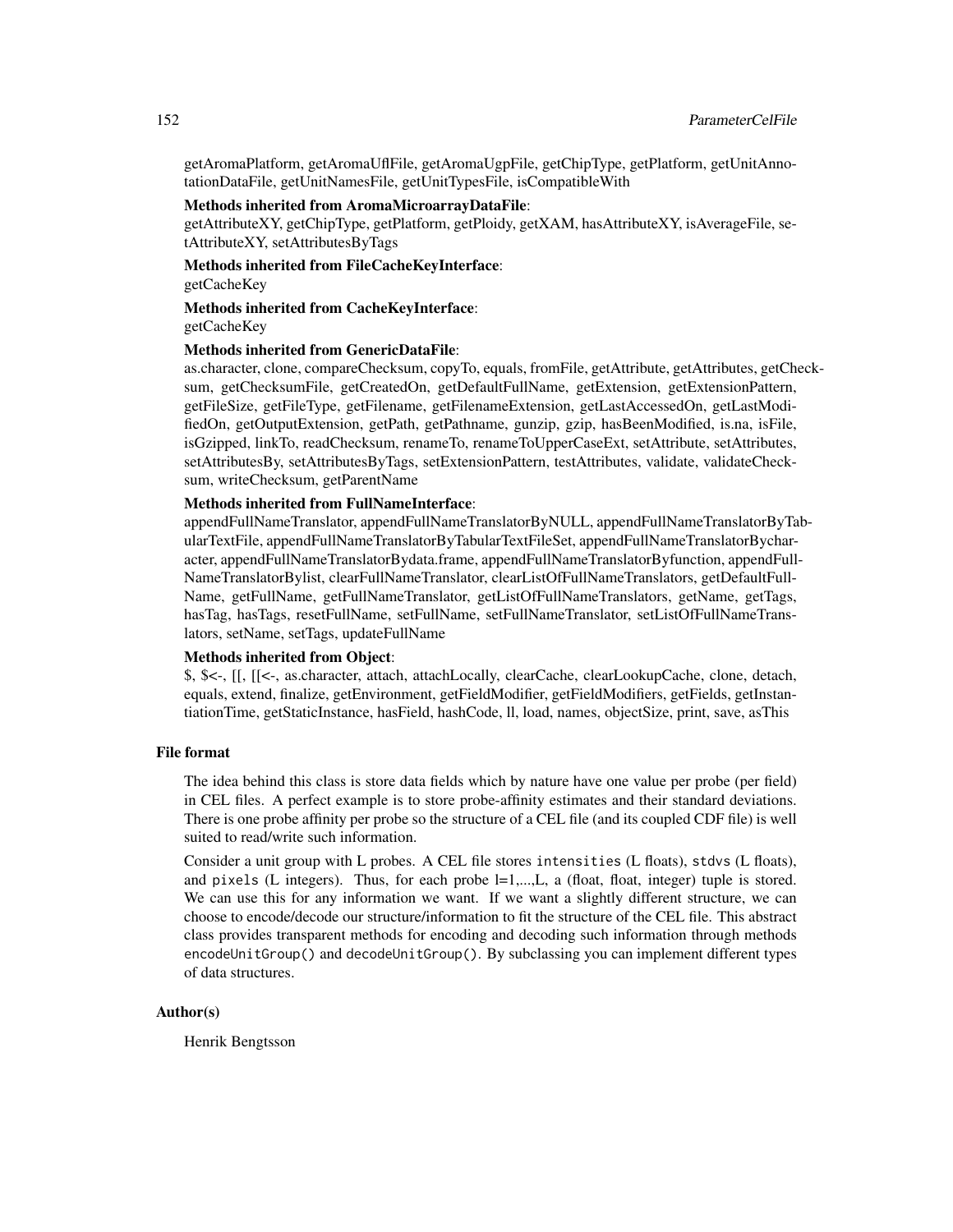getAromaPlatform, getAromaUflFile, getAromaUgpFile, getChipType, getPlatform, getUnitAnnotationDataFile, getUnitNamesFile, getUnitTypesFile, isCompatibleWith

**Methods inherited from AromaMicroarrayDataFile**:
getAttributeXY, getChipType, getPlatform, getPloidy, getXAM, hasAttributeXY, isAverageFile, setAttributeXY, setAttributesByTags

**Methods inherited from FileCacheKeyInterface**:
getCacheKey

**Methods inherited from CacheKeyInterface**:
getCacheKey

**Methods inherited from GenericDataFile**:
as.character, clone, compareChecksum, copyTo, equals, fromFile, getAttribute, getAttributes, getChecksum, getChecksumFile, getCreatedOn, getDefaultFullName, getExtension, getExtensionPattern, getFileSize, getFileType, getFilename, getFilenameExtension, getLastAccessedOn, getLastModifiedOn, getOutputExtension, getPath, getPathname, gunzip, gzip, hasBeenModified, is.na, isFile, isGzipped, linkTo, readChecksum, renameTo, renameToUpperCaseExt, setAttribute, setAttributes, setAttributesBy, setAttributesByTags, setExtensionPattern, testAttributes, validate, validateChecksum, writeChecksum, getParentName

**Methods inherited from FullNameInterface**:
appendFullNameTranslator, appendFullNameTranslatorByNULL, appendFullNameTranslatorByTabularTextFile, appendFullNameTranslatorByTabularTextFileSet, appendFullNameTranslatorBycharacter, appendFullNameTranslatorBydata.frame, appendFullNameTranslatorByfunction, appendFullNameTranslatorBylist, clearFullNameTranslator, clearListOfFullNameTranslators, getDefaultFullName, getFullName, getFullNameTranslator, getListOfFullNameTranslators, getName, getTags, hasTag, hasTags, resetFullName, setFullName, setFullNameTranslator, setListOfFullNameTranslators, setName, setTags, updateFullName

**Methods inherited from Object**:
$, $<-, [[, [[<-, as.character, attach, attachLocally, clearCache, clearLookupCache, clone, detach, equals, extend, finalize, getEnvironment, getFieldModifier, getFieldModifiers, getFields, getInstantiationTime, getStaticInstance, hasField, hashCode, ll, load, names, objectSize, print, save, asThis

## File format

The idea behind this class is store data fields which by nature have one value per probe (per field) in CEL files. A perfect example is to store probe-affinity estimates and their standard deviations. There is one probe affinity per probe so the structure of a CEL file (and its coupled CDF file) is well suited to read/write such information.

Consider a unit group with L probes. A CEL file stores `intensities` (L floats), `stdvs` (L floats), and `pixels` (L integers). Thus, for each probe l=1,...,L, a (float, float, integer) tuple is stored. We can use this for any information we want. If we want a slightly different structure, we can choose to encode/decode our structure/information to fit the structure of the CEL file. This abstract class provides transparent methods for encoding and decoding such information through methods `encodeUnitGroup()` and `decodeUnitGroup()`. By subclassing you can implement different types of data structures.

## Author(s)

Henrik Bengtsson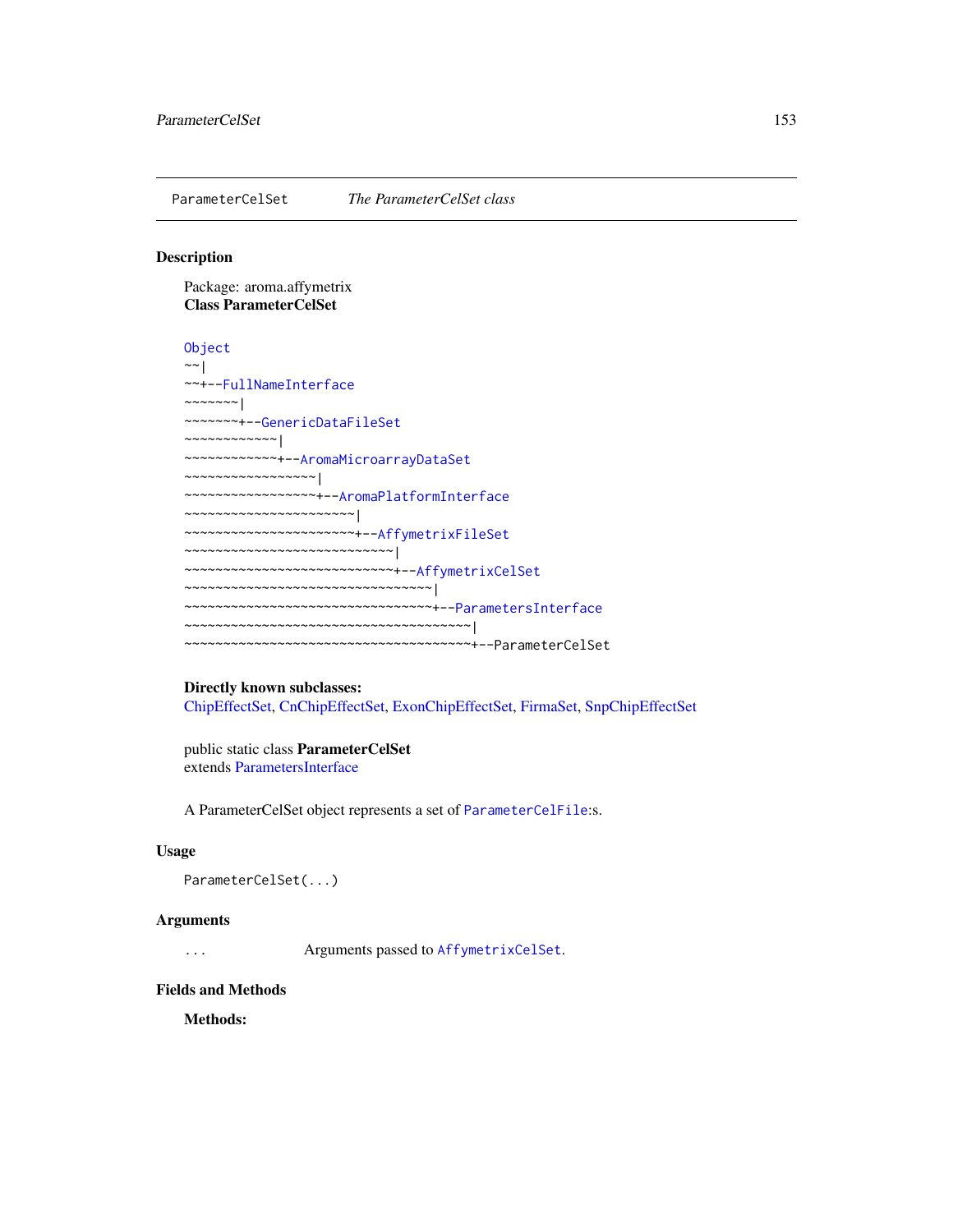## ParameterCelSet *The ParameterCelSet class*

### Description

Package: aroma.affymetrix
**Class ParameterCelSet**

```
Object
~~|
~~+--FullNameInterface
~~~~~~~|
~~~~~~~+--GenericDataFileSet
~~~~~~~~~~~~|
~~~~~~~~~~~~+--AromaMicroarrayDataSet
~~~~~~~~~~~~~~~~~|
~~~~~~~~~~~~~~~~~+--AromaPlatformInterface
~~~~~~~~~~~~~~~~~~~~~~|
~~~~~~~~~~~~~~~~~~~~~~+--AffymetrixFileSet
~~~~~~~~~~~~~~~~~~~~~~~~~~~|
~~~~~~~~~~~~~~~~~~~~~~~~~~~+--AffymetrixCelSet
~~~~~~~~~~~~~~~~~~~~~~~~~~~~~~~~|
~~~~~~~~~~~~~~~~~~~~~~~~~~~~~~~~+--ParametersInterface
~~~~~~~~~~~~~~~~~~~~~~~~~~~~~~~~~~~~~|
~~~~~~~~~~~~~~~~~~~~~~~~~~~~~~~~~~~~~+--ParameterCelSet
```

**Directly known subclasses:**
ChipEffectSet, CnChipEffectSet, ExonChipEffectSet, FirmaSet, SnpChipEffectSet

public static class **ParameterCelSet**
extends ParametersInterface

A ParameterCelSet object represents a set of `ParameterCelFile`:s.

### Usage

```
ParameterCelSet(...)
```

### Arguments

`...` Arguments passed to `AffymetrixCelSet`.

### Fields and Methods

**Methods:**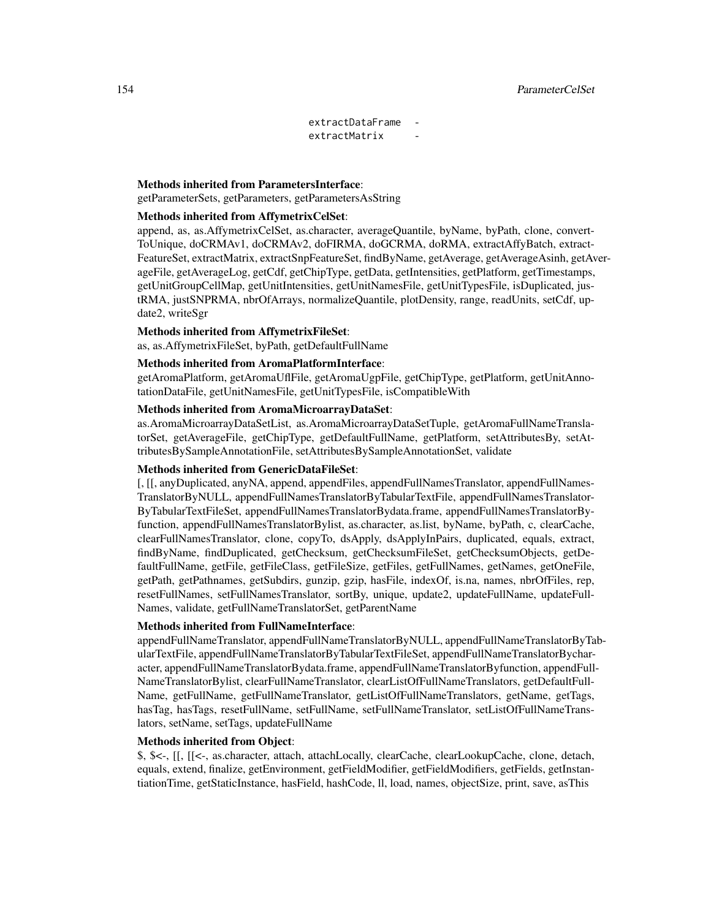```
extractDataFrame  -
extractMatrix     -
```

**Methods inherited from ParametersInterface**:
getParameterSets, getParameters, getParametersAsString

**Methods inherited from AffymetrixCelSet**:
append, as, as.AffymetrixCelSet, as.character, averageQuantile, byName, byPath, clone, convertToUnique, doCRMAv1, doCRMAv2, doFIRMA, doGCRMA, doRMA, extractAffyBatch, extractFeatureSet, extractMatrix, extractSnpFeatureSet, findByName, getAverage, getAverageAsinh, getAverageFile, getAverageLog, getCdf, getChipType, getData, getIntensities, getPlatform, getTimestamps, getUnitGroupCellMap, getUnitIntensities, getUnitNamesFile, getUnitTypesFile, isDuplicated, justRMA, justSNPRMA, nbrOfArrays, normalizeQuantile, plotDensity, range, readUnits, setCdf, update2, writeSgr

**Methods inherited from AffymetrixFileSet**:
as, as.AffymetrixFileSet, byPath, getDefaultFullName

**Methods inherited from AromaPlatformInterface**:
getAromaPlatform, getAromaUflFile, getAromaUgpFile, getChipType, getPlatform, getUnitAnnotationDataFile, getUnitNamesFile, getUnitTypesFile, isCompatibleWith

**Methods inherited from AromaMicroarrayDataSet**:
as.AromaMicroarrayDataSetList, as.AromaMicroarrayDataSetTuple, getAromaFullNameTranslatorSet, getAverageFile, getChipType, getDefaultFullName, getPlatform, setAttributesBy, setAttributesBySampleAnnotationFile, setAttributesBySampleAnnotationSet, validate

**Methods inherited from GenericDataFileSet**:
[, [[, anyDuplicated, anyNA, append, appendFiles, appendFullNamesTranslator, appendFullNamesTranslatorByNULL, appendFullNamesTranslatorByTabularTextFile, appendFullNamesTranslatorByTabularTextFileSet, appendFullNamesTranslatorBydata.frame, appendFullNamesTranslatorByfunction, appendFullNamesTranslatorBylist, as.character, as.list, byName, byPath, c, clearCache, clearFullNamesTranslator, clone, copyTo, dsApply, dsApplyInPairs, duplicated, equals, extract, findByName, findDuplicated, getChecksum, getChecksumFileSet, getChecksumObjects, getDefaultFullName, getFile, getFileClass, getFileSize, getFiles, getFullNames, getNames, getOneFile, getPath, getPathnames, getSubdirs, gunzip, gzip, hasFile, indexOf, is.na, names, nbrOfFiles, rep, resetFullNames, setFullNamesTranslator, sortBy, unique, update2, updateFullName, updateFullNames, validate, getFullNameTranslatorSet, getParentName

**Methods inherited from FullNameInterface**:
appendFullNameTranslator, appendFullNameTranslatorByNULL, appendFullNameTranslatorByTabularTextFile, appendFullNameTranslatorByTabularTextFileSet, appendFullNameTranslatorBycharacter, appendFullNameTranslatorBydata.frame, appendFullNameTranslatorByfunction, appendFullNameTranslatorBylist, clearFullNameTranslator, clearListOfFullNameTranslators, getDefaultFullName, getFullName, getFullNameTranslator, getListOfFullNameTranslators, getName, getTags, hasTag, hasTags, resetFullName, setFullName, setFullNameTranslator, setListOfFullNameTranslators, setName, setTags, updateFullName

**Methods inherited from Object**:
$, $<-, [[, [[<-, as.character, attach, attachLocally, clearCache, clearLookupCache, clone, detach, equals, extend, finalize, getEnvironment, getFieldModifier, getFieldModifiers, getFields, getInstantiationTime, getStaticInstance, hasField, hashCode, ll, load, names, objectSize, print, save, asThis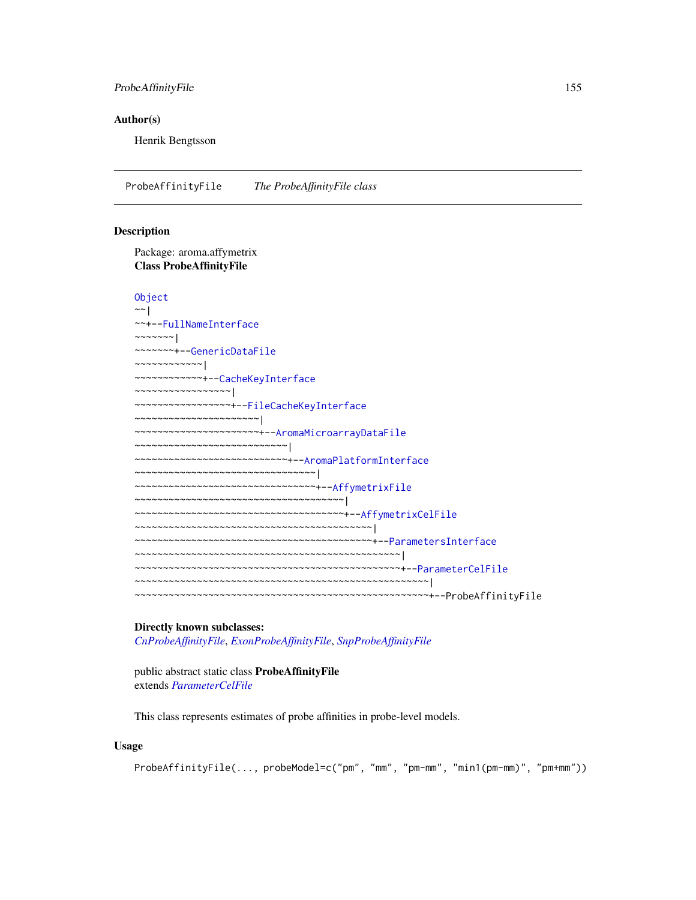## Author(s)

Henrik Bengtsson

---

ProbeAffinityFile        *The ProbeAffinityFile class*

---

## Description

Package: aroma.affymetrix
**Class ProbeAffinityFile**

```
Object
~~|
~~+--FullNameInterface
~~~~~~~|
~~~~~~~+--GenericDataFile
~~~~~~~~~~~~|
~~~~~~~~~~~~+--CacheKeyInterface
~~~~~~~~~~~~~~~~~|
~~~~~~~~~~~~~~~~~+--FileCacheKeyInterface
~~~~~~~~~~~~~~~~~~~~~~|
~~~~~~~~~~~~~~~~~~~~~~+--AromaMicroarrayDataFile
~~~~~~~~~~~~~~~~~~~~~~~~~~~|
~~~~~~~~~~~~~~~~~~~~~~~~~~~+--AromaPlatformInterface
~~~~~~~~~~~~~~~~~~~~~~~~~~~~~~~~|
~~~~~~~~~~~~~~~~~~~~~~~~~~~~~~~~+--AffymetrixFile
~~~~~~~~~~~~~~~~~~~~~~~~~~~~~~~~~~~~~|
~~~~~~~~~~~~~~~~~~~~~~~~~~~~~~~~~~~~~+--AffymetrixCelFile
~~~~~~~~~~~~~~~~~~~~~~~~~~~~~~~~~~~~~~~~~~|
~~~~~~~~~~~~~~~~~~~~~~~~~~~~~~~~~~~~~~~~~~+--ParametersInterface
~~~~~~~~~~~~~~~~~~~~~~~~~~~~~~~~~~~~~~~~~~~~~~~|
~~~~~~~~~~~~~~~~~~~~~~~~~~~~~~~~~~~~~~~~~~~~~~~+--ParameterCelFile
~~~~~~~~~~~~~~~~~~~~~~~~~~~~~~~~~~~~~~~~~~~~~~~~~~~~|
~~~~~~~~~~~~~~~~~~~~~~~~~~~~~~~~~~~~~~~~~~~~~~~~~~~~+--ProbeAffinityFile
```

**Directly known subclasses:**
*CnProbeAffinityFile*, *ExonProbeAffinityFile*, *SnpProbeAffinityFile*

public abstract static class **ProbeAffinityFile**
extends *ParameterCelFile*

This class represents estimates of probe affinities in probe-level models.

## Usage

```
ProbeAffinityFile(..., probeModel=c("pm", "mm", "pm-mm", "min1(pm-mm)", "pm+mm"))
```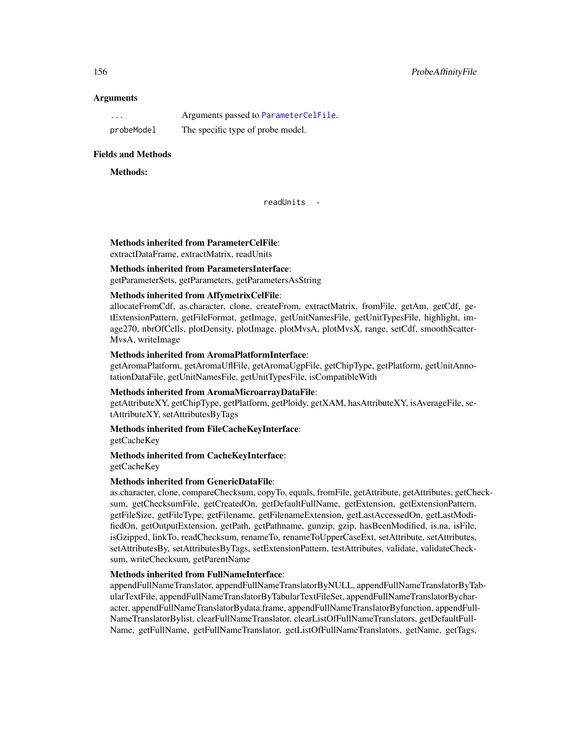## Arguments

| | |
|---|---|
| `...` | Arguments passed to `ParameterCelFile`. |
| `probeModel` | The specific type of probe model. |

## Fields and Methods

**Methods:**

readUnits -

**Methods inherited from ParameterCelFile**:
extractDataFrame, extractMatrix, readUnits

**Methods inherited from ParametersInterface**:
getParameterSets, getParameters, getParametersAsString

**Methods inherited from AffymetrixCelFile**:
allocateFromCdf, as.character, clone, createFrom, extractMatrix, fromFile, getAm, getCdf, getExtensionPattern, getFileFormat, getImage, getUnitNamesFile, getUnitTypesFile, highlight, image270, nbrOfCells, plotDensity, plotImage, plotMvsA, plotMvsX, range, setCdf, smoothScatterMvsA, writeImage

**Methods inherited from AromaPlatformInterface**:
getAromaPlatform, getAromaUflFile, getAromaUgpFile, getChipType, getPlatform, getUnitAnnotationDataFile, getUnitNamesFile, getUnitTypesFile, isCompatibleWith

**Methods inherited from AromaMicroarrayDataFile**:
getAttributeXY, getChipType, getPlatform, getPloidy, getXAM, hasAttributeXY, isAverageFile, setAttributeXY, setAttributesByTags

**Methods inherited from FileCacheKeyInterface**:
getCacheKey

**Methods inherited from CacheKeyInterface**:
getCacheKey

**Methods inherited from GenericDataFile**:
as.character, clone, compareChecksum, copyTo, equals, fromFile, getAttribute, getAttributes, getChecksum, getChecksumFile, getCreatedOn, getDefaultFullName, getExtension, getExtensionPattern, getFileSize, getFileType, getFilename, getFilenameExtension, getLastAccessedOn, getLastModifiedOn, getOutputExtension, getPath, getPathname, gunzip, gzip, hasBeenModified, is.na, isFile, isGzipped, linkTo, readChecksum, renameTo, renameToUpperCaseExt, setAttribute, setAttributes, setAttributesBy, setAttributesByTags, setExtensionPattern, testAttributes, validate, validateChecksum, writeChecksum, getParentName

**Methods inherited from FullNameInterface**:
appendFullNameTranslator, appendFullNameTranslatorByNULL, appendFullNameTranslatorByTabularTextFile, appendFullNameTranslatorByTabularTextFileSet, appendFullNameTranslatorBycharacter, appendFullNameTranslatorBydata.frame, appendFullNameTranslatorByfunction, appendFullNameTranslatorBylist, clearFullNameTranslator, clearListOfFullNameTranslators, getDefaultFullName, getFullName, getFullNameTranslator, getListOfFullNameTranslators, getName, getTags,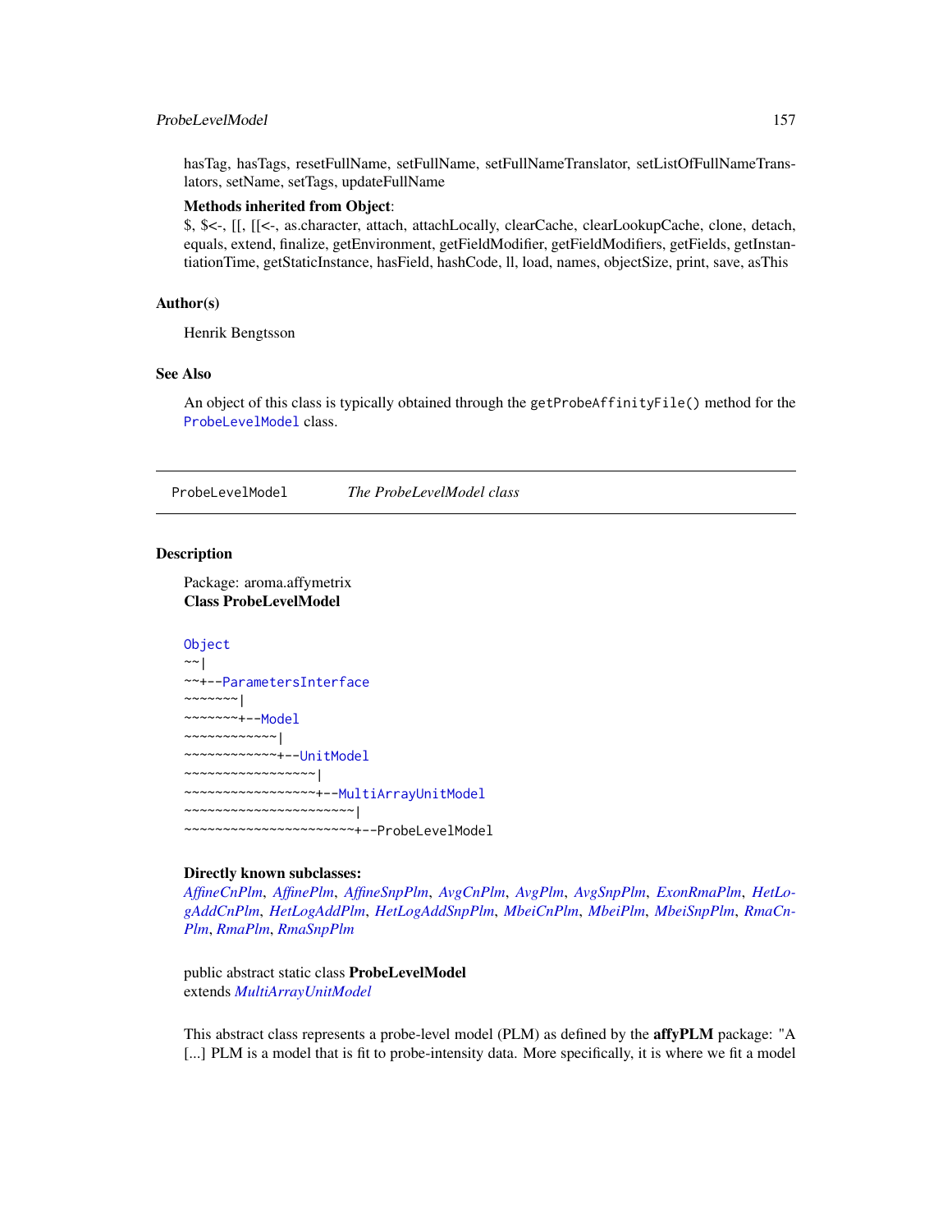hasTag, hasTags, resetFullName, setFullName, setFullNameTranslator, setListOfFullNameTranslators, setName, setTags, updateFullName

**Methods inherited from Object**:
$, $<-, [[, [[<-, as.character, attach, attachLocally, clearCache, clearLookupCache, clone, detach, equals, extend, finalize, getEnvironment, getFieldModifier, getFieldModifiers, getFields, getInstantiationTime, getStaticInstance, hasField, hashCode, ll, load, names, objectSize, print, save, asThis

### Author(s)

Henrik Bengtsson

### See Also

An object of this class is typically obtained through the `getProbeAffinityFile()` method for the `ProbeLevelModel` class.

---

## ProbeLevelModel — *The ProbeLevelModel class*

### Description

Package: aroma.affymetrix
**Class ProbeLevelModel**

```
Object
~~|
~~+--ParametersInterface
~~~~~~~|
~~~~~~~+--Model
~~~~~~~~~~~~|
~~~~~~~~~~~~+--UnitModel
~~~~~~~~~~~~~~~~~|
~~~~~~~~~~~~~~~~~+--MultiArrayUnitModel
~~~~~~~~~~~~~~~~~~~~~~|
~~~~~~~~~~~~~~~~~~~~~~+--ProbeLevelModel
```

**Directly known subclasses:**
*AffineCnPlm*, *AffinePlm*, *AffineSnpPlm*, *AvgCnPlm*, *AvgPlm*, *AvgSnpPlm*, *ExonRmaPlm*, *HetLogAddCnPlm*, *HetLogAddPlm*, *HetLogAddSnpPlm*, *MbeiCnPlm*, *MbeiPlm*, *MbeiSnpPlm*, *RmaCnPlm*, *RmaPlm*, *RmaSnpPlm*

public abstract static class **ProbeLevelModel**
extends *MultiArrayUnitModel*

This abstract class represents a probe-level model (PLM) as defined by the **affyPLM** package: "A [...] PLM is a model that is fit to probe-intensity data. More specifically, it is where we fit a model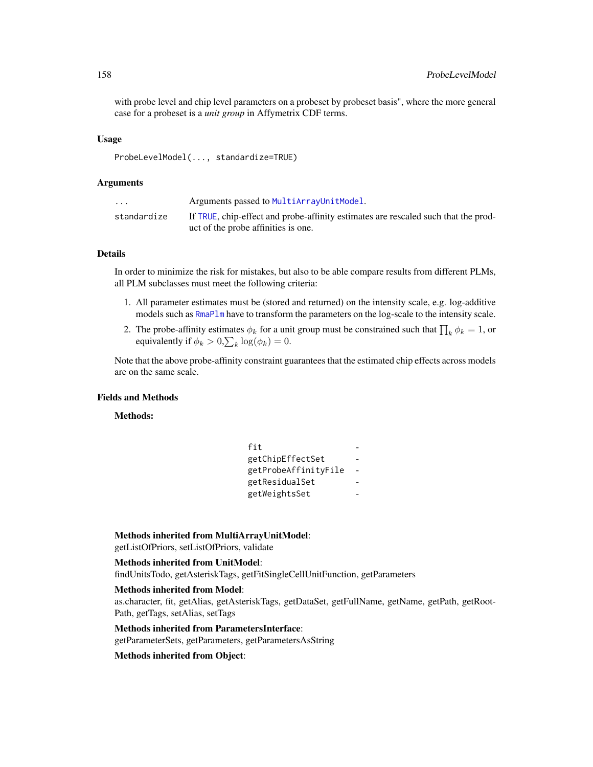with probe level and chip level parameters on a probeset by probeset basis", where the more general case for a probeset is a *unit group* in Affymetrix CDF terms.

### Usage

```
ProbeLevelModel(..., standardize=TRUE)
```

### Arguments

| | |
|---|---|
| `...` | Arguments passed to `MultiArrayUnitModel`. |
| `standardize` | If `TRUE`, chip-effect and probe-affinity estimates are rescaled such that the product of the probe affinities is one. |

### Details

In order to minimize the risk for mistakes, but also to be able compare results from different PLMs, all PLM subclasses must meet the following criteria:

1. All parameter estimates must be (stored and returned) on the intensity scale, e.g. log-additive models such as `RmaPlm` have to transform the parameters on the log-scale to the intensity scale.
2. The probe-affinity estimates $\phi_k$ for a unit group must be constrained such that $\prod_k \phi_k = 1$, or equivalently if $\phi_k > 0, \sum_k \log(\phi_k) = 0$.

Note that the above probe-affinity constraint guarantees that the estimated chip effects across models are on the same scale.

### Fields and Methods

**Methods:**

| | |
|---|---|
| `fit` | - |
| `getChipEffectSet` | - |
| `getProbeAffinityFile` | - |
| `getResidualSet` | - |
| `getWeightsSet` | - |

**Methods inherited from MultiArrayUnitModel**:
getListOfPriors, setListOfPriors, validate

**Methods inherited from UnitModel**:
findUnitsTodo, getAsteriskTags, getFitSingleCellUnitFunction, getParameters

**Methods inherited from Model**:
as.character, fit, getAlias, getAsteriskTags, getDataSet, getFullName, getName, getPath, getRootPath, getTags, setAlias, setTags

**Methods inherited from ParametersInterface**:
getParameterSets, getParameters, getParametersAsString

**Methods inherited from Object**: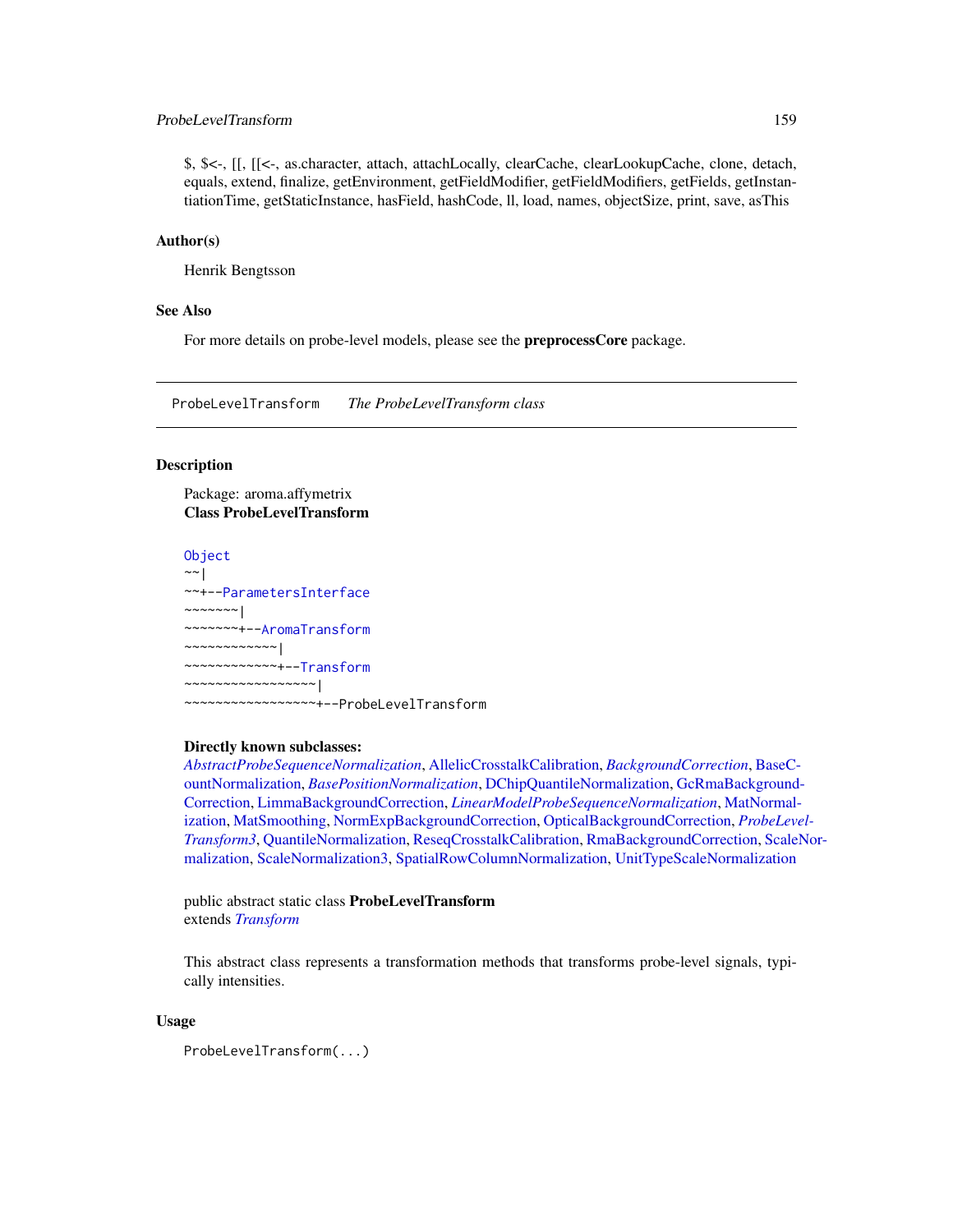$, $<-, [[, [[<-, as.character, attach, attachLocally, clearCache, clearLookupCache, clone, detach, equals, extend, finalize, getEnvironment, getFieldModifier, getFieldModifiers, getFields, getInstantiationTime, getStaticInstance, hasField, hashCode, ll, load, names, objectSize, print, save, asThis

### Author(s)

Henrik Bengtsson

### See Also

For more details on probe-level models, please see the **preprocessCore** package.

---

## ProbeLevelTransform *The ProbeLevelTransform class*

---

### Description

Package: aroma.affymetrix
**Class ProbeLevelTransform**

```
Object
~~|
~~+--ParametersInterface
~~~~~~~|
~~~~~~~+--AromaTransform
~~~~~~~~~~~~|
~~~~~~~~~~~~+--Transform
~~~~~~~~~~~~~~~~~|
~~~~~~~~~~~~~~~~~+--ProbeLevelTransform
```

**Directly known subclasses:**
*AbstractProbeSequenceNormalization*, AllelicCrosstalkCalibration, *BackgroundCorrection*, BaseCountNormalization, *BasePositionNormalization*, DChipQuantileNormalization, GcRmaBackgroundCorrection, LimmaBackgroundCorrection, *LinearModelProbeSequenceNormalization*, MatNormalization, MatSmoothing, NormExpBackgroundCorrection, OpticalBackgroundCorrection, *ProbeLevelTransform3*, QuantileNormalization, ReseqCrosstalkCalibration, RmaBackgroundCorrection, ScaleNormalization, ScaleNormalization3, SpatialRowColumnNormalization, UnitTypeScaleNormalization

public abstract static class **ProbeLevelTransform**
extends *Transform*

This abstract class represents a transformation methods that transforms probe-level signals, typically intensities.

### Usage

```
ProbeLevelTransform(...)
```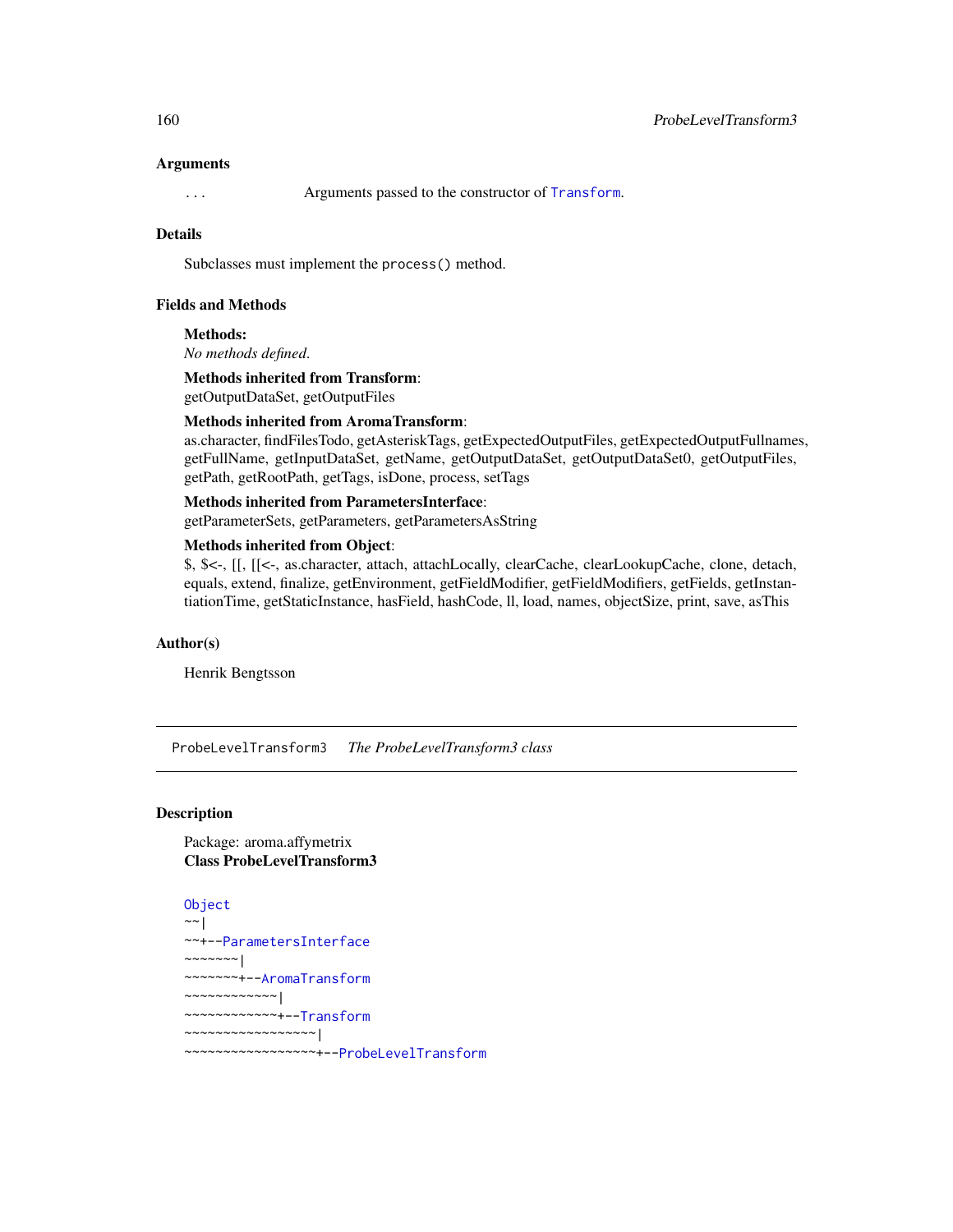## Arguments

`...` Arguments passed to the constructor of `Transform`.

## Details

Subclasses must implement the `process()` method.

## Fields and Methods

**Methods:**
*No methods defined.*

**Methods inherited from Transform**:
getOutputDataSet, getOutputFiles

**Methods inherited from AromaTransform**:
as.character, findFilesTodo, getAsteriskTags, getExpectedOutputFiles, getExpectedOutputFullnames, getFullName, getInputDataSet, getName, getOutputDataSet, getOutputDataSet0, getOutputFiles, getPath, getRootPath, getTags, isDone, process, setTags

**Methods inherited from ParametersInterface**:
getParameterSets, getParameters, getParametersAsString

**Methods inherited from Object**:
$, $<-, [[, [[<-, as.character, attach, attachLocally, clearCache, clearLookupCache, clone, detach, equals, extend, finalize, getEnvironment, getFieldModifier, getFieldModifiers, getFields, getInstantiationTime, getStaticInstance, hasField, hashCode, ll, load, names, objectSize, print, save, asThis

## Author(s)

Henrik Bengtsson

---

# ProbeLevelTransform3 *The ProbeLevelTransform3 class*

## Description

Package: aroma.affymetrix
**Class ProbeLevelTransform3**

```
Object
~~|
~~+--ParametersInterface
~~~~~~~|
~~~~~~~+--AromaTransform
~~~~~~~~~~~~|
~~~~~~~~~~~~+--Transform
~~~~~~~~~~~~~~~~~|
~~~~~~~~~~~~~~~~~+--ProbeLevelTransform
```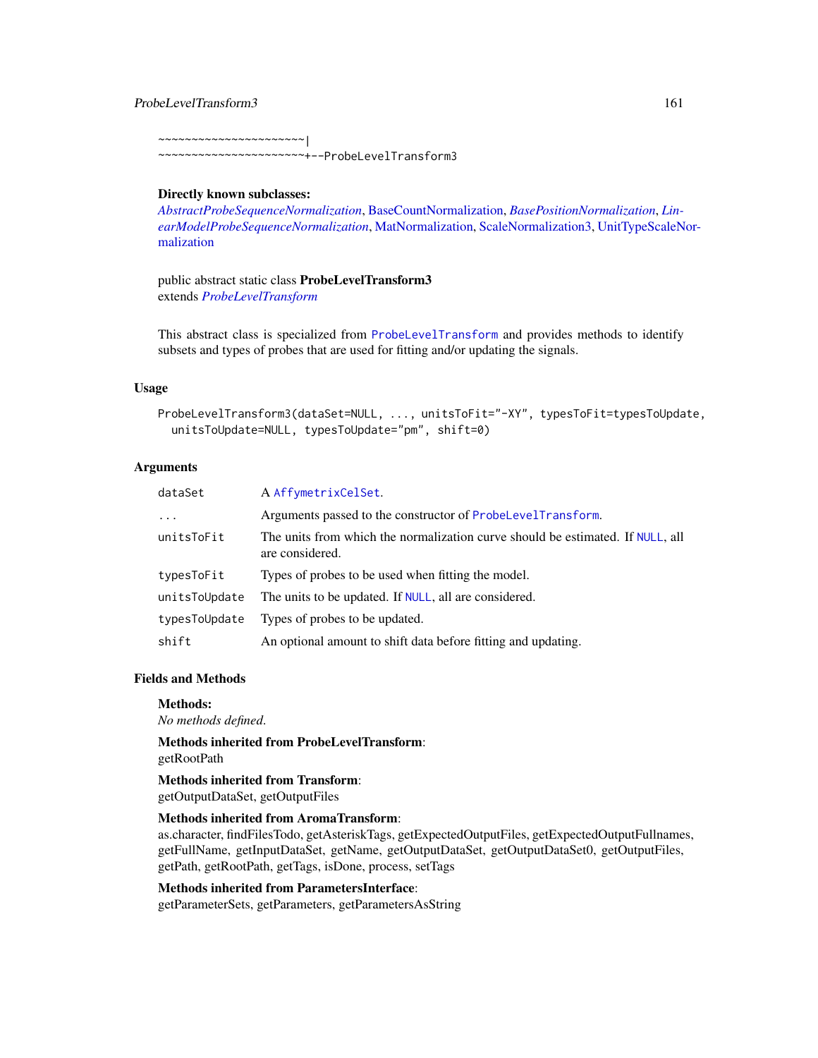```
~~~~~~~~~~~~~~~~~~~~~~|
~~~~~~~~~~~~~~~~~~~~~~+--ProbeLevelTransform3
```

**Directly known subclasses:**
*AbstractProbeSequenceNormalization*, BaseCountNormalization, *BasePositionNormalization*, *LinearModelProbeSequenceNormalization*, MatNormalization, ScaleNormalization3, UnitTypeScaleNormalization

public abstract static class **ProbeLevelTransform3**
extends *ProbeLevelTransform*

This abstract class is specialized from `ProbeLevelTransform` and provides methods to identify subsets and types of probes that are used for fitting and/or updating the signals.

## Usage

```
ProbeLevelTransform3(dataSet=NULL, ..., unitsToFit="-XY", typesToFit=typesToUpdate,
  unitsToUpdate=NULL, typesToUpdate="pm", shift=0)
```

## Arguments

| | |
|---|---|
| `dataSet` | A `AffymetrixCelSet`. |
| `...` | Arguments passed to the constructor of `ProbeLevelTransform`. |
| `unitsToFit` | The units from which the normalization curve should be estimated. If `NULL`, all are considered. |
| `typesToFit` | Types of probes to be used when fitting the model. |
| `unitsToUpdate` | The units to be updated. If `NULL`, all are considered. |
| `typesToUpdate` | Types of probes to be updated. |
| `shift` | An optional amount to shift data before fitting and updating. |

## Fields and Methods

**Methods:**
*No methods defined.*

**Methods inherited from ProbeLevelTransform**:
getRootPath

**Methods inherited from Transform**:
getOutputDataSet, getOutputFiles

**Methods inherited from AromaTransform**:
as.character, findFilesTodo, getAsteriskTags, getExpectedOutputFiles, getExpectedOutputFullnames, getFullName, getInputDataSet, getName, getOutputDataSet, getOutputDataSet0, getOutputFiles, getPath, getRootPath, getTags, isDone, process, setTags

**Methods inherited from ParametersInterface**:
getParameterSets, getParameters, getParametersAsString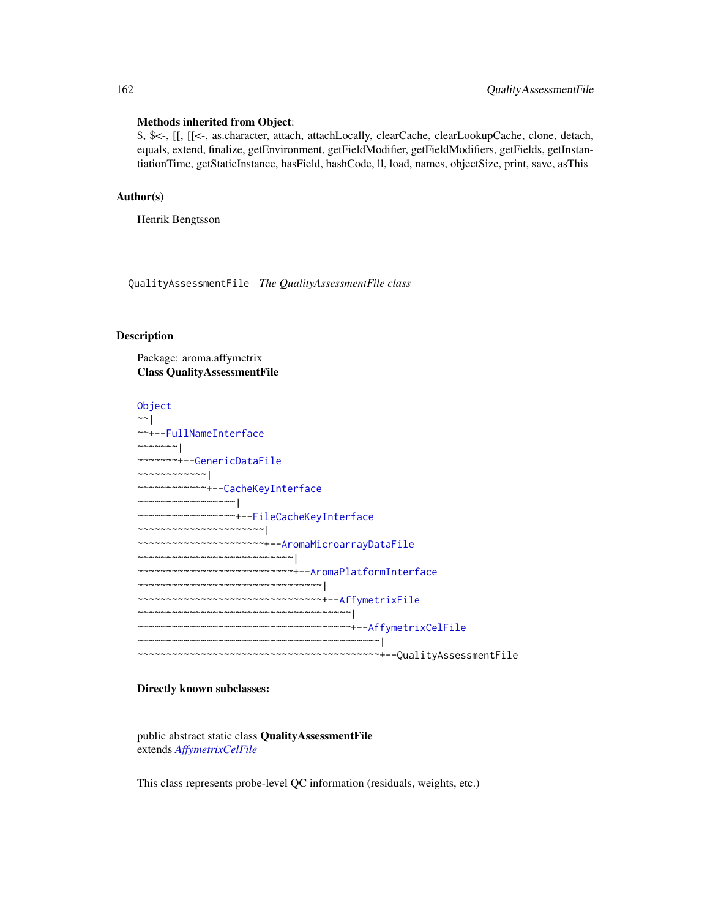**Methods inherited from Object**:
$, $<-, [[, [[<-, as.character, attach, attachLocally, clearCache, clearLookupCache, clone, detach, equals, extend, finalize, getEnvironment, getFieldModifier, getFieldModifiers, getFields, getInstantiationTime, getStaticInstance, hasField, hashCode, ll, load, names, objectSize, print, save, asThis

## Author(s)

Henrik Bengtsson

---

QualityAssessmentFile *The QualityAssessmentFile class*

---

## Description

Package: aroma.affymetrix
**Class QualityAssessmentFile**

```
Object
~~|
~~+--FullNameInterface
~~~~~~~|
~~~~~~~+--GenericDataFile
~~~~~~~~~~~~|
~~~~~~~~~~~~+--CacheKeyInterface
~~~~~~~~~~~~~~~~~|
~~~~~~~~~~~~~~~~~+--FileCacheKeyInterface
~~~~~~~~~~~~~~~~~~~~~~|
~~~~~~~~~~~~~~~~~~~~~~+--AromaMicroarrayDataFile
~~~~~~~~~~~~~~~~~~~~~~~~~~~|
~~~~~~~~~~~~~~~~~~~~~~~~~~~+--AromaPlatformInterface
~~~~~~~~~~~~~~~~~~~~~~~~~~~~~~~~|
~~~~~~~~~~~~~~~~~~~~~~~~~~~~~~~~+--AffymetrixFile
~~~~~~~~~~~~~~~~~~~~~~~~~~~~~~~~~~~~~|
~~~~~~~~~~~~~~~~~~~~~~~~~~~~~~~~~~~~~+--AffymetrixCelFile
~~~~~~~~~~~~~~~~~~~~~~~~~~~~~~~~~~~~~~~~~~|
~~~~~~~~~~~~~~~~~~~~~~~~~~~~~~~~~~~~~~~~~~+--QualityAssessmentFile
```

**Directly known subclasses:**

public abstract static class **QualityAssessmentFile**
extends *AffymetrixCelFile*

This class represents probe-level QC information (residuals, weights, etc.)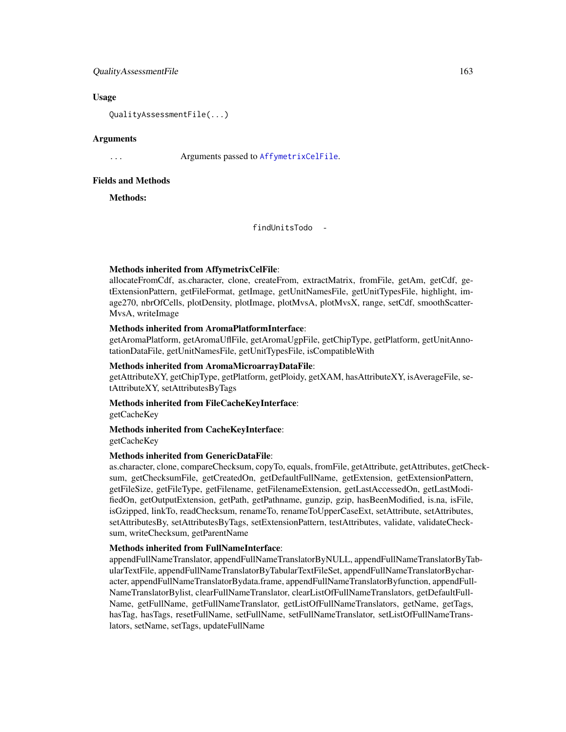## Usage

```
QualityAssessmentFile(...)
```

## Arguments

`...` Arguments passed to `AffymetrixCelFile`.

## Fields and Methods

**Methods:**

`findUnitsTodo` -

**Methods inherited from AffymetrixCelFile**:
allocateFromCdf, as.character, clone, createFrom, extractMatrix, fromFile, getAm, getCdf, getExtensionPattern, getFileFormat, getImage, getUnitNamesFile, getUnitTypesFile, highlight, image270, nbrOfCells, plotDensity, plotImage, plotMvsA, plotMvsX, range, setCdf, smoothScatterMvsA, writeImage

**Methods inherited from AromaPlatformInterface**:
getAromaPlatform, getAromaUflFile, getAromaUgpFile, getChipType, getPlatform, getUnitAnnotationDataFile, getUnitNamesFile, getUnitTypesFile, isCompatibleWith

**Methods inherited from AromaMicroarrayDataFile**:
getAttributeXY, getChipType, getPlatform, getPloidy, getXAM, hasAttributeXY, isAverageFile, setAttributeXY, setAttributesByTags

**Methods inherited from FileCacheKeyInterface**:
getCacheKey

**Methods inherited from CacheKeyInterface**:
getCacheKey

**Methods inherited from GenericDataFile**:
as.character, clone, compareChecksum, copyTo, equals, fromFile, getAttribute, getAttributes, getChecksum, getChecksumFile, getCreatedOn, getDefaultFullName, getExtension, getExtensionPattern, getFileSize, getFileType, getFilename, getFilenameExtension, getLastAccessedOn, getLastModifiedOn, getOutputExtension, getPath, getPathname, gunzip, gzip, hasBeenModified, is.na, isFile, isGzipped, linkTo, readChecksum, renameTo, renameToUpperCaseExt, setAttribute, setAttributes, setAttributesBy, setAttributesByTags, setExtensionPattern, testAttributes, validate, validateChecksum, writeChecksum, getParentName

**Methods inherited from FullNameInterface**:
appendFullNameTranslator, appendFullNameTranslatorByNULL, appendFullNameTranslatorByTabularTextFile, appendFullNameTranslatorByTabularTextFileSet, appendFullNameTranslatorBycharacter, appendFullNameTranslatorBydata.frame, appendFullNameTranslatorByfunction, appendFullNameTranslatorBylist, clearFullNameTranslator, clearListOfFullNameTranslators, getDefaultFullName, getFullName, getFullNameTranslator, getListOfFullNameTranslators, getName, getTags, hasTag, hasTags, resetFullName, setFullName, setFullNameTranslator, setListOfFullNameTranslators, setName, setTags, updateFullName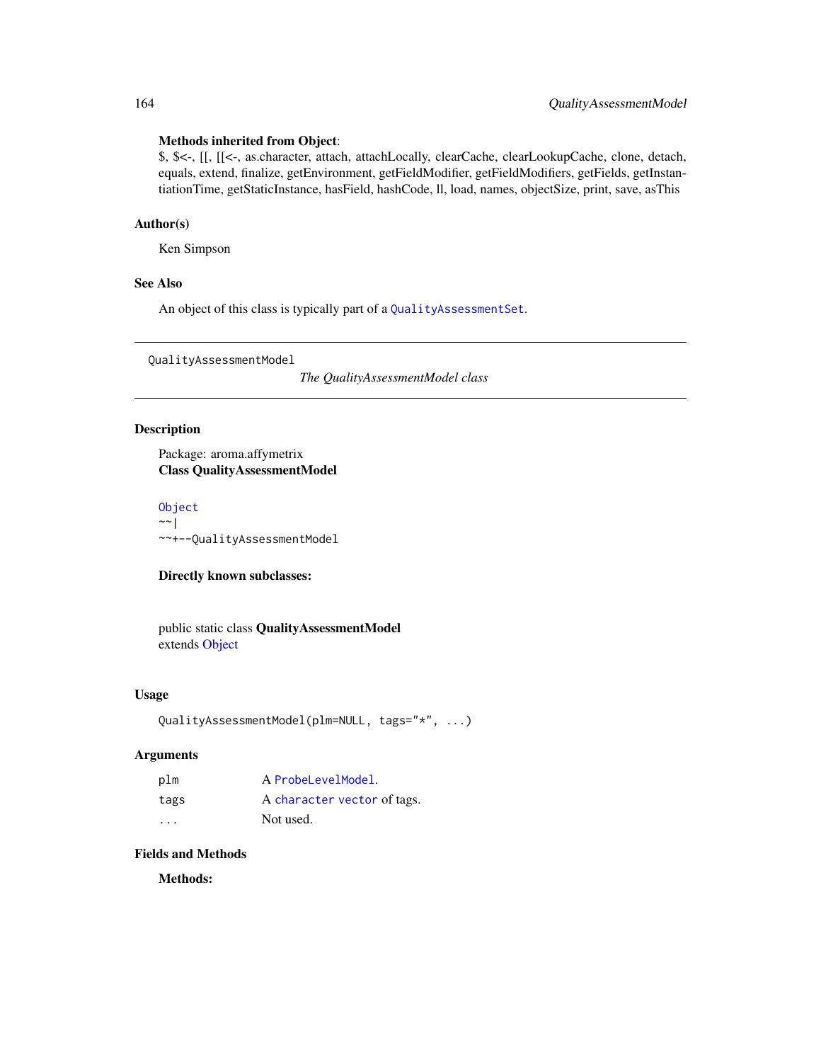**Methods inherited from Object**:
$, $<-, [[, [[<-, as.character, attach, attachLocally, clearCache, clearLookupCache, clone, detach, equals, extend, finalize, getEnvironment, getFieldModifier, getFieldModifiers, getFields, getInstantiationTime, getStaticInstance, hasField, hashCode, ll, load, names, objectSize, print, save, asThis

## Author(s)

Ken Simpson

## See Also

An object of this class is typically part of a `QualityAssessmentSet`.

---

`QualityAssessmentModel` *The QualityAssessmentModel class*

---

## Description

Package: aroma.affymetrix
**Class QualityAssessmentModel**

```
Object
~~|
~~+--QualityAssessmentModel
```

**Directly known subclasses:**

public static class **QualityAssessmentModel**
extends Object

## Usage

```
QualityAssessmentModel(plm=NULL, tags="*", ...)
```

## Arguments

| | |
|---|---|
| plm | A `ProbeLevelModel`. |
| tags | A `character vector` of tags. |
| ... | Not used. |

## Fields and Methods

**Methods:**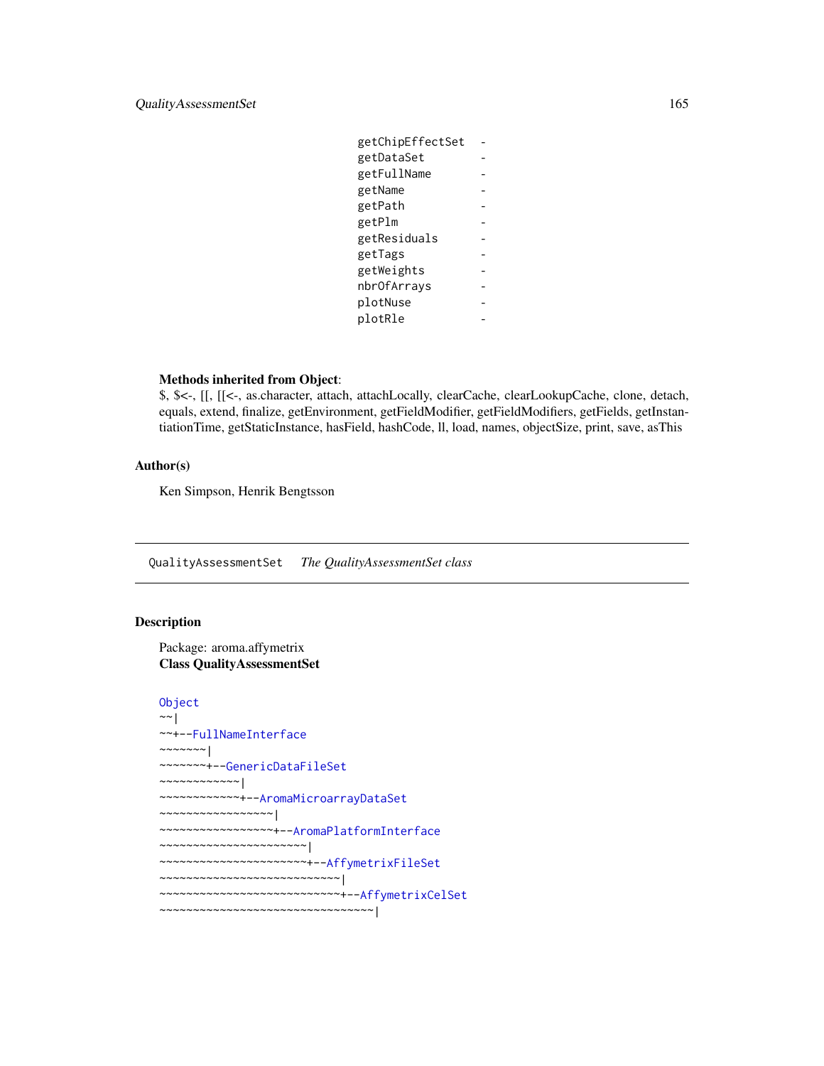```
getChipEffectSet  -
getDataSet        -
getFullName       -
getName           -
getPath           -
getPlm            -
getResiduals      -
getTags           -
getWeights        -
nbrOfArrays       -
plotNuse          -
plotRle           -
```

**Methods inherited from Object**:
$, $<-, [[, [[<-, as.character, attach, attachLocally, clearCache, clearLookupCache, clone, detach, equals, extend, finalize, getEnvironment, getFieldModifier, getFieldModifiers, getFields, getInstantiationTime, getStaticInstance, hasField, hashCode, ll, load, names, objectSize, print, save, asThis

## Author(s)

Ken Simpson, Henrik Bengtsson

---

`QualityAssessmentSet` *The QualityAssessmentSet class*

---

## Description

Package: aroma.affymetrix
**Class QualityAssessmentSet**

```
Object
~~|
~~+--FullNameInterface
~~~~~~~|
~~~~~~~+--GenericDataFileSet
~~~~~~~~~~~~|
~~~~~~~~~~~~+--AromaMicroarrayDataSet
~~~~~~~~~~~~~~~~~|
~~~~~~~~~~~~~~~~~+--AromaPlatformInterface
~~~~~~~~~~~~~~~~~~~~~~|
~~~~~~~~~~~~~~~~~~~~~~+--AffymetrixFileSet
~~~~~~~~~~~~~~~~~~~~~~~~~~~|
~~~~~~~~~~~~~~~~~~~~~~~~~~~+--AffymetrixCelSet
~~~~~~~~~~~~~~~~~~~~~~~~~~~~~~~~|
```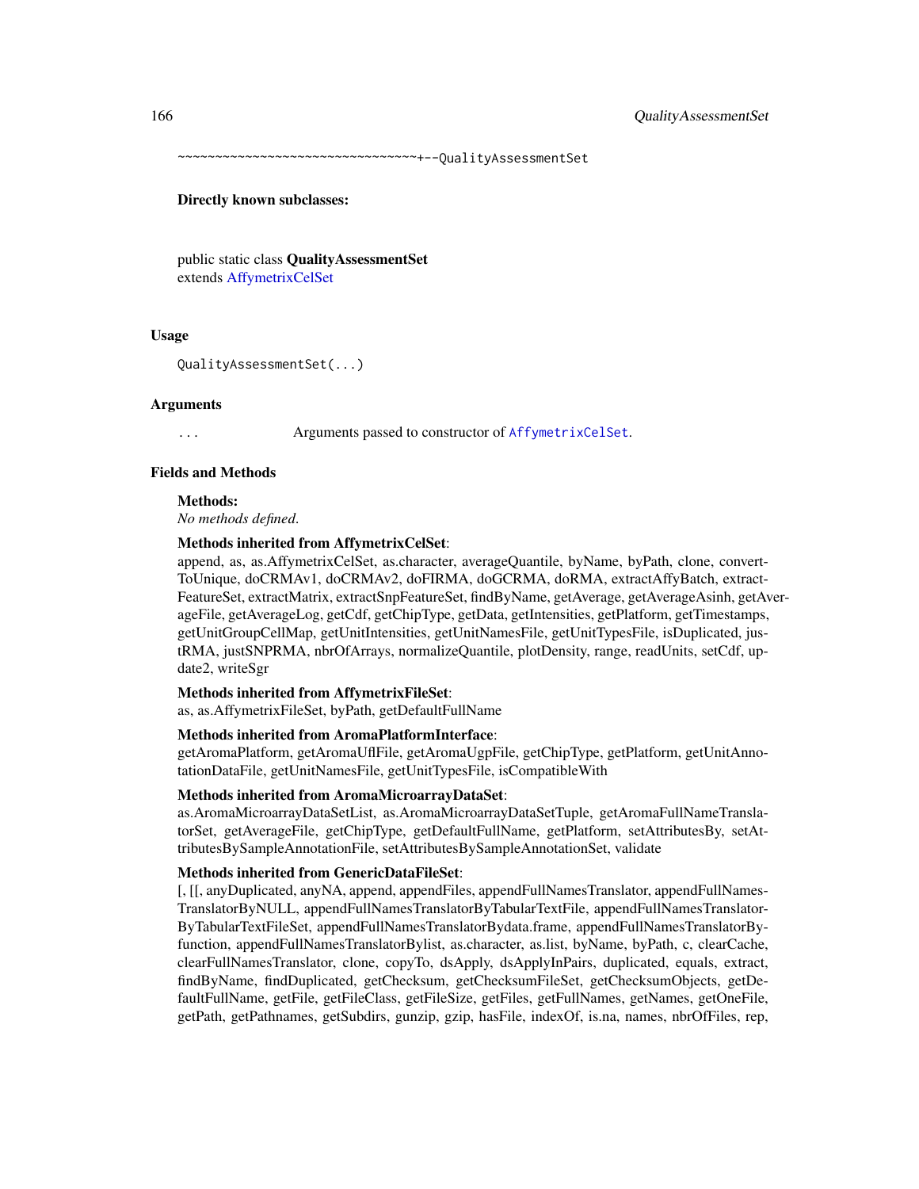```
~~~~~~~~~~~~~~~~~~~~~~~~~~~~~~~~~+--QualityAssessmentSet
```

**Directly known subclasses:**

public static class **QualityAssessmentSet**
extends AffymetrixCelSet

## Usage

```
QualityAssessmentSet(...)
```

## Arguments

`...` Arguments passed to constructor of `AffymetrixCelSet`.

## Fields and Methods

**Methods:**
*No methods defined.*

**Methods inherited from AffymetrixCelSet**:
append, as, as.AffymetrixCelSet, as.character, averageQuantile, byName, byPath, clone, convertToUnique, doCRMAv1, doCRMAv2, doFIRMA, doGCRMA, doRMA, extractAffyBatch, extractFeatureSet, extractMatrix, extractSnpFeatureSet, findByName, getAverage, getAverageAsinh, getAverageFile, getAverageLog, getCdf, getChipType, getData, getIntensities, getPlatform, getTimestamps, getUnitGroupCellMap, getUnitIntensities, getUnitNamesFile, getUnitTypesFile, isDuplicated, justRMA, justSNPRMA, nbrOfArrays, normalizeQuantile, plotDensity, range, readUnits, setCdf, update2, writeSgr

**Methods inherited from AffymetrixFileSet**:
as, as.AffymetrixFileSet, byPath, getDefaultFullName

**Methods inherited from AromaPlatformInterface**:
getAromaPlatform, getAromaUflFile, getAromaUgpFile, getChipType, getPlatform, getUnitAnnotationDataFile, getUnitNamesFile, getUnitTypesFile, isCompatibleWith

**Methods inherited from AromaMicroarrayDataSet**:
as.AromaMicroarrayDataSetList, as.AromaMicroarrayDataSetTuple, getAromaFullNameTranslatorSet, getAverageFile, getChipType, getDefaultFullName, getPlatform, setAttributesBy, setAttributesBySampleAnnotationFile, setAttributesBySampleAnnotationSet, validate

**Methods inherited from GenericDataFileSet**:
[, [[, anyDuplicated, anyNA, append, appendFiles, appendFullNamesTranslator, appendFullNamesTranslatorByNULL, appendFullNamesTranslatorByTabularTextFile, appendFullNamesTranslatorByTabularTextFileSet, appendFullNamesTranslatorBydata.frame, appendFullNamesTranslatorByfunction, appendFullNamesTranslatorBylist, as.character, as.list, byName, byPath, c, clearCache, clearFullNamesTranslator, clone, copyTo, dsApply, dsApplyInPairs, duplicated, equals, extract, findByName, findDuplicated, getChecksum, getChecksumFileSet, getChecksumObjects, getDefaultFullName, getFile, getFileClass, getFileSize, getFiles, getFullNames, getNames, getOneFile, getPath, getPathnames, getSubdirs, gunzip, gzip, hasFile, indexOf, is.na, names, nbrOfFiles, rep,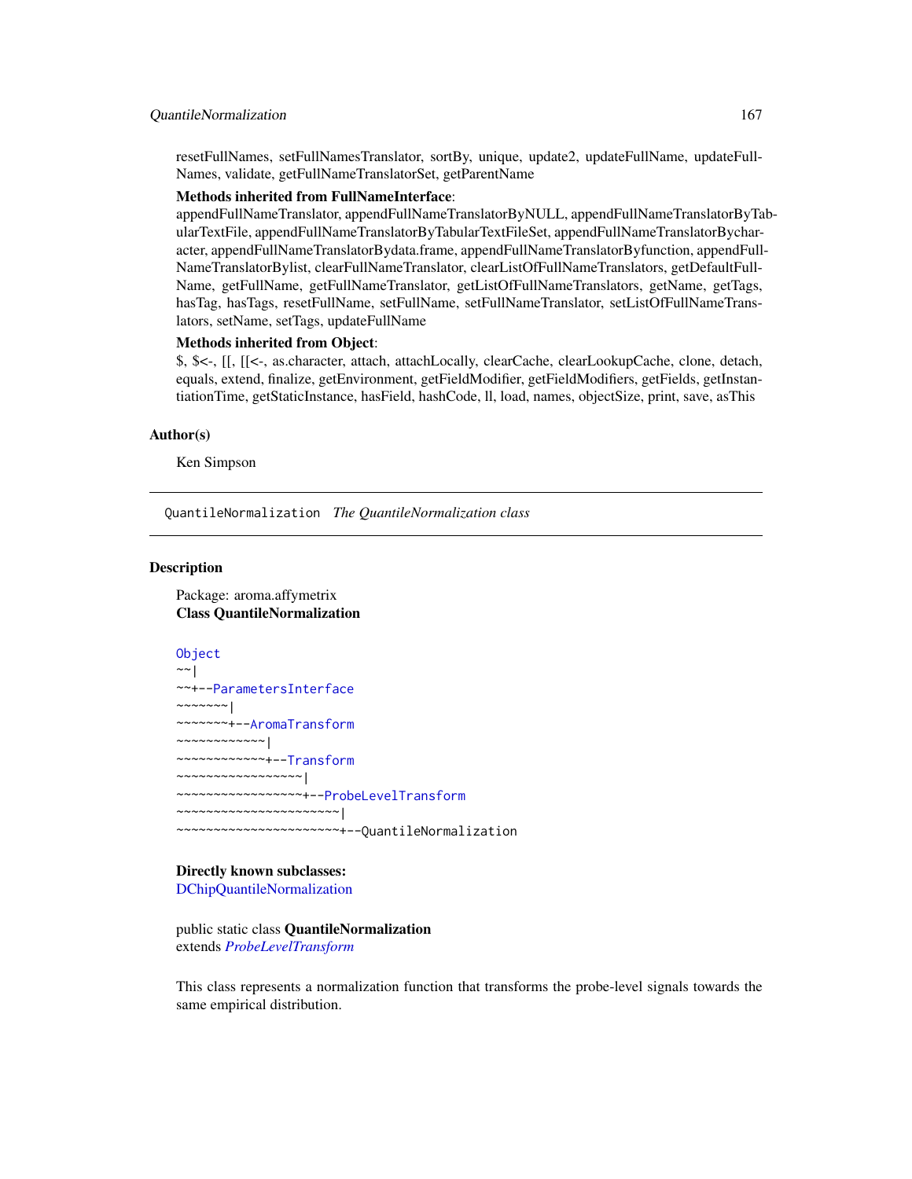resetFullNames, setFullNamesTranslator, sortBy, unique, update2, updateFullName, updateFullNames, validate, getFullNameTranslatorSet, getParentName

**Methods inherited from FullNameInterface**:
appendFullNameTranslator, appendFullNameTranslatorByNULL, appendFullNameTranslatorByTabularTextFile, appendFullNameTranslatorByTabularTextFileSet, appendFullNameTranslatorBycharacter, appendFullNameTranslatorBydata.frame, appendFullNameTranslatorByfunction, appendFullNameTranslatorBylist, clearFullNameTranslator, clearListOfFullNameTranslators, getDefaultFullName, getFullName, getFullNameTranslator, getListOfFullNameTranslators, getName, getTags, hasTag, hasTags, resetFullName, setFullName, setFullNameTranslator, setListOfFullNameTranslators, setName, setTags, updateFullName

**Methods inherited from Object**:
$, $<-, [[, [[<-, as.character, attach, attachLocally, clearCache, clearLookupCache, clone, detach, equals, extend, finalize, getEnvironment, getFieldModifier, getFieldModifiers, getFields, getInstantiationTime, getStaticInstance, hasField, hashCode, ll, load, names, objectSize, print, save, asThis

## Author(s)

Ken Simpson

---

QuantileNormalization *The QuantileNormalization class*

---

## Description

Package: aroma.affymetrix
**Class QuantileNormalization**

```
Object
~~|
~~+--ParametersInterface
~~~~~~~|
~~~~~~~+--AromaTransform
~~~~~~~~~~~~|
~~~~~~~~~~~~+--Transform
~~~~~~~~~~~~~~~~~|
~~~~~~~~~~~~~~~~~+--ProbeLevelTransform
~~~~~~~~~~~~~~~~~~~~~~|
~~~~~~~~~~~~~~~~~~~~~~+--QuantileNormalization
```

**Directly known subclasses:**
DChipQuantileNormalization

public static class **QuantileNormalization**
extends *ProbeLevelTransform*

This class represents a normalization function that transforms the probe-level signals towards the same empirical distribution.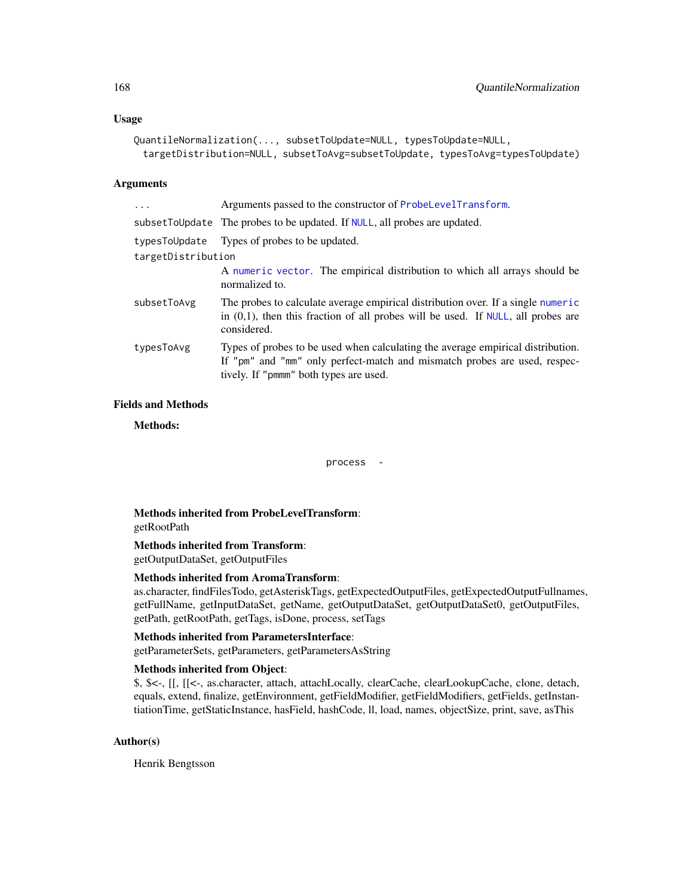## Usage

```
QuantileNormalization(..., subsetToUpdate=NULL, typesToUpdate=NULL,
  targetDistribution=NULL, subsetToAvg=subsetToUpdate, typesToAvg=typesToUpdate)
```

## Arguments

| | |
|---|---|
| `...` | Arguments passed to the constructor of `ProbeLevelTransform`. |
| `subsetToUpdate` | The probes to be updated. If `NULL`, all probes are updated. |
| `typesToUpdate` | Types of probes to be updated. |
| `targetDistribution` | A `numeric vector`. The empirical distribution to which all arrays should be normalized to. |
| `subsetToAvg` | The probes to calculate average empirical distribution over. If a single `numeric` in (0,1), then this fraction of all probes will be used. If `NULL`, all probes are considered. |
| `typesToAvg` | Types of probes to be used when calculating the average empirical distribution. If `"pm"` and `"mm"` only perfect-match and mismatch probes are used, respectively. If `"pmmm"` both types are used. |

## Fields and Methods

**Methods:**

`process` -

**Methods inherited from ProbeLevelTransform**:
getRootPath

**Methods inherited from Transform**:
getOutputDataSet, getOutputFiles

**Methods inherited from AromaTransform**:
as.character, findFilesTodo, getAsteriskTags, getExpectedOutputFiles, getExpectedOutputFullnames, getFullName, getInputDataSet, getName, getOutputDataSet, getOutputDataSet0, getOutputFiles, getPath, getRootPath, getTags, isDone, process, setTags

**Methods inherited from ParametersInterface**:
getParameterSets, getParameters, getParametersAsString

**Methods inherited from Object**:
$, $<-, [[, [[<-, as.character, attach, attachLocally, clearCache, clearLookupCache, clone, detach, equals, extend, finalize, getEnvironment, getFieldModifier, getFieldModifiers, getFields, getInstantiationTime, getStaticInstance, hasField, hashCode, ll, load, names, objectSize, print, save, asThis

## Author(s)

Henrik Bengtsson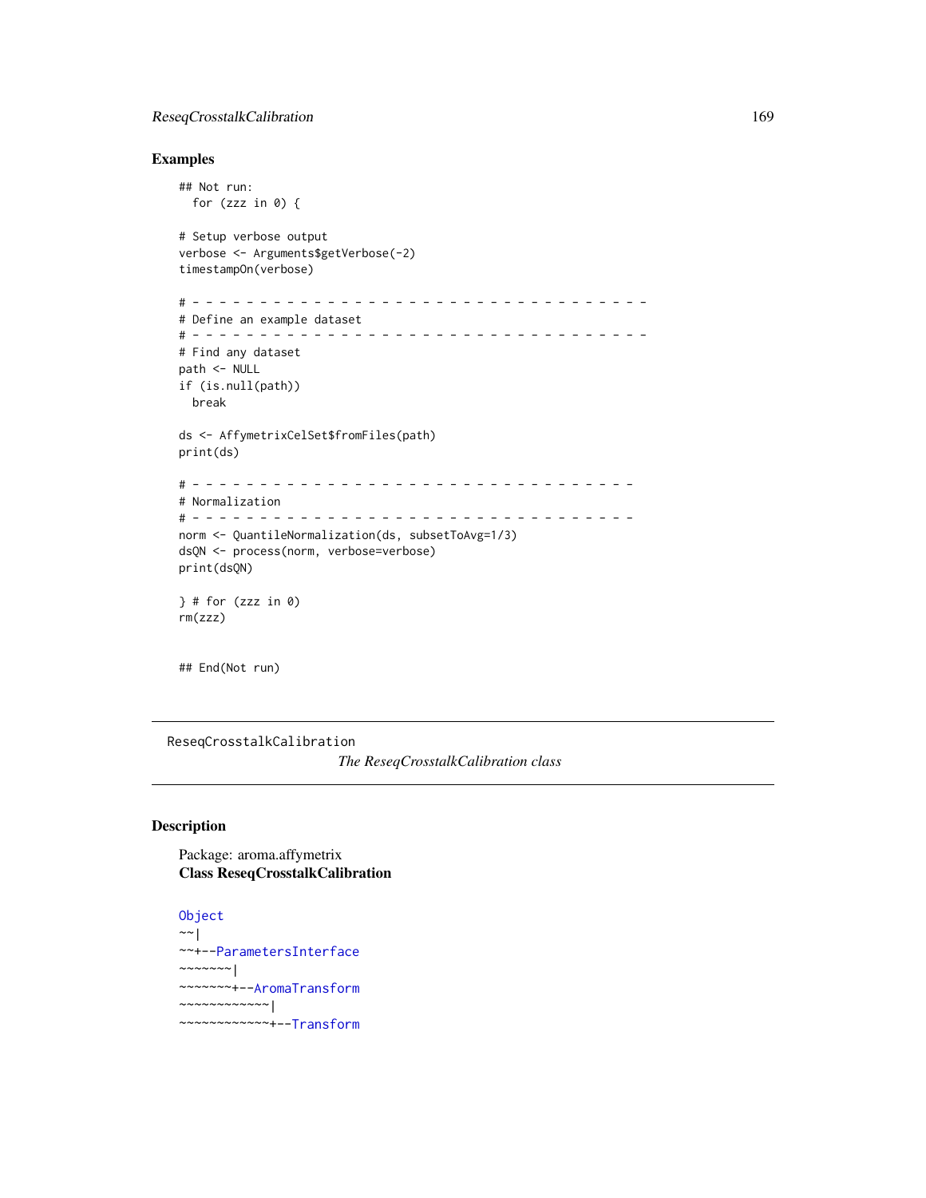## Examples

```
## Not run:
  for (zzz in 0) {

# Setup verbose output
verbose <- Arguments$getVerbose(-2)
timestampOn(verbose)

# - - - - - - - - - - - - - - - - - - - - - - - - - - - - - - - - - -
# Define an example dataset
# - - - - - - - - - - - - - - - - - - - - - - - - - - - - - - - - - -
# Find any dataset
path <- NULL
if (is.null(path))
  break

ds <- AffymetrixCelSet$fromFiles(path)
print(ds)

# - - - - - - - - - - - - - - - - - - - - - - - - - - - - - - - - -
# Normalization
# - - - - - - - - - - - - - - - - - - - - - - - - - - - - - - - - -
norm <- QuantileNormalization(ds, subsetToAvg=1/3)
dsQN <- process(norm, verbose=verbose)
print(dsQN)

} # for (zzz in 0)
rm(zzz)


## End(Not run)
```

---

`ReseqCrosstalkCalibration` *The ReseqCrosstalkCalibration class*

---

## Description

Package: aroma.affymetrix
**Class ReseqCrosstalkCalibration**

```
Object
~~|
~~+--ParametersInterface
~~~~~~~|
~~~~~~~+--AromaTransform
~~~~~~~~~~~~|
~~~~~~~~~~~~+--Transform
```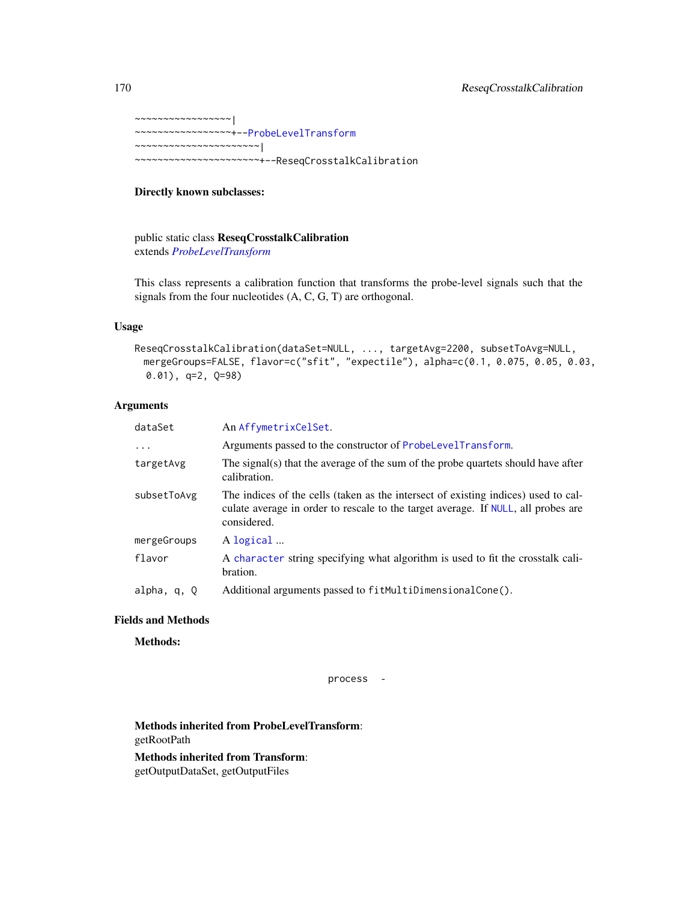```
~~~~~~~~~~~~~~~~~|
~~~~~~~~~~~~~~~~~+--ProbeLevelTransform
~~~~~~~~~~~~~~~~~~~~~~|
~~~~~~~~~~~~~~~~~~~~~~+--ReseqCrosstalkCalibration
```

**Directly known subclasses:**

public static class **ReseqCrosstalkCalibration**
extends *ProbeLevelTransform*

This class represents a calibration function that transforms the probe-level signals such that the signals from the four nucleotides (A, C, G, T) are orthogonal.

## Usage

```
ReseqCrosstalkCalibration(dataSet=NULL, ..., targetAvg=2200, subsetToAvg=NULL,
  mergeGroups=FALSE, flavor=c("sfit", "expectile"), alpha=c(0.1, 0.075, 0.05, 0.03,
   0.01), q=2, Q=98)
```

## Arguments

| | |
|---|---|
| `dataSet` | An `AffymetrixCelSet`. |
| `...` | Arguments passed to the constructor of `ProbeLevelTransform`. |
| `targetAvg` | The signal(s) that the average of the sum of the probe quartets should have after calibration. |
| `subsetToAvg` | The indices of the cells (taken as the intersect of existing indices) used to calculate average in order to rescale to the target average. If `NULL`, all probes are considered. |
| `mergeGroups` | A `logical` ... |
| `flavor` | A `character` string specifying what algorithm is used to fit the crosstalk calibration. |
| `alpha, q, Q` | Additional arguments passed to `fitMultiDimensionalCone()`. |

## Fields and Methods

**Methods:**

`process` -

**Methods inherited from ProbeLevelTransform**:
getRootPath

**Methods inherited from Transform**:
getOutputDataSet, getOutputFiles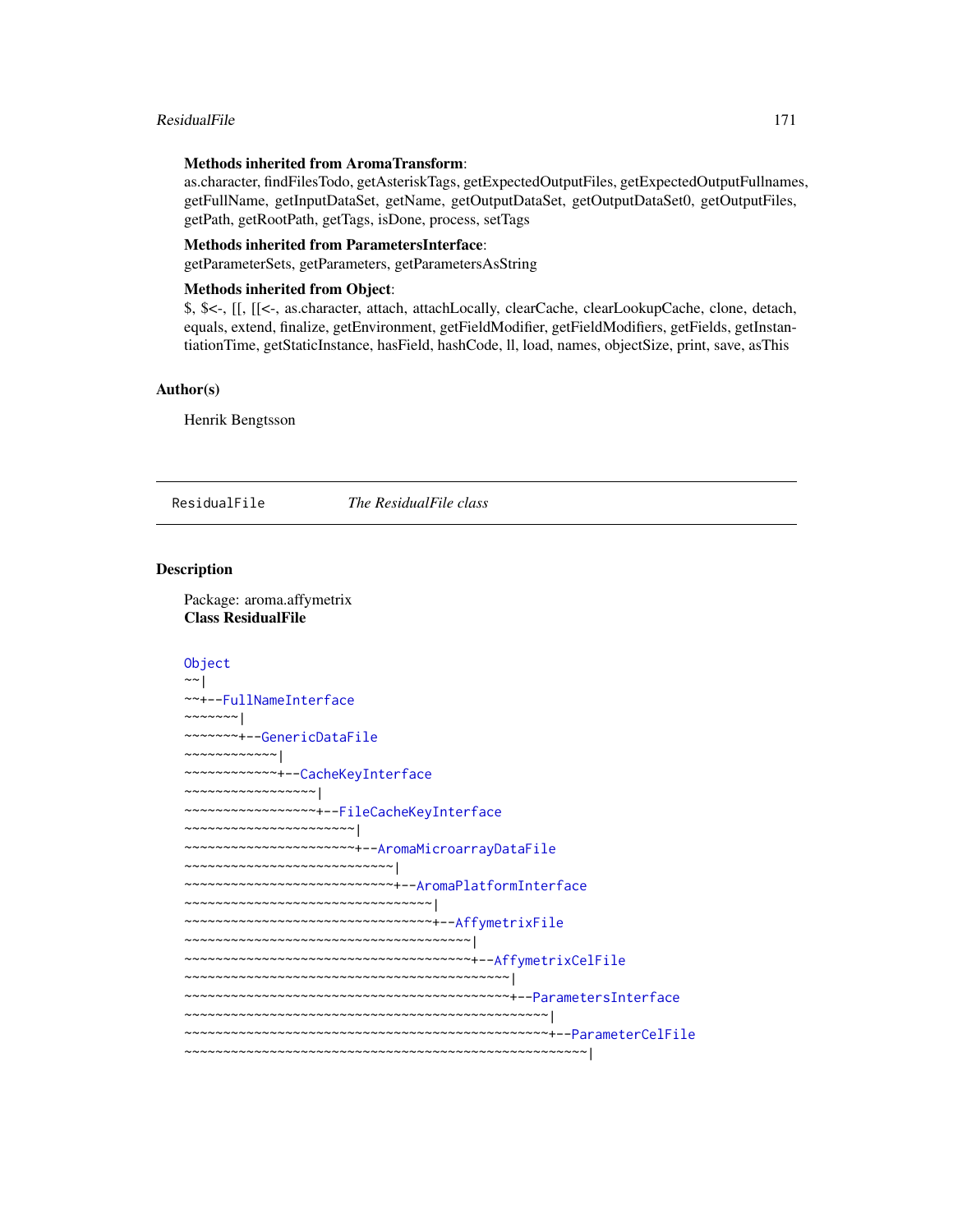**Methods inherited from AromaTransform**:
as.character, findFilesTodo, getAsteriskTags, getExpectedOutputFiles, getExpectedOutputFullnames, getFullName, getInputDataSet, getName, getOutputDataSet, getOutputDataSet0, getOutputFiles, getPath, getRootPath, getTags, isDone, process, setTags

**Methods inherited from ParametersInterface**:
getParameterSets, getParameters, getParametersAsString

**Methods inherited from Object**:
$, $<-, [[, [[<-, as.character, attach, attachLocally, clearCache, clearLookupCache, clone, detach, equals, extend, finalize, getEnvironment, getFieldModifier, getFieldModifiers, getFields, getInstantiationTime, getStaticInstance, hasField, hashCode, ll, load, names, objectSize, print, save, asThis

### Author(s)

Henrik Bengtsson

---

## ResidualFile — *The ResidualFile class*

### Description

Package: aroma.affymetrix
**Class ResidualFile**

```
Object
~~|
~~+--FullNameInterface
~~~~~~~|
~~~~~~~+--GenericDataFile
~~~~~~~~~~~~|
~~~~~~~~~~~~+--CacheKeyInterface
~~~~~~~~~~~~~~~~~|
~~~~~~~~~~~~~~~~~+--FileCacheKeyInterface
~~~~~~~~~~~~~~~~~~~~~~|
~~~~~~~~~~~~~~~~~~~~~~+--AromaMicroarrayDataFile
~~~~~~~~~~~~~~~~~~~~~~~~~~~|
~~~~~~~~~~~~~~~~~~~~~~~~~~~+--AromaPlatformInterface
~~~~~~~~~~~~~~~~~~~~~~~~~~~~~~~~|
~~~~~~~~~~~~~~~~~~~~~~~~~~~~~~~~+--AffymetrixFile
~~~~~~~~~~~~~~~~~~~~~~~~~~~~~~~~~~~~~|
~~~~~~~~~~~~~~~~~~~~~~~~~~~~~~~~~~~~~+--AffymetrixCelFile
~~~~~~~~~~~~~~~~~~~~~~~~~~~~~~~~~~~~~~~~~~|
~~~~~~~~~~~~~~~~~~~~~~~~~~~~~~~~~~~~~~~~~~+--ParametersInterface
~~~~~~~~~~~~~~~~~~~~~~~~~~~~~~~~~~~~~~~~~~~~~~~|
~~~~~~~~~~~~~~~~~~~~~~~~~~~~~~~~~~~~~~~~~~~~~~~+--ParameterCelFile
~~~~~~~~~~~~~~~~~~~~~~~~~~~~~~~~~~~~~~~~~~~~~~~~~~~~|
```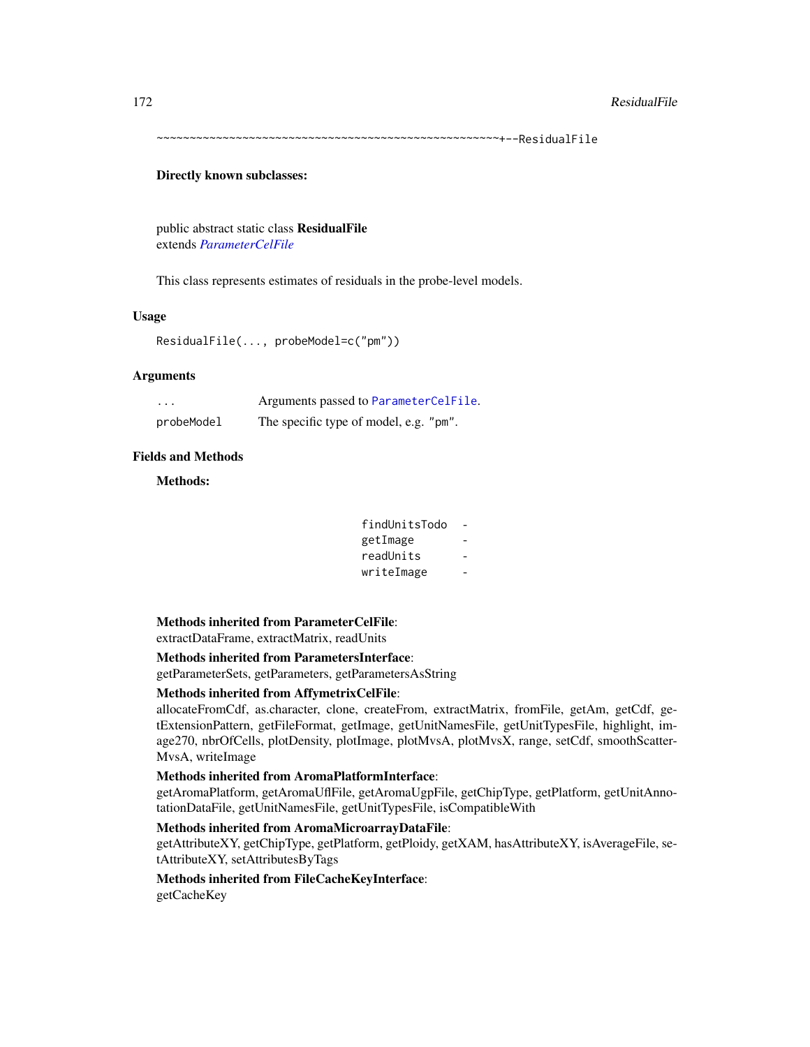```
~~~~~~~~~~~~~~~~~~~~~~~~~~~~~~~~~~~~~~~~~~~~~~~~~~~~+--ResidualFile
```

**Directly known subclasses:**

public abstract static class **ResidualFile**
extends *ParameterCelFile*

This class represents estimates of residuals in the probe-level models.

## Usage

```
ResidualFile(..., probeModel=c("pm"))
```

## Arguments

| | |
|---|---|
| ... | Arguments passed to `ParameterCelFile`. |
| probeModel | The specific type of model, e.g. "pm". |

## Fields and Methods

**Methods:**

| | |
|---|---|
| findUnitsTodo | - |
| getImage | - |
| readUnits | - |
| writeImage | - |

**Methods inherited from ParameterCelFile**:
extractDataFrame, extractMatrix, readUnits

**Methods inherited from ParametersInterface**:
getParameterSets, getParameters, getParametersAsString

**Methods inherited from AffymetrixCelFile**:
allocateFromCdf, as.character, clone, createFrom, extractMatrix, fromFile, getAm, getCdf, getExtensionPattern, getFileFormat, getImage, getUnitNamesFile, getUnitTypesFile, highlight, image270, nbrOfCells, plotDensity, plotImage, plotMvsA, plotMvsX, range, setCdf, smoothScatterMvsA, writeImage

**Methods inherited from AromaPlatformInterface**:
getAromaPlatform, getAromaUflFile, getAromaUgpFile, getChipType, getPlatform, getUnitAnnotationDataFile, getUnitNamesFile, getUnitTypesFile, isCompatibleWith

**Methods inherited from AromaMicroarrayDataFile**:
getAttributeXY, getChipType, getPlatform, getPloidy, getXAM, hasAttributeXY, isAverageFile, setAttributeXY, setAttributesByTags

**Methods inherited from FileCacheKeyInterface**:
getCacheKey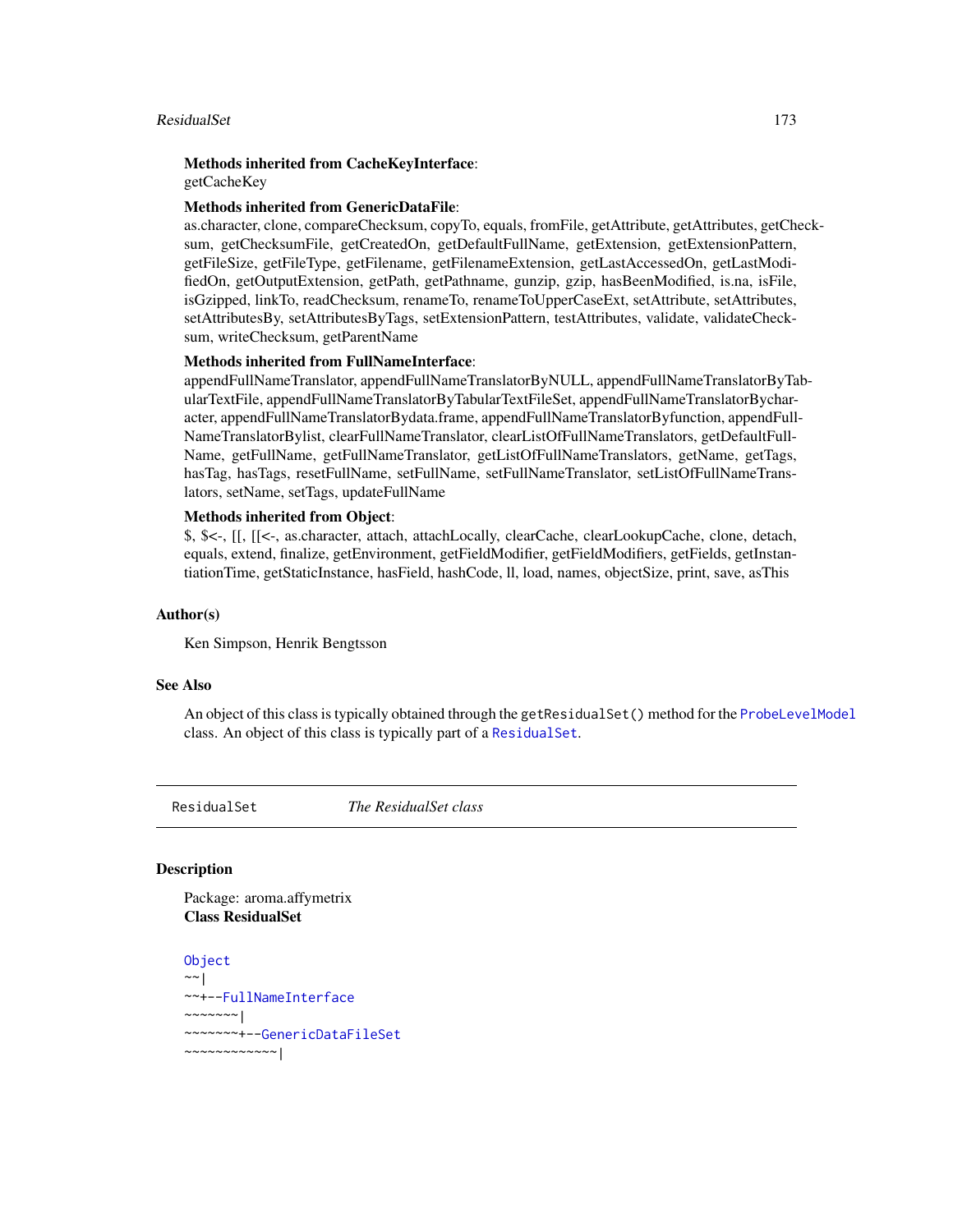**Methods inherited from CacheKeyInterface**:
getCacheKey

**Methods inherited from GenericDataFile**:
as.character, clone, compareChecksum, copyTo, equals, fromFile, getAttribute, getAttributes, getChecksum, getChecksumFile, getCreatedOn, getDefaultFullName, getExtension, getExtensionPattern, getFileSize, getFileType, getFilename, getFilenameExtension, getLastAccessedOn, getLastModifiedOn, getOutputExtension, getPath, getPathname, gunzip, gzip, hasBeenModified, is.na, isFile, isGzipped, linkTo, readChecksum, renameTo, renameToUpperCaseExt, setAttribute, setAttributes, setAttributesBy, setAttributesByTags, setExtensionPattern, testAttributes, validate, validateChecksum, writeChecksum, getParentName

**Methods inherited from FullNameInterface**:
appendFullNameTranslator, appendFullNameTranslatorByNULL, appendFullNameTranslatorByTabularTextFile, appendFullNameTranslatorByTabularTextFileSet, appendFullNameTranslatorBycharacter, appendFullNameTranslatorBydata.frame, appendFullNameTranslatorByfunction, appendFullNameTranslatorBylist, clearFullNameTranslator, clearListOfFullNameTranslators, getDefaultFullName, getFullName, getFullNameTranslator, getListOfFullNameTranslators, getName, getTags, hasTag, hasTags, resetFullName, setFullName, setFullNameTranslator, setListOfFullNameTranslators, setName, setTags, updateFullName

**Methods inherited from Object**:
$, $<-, [[, [[<-, as.character, attach, attachLocally, clearCache, clearLookupCache, clone, detach, equals, extend, finalize, getEnvironment, getFieldModifier, getFieldModifiers, getFields, getInstantiationTime, getStaticInstance, hasField, hashCode, ll, load, names, objectSize, print, save, asThis

## Author(s)

Ken Simpson, Henrik Bengtsson

## See Also

An object of this class is typically obtained through the `getResidualSet()` method for the `ProbeLevelModel` class. An object of this class is typically part of a `ResidualSet`.

---

# ResidualSet — *The ResidualSet class*

## Description

Package: aroma.affymetrix
**Class ResidualSet**

```
Object
~~|
~~+--FullNameInterface
~~~~~~~|
~~~~~~~+--GenericDataFileSet
~~~~~~~~~~~~|
```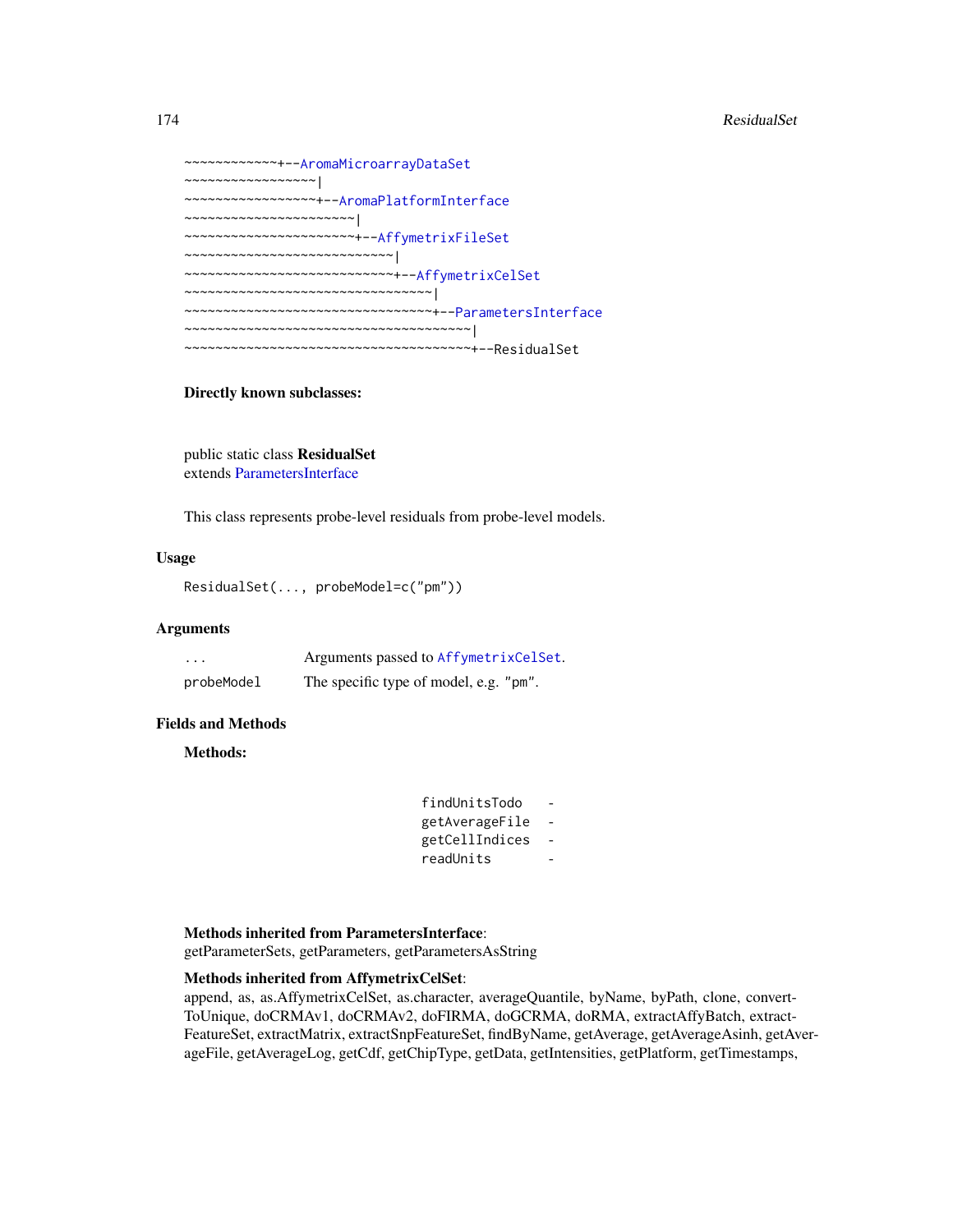```
~~~~~~~~~~~~+--AromaMicroarrayDataSet
~~~~~~~~~~~~~~~~~|
~~~~~~~~~~~~~~~~~+--AromaPlatformInterface
~~~~~~~~~~~~~~~~~~~~~~|
~~~~~~~~~~~~~~~~~~~~~~+--AffymetrixFileSet
~~~~~~~~~~~~~~~~~~~~~~~~~~~|
~~~~~~~~~~~~~~~~~~~~~~~~~~~+--AffymetrixCelSet
~~~~~~~~~~~~~~~~~~~~~~~~~~~~~~~~|
~~~~~~~~~~~~~~~~~~~~~~~~~~~~~~~~+--ParametersInterface
~~~~~~~~~~~~~~~~~~~~~~~~~~~~~~~~~~~~~|
~~~~~~~~~~~~~~~~~~~~~~~~~~~~~~~~~~~~~+--ResidualSet
```

**Directly known subclasses:**

public static class **ResidualSet**
extends ParametersInterface

This class represents probe-level residuals from probe-level models.

## Usage

```
ResidualSet(..., probeModel=c("pm"))
```

## Arguments

| | |
|---|---|
| `...` | Arguments passed to `AffymetrixCelSet`. |
| `probeModel` | The specific type of model, e.g. `"pm"`. |

## Fields and Methods

**Methods:**

```
findUnitsTodo    -
getAverageFile   -
getCellIndices   -
readUnits        -
```

**Methods inherited from ParametersInterface**:
getParameterSets, getParameters, getParametersAsString

**Methods inherited from AffymetrixCelSet**:
append, as, as.AffymetrixCelSet, as.character, averageQuantile, byName, byPath, clone, convertToUnique, doCRMAv1, doCRMAv2, doFIRMA, doGCRMA, doRMA, extractAffyBatch, extractFeatureSet, extractMatrix, extractSnpFeatureSet, findByName, getAverage, getAverageAsinh, getAverageFile, getAverageLog, getCdf, getChipType, getData, getIntensities, getPlatform, getTimestamps,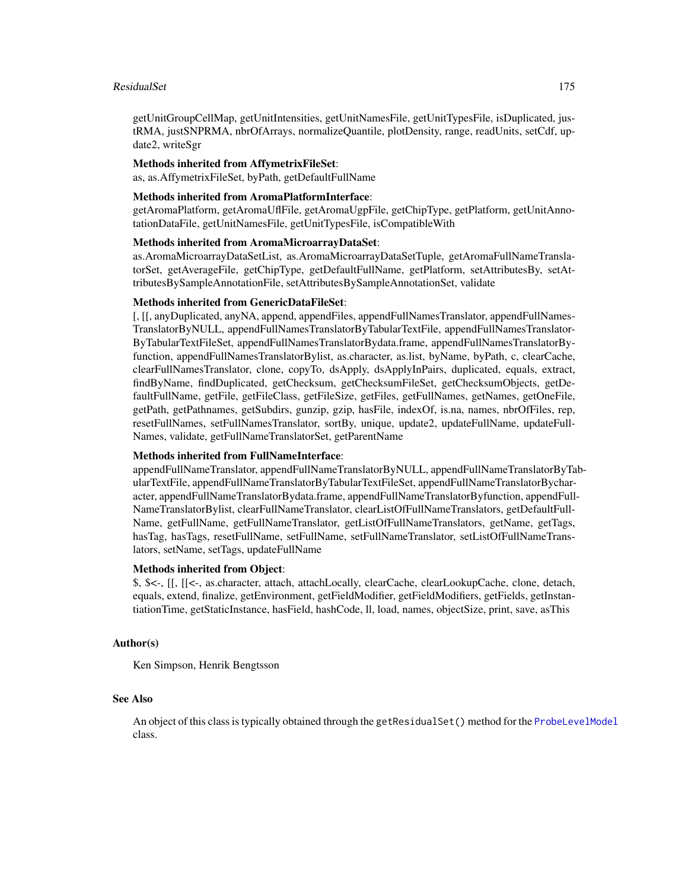getUnitGroupCellMap, getUnitIntensities, getUnitNamesFile, getUnitTypesFile, isDuplicated, justRMA, justSNPRMA, nbrOfArrays, normalizeQuantile, plotDensity, range, readUnits, setCdf, update2, writeSgr

**Methods inherited from AffymetrixFileSet**:
as, as.AffymetrixFileSet, byPath, getDefaultFullName

**Methods inherited from AromaPlatformInterface**:
getAromaPlatform, getAromaUflFile, getAromaUgpFile, getChipType, getPlatform, getUnitAnnotationDataFile, getUnitNamesFile, getUnitTypesFile, isCompatibleWith

**Methods inherited from AromaMicroarrayDataSet**:
as.AromaMicroarrayDataSetList, as.AromaMicroarrayDataSetTuple, getAromaFullNameTranslatorSet, getAverageFile, getChipType, getDefaultFullName, getPlatform, setAttributesBy, setAttributesBySampleAnnotationFile, setAttributesBySampleAnnotationSet, validate

**Methods inherited from GenericDataFileSet**:
[, [[, anyDuplicated, anyNA, append, appendFiles, appendFullNamesTranslator, appendFullNamesTranslatorByNULL, appendFullNamesTranslatorByTabularTextFile, appendFullNamesTranslatorByTabularTextFileSet, appendFullNamesTranslatorBydata.frame, appendFullNamesTranslatorByfunction, appendFullNamesTranslatorBylist, as.character, as.list, byName, byPath, c, clearCache, clearFullNamesTranslator, clone, copyTo, dsApply, dsApplyInPairs, duplicated, equals, extract, findByName, findDuplicated, getChecksum, getChecksumFileSet, getChecksumObjects, getDefaultFullName, getFile, getFileClass, getFileSize, getFiles, getFullNames, getNames, getOneFile, getPath, getPathnames, getSubdirs, gunzip, gzip, hasFile, indexOf, is.na, names, nbrOfFiles, rep, resetFullNames, setFullNamesTranslator, sortBy, unique, update2, updateFullName, updateFullNames, validate, getFullNameTranslatorSet, getParentName

**Methods inherited from FullNameInterface**:
appendFullNameTranslator, appendFullNameTranslatorByNULL, appendFullNameTranslatorByTabularTextFile, appendFullNameTranslatorByTabularTextFileSet, appendFullNameTranslatorBycharacter, appendFullNameTranslatorBydata.frame, appendFullNameTranslatorByfunction, appendFullNameTranslatorBylist, clearFullNameTranslator, clearListOfFullNameTranslators, getDefaultFullName, getFullName, getFullNameTranslator, getListOfFullNameTranslators, getName, getTags, hasTag, hasTags, resetFullName, setFullName, setFullNameTranslator, setListOfFullNameTranslators, setName, setTags, updateFullName

**Methods inherited from Object**:
$, $<-, [[, [[<-, as.character, attach, attachLocally, clearCache, clearLookupCache, clone, detach, equals, extend, finalize, getEnvironment, getFieldModifier, getFieldModifiers, getFields, getInstantiationTime, getStaticInstance, hasField, hashCode, ll, load, names, objectSize, print, save, asThis

## Author(s)

Ken Simpson, Henrik Bengtsson

## See Also

An object of this class is typically obtained through the `getResidualSet()` method for the `ProbeLevelModel` class.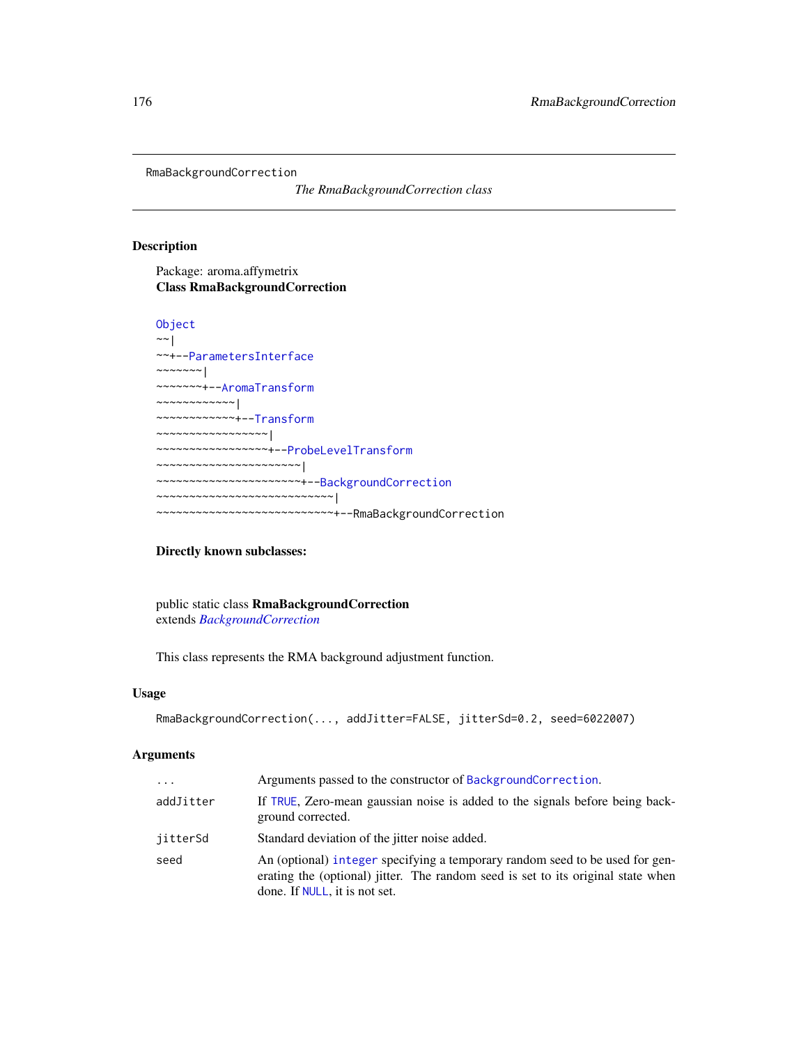RmaBackgroundCorrection

*The RmaBackgroundCorrection class*

## Description

Package: aroma.affymetrix
**Class RmaBackgroundCorrection**

```
Object
~~|
~~+--ParametersInterface
~~~~~~~|
~~~~~~~+--AromaTransform
~~~~~~~~~~~~|
~~~~~~~~~~~~+--Transform
~~~~~~~~~~~~~~~~~|
~~~~~~~~~~~~~~~~~+--ProbeLevelTransform
~~~~~~~~~~~~~~~~~~~~~~|
~~~~~~~~~~~~~~~~~~~~~~+--BackgroundCorrection
~~~~~~~~~~~~~~~~~~~~~~~~~~~|
~~~~~~~~~~~~~~~~~~~~~~~~~~~+--RmaBackgroundCorrection
```

**Directly known subclasses:**

public static class **RmaBackgroundCorrection**
extends *BackgroundCorrection*

This class represents the RMA background adjustment function.

## Usage

```
RmaBackgroundCorrection(..., addJitter=FALSE, jitterSd=0.2, seed=6022007)
```

## Arguments

| | |
|---|---|
| `...` | Arguments passed to the constructor of `BackgroundCorrection`. |
| `addJitter` | If `TRUE`, Zero-mean gaussian noise is added to the signals before being background corrected. |
| `jitterSd` | Standard deviation of the jitter noise added. |
| `seed` | An (optional) `integer` specifying a temporary random seed to be used for generating the (optional) jitter. The random seed is set to its original state when done. If `NULL`, it is not set. |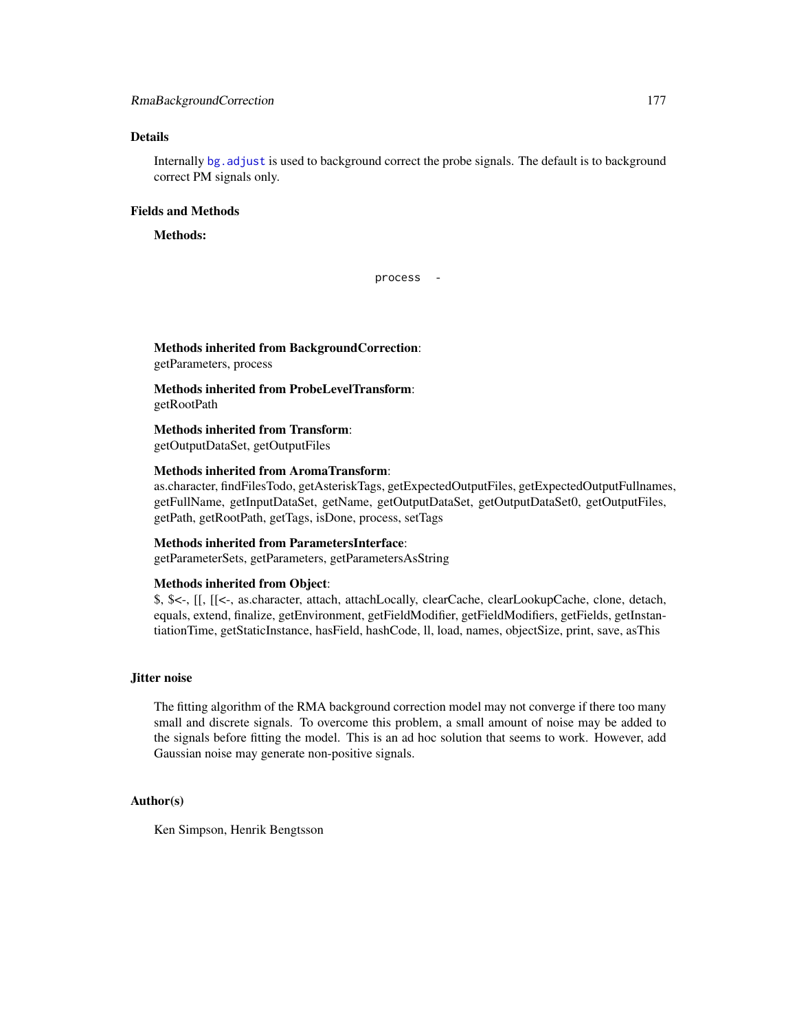## Details

Internally `bg.adjust` is used to background correct the probe signals. The default is to background correct PM signals only.

## Fields and Methods

**Methods:**

```
process -
```

**Methods inherited from BackgroundCorrection**:
getParameters, process

**Methods inherited from ProbeLevelTransform**:
getRootPath

**Methods inherited from Transform**:
getOutputDataSet, getOutputFiles

**Methods inherited from AromaTransform**:
as.character, findFilesTodo, getAsteriskTags, getExpectedOutputFiles, getExpectedOutputFullnames, getFullName, getInputDataSet, getName, getOutputDataSet, getOutputDataSet0, getOutputFiles, getPath, getRootPath, getTags, isDone, process, setTags

**Methods inherited from ParametersInterface**:
getParameterSets, getParameters, getParametersAsString

**Methods inherited from Object**:
$, $<-, [[, [[<-, as.character, attach, attachLocally, clearCache, clearLookupCache, clone, detach, equals, extend, finalize, getEnvironment, getFieldModifier, getFieldModifiers, getFields, getInstantiationTime, getStaticInstance, hasField, hashCode, ll, load, names, objectSize, print, save, asThis

## Jitter noise

The fitting algorithm of the RMA background correction model may not converge if there too many small and discrete signals. To overcome this problem, a small amount of noise may be added to the signals before fitting the model. This is an ad hoc solution that seems to work. However, add Gaussian noise may generate non-positive signals.

## Author(s)

Ken Simpson, Henrik Bengtsson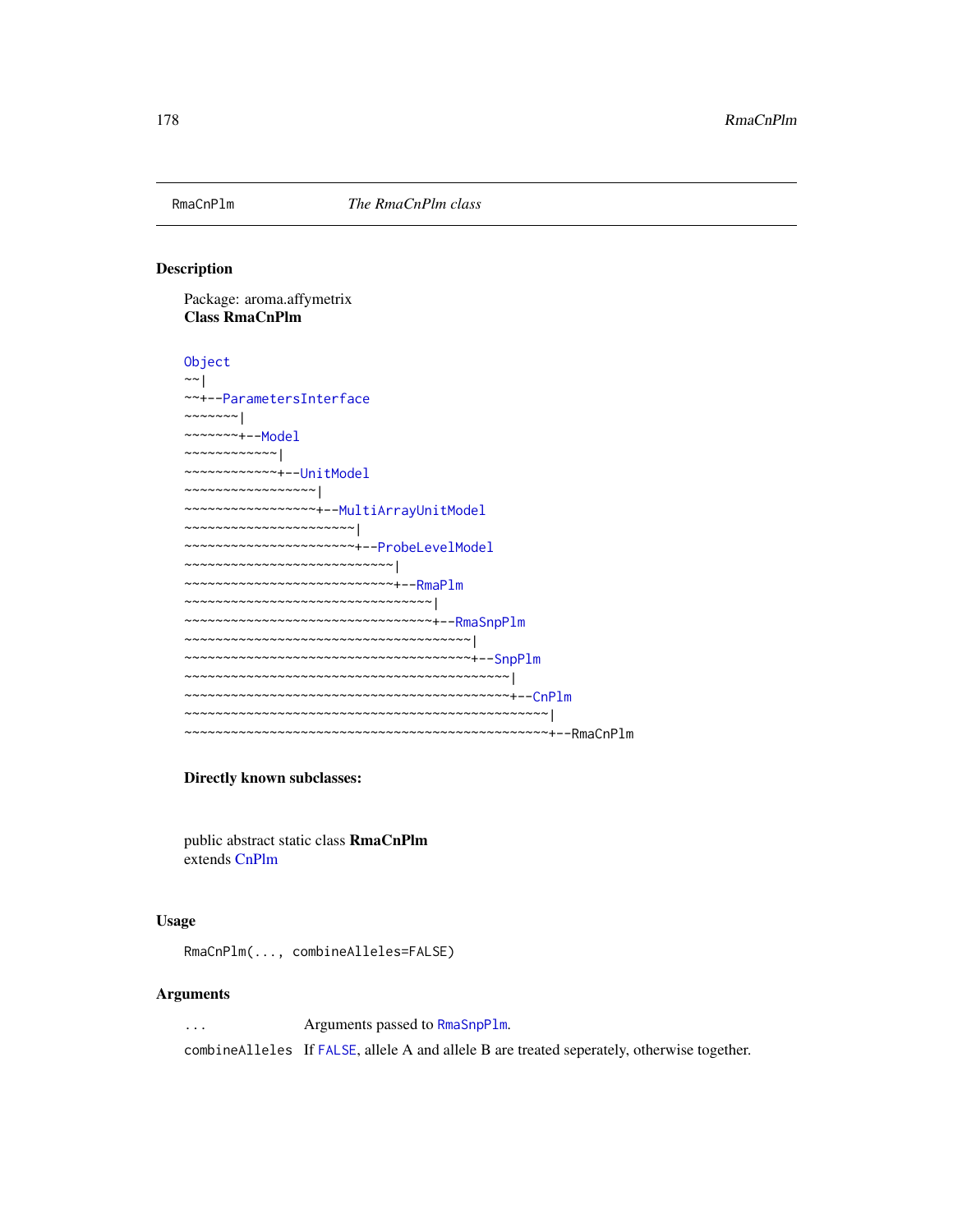RmaCnPlm *The RmaCnPlm class*

## Description

Package: aroma.affymetrix
**Class RmaCnPlm**

```
Object
~~|
~~+--ParametersInterface
~~~~~~~|
~~~~~~~+--Model
~~~~~~~~~~~~|
~~~~~~~~~~~~+--UnitModel
~~~~~~~~~~~~~~~~~|
~~~~~~~~~~~~~~~~~+--MultiArrayUnitModel
~~~~~~~~~~~~~~~~~~~~~~|
~~~~~~~~~~~~~~~~~~~~~~+--ProbeLevelModel
~~~~~~~~~~~~~~~~~~~~~~~~~~~|
~~~~~~~~~~~~~~~~~~~~~~~~~~~+--RmaPlm
~~~~~~~~~~~~~~~~~~~~~~~~~~~~~~~~|
~~~~~~~~~~~~~~~~~~~~~~~~~~~~~~~~+--RmaSnpPlm
~~~~~~~~~~~~~~~~~~~~~~~~~~~~~~~~~~~~~|
~~~~~~~~~~~~~~~~~~~~~~~~~~~~~~~~~~~~~+--SnpPlm
~~~~~~~~~~~~~~~~~~~~~~~~~~~~~~~~~~~~~~~~~~|
~~~~~~~~~~~~~~~~~~~~~~~~~~~~~~~~~~~~~~~~~~+--CnPlm
~~~~~~~~~~~~~~~~~~~~~~~~~~~~~~~~~~~~~~~~~~~~~~~|
~~~~~~~~~~~~~~~~~~~~~~~~~~~~~~~~~~~~~~~~~~~~~~~+--RmaCnPlm
```

**Directly known subclasses:**

public abstract static class **RmaCnPlm**
extends CnPlm

## Usage

```
RmaCnPlm(..., combineAlleles=FALSE)
```

## Arguments

| | |
|---|---|
| `...` | Arguments passed to `RmaSnpPlm`. |
| `combineAlleles` | If `FALSE`, allele A and allele B are treated seperately, otherwise together. |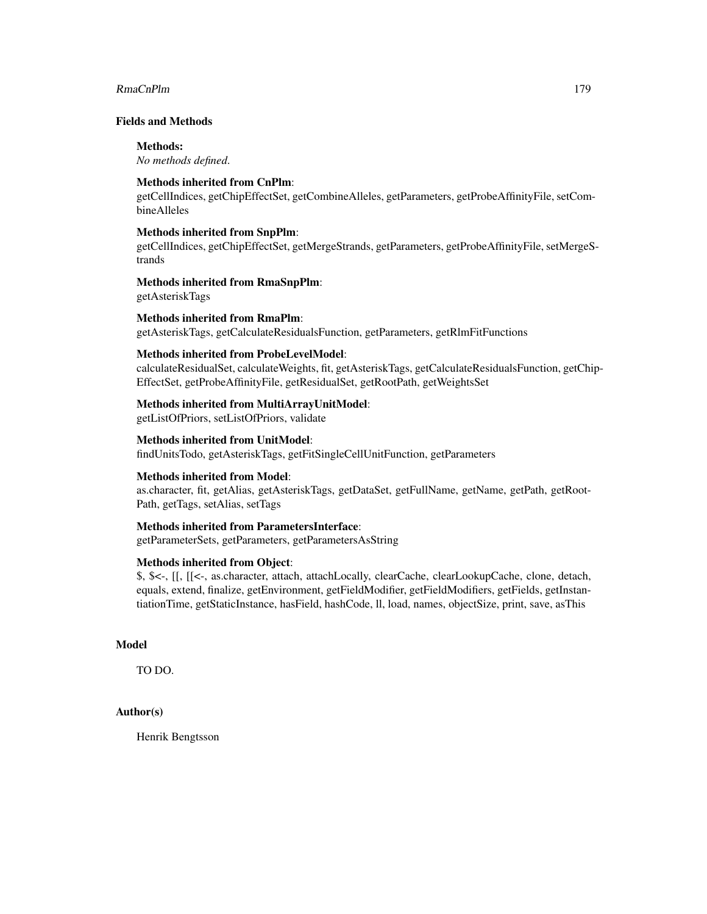## Fields and Methods

**Methods:**
*No methods defined.*

**Methods inherited from CnPlm**:
getCellIndices, getChipEffectSet, getCombineAlleles, getParameters, getProbeAffinityFile, setCombineAlleles

**Methods inherited from SnpPlm**:
getCellIndices, getChipEffectSet, getMergeStrands, getParameters, getProbeAffinityFile, setMergeStrands

**Methods inherited from RmaSnpPlm**:
getAsteriskTags

**Methods inherited from RmaPlm**:
getAsteriskTags, getCalculateResidualsFunction, getParameters, getRlmFitFunctions

**Methods inherited from ProbeLevelModel**:
calculateResidualSet, calculateWeights, fit, getAsteriskTags, getCalculateResidualsFunction, getChipEffectSet, getProbeAffinityFile, getResidualSet, getRootPath, getWeightsSet

**Methods inherited from MultiArrayUnitModel**:
getListOfPriors, setListOfPriors, validate

**Methods inherited from UnitModel**:
findUnitsTodo, getAsteriskTags, getFitSingleCellUnitFunction, getParameters

**Methods inherited from Model**:
as.character, fit, getAlias, getAsteriskTags, getDataSet, getFullName, getName, getPath, getRootPath, getTags, setAlias, setTags

**Methods inherited from ParametersInterface**:
getParameterSets, getParameters, getParametersAsString

**Methods inherited from Object**:
$, $<-, [[, [[<-, as.character, attach, attachLocally, clearCache, clearLookupCache, clone, detach, equals, extend, finalize, getEnvironment, getFieldModifier, getFieldModifiers, getFields, getInstantiationTime, getStaticInstance, hasField, hashCode, ll, load, names, objectSize, print, save, asThis

## Model

TO DO.

## Author(s)

Henrik Bengtsson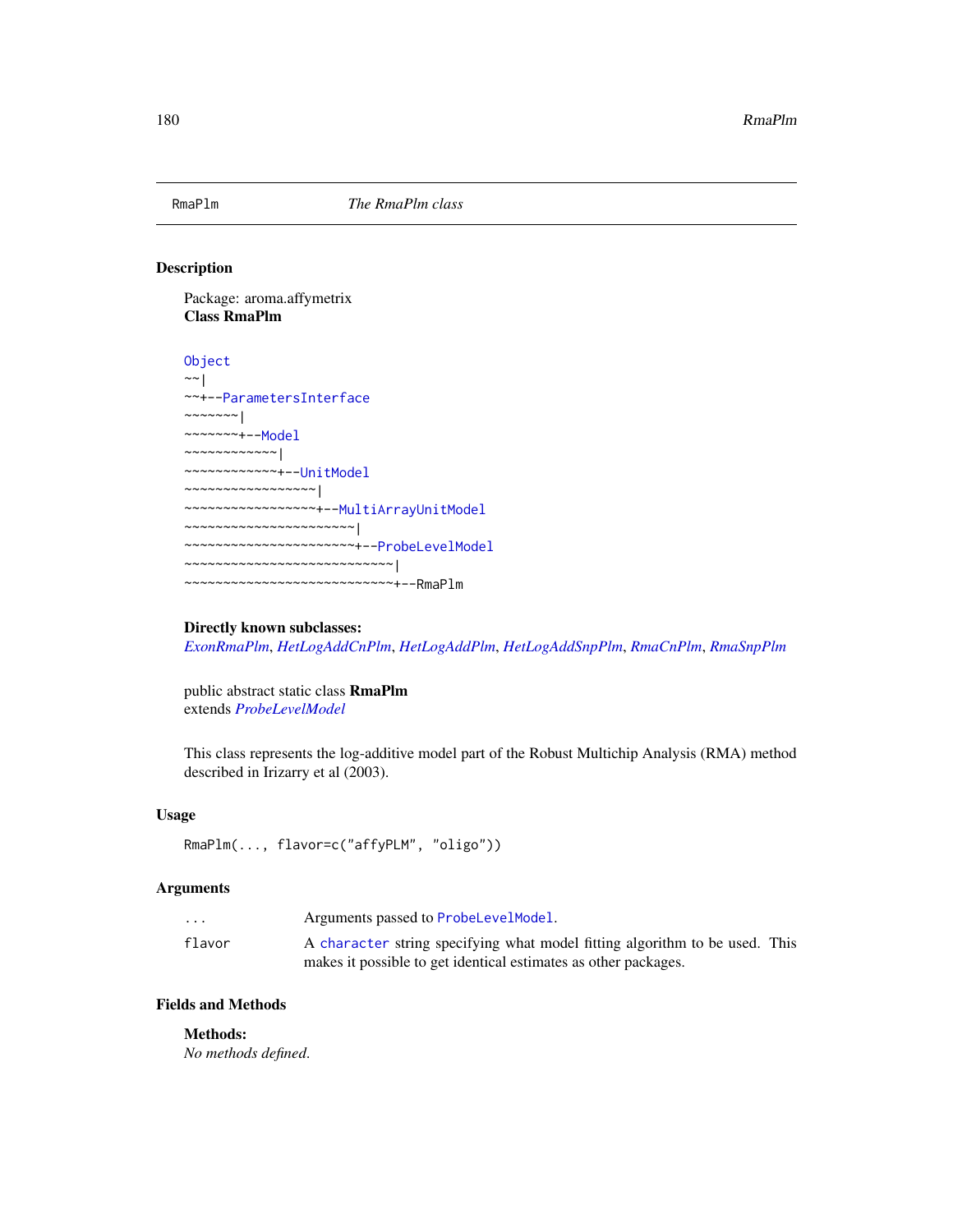RmaPlm *The RmaPlm class*

## Description

Package: aroma.affymetrix
**Class RmaPlm**

```
Object
~~|
~~+--ParametersInterface
~~~~~~~|
~~~~~~~+--Model
~~~~~~~~~~~~|
~~~~~~~~~~~~+--UnitModel
~~~~~~~~~~~~~~~~~|
~~~~~~~~~~~~~~~~~+--MultiArrayUnitModel
~~~~~~~~~~~~~~~~~~~~~~|
~~~~~~~~~~~~~~~~~~~~~~+--ProbeLevelModel
~~~~~~~~~~~~~~~~~~~~~~~~~~~|
~~~~~~~~~~~~~~~~~~~~~~~~~~~+--RmaPlm
```

**Directly known subclasses:**
*ExonRmaPlm*, *HetLogAddCnPlm*, *HetLogAddPlm*, *HetLogAddSnpPlm*, *RmaCnPlm*, *RmaSnpPlm*

public abstract static class **RmaPlm**
extends *ProbeLevelModel*

This class represents the log-additive model part of the Robust Multichip Analysis (RMA) method described in Irizarry et al (2003).

## Usage

```
RmaPlm(..., flavor=c("affyPLM", "oligo"))
```

## Arguments

| | |
|---|---|
| `...` | Arguments passed to `ProbeLevelModel`. |
| `flavor` | A `character` string specifying what model fitting algorithm to be used. This makes it possible to get identical estimates as other packages. |

## Fields and Methods

**Methods:**
*No methods defined.*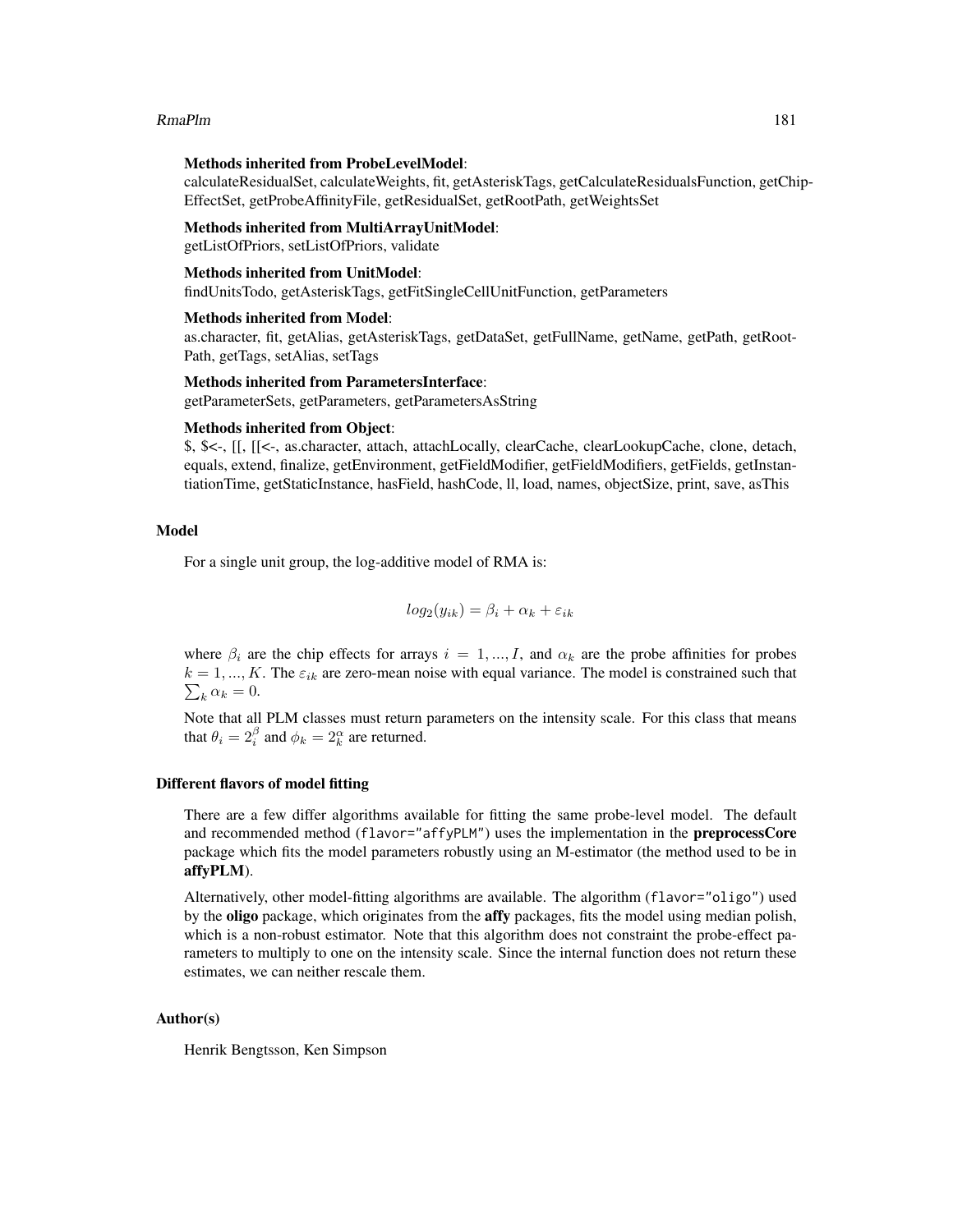**Methods inherited from ProbeLevelModel**:
calculateResidualSet, calculateWeights, fit, getAsteriskTags, getCalculateResidualsFunction, getChipEffectSet, getProbeAffinityFile, getResidualSet, getRootPath, getWeightsSet

**Methods inherited from MultiArrayUnitModel**:
getListOfPriors, setListOfPriors, validate

**Methods inherited from UnitModel**:
findUnitsTodo, getAsteriskTags, getFitSingleCellUnitFunction, getParameters

**Methods inherited from Model**:
as.character, fit, getAlias, getAsteriskTags, getDataSet, getFullName, getName, getPath, getRootPath, getTags, setAlias, setTags

**Methods inherited from ParametersInterface**:
getParameterSets, getParameters, getParametersAsString

**Methods inherited from Object**:
$, $<-, [[, [[<-, as.character, attach, attachLocally, clearCache, clearLookupCache, clone, detach, equals, extend, finalize, getEnvironment, getFieldModifier, getFieldModifiers, getFields, getInstantiationTime, getStaticInstance, hasField, hashCode, ll, load, names, objectSize, print, save, asThis

## Model

For a single unit group, the log-additive model of RMA is:

$$log_2(y_{ik}) = \beta_i + \alpha_k + \varepsilon_{ik}$$

where $\beta_i$ are the chip effects for arrays $i = 1, ..., I$, and $\alpha_k$ are the probe affinities for probes $k = 1, ..., K$. The $\varepsilon_{ik}$ are zero-mean noise with equal variance. The model is constrained such that $\sum_k \alpha_k = 0$.

Note that all PLM classes must return parameters on the intensity scale. For this class that means that $\theta_i = 2_i^\beta$ and $\phi_k = 2_k^\alpha$ are returned.

## Different flavors of model fitting

There are a few differ algorithms available for fitting the same probe-level model. The default and recommended method (`flavor="affyPLM"`) uses the implementation in the **preprocessCore** package which fits the model parameters robustly using an M-estimator (the method used to be in **affyPLM**).

Alternatively, other model-fitting algorithms are available. The algorithm (`flavor="oligo"`) used by the **oligo** package, which originates from the **affy** packages, fits the model using median polish, which is a non-robust estimator. Note that this algorithm does not constraint the probe-effect parameters to multiply to one on the intensity scale. Since the internal function does not return these estimates, we can neither rescale them.

## Author(s)

Henrik Bengtsson, Ken Simpson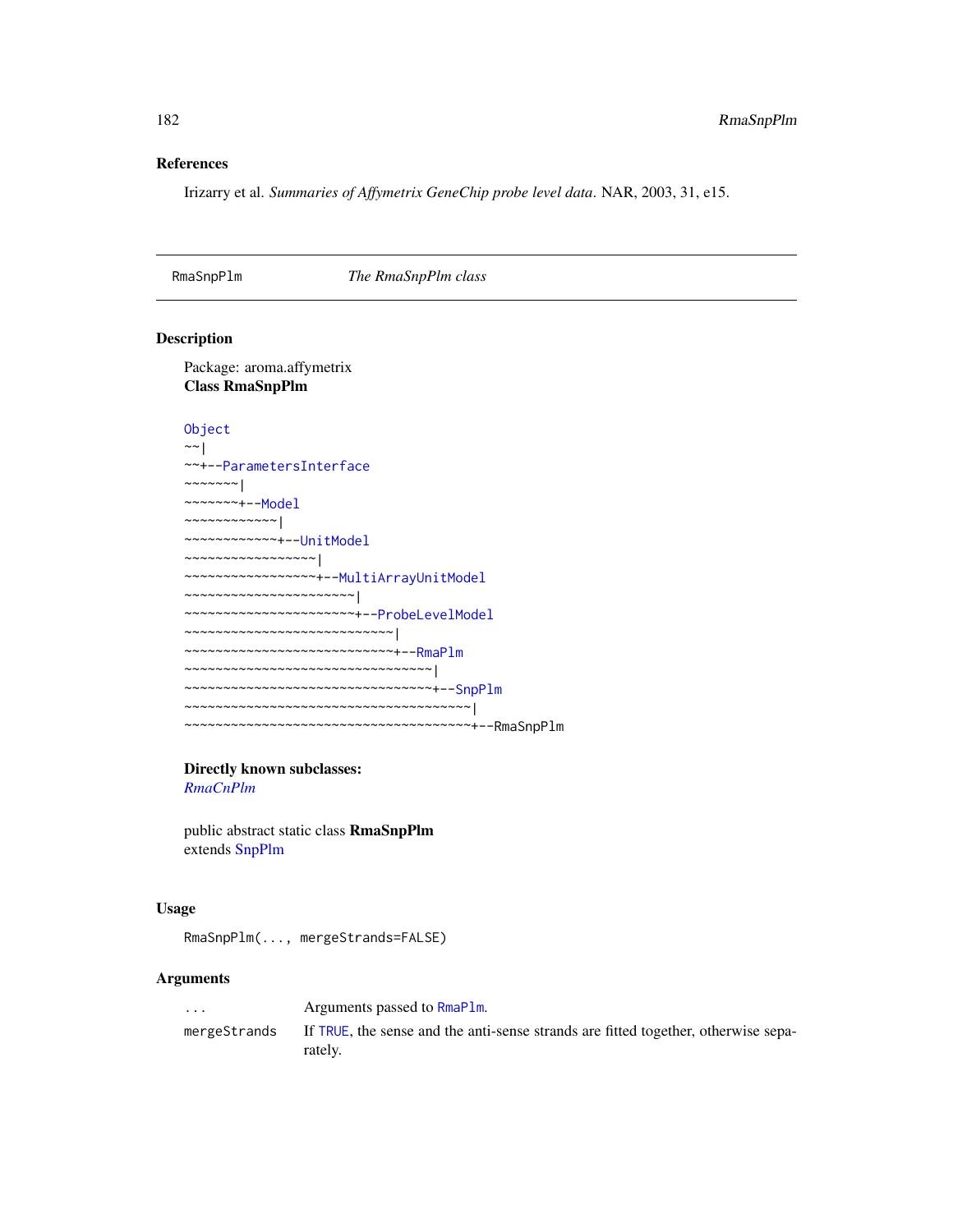## References

Irizarry et al. *Summaries of Affymetrix GeneChip probe level data*. NAR, 2003, 31, e15.

---

RmaSnpPlm *The RmaSnpPlm class*

---

## Description

Package: aroma.affymetrix
**Class RmaSnpPlm**

```
Object
~~|
~~+--ParametersInterface
~~~~~~~|
~~~~~~~+--Model
~~~~~~~~~~~~|
~~~~~~~~~~~~+--UnitModel
~~~~~~~~~~~~~~~~~|
~~~~~~~~~~~~~~~~~+--MultiArrayUnitModel
~~~~~~~~~~~~~~~~~~~~~~|
~~~~~~~~~~~~~~~~~~~~~~+--ProbeLevelModel
~~~~~~~~~~~~~~~~~~~~~~~~~~~|
~~~~~~~~~~~~~~~~~~~~~~~~~~~+--RmaPlm
~~~~~~~~~~~~~~~~~~~~~~~~~~~~~~~~|
~~~~~~~~~~~~~~~~~~~~~~~~~~~~~~~~+--SnpPlm
~~~~~~~~~~~~~~~~~~~~~~~~~~~~~~~~~~~~~|
~~~~~~~~~~~~~~~~~~~~~~~~~~~~~~~~~~~~~+--RmaSnpPlm
```

**Directly known subclasses:**
*RmaCnPlm*

public abstract static class **RmaSnpPlm**
extends SnpPlm

## Usage

```
RmaSnpPlm(..., mergeStrands=FALSE)
```

## Arguments

| | |
|---|---|
| ... | Arguments passed to RmaPlm. |
| mergeStrands | If TRUE, the sense and the anti-sense strands are fitted together, otherwise separately. |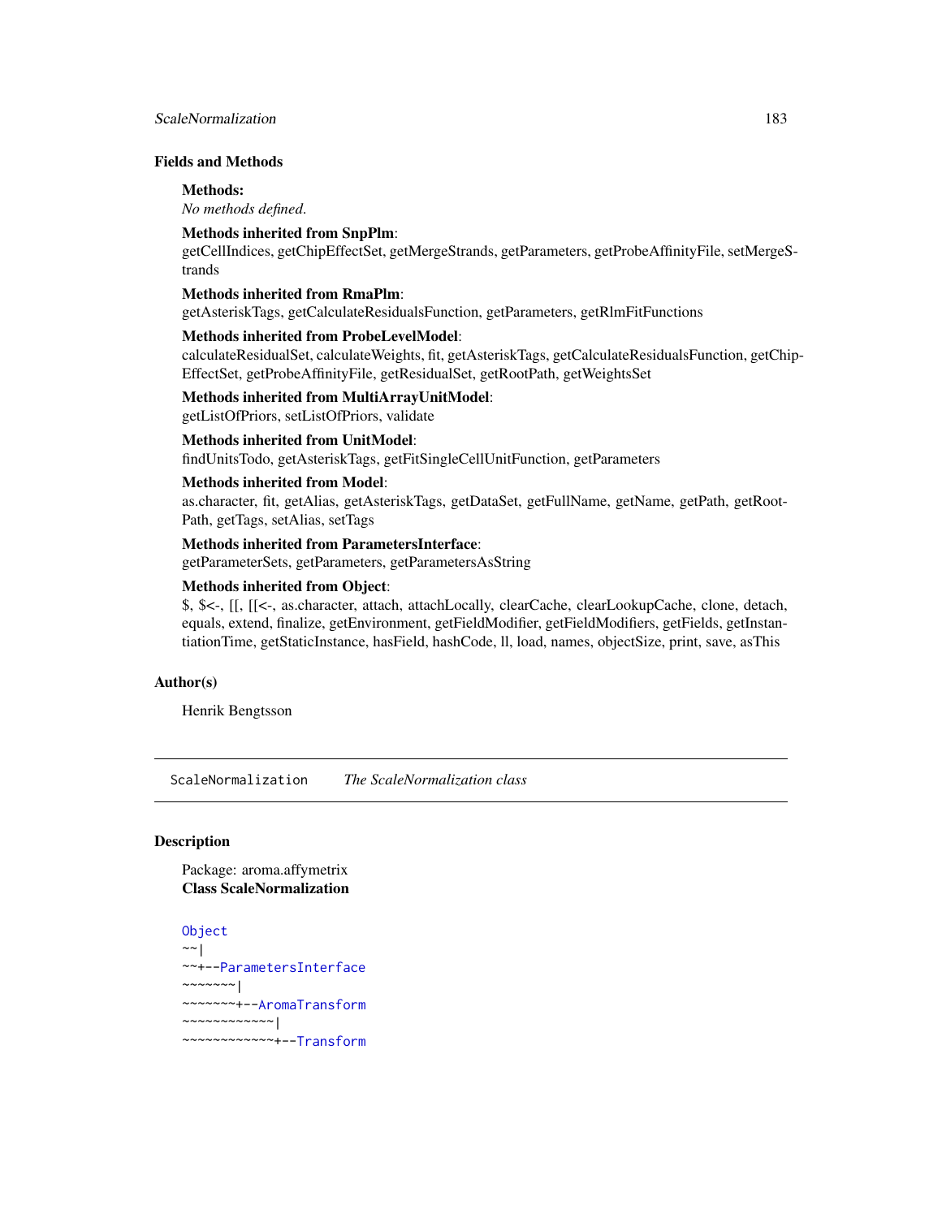## Fields and Methods

**Methods:**
*No methods defined.*

**Methods inherited from SnpPlm**:
getCellIndices, getChipEffectSet, getMergeStrands, getParameters, getProbeAffinityFile, setMergeStrands

**Methods inherited from RmaPlm**:
getAsteriskTags, getCalculateResidualsFunction, getParameters, getRlmFitFunctions

**Methods inherited from ProbeLevelModel**:
calculateResidualSet, calculateWeights, fit, getAsteriskTags, getCalculateResidualsFunction, getChipEffectSet, getProbeAffinityFile, getResidualSet, getRootPath, getWeightsSet

**Methods inherited from MultiArrayUnitModel**:
getListOfPriors, setListOfPriors, validate

**Methods inherited from UnitModel**:
findUnitsTodo, getAsteriskTags, getFitSingleCellUnitFunction, getParameters

**Methods inherited from Model**:
as.character, fit, getAlias, getAsteriskTags, getDataSet, getFullName, getName, getPath, getRootPath, getTags, setAlias, setTags

**Methods inherited from ParametersInterface**:
getParameterSets, getParameters, getParametersAsString

**Methods inherited from Object**:
$, $<-, [[, [[<-, as.character, attach, attachLocally, clearCache, clearLookupCache, clone, detach, equals, extend, finalize, getEnvironment, getFieldModifier, getFieldModifiers, getFields, getInstantiationTime, getStaticInstance, hasField, hashCode, ll, load, names, objectSize, print, save, asThis

## Author(s)

Henrik Bengtsson

---

# ScaleNormalization *The ScaleNormalization class*

## Description

Package: aroma.affymetrix
**Class ScaleNormalization**

```
Object
~~|
~~+--ParametersInterface
~~~~~~~|
~~~~~~~+--AromaTransform
~~~~~~~~~~~~|
~~~~~~~~~~~~+--Transform
```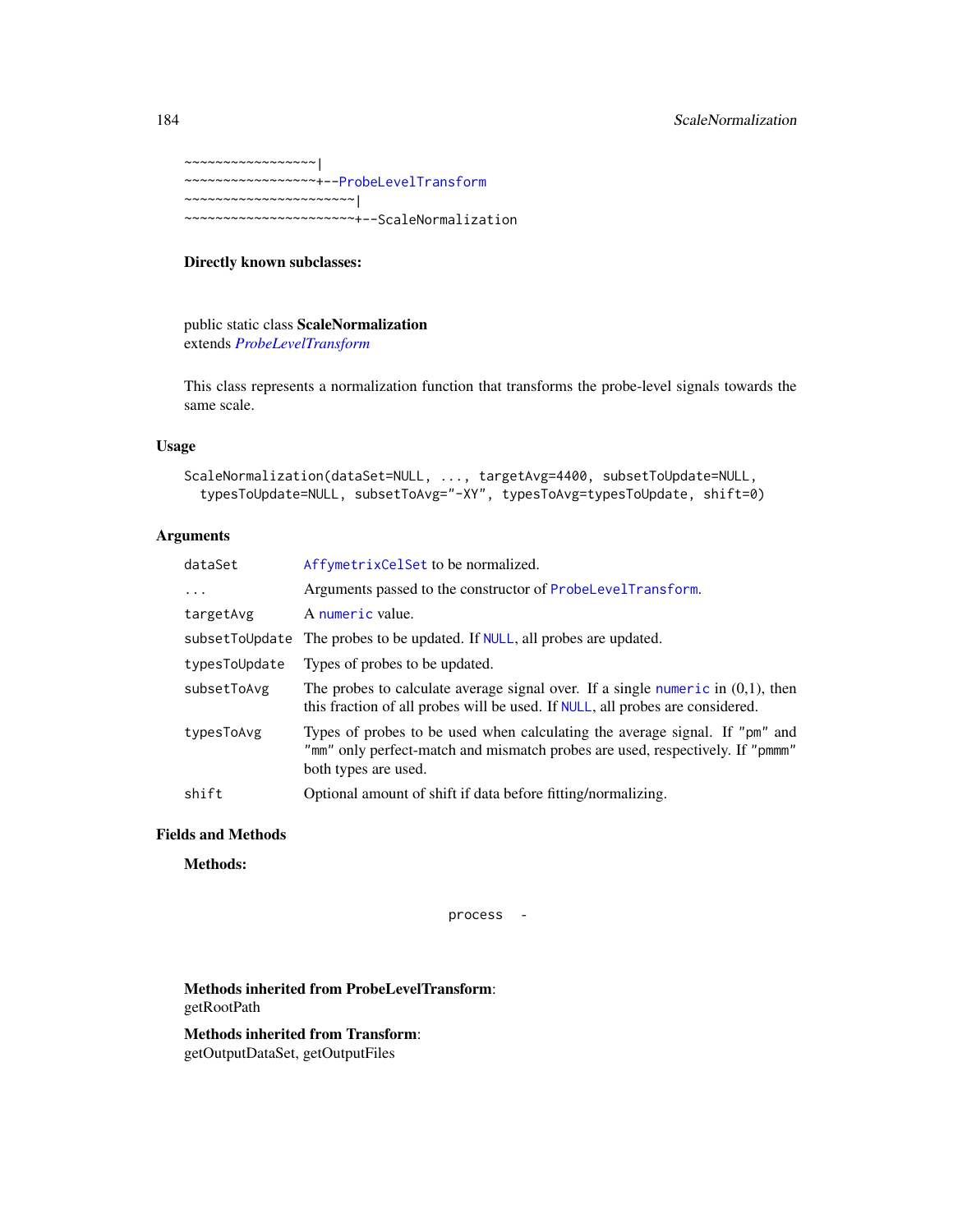```
~~~~~~~~~~~~~~~~~|
~~~~~~~~~~~~~~~~~+--ProbeLevelTransform
~~~~~~~~~~~~~~~~~~~~~~|
~~~~~~~~~~~~~~~~~~~~~~+--ScaleNormalization
```

**Directly known subclasses:**

public static class **ScaleNormalization**
extends *ProbeLevelTransform*

This class represents a normalization function that transforms the probe-level signals towards the same scale.

## Usage

```
ScaleNormalization(dataSet=NULL, ..., targetAvg=4400, subsetToUpdate=NULL,
  typesToUpdate=NULL, subsetToAvg="-XY", typesToAvg=typesToUpdate, shift=0)
```

## Arguments

| | |
|---|---|
| `dataSet` | `AffymetrixCelSet` to be normalized. |
| `...` | Arguments passed to the constructor of `ProbeLevelTransform`. |
| `targetAvg` | A `numeric` value. |
| `subsetToUpdate` | The probes to be updated. If `NULL`, all probes are updated. |
| `typesToUpdate` | Types of probes to be updated. |
| `subsetToAvg` | The probes to calculate average signal over. If a single `numeric` in (0,1), then this fraction of all probes will be used. If `NULL`, all probes are considered. |
| `typesToAvg` | Types of probes to be used when calculating the average signal. If `"pm"` and `"mm"` only perfect-match and mismatch probes are used, respectively. If `"pmmm"` both types are used. |
| `shift` | Optional amount of shift if data before fitting/normalizing. |

## Fields and Methods

**Methods:**

| | |
|---|---|
| `process` | - |

**Methods inherited from ProbeLevelTransform**:
getRootPath

**Methods inherited from Transform**:
getOutputDataSet, getOutputFiles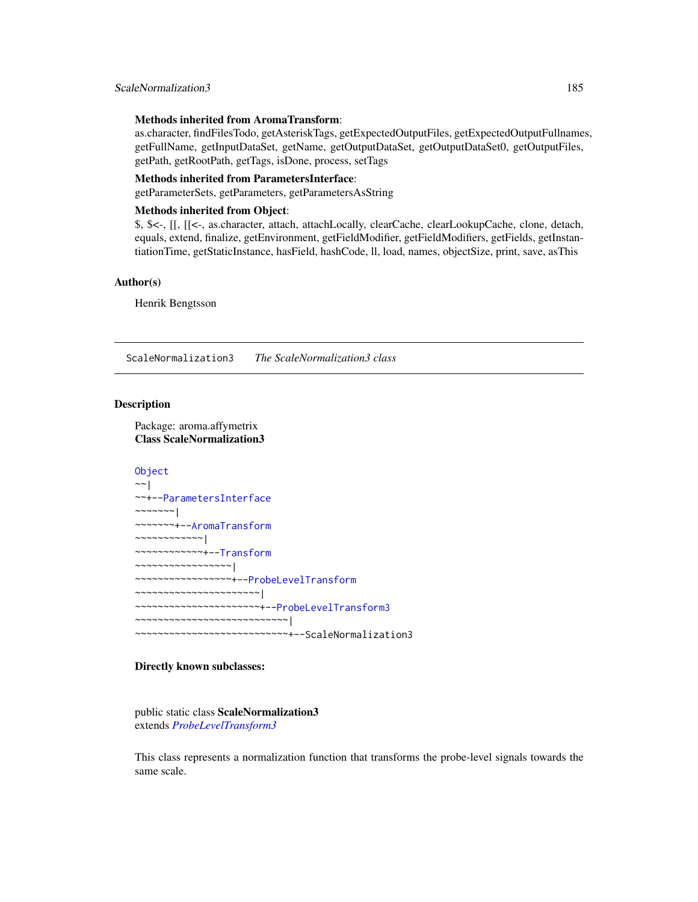**Methods inherited from AromaTransform**:
as.character, findFilesTodo, getAsteriskTags, getExpectedOutputFiles, getExpectedOutputFullnames, getFullName, getInputDataSet, getName, getOutputDataSet, getOutputDataSet0, getOutputFiles, getPath, getRootPath, getTags, isDone, process, setTags

**Methods inherited from ParametersInterface**:
getParameterSets, getParameters, getParametersAsString

**Methods inherited from Object**:
$, $<-, [[, [[<-, as.character, attach, attachLocally, clearCache, clearLookupCache, clone, detach, equals, extend, finalize, getEnvironment, getFieldModifier, getFieldModifiers, getFields, getInstantiationTime, getStaticInstance, hasField, hashCode, ll, load, names, objectSize, print, save, asThis

## Author(s)

Henrik Bengtsson

---

## ScaleNormalization3 *The ScaleNormalization3 class*

## Description

Package: aroma.affymetrix
**Class ScaleNormalization3**

```
Object
~~|
~~+--ParametersInterface
~~~~~~~|
~~~~~~~+--AromaTransform
~~~~~~~~~~~~|
~~~~~~~~~~~~+--Transform
~~~~~~~~~~~~~~~~~|
~~~~~~~~~~~~~~~~~+--ProbeLevelTransform
~~~~~~~~~~~~~~~~~~~~~~|
~~~~~~~~~~~~~~~~~~~~~~+--ProbeLevelTransform3
~~~~~~~~~~~~~~~~~~~~~~~~~~~|
~~~~~~~~~~~~~~~~~~~~~~~~~~~+--ScaleNormalization3
```

**Directly known subclasses:**

public static class **ScaleNormalization3**
extends *ProbeLevelTransform3*

This class represents a normalization function that transforms the probe-level signals towards the same scale.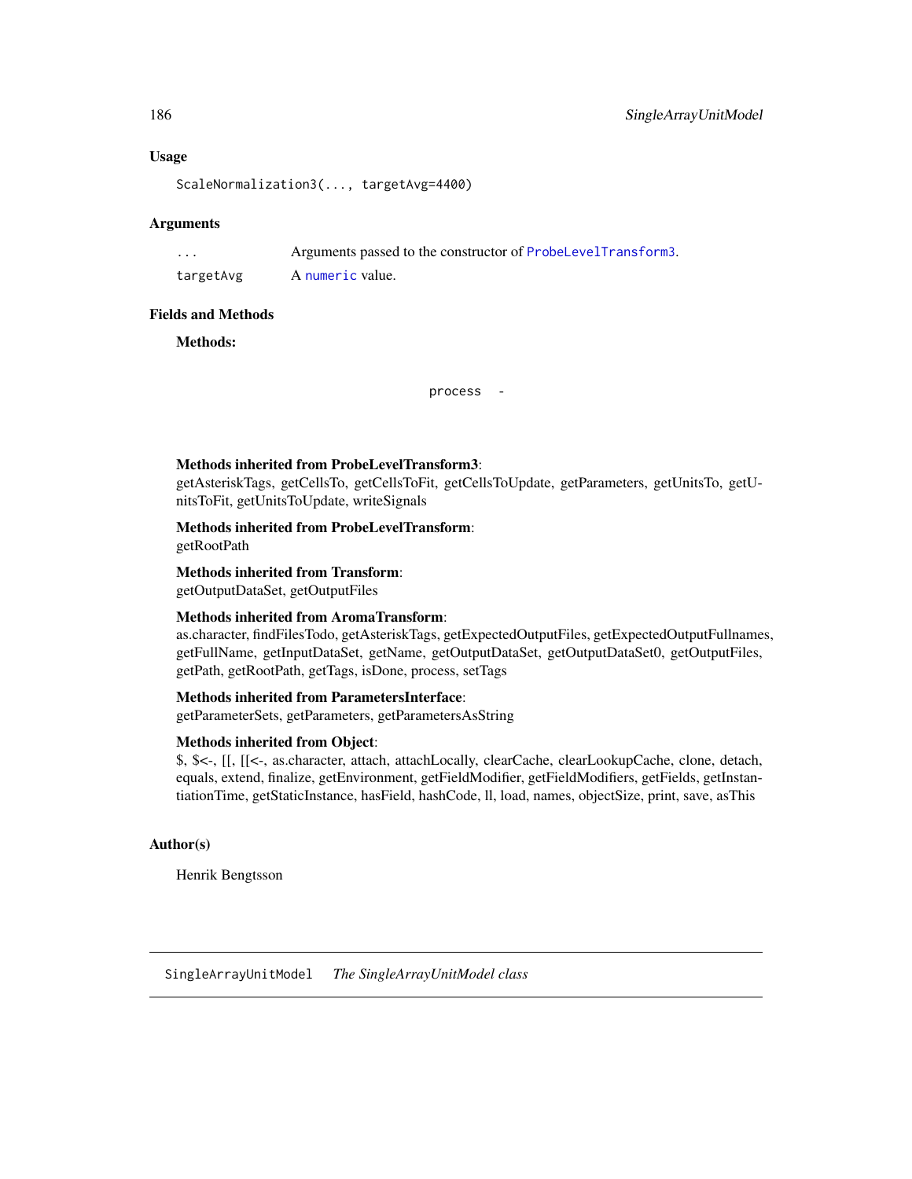## Usage

```
ScaleNormalization3(..., targetAvg=4400)
```

## Arguments

| | |
|---|---|
| ... | Arguments passed to the constructor of `ProbeLevelTransform3`. |
| targetAvg | A `numeric` value. |

## Fields and Methods

**Methods:**

| | |
|---|---|
| `process` | - |

**Methods inherited from ProbeLevelTransform3**:
getAsteriskTags, getCellsTo, getCellsToFit, getCellsToUpdate, getParameters, getUnitsTo, getUnitsToFit, getUnitsToUpdate, writeSignals

**Methods inherited from ProbeLevelTransform**:
getRootPath

**Methods inherited from Transform**:
getOutputDataSet, getOutputFiles

**Methods inherited from AromaTransform**:
as.character, findFilesTodo, getAsteriskTags, getExpectedOutputFiles, getExpectedOutputFullnames, getFullName, getInputDataSet, getName, getOutputDataSet, getOutputDataSet0, getOutputFiles, getPath, getRootPath, getTags, isDone, process, setTags

**Methods inherited from ParametersInterface**:
getParameterSets, getParameters, getParametersAsString

**Methods inherited from Object**:
$, $<-, [[, [[<-, as.character, attach, attachLocally, clearCache, clearLookupCache, clone, detach, equals, extend, finalize, getEnvironment, getFieldModifier, getFieldModifiers, getFields, getInstantiationTime, getStaticInstance, hasField, hashCode, ll, load, names, objectSize, print, save, asThis

## Author(s)

Henrik Bengtsson

---

# SingleArrayUnitModel *The SingleArrayUnitModel class*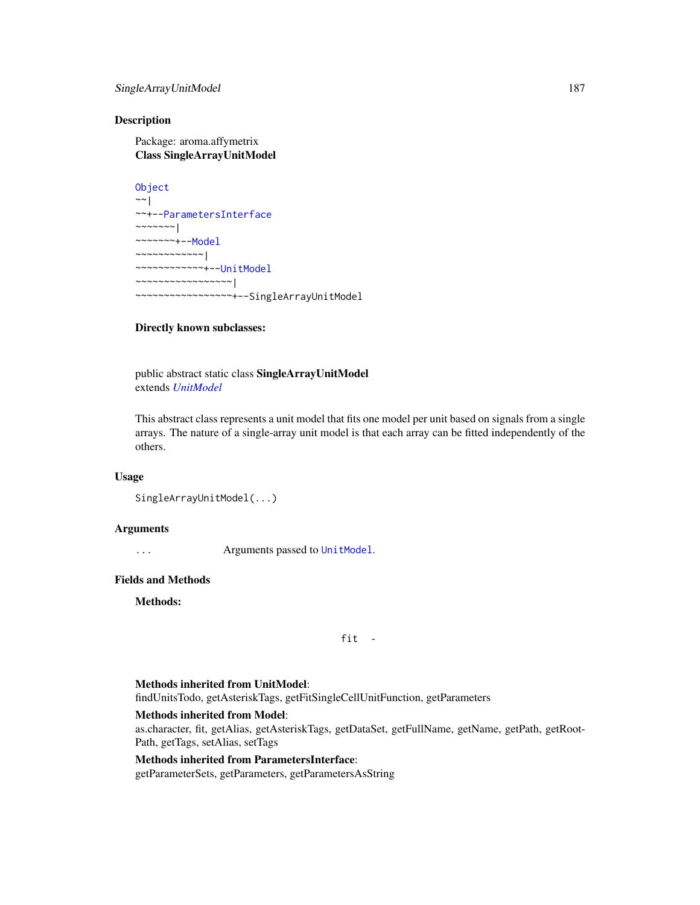## Description

Package: aroma.affymetrix
**Class SingleArrayUnitModel**

```
Object
~~|
~~+--ParametersInterface
~~~~~~~|
~~~~~~~+--Model
~~~~~~~~~~~~|
~~~~~~~~~~~~+--UnitModel
~~~~~~~~~~~~~~~~~|
~~~~~~~~~~~~~~~~~+--SingleArrayUnitModel
```

**Directly known subclasses:**

public abstract static class **SingleArrayUnitModel**
extends *UnitModel*

This abstract class represents a unit model that fits one model per unit based on signals from a single arrays. The nature of a single-array unit model is that each array can be fitted independently of the others.

## Usage

```
SingleArrayUnitModel(...)
```

## Arguments

| | |
|---|---|
| ... | Arguments passed to `UnitModel`. |

## Fields and Methods

**Methods:**

| | |
|---|---|
| `fit` | - |

**Methods inherited from UnitModel**:
findUnitsTodo, getAsteriskTags, getFitSingleCellUnitFunction, getParameters

**Methods inherited from Model**:
as.character, fit, getAlias, getAsteriskTags, getDataSet, getFullName, getName, getPath, getRootPath, getTags, setAlias, setTags

**Methods inherited from ParametersInterface**:
getParameterSets, getParameters, getParametersAsString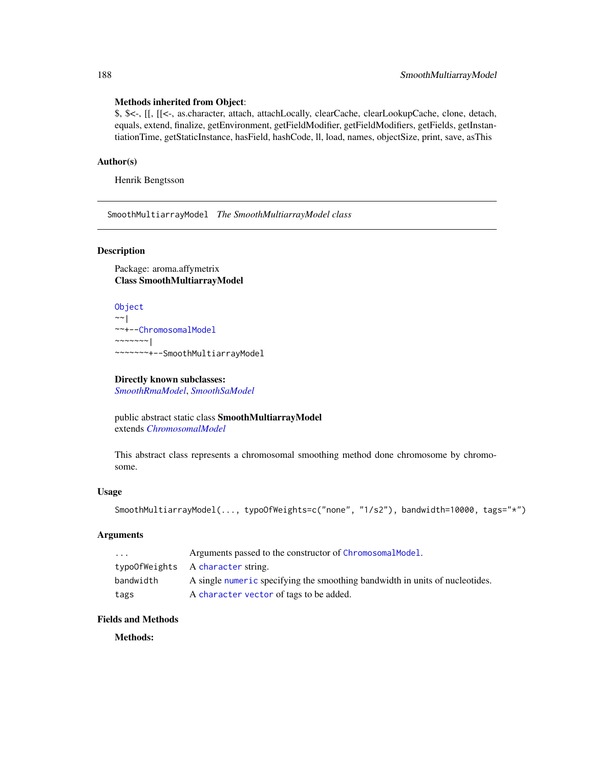**Methods inherited from Object**:
$, $<-, [[, [[<-, as.character, attach, attachLocally, clearCache, clearLookupCache, clone, detach, equals, extend, finalize, getEnvironment, getFieldModifier, getFieldModifiers, getFields, getInstantiationTime, getStaticInstance, hasField, hashCode, ll, load, names, objectSize, print, save, asThis

## Author(s)

Henrik Bengtsson

---

# SmoothMultiarrayModel *The SmoothMultiarrayModel class*

---

## Description

Package: aroma.affymetrix
**Class SmoothMultiarrayModel**

```
Object
~~|
~~+--ChromosomalModel
~~~~~~~|
~~~~~~~+--SmoothMultiarrayModel
```

**Directly known subclasses:**
*SmoothRmaModel*, *SmoothSaModel*

public abstract static class **SmoothMultiarrayModel**
extends *ChromosomalModel*

This abstract class represents a chromosomal smoothing method done chromosome by chromosome.

## Usage

```
SmoothMultiarrayModel(..., typoOfWeights=c("none", "1/s2"), bandwidth=10000, tags="*")
```

## Arguments

| | |
|---|---|
| `...` | Arguments passed to the constructor of `ChromosomalModel`. |
| `typoOfWeights` | A `character` string. |
| `bandwidth` | A single `numeric` specifying the smoothing bandwidth in units of nucleotides. |
| `tags` | A `character vector` of tags to be added. |

## Fields and Methods

**Methods:**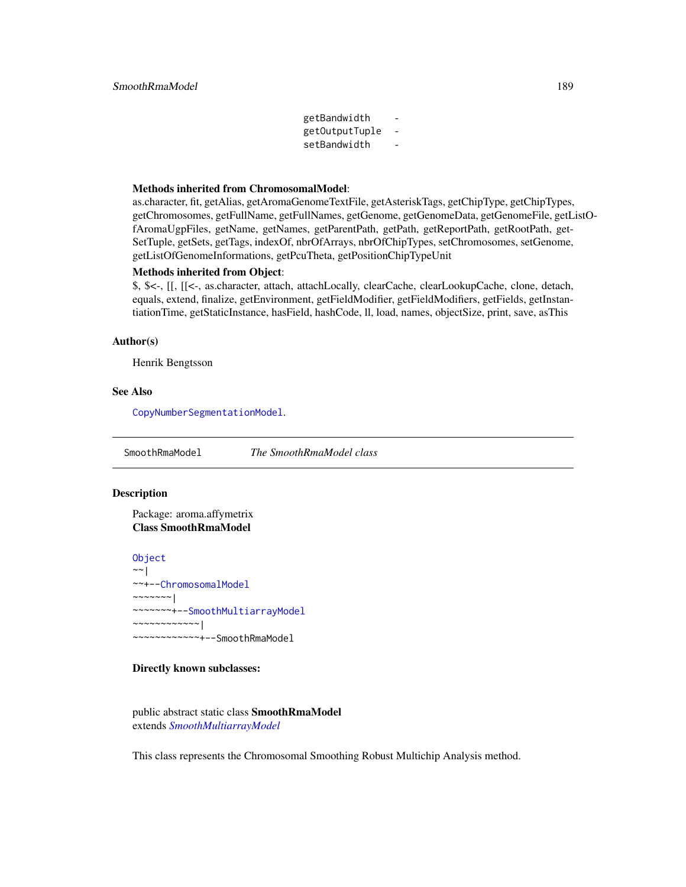```
getBandwidth    -
getOutputTuple  -
setBandwidth    -
```

**Methods inherited from ChromosomalModel**:
as.character, fit, getAlias, getAromaGenomeTextFile, getAsteriskTags, getChipType, getChipTypes, getChromosomes, getFullName, getFullNames, getGenome, getGenomeData, getGenomeFile, getListOfAromaUgpFiles, getName, getNames, getParentPath, getPath, getReportPath, getRootPath, getSetTuple, getSets, getTags, indexOf, nbrOfArrays, nbrOfChipTypes, setChromosomes, setGenome, getListOfGenomeInformations, getPcuTheta, getPositionChipTypeUnit

**Methods inherited from Object**:
$, $<-, [[, [[<-, as.character, attach, attachLocally, clearCache, clearLookupCache, clone, detach, equals, extend, finalize, getEnvironment, getFieldModifier, getFieldModifiers, getFields, getInstantiationTime, getStaticInstance, hasField, hashCode, ll, load, names, objectSize, print, save, asThis

### Author(s)

Henrik Bengtsson

### See Also

CopyNumberSegmentationModel.

---

## SmoothRmaModel — *The SmoothRmaModel class*

---

### Description

Package: aroma.affymetrix
**Class SmoothRmaModel**

```
Object
~~|
~~+--ChromosomalModel
~~~~~~~|
~~~~~~~+--SmoothMultiarrayModel
~~~~~~~~~~~~|
~~~~~~~~~~~~+--SmoothRmaModel
```

**Directly known subclasses:**

public abstract static class **SmoothRmaModel**
extends *SmoothMultiarrayModel*

This class represents the Chromosomal Smoothing Robust Multichip Analysis method.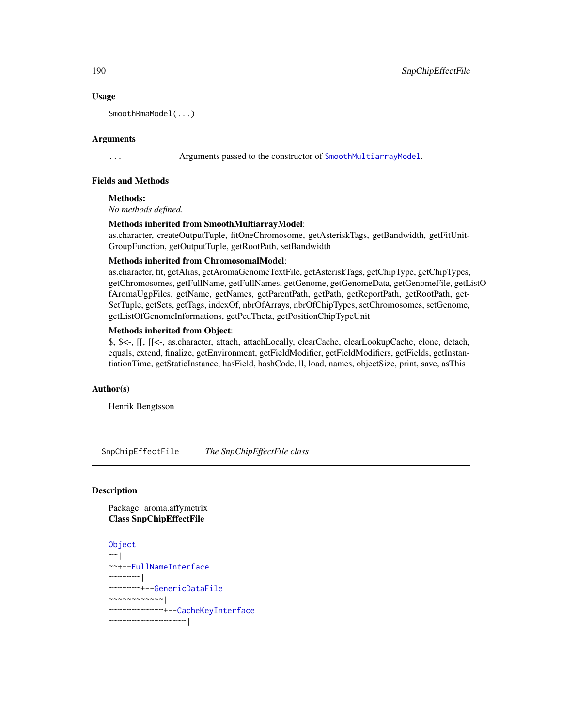## Usage

```
SmoothRmaModel(...)
```

## Arguments

... Arguments passed to the constructor of `SmoothMultiarrayModel`.

## Fields and Methods

**Methods:**
*No methods defined.*

**Methods inherited from SmoothMultiarrayModel**:
as.character, createOutputTuple, fitOneChromosome, getAsteriskTags, getBandwidth, getFitUnitGroupFunction, getOutputTuple, getRootPath, setBandwidth

**Methods inherited from ChromosomalModel**:
as.character, fit, getAlias, getAromaGenomeTextFile, getAsteriskTags, getChipType, getChipTypes, getChromosomes, getFullName, getFullNames, getGenome, getGenomeData, getGenomeFile, getListOfAromaUgpFiles, getName, getNames, getParentPath, getPath, getReportPath, getRootPath, getSetTuple, getSets, getTags, indexOf, nbrOfArrays, nbrOfChipTypes, setChromosomes, setGenome, getListOfGenomeInformations, getPcuTheta, getPositionChipTypeUnit

**Methods inherited from Object**:
$, $<-, [[, [[<-, as.character, attach, attachLocally, clearCache, clearLookupCache, clone, detach, equals, extend, finalize, getEnvironment, getFieldModifier, getFieldModifiers, getFields, getInstantiationTime, getStaticInstance, hasField, hashCode, ll, load, names, objectSize, print, save, asThis

## Author(s)

Henrik Bengtsson

---

`SnpChipEffectFile` *The SnpChipEffectFile class*

---

## Description

Package: aroma.affymetrix
**Class SnpChipEffectFile**

```
Object
~~|
~~+--FullNameInterface
~~~~~~~|
~~~~~~~+--GenericDataFile
~~~~~~~~~~~~|
~~~~~~~~~~~~+--CacheKeyInterface
~~~~~~~~~~~~~~~~~|
```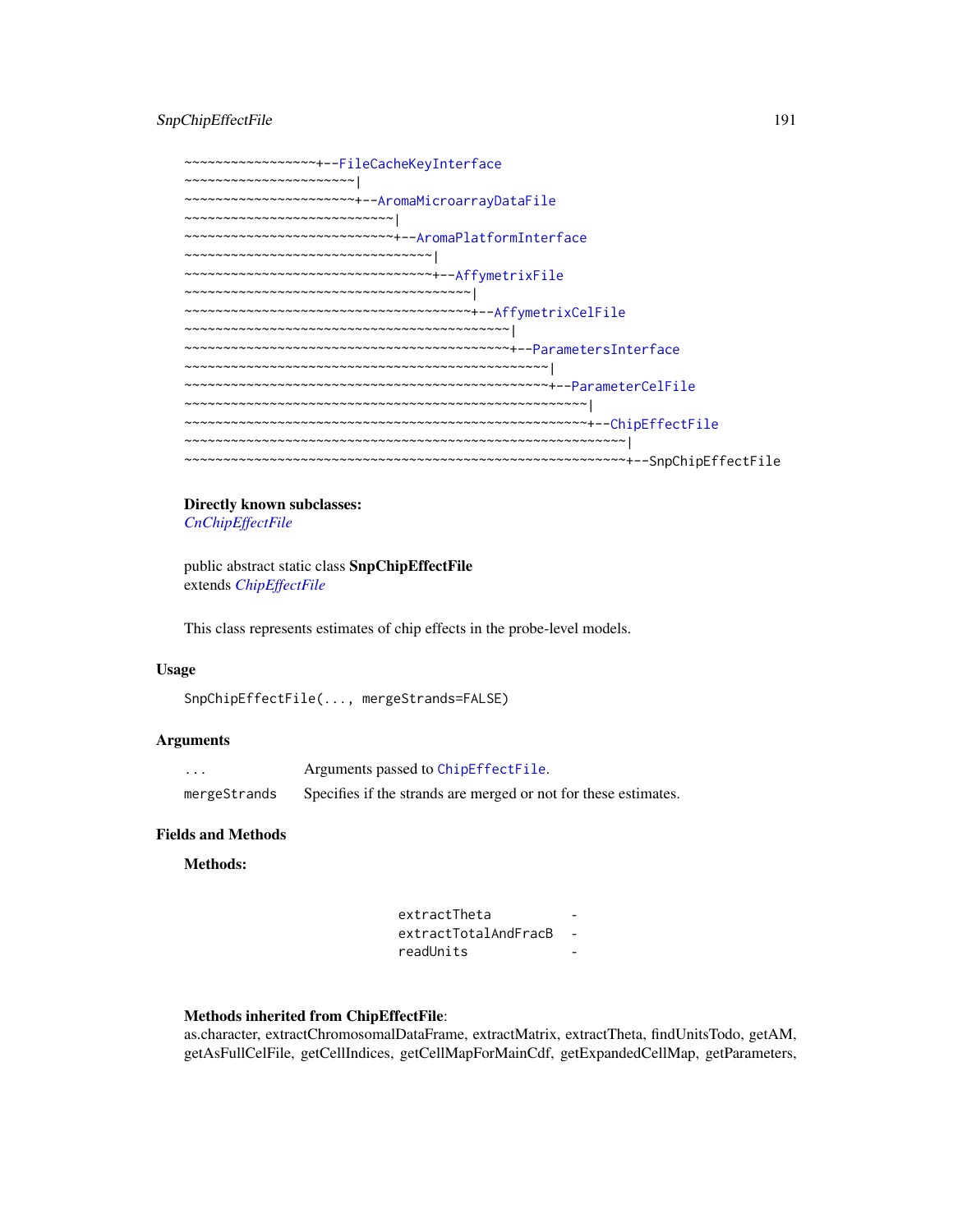```
~~~~~~~~~~~~~~~~~+--FileCacheKeyInterface
~~~~~~~~~~~~~~~~~~~~~~|
~~~~~~~~~~~~~~~~~~~~~~+--AromaMicroarrayDataFile
~~~~~~~~~~~~~~~~~~~~~~~~~~~|
~~~~~~~~~~~~~~~~~~~~~~~~~~~+--AromaPlatformInterface
~~~~~~~~~~~~~~~~~~~~~~~~~~~~~~~~|
~~~~~~~~~~~~~~~~~~~~~~~~~~~~~~~~+--AffymetrixFile
~~~~~~~~~~~~~~~~~~~~~~~~~~~~~~~~~~~~~|
~~~~~~~~~~~~~~~~~~~~~~~~~~~~~~~~~~~~~+--AffymetrixCelFile
~~~~~~~~~~~~~~~~~~~~~~~~~~~~~~~~~~~~~~~~~~|
~~~~~~~~~~~~~~~~~~~~~~~~~~~~~~~~~~~~~~~~~~+--ParametersInterface
~~~~~~~~~~~~~~~~~~~~~~~~~~~~~~~~~~~~~~~~~~~~~~~|
~~~~~~~~~~~~~~~~~~~~~~~~~~~~~~~~~~~~~~~~~~~~~~~+--ParameterCelFile
~~~~~~~~~~~~~~~~~~~~~~~~~~~~~~~~~~~~~~~~~~~~~~~~~~~~|
~~~~~~~~~~~~~~~~~~~~~~~~~~~~~~~~~~~~~~~~~~~~~~~~~~~~+--ChipEffectFile
~~~~~~~~~~~~~~~~~~~~~~~~~~~~~~~~~~~~~~~~~~~~~~~~~~~~~~~~~|
~~~~~~~~~~~~~~~~~~~~~~~~~~~~~~~~~~~~~~~~~~~~~~~~~~~~~~~~~+--SnpChipEffectFile
```

**Directly known subclasses:**
*CnChipEffectFile*

public abstract static class **SnpChipEffectFile**
extends *ChipEffectFile*

This class represents estimates of chip effects in the probe-level models.

## Usage

```
SnpChipEffectFile(..., mergeStrands=FALSE)
```

## Arguments

| | |
|---|---|
| `...` | Arguments passed to `ChipEffectFile`. |
| `mergeStrands` | Specifies if the strands are merged or not for these estimates. |

## Fields and Methods

**Methods:**

| | |
|---|---|
| `extractTheta` | - |
| `extractTotalAndFracB` | - |
| `readUnits` | - |

**Methods inherited from ChipEffectFile**:
as.character, extractChromosomalDataFrame, extractMatrix, extractTheta, findUnitsTodo, getAM, getAsFullCelFile, getCellIndices, getCellMapForMainCdf, getExpandedCellMap, getParameters,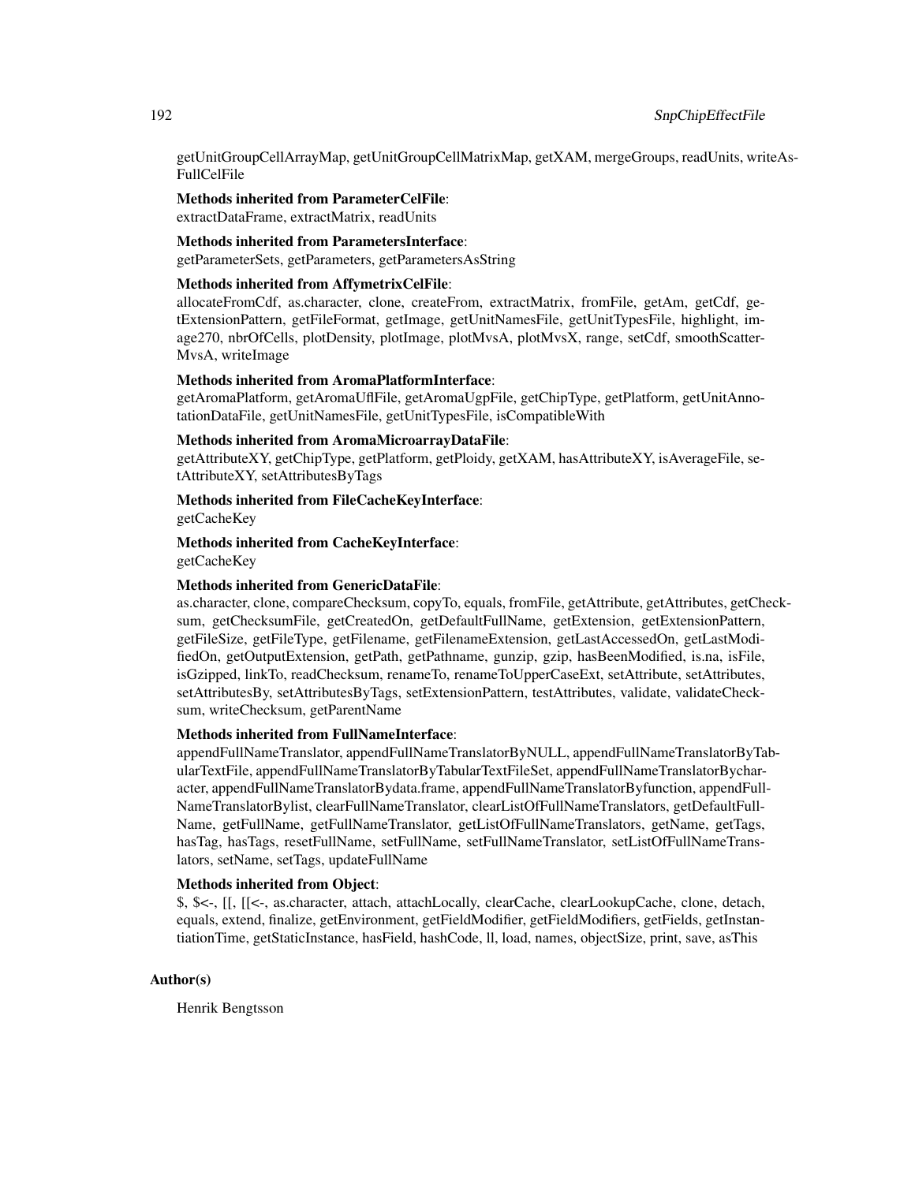getUnitGroupCellArrayMap, getUnitGroupCellMatrixMap, getXAM, mergeGroups, readUnits, writeAsFullCelFile

**Methods inherited from ParameterCelFile**:
extractDataFrame, extractMatrix, readUnits

**Methods inherited from ParametersInterface**:
getParameterSets, getParameters, getParametersAsString

**Methods inherited from AffymetrixCelFile**:
allocateFromCdf, as.character, clone, createFrom, extractMatrix, fromFile, getAm, getCdf, getExtensionPattern, getFileFormat, getImage, getUnitNamesFile, getUnitTypesFile, highlight, image270, nbrOfCells, plotDensity, plotImage, plotMvsA, plotMvsX, range, setCdf, smoothScatterMvsA, writeImage

**Methods inherited from AromaPlatformInterface**:
getAromaPlatform, getAromaUflFile, getAromaUgpFile, getChipType, getPlatform, getUnitAnnotationDataFile, getUnitNamesFile, getUnitTypesFile, isCompatibleWith

**Methods inherited from AromaMicroarrayDataFile**:
getAttributeXY, getChipType, getPlatform, getPloidy, getXAM, hasAttributeXY, isAverageFile, setAttributeXY, setAttributesByTags

**Methods inherited from FileCacheKeyInterface**:
getCacheKey

**Methods inherited from CacheKeyInterface**:
getCacheKey

**Methods inherited from GenericDataFile**:
as.character, clone, compareChecksum, copyTo, equals, fromFile, getAttribute, getAttributes, getChecksum, getChecksumFile, getCreatedOn, getDefaultFullName, getExtension, getExtensionPattern, getFileSize, getFileType, getFilename, getFilenameExtension, getLastAccessedOn, getLastModifiedOn, getOutputExtension, getPath, getPathname, gunzip, gzip, hasBeenModified, is.na, isFile, isGzipped, linkTo, readChecksum, renameTo, renameToUpperCaseExt, setAttribute, setAttributes, setAttributesBy, setAttributesByTags, setExtensionPattern, testAttributes, validate, validateChecksum, writeChecksum, getParentName

**Methods inherited from FullNameInterface**:
appendFullNameTranslator, appendFullNameTranslatorByNULL, appendFullNameTranslatorByTabularTextFile, appendFullNameTranslatorByTabularTextFileSet, appendFullNameTranslatorBycharacter, appendFullNameTranslatorBydata.frame, appendFullNameTranslatorByfunction, appendFullNameTranslatorBylist, clearFullNameTranslator, clearListOfFullNameTranslators, getDefaultFullName, getFullName, getFullNameTranslator, getListOfFullNameTranslators, getName, getTags, hasTag, hasTags, resetFullName, setFullName, setFullNameTranslator, setListOfFullNameTranslators, setName, setTags, updateFullName

**Methods inherited from Object**:
$, $<-, [[, [[<-, as.character, attach, attachLocally, clearCache, clearLookupCache, clone, detach, equals, extend, finalize, getEnvironment, getFieldModifier, getFieldModifiers, getFields, getInstantiationTime, getStaticInstance, hasField, hashCode, ll, load, names, objectSize, print, save, asThis

## Author(s)

Henrik Bengtsson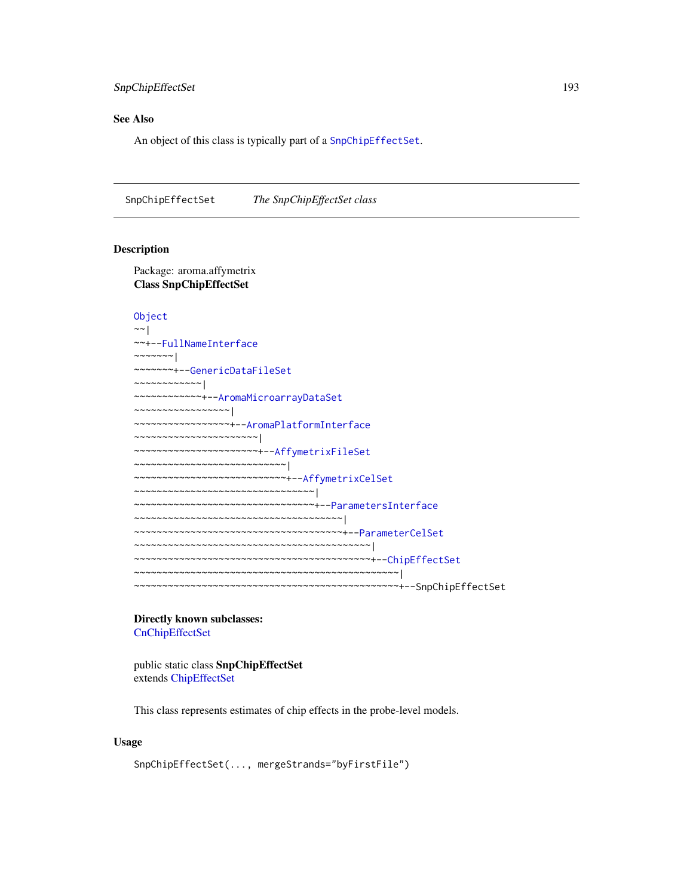## See Also

An object of this class is typically part of a `SnpChipEffectSet`.

---

`SnpChipEffectSet` *The SnpChipEffectSet class*

---

## Description

Package: aroma.affymetrix
**Class SnpChipEffectSet**

```
Object
~~|
~~+--FullNameInterface
~~~~~~~|
~~~~~~~+--GenericDataFileSet
~~~~~~~~~~~~|
~~~~~~~~~~~~+--AromaMicroarrayDataSet
~~~~~~~~~~~~~~~~~|
~~~~~~~~~~~~~~~~~+--AromaPlatformInterface
~~~~~~~~~~~~~~~~~~~~~~|
~~~~~~~~~~~~~~~~~~~~~~+--AffymetrixFileSet
~~~~~~~~~~~~~~~~~~~~~~~~~~~|
~~~~~~~~~~~~~~~~~~~~~~~~~~~+--AffymetrixCelSet
~~~~~~~~~~~~~~~~~~~~~~~~~~~~~~~~|
~~~~~~~~~~~~~~~~~~~~~~~~~~~~~~~~+--ParametersInterface
~~~~~~~~~~~~~~~~~~~~~~~~~~~~~~~~~~~~~|
~~~~~~~~~~~~~~~~~~~~~~~~~~~~~~~~~~~~~+--ParameterCelSet
~~~~~~~~~~~~~~~~~~~~~~~~~~~~~~~~~~~~~~~~~~|
~~~~~~~~~~~~~~~~~~~~~~~~~~~~~~~~~~~~~~~~~~+--ChipEffectSet
~~~~~~~~~~~~~~~~~~~~~~~~~~~~~~~~~~~~~~~~~~~~~~~|
~~~~~~~~~~~~~~~~~~~~~~~~~~~~~~~~~~~~~~~~~~~~~~~+--SnpChipEffectSet
```

**Directly known subclasses:**
CnChipEffectSet

public static class **SnpChipEffectSet**
extends ChipEffectSet

This class represents estimates of chip effects in the probe-level models.

## Usage

```
SnpChipEffectSet(..., mergeStrands="byFirstFile")
```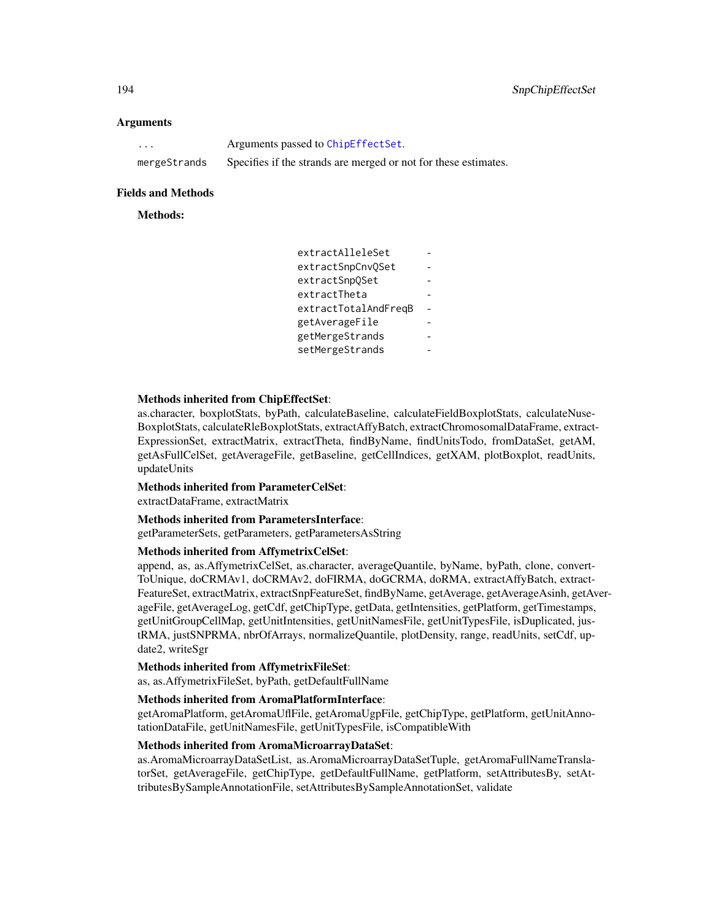## Arguments

| | |
|---|---|
| ... | Arguments passed to ChipEffectSet. |
| mergeStrands | Specifies if the strands are merged or not for these estimates. |

## Fields and Methods

**Methods:**

| | |
|---|---|
| extractAlleleSet | - |
| extractSnpCnvQSet | - |
| extractSnpQSet | - |
| extractTheta | - |
| extractTotalAndFreqB | - |
| getAverageFile | - |
| getMergeStrands | - |
| setMergeStrands | - |

**Methods inherited from ChipEffectSet**:
as.character, boxplotStats, byPath, calculateBaseline, calculateFieldBoxplotStats, calculateNuseBoxplotStats, calculateRleBoxplotStats, extractAffyBatch, extractChromosomalDataFrame, extractExpressionSet, extractMatrix, extractTheta, findByName, findUnitsTodo, fromDataSet, getAM, getAsFullCelSet, getAverageFile, getBaseline, getCellIndices, getXAM, plotBoxplot, readUnits, updateUnits

**Methods inherited from ParameterCelSet**:
extractDataFrame, extractMatrix

**Methods inherited from ParametersInterface**:
getParameterSets, getParameters, getParametersAsString

**Methods inherited from AffymetrixCelSet**:
append, as, as.AffymetrixCelSet, as.character, averageQuantile, byName, byPath, clone, convertToUnique, doCRMAv1, doCRMAv2, doFIRMA, doGCRMA, doRMA, extractAffyBatch, extractFeatureSet, extractMatrix, extractSnpFeatureSet, findByName, getAverage, getAverageAsinh, getAverageFile, getAverageLog, getCdf, getChipType, getData, getIntensities, getPlatform, getTimestamps, getUnitGroupCellMap, getUnitIntensities, getUnitNamesFile, getUnitTypesFile, isDuplicated, justRMA, justSNPRMA, nbrOfArrays, normalizeQuantile, plotDensity, range, readUnits, setCdf, update2, writeSgr

**Methods inherited from AffymetrixFileSet**:
as, as.AffymetrixFileSet, byPath, getDefaultFullName

**Methods inherited from AromaPlatformInterface**:
getAromaPlatform, getAromaUflFile, getAromaUgpFile, getChipType, getPlatform, getUnitAnnotationDataFile, getUnitNamesFile, getUnitTypesFile, isCompatibleWith

**Methods inherited from AromaMicroarrayDataSet**:
as.AromaMicroarrayDataSetList, as.AromaMicroarrayDataSetTuple, getAromaFullNameTranslatorSet, getAverageFile, getChipType, getDefaultFullName, getPlatform, setAttributesBy, setAttributesBySampleAnnotationFile, setAttributesBySampleAnnotationSet, validate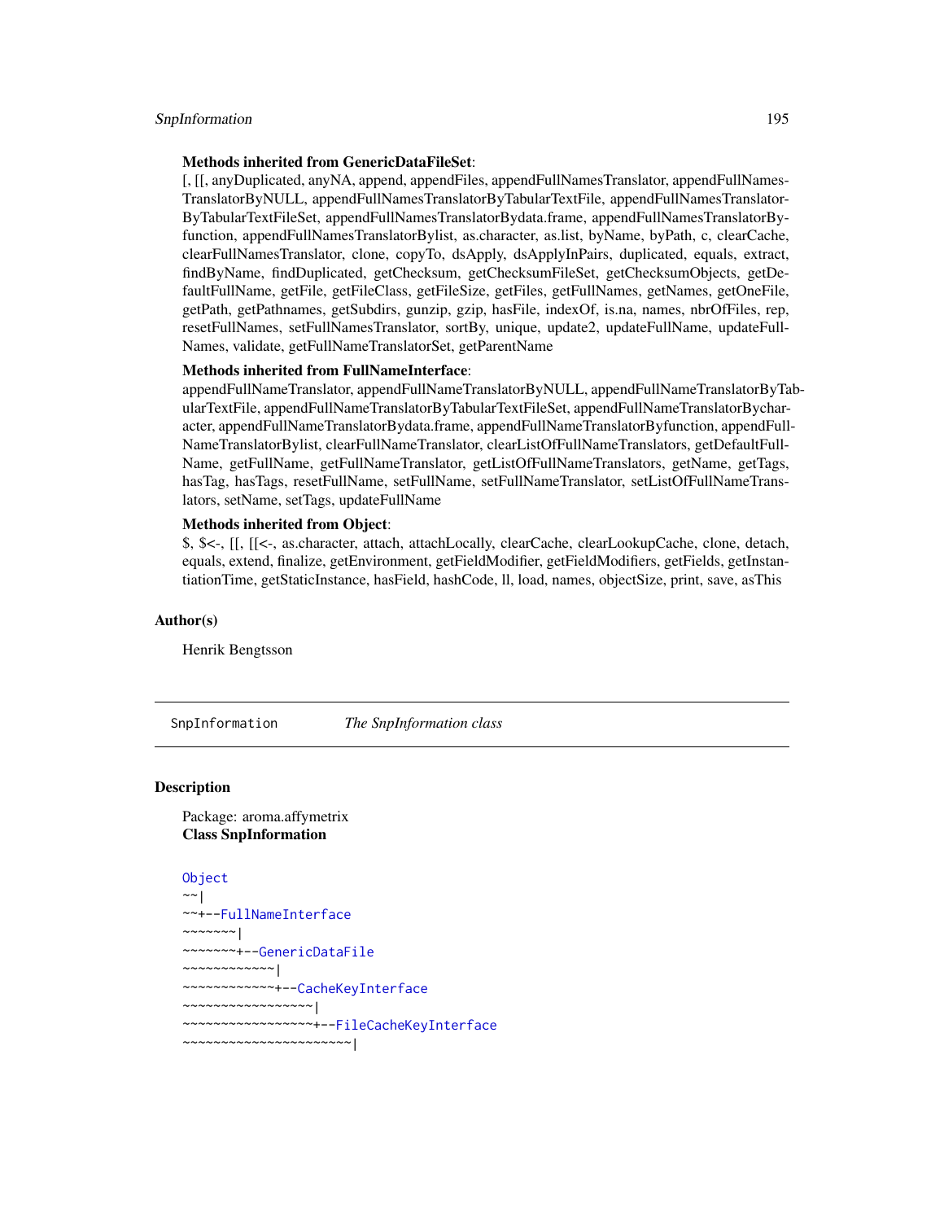**Methods inherited from GenericDataFileSet**:
[, [[, anyDuplicated, anyNA, append, appendFiles, appendFullNamesTranslator, appendFullNamesTranslatorByNULL, appendFullNamesTranslatorByTabularTextFile, appendFullNamesTranslatorByTabularTextFileSet, appendFullNamesTranslatorBydata.frame, appendFullNamesTranslatorByfunction, appendFullNamesTranslatorBylist, as.character, as.list, byName, byPath, c, clearCache, clearFullNamesTranslator, clone, copyTo, dsApply, dsApplyInPairs, duplicated, equals, extract, findByName, findDuplicated, getChecksum, getChecksumFileSet, getChecksumObjects, getDefaultFullName, getFile, getFileClass, getFileSize, getFiles, getFullNames, getNames, getOneFile, getPath, getPathnames, getSubdirs, gunzip, gzip, hasFile, indexOf, is.na, names, nbrOfFiles, rep, resetFullNames, setFullNamesTranslator, sortBy, unique, update2, updateFullName, updateFullNames, validate, getFullNameTranslatorSet, getParentName

**Methods inherited from FullNameInterface**:
appendFullNameTranslator, appendFullNameTranslatorByNULL, appendFullNameTranslatorByTabularTextFile, appendFullNameTranslatorByTabularTextFileSet, appendFullNameTranslatorBycharacter, appendFullNameTranslatorBydata.frame, appendFullNameTranslatorByfunction, appendFullNameTranslatorBylist, clearFullNameTranslator, clearListOfFullNameTranslators, getDefaultFullName, getFullName, getFullNameTranslator, getListOfFullNameTranslators, getName, getTags, hasTag, hasTags, resetFullName, setFullName, setFullNameTranslator, setListOfFullNameTranslators, setName, setTags, updateFullName

**Methods inherited from Object**:
$, $<-, [[, [[<-, as.character, attach, attachLocally, clearCache, clearLookupCache, clone, detach, equals, extend, finalize, getEnvironment, getFieldModifier, getFieldModifiers, getFields, getInstantiationTime, getStaticInstance, hasField, hashCode, ll, load, names, objectSize, print, save, asThis

## Author(s)

Henrik Bengtsson

---

`SnpInformation` *The SnpInformation class*

---

## Description

Package: aroma.affymetrix
**Class SnpInformation**

```
Object
~~|
~~+--FullNameInterface
~~~~~~~|
~~~~~~~+--GenericDataFile
~~~~~~~~~~~~|
~~~~~~~~~~~~+--CacheKeyInterface
~~~~~~~~~~~~~~~~~|
~~~~~~~~~~~~~~~~~+--FileCacheKeyInterface
~~~~~~~~~~~~~~~~~~~~~~|
```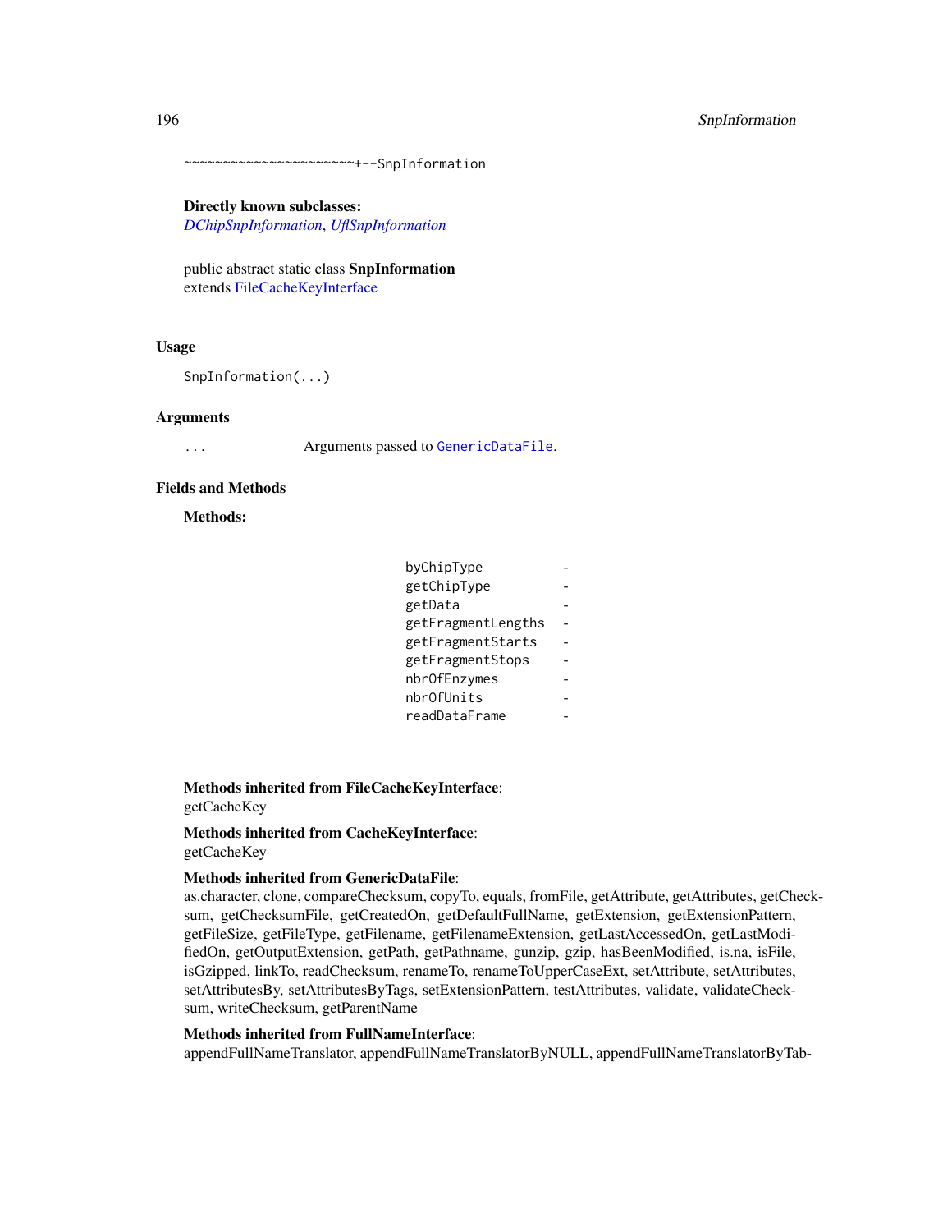```
~~~~~~~~~~~~~~~~~~~~~~+--SnpInformation
```

**Directly known subclasses:**
*DChipSnpInformation*, *UflSnpInformation*

public abstract static class **SnpInformation**
extends FileCacheKeyInterface

## Usage

```
SnpInformation(...)
```

## Arguments

| | |
|---|---|
| ... | Arguments passed to `GenericDataFile`. |

## Fields and Methods

**Methods:**

| | |
|---|---|
| byChipType | - |
| getChipType | - |
| getData | - |
| getFragmentLengths | - |
| getFragmentStarts | - |
| getFragmentStops | - |
| nbrOfEnzymes | - |
| nbrOfUnits | - |
| readDataFrame | - |

**Methods inherited from FileCacheKeyInterface**:
getCacheKey

**Methods inherited from CacheKeyInterface**:
getCacheKey

**Methods inherited from GenericDataFile**:
as.character, clone, compareChecksum, copyTo, equals, fromFile, getAttribute, getAttributes, getChecksum, getChecksumFile, getCreatedOn, getDefaultFullName, getExtension, getExtensionPattern, getFileSize, getFileType, getFilename, getFilenameExtension, getLastAccessedOn, getLastModifiedOn, getOutputExtension, getPath, getPathname, gunzip, gzip, hasBeenModified, is.na, isFile, isGzipped, linkTo, readChecksum, renameTo, renameToUpperCaseExt, setAttribute, setAttributes, setAttributesBy, setAttributesByTags, setExtensionPattern, testAttributes, validate, validateChecksum, writeChecksum, getParentName

**Methods inherited from FullNameInterface**:
appendFullNameTranslator, appendFullNameTranslatorByNULL, appendFullNameTranslatorByTab-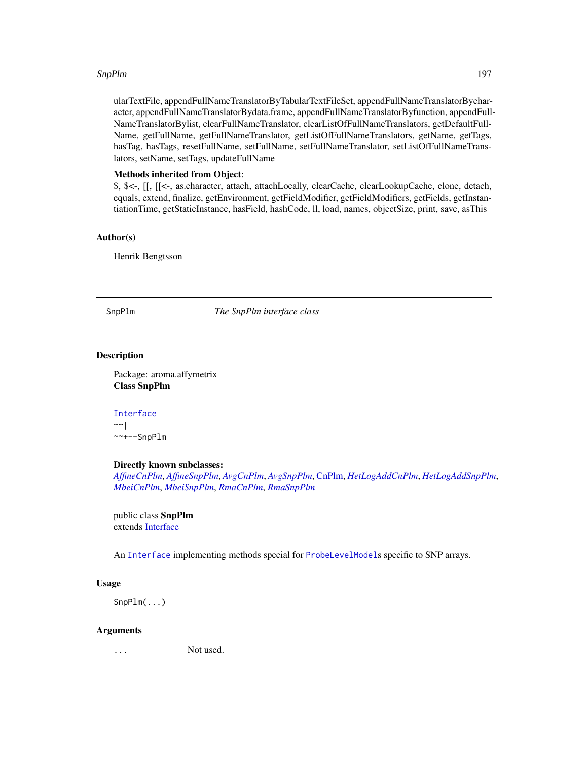ularTextFile, appendFullNameTranslatorByTabularTextFileSet, appendFullNameTranslatorBycharacter, appendFullNameTranslatorBydata.frame, appendFullNameTranslatorByfunction, appendFullNameTranslatorBylist, clearFullNameTranslator, clearListOfFullNameTranslators, getDefaultFullName, getFullName, getFullNameTranslator, getListOfFullNameTranslators, getName, getTags, hasTag, hasTags, resetFullName, setFullName, setFullNameTranslator, setListOfFullNameTranslators, setName, setTags, updateFullName

**Methods inherited from Object**:
$, $<-, [[, [[<-, as.character, attach, attachLocally, clearCache, clearLookupCache, clone, detach, equals, extend, finalize, getEnvironment, getFieldModifier, getFieldModifiers, getFields, getInstantiationTime, getStaticInstance, hasField, hashCode, ll, load, names, objectSize, print, save, asThis

### Author(s)

Henrik Bengtsson

---

## SnpPlm — *The SnpPlm interface class*

### Description

Package: aroma.affymetrix
**Class SnpPlm**

```
Interface
~~|
~~+--SnpPlm
```

**Directly known subclasses:**
*AffineCnPlm*, *AffineSnpPlm*, *AvgCnPlm*, *AvgSnpPlm*, CnPlm, *HetLogAddCnPlm*, *HetLogAddSnpPlm*, *MbeiCnPlm*, *MbeiSnpPlm*, *RmaCnPlm*, *RmaSnpPlm*

public class **SnpPlm**
extends Interface

An `Interface` implementing methods special for `ProbeLevelModel`s specific to SNP arrays.

### Usage

```
SnpPlm(...)
```

### Arguments

| | |
|---|---|
| `...` | Not used. |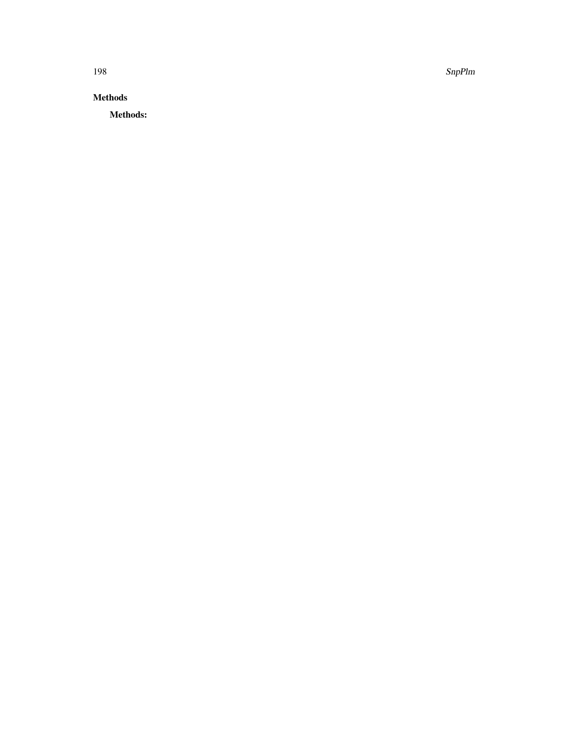## Methods

**Methods:**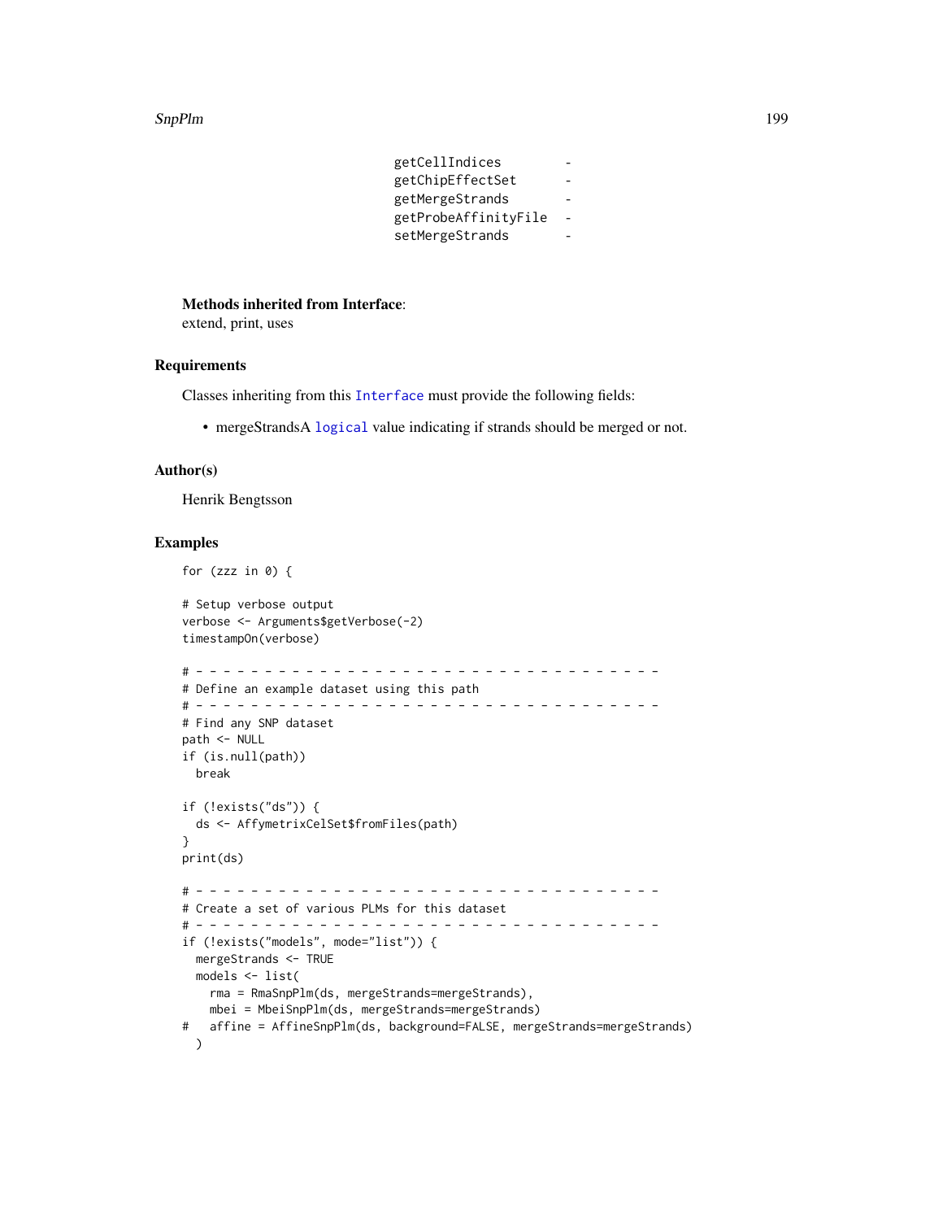```
getCellIndices        -
getChipEffectSet      -
getMergeStrands       -
getProbeAffinityFile  -
setMergeStrands       -
```

**Methods inherited from Interface**:
extend, print, uses

## Requirements

Classes inheriting from this `Interface` must provide the following fields:

- mergeStrandsA `logical` value indicating if strands should be merged or not.

## Author(s)

Henrik Bengtsson

## Examples

```
for (zzz in 0) {

# Setup verbose output
verbose <- Arguments$getVerbose(-2)
timestampOn(verbose)

# - - - - - - - - - - - - - - - - - - - - - - - - - - - - - - - - - -
# Define an example dataset using this path
# - - - - - - - - - - - - - - - - - - - - - - - - - - - - - - - - - -
# Find any SNP dataset
path <- NULL
if (is.null(path))
  break

if (!exists("ds")) {
  ds <- AffymetrixCelSet$fromFiles(path)
}
print(ds)

# - - - - - - - - - - - - - - - - - - - - - - - - - - - - - - - - - -
# Create a set of various PLMs for this dataset
# - - - - - - - - - - - - - - - - - - - - - - - - - - - - - - - - - -
if (!exists("models", mode="list")) {
  mergeStrands <- TRUE
  models <- list(
    rma = RmaSnpPlm(ds, mergeStrands=mergeStrands),
    mbei = MbeiSnpPlm(ds, mergeStrands=mergeStrands)
#   affine = AffineSnpPlm(ds, background=FALSE, mergeStrands=mergeStrands)
  )
```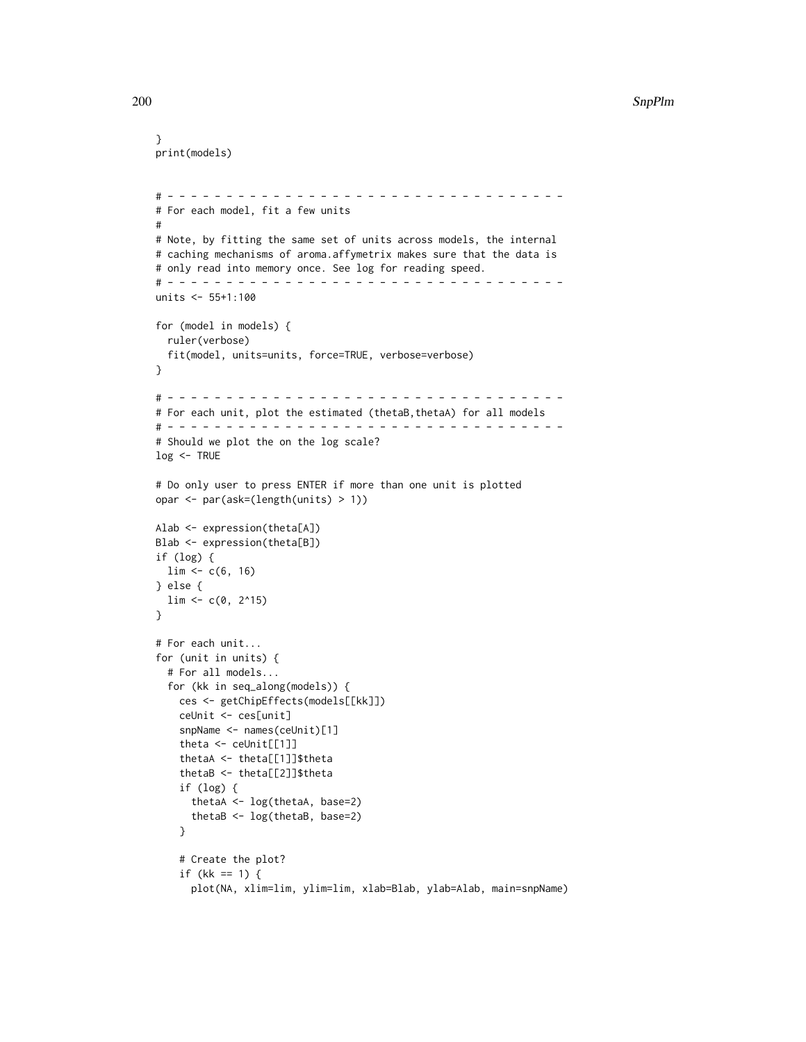```
}
print(models)


# - - - - - - - - - - - - - - - - - - - - - - - - - - - - - - - - - - -
# For each model, fit a few units
#
# Note, by fitting the same set of units across models, the internal
# caching mechanisms of aroma.affymetrix makes sure that the data is
# only read into memory once. See log for reading speed.
# - - - - - - - - - - - - - - - - - - - - - - - - - - - - - - - - - - -
units <- 55+1:100

for (model in models) {
  ruler(verbose)
  fit(model, units=units, force=TRUE, verbose=verbose)
}

# - - - - - - - - - - - - - - - - - - - - - - - - - - - - - - - - - - -
# For each unit, plot the estimated (thetaB,thetaA) for all models
# - - - - - - - - - - - - - - - - - - - - - - - - - - - - - - - - - - -
# Should we plot the on the log scale?
log <- TRUE

# Do only user to press ENTER if more than one unit is plotted
opar <- par(ask=(length(units) > 1))

Alab <- expression(theta[A])
Blab <- expression(theta[B])
if (log) {
  lim <- c(6, 16)
} else {
  lim <- c(0, 2^15)
}

# For each unit...
for (unit in units) {
  # For all models...
  for (kk in seq_along(models)) {
    ces <- getChipEffects(models[[kk]])
    ceUnit <- ces[unit]
    snpName <- names(ceUnit)[1]
    theta <- ceUnit[[1]]
    thetaA <- theta[[1]]$theta
    thetaB <- theta[[2]]$theta
    if (log) {
      thetaA <- log(thetaA, base=2)
      thetaB <- log(thetaB, base=2)
    }

    # Create the plot?
    if (kk == 1) {
      plot(NA, xlim=lim, ylim=lim, xlab=Blab, ylab=Alab, main=snpName)
```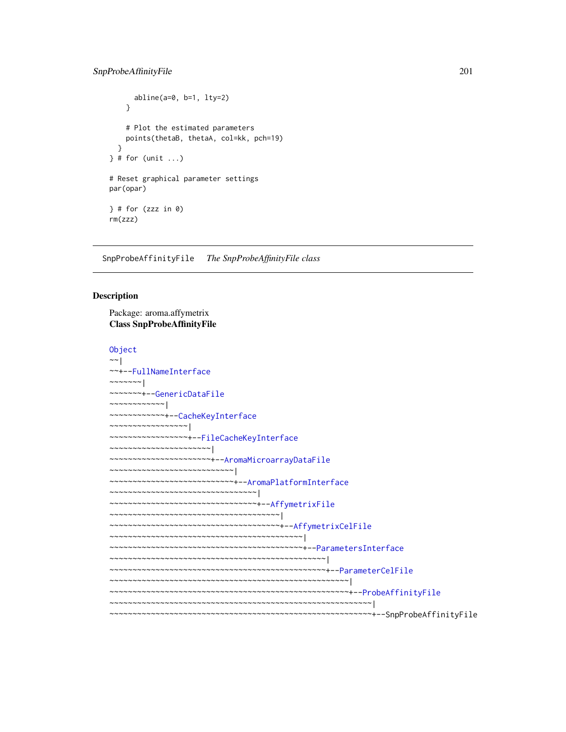```
    abline(a=0, b=1, lty=2)
  }

  # Plot the estimated parameters
  points(thetaB, thetaA, col=kk, pch=19)
 }
} # for (unit ...)

# Reset graphical parameter settings
par(opar)

} # for (zzz in 0)
rm(zzz)
```

---

SnpProbeAffinityFile    *The SnpProbeAffinityFile class*

---

## Description

Package: aroma.affymetrix
**Class SnpProbeAffinityFile**

```
Object
~~|
~~+--FullNameInterface
~~~~~~~|
~~~~~~~+--GenericDataFile
~~~~~~~~~~~~|
~~~~~~~~~~~~+--CacheKeyInterface
~~~~~~~~~~~~~~~~~|
~~~~~~~~~~~~~~~~~+--FileCacheKeyInterface
~~~~~~~~~~~~~~~~~~~~~~|
~~~~~~~~~~~~~~~~~~~~~~+--AromaMicroarrayDataFile
~~~~~~~~~~~~~~~~~~~~~~~~~~~|
~~~~~~~~~~~~~~~~~~~~~~~~~~~+--AromaPlatformInterface
~~~~~~~~~~~~~~~~~~~~~~~~~~~~~~~~|
~~~~~~~~~~~~~~~~~~~~~~~~~~~~~~~~+--AffymetrixFile
~~~~~~~~~~~~~~~~~~~~~~~~~~~~~~~~~~~~~|
~~~~~~~~~~~~~~~~~~~~~~~~~~~~~~~~~~~~~+--AffymetrixCelFile
~~~~~~~~~~~~~~~~~~~~~~~~~~~~~~~~~~~~~~~~~~|
~~~~~~~~~~~~~~~~~~~~~~~~~~~~~~~~~~~~~~~~~~+--ParametersInterface
~~~~~~~~~~~~~~~~~~~~~~~~~~~~~~~~~~~~~~~~~~~~~~~|
~~~~~~~~~~~~~~~~~~~~~~~~~~~~~~~~~~~~~~~~~~~~~~~+--ParameterCelFile
~~~~~~~~~~~~~~~~~~~~~~~~~~~~~~~~~~~~~~~~~~~~~~~~~~~~|
~~~~~~~~~~~~~~~~~~~~~~~~~~~~~~~~~~~~~~~~~~~~~~~~~~~~+--ProbeAffinityFile
~~~~~~~~~~~~~~~~~~~~~~~~~~~~~~~~~~~~~~~~~~~~~~~~~~~~~~~~~|
~~~~~~~~~~~~~~~~~~~~~~~~~~~~~~~~~~~~~~~~~~~~~~~~~~~~~~~~~+--SnpProbeAffinityFile
```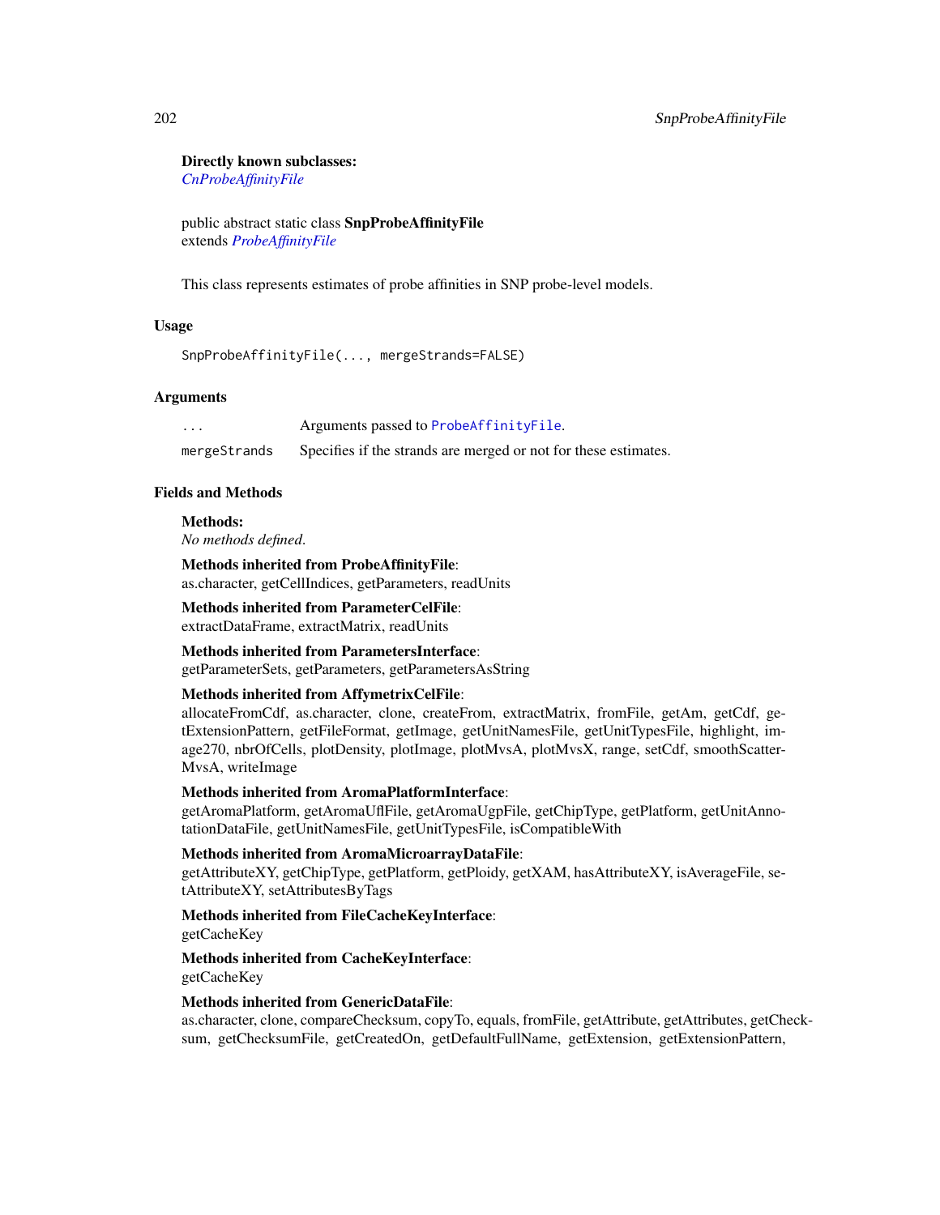**Directly known subclasses:**
*CnProbeAffinityFile*

public abstract static class **SnpProbeAffinityFile**
extends *ProbeAffinityFile*

This class represents estimates of probe affinities in SNP probe-level models.

### Usage

```
SnpProbeAffinityFile(..., mergeStrands=FALSE)
```

### Arguments

| | |
|---|---|
| `...` | Arguments passed to `ProbeAffinityFile`. |
| `mergeStrands` | Specifies if the strands are merged or not for these estimates. |

### Fields and Methods

**Methods:**
*No methods defined.*

**Methods inherited from ProbeAffinityFile**:
as.character, getCellIndices, getParameters, readUnits

**Methods inherited from ParameterCelFile**:
extractDataFrame, extractMatrix, readUnits

**Methods inherited from ParametersInterface**:
getParameterSets, getParameters, getParametersAsString

**Methods inherited from AffymetrixCelFile**:
allocateFromCdf, as.character, clone, createFrom, extractMatrix, fromFile, getAm, getCdf, getExtensionPattern, getFileFormat, getImage, getUnitNamesFile, getUnitTypesFile, highlight, image270, nbrOfCells, plotDensity, plotImage, plotMvsA, plotMvsX, range, setCdf, smoothScatterMvsA, writeImage

**Methods inherited from AromaPlatformInterface**:
getAromaPlatform, getAromaUflFile, getAromaUgpFile, getChipType, getPlatform, getUnitAnnotationDataFile, getUnitNamesFile, getUnitTypesFile, isCompatibleWith

**Methods inherited from AromaMicroarrayDataFile**:
getAttributeXY, getChipType, getPlatform, getPloidy, getXAM, hasAttributeXY, isAverageFile, setAttributeXY, setAttributesByTags

**Methods inherited from FileCacheKeyInterface**:
getCacheKey

**Methods inherited from CacheKeyInterface**:
getCacheKey

**Methods inherited from GenericDataFile**:
as.character, clone, compareChecksum, copyTo, equals, fromFile, getAttribute, getAttributes, getChecksum, getChecksumFile, getCreatedOn, getDefaultFullName, getExtension, getExtensionPattern,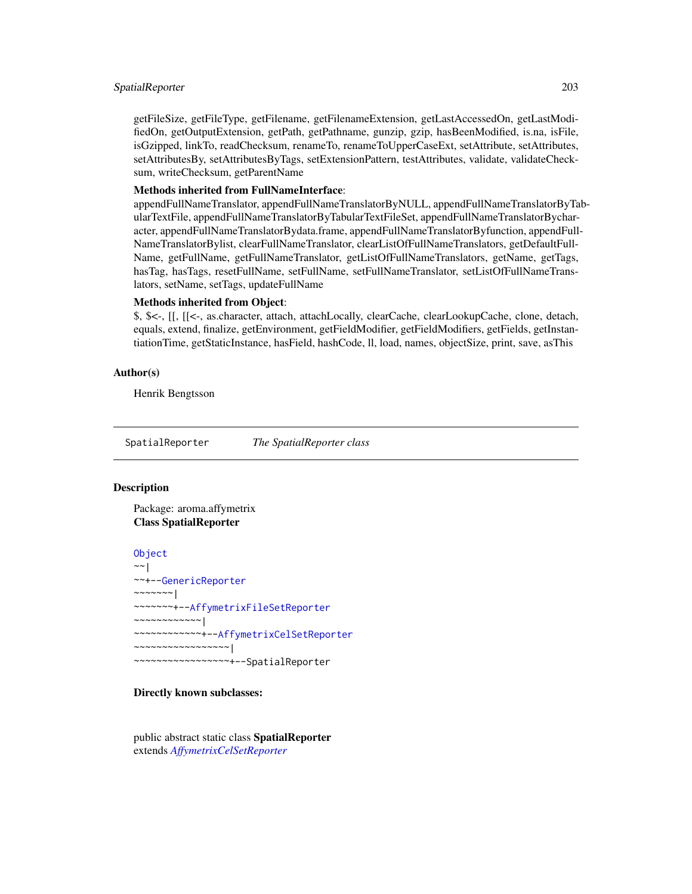getFileSize, getFileType, getFilename, getFilenameExtension, getLastAccessedOn, getLastModifiedOn, getOutputExtension, getPath, getPathname, gunzip, gzip, hasBeenModified, is.na, isFile, isGzipped, linkTo, readChecksum, renameTo, renameToUpperCaseExt, setAttribute, setAttributes, setAttributesBy, setAttributesByTags, setExtensionPattern, testAttributes, validate, validateChecksum, writeChecksum, getParentName

**Methods inherited from FullNameInterface**:
appendFullNameTranslator, appendFullNameTranslatorByNULL, appendFullNameTranslatorByTabularTextFile, appendFullNameTranslatorByTabularTextFileSet, appendFullNameTranslatorBycharacter, appendFullNameTranslatorBydata.frame, appendFullNameTranslatorByfunction, appendFullNameTranslatorBylist, clearFullNameTranslator, clearListOfFullNameTranslators, getDefaultFullName, getFullName, getFullNameTranslator, getListOfFullNameTranslators, getName, getTags, hasTag, hasTags, resetFullName, setFullName, setFullNameTranslator, setListOfFullNameTranslators, setName, setTags, updateFullName

**Methods inherited from Object**:
$, $<-, [[, [[<-, as.character, attach, attachLocally, clearCache, clearLookupCache, clone, detach, equals, extend, finalize, getEnvironment, getFieldModifier, getFieldModifiers, getFields, getInstantiationTime, getStaticInstance, hasField, hashCode, ll, load, names, objectSize, print, save, asThis

## Author(s)

Henrik Bengtsson

---

SpatialReporter *The SpatialReporter class*

---

## Description

Package: aroma.affymetrix
**Class SpatialReporter**

```
Object
~~|
~~+--GenericReporter
~~~~~~~|
~~~~~~~+--AffymetrixFileSetReporter
~~~~~~~~~~~~|
~~~~~~~~~~~~+--AffymetrixCelSetReporter
~~~~~~~~~~~~~~~~~|
~~~~~~~~~~~~~~~~~+--SpatialReporter
```

**Directly known subclasses:**

public abstract static class **SpatialReporter**
extends *AffymetrixCelSetReporter*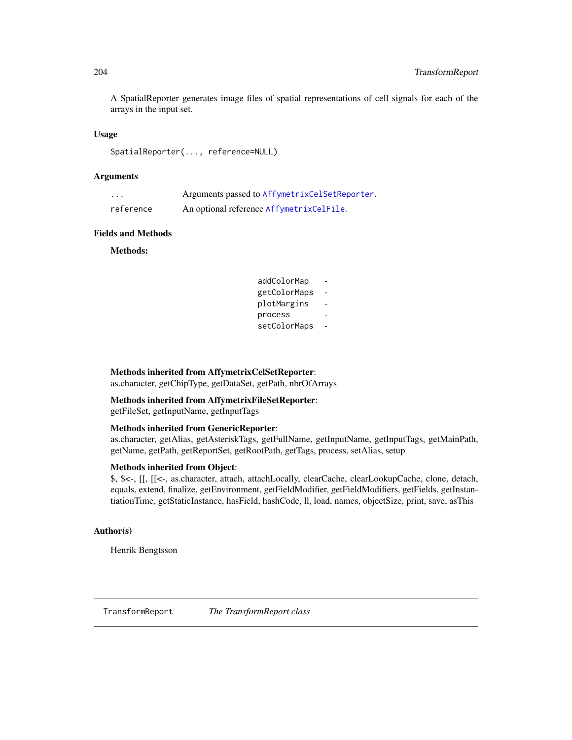A SpatialReporter generates image files of spatial representations of cell signals for each of the arrays in the input set.

## Usage

```
SpatialReporter(..., reference=NULL)
```

## Arguments

| | |
|---|---|
| `...` | Arguments passed to `AffymetrixCelSetReporter`. |
| `reference` | An optional reference `AffymetrixCelFile`. |

## Fields and Methods

**Methods:**

| | |
|---|---|
| `addColorMap` | - |
| `getColorMaps` | - |
| `plotMargins` | - |
| `process` | - |
| `setColorMaps` | - |

**Methods inherited from AffymetrixCelSetReporter**:
as.character, getChipType, getDataSet, getPath, nbrOfArrays

**Methods inherited from AffymetrixFileSetReporter**:
getFileSet, getInputName, getInputTags

**Methods inherited from GenericReporter**:
as.character, getAlias, getAsteriskTags, getFullName, getInputName, getInputTags, getMainPath, getName, getPath, getReportSet, getRootPath, getTags, process, setAlias, setup

**Methods inherited from Object**:
$, $<-, [[, [[<-, as.character, attach, attachLocally, clearCache, clearLookupCache, clone, detach, equals, extend, finalize, getEnvironment, getFieldModifier, getFieldModifiers, getFields, getInstantiationTime, getStaticInstance, hasField, hashCode, ll, load, names, objectSize, print, save, asThis

## Author(s)

Henrik Bengtsson

---

# `TransformReport` *The TransformReport class*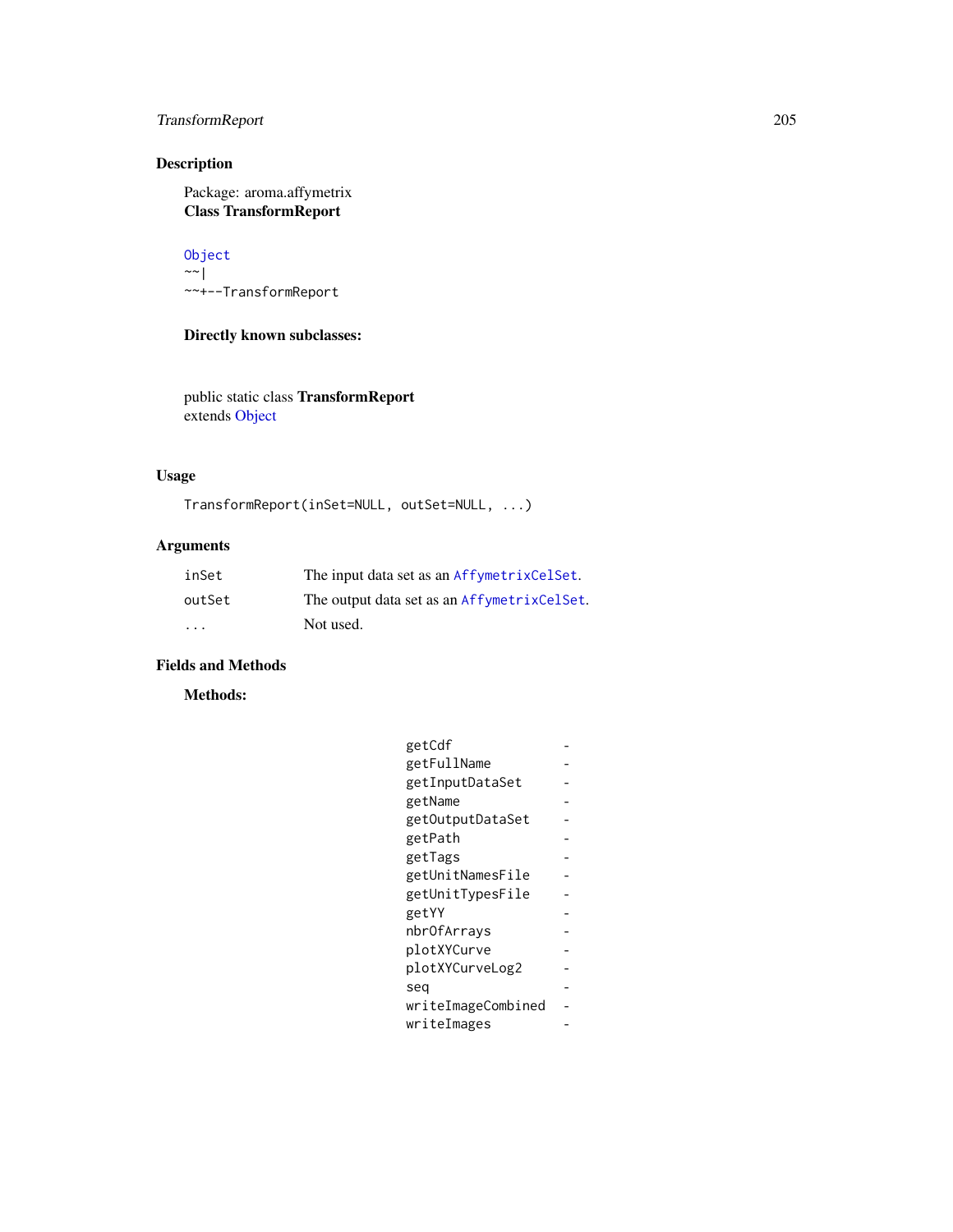## Description

Package: aroma.affymetrix
**Class TransformReport**

```
Object
~~|
~~+--TransformReport
```

**Directly known subclasses:**

public static class **TransformReport**
extends Object

## Usage

```
TransformReport(inSet=NULL, outSet=NULL, ...)
```

## Arguments

| | |
|---|---|
| inSet | The input data set as an AffymetrixCelSet. |
| outSet | The output data set as an AffymetrixCelSet. |
| ... | Not used. |

## Fields and Methods

**Methods:**

| | |
|---|---|
| getCdf | - |
| getFullName | - |
| getInputDataSet | - |
| getName | - |
| getOutputDataSet | - |
| getPath | - |
| getTags | - |
| getUnitNamesFile | - |
| getUnitTypesFile | - |
| getYY | - |
| nbrOfArrays | - |
| plotXYCurve | - |
| plotXYCurveLog2 | - |
| seq | - |
| writeImageCombined | - |
| writeImages | - |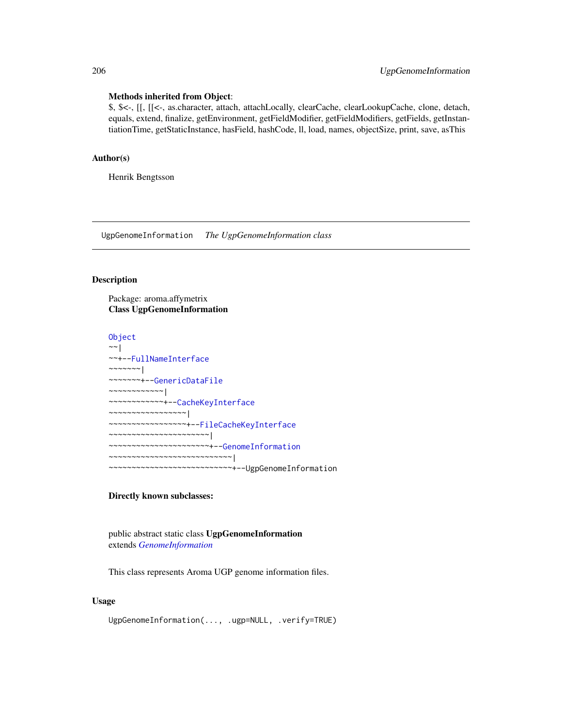**Methods inherited from Object**:
$, $<-, [[, [[<-, as.character, attach, attachLocally, clearCache, clearLookupCache, clone, detach, equals, extend, finalize, getEnvironment, getFieldModifier, getFieldModifiers, getFields, getInstantiationTime, getStaticInstance, hasField, hashCode, ll, load, names, objectSize, print, save, asThis

## Author(s)

Henrik Bengtsson

---

UgpGenomeInformation    *The UgpGenomeInformation class*

---

## Description

Package: aroma.affymetrix
**Class UgpGenomeInformation**

```
Object
~~|
~~+--FullNameInterface
~~~~~~~|
~~~~~~~+--GenericDataFile
~~~~~~~~~~~~|
~~~~~~~~~~~~+--CacheKeyInterface
~~~~~~~~~~~~~~~~~|
~~~~~~~~~~~~~~~~~+--FileCacheKeyInterface
~~~~~~~~~~~~~~~~~~~~~~|
~~~~~~~~~~~~~~~~~~~~~~+--GenomeInformation
~~~~~~~~~~~~~~~~~~~~~~~~~~~|
~~~~~~~~~~~~~~~~~~~~~~~~~~~+--UgpGenomeInformation
```

**Directly known subclasses:**

public abstract static class **UgpGenomeInformation**
extends *GenomeInformation*

This class represents Aroma UGP genome information files.

## Usage

```
UgpGenomeInformation(..., .ugp=NULL, .verify=TRUE)
```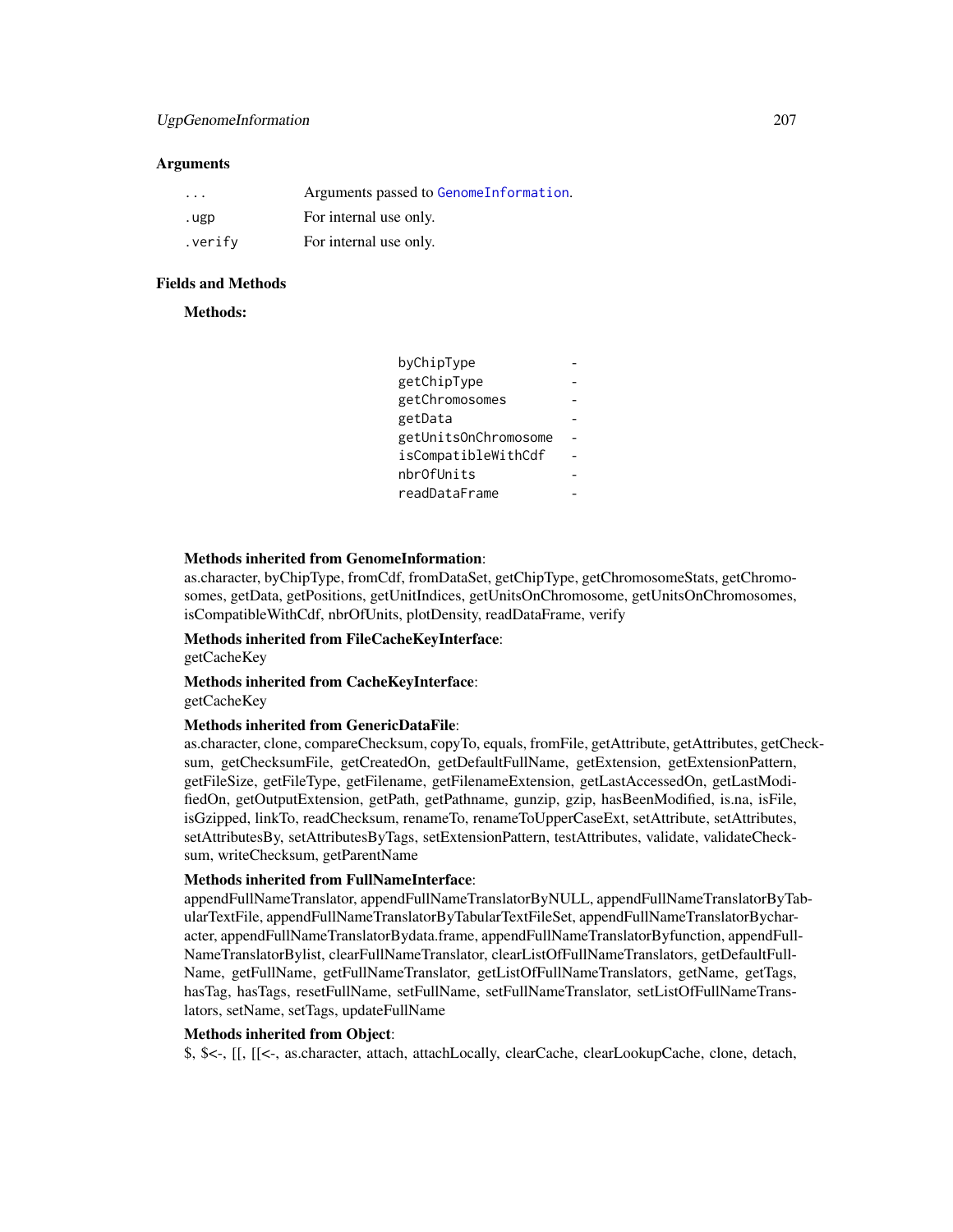## Arguments

| | |
|---|---|
| ... | Arguments passed to GenomeInformation. |
| .ugp | For internal use only. |
| .verify | For internal use only. |

## Fields and Methods

**Methods:**

| | |
|---|---|
| byChipType | - |
| getChipType | - |
| getChromosomes | - |
| getData | - |
| getUnitsOnChromosome | - |
| isCompatibleWithCdf | - |
| nbrOfUnits | - |
| readDataFrame | - |

**Methods inherited from GenomeInformation**:
as.character, byChipType, fromCdf, fromDataSet, getChipType, getChromosomeStats, getChromosomes, getData, getPositions, getUnitIndices, getUnitsOnChromosome, getUnitsOnChromosomes, isCompatibleWithCdf, nbrOfUnits, plotDensity, readDataFrame, verify

**Methods inherited from FileCacheKeyInterface**:
getCacheKey

**Methods inherited from CacheKeyInterface**:
getCacheKey

**Methods inherited from GenericDataFile**:
as.character, clone, compareChecksum, copyTo, equals, fromFile, getAttribute, getAttributes, getChecksum, getChecksumFile, getCreatedOn, getDefaultFullName, getExtension, getExtensionPattern, getFileSize, getFileType, getFilename, getFilenameExtension, getLastAccessedOn, getLastModifiedOn, getOutputExtension, getPath, getPathname, gunzip, gzip, hasBeenModified, is.na, isFile, isGzipped, linkTo, readChecksum, renameTo, renameToUpperCaseExt, setAttribute, setAttributes, setAttributesBy, setAttributesByTags, setExtensionPattern, testAttributes, validate, validateChecksum, writeChecksum, getParentName

**Methods inherited from FullNameInterface**:
appendFullNameTranslator, appendFullNameTranslatorByNULL, appendFullNameTranslatorByTabularTextFile, appendFullNameTranslatorByTabularTextFileSet, appendFullNameTranslatorBycharacter, appendFullNameTranslatorBydata.frame, appendFullNameTranslatorByfunction, appendFullNameTranslatorBylist, clearFullNameTranslator, clearListOfFullNameTranslators, getDefaultFullName, getFullName, getFullNameTranslator, getListOfFullNameTranslators, getName, getTags, hasTag, hasTags, resetFullName, setFullName, setFullNameTranslator, setListOfFullNameTranslators, setName, setTags, updateFullName

**Methods inherited from Object**:
$, $<-, [[, [[<-, as.character, attach, attachLocally, clearCache, clearLookupCache, clone, detach,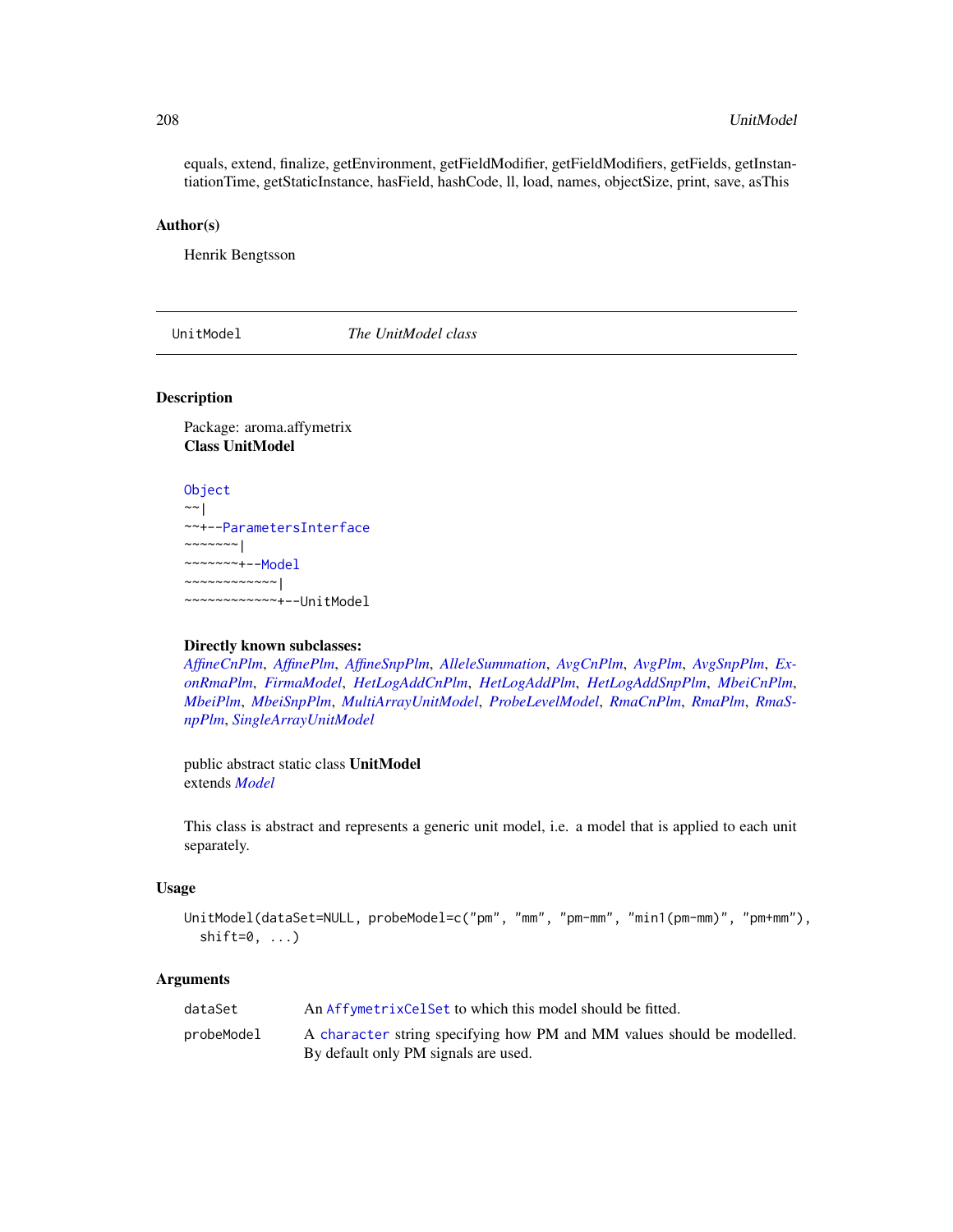equals, extend, finalize, getEnvironment, getFieldModifier, getFieldModifiers, getFields, getInstantiationTime, getStaticInstance, hasField, hashCode, ll, load, names, objectSize, print, save, asThis

### Author(s)

Henrik Bengtsson

---

`UnitModel` *The UnitModel class*

---

### Description

Package: aroma.affymetrix
**Class UnitModel**

```
Object
~~|
~~+--ParametersInterface
~~~~~~~|
~~~~~~~+--Model
~~~~~~~~~~~~|
~~~~~~~~~~~~+--UnitModel
```

**Directly known subclasses:**
*AffineCnPlm*, *AffinePlm*, *AffineSnpPlm*, *AlleleSummation*, *AvgCnPlm*, *AvgPlm*, *AvgSnpPlm*, *ExonRmaPlm*, *FirmaModel*, *HetLogAddCnPlm*, *HetLogAddPlm*, *HetLogAddSnpPlm*, *MbeiCnPlm*, *MbeiPlm*, *MbeiSnpPlm*, *MultiArrayUnitModel*, *ProbeLevelModel*, *RmaCnPlm*, *RmaPlm*, *RmaSnpPlm*, *SingleArrayUnitModel*

public abstract static class **UnitModel**
extends *Model*

This class is abstract and represents a generic unit model, i.e. a model that is applied to each unit separately.

### Usage

```
UnitModel(dataSet=NULL, probeModel=c("pm", "mm", "pm-mm", "min1(pm-mm)", "pm+mm"),
  shift=0, ...)
```

### Arguments

| | |
|---|---|
| dataSet | An `AffymetrixCelSet` to which this model should be fitted. |
| probeModel | A `character` string specifying how PM and MM values should be modelled. By default only PM signals are used. |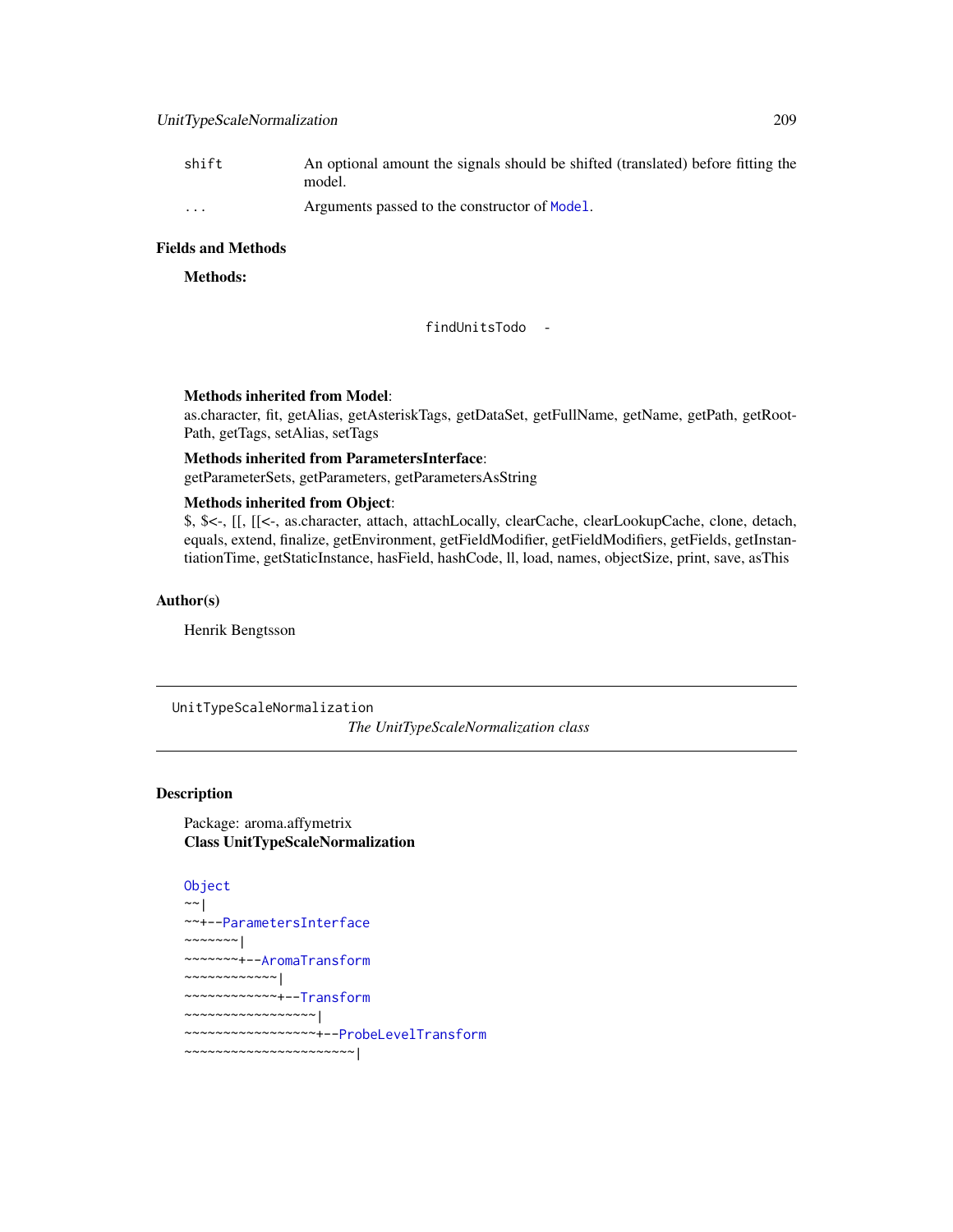| | |
|---|---|
| shift | An optional amount the signals should be shifted (translated) before fitting the model. |
| ... | Arguments passed to the constructor of Model. |

## Fields and Methods

**Methods:**

findUnitsTodo -

**Methods inherited from Model**:
as.character, fit, getAlias, getAsteriskTags, getDataSet, getFullName, getName, getPath, getRootPath, getTags, setAlias, setTags

**Methods inherited from ParametersInterface**:
getParameterSets, getParameters, getParametersAsString

**Methods inherited from Object**:
$, $<-, [[, [[<-, as.character, attach, attachLocally, clearCache, clearLookupCache, clone, detach, equals, extend, finalize, getEnvironment, getFieldModifier, getFieldModifiers, getFields, getInstantiationTime, getStaticInstance, hasField, hashCode, ll, load, names, objectSize, print, save, asThis

## Author(s)

Henrik Bengtsson

---

UnitTypeScaleNormalization *The UnitTypeScaleNormalization class*

---

## Description

Package: aroma.affymetrix
**Class UnitTypeScaleNormalization**

```
Object
~~|
~~+--ParametersInterface
~~~~~~~|
~~~~~~~+--AromaTransform
~~~~~~~~~~~~|
~~~~~~~~~~~~+--Transform
~~~~~~~~~~~~~~~~~|
~~~~~~~~~~~~~~~~~+--ProbeLevelTransform
~~~~~~~~~~~~~~~~~~~~~~|
```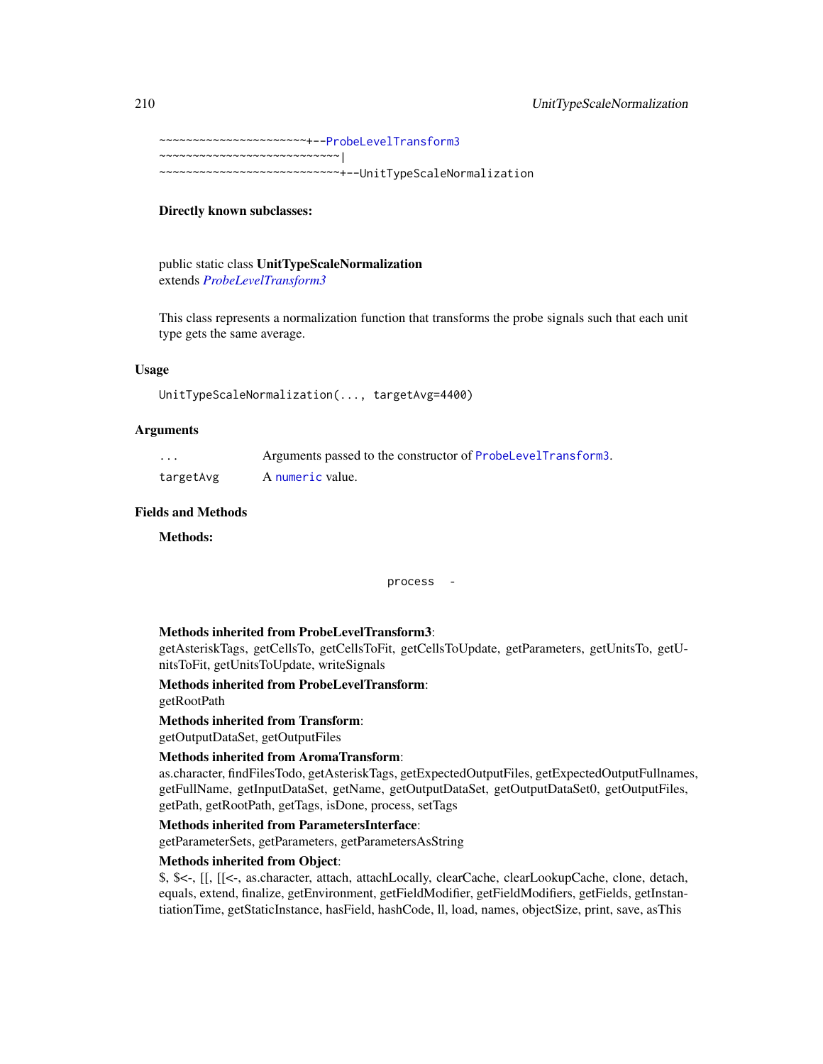```
~~~~~~~~~~~~~~~~~~~~~~+--ProbeLevelTransform3
~~~~~~~~~~~~~~~~~~~~~~~~~~~|
~~~~~~~~~~~~~~~~~~~~~~~~~~~+--UnitTypeScaleNormalization
```

**Directly known subclasses:**

public static class **UnitTypeScaleNormalization**
extends *ProbeLevelTransform3*

This class represents a normalization function that transforms the probe signals such that each unit type gets the same average.

## Usage

```
UnitTypeScaleNormalization(..., targetAvg=4400)
```

## Arguments

| | |
|---|---|
| `...` | Arguments passed to the constructor of `ProbeLevelTransform3`. |
| `targetAvg` | A `numeric` value. |

## Fields and Methods

**Methods:**

```
process  -
```

**Methods inherited from ProbeLevelTransform3**:
getAsteriskTags, getCellsTo, getCellsToFit, getCellsToUpdate, getParameters, getUnitsTo, getUnitsToFit, getUnitsToUpdate, writeSignals

**Methods inherited from ProbeLevelTransform**:
getRootPath

**Methods inherited from Transform**:
getOutputDataSet, getOutputFiles

**Methods inherited from AromaTransform**:
as.character, findFilesTodo, getAsteriskTags, getExpectedOutputFiles, getExpectedOutputFullnames, getFullName, getInputDataSet, getName, getOutputDataSet, getOutputDataSet0, getOutputFiles, getPath, getRootPath, getTags, isDone, process, setTags

**Methods inherited from ParametersInterface**:
getParameterSets, getParameters, getParametersAsString

**Methods inherited from Object**:
$, $<-, [[, [[<-, as.character, attach, attachLocally, clearCache, clearLookupCache, clone, detach, equals, extend, finalize, getEnvironment, getFieldModifier, getFieldModifiers, getFields, getInstantiationTime, getStaticInstance, hasField, hashCode, ll, load, names, objectSize, print, save, asThis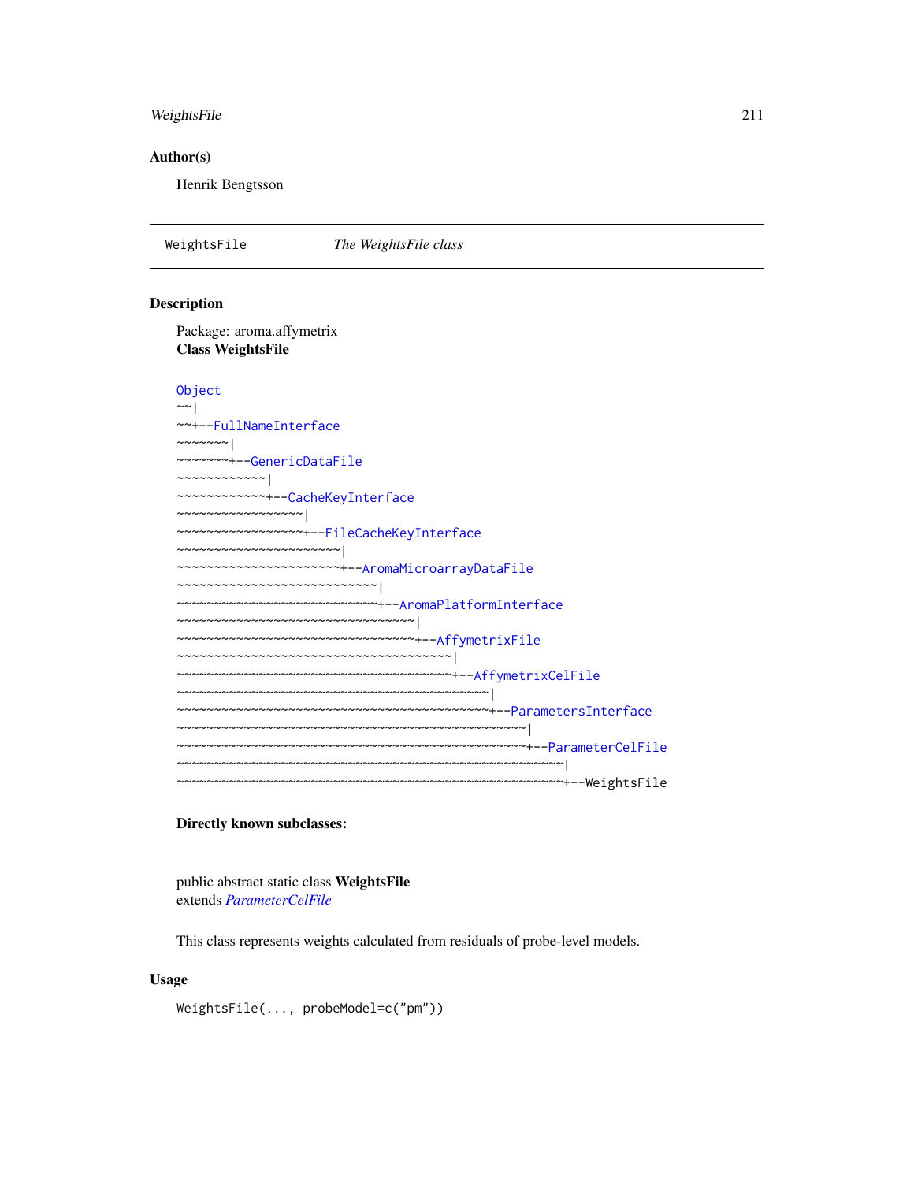## Author(s)

Henrik Bengtsson

---

WeightsFile    *The WeightsFile class*

---

## Description

Package: aroma.affymetrix
**Class WeightsFile**

```
Object
~~|
~~+--FullNameInterface
~~~~~~~|
~~~~~~~+--GenericDataFile
~~~~~~~~~~~~|
~~~~~~~~~~~~+--CacheKeyInterface
~~~~~~~~~~~~~~~~~|
~~~~~~~~~~~~~~~~~+--FileCacheKeyInterface
~~~~~~~~~~~~~~~~~~~~~~|
~~~~~~~~~~~~~~~~~~~~~~+--AromaMicroarrayDataFile
~~~~~~~~~~~~~~~~~~~~~~~~~~~|
~~~~~~~~~~~~~~~~~~~~~~~~~~~+--AromaPlatformInterface
~~~~~~~~~~~~~~~~~~~~~~~~~~~~~~~~|
~~~~~~~~~~~~~~~~~~~~~~~~~~~~~~~~+--AffymetrixFile
~~~~~~~~~~~~~~~~~~~~~~~~~~~~~~~~~~~~~|
~~~~~~~~~~~~~~~~~~~~~~~~~~~~~~~~~~~~~+--AffymetrixCelFile
~~~~~~~~~~~~~~~~~~~~~~~~~~~~~~~~~~~~~~~~~~|
~~~~~~~~~~~~~~~~~~~~~~~~~~~~~~~~~~~~~~~~~~+--ParametersInterface
~~~~~~~~~~~~~~~~~~~~~~~~~~~~~~~~~~~~~~~~~~~~~~~|
~~~~~~~~~~~~~~~~~~~~~~~~~~~~~~~~~~~~~~~~~~~~~~~+--ParameterCelFile
~~~~~~~~~~~~~~~~~~~~~~~~~~~~~~~~~~~~~~~~~~~~~~~~~~~~|
~~~~~~~~~~~~~~~~~~~~~~~~~~~~~~~~~~~~~~~~~~~~~~~~~~~~+--WeightsFile
```

**Directly known subclasses:**

public abstract static class **WeightsFile**
extends *ParameterCelFile*

This class represents weights calculated from residuals of probe-level models.

## Usage

```
WeightsFile(..., probeModel=c("pm"))
```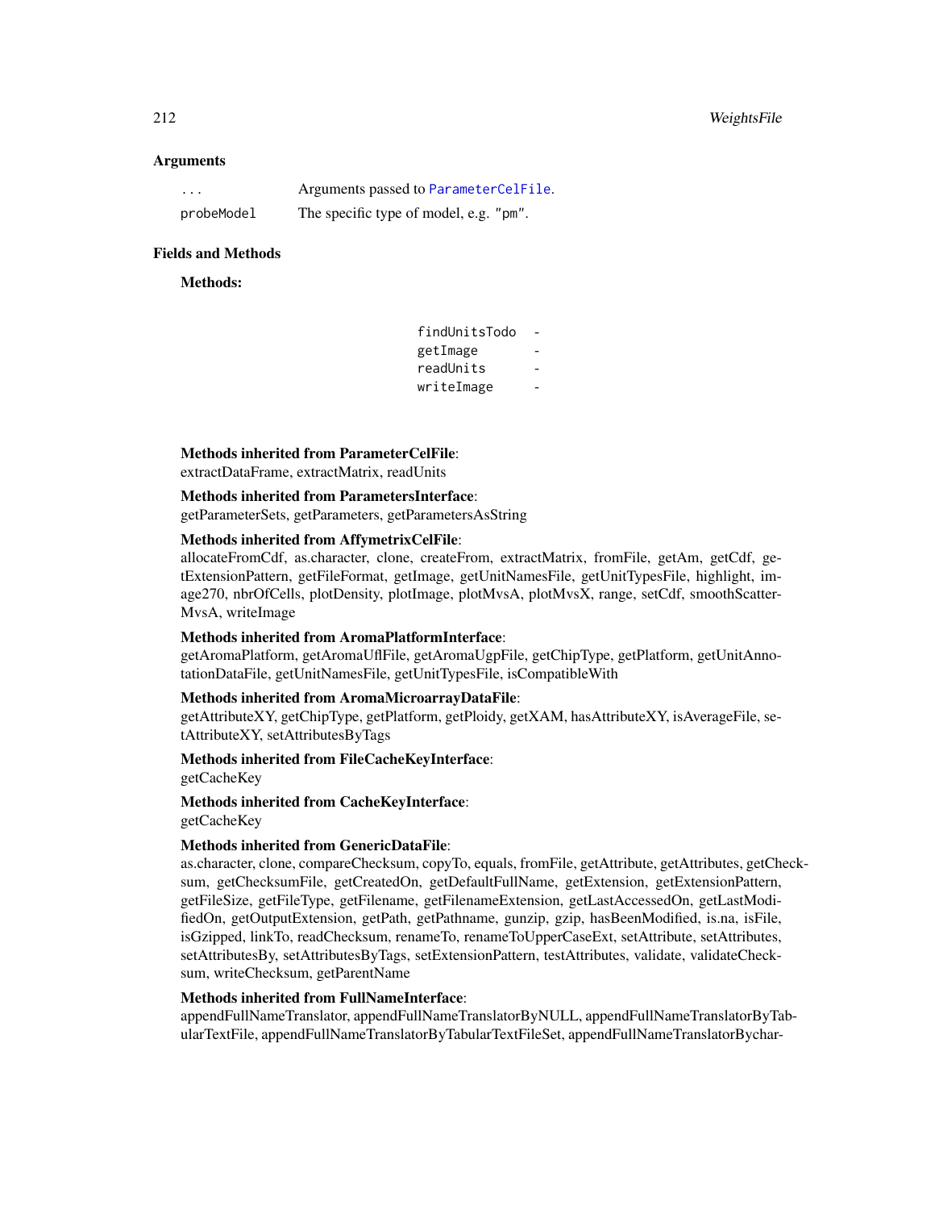## Arguments

| | |
|---|---|
| ... | Arguments passed to ParameterCelFile. |
| probeModel | The specific type of model, e.g. "pm". |

## Fields and Methods

**Methods:**

| | |
|---|---|
| findUnitsTodo | - |
| getImage | - |
| readUnits | - |
| writeImage | - |

**Methods inherited from ParameterCelFile**:
extractDataFrame, extractMatrix, readUnits

**Methods inherited from ParametersInterface**:
getParameterSets, getParameters, getParametersAsString

**Methods inherited from AffymetrixCelFile**:
allocateFromCdf, as.character, clone, createFrom, extractMatrix, fromFile, getAm, getCdf, getExtensionPattern, getFileFormat, getImage, getUnitNamesFile, getUnitTypesFile, highlight, image270, nbrOfCells, plotDensity, plotImage, plotMvsA, plotMvsX, range, setCdf, smoothScatterMvsA, writeImage

**Methods inherited from AromaPlatformInterface**:
getAromaPlatform, getAromaUflFile, getAromaUgpFile, getChipType, getPlatform, getUnitAnnotationDataFile, getUnitNamesFile, getUnitTypesFile, isCompatibleWith

**Methods inherited from AromaMicroarrayDataFile**:
getAttributeXY, getChipType, getPlatform, getPloidy, getXAM, hasAttributeXY, isAverageFile, setAttributeXY, setAttributesByTags

**Methods inherited from FileCacheKeyInterface**:
getCacheKey

**Methods inherited from CacheKeyInterface**:
getCacheKey

**Methods inherited from GenericDataFile**:
as.character, clone, compareChecksum, copyTo, equals, fromFile, getAttribute, getAttributes, getChecksum, getChecksumFile, getCreatedOn, getDefaultFullName, getExtension, getExtensionPattern, getFileSize, getFileType, getFilename, getFilenameExtension, getLastAccessedOn, getLastModifiedOn, getOutputExtension, getPath, getPathname, gunzip, gzip, hasBeenModified, is.na, isFile, isGzipped, linkTo, readChecksum, renameTo, renameToUpperCaseExt, setAttribute, setAttributes, setAttributesBy, setAttributesByTags, setExtensionPattern, testAttributes, validate, validateChecksum, writeChecksum, getParentName

**Methods inherited from FullNameInterface**:
appendFullNameTranslator, appendFullNameTranslatorByNULL, appendFullNameTranslatorByTabularTextFile, appendFullNameTranslatorByTabularTextFileSet, appendFullNameTranslatorBychar-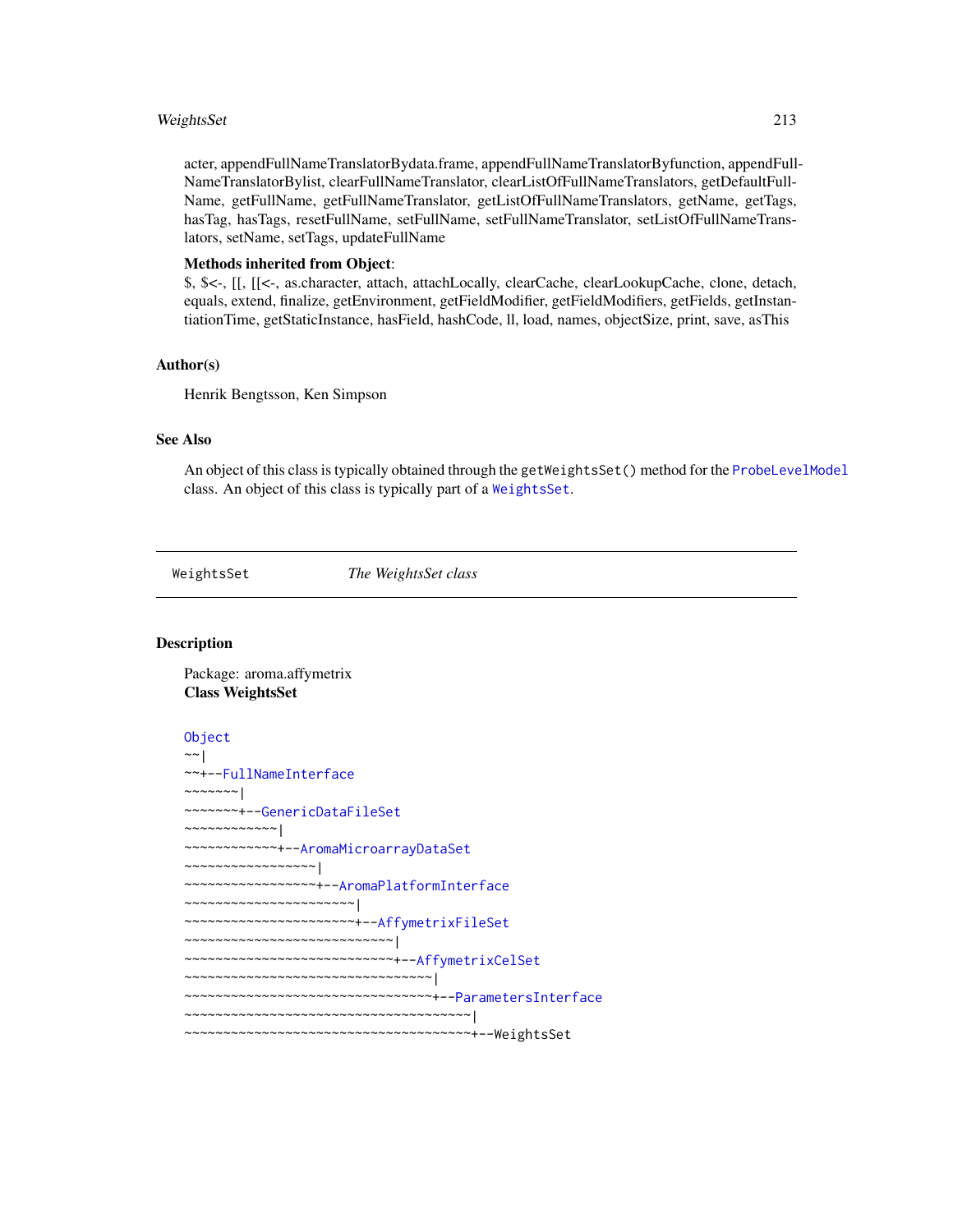acter, appendFullNameTranslatorBydata.frame, appendFullNameTranslatorByfunction, appendFullNameTranslatorBylist, clearFullNameTranslator, clearListOfFullNameTranslators, getDefaultFullName, getFullName, getFullNameTranslator, getListOfFullNameTranslators, getName, getTags, hasTag, hasTags, resetFullName, setFullName, setFullNameTranslator, setListOfFullNameTranslators, setName, setTags, updateFullName

**Methods inherited from Object**:
$, $<-, [[, [[<-, as.character, attach, attachLocally, clearCache, clearLookupCache, clone, detach, equals, extend, finalize, getEnvironment, getFieldModifier, getFieldModifiers, getFields, getInstantiationTime, getStaticInstance, hasField, hashCode, ll, load, names, objectSize, print, save, asThis

### Author(s)

Henrik Bengtsson, Ken Simpson

### See Also

An object of this class is typically obtained through the `getWeightsSet()` method for the `ProbeLevelModel` class. An object of this class is typically part of a `WeightsSet`.

---

## WeightsSet    *The WeightsSet class*

### Description

Package: aroma.affymetrix
**Class WeightsSet**

```
Object
~~|
~~+--FullNameInterface
~~~~~~~|
~~~~~~~+--GenericDataFileSet
~~~~~~~~~~~~|
~~~~~~~~~~~~+--AromaMicroarrayDataSet
~~~~~~~~~~~~~~~~~|
~~~~~~~~~~~~~~~~~+--AromaPlatformInterface
~~~~~~~~~~~~~~~~~~~~~~|
~~~~~~~~~~~~~~~~~~~~~~+--AffymetrixFileSet
~~~~~~~~~~~~~~~~~~~~~~~~~~~|
~~~~~~~~~~~~~~~~~~~~~~~~~~~+--AffymetrixCelSet
~~~~~~~~~~~~~~~~~~~~~~~~~~~~~~~~|
~~~~~~~~~~~~~~~~~~~~~~~~~~~~~~~~+--ParametersInterface
~~~~~~~~~~~~~~~~~~~~~~~~~~~~~~~~~~~~~|
~~~~~~~~~~~~~~~~~~~~~~~~~~~~~~~~~~~~~+--WeightsSet
```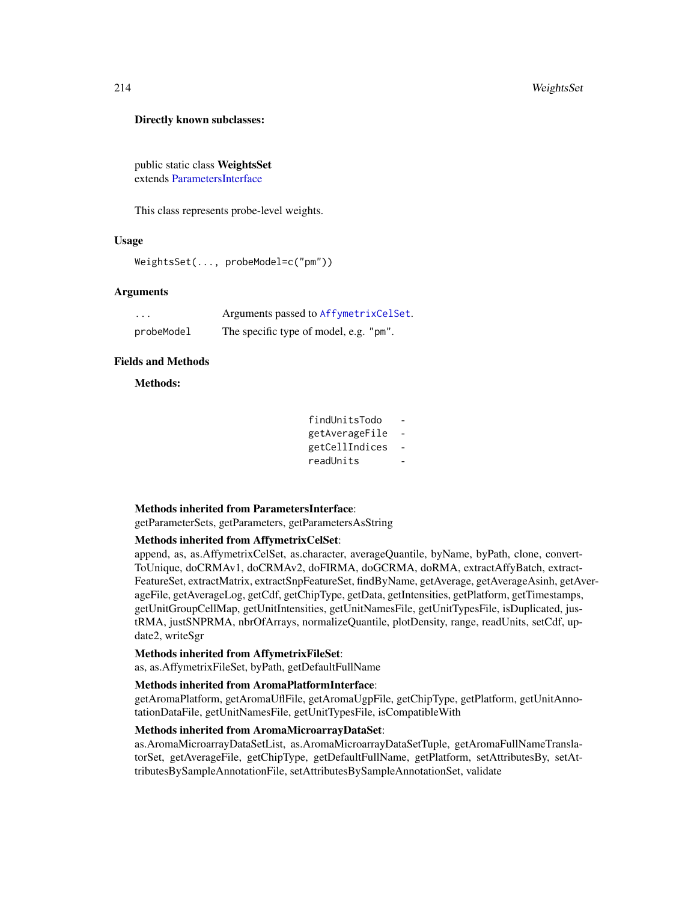**Directly known subclasses:**

public static class **WeightsSet**
extends ParametersInterface

This class represents probe-level weights.

## Usage

```
WeightsSet(..., probeModel=c("pm"))
```

## Arguments

| | |
|---|---|
| `...` | Arguments passed to `AffymetrixCelSet`. |
| `probeModel` | The specific type of model, e.g. "pm". |

## Fields and Methods

**Methods:**

| | |
|---|---|
| `findUnitsTodo` | - |
| `getAverageFile` | - |
| `getCellIndices` | - |
| `readUnits` | - |

**Methods inherited from ParametersInterface**:
getParameterSets, getParameters, getParametersAsString

**Methods inherited from AffymetrixCelSet**:
append, as, as.AffymetrixCelSet, as.character, averageQuantile, byName, byPath, clone, convertToUnique, doCRMAv1, doCRMAv2, doFIRMA, doGCRMA, doRMA, extractAffyBatch, extractFeatureSet, extractMatrix, extractSnpFeatureSet, findByName, getAverage, getAverageAsinh, getAverageFile, getAverageLog, getCdf, getChipType, getData, getIntensities, getPlatform, getTimestamps, getUnitGroupCellMap, getUnitIntensities, getUnitNamesFile, getUnitTypesFile, isDuplicated, justRMA, justSNPRMA, nbrOfArrays, normalizeQuantile, plotDensity, range, readUnits, setCdf, update2, writeSgr

**Methods inherited from AffymetrixFileSet**:
as, as.AffymetrixFileSet, byPath, getDefaultFullName

**Methods inherited from AromaPlatformInterface**:
getAromaPlatform, getAromaUflFile, getAromaUgpFile, getChipType, getPlatform, getUnitAnnotationDataFile, getUnitNamesFile, getUnitTypesFile, isCompatibleWith

**Methods inherited from AromaMicroarrayDataSet**:
as.AromaMicroarrayDataSetList, as.AromaMicroarrayDataSetTuple, getAromaFullNameTranslatorSet, getAverageFile, getChipType, getDefaultFullName, getPlatform, setAttributesBy, setAttributesBySampleAnnotationFile, setAttributesBySampleAnnotationSet, validate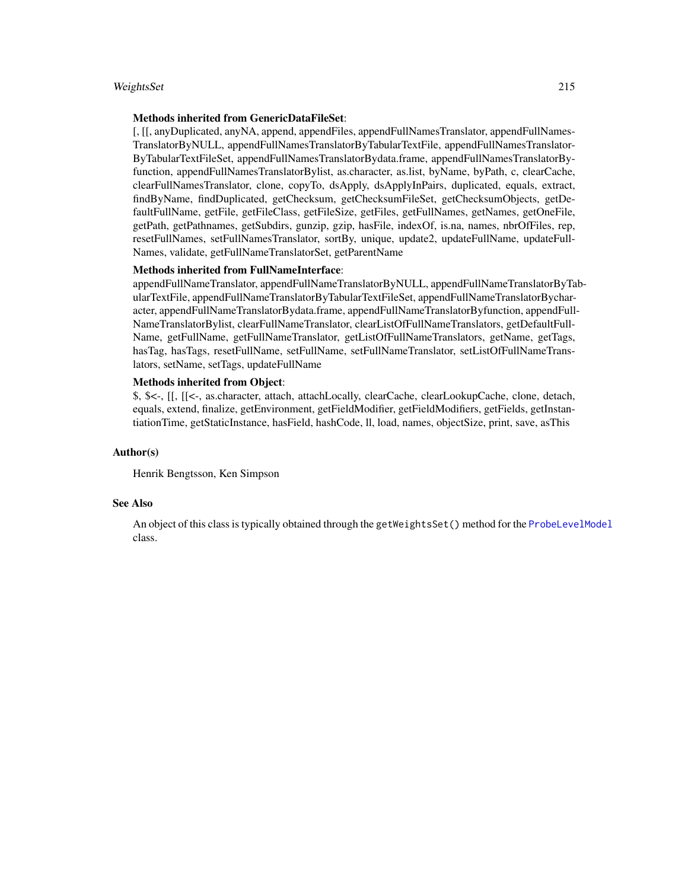**Methods inherited from GenericDataFileSet**:
[, [[, anyDuplicated, anyNA, append, appendFiles, appendFullNamesTranslator, appendFullNamesTranslatorByNULL, appendFullNamesTranslatorByTabularTextFile, appendFullNamesTranslatorByTabularTextFileSet, appendFullNamesTranslatorBydata.frame, appendFullNamesTranslatorByfunction, appendFullNamesTranslatorBylist, as.character, as.list, byName, byPath, c, clearCache, clearFullNamesTranslator, clone, copyTo, dsApply, dsApplyInPairs, duplicated, equals, extract, findByName, findDuplicated, getChecksum, getChecksumFileSet, getChecksumObjects, getDefaultFullName, getFile, getFileClass, getFileSize, getFiles, getFullNames, getNames, getOneFile, getPath, getPathnames, getSubdirs, gunzip, gzip, hasFile, indexOf, is.na, names, nbrOfFiles, rep, resetFullNames, setFullNamesTranslator, sortBy, unique, update2, updateFullName, updateFullNames, validate, getFullNameTranslatorSet, getParentName

**Methods inherited from FullNameInterface**:
appendFullNameTranslator, appendFullNameTranslatorByNULL, appendFullNameTranslatorByTabularTextFile, appendFullNameTranslatorByTabularTextFileSet, appendFullNameTranslatorBycharacter, appendFullNameTranslatorBydata.frame, appendFullNameTranslatorByfunction, appendFullNameTranslatorBylist, clearFullNameTranslator, clearListOfFullNameTranslators, getDefaultFullName, getFullName, getFullNameTranslator, getListOfFullNameTranslators, getName, getTags, hasTag, hasTags, resetFullName, setFullName, setFullNameTranslator, setListOfFullNameTranslators, setName, setTags, updateFullName

**Methods inherited from Object**:
$, $<-, [[, [[<-, as.character, attach, attachLocally, clearCache, clearLookupCache, clone, detach, equals, extend, finalize, getEnvironment, getFieldModifier, getFieldModifiers, getFields, getInstantiationTime, getStaticInstance, hasField, hashCode, ll, load, names, objectSize, print, save, asThis

## Author(s)

Henrik Bengtsson, Ken Simpson

## See Also

An object of this class is typically obtained through the `getWeightsSet()` method for the `ProbeLevelModel` class.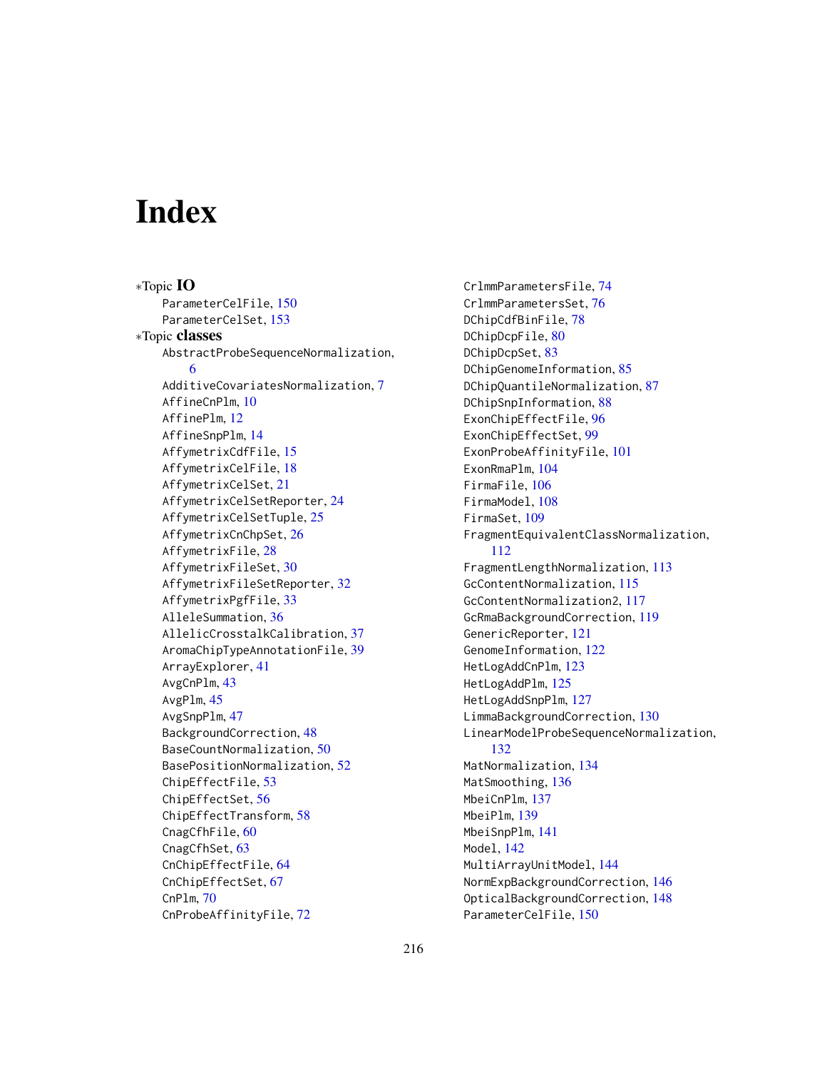# Index

*Topic **IO**

ParameterCelFile, 150
ParameterCelSet, 153

*Topic **classes**

AbstractProbeSequenceNormalization, 6
AdditiveCovariatesNormalization, 7
AffineCnPlm, 10
AffinePlm, 12
AffineSnpPlm, 14
AffymetrixCdfFile, 15
AffymetrixCelFile, 18
AffymetrixCelSet, 21
AffymetrixCelSetReporter, 24
AffymetrixCelSetTuple, 25
AffymetrixCnChpSet, 26
AffymetrixFile, 28
AffymetrixFileSet, 30
AffymetrixFileSetReporter, 32
AffymetrixPgfFile, 33
AlleleSummation, 36
AllelicCrosstalkCalibration, 37
AromaChipTypeAnnotationFile, 39
ArrayExplorer, 41
AvgCnPlm, 43
AvgPlm, 45
AvgSnpPlm, 47
BackgroundCorrection, 48
BaseCountNormalization, 50
BasePositionNormalization, 52
ChipEffectFile, 53
ChipEffectSet, 56
ChipEffectTransform, 58
CnagCfhFile, 60
CnagCfhSet, 63
CnChipEffectFile, 64
CnChipEffectSet, 67
CnPlm, 70
CnProbeAffinityFile, 72
CrlmmParametersFile, 74
CrlmmParametersSet, 76
DChipCdfBinFile, 78
DChipDcpFile, 80
DChipDcpSet, 83
DChipGenomeInformation, 85
DChipQuantileNormalization, 87
DChipSnpInformation, 88
ExonChipEffectFile, 96
ExonChipEffectSet, 99
ExonProbeAffinityFile, 101
ExonRmaPlm, 104
FirmaFile, 106
FirmaModel, 108
FirmaSet, 109
FragmentEquivalentClassNormalization, 112
FragmentLengthNormalization, 113
GcContentNormalization, 115
GcContentNormalization2, 117
GcRmaBackgroundCorrection, 119
GenericReporter, 121
GenomeInformation, 122
HetLogAddCnPlm, 123
HetLogAddPlm, 125
HetLogAddSnpPlm, 127
LimmaBackgroundCorrection, 130
LinearModelProbeSequenceNormalization, 132
MatNormalization, 134
MatSmoothing, 136
MbeiCnPlm, 137
MbeiPlm, 139
MbeiSnpPlm, 141
Model, 142
MultiArrayUnitModel, 144
NormExpBackgroundCorrection, 146
OpticalBackgroundCorrection, 148
ParameterCelFile, 150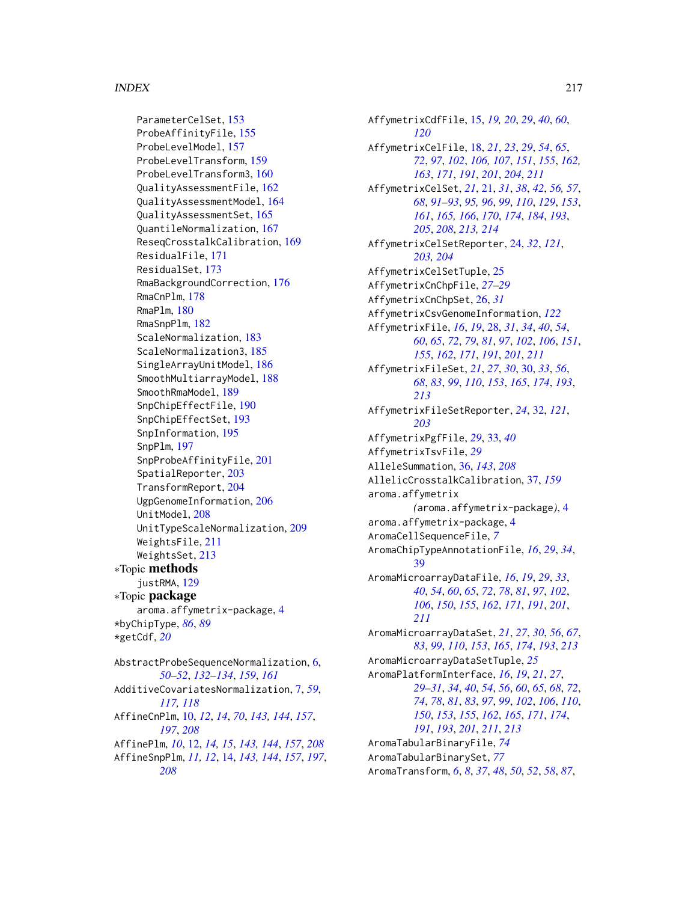ParameterCelSet, 153
ProbeAffinityFile, 155
ProbeLevelModel, 157
ProbeLevelTransform, 159
ProbeLevelTransform3, 160
QualityAssessmentFile, 162
QualityAssessmentModel, 164
QualityAssessmentSet, 165
QuantileNormalization, 167
ReseqCrosstalkCalibration, 169
ResidualFile, 171
ResidualSet, 173
RmaBackgroundCorrection, 176
RmaCnPlm, 178
RmaPlm, 180
RmaSnpPlm, 182
ScaleNormalization, 183
ScaleNormalization3, 185
SingleArrayUnitModel, 186
SmoothMultiarrayModel, 188
SmoothRmaModel, 189
SnpChipEffectFile, 190
SnpChipEffectSet, 193
SnpInformation, 195
SnpPlm, 197
SnpProbeAffinityFile, 201
SpatialReporter, 203
TransformReport, 204
UgpGenomeInformation, 206
UnitModel, 208
UnitTypeScaleNormalization, 209
WeightsFile, 211
WeightsSet, 213

∗Topic **methods**
justRMA, 129

∗Topic **package**
aroma.affymetrix-package, 4

*byChipType, *86*, *89*
*getCdf, *20*

AbstractProbeSequenceNormalization, 6, *50–52*, *132–134*, *159*, *161*
AdditiveCovariatesNormalization, 7, *59*, *117, 118*
AffineCnPlm, 10, *12*, *14*, *70*, *143, 144*, *157*, *197*, *208*
AffinePlm, *10*, 12, *14, 15*, *143, 144*, *157*, *208*
AffineSnpPlm, *11, 12*, 14, *143, 144*, *157*, *197*, *208*
AffymetrixCdfFile, 15, *19, 20*, *29*, *40*, *60*, *120*
AffymetrixCelFile, 18, *21*, *23*, *29*, *54*, *65*, *72*, *97*, *102*, *106, 107*, *151*, *155*, *162, 163*, *171*, *191*, *201*, *204*, *211*
AffymetrixCelSet, *21*, 21, *31*, *38*, *42*, *56, 57*, *68*, *91–93*, *95, 96*, *99*, *110*, *129*, *153*, *161*, *165, 166*, *170*, *174*, *184*, *193*, *205*, *208*, *213, 214*
AffymetrixCelSetReporter, 24, *32*, *121*, *203, 204*
AffymetrixCelSetTuple, 25
AffymetrixCnChpFile, *27–29*
AffymetrixCnChpSet, 26, *31*
AffymetrixCsvGenomeInformation, *122*
AffymetrixFile, *16*, *19*, 28, *31*, *34*, *40*, *54*, *60*, *65*, *72*, *79*, *81*, *97*, *102*, *106*, *151*, *155*, *162*, *171*, *191*, *201*, *211*
AffymetrixFileSet, *21*, *27*, *30*, 30, *33*, *56*, *68*, *83*, *99*, *110*, *153*, *165*, *174*, *193*, *213*
AffymetrixFileSetReporter, *24*, 32, *121*, *203*
AffymetrixPgfFile, *29*, 33, *40*
AffymetrixTsvFile, *29*
AlleleSummation, 36, *143*, *208*
AllelicCrosstalkCalibration, 37, *159*
aroma.affymetrix (aroma.affymetrix-package), 4
aroma.affymetrix-package, 4
AromaCellSequenceFile, *7*
AromaChipTypeAnnotationFile, *16*, *29*, *34*, *39*
AromaMicroarrayDataFile, *16*, *19*, *29*, *33*, *40*, *54*, *60*, *65*, *72*, *78*, *81*, *97*, *102*, *106*, *150*, *155*, *162*, *171*, *191*, *201*, *211*
AromaMicroarrayDataSet, *21*, *27*, *30*, *56*, *67*, *83*, *99*, *110*, *153*, *165*, *174*, *193*, *213*
AromaMicroarrayDataSetTuple, *25*
AromaPlatformInterface, *16*, *19*, *21*, *27*, *29–31*, *34*, *40*, *54*, *56*, *60*, *65*, *68*, *72*, *74*, *78*, *81*, *83*, *97*, *99*, *102*, *106*, *110*, *150*, *153*, *155*, *162*, *165*, *171*, *174*, *191*, *193*, *201*, *211*, *213*
AromaTabularBinaryFile, *74*
AromaTabularBinarySet, *77*
AromaTransform, *6*, *8*, *37*, *48*, *50*, *52*, *58*, *87*,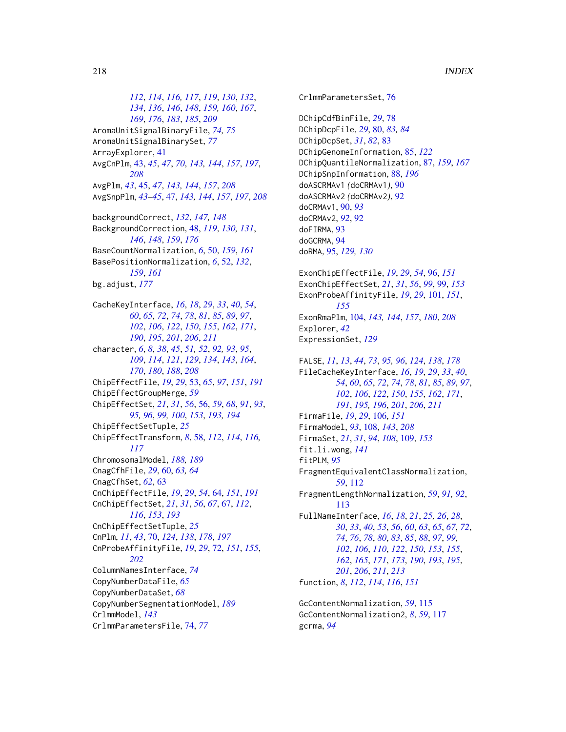112, 114, 116, 117, 119, 130, 132, 134, 136, 146, 148, 159, 160, 167, 169, 176, 183, 185, 209
AromaUnitSignalBinaryFile, 74, 75
AromaUnitSignalBinarySet, 77
ArrayExplorer, 41
AvgCnPlm, 43, 45, 47, 70, 143, 144, 157, 197, 208
AvgPlm, 43, 45, 47, 143, 144, 157, 208
AvgSnpPlm, 43–45, 47, 143, 144, 157, 197, 208

backgroundCorrect, 132, 147, 148
BackgroundCorrection, 48, 119, 130, 131, 146, 148, 159, 176
BaseCountNormalization, 6, 50, 159, 161
BasePositionNormalization, 6, 52, 132, 159, 161
bg.adjust, 177

CacheKeyInterface, 16, 18, 29, 33, 40, 54, 60, 65, 72, 74, 78, 81, 85, 89, 97, 102, 106, 122, 150, 155, 162, 171, 190, 195, 201, 206, 211
character, 6, 8, 38, 45, 51, 52, 92, 93, 95, 109, 114, 121, 129, 134, 143, 164, 170, 180, 188, 208
ChipEffectFile, 19, 29, 53, 65, 97, 151, 191
ChipEffectGroupMerge, 59
ChipEffectSet, 21, 31, 56, 56, 59, 68, 91, 93, 95, 96, 99, 100, 153, 193, 194
ChipEffectSetTuple, 25
ChipEffectTransform, 8, 58, 112, 114, 116, 117
ChromosomalModel, 188, 189
CnagCfhFile, 29, 60, 63, 64
CnagCfhSet, 62, 63
CnChipEffectFile, 19, 29, 54, 64, 151, 191
CnChipEffectSet, 21, 31, 56, 67, 67, 112, 116, 153, 193
CnChipEffectSetTuple, 25
CnPlm, 11, 43, 70, 124, 138, 178, 197
CnProbeAffinityFile, 19, 29, 72, 151, 155, 202
ColumnNamesInterface, 74
CopyNumberDataFile, 65
CopyNumberDataSet, 68
CopyNumberSegmentationModel, 189
CrlmmModel, 143
CrlmmParametersFile, 74, 77
CrlmmParametersSet, 76

DChipCdfBinFile, 29, 78
DChipDcpFile, 29, 80, 83, 84
DChipDcpSet, 31, 82, 83
DChipGenomeInformation, 85, 122
DChipQuantileNormalization, 87, 159, 167
DChipSnpInformation, 88, 196
doASCRMAv1 (doCRMAv1), 90
doASCRMAv2 (doCRMAv2), 92
doCRMAv1, 90, 93
doCRMAv2, 92, 92
doFIRMA, 93
doGCRMA, 94
doRMA, 95, 129, 130

ExonChipEffectFile, 19, 29, 54, 96, 151
ExonChipEffectSet, 21, 31, 56, 99, 99, 153
ExonProbeAffinityFile, 19, 29, 101, 151, 155
ExonRmaPlm, 104, 143, 144, 157, 180, 208
Explorer, 42
ExpressionSet, 129

FALSE, 11, 13, 44, 73, 95, 96, 124, 138, 178
FileCacheKeyInterface, 16, 19, 29, 33, 40, 54, 60, 65, 72, 74, 78, 81, 85, 89, 97, 102, 106, 122, 150, 155, 162, 171, 191, 195, 196, 201, 206, 211
FirmaFile, 19, 29, 106, 151
FirmaModel, 93, 108, 143, 208
FirmaSet, 21, 31, 94, 108, 109, 153
fit.li.wong, 141
fitPLM, 95
FragmentEquivalentClassNormalization, 59, 112
FragmentLengthNormalization, 59, 91, 92, 113
FullNameInterface, 16, 18, 21, 25, 26, 28, 30, 33, 40, 53, 56, 60, 63, 65, 67, 72, 74, 76, 78, 80, 83, 85, 88, 97, 99, 102, 106, 110, 122, 150, 153, 155, 162, 165, 171, 173, 190, 193, 195, 201, 206, 211, 213
function, 8, 112, 114, 116, 151

GcContentNormalization, 59, 115
GcContentNormalization2, 8, 59, 117
gcrma, 94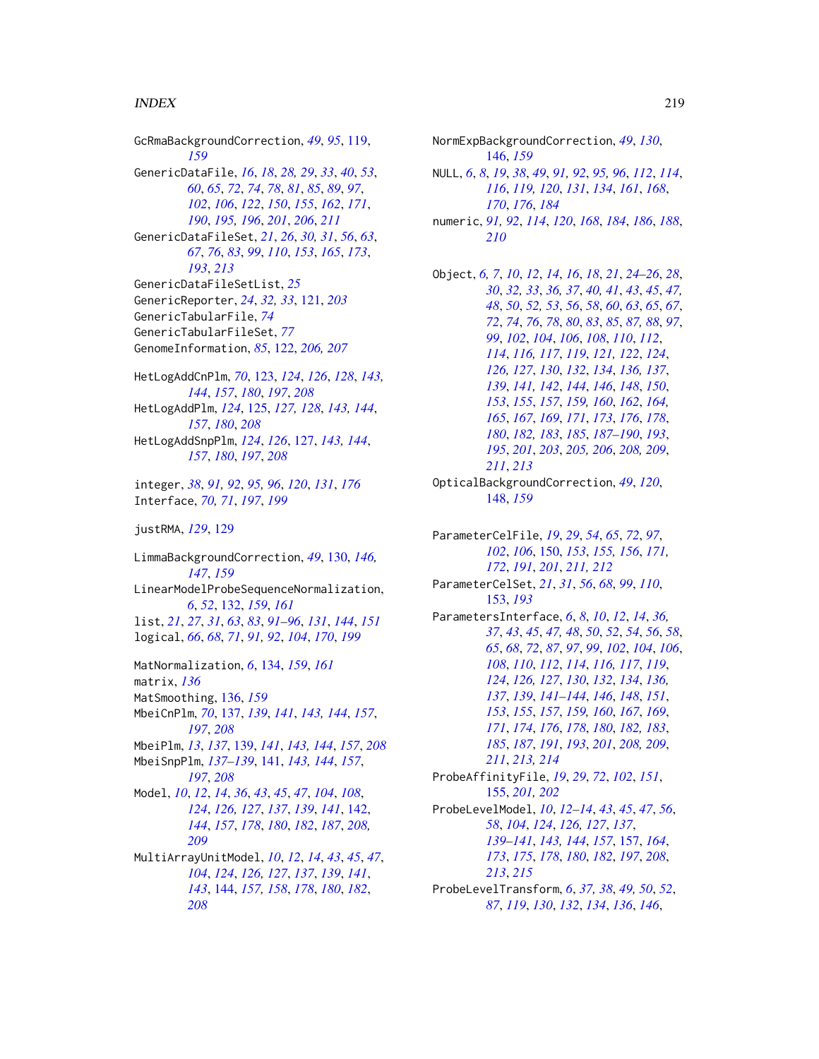GcRmaBackgroundCorrection, *49*, *95*, 119, *159*

GenericDataFile, *16*, *18*, *28, 29*, *33*, *40*, *53*, *60*, *65*, *72*, *74*, *78*, *81*, *85*, *89*, *97*, *102*, *106*, *122*, *150*, *155*, *162*, *171*, *190*, *195, 196*, *201*, *206*, *211*

GenericDataFileSet, *21*, *26*, *30, 31*, *56*, *63*, *67*, *76*, *83*, *99*, *110*, *153*, *165*, *173*, *193*, *213*

GenericDataFileSetList, *25*

GenericReporter, *24*, *32, 33*, 121, *203*

GenericTabularFile, *74*

GenericTabularFileSet, *77*

GenomeInformation, *85*, 122, *206, 207*

HetLogAddCnPlm, *70*, 123, *124*, *126*, *128*, *143, 144*, *157*, *180*, *197*, *208*

HetLogAddPlm, *124*, 125, *127, 128*, *143, 144*, *157*, *180*, *208*

HetLogAddSnpPlm, *124*, *126*, 127, *143, 144*, *157*, *180*, *197*, *208*

integer, *38*, *91, 92*, *95, 96*, *120*, *131*, *176*

Interface, *70, 71*, *197*, *199*

justRMA, *129*, 129

LimmaBackgroundCorrection, *49*, 130, *146, 147*, *159*

LinearModelProbeSequenceNormalization, *6*, *52*, 132, *159*, *161*

list, *21*, *27*, *31*, *63*, *83*, *91–96*, *131*, *144*, *151*

logical, *66*, *68*, *71*, *91, 92*, *104*, *170*, *199*

MatNormalization, *6*, 134, *159*, *161*

matrix, *136*

MatSmoothing, 136, *159*

MbeiCnPlm, *70*, 137, *139*, *141*, *143, 144*, *157*, *197*, *208*

MbeiPlm, *13*, *137*, 139, *141*, *143, 144*, *157*, *208*

MbeiSnpPlm, *137–139*, 141, *143, 144*, *157*, *197*, *208*

Model, *10*, *12*, *14*, *36*, *43*, *45*, *47*, *104*, *108*, *124*, *126, 127*, *137*, *139*, *141*, 142, *144*, *157*, *178*, *180*, *182*, *187*, *208, 209*

MultiArrayUnitModel, *10*, *12*, *14*, *43*, *45*, *47*, *104*, *124*, *126, 127*, *137*, *139*, *141*, *143*, 144, *157, 158*, *178*, *180*, *182*, *208*

NormExpBackgroundCorrection, *49*, *130*, 146, *159*

NULL, *6*, *8*, *19*, *38*, *49*, *91, 92*, *95, 96*, *112*, *114*, *116*, *119, 120*, *131*, *134*, *161*, *168*, *170*, *176*, *184*

numeric, *91, 92*, *114*, *120*, *168*, *184*, *186*, *188*, *210*

Object, *6, 7*, *10*, *12*, *14*, *16*, *18*, *21*, *24–26*, *28*, *30*, *32, 33*, *36, 37*, *40, 41*, *43*, *45*, *47*, *48*, *50*, *52, 53*, *56*, *58*, *60*, *63*, *65*, *67*, *72*, *74*, *76*, *78*, *80*, *83*, *85*, *87, 88*, *97*, *99*, *102*, *104*, *106*, *108*, *110*, *112*, *114*, *116, 117*, *119*, *121, 122*, *124*, *126, 127*, *130*, *132*, *134*, *136, 137*, *139*, *141, 142*, *144*, *146*, *148*, *150*, *153*, *155*, *157*, *159, 160*, *162*, *164*, *165*, *167*, *169*, *171*, *173*, *176*, *178*, *180*, *182, 183*, *185*, *187–190*, *193*, *195*, *201*, *203*, *205, 206*, *208, 209*, *211*, *213*

OpticalBackgroundCorrection, *49*, *120*, 148, *159*

ParameterCelFile, *19*, *29*, *54*, *65*, *72*, *97*, *102*, *106*, 150, *153*, *155, 156*, *171, 172*, *191*, *201*, *211, 212*

ParameterCelSet, *21*, *31*, *56*, *68*, *99*, *110*, 153, *193*

ParametersInterface, *6*, *8*, *10*, *12*, *14*, *36, 37*, *43*, *45*, *47, 48*, *50*, *52*, *54*, *56*, *58*, *65*, *68*, *72*, *87*, *97*, *99*, *102*, *104*, *106*, *108*, *110*, *112*, *114*, *116, 117*, *119*, *124*, *126, 127*, *130*, *132*, *134*, *136, 137*, *139*, *141–144*, *146*, *148*, *151*, *153*, *155*, *157*, *159, 160*, *167*, *169*, *171*, *174*, *176*, *178*, *180*, *182, 183*, *185*, *187*, *191*, *193*, *201*, *208, 209*, *211*, *213, 214*

ProbeAffinityFile, *19*, *29*, *72*, *102*, *151*, 155, *201, 202*

ProbeLevelModel, *10*, *12–14*, *43*, *45*, *47*, *56*, *58*, *104*, *124*, *126, 127*, *137*, *139–141*, *143, 144*, *157*, 157, *164*, *173*, *175*, *178*, *180*, *182*, *197*, *208*, *213*, *215*

ProbeLevelTransform, *6*, *37, 38*, *49, 50*, *52*, *87*, *119*, *130*, *132*, *134*, *136*, *146*,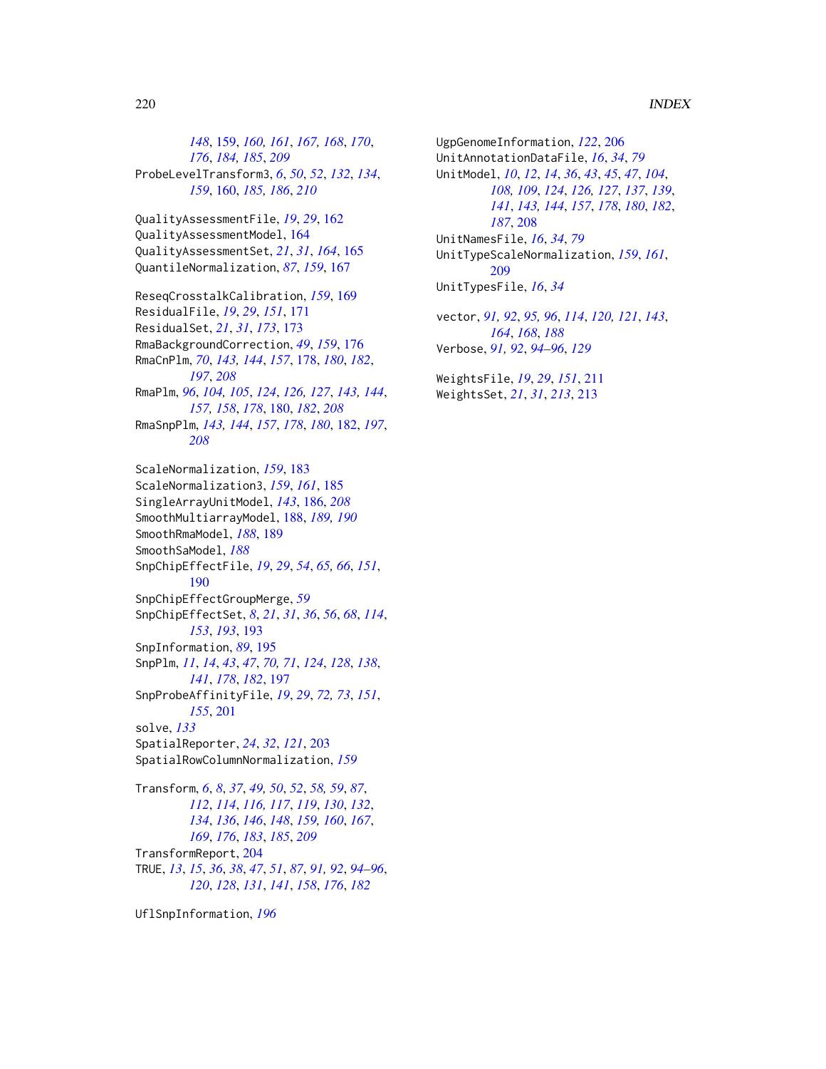148, 159, 160, 161, 167, 168, 170, 176, 184, 185, 209

ProbeLevelTransform3, 6, 50, 52, 132, 134, 159, 160, 185, 186, 210

QualityAssessmentFile, 19, 29, 162
QualityAssessmentModel, 164
QualityAssessmentSet, 21, 31, 164, 165
QuantileNormalization, 87, 159, 167

ReseqCrosstalkCalibration, 159, 169
ResidualFile, 19, 29, 151, 171
ResidualSet, 21, 31, 173, 173
RmaBackgroundCorrection, 49, 159, 176
RmaCnPlm, 70, 143, 144, 157, 178, 180, 182, 197, 208
RmaPlm, 96, 104, 105, 124, 126, 127, 143, 144, 157, 158, 178, 180, 182, 208
RmaSnpPlm, 143, 144, 157, 178, 180, 182, 197, 208

ScaleNormalization, 159, 183
ScaleNormalization3, 159, 161, 185
SingleArrayUnitModel, 143, 186, 208
SmoothMultiarrayModel, 188, 189, 190
SmoothRmaModel, 188, 189
SmoothSaModel, 188
SnpChipEffectFile, 19, 29, 54, 65, 66, 151, 190
SnpChipEffectGroupMerge, 59
SnpChipEffectSet, 8, 21, 31, 36, 56, 68, 114, 153, 193, 193
SnpInformation, 89, 195
SnpPlm, 11, 14, 43, 47, 70, 71, 124, 128, 138, 141, 178, 182, 197
SnpProbeAffinityFile, 19, 29, 72, 73, 151, 155, 201
solve, 133
SpatialReporter, 24, 32, 121, 203
SpatialRowColumnNormalization, 159

Transform, 6, 8, 37, 49, 50, 52, 58, 59, 87, 112, 114, 116, 117, 119, 130, 132, 134, 136, 146, 148, 159, 160, 167, 169, 176, 183, 185, 209
TransformReport, 204
TRUE, 13, 15, 36, 38, 47, 51, 87, 91, 92, 94–96, 120, 128, 131, 141, 158, 176, 182

UflSnpInformation, 196
UgpGenomeInformation, 122, 206
UnitAnnotationDataFile, 16, 34, 79
UnitModel, 10, 12, 14, 36, 43, 45, 47, 104, 108, 109, 124, 126, 127, 137, 139, 141, 143, 144, 157, 178, 180, 182, 187, 208
UnitNamesFile, 16, 34, 79
UnitTypeScaleNormalization, 159, 161, 209
UnitTypesFile, 16, 34

vector, 91, 92, 95, 96, 114, 120, 121, 143, 164, 168, 188
Verbose, 91, 92, 94–96, 129

WeightsFile, 19, 29, 151, 211
WeightsSet, 21, 31, 213, 213